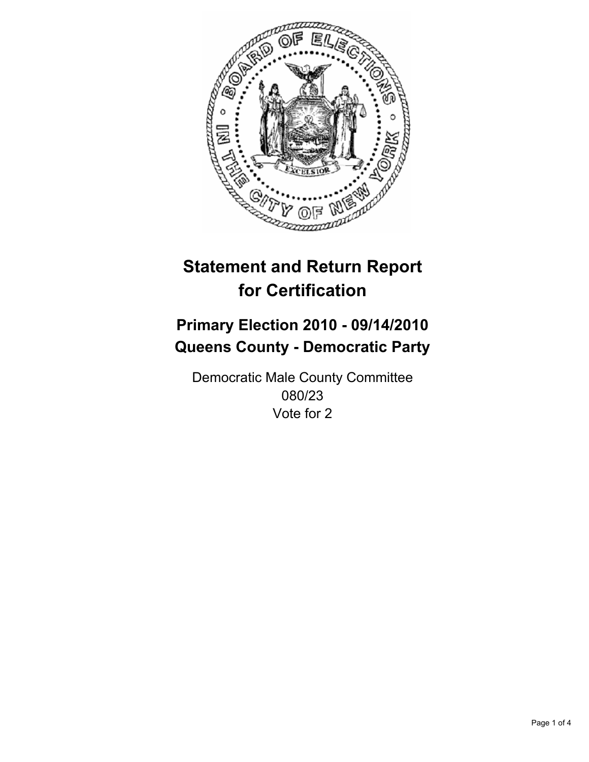# Statement and Return Report for Certification

## Primary Election 2010 - 09/14/2010
## Queens County - Democratic Party

Democratic Male County Committee
080/23
Vote for 2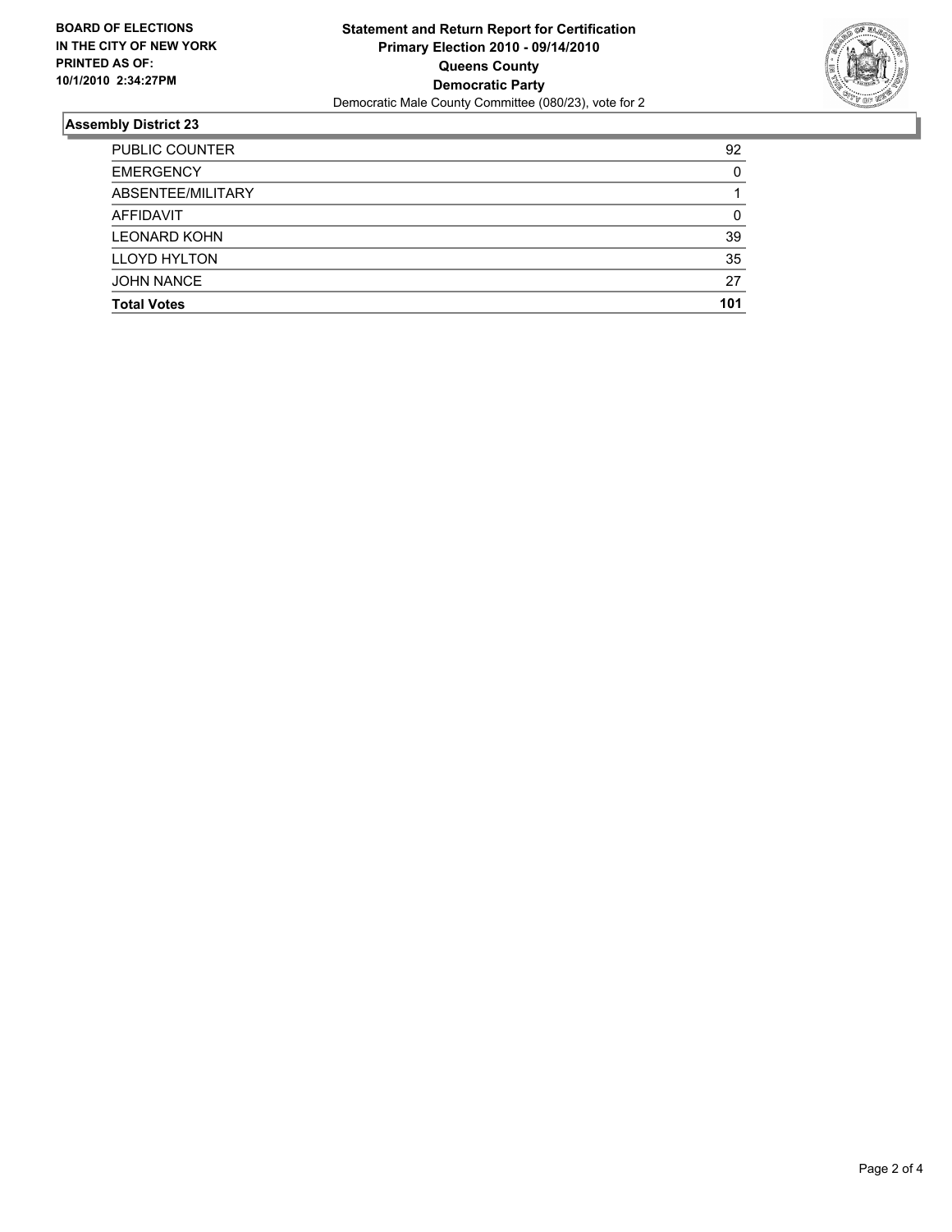**BOARD OF ELECTIONS IN THE CITY OF NEW YORK PRINTED AS OF: 10/1/2010 2:34:27PM**

**Statement and Return Report for Certification**
**Primary Election 2010 - 09/14/2010**
**Queens County**
**Democratic Party**
Democratic Male County Committee (080/23), vote for 2

## Assembly District 23

| | |
|---|---|
| PUBLIC COUNTER | 92 |
| EMERGENCY | 0 |
| ABSENTEE/MILITARY | 1 |
| AFFIDAVIT | 0 |
| LEONARD KOHN | 39 |
| LLOYD HYLTON | 35 |
| JOHN NANCE | 27 |
| **Total Votes** | **101** |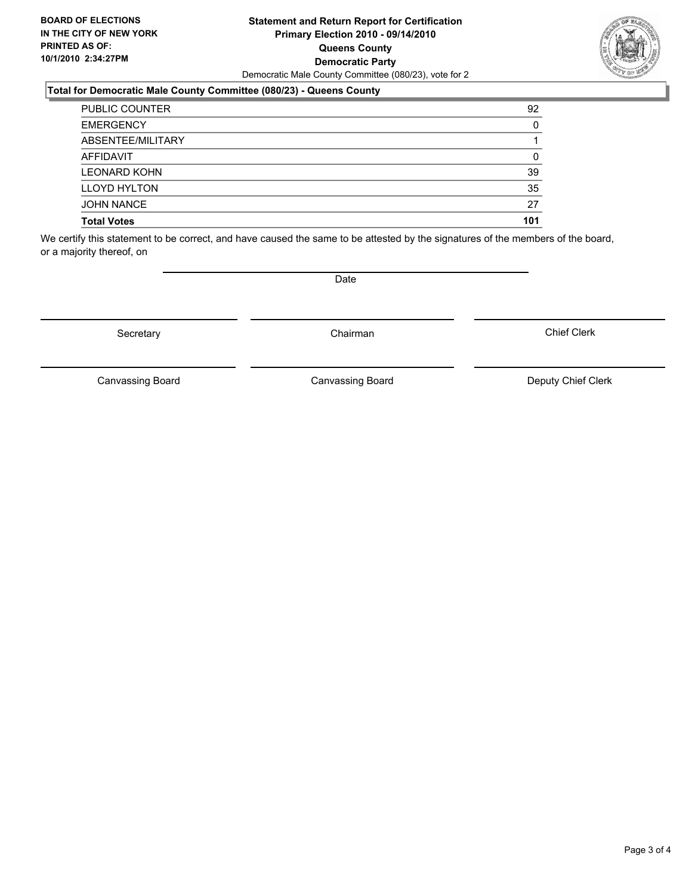**BOARD OF ELECTIONS IN THE CITY OF NEW YORK PRINTED AS OF: 10/1/2010 2:34:27PM**

**Statement and Return Report for Certification**
**Primary Election 2010 - 09/14/2010**
**Queens County**
**Democratic Party**
Democratic Male County Committee (080/23), vote for 2

**Total for Democratic Male County Committee (080/23) - Queens County**

| | |
|---|---|
| PUBLIC COUNTER | 92 |
| EMERGENCY | 0 |
| ABSENTEE/MILITARY | 1 |
| AFFIDAVIT | 0 |
| LEONARD KOHN | 39 |
| LLOYD HYLTON | 35 |
| JOHN NANCE | 27 |
| **Total Votes** | **101** |

We certify this statement to be correct, and have caused the same to be attested by the signatures of the members of the board, or a majority thereof, on

Date

Secretary | Chairman | Chief Clerk

Canvassing Board | Canvassing Board | Deputy Chief Clerk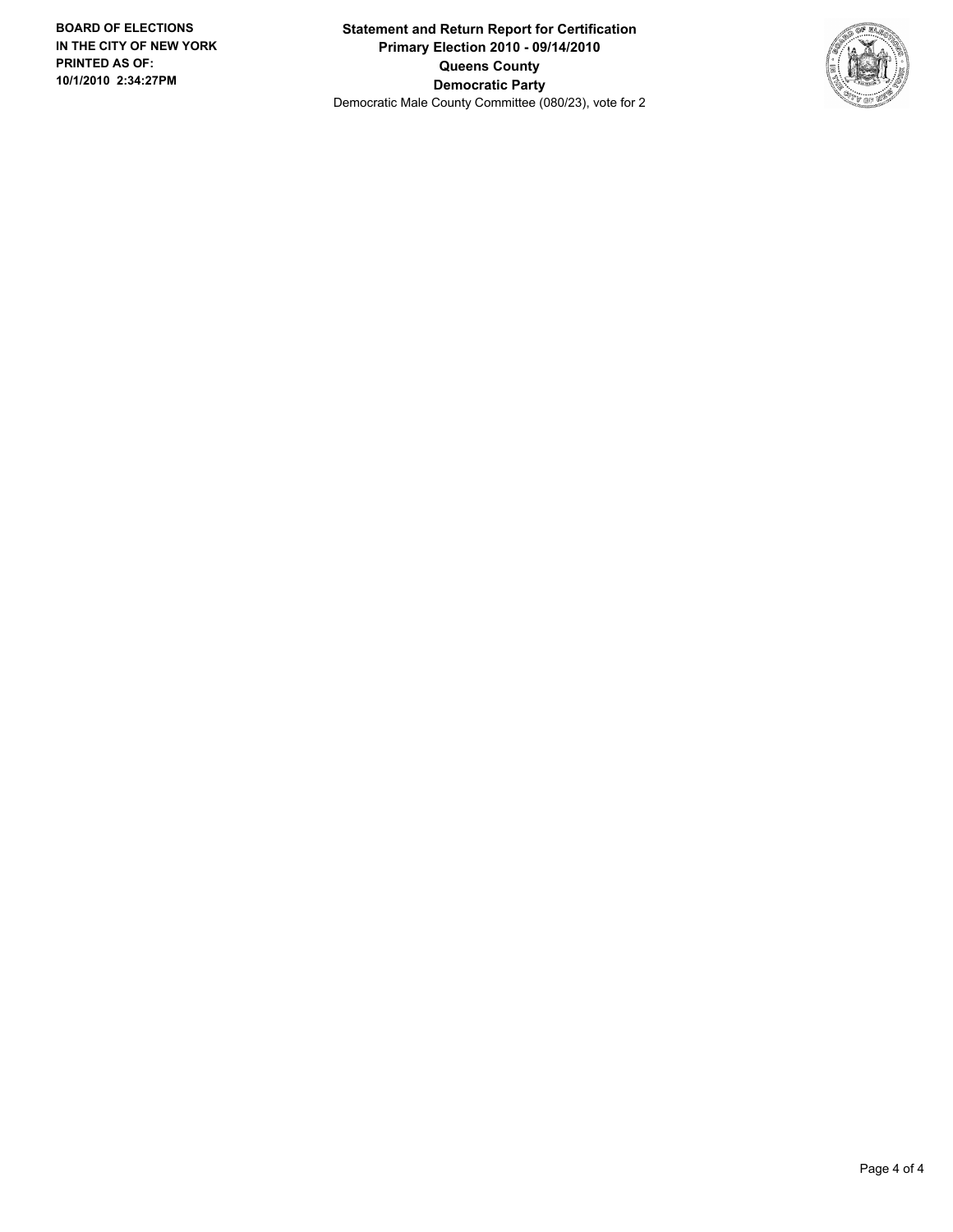**BOARD OF ELECTIONS IN THE CITY OF NEW YORK PRINTED AS OF: 10/1/2010 2:34:27PM**

**Statement and Return Report for Certification**
**Primary Election 2010 - 09/14/2010**
**Queens County**
**Democratic Party**
Democratic Male County Committee (080/23), vote for 2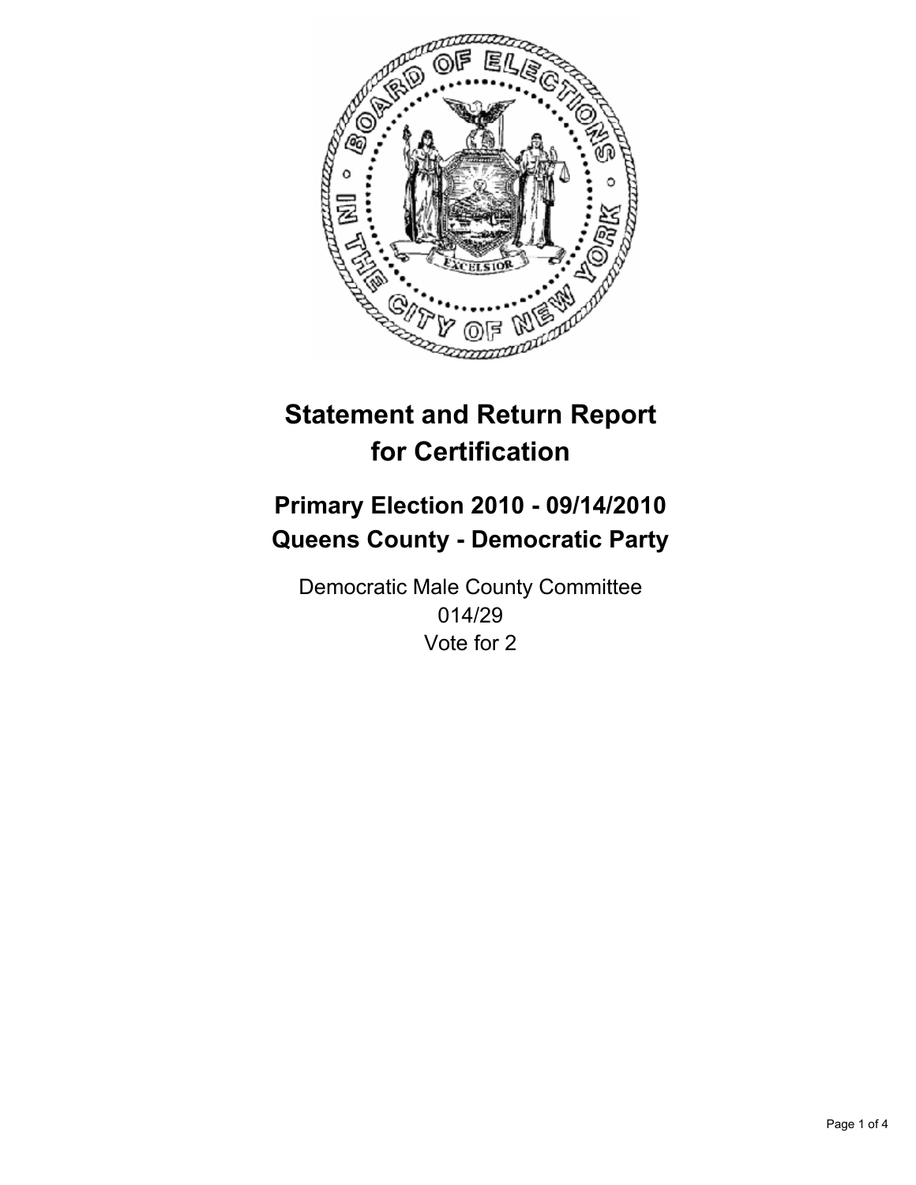# Statement and Return Report for Certification

## Primary Election 2010 - 09/14/2010
## Queens County - Democratic Party

Democratic Male County Committee
014/29
Vote for 2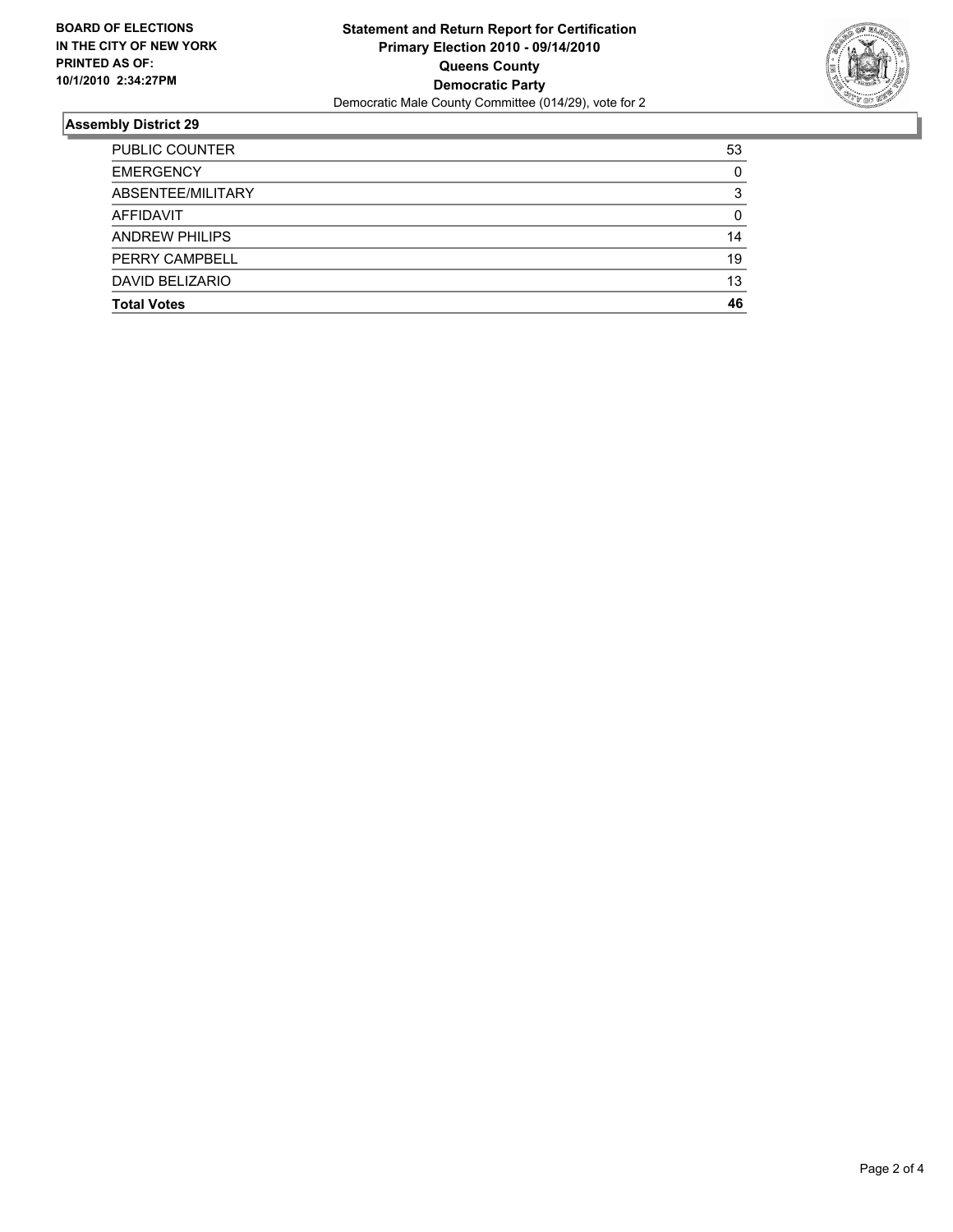**BOARD OF ELECTIONS IN THE CITY OF NEW YORK PRINTED AS OF: 10/1/2010 2:34:27PM**

# Statement and Return Report for Certification
## Primary Election 2010 - 09/14/2010
## Queens County
## Democratic Party
Democratic Male County Committee (014/29), vote for 2

### Assembly District 29

| | |
|---|---|
| PUBLIC COUNTER | 53 |
| EMERGENCY | 0 |
| ABSENTEE/MILITARY | 3 |
| AFFIDAVIT | 0 |
| ANDREW PHILIPS | 14 |
| PERRY CAMPBELL | 19 |
| DAVID BELIZARIO | 13 |
| **Total Votes** | **46** |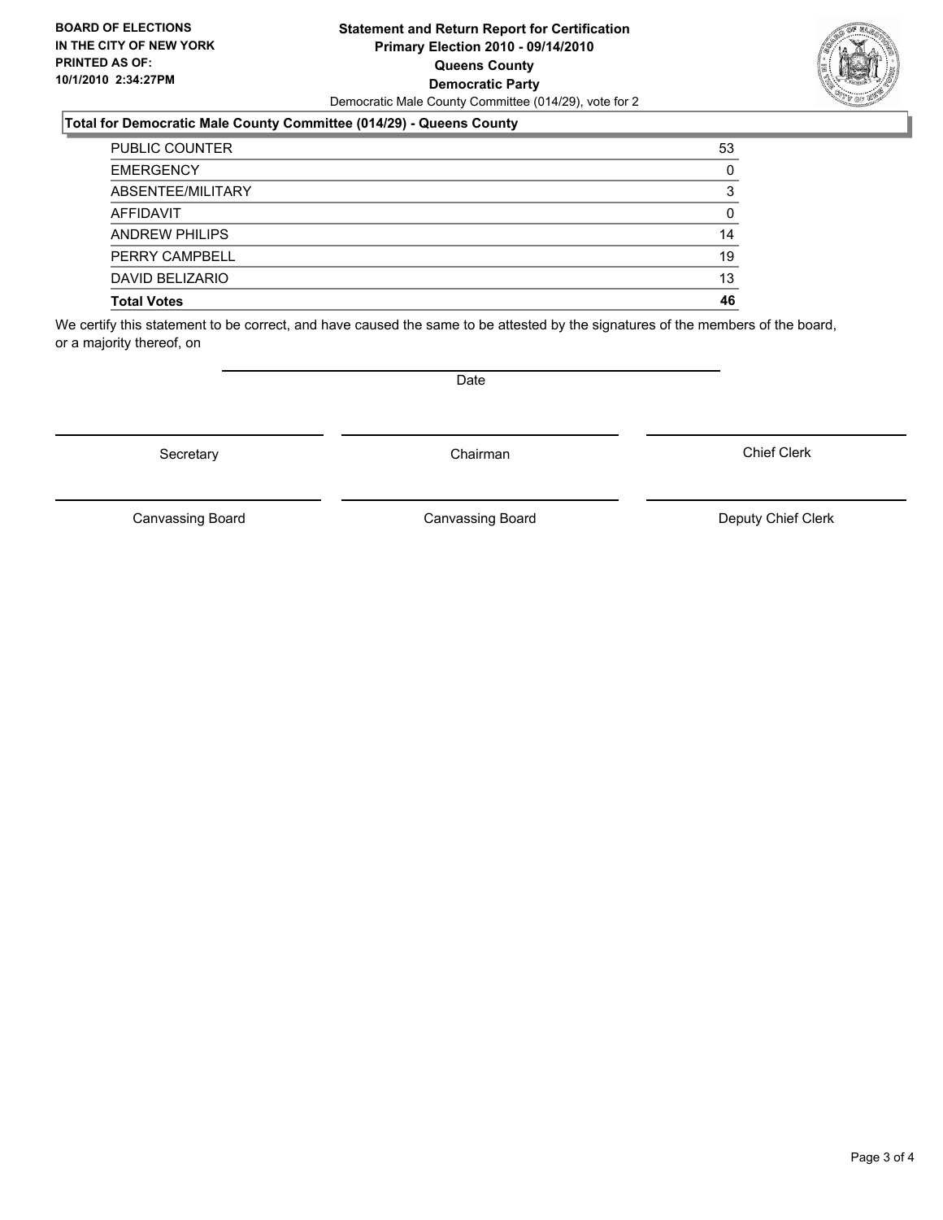**BOARD OF ELECTIONS IN THE CITY OF NEW YORK PRINTED AS OF: 10/1/2010 2:34:27PM**

**Statement and Return Report for Certification**
**Primary Election 2010 - 09/14/2010**
**Queens County**
**Democratic Party**
Democratic Male County Committee (014/29), vote for 2

## Total for Democratic Male County Committee (014/29) - Queens County

| | |
|---|---|
| PUBLIC COUNTER | 53 |
| EMERGENCY | 0 |
| ABSENTEE/MILITARY | 3 |
| AFFIDAVIT | 0 |
| ANDREW PHILIPS | 14 |
| PERRY CAMPBELL | 19 |
| DAVID BELIZARIO | 13 |
| **Total Votes** | **46** |

We certify this statement to be correct, and have caused the same to be attested by the signatures of the members of the board, or a majority thereof, on

Date

Secretary

Chairman

Chief Clerk

Canvassing Board

Canvassing Board

Deputy Chief Clerk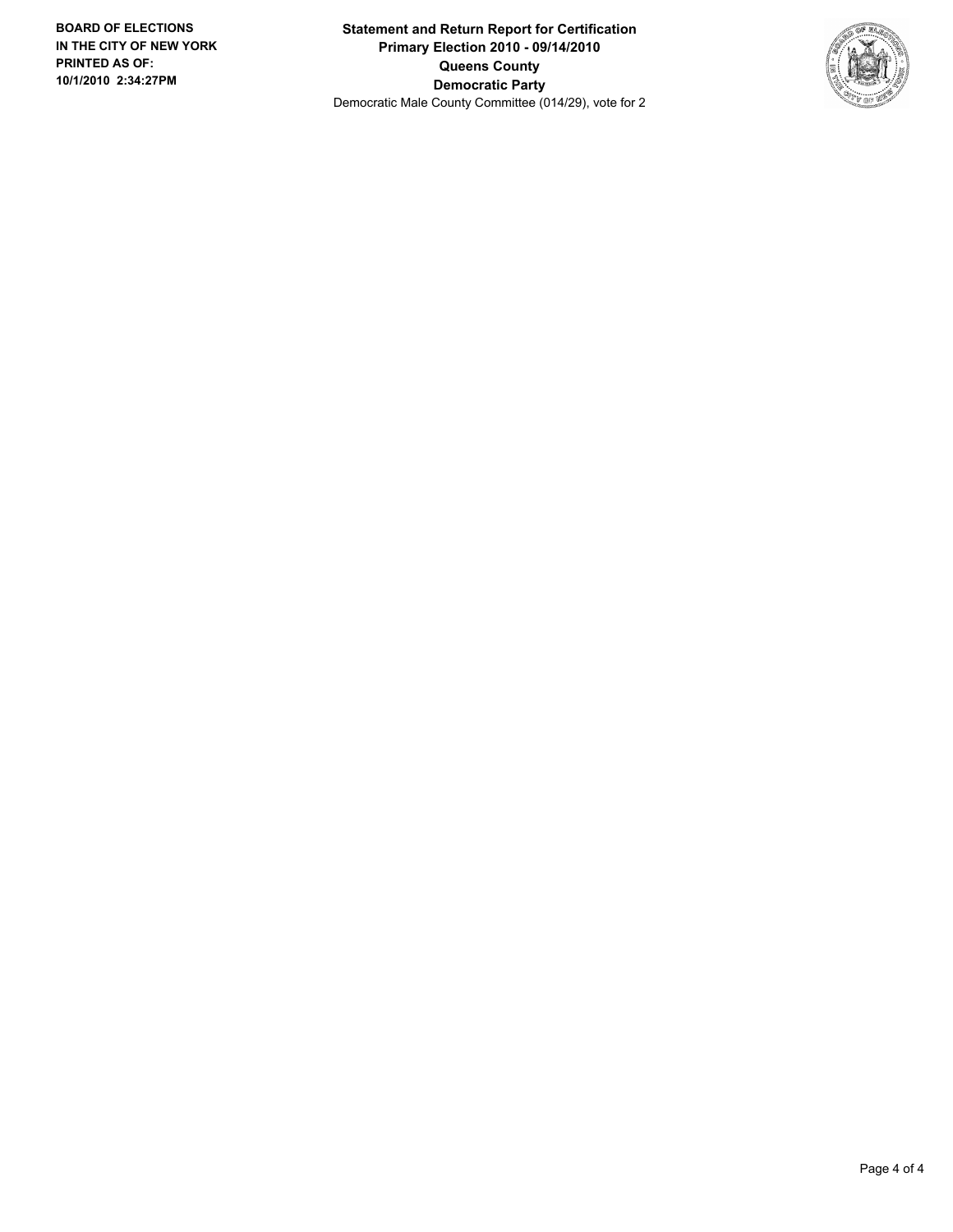**BOARD OF ELECTIONS IN THE CITY OF NEW YORK PRINTED AS OF: 10/1/2010 2:34:27PM**

**Statement and Return Report for Certification**
**Primary Election 2010 - 09/14/2010**
**Queens County**
**Democratic Party**
Democratic Male County Committee (014/29), vote for 2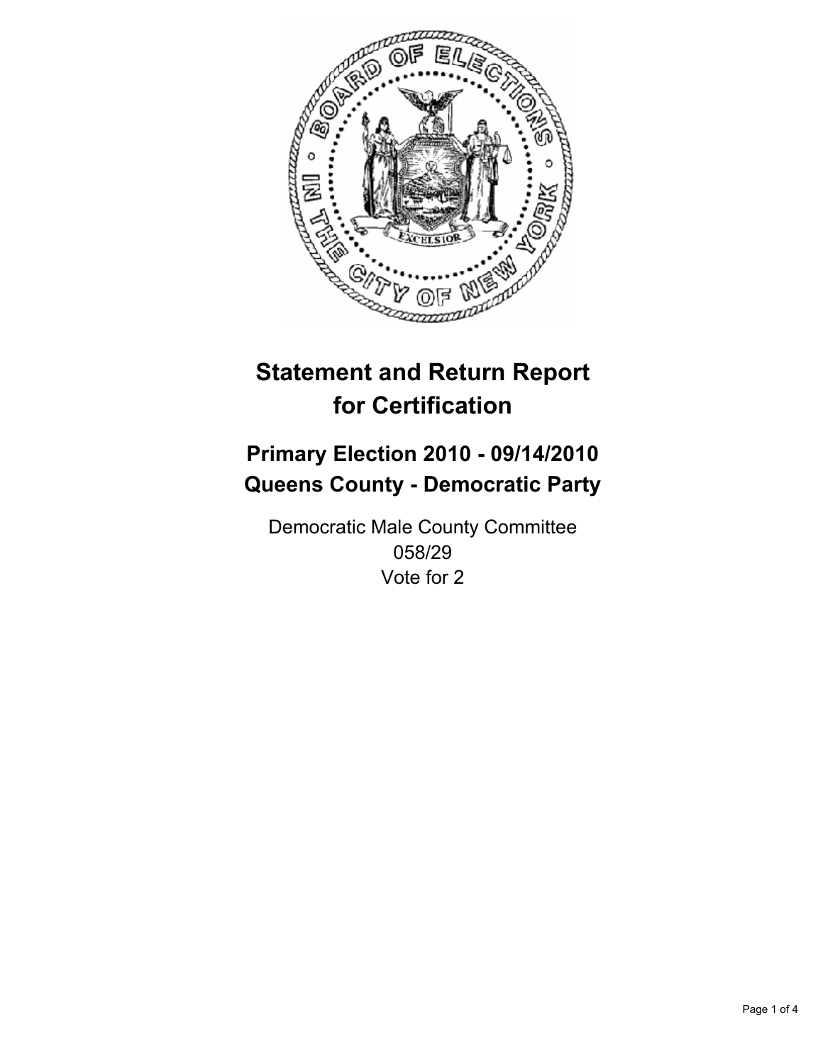# Statement and Return Report for Certification

## Primary Election 2010 - 09/14/2010
## Queens County - Democratic Party

Democratic Male County Committee
058/29
Vote for 2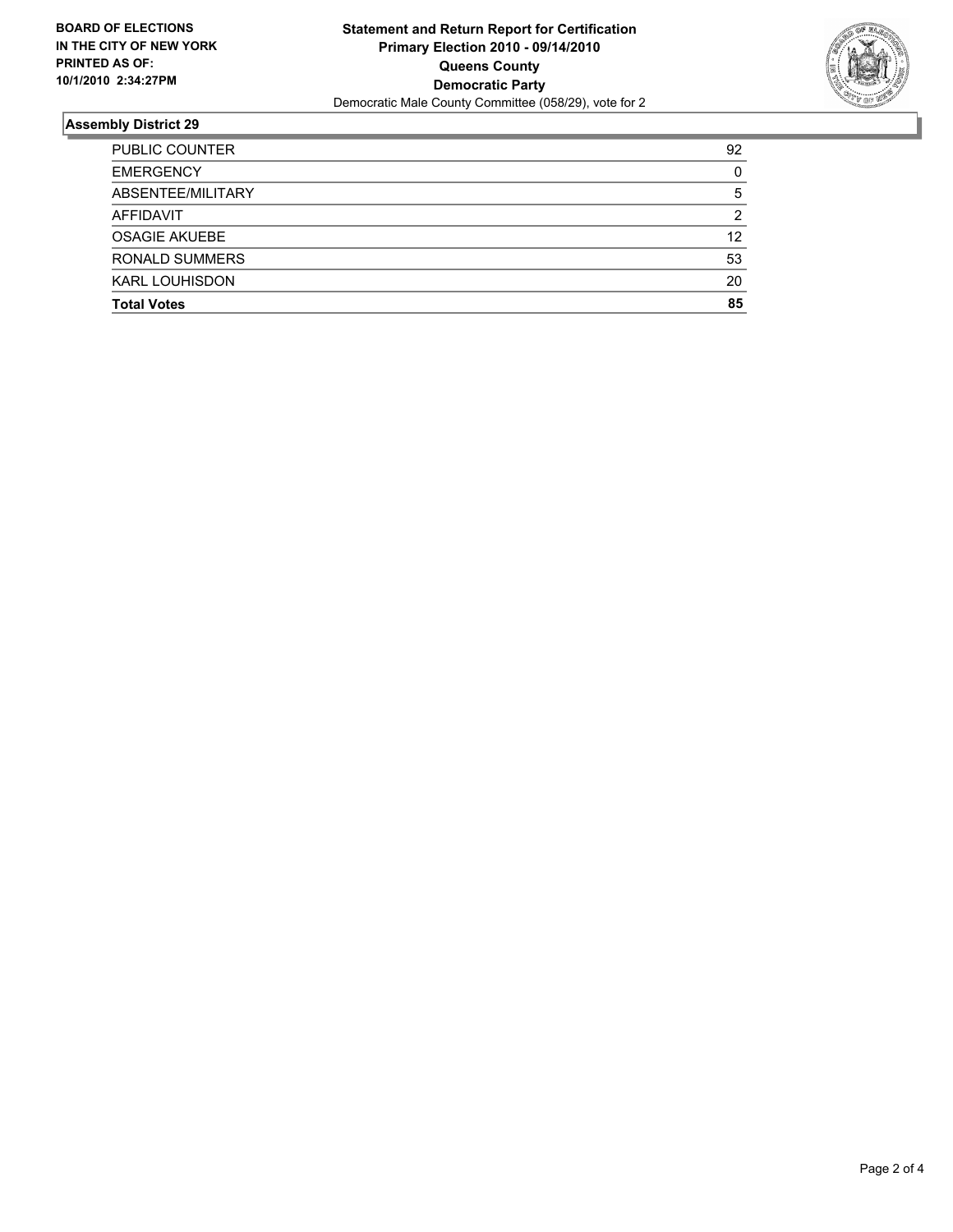**BOARD OF ELECTIONS**
**IN THE CITY OF NEW YORK**
**PRINTED AS OF:**
**10/1/2010 2:34:27PM**

**Statement and Return Report for Certification**
**Primary Election 2010 - 09/14/2010**
**Queens County**
**Democratic Party**
Democratic Male County Committee (058/29), vote for 2

## Assembly District 29

| | |
|---|---|
| PUBLIC COUNTER | 92 |
| EMERGENCY | 0 |
| ABSENTEE/MILITARY | 5 |
| AFFIDAVIT | 2 |
| OSAGIE AKUEBE | 12 |
| RONALD SUMMERS | 53 |
| KARL LOUHISDON | 20 |
| **Total Votes** | **85** |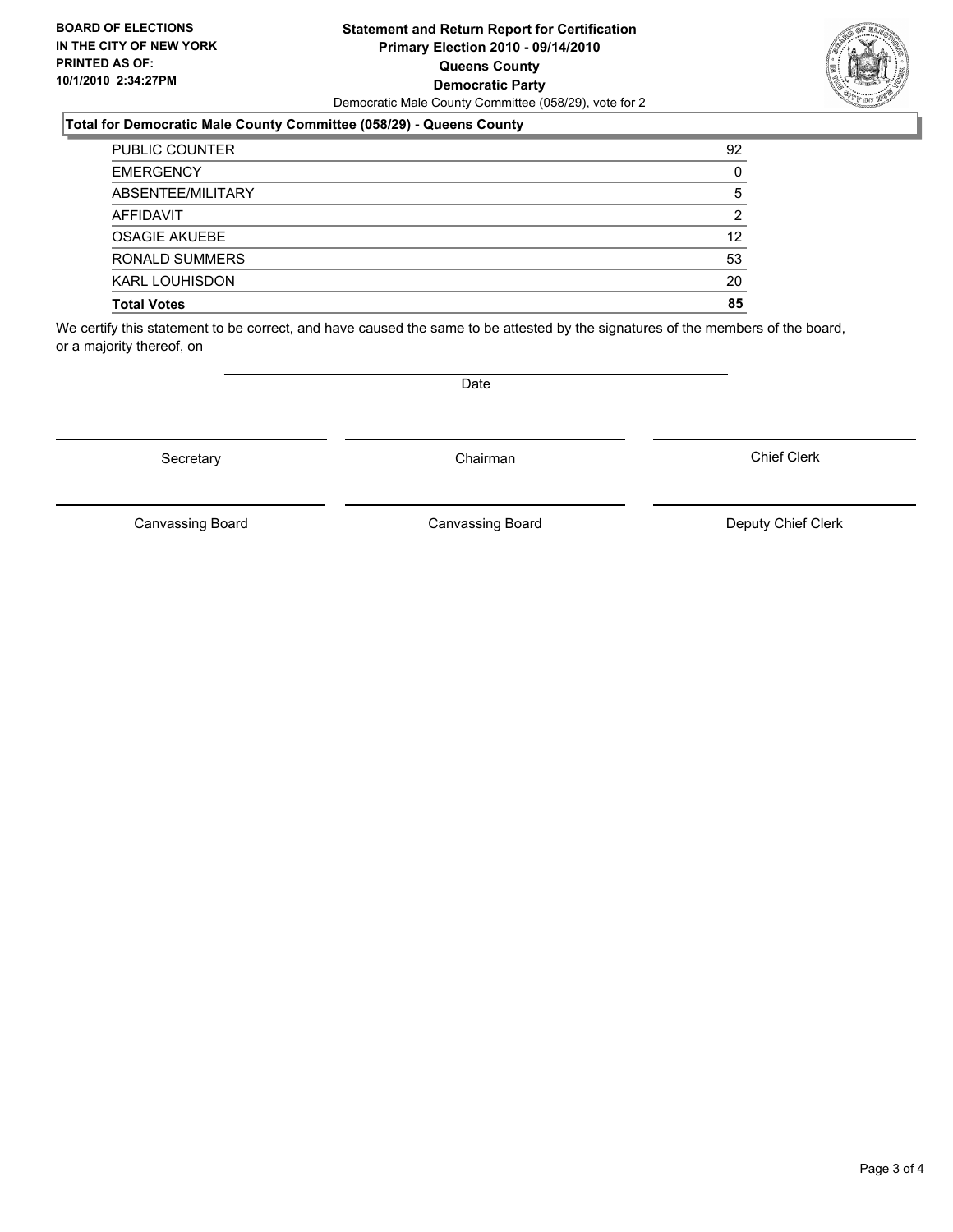**BOARD OF ELECTIONS IN THE CITY OF NEW YORK PRINTED AS OF: 10/1/2010 2:34:27PM**

# Statement and Return Report for Certification Primary Election 2010 - 09/14/2010 Queens County Democratic Party

Democratic Male County Committee (058/29), vote for 2

## Total for Democratic Male County Committee (058/29) - Queens County

| | |
|---|---|
| PUBLIC COUNTER | 92 |
| EMERGENCY | 0 |
| ABSENTEE/MILITARY | 5 |
| AFFIDAVIT | 2 |
| OSAGIE AKUEBE | 12 |
| RONALD SUMMERS | 53 |
| KARL LOUHISDON | 20 |
| **Total Votes** | **85** |

We certify this statement to be correct, and have caused the same to be attested by the signatures of the members of the board, or a majority thereof, on

Date

Secretary

Chairman

Chief Clerk

Canvassing Board

Canvassing Board

Deputy Chief Clerk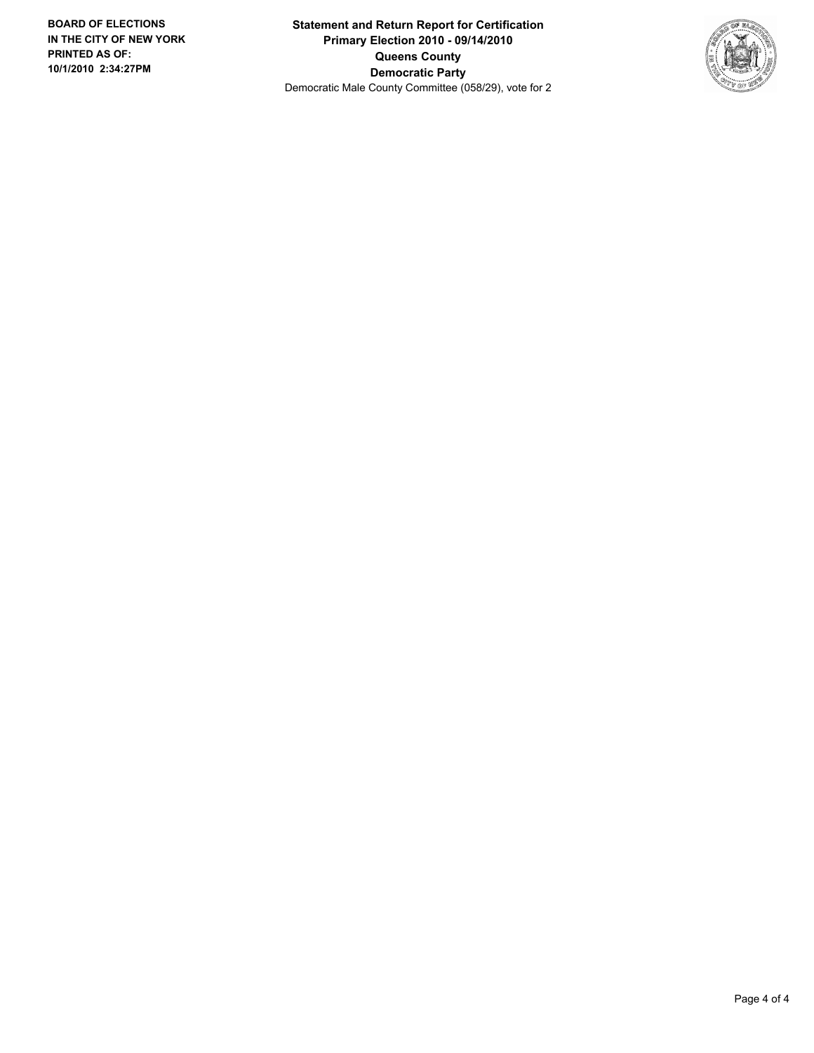**Statement and Return Report for Certification**
**Primary Election 2010 - 09/14/2010**
**Queens County**
**Democratic Party**
Democratic Male County Committee (058/29), vote for 2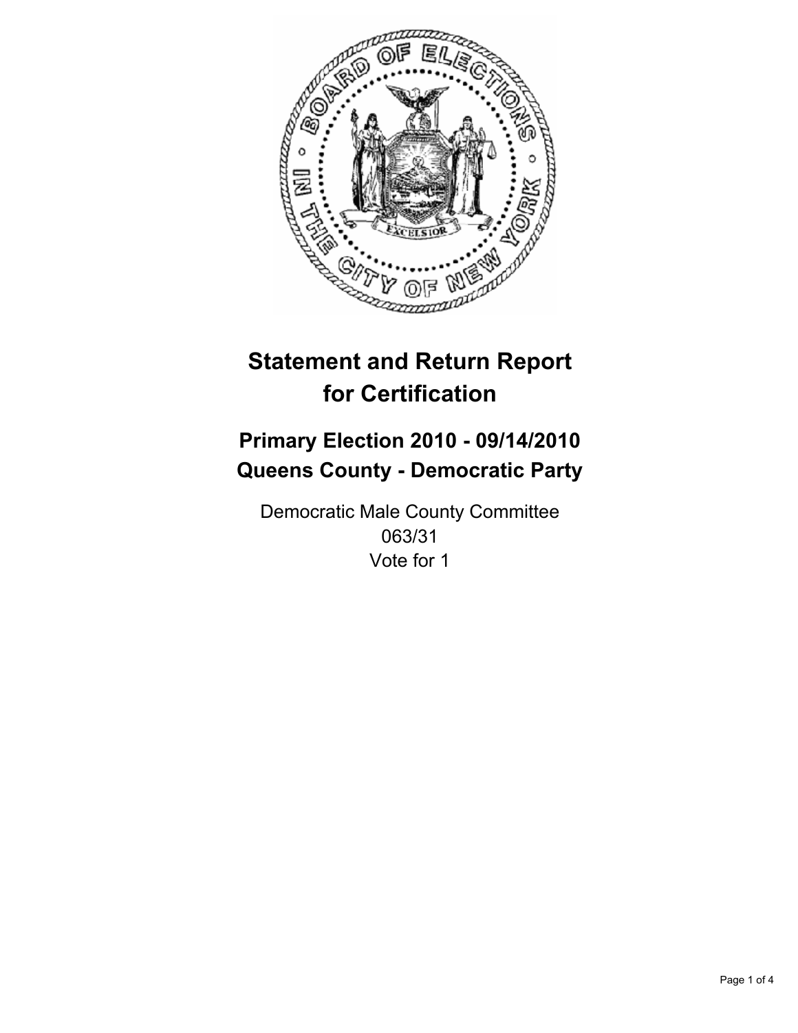# Statement and Return Report for Certification

## Primary Election 2010 - 09/14/2010
## Queens County - Democratic Party

Democratic Male County Committee
063/31
Vote for 1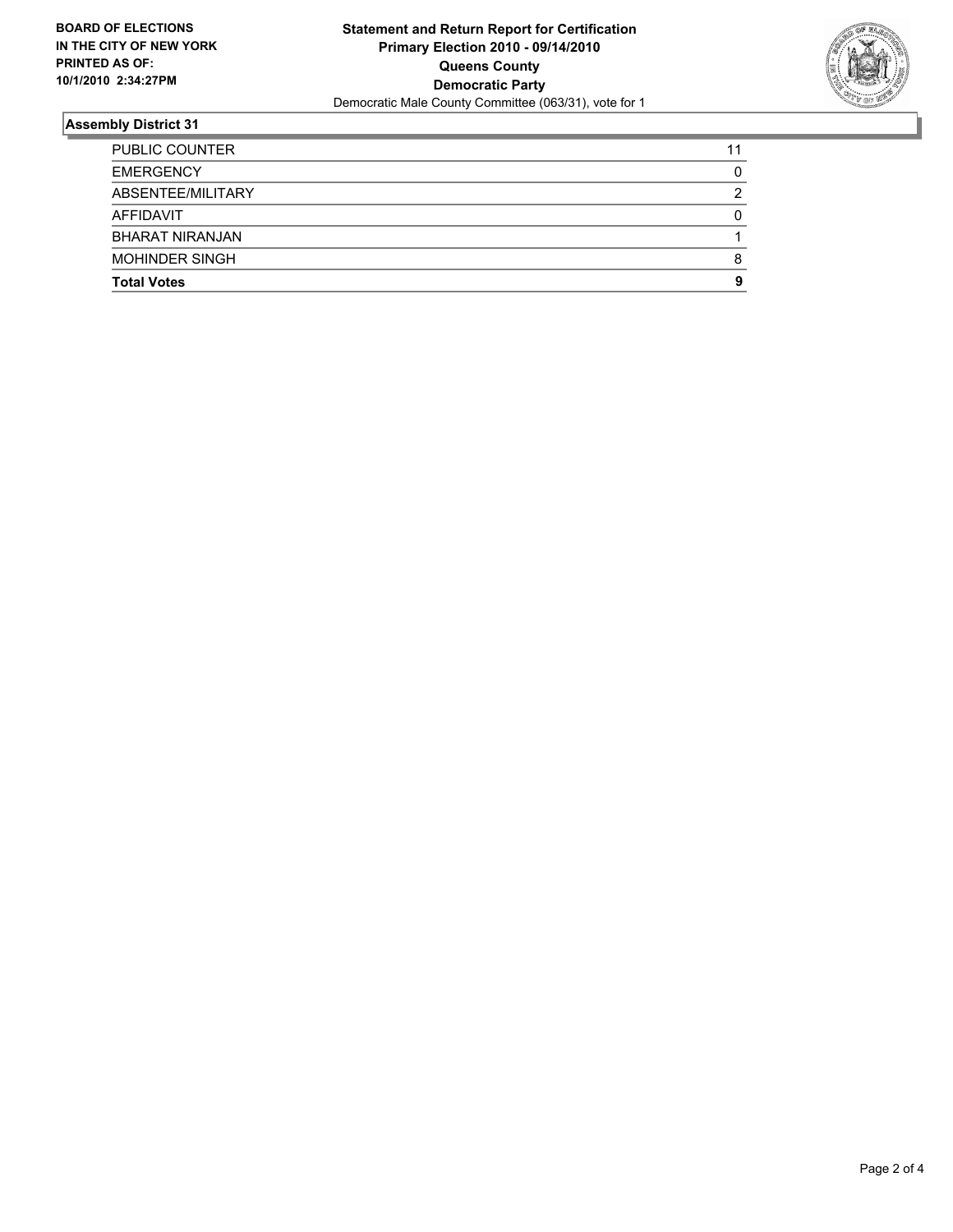**BOARD OF ELECTIONS IN THE CITY OF NEW YORK PRINTED AS OF: 10/1/2010 2:34:27PM**

**Statement and Return Report for Certification**
**Primary Election 2010 - 09/14/2010**
**Queens County**
**Democratic Party**
Democratic Male County Committee (063/31), vote for 1

## Assembly District 31

| | |
|---|---|
| PUBLIC COUNTER | 11 |
| EMERGENCY | 0 |
| ABSENTEE/MILITARY | 2 |
| AFFIDAVIT | 0 |
| BHARAT NIRANJAN | 1 |
| MOHINDER SINGH | 8 |
| **Total Votes** | **9** |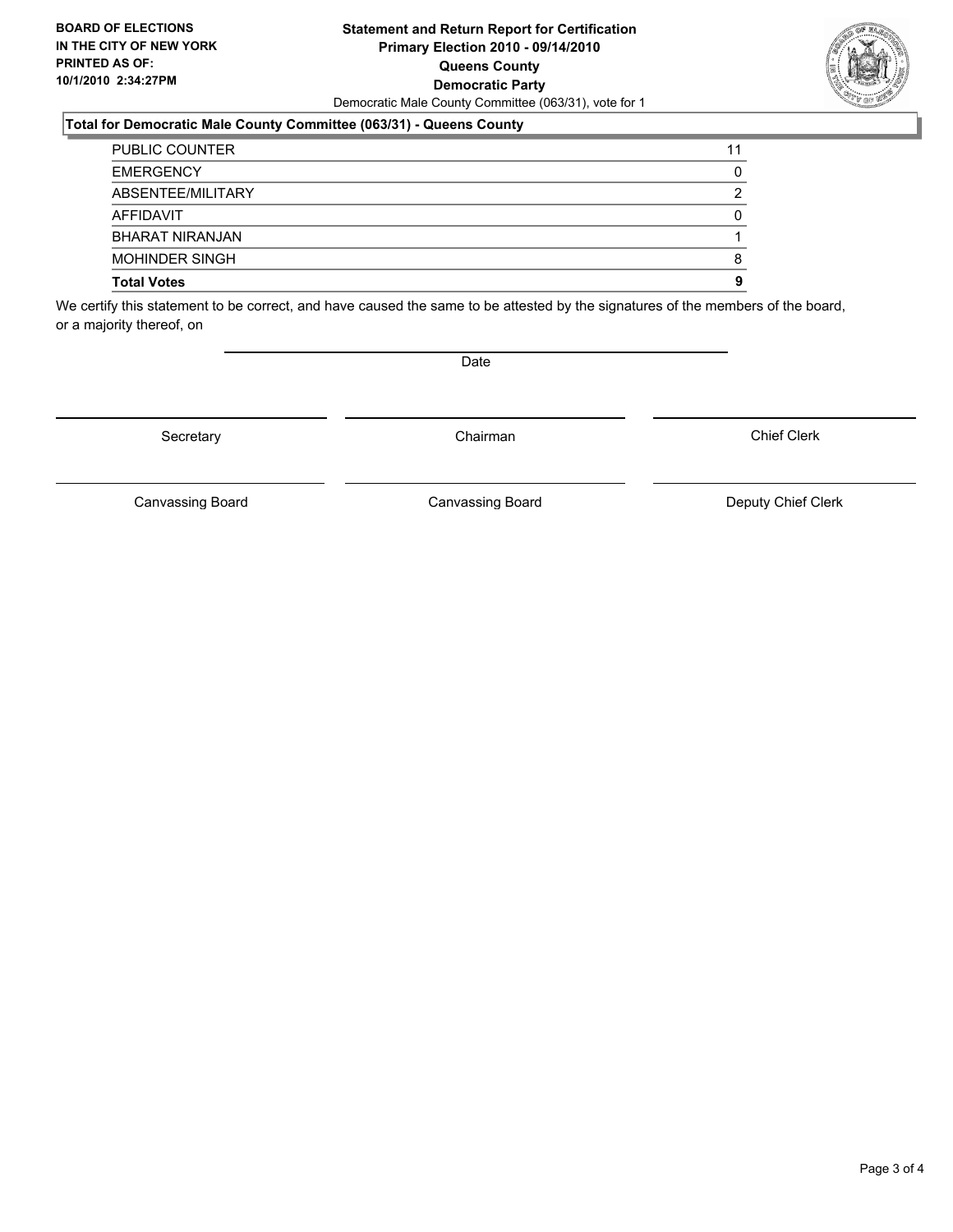**BOARD OF ELECTIONS IN THE CITY OF NEW YORK PRINTED AS OF: 10/1/2010 2:34:27PM**

# Statement and Return Report for Certification
## Primary Election 2010 - 09/14/2010
## Queens County
## Democratic Party

Democratic Male County Committee (063/31), vote for 1

### Total for Democratic Male County Committee (063/31) - Queens County

| | |
|---|---|
| PUBLIC COUNTER | 11 |
| EMERGENCY | 0 |
| ABSENTEE/MILITARY | 2 |
| AFFIDAVIT | 0 |
| BHARAT NIRANJAN | 1 |
| MOHINDER SINGH | 8 |
| **Total Votes** | **9** |

We certify this statement to be correct, and have caused the same to be attested by the signatures of the members of the board, or a majority thereof, on

Date

Secretary | Chairman | Chief Clerk

Canvassing Board | Canvassing Board | Deputy Chief Clerk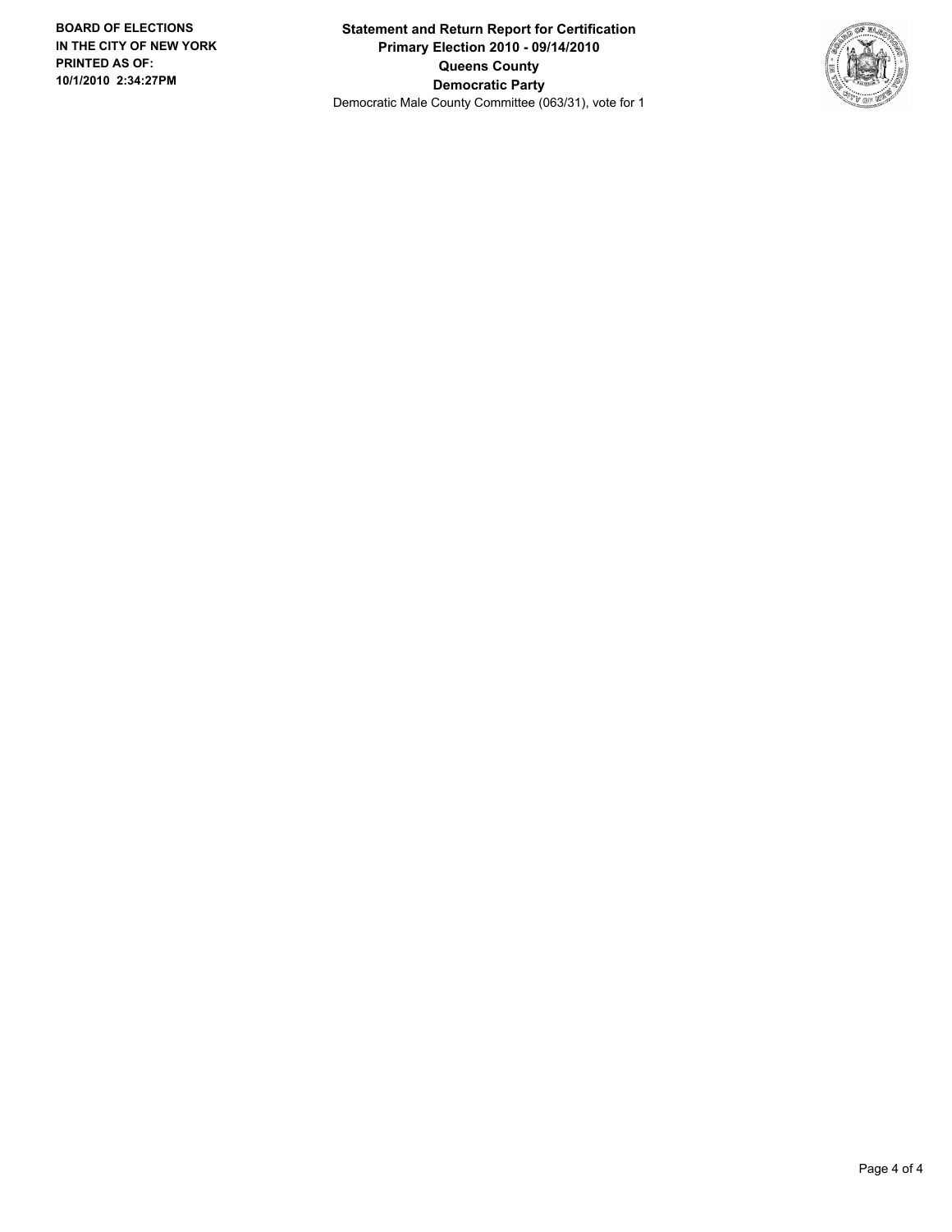**BOARD OF ELECTIONS IN THE CITY OF NEW YORK PRINTED AS OF: 10/1/2010 2:34:27PM**

**Statement and Return Report for Certification**
**Primary Election 2010 - 09/14/2010**
**Queens County**
**Democratic Party**
Democratic Male County Committee (063/31), vote for 1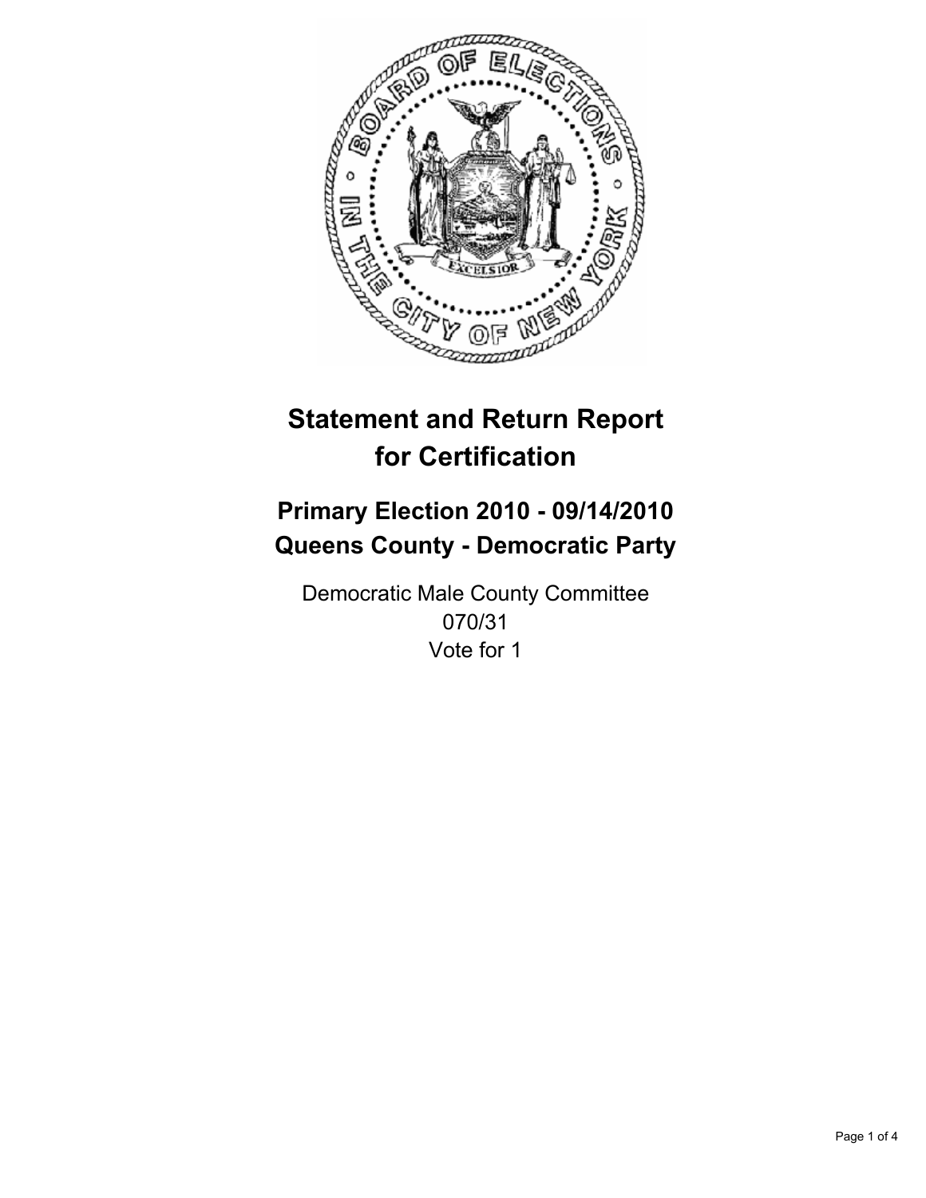# Statement and Return Report for Certification

## Primary Election 2010 - 09/14/2010
## Queens County - Democratic Party

Democratic Male County Committee
070/31
Vote for 1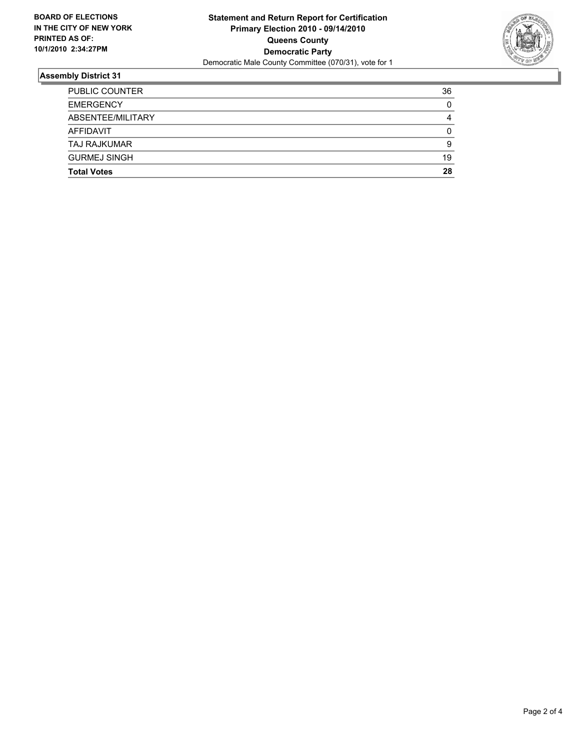**BOARD OF ELECTIONS IN THE CITY OF NEW YORK PRINTED AS OF: 10/1/2010 2:34:27PM**

# Statement and Return Report for Certification
## Primary Election 2010 - 09/14/2010
## Queens County
## Democratic Party
Democratic Male County Committee (070/31), vote for 1

### Assembly District 31

| | |
|---|---|
| PUBLIC COUNTER | 36 |
| EMERGENCY | 0 |
| ABSENTEE/MILITARY | 4 |
| AFFIDAVIT | 0 |
| TAJ RAJKUMAR | 9 |
| GURMEJ SINGH | 19 |
| **Total Votes** | **28** |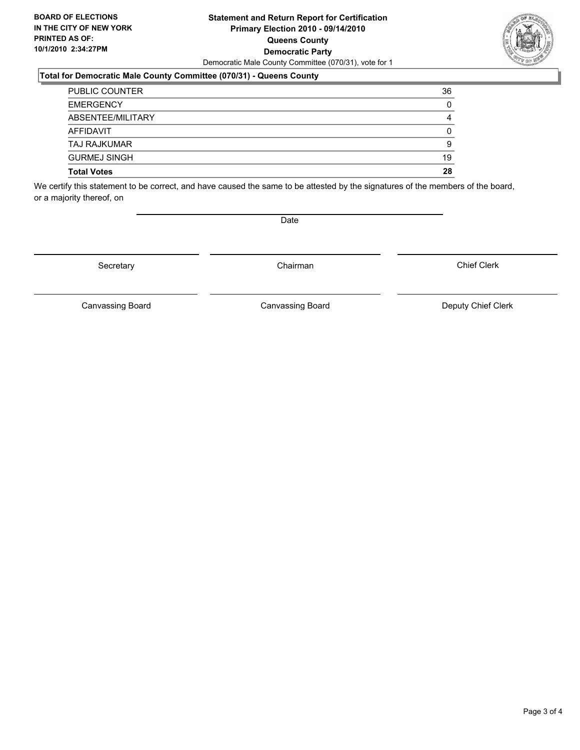**BOARD OF ELECTIONS IN THE CITY OF NEW YORK PRINTED AS OF: 10/1/2010 2:34:27PM**

# Statement and Return Report for Certification
## Primary Election 2010 - 09/14/2010
## Queens County
## Democratic Party

Democratic Male County Committee (070/31), vote for 1

### Total for Democratic Male County Committee (070/31) - Queens County

| | |
|---|---|
| PUBLIC COUNTER | 36 |
| EMERGENCY | 0 |
| ABSENTEE/MILITARY | 4 |
| AFFIDAVIT | 0 |
| TAJ RAJKUMAR | 9 |
| GURMEJ SINGH | 19 |
| **Total Votes** | **28** |

We certify this statement to be correct, and have caused the same to be attested by the signatures of the members of the board, or a majority thereof, on

Date

Secretary | Chairman | Chief Clerk

Canvassing Board | Canvassing Board | Deputy Chief Clerk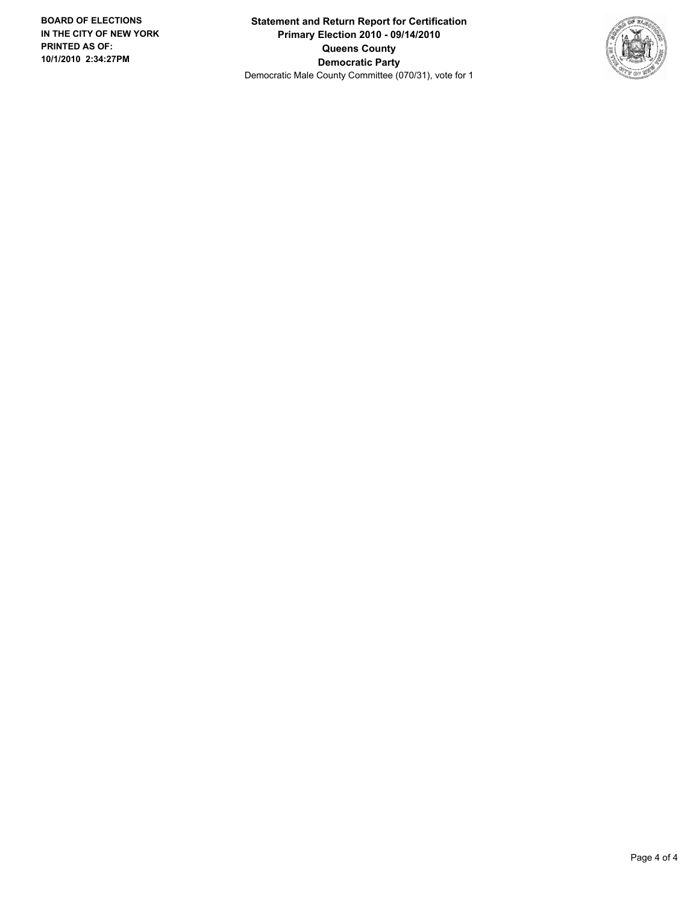**BOARD OF ELECTIONS IN THE CITY OF NEW YORK PRINTED AS OF: 10/1/2010 2:34:27PM**

**Statement and Return Report for Certification**
**Primary Election 2010 - 09/14/2010**
**Queens County**
**Democratic Party**
Democratic Male County Committee (070/31), vote for 1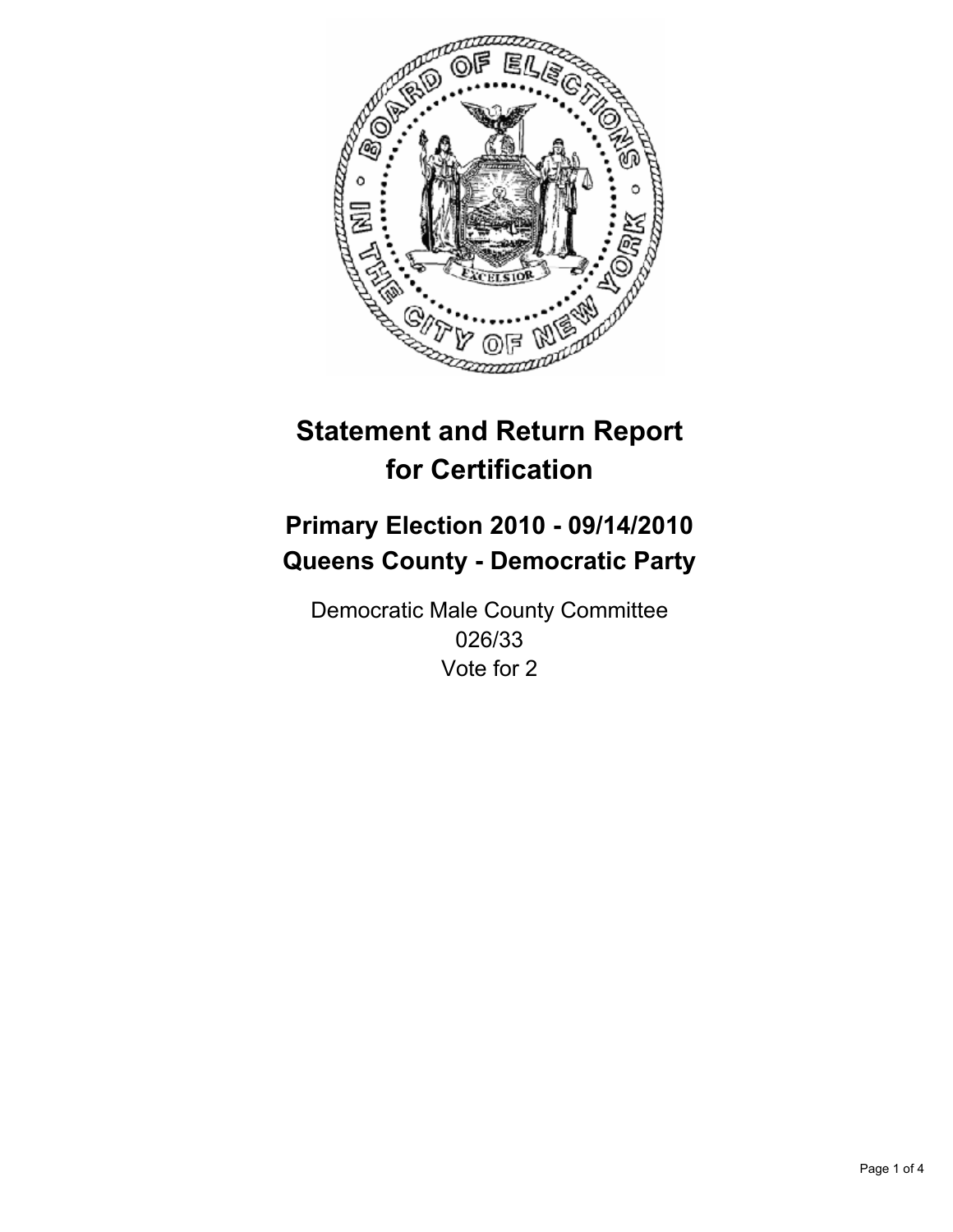# Statement and Return Report for Certification

## Primary Election 2010 - 09/14/2010
## Queens County - Democratic Party

Democratic Male County Committee
026/33
Vote for 2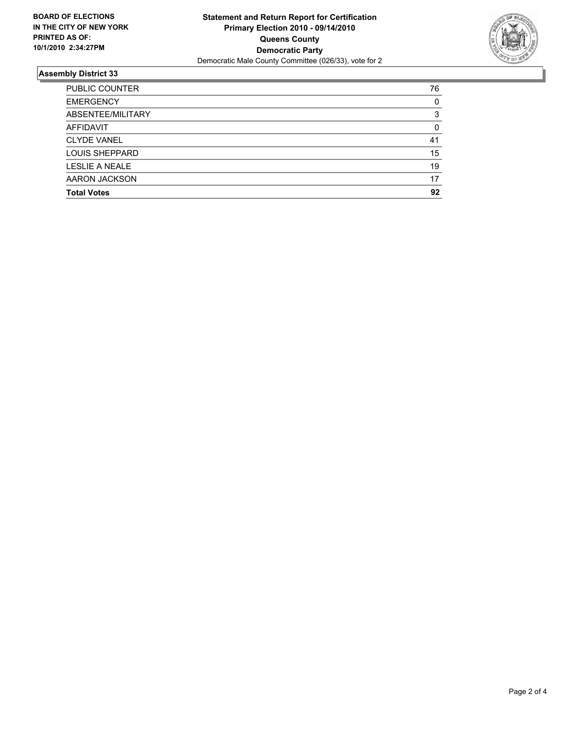**BOARD OF ELECTIONS IN THE CITY OF NEW YORK PRINTED AS OF: 10/1/2010 2:34:27PM**

# Statement and Return Report for Certification
## Primary Election 2010 - 09/14/2010
## Queens County
## Democratic Party
Democratic Male County Committee (026/33), vote for 2

### Assembly District 33

| | |
|---|---|
| PUBLIC COUNTER | 76 |
| EMERGENCY | 0 |
| ABSENTEE/MILITARY | 3 |
| AFFIDAVIT | 0 |
| CLYDE VANEL | 41 |
| LOUIS SHEPPARD | 15 |
| LESLIE A NEALE | 19 |
| AARON JACKSON | 17 |
| **Total Votes** | **92** |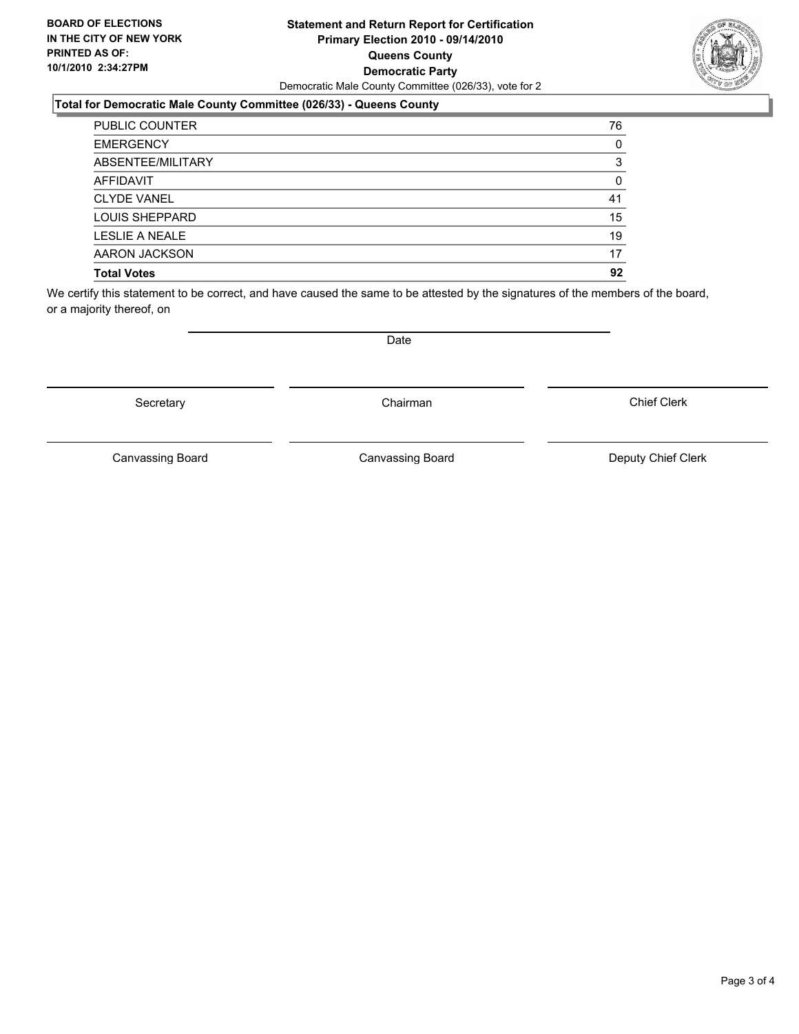**BOARD OF ELECTIONS IN THE CITY OF NEW YORK PRINTED AS OF: 10/1/2010 2:34:27PM**

# Statement and Return Report for Certification
## Primary Election 2010 - 09/14/2010
## Queens County
## Democratic Party

Democratic Male County Committee (026/33), vote for 2

### Total for Democratic Male County Committee (026/33) - Queens County

| | |
|---|---|
| PUBLIC COUNTER | 76 |
| EMERGENCY | 0 |
| ABSENTEE/MILITARY | 3 |
| AFFIDAVIT | 0 |
| CLYDE VANEL | 41 |
| LOUIS SHEPPARD | 15 |
| LESLIE A NEALE | 19 |
| AARON JACKSON | 17 |
| **Total Votes** | **92** |

We certify this statement to be correct, and have caused the same to be attested by the signatures of the members of the board, or a majority thereof, on

Date

Secretary | Chairman | Chief Clerk

Canvassing Board | Canvassing Board | Deputy Chief Clerk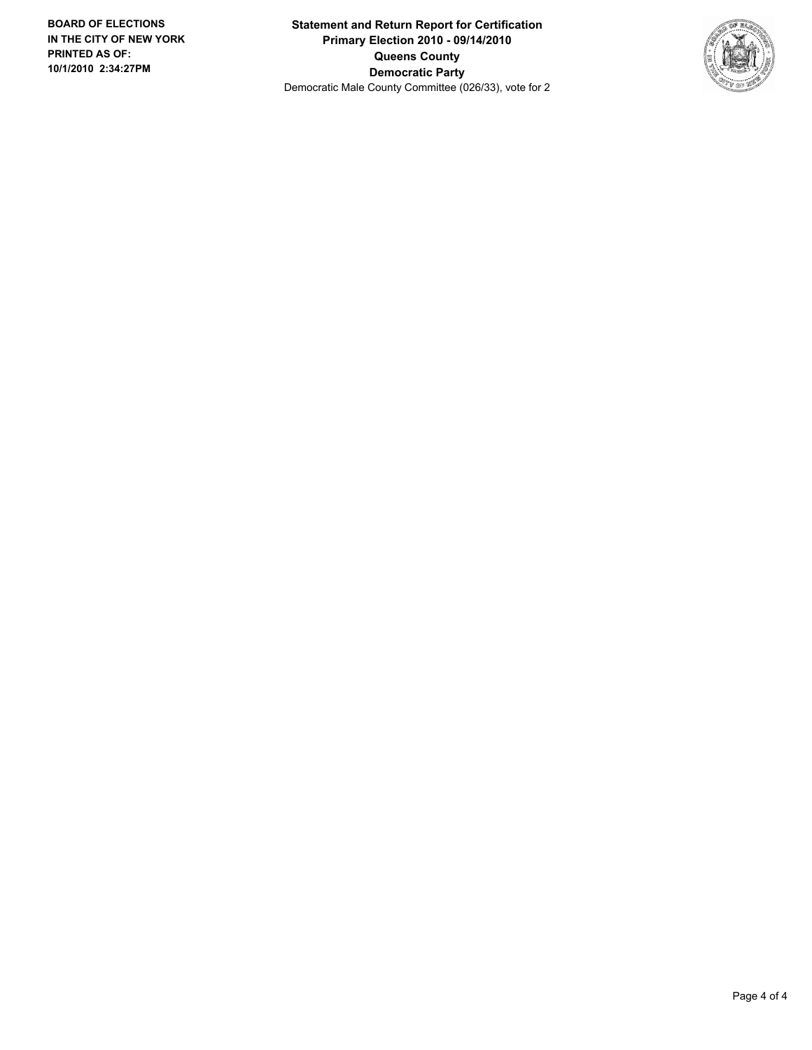**BOARD OF ELECTIONS IN THE CITY OF NEW YORK PRINTED AS OF: 10/1/2010 2:34:27PM**

**Statement and Return Report for Certification**
**Primary Election 2010 - 09/14/2010**
**Queens County**
**Democratic Party**
Democratic Male County Committee (026/33), vote for 2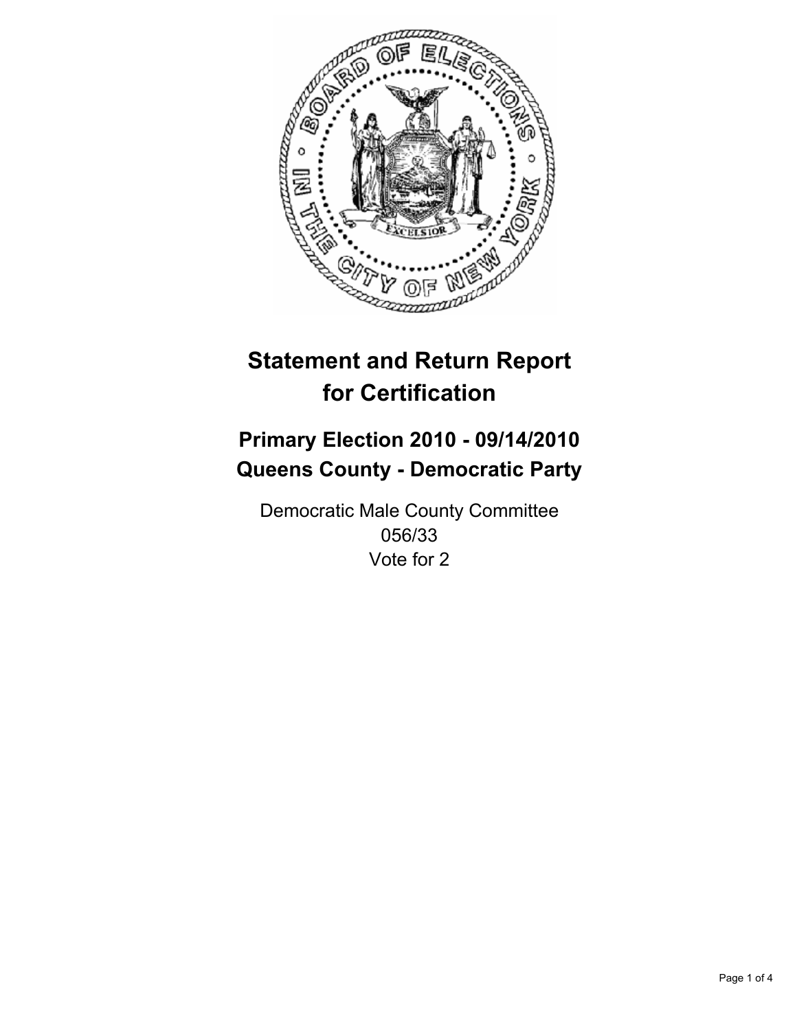# Statement and Return Report for Certification

## Primary Election 2010 - 09/14/2010
## Queens County - Democratic Party

Democratic Male County Committee
056/33
Vote for 2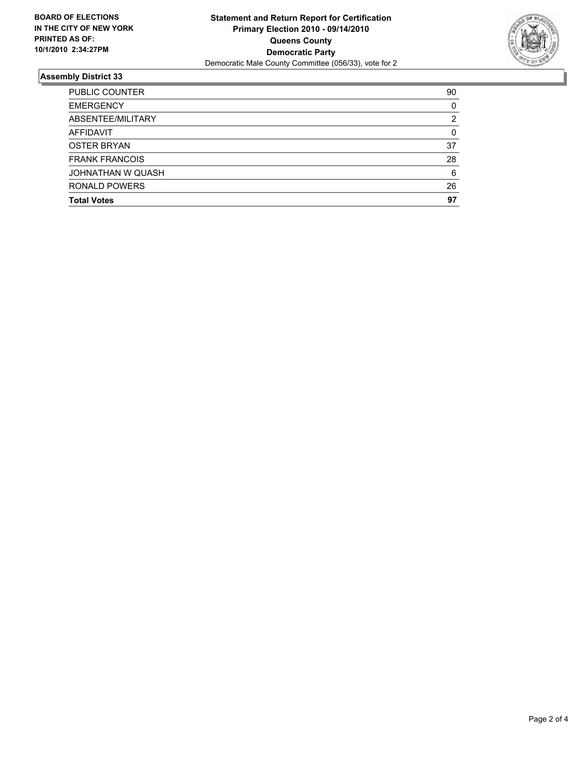**BOARD OF ELECTIONS IN THE CITY OF NEW YORK PRINTED AS OF: 10/1/2010 2:34:27PM**

**Statement and Return Report for Certification**
**Primary Election 2010 - 09/14/2010**
**Queens County**
**Democratic Party**
Democratic Male County Committee (056/33), vote for 2

## Assembly District 33

| | |
|---|---|
| PUBLIC COUNTER | 90 |
| EMERGENCY | 0 |
| ABSENTEE/MILITARY | 2 |
| AFFIDAVIT | 0 |
| OSTER BRYAN | 37 |
| FRANK FRANCOIS | 28 |
| JOHNATHAN W QUASH | 6 |
| RONALD POWERS | 26 |
| **Total Votes** | **97** |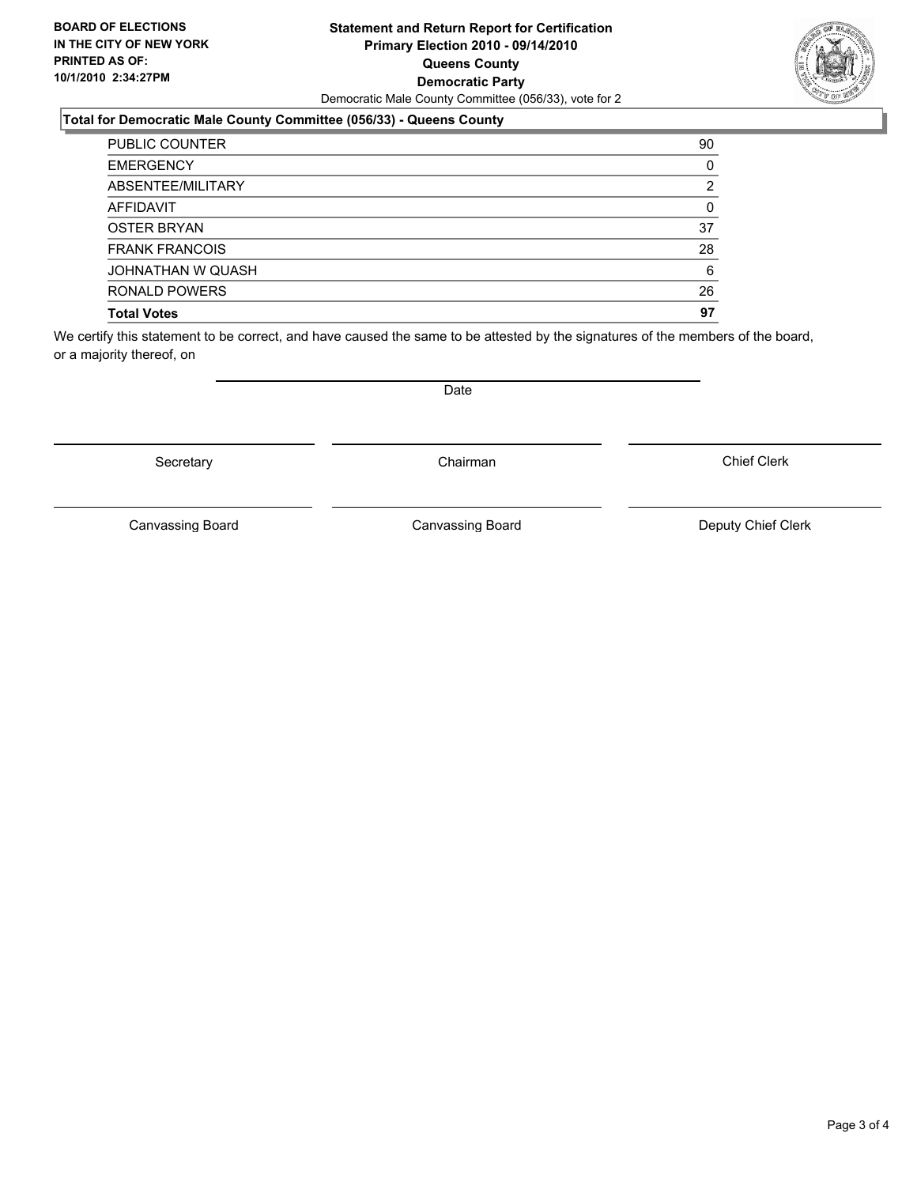**BOARD OF ELECTIONS IN THE CITY OF NEW YORK PRINTED AS OF: 10/1/2010 2:34:27PM**

# Statement and Return Report for Certification
## Primary Election 2010 - 09/14/2010
## Queens County
## Democratic Party

Democratic Male County Committee (056/33), vote for 2

### Total for Democratic Male County Committee (056/33) - Queens County

| | |
|---|---|
| PUBLIC COUNTER | 90 |
| EMERGENCY | 0 |
| ABSENTEE/MILITARY | 2 |
| AFFIDAVIT | 0 |
| OSTER BRYAN | 37 |
| FRANK FRANCOIS | 28 |
| JOHNATHAN W QUASH | 6 |
| RONALD POWERS | 26 |
| **Total Votes** | **97** |

We certify this statement to be correct, and have caused the same to be attested by the signatures of the members of the board, or a majority thereof, on

Date

Secretary | Chairman | Chief Clerk

Canvassing Board | Canvassing Board | Deputy Chief Clerk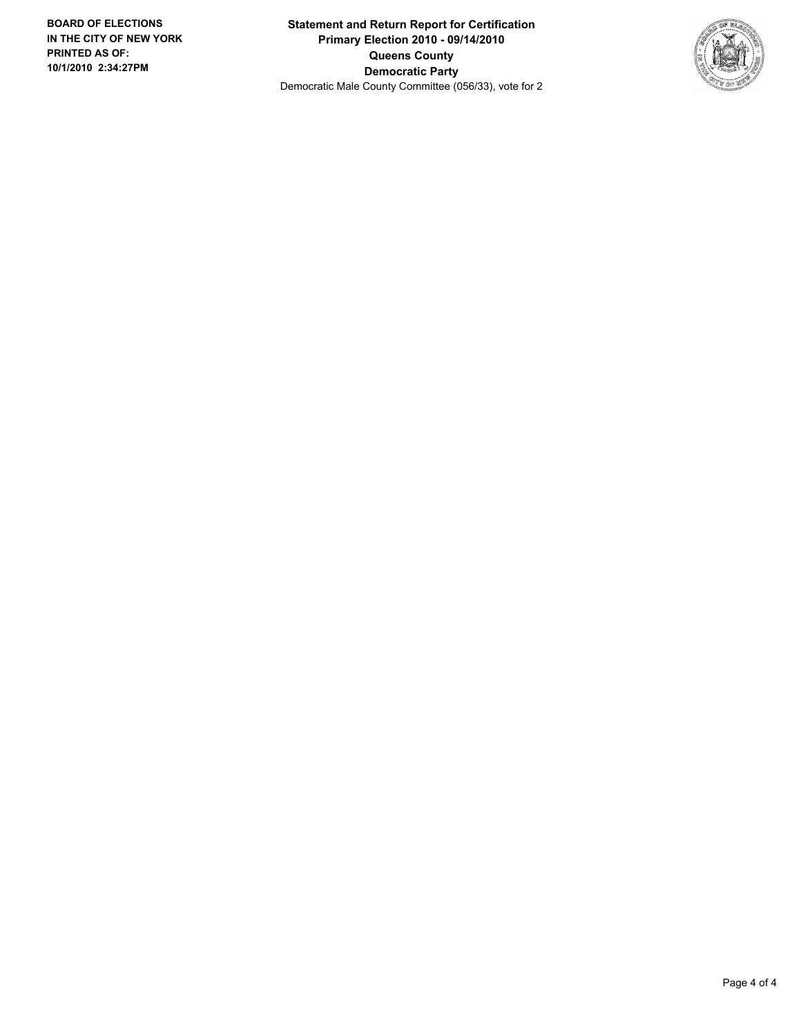**BOARD OF ELECTIONS IN THE CITY OF NEW YORK PRINTED AS OF: 10/1/2010 2:34:27PM**

**Statement and Return Report for Certification**
**Primary Election 2010 - 09/14/2010**
**Queens County**
**Democratic Party**
Democratic Male County Committee (056/33), vote for 2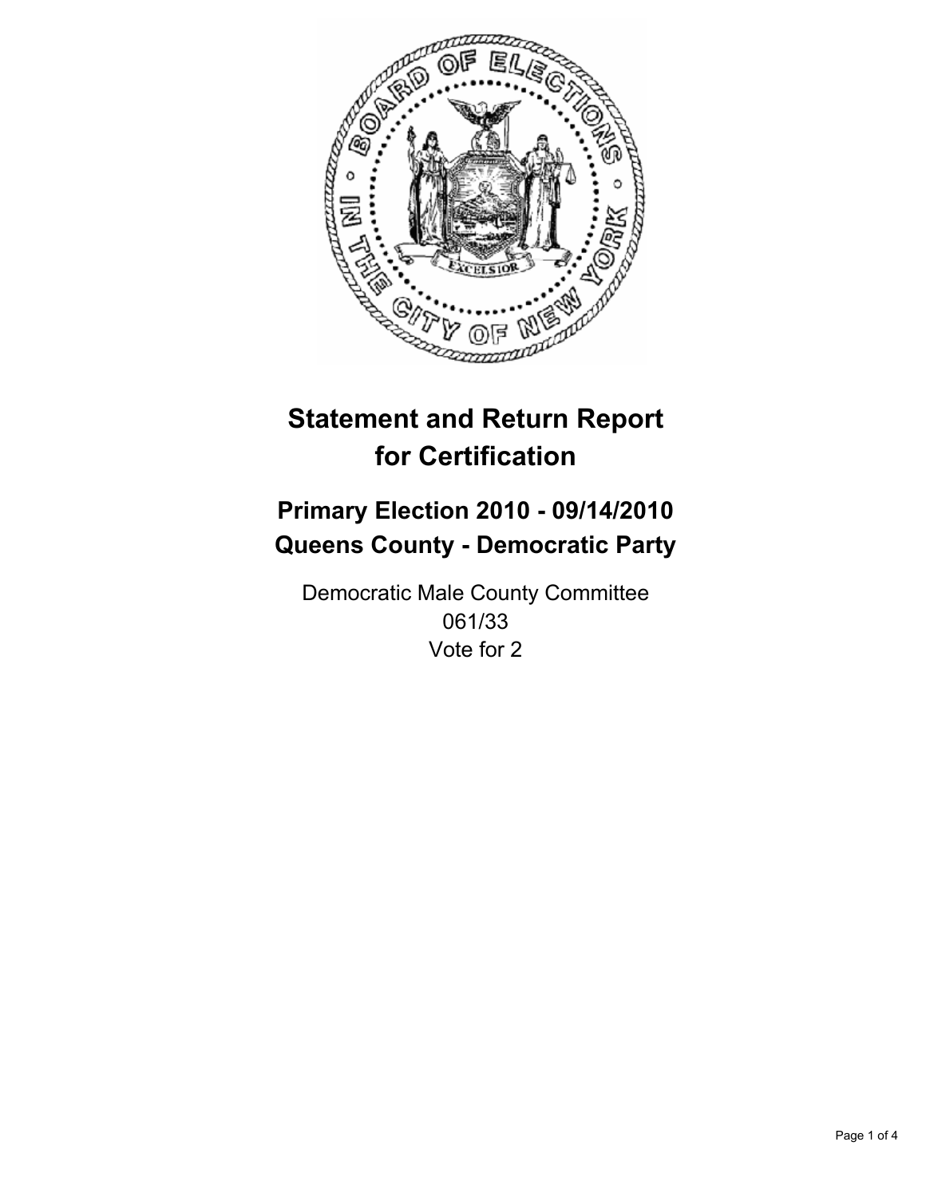# Statement and Return Report for Certification

## Primary Election 2010 - 09/14/2010
## Queens County - Democratic Party

Democratic Male County Committee
061/33
Vote for 2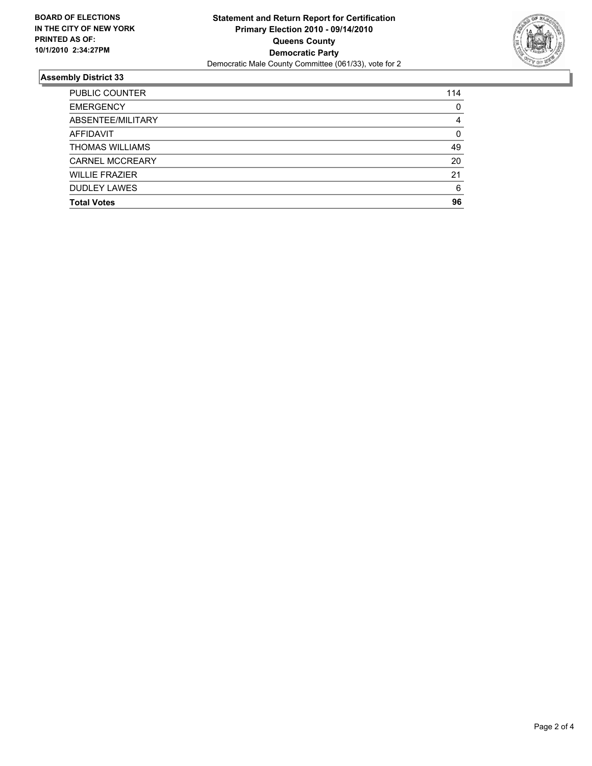**BOARD OF ELECTIONS IN THE CITY OF NEW YORK PRINTED AS OF: 10/1/2010 2:34:27PM**

**Statement and Return Report for Certification**
**Primary Election 2010 - 09/14/2010**
**Queens County**
**Democratic Party**
Democratic Male County Committee (061/33), vote for 2

## Assembly District 33

| | |
|---|---|
| PUBLIC COUNTER | 114 |
| EMERGENCY | 0 |
| ABSENTEE/MILITARY | 4 |
| AFFIDAVIT | 0 |
| THOMAS WILLIAMS | 49 |
| CARNEL MCCREARY | 20 |
| WILLIE FRAZIER | 21 |
| DUDLEY LAWES | 6 |
| **Total Votes** | **96** |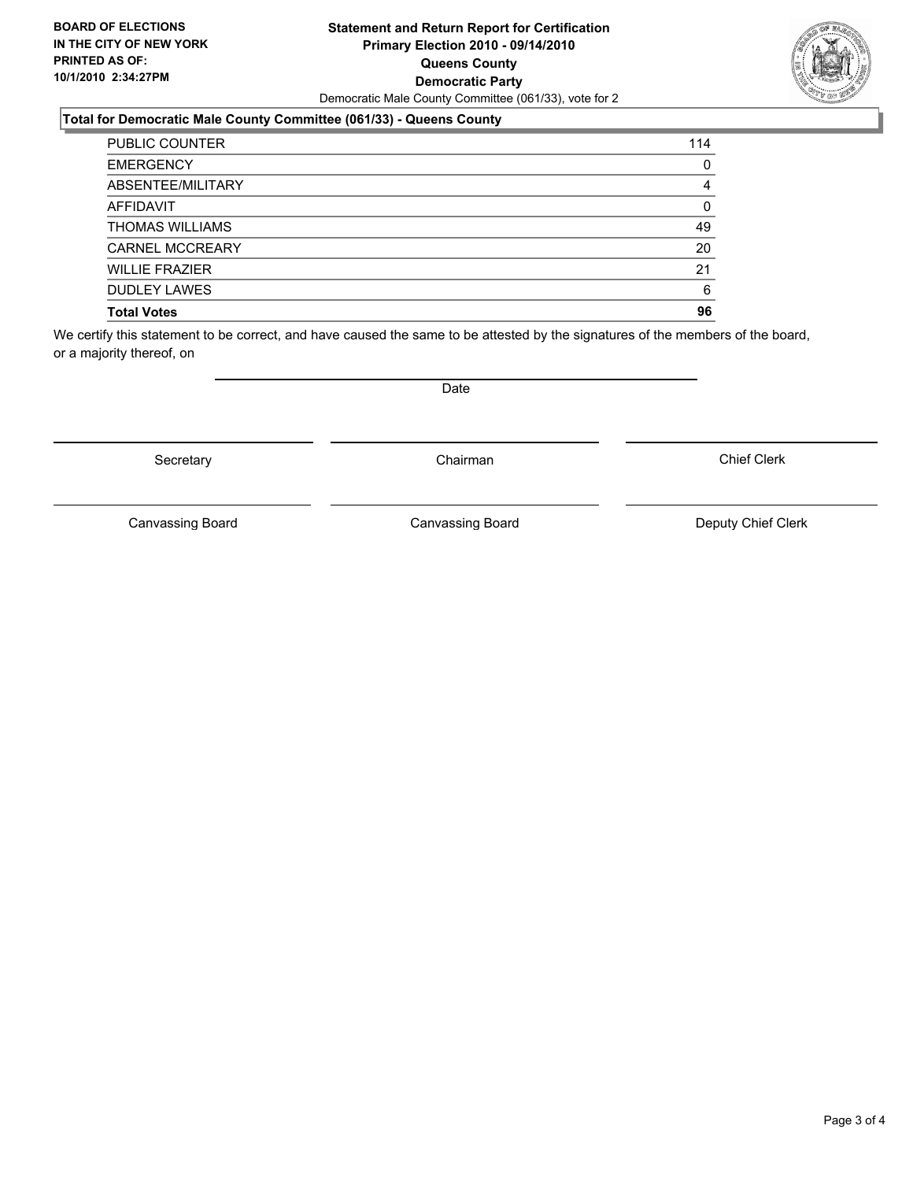**BOARD OF ELECTIONS IN THE CITY OF NEW YORK PRINTED AS OF: 10/1/2010 2:34:27PM**

# Statement and Return Report for Certification Primary Election 2010 - 09/14/2010 Queens County Democratic Party

Democratic Male County Committee (061/33), vote for 2

## Total for Democratic Male County Committee (061/33) - Queens County

| | |
|---|---|
| PUBLIC COUNTER | 114 |
| EMERGENCY | 0 |
| ABSENTEE/MILITARY | 4 |
| AFFIDAVIT | 0 |
| THOMAS WILLIAMS | 49 |
| CARNEL MCCREARY | 20 |
| WILLIE FRAZIER | 21 |
| DUDLEY LAWES | 6 |
| **Total Votes** | **96** |

We certify this statement to be correct, and have caused the same to be attested by the signatures of the members of the board, or a majority thereof, on

Date

Secretary | Chairman | Chief Clerk

Canvassing Board | Canvassing Board | Deputy Chief Clerk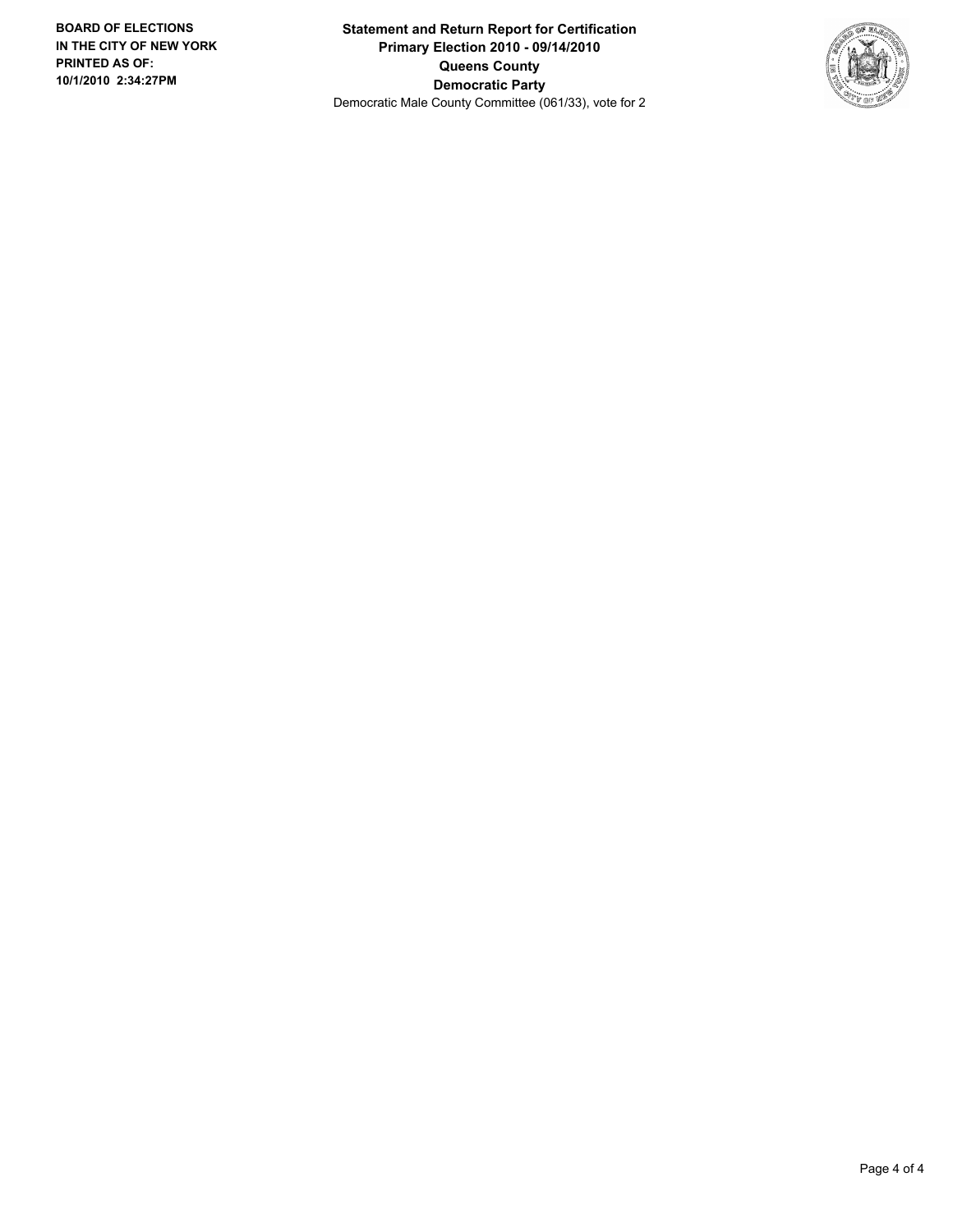**BOARD OF ELECTIONS IN THE CITY OF NEW YORK PRINTED AS OF: 10/1/2010 2:34:27PM**

**Statement and Return Report for Certification**
**Primary Election 2010 - 09/14/2010**
**Queens County**
**Democratic Party**
Democratic Male County Committee (061/33), vote for 2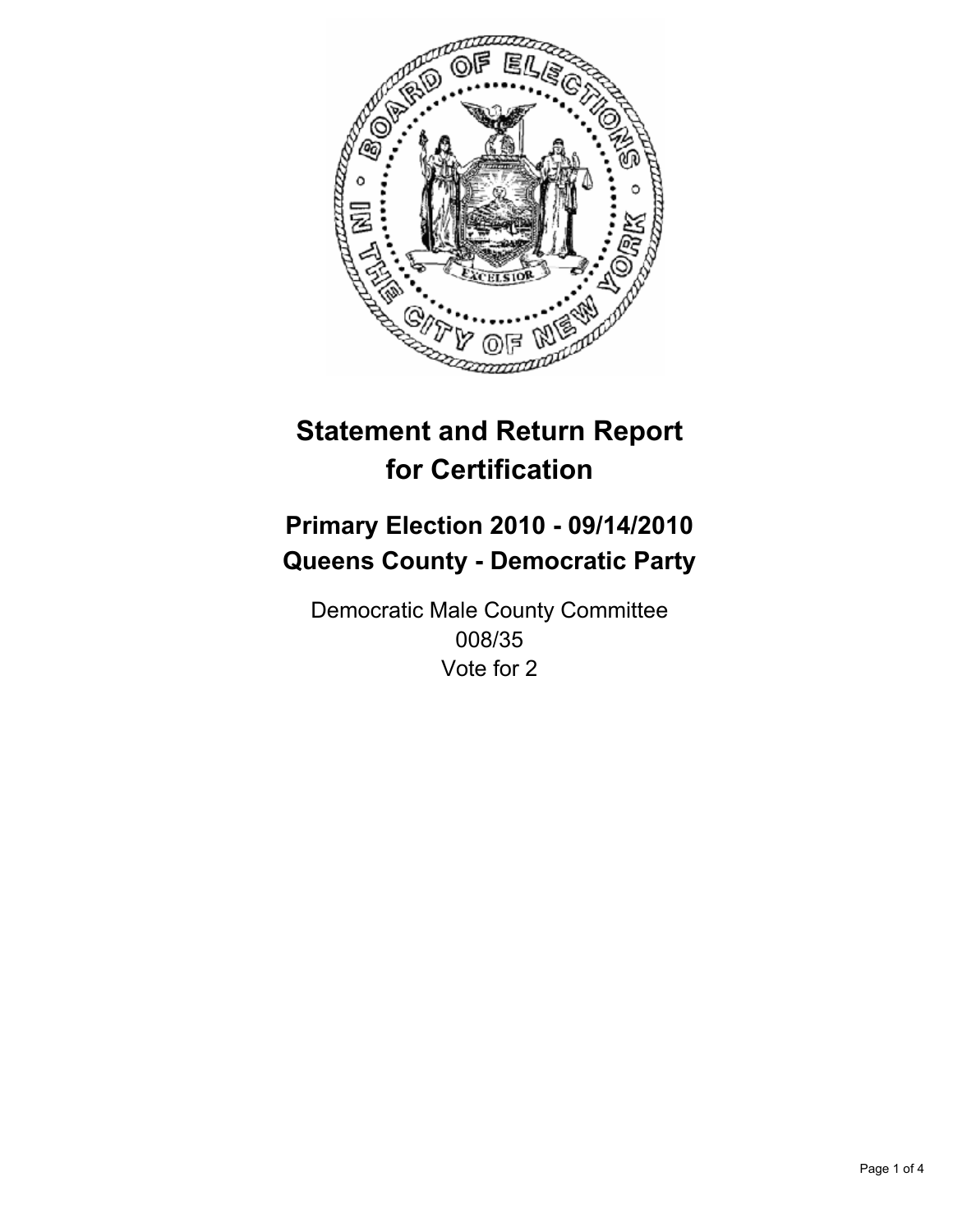# Statement and Return Report for Certification

## Primary Election 2010 - 09/14/2010
## Queens County - Democratic Party

Democratic Male County Committee
008/35
Vote for 2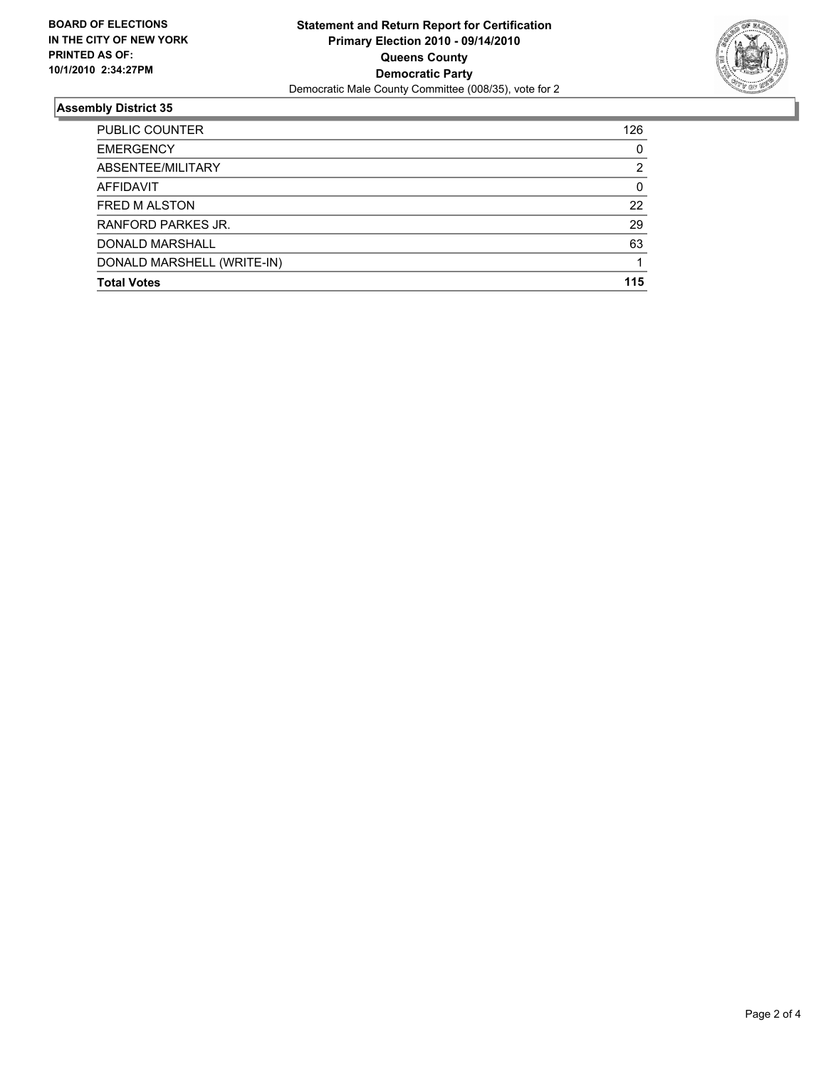**BOARD OF ELECTIONS IN THE CITY OF NEW YORK PRINTED AS OF: 10/1/2010 2:34:27PM**

**Statement and Return Report for Certification**
**Primary Election 2010 - 09/14/2010**
**Queens County**
**Democratic Party**
Democratic Male County Committee (008/35), vote for 2

## Assembly District 35

| | |
|---|---|
| PUBLIC COUNTER | 126 |
| EMERGENCY | 0 |
| ABSENTEE/MILITARY | 2 |
| AFFIDAVIT | 0 |
| FRED M ALSTON | 22 |
| RANFORD PARKES JR. | 29 |
| DONALD MARSHALL | 63 |
| DONALD MARSHELL (WRITE-IN) | 1 |
| **Total Votes** | **115** |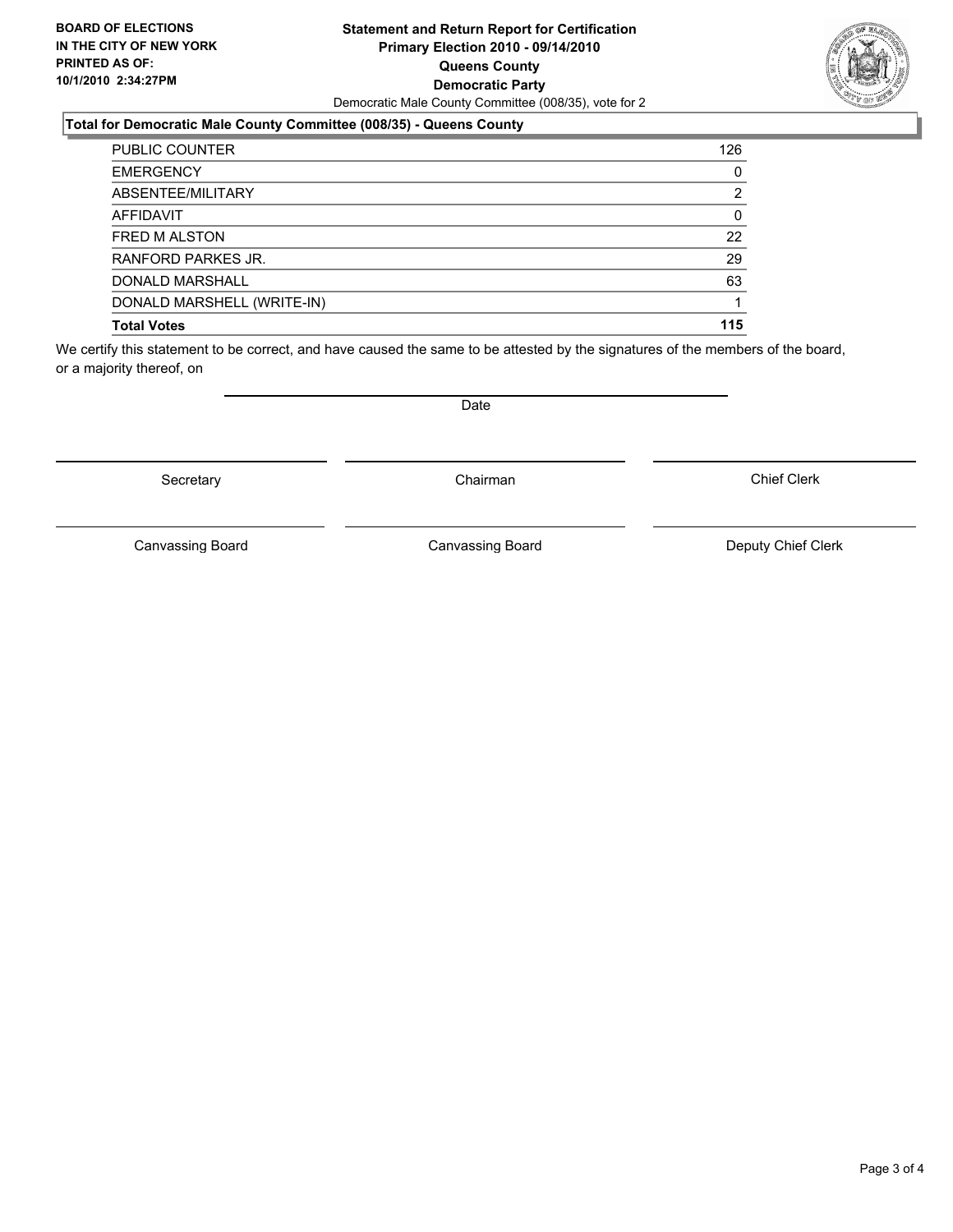**BOARD OF ELECTIONS IN THE CITY OF NEW YORK PRINTED AS OF: 10/1/2010 2:34:27PM**

# Statement and Return Report for Certification
## Primary Election 2010 - 09/14/2010
## Queens County
## Democratic Party

Democratic Male County Committee (008/35), vote for 2

### Total for Democratic Male County Committee (008/35) - Queens County

| | |
|---|---|
| PUBLIC COUNTER | 126 |
| EMERGENCY | 0 |
| ABSENTEE/MILITARY | 2 |
| AFFIDAVIT | 0 |
| FRED M ALSTON | 22 |
| RANFORD PARKES JR. | 29 |
| DONALD MARSHALL | 63 |
| DONALD MARSHELL (WRITE-IN) | 1 |
| **Total Votes** | **115** |

We certify this statement to be correct, and have caused the same to be attested by the signatures of the members of the board, or a majority thereof, on

Date

| | | |
|---|---|---|
| Secretary | Chairman | Chief Clerk |
| Canvassing Board | Canvassing Board | Deputy Chief Clerk |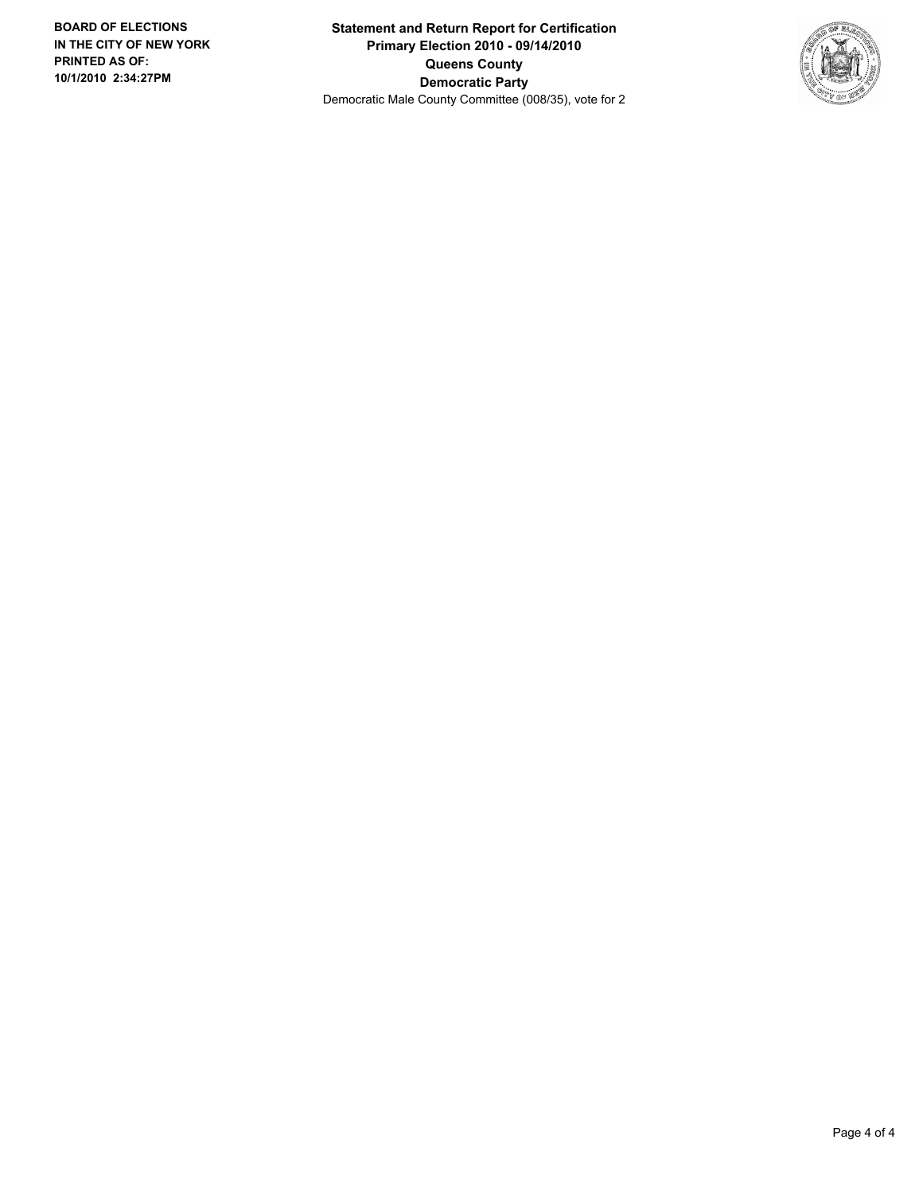**BOARD OF ELECTIONS IN THE CITY OF NEW YORK PRINTED AS OF: 10/1/2010 2:34:27PM**

**Statement and Return Report for Certification**
**Primary Election 2010 - 09/14/2010**
**Queens County**
**Democratic Party**
Democratic Male County Committee (008/35), vote for 2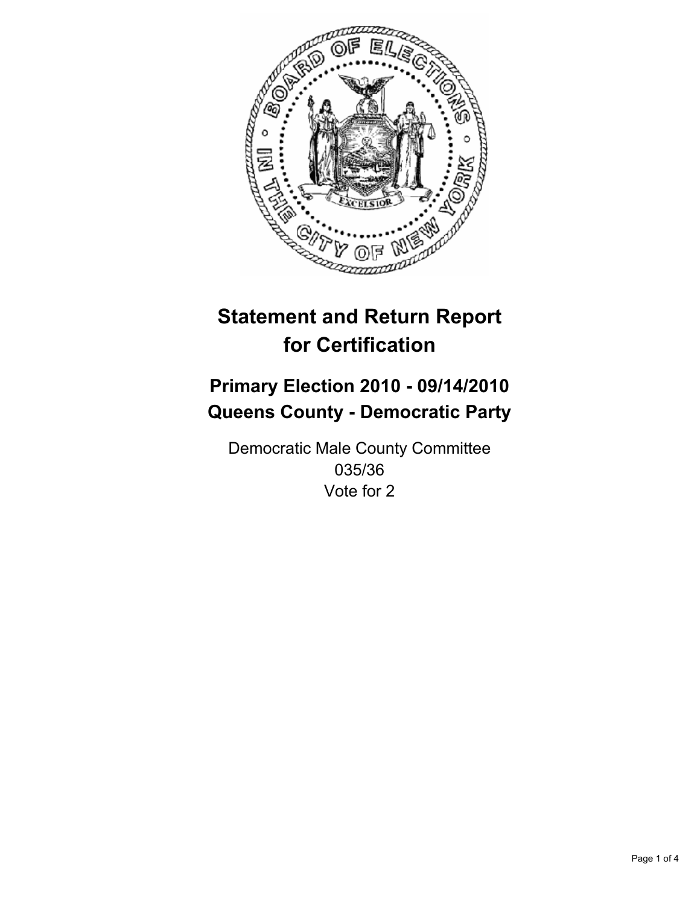# Statement and Return Report for Certification

## Primary Election 2010 - 09/14/2010
## Queens County - Democratic Party

Democratic Male County Committee
035/36
Vote for 2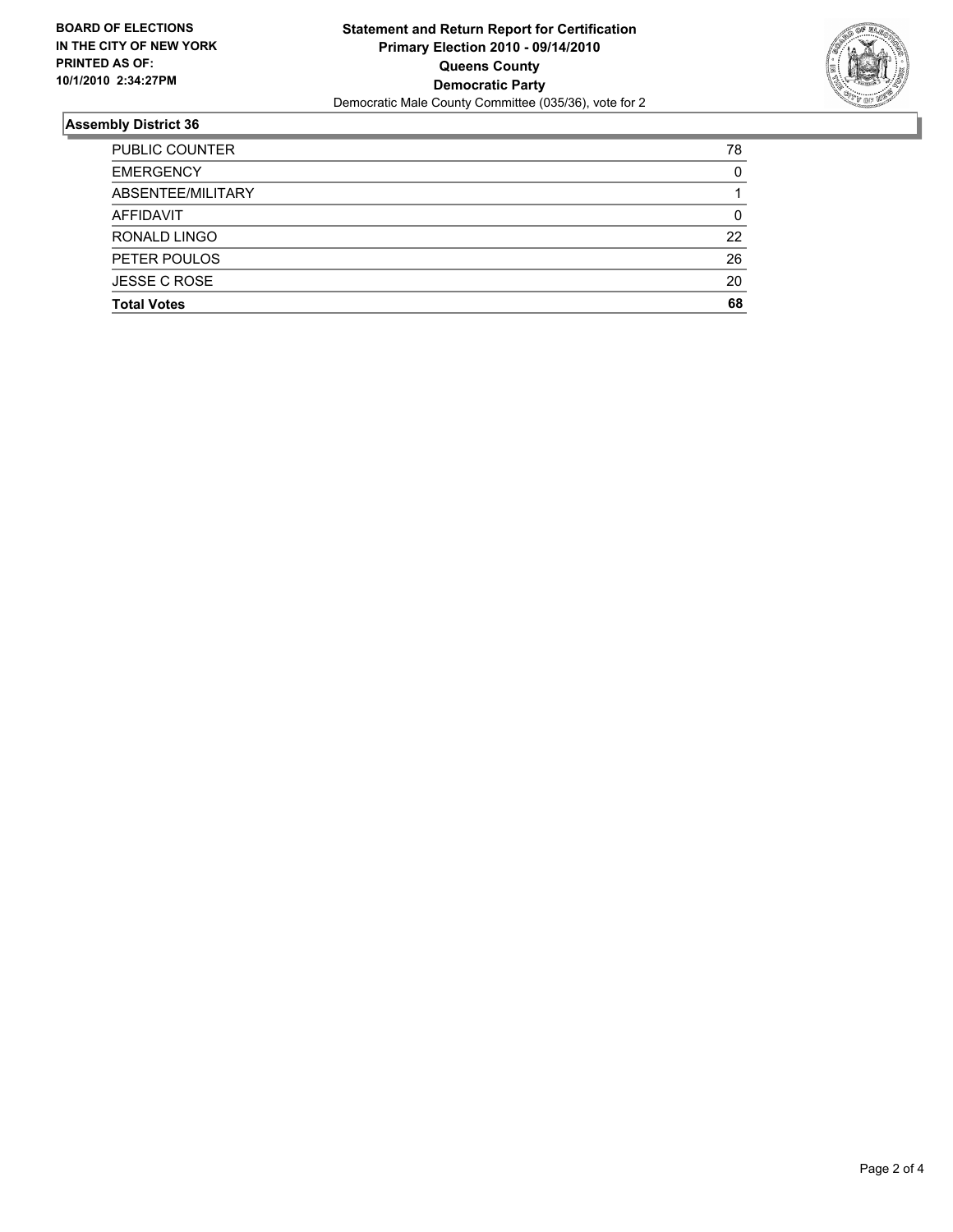**BOARD OF ELECTIONS IN THE CITY OF NEW YORK PRINTED AS OF: 10/1/2010 2:34:27PM**

# Statement and Return Report for Certification
## Primary Election 2010 - 09/14/2010
## Queens County
## Democratic Party
Democratic Male County Committee (035/36), vote for 2

### Assembly District 36

| | |
|---|---|
| PUBLIC COUNTER | 78 |
| EMERGENCY | 0 |
| ABSENTEE/MILITARY | 1 |
| AFFIDAVIT | 0 |
| RONALD LINGO | 22 |
| PETER POULOS | 26 |
| JESSE C ROSE | 20 |
| **Total Votes** | **68** |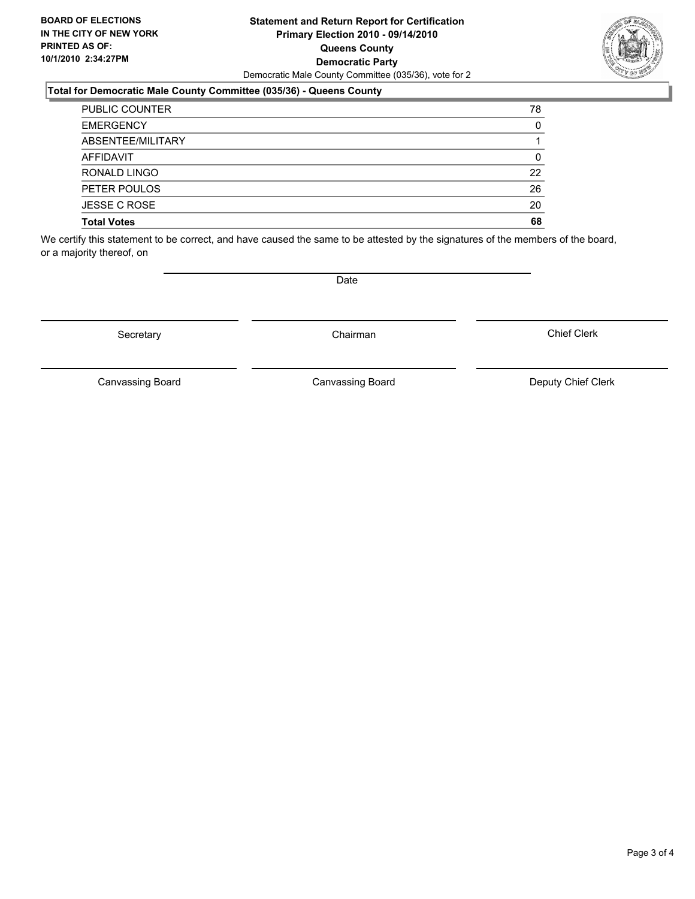**BOARD OF ELECTIONS IN THE CITY OF NEW YORK PRINTED AS OF: 10/1/2010 2:34:27PM**

# Statement and Return Report for Certification
## Primary Election 2010 - 09/14/2010
## Queens County
## Democratic Party

Democratic Male County Committee (035/36), vote for 2

### Total for Democratic Male County Committee (035/36) - Queens County

| | |
|---|---|
| PUBLIC COUNTER | 78 |
| EMERGENCY | 0 |
| ABSENTEE/MILITARY | 1 |
| AFFIDAVIT | 0 |
| RONALD LINGO | 22 |
| PETER POULOS | 26 |
| JESSE C ROSE | 20 |
| **Total Votes** | **68** |

We certify this statement to be correct, and have caused the same to be attested by the signatures of the members of the board, or a majority thereof, on

Date

Secretary | Chairman | Chief Clerk

Canvassing Board | Canvassing Board | Deputy Chief Clerk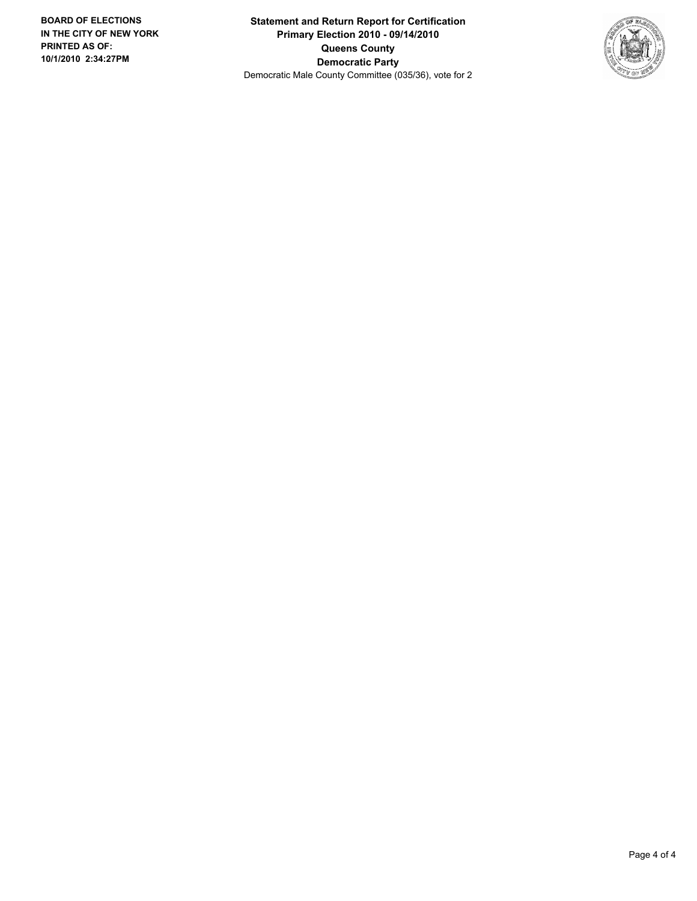BOARD OF ELECTIONS
IN THE CITY OF NEW YORK
PRINTED AS OF:
10/1/2010 2:34:27PM

**Statement and Return Report for Certification**
**Primary Election 2010 - 09/14/2010**
**Queens County**
**Democratic Party**
Democratic Male County Committee (035/36), vote for 2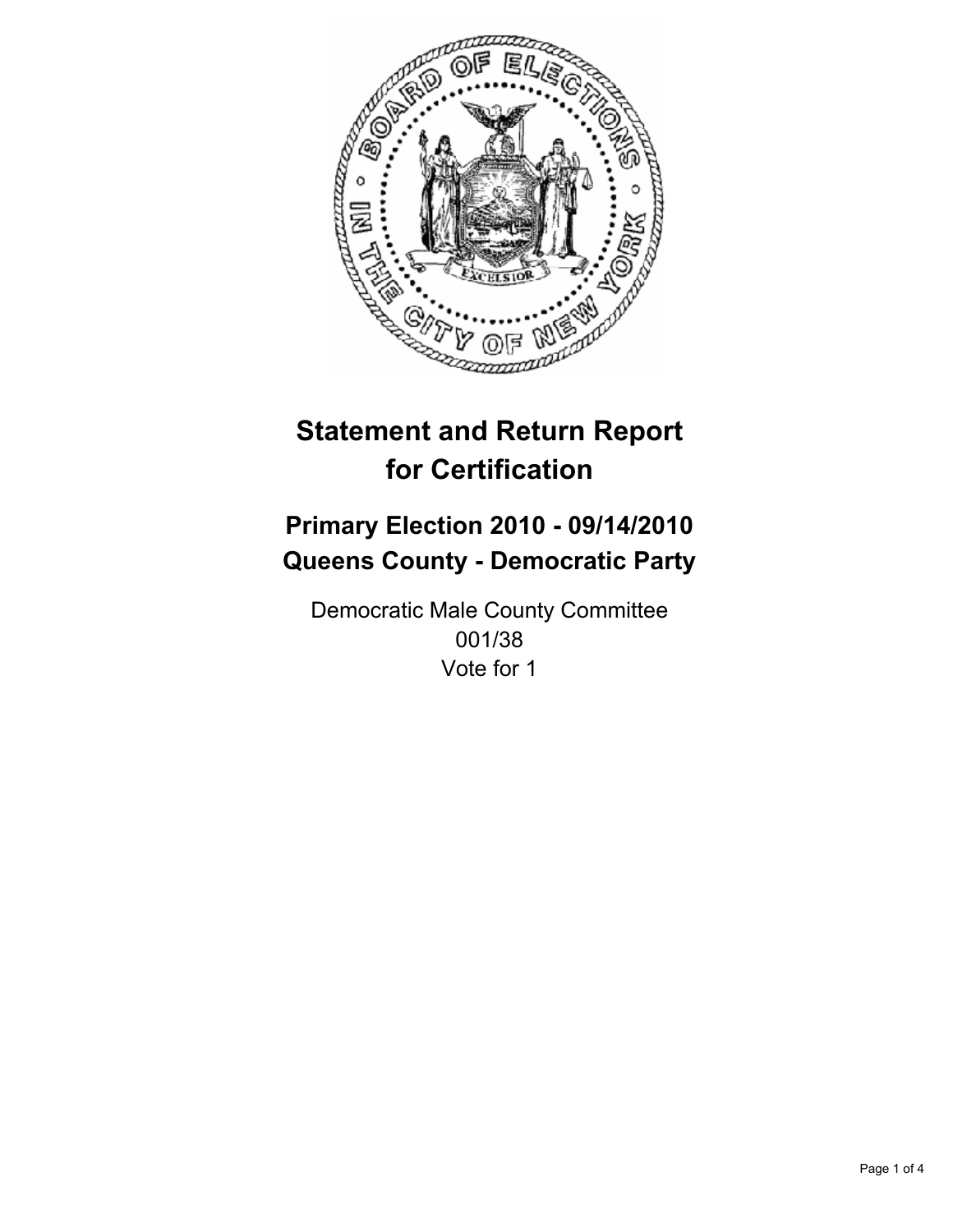# Statement and Return Report for Certification

## Primary Election 2010 - 09/14/2010
## Queens County - Democratic Party

Democratic Male County Committee
001/38
Vote for 1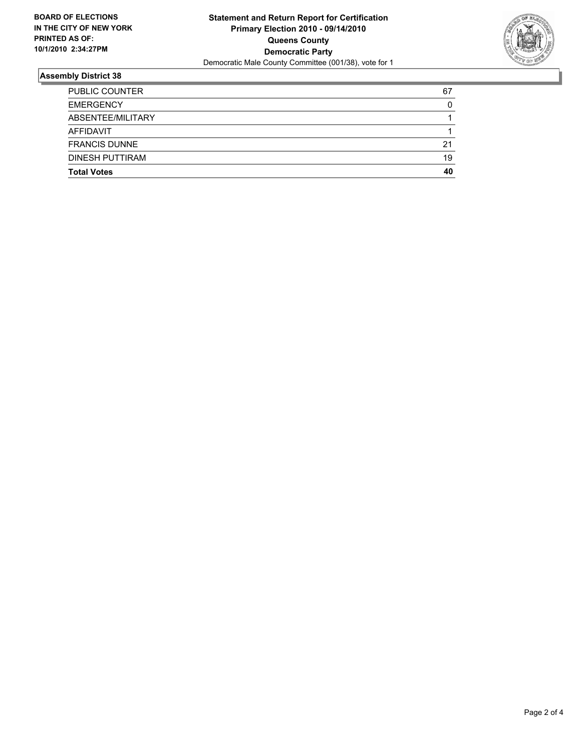**BOARD OF ELECTIONS IN THE CITY OF NEW YORK PRINTED AS OF: 10/1/2010 2:34:27PM**

**Statement and Return Report for Certification**
**Primary Election 2010 - 09/14/2010**
**Queens County**
**Democratic Party**
Democratic Male County Committee (001/38), vote for 1

## Assembly District 38

| | |
|---|---|
| PUBLIC COUNTER | 67 |
| EMERGENCY | 0 |
| ABSENTEE/MILITARY | 1 |
| AFFIDAVIT | 1 |
| FRANCIS DUNNE | 21 |
| DINESH PUTTIRAM | 19 |
| **Total Votes** | **40** |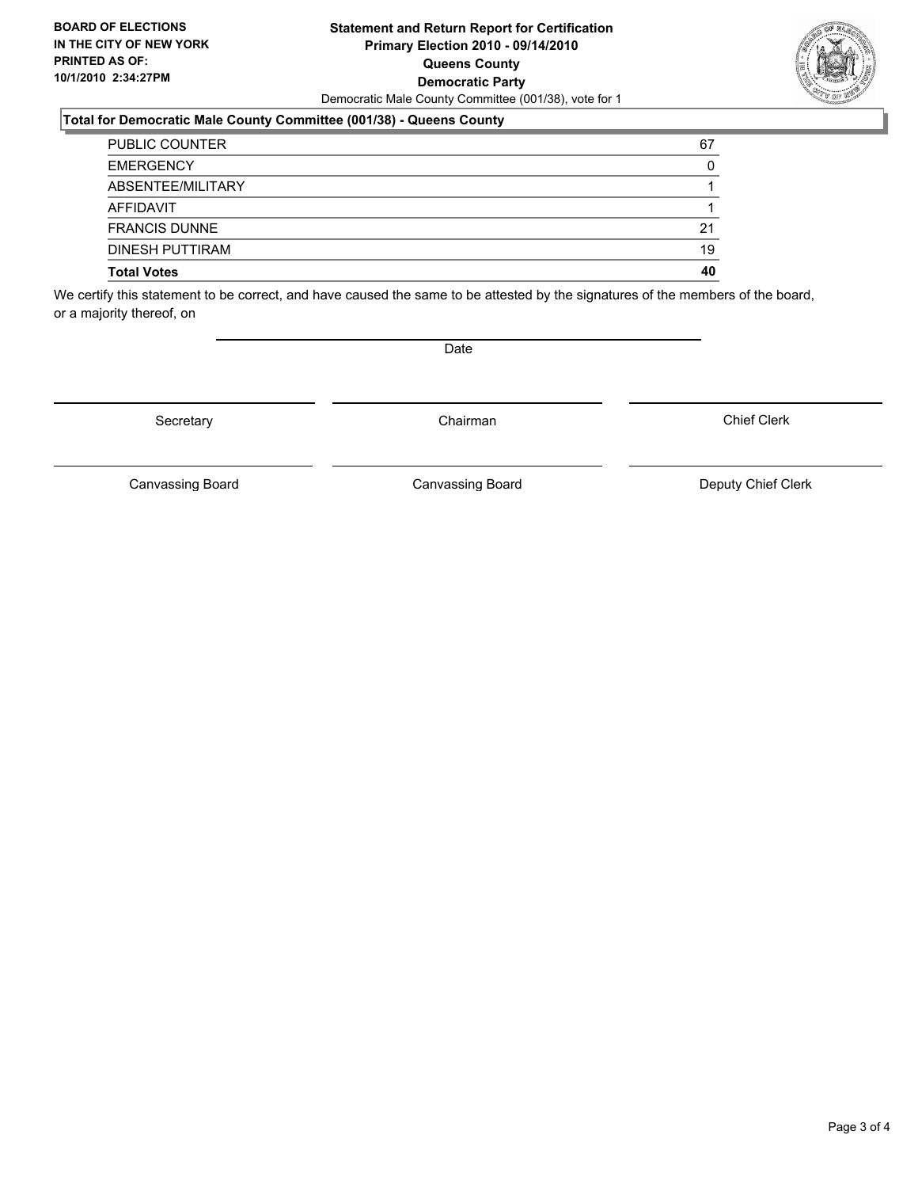**BOARD OF ELECTIONS IN THE CITY OF NEW YORK PRINTED AS OF: 10/1/2010 2:34:27PM**

# Statement and Return Report for Certification
## Primary Election 2010 - 09/14/2010
## Queens County
## Democratic Party

Democratic Male County Committee (001/38), vote for 1

### Total for Democratic Male County Committee (001/38) - Queens County

| | |
|---|---|
| PUBLIC COUNTER | 67 |
| EMERGENCY | 0 |
| ABSENTEE/MILITARY | 1 |
| AFFIDAVIT | 1 |
| FRANCIS DUNNE | 21 |
| DINESH PUTTIRAM | 19 |
| **Total Votes** | **40** |

We certify this statement to be correct, and have caused the same to be attested by the signatures of the members of the board, or a majority thereof, on

Date

| | | |
|---|---|---|
| Secretary | Chairman | Chief Clerk |
| Canvassing Board | Canvassing Board | Deputy Chief Clerk |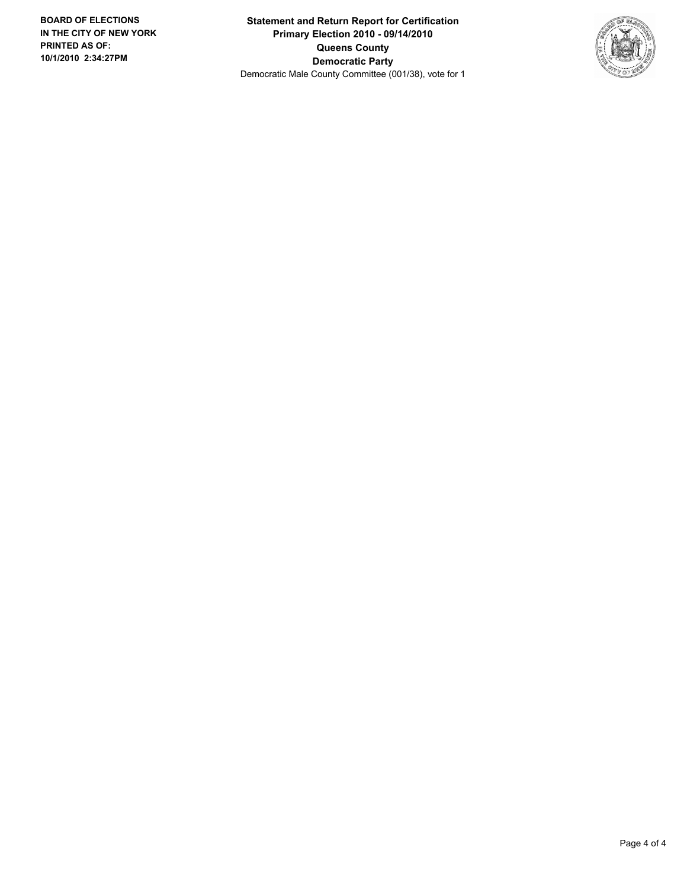**BOARD OF ELECTIONS IN THE CITY OF NEW YORK PRINTED AS OF: 10/1/2010 2:34:27PM**

**Statement and Return Report for Certification**
**Primary Election 2010 - 09/14/2010**
**Queens County**
**Democratic Party**
Democratic Male County Committee (001/38), vote for 1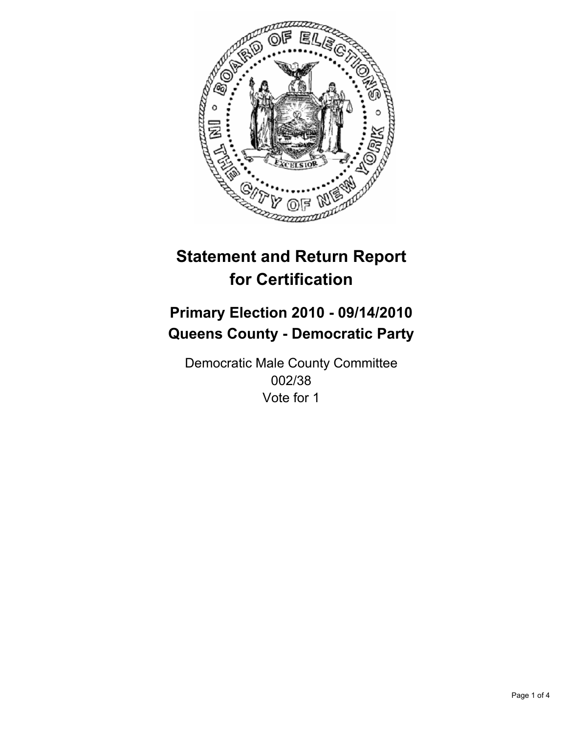# Statement and Return Report for Certification

## Primary Election 2010 - 09/14/2010
## Queens County - Democratic Party

Democratic Male County Committee
002/38
Vote for 1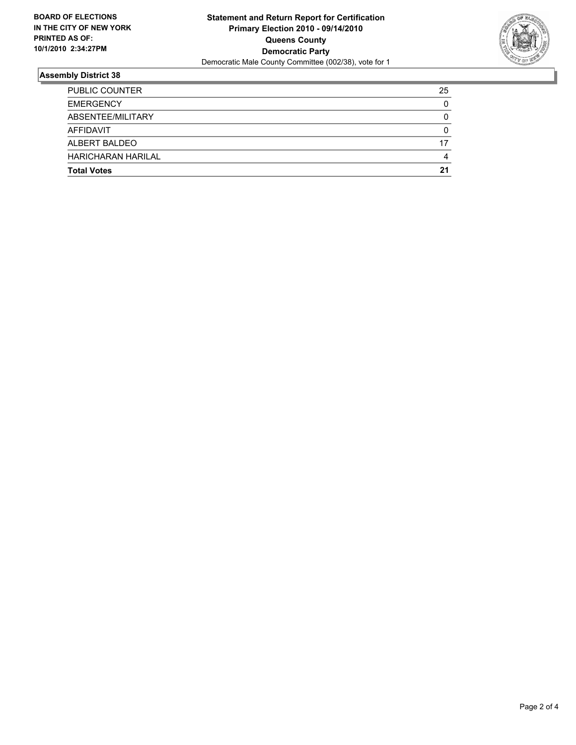**BOARD OF ELECTIONS IN THE CITY OF NEW YORK PRINTED AS OF: 10/1/2010 2:34:27PM**

# Statement and Return Report for Certification
## Primary Election 2010 - 09/14/2010
## Queens County
## Democratic Party
Democratic Male County Committee (002/38), vote for 1

### Assembly District 38

| | |
|---|---|
| PUBLIC COUNTER | 25 |
| EMERGENCY | 0 |
| ABSENTEE/MILITARY | 0 |
| AFFIDAVIT | 0 |
| ALBERT BALDEO | 17 |
| HARICHARAN HARILAL | 4 |
| **Total Votes** | **21** |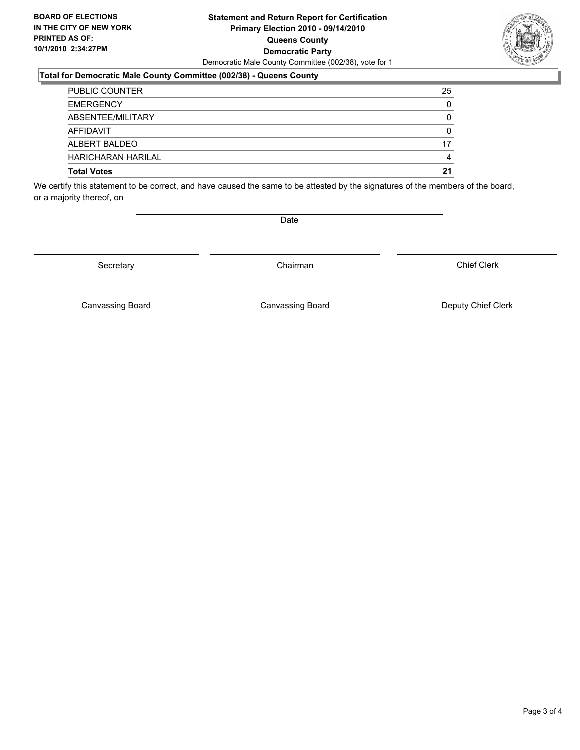**BOARD OF ELECTIONS IN THE CITY OF NEW YORK PRINTED AS OF: 10/1/2010 2:34:27PM**

**Statement and Return Report for Certification**
**Primary Election 2010 - 09/14/2010**
**Queens County**
**Democratic Party**
Democratic Male County Committee (002/38), vote for 1

**Total for Democratic Male County Committee (002/38) - Queens County**

| | |
|---|---|
| PUBLIC COUNTER | 25 |
| EMERGENCY | 0 |
| ABSENTEE/MILITARY | 0 |
| AFFIDAVIT | 0 |
| ALBERT BALDEO | 17 |
| HARICHARAN HARILAL | 4 |
| **Total Votes** | **21** |

We certify this statement to be correct, and have caused the same to be attested by the signatures of the members of the board, or a majority thereof, on

Date

Secretary | Chairman | Chief Clerk

Canvassing Board | Canvassing Board | Deputy Chief Clerk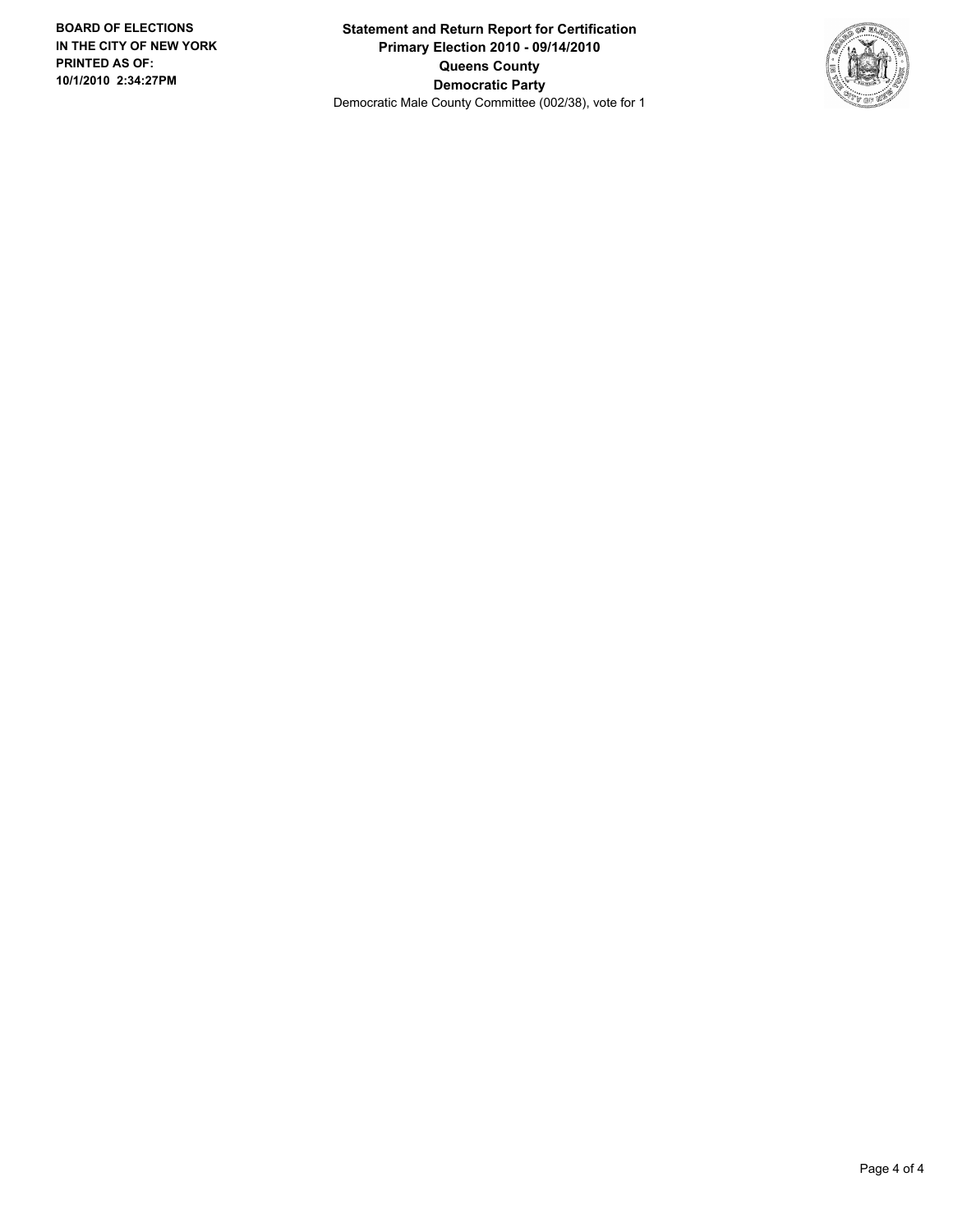**BOARD OF ELECTIONS IN THE CITY OF NEW YORK PRINTED AS OF: 10/1/2010 2:34:27PM**

**Statement and Return Report for Certification**
**Primary Election 2010 - 09/14/2010**
**Queens County**
**Democratic Party**
Democratic Male County Committee (002/38), vote for 1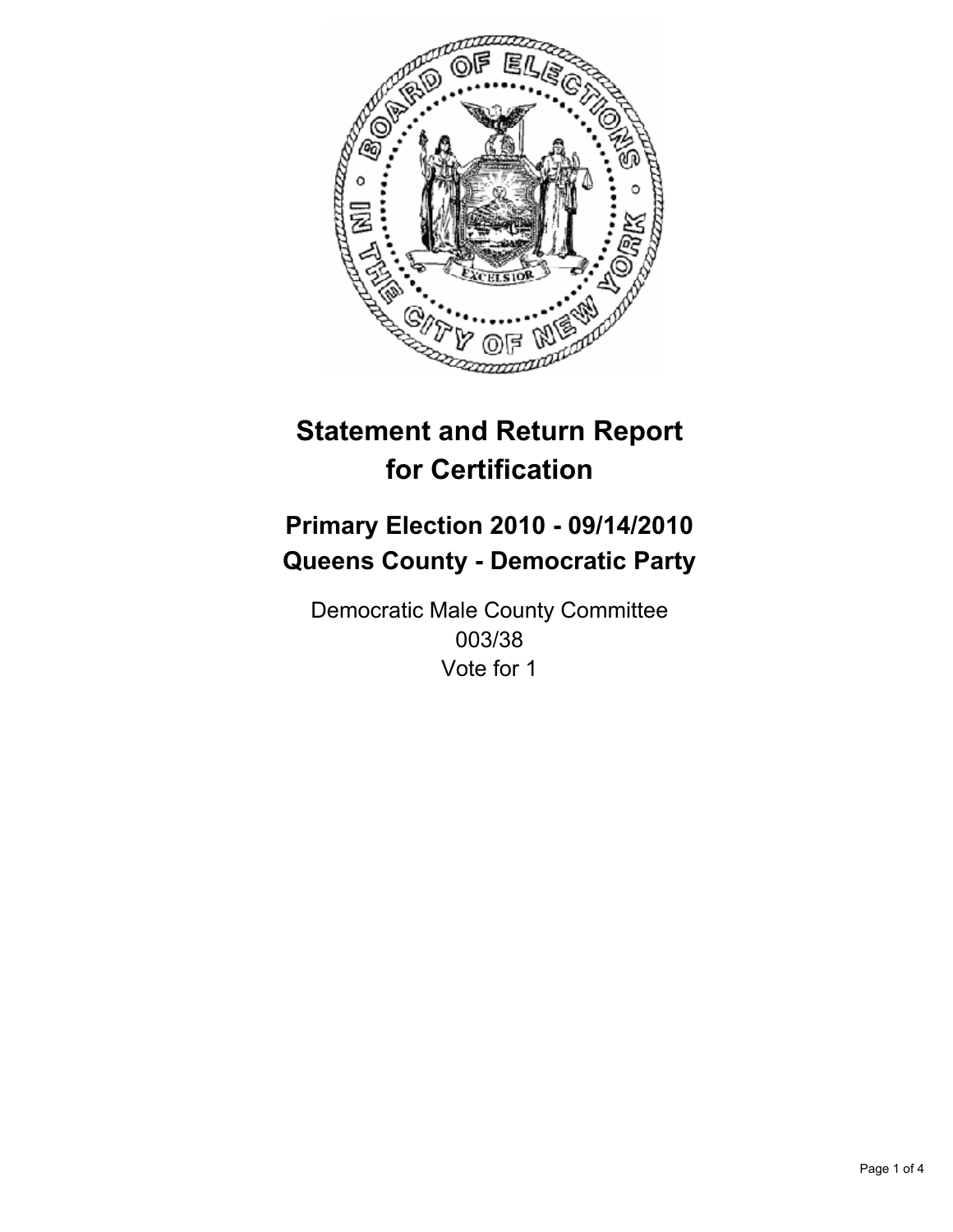# Statement and Return Report for Certification

## Primary Election 2010 - 09/14/2010
## Queens County - Democratic Party

Democratic Male County Committee
003/38
Vote for 1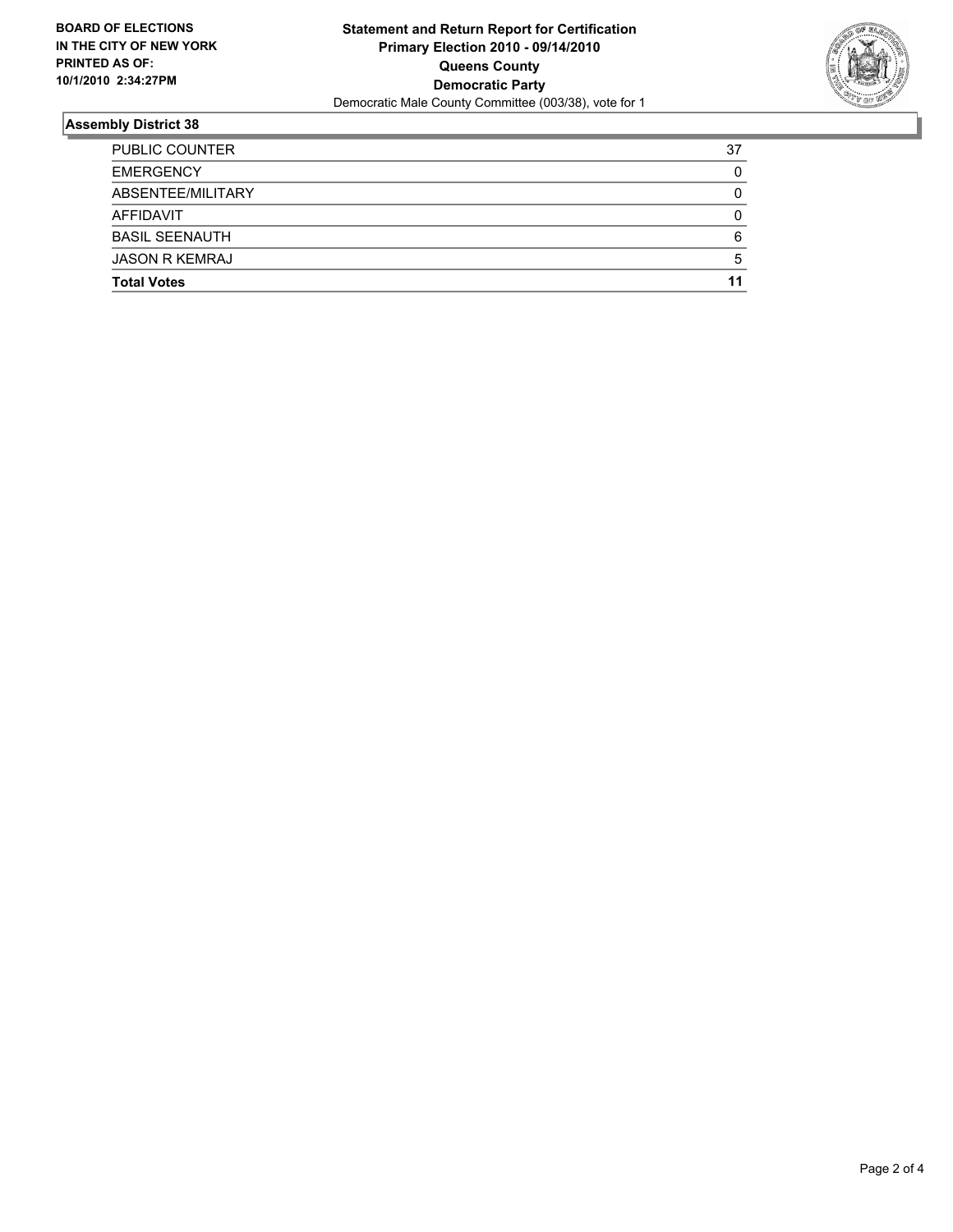**BOARD OF ELECTIONS IN THE CITY OF NEW YORK PRINTED AS OF: 10/1/2010 2:34:27PM**

# Statement and Return Report for Certification
## Primary Election 2010 - 09/14/2010
## Queens County
## Democratic Party
Democratic Male County Committee (003/38), vote for 1

### Assembly District 38

| | |
|---|---|
| PUBLIC COUNTER | 37 |
| EMERGENCY | 0 |
| ABSENTEE/MILITARY | 0 |
| AFFIDAVIT | 0 |
| BASIL SEENAUTH | 6 |
| JASON R KEMRAJ | 5 |
| **Total Votes** | **11** |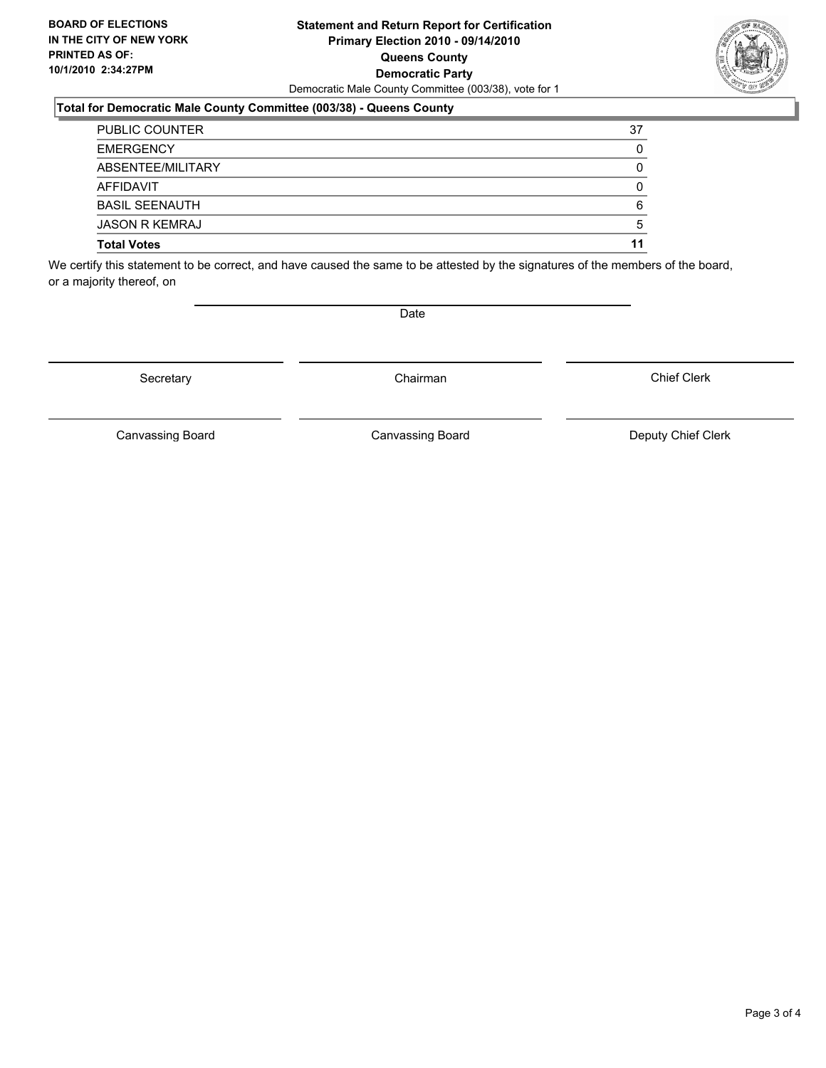**BOARD OF ELECTIONS IN THE CITY OF NEW YORK PRINTED AS OF: 10/1/2010 2:34:27PM**

# Statement and Return Report for Certification
## Primary Election 2010 - 09/14/2010
## Queens County
## Democratic Party

Democratic Male County Committee (003/38), vote for 1

### Total for Democratic Male County Committee (003/38) - Queens County

| | |
|---|---|
| PUBLIC COUNTER | 37 |
| EMERGENCY | 0 |
| ABSENTEE/MILITARY | 0 |
| AFFIDAVIT | 0 |
| BASIL SEENAUTH | 6 |
| JASON R KEMRAJ | 5 |
| **Total Votes** | **11** |

We certify this statement to be correct, and have caused the same to be attested by the signatures of the members of the board, or a majority thereof, on

Date

| Secretary | Chairman | Chief Clerk |
|---|---|---|
| Canvassing Board | Canvassing Board | Deputy Chief Clerk |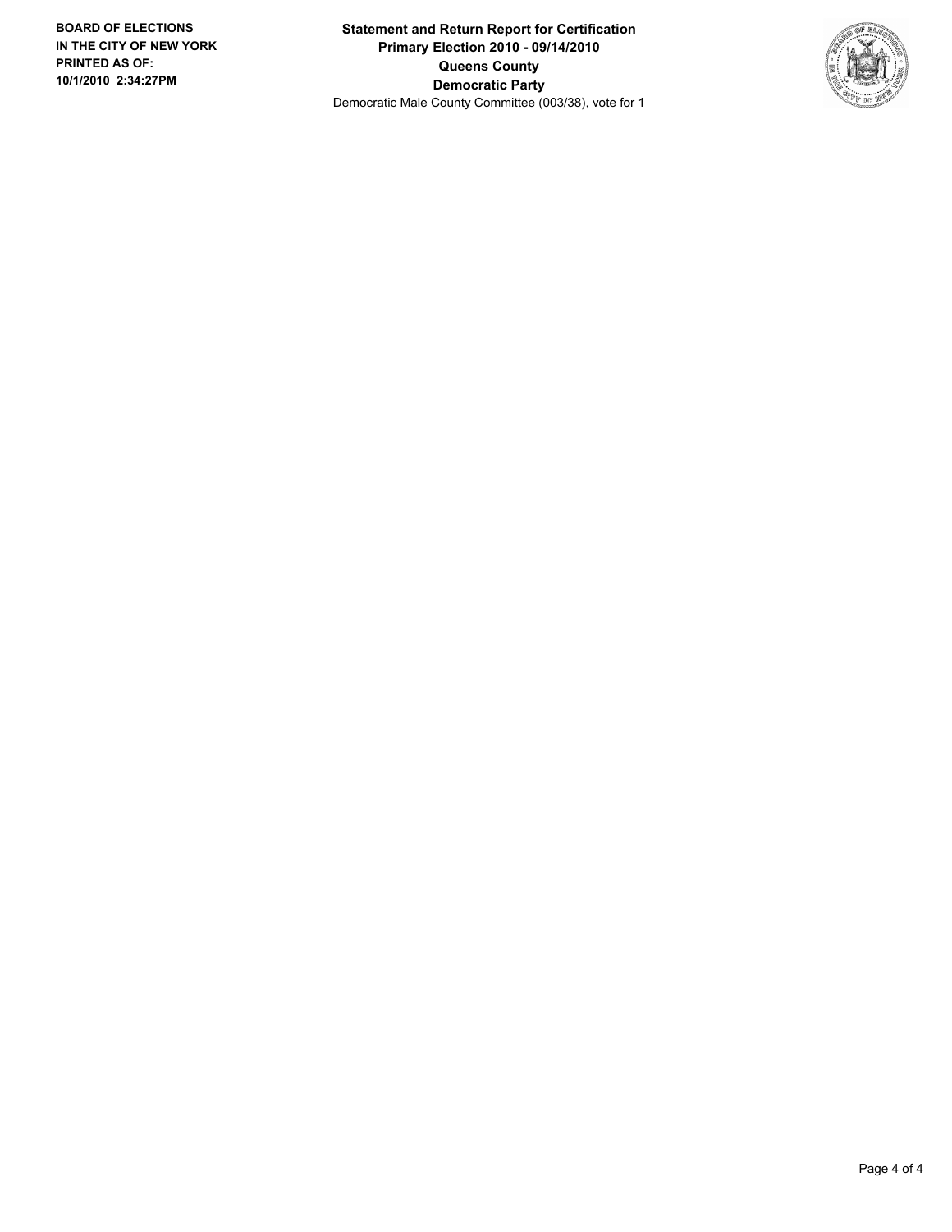**BOARD OF ELECTIONS IN THE CITY OF NEW YORK PRINTED AS OF: 10/1/2010 2:34:27PM**

**Statement and Return Report for Certification**
**Primary Election 2010 - 09/14/2010**
**Queens County**
**Democratic Party**
Democratic Male County Committee (003/38), vote for 1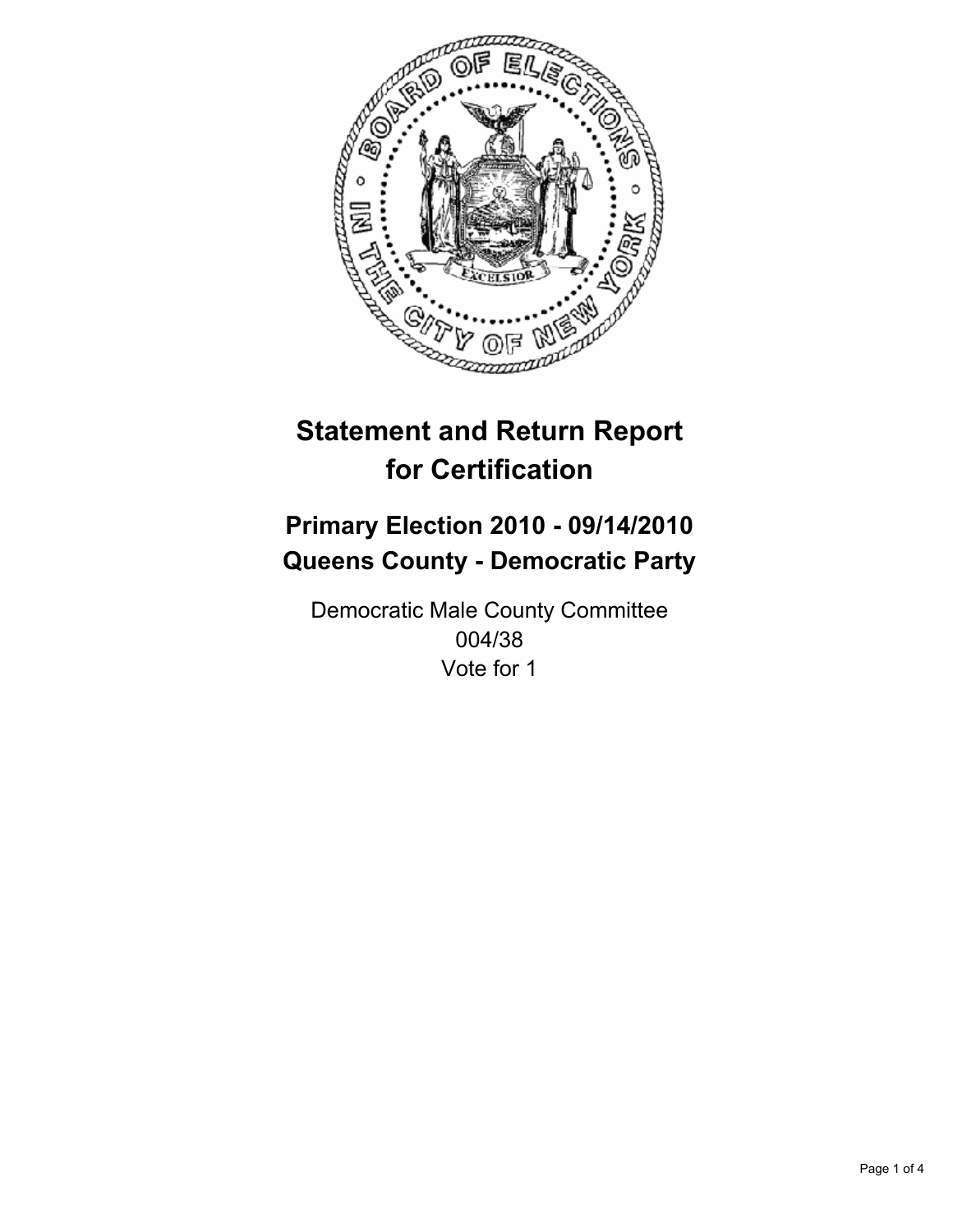# Statement and Return Report for Certification

## Primary Election 2010 - 09/14/2010
## Queens County - Democratic Party

Democratic Male County Committee
004/38
Vote for 1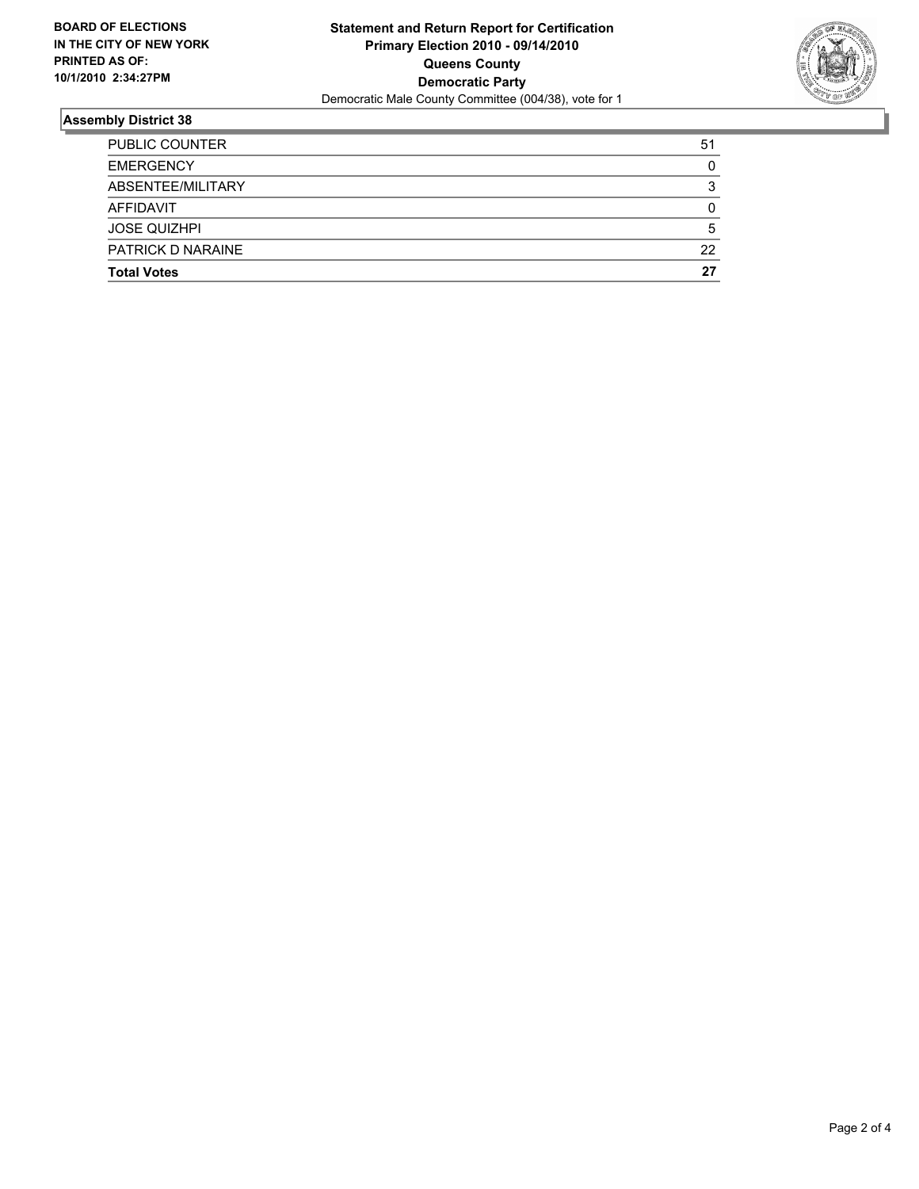**BOARD OF ELECTIONS IN THE CITY OF NEW YORK PRINTED AS OF: 10/1/2010 2:34:27PM**

**Statement and Return Report for Certification**
**Primary Election 2010 - 09/14/2010**
**Queens County**
**Democratic Party**
Democratic Male County Committee (004/38), vote for 1

## Assembly District 38

| | |
|---|---|
| PUBLIC COUNTER | 51 |
| EMERGENCY | 0 |
| ABSENTEE/MILITARY | 3 |
| AFFIDAVIT | 0 |
| JOSE QUIZHPI | 5 |
| PATRICK D NARAINE | 22 |
| **Total Votes** | **27** |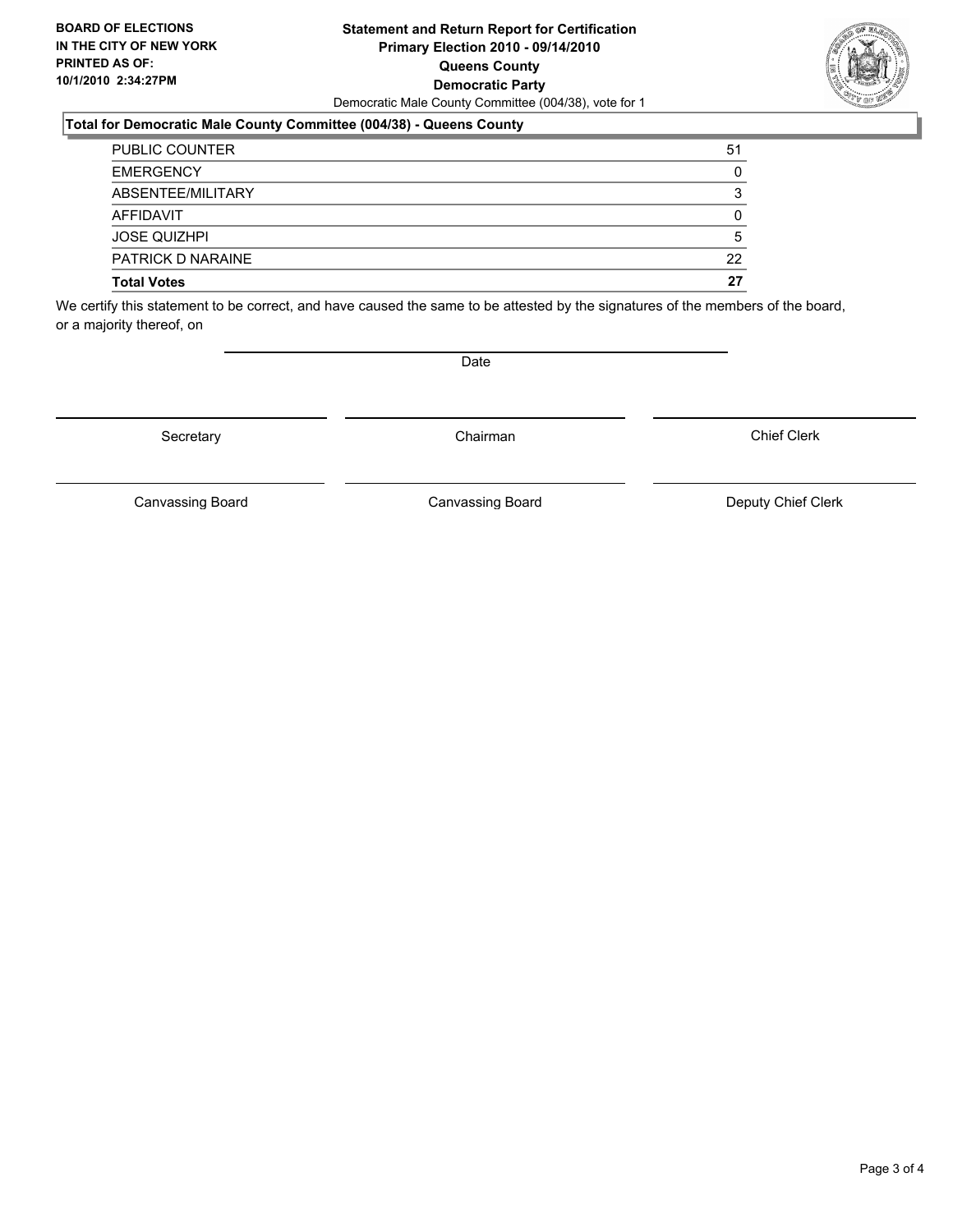**BOARD OF ELECTIONS IN THE CITY OF NEW YORK PRINTED AS OF: 10/1/2010 2:34:27PM**

# Statement and Return Report for Certification
## Primary Election 2010 - 09/14/2010
## Queens County
## Democratic Party

Democratic Male County Committee (004/38), vote for 1

### Total for Democratic Male County Committee (004/38) - Queens County

| | |
|---|---|
| PUBLIC COUNTER | 51 |
| EMERGENCY | 0 |
| ABSENTEE/MILITARY | 3 |
| AFFIDAVIT | 0 |
| JOSE QUIZHPI | 5 |
| PATRICK D NARAINE | 22 |
| **Total Votes** | **27** |

We certify this statement to be correct, and have caused the same to be attested by the signatures of the members of the board, or a majority thereof, on

Date

Secretary | Chairman | Chief Clerk

Canvassing Board | Canvassing Board | Deputy Chief Clerk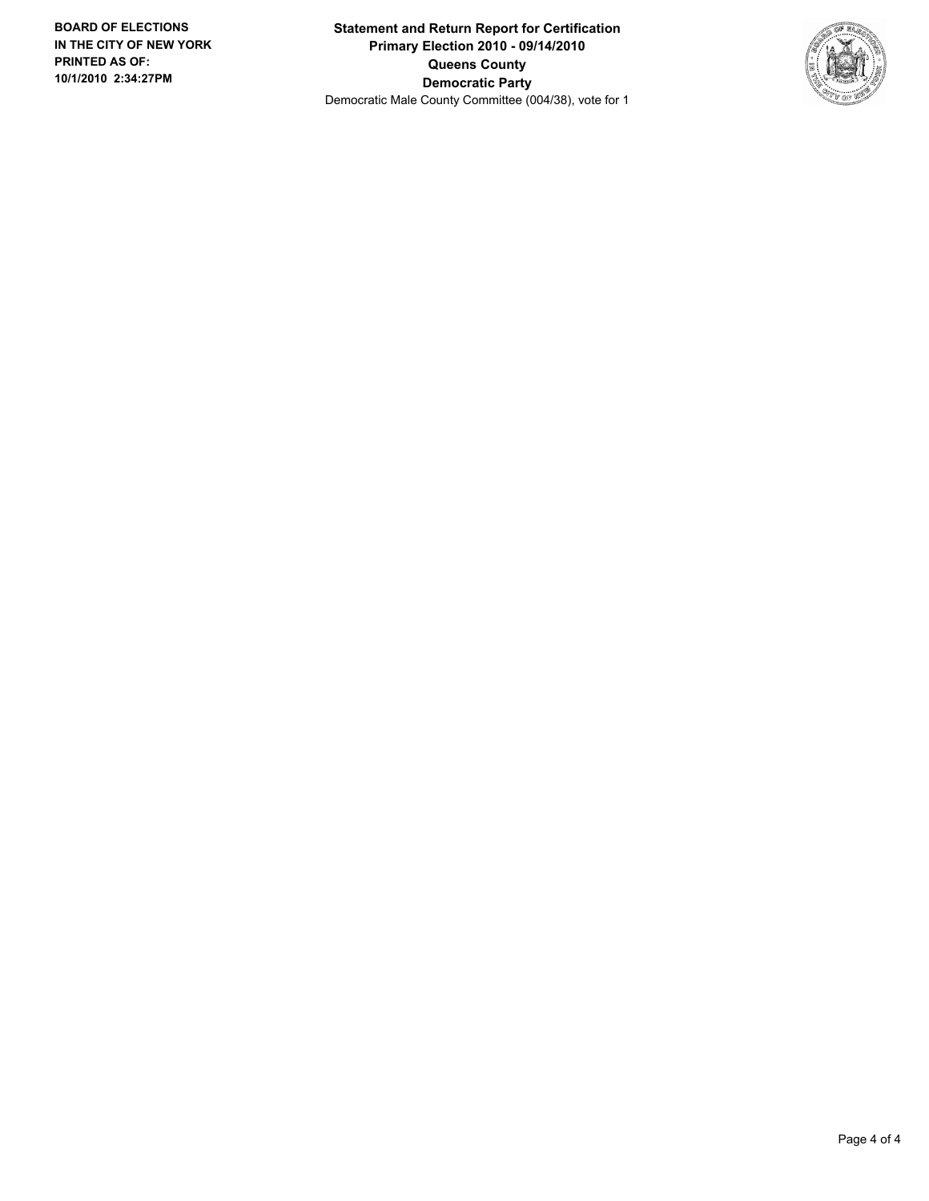**BOARD OF ELECTIONS**
**IN THE CITY OF NEW YORK**
**PRINTED AS OF:**
**10/1/2010 2:34:27PM**

**Statement and Return Report for Certification**
**Primary Election 2010 - 09/14/2010**
**Queens County**
**Democratic Party**
Democratic Male County Committee (004/38), vote for 1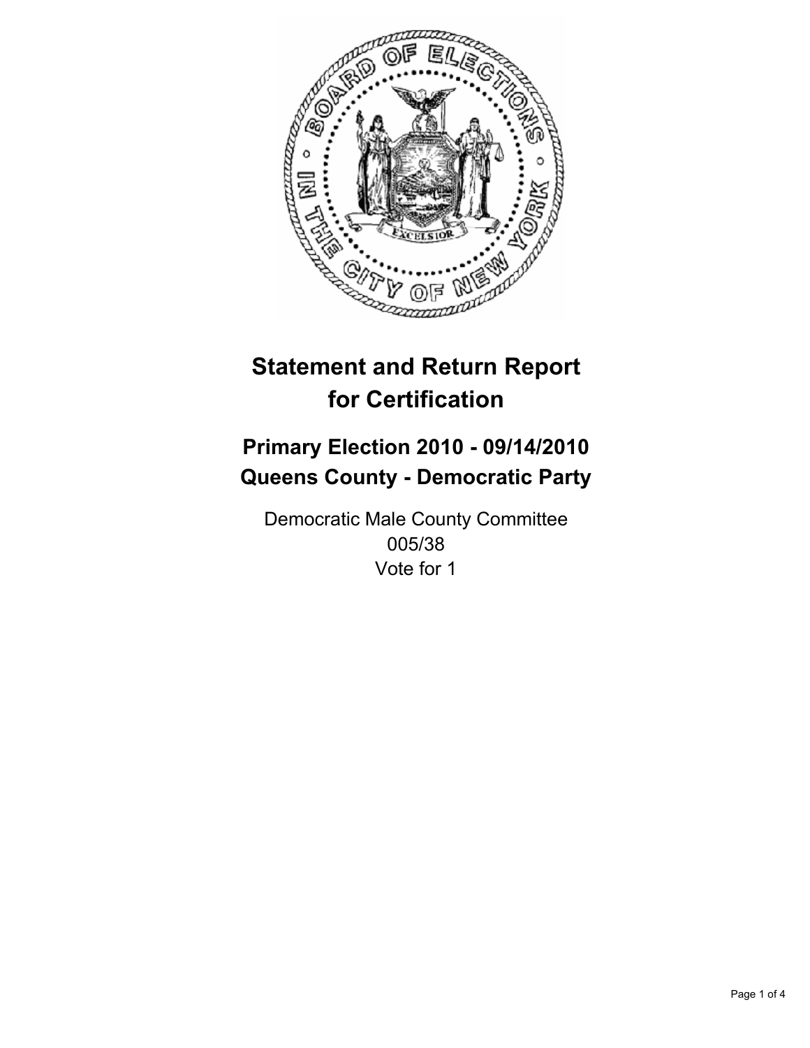# Statement and Return Report for Certification

## Primary Election 2010 - 09/14/2010
## Queens County - Democratic Party

Democratic Male County Committee
005/38
Vote for 1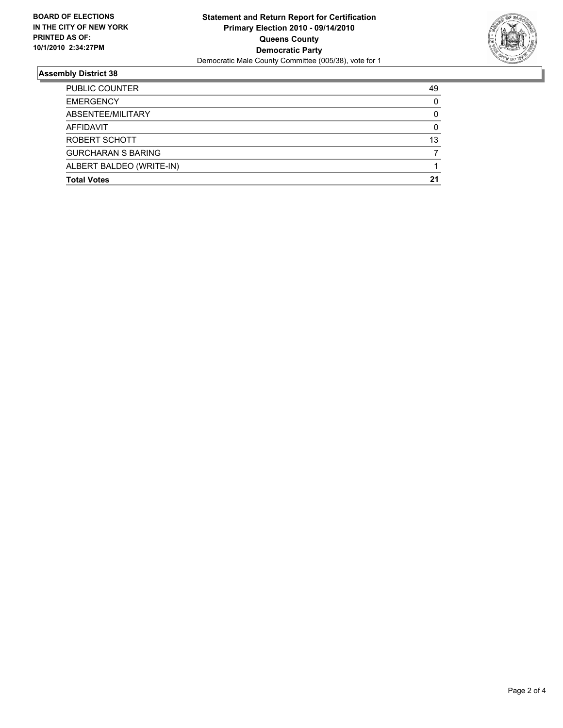**BOARD OF ELECTIONS IN THE CITY OF NEW YORK PRINTED AS OF: 10/1/2010 2:34:27PM**

**Statement and Return Report for Certification**
**Primary Election 2010 - 09/14/2010**
**Queens County**
**Democratic Party**
Democratic Male County Committee (005/38), vote for 1

## Assembly District 38

| | |
|---|---|
| PUBLIC COUNTER | 49 |
| EMERGENCY | 0 |
| ABSENTEE/MILITARY | 0 |
| AFFIDAVIT | 0 |
| ROBERT SCHOTT | 13 |
| GURCHARAN S BARING | 7 |
| ALBERT BALDEO (WRITE-IN) | 1 |
| **Total Votes** | **21** |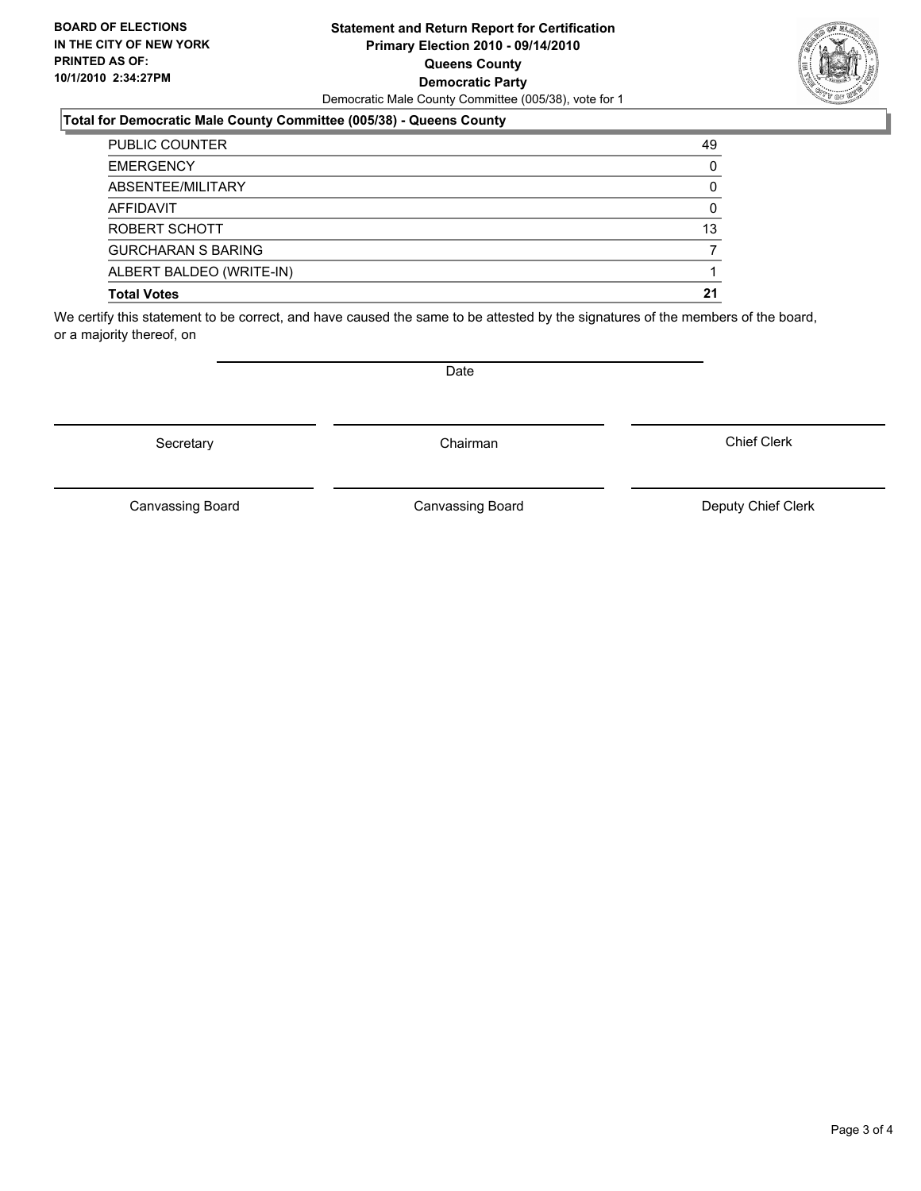**BOARD OF ELECTIONS IN THE CITY OF NEW YORK PRINTED AS OF: 10/1/2010 2:34:27PM**

**Statement and Return Report for Certification**
**Primary Election 2010 - 09/14/2010**
**Queens County**
**Democratic Party**
Democratic Male County Committee (005/38), vote for 1

### Total for Democratic Male County Committee (005/38) - Queens County

| | |
|---|---|
| PUBLIC COUNTER | 49 |
| EMERGENCY | 0 |
| ABSENTEE/MILITARY | 0 |
| AFFIDAVIT | 0 |
| ROBERT SCHOTT | 13 |
| GURCHARAN S BARING | 7 |
| ALBERT BALDEO (WRITE-IN) | 1 |
| **Total Votes** | **21** |

We certify this statement to be correct, and have caused the same to be attested by the signatures of the members of the board, or a majority thereof, on

Date

Secretary | Chairman | Chief Clerk

Canvassing Board | Canvassing Board | Deputy Chief Clerk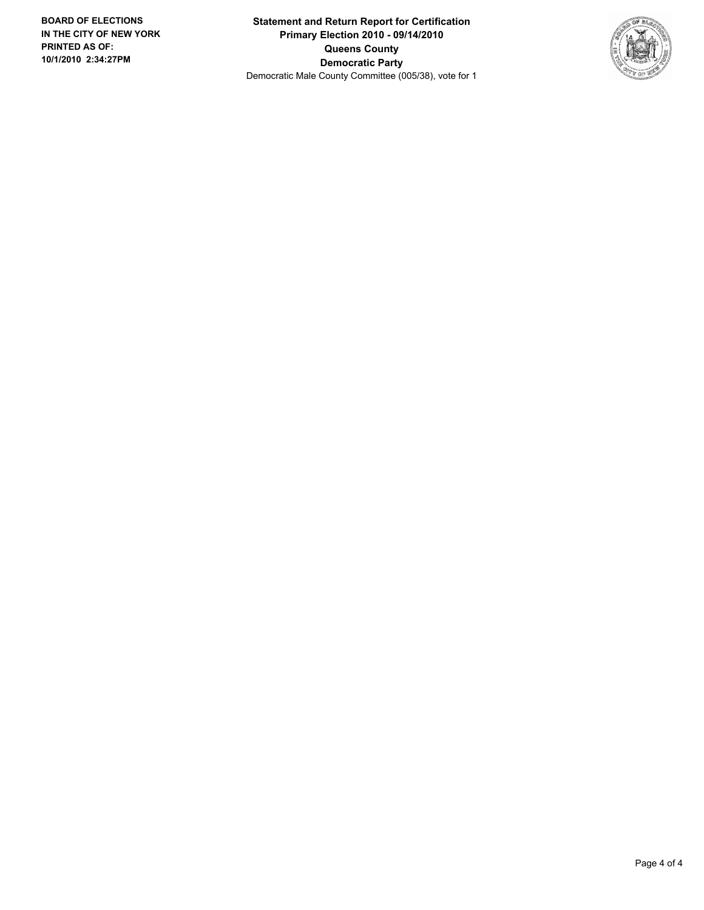**BOARD OF ELECTIONS IN THE CITY OF NEW YORK PRINTED AS OF: 10/1/2010 2:34:27PM**

**Statement and Return Report for Certification**
**Primary Election 2010 - 09/14/2010**
**Queens County**
**Democratic Party**
Democratic Male County Committee (005/38), vote for 1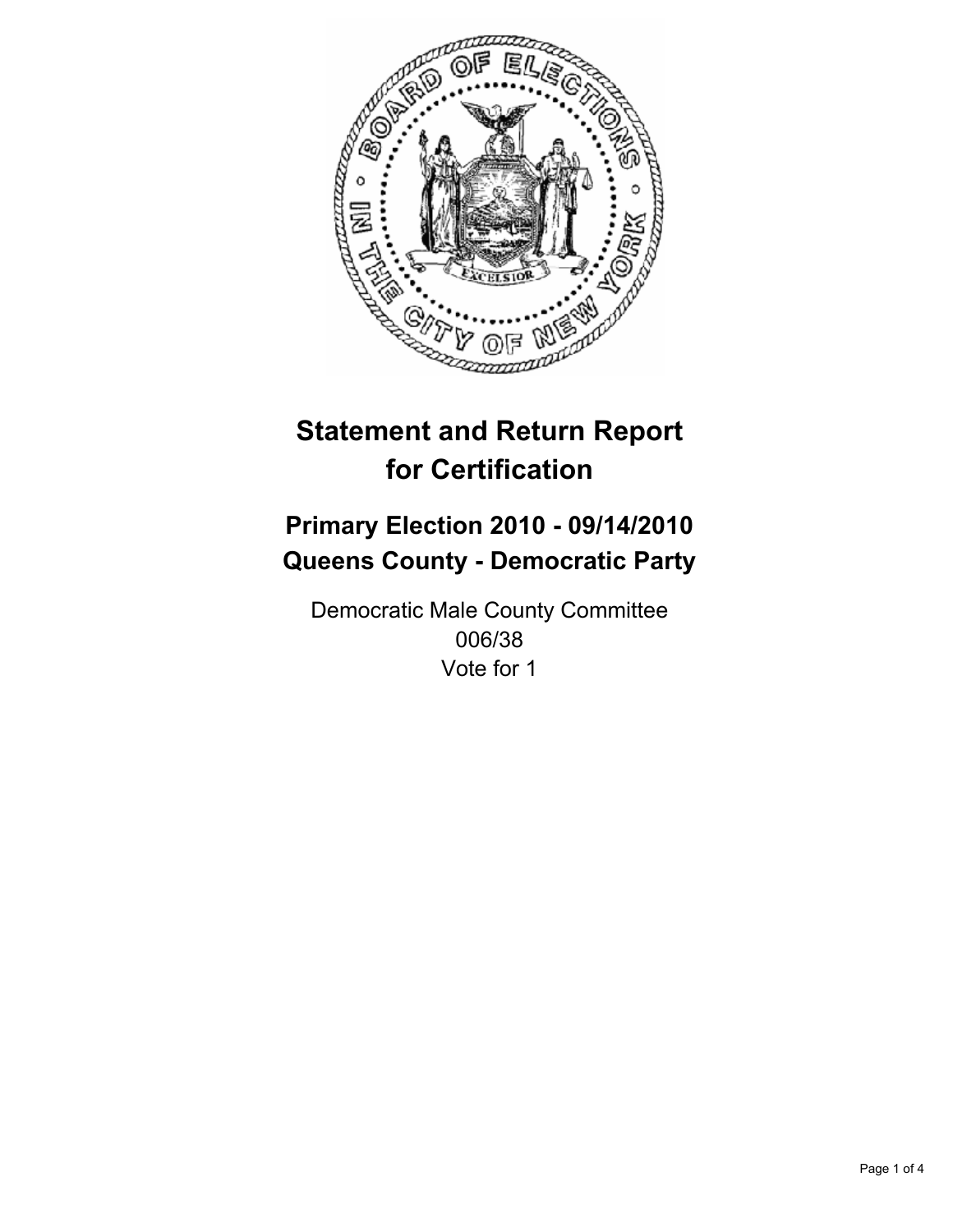# Statement and Return Report for Certification

## Primary Election 2010 - 09/14/2010
## Queens County - Democratic Party

Democratic Male County Committee
006/38
Vote for 1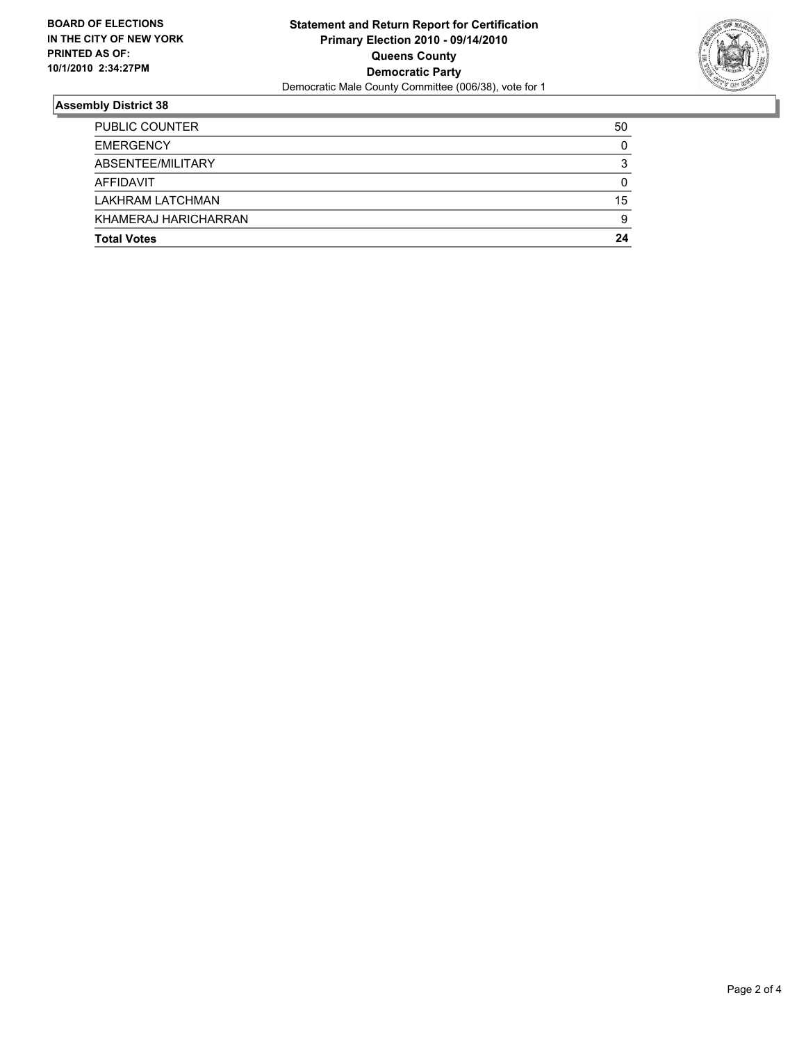**BOARD OF ELECTIONS IN THE CITY OF NEW YORK PRINTED AS OF: 10/1/2010 2:34:27PM**

**Statement and Return Report for Certification**
**Primary Election 2010 - 09/14/2010**
**Queens County**
**Democratic Party**
Democratic Male County Committee (006/38), vote for 1

## Assembly District 38

| | |
|---|---|
| PUBLIC COUNTER | 50 |
| EMERGENCY | 0 |
| ABSENTEE/MILITARY | 3 |
| AFFIDAVIT | 0 |
| LAKHRAM LATCHMAN | 15 |
| KHAMERAJ HARICHARRAN | 9 |
| **Total Votes** | **24** |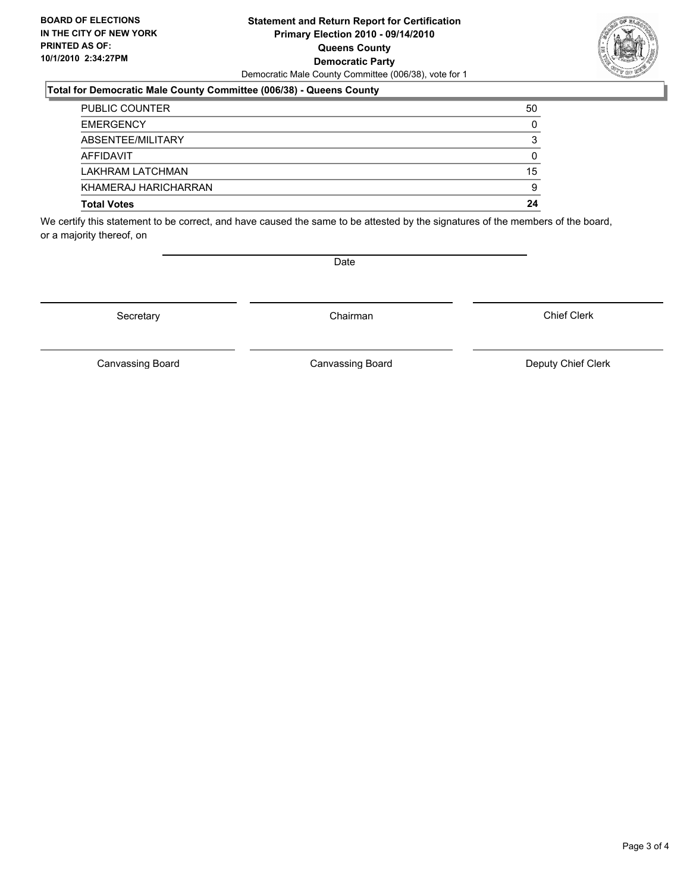**BOARD OF ELECTIONS IN THE CITY OF NEW YORK PRINTED AS OF: 10/1/2010 2:34:27PM**

# Statement and Return Report for Certification
## Primary Election 2010 - 09/14/2010
## Queens County
## Democratic Party

Democratic Male County Committee (006/38), vote for 1

### Total for Democratic Male County Committee (006/38) - Queens County

| | |
|---|---|
| PUBLIC COUNTER | 50 |
| EMERGENCY | 0 |
| ABSENTEE/MILITARY | 3 |
| AFFIDAVIT | 0 |
| LAKHRAM LATCHMAN | 15 |
| KHAMERAJ HARICHARRAN | 9 |
| **Total Votes** | **24** |

We certify this statement to be correct, and have caused the same to be attested by the signatures of the members of the board, or a majority thereof, on

Date

| | | |
|---|---|---|
| Secretary | Chairman | Chief Clerk |
| Canvassing Board | Canvassing Board | Deputy Chief Clerk |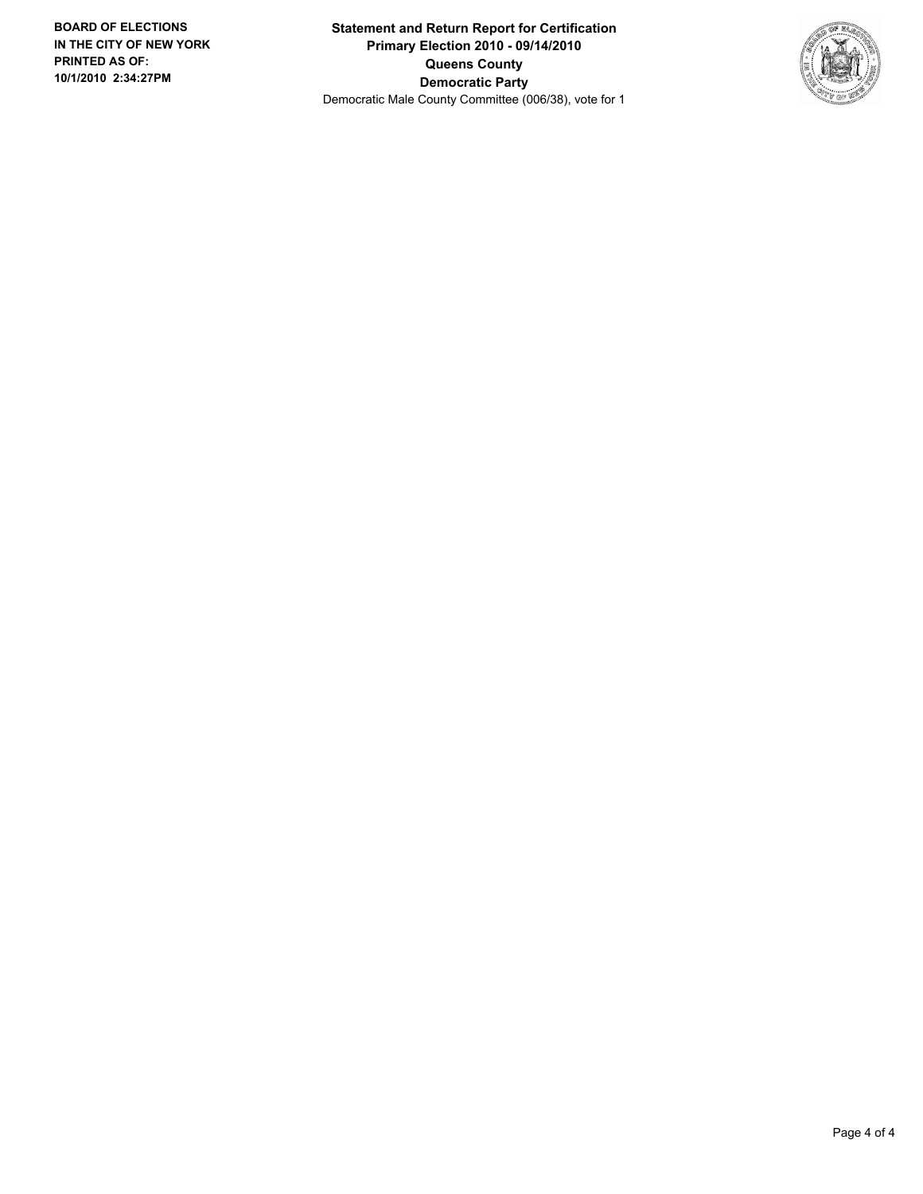**BOARD OF ELECTIONS IN THE CITY OF NEW YORK PRINTED AS OF: 10/1/2010 2:34:27PM**

**Statement and Return Report for Certification**
**Primary Election 2010 - 09/14/2010**
**Queens County**
**Democratic Party**
Democratic Male County Committee (006/38), vote for 1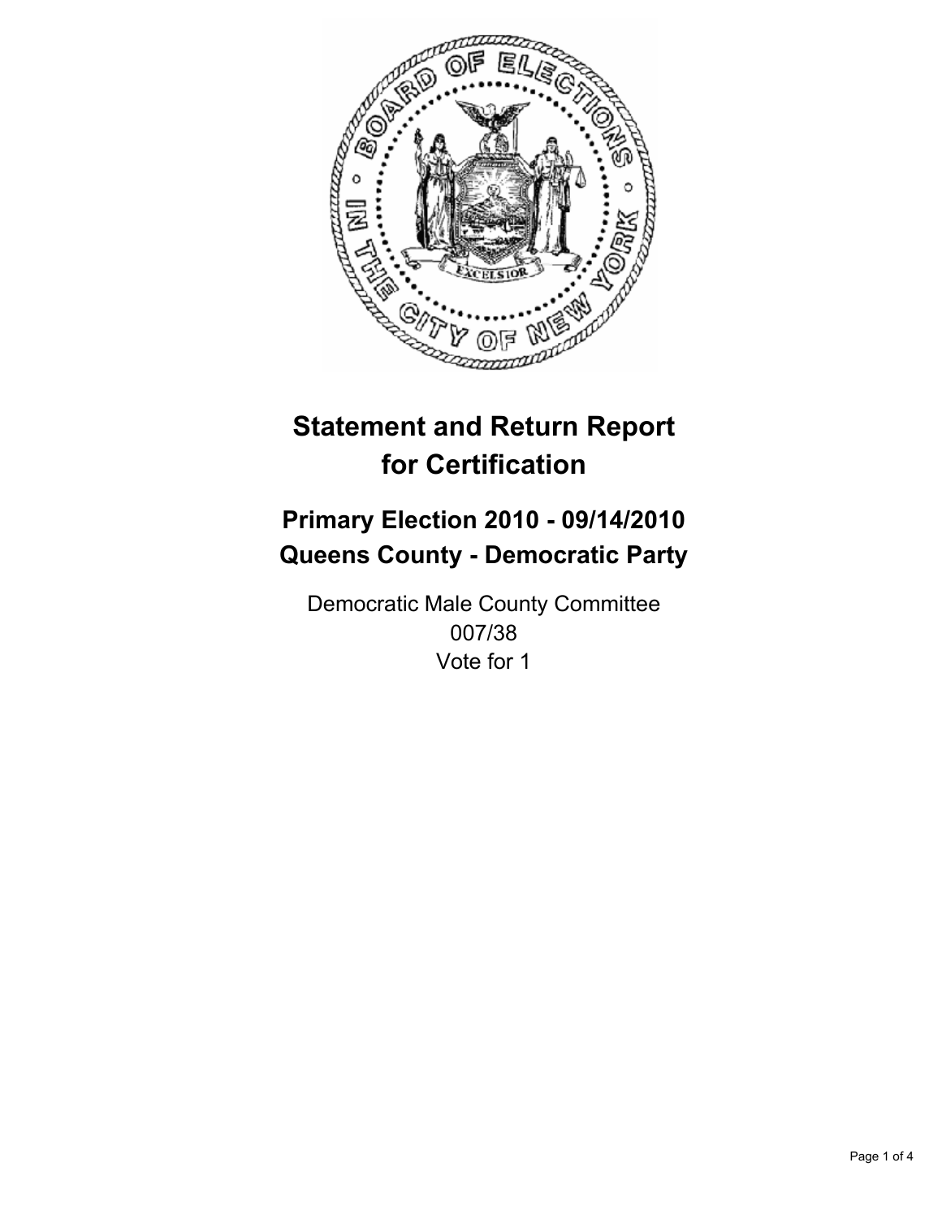# Statement and Return Report for Certification

## Primary Election 2010 - 09/14/2010
## Queens County - Democratic Party

Democratic Male County Committee
007/38
Vote for 1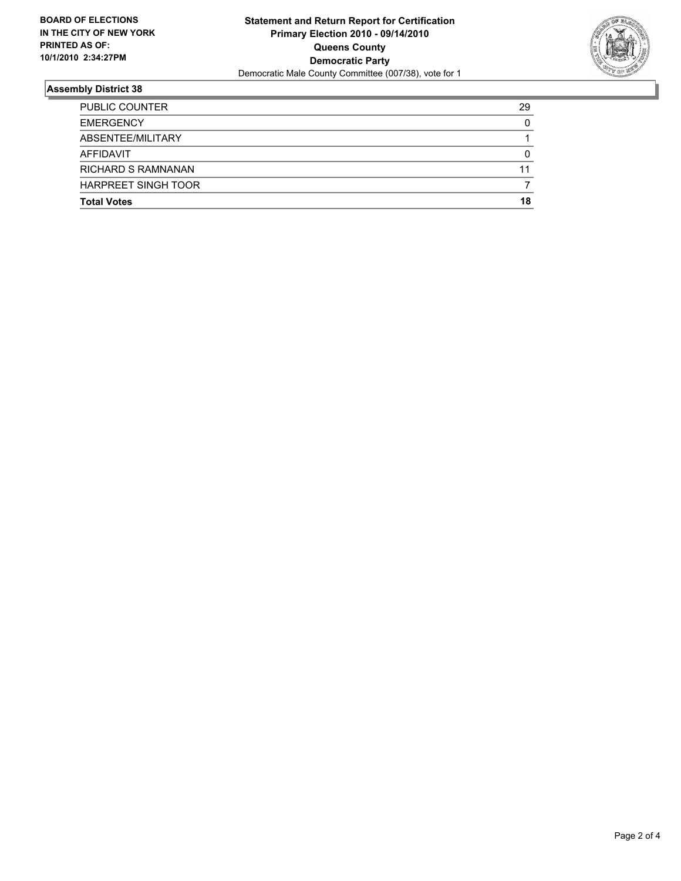**BOARD OF ELECTIONS IN THE CITY OF NEW YORK PRINTED AS OF: 10/1/2010 2:34:27PM**

**Statement and Return Report for Certification**
**Primary Election 2010 - 09/14/2010**
**Queens County**
**Democratic Party**
Democratic Male County Committee (007/38), vote for 1

## Assembly District 38

| | |
|---|---|
| PUBLIC COUNTER | 29 |
| EMERGENCY | 0 |
| ABSENTEE/MILITARY | 1 |
| AFFIDAVIT | 0 |
| RICHARD S RAMNANAN | 11 |
| HARPREET SINGH TOOR | 7 |
| **Total Votes** | **18** |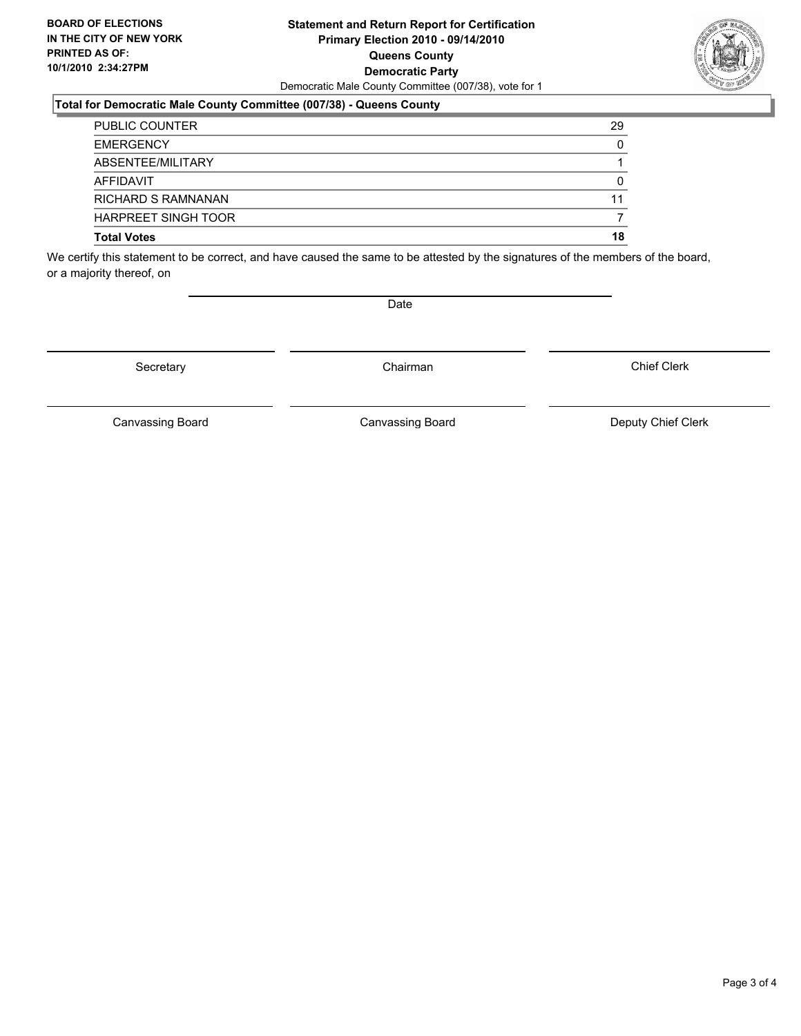**BOARD OF ELECTIONS IN THE CITY OF NEW YORK PRINTED AS OF: 10/1/2010 2:34:27PM**

**Statement and Return Report for Certification**
**Primary Election 2010 - 09/14/2010**
**Queens County**
**Democratic Party**
Democratic Male County Committee (007/38), vote for 1

**Total for Democratic Male County Committee (007/38) - Queens County**

| | |
|---|---|
| PUBLIC COUNTER | 29 |
| EMERGENCY | 0 |
| ABSENTEE/MILITARY | 1 |
| AFFIDAVIT | 0 |
| RICHARD S RAMNANAN | 11 |
| HARPREET SINGH TOOR | 7 |
| **Total Votes** | **18** |

We certify this statement to be correct, and have caused the same to be attested by the signatures of the members of the board, or a majority thereof, on

Date

Secretary | Chairman | Chief Clerk

Canvassing Board | Canvassing Board | Deputy Chief Clerk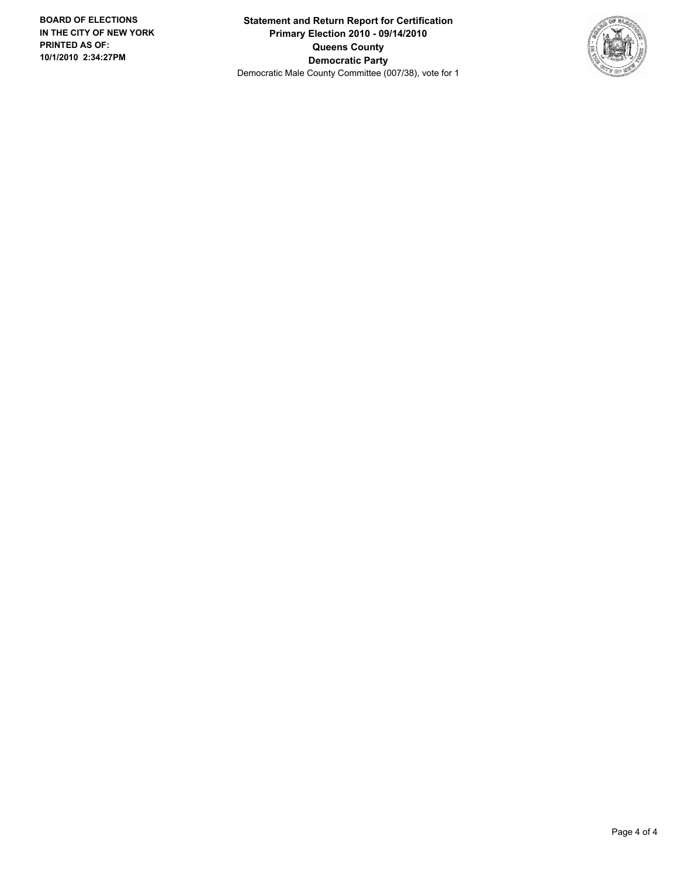**BOARD OF ELECTIONS**
**IN THE CITY OF NEW YORK**
**PRINTED AS OF:**
**10/1/2010 2:34:27PM**

**Statement and Return Report for Certification**
**Primary Election 2010 - 09/14/2010**
**Queens County**
**Democratic Party**
Democratic Male County Committee (007/38), vote for 1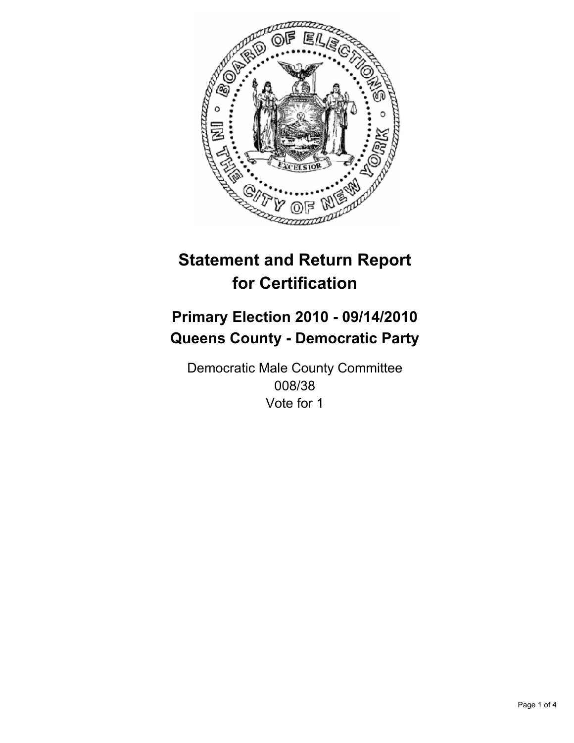# Statement and Return Report for Certification

## Primary Election 2010 - 09/14/2010
## Queens County - Democratic Party

Democratic Male County Committee
008/38
Vote for 1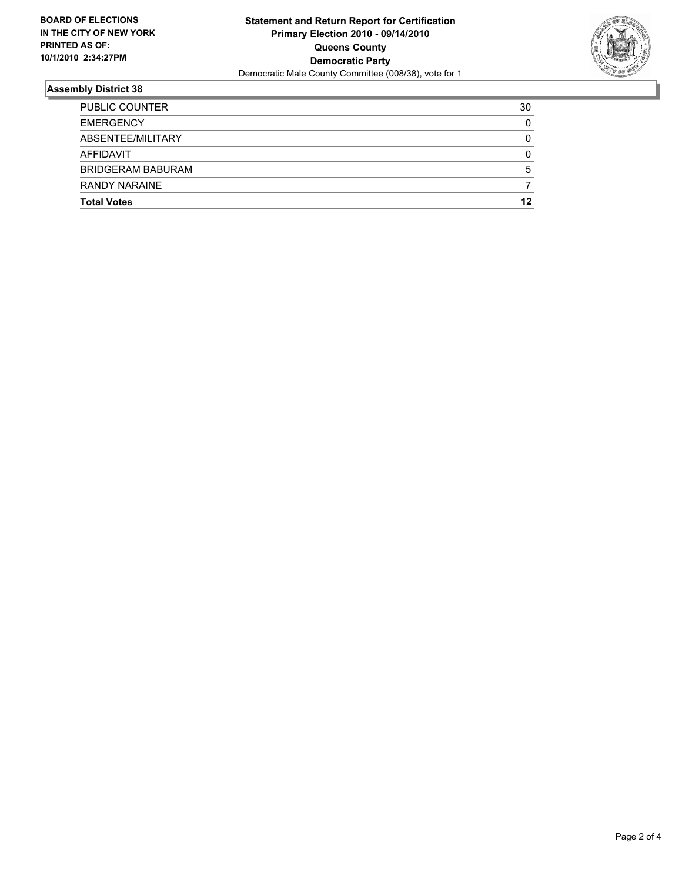**BOARD OF ELECTIONS IN THE CITY OF NEW YORK PRINTED AS OF: 10/1/2010 2:34:27PM**

**Statement and Return Report for Certification Primary Election 2010 - 09/14/2010 Queens County Democratic Party**

Democratic Male County Committee (008/38), vote for 1

## Assembly District 38

| | |
|---|---|
| PUBLIC COUNTER | 30 |
| EMERGENCY | 0 |
| ABSENTEE/MILITARY | 0 |
| AFFIDAVIT | 0 |
| BRIDGERAM BABURAM | 5 |
| RANDY NARAINE | 7 |
| **Total Votes** | **12** |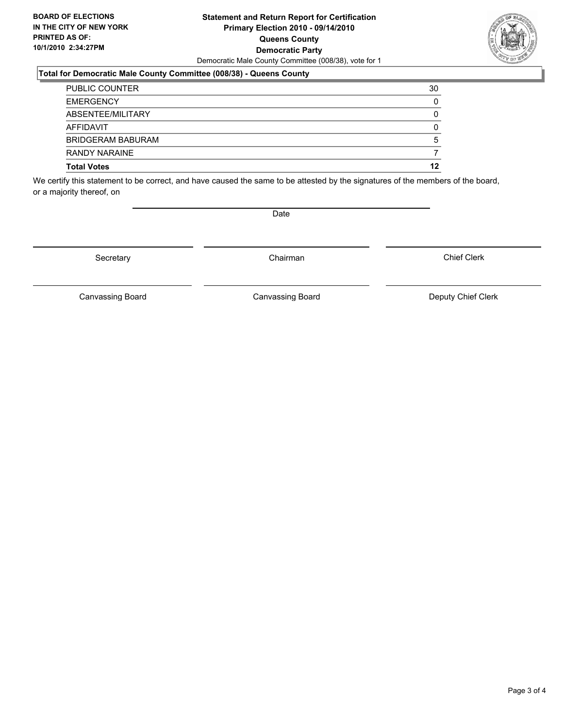**BOARD OF ELECTIONS IN THE CITY OF NEW YORK PRINTED AS OF: 10/1/2010 2:34:27PM**

**Statement and Return Report for Certification**
**Primary Election 2010 - 09/14/2010**
**Queens County**
**Democratic Party**
Democratic Male County Committee (008/38), vote for 1

### Total for Democratic Male County Committee (008/38) - Queens County

| | |
|---|---|
| PUBLIC COUNTER | 30 |
| EMERGENCY | 0 |
| ABSENTEE/MILITARY | 0 |
| AFFIDAVIT | 0 |
| BRIDGERAM BABURAM | 5 |
| RANDY NARAINE | 7 |
| **Total Votes** | **12** |

We certify this statement to be correct, and have caused the same to be attested by the signatures of the members of the board, or a majority thereof, on

Date

Secretary — Chairman — Chief Clerk

Canvassing Board — Canvassing Board — Deputy Chief Clerk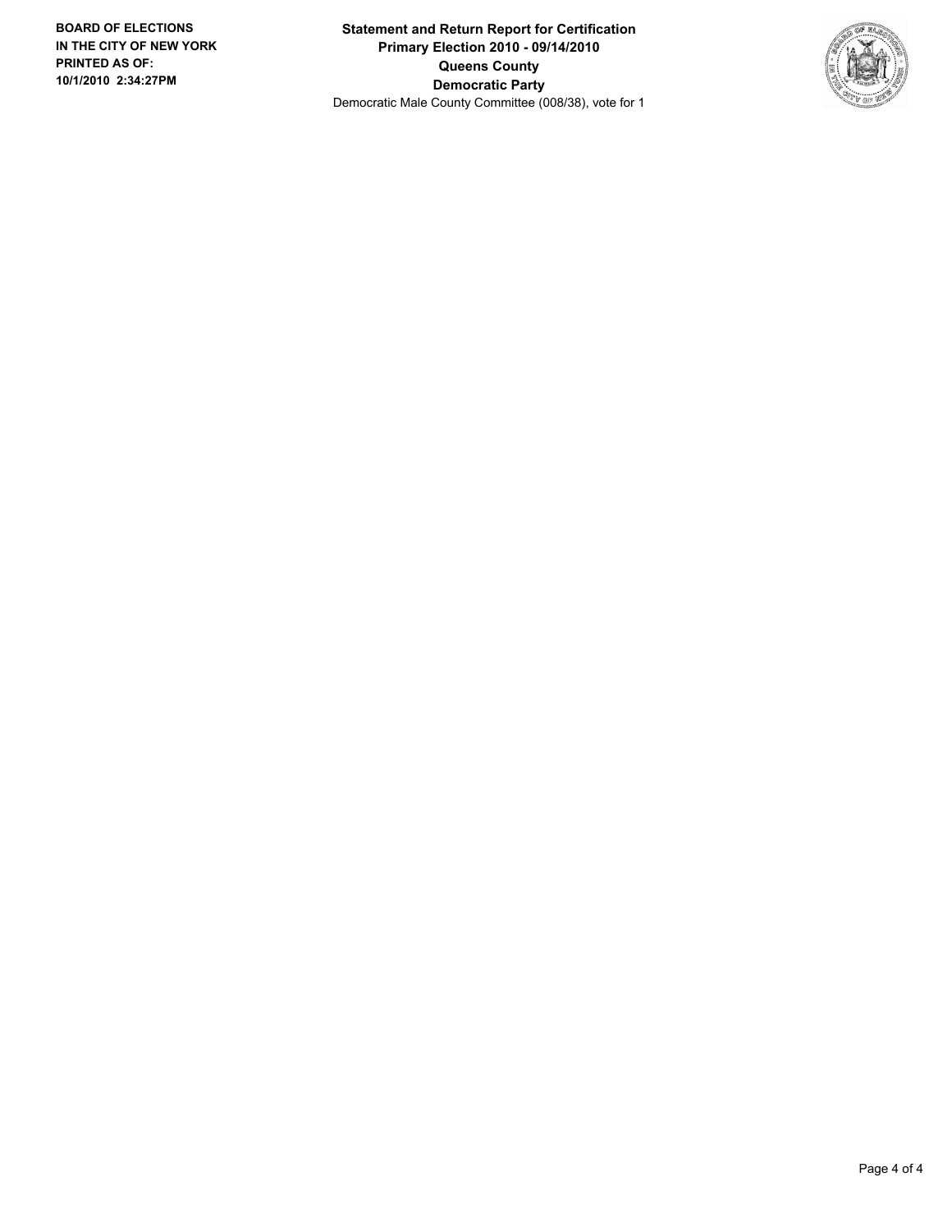**BOARD OF ELECTIONS**
**IN THE CITY OF NEW YORK**
**PRINTED AS OF:**
**10/1/2010 2:34:27PM**

**Statement and Return Report for Certification**
**Primary Election 2010 - 09/14/2010**
**Queens County**
**Democratic Party**
Democratic Male County Committee (008/38), vote for 1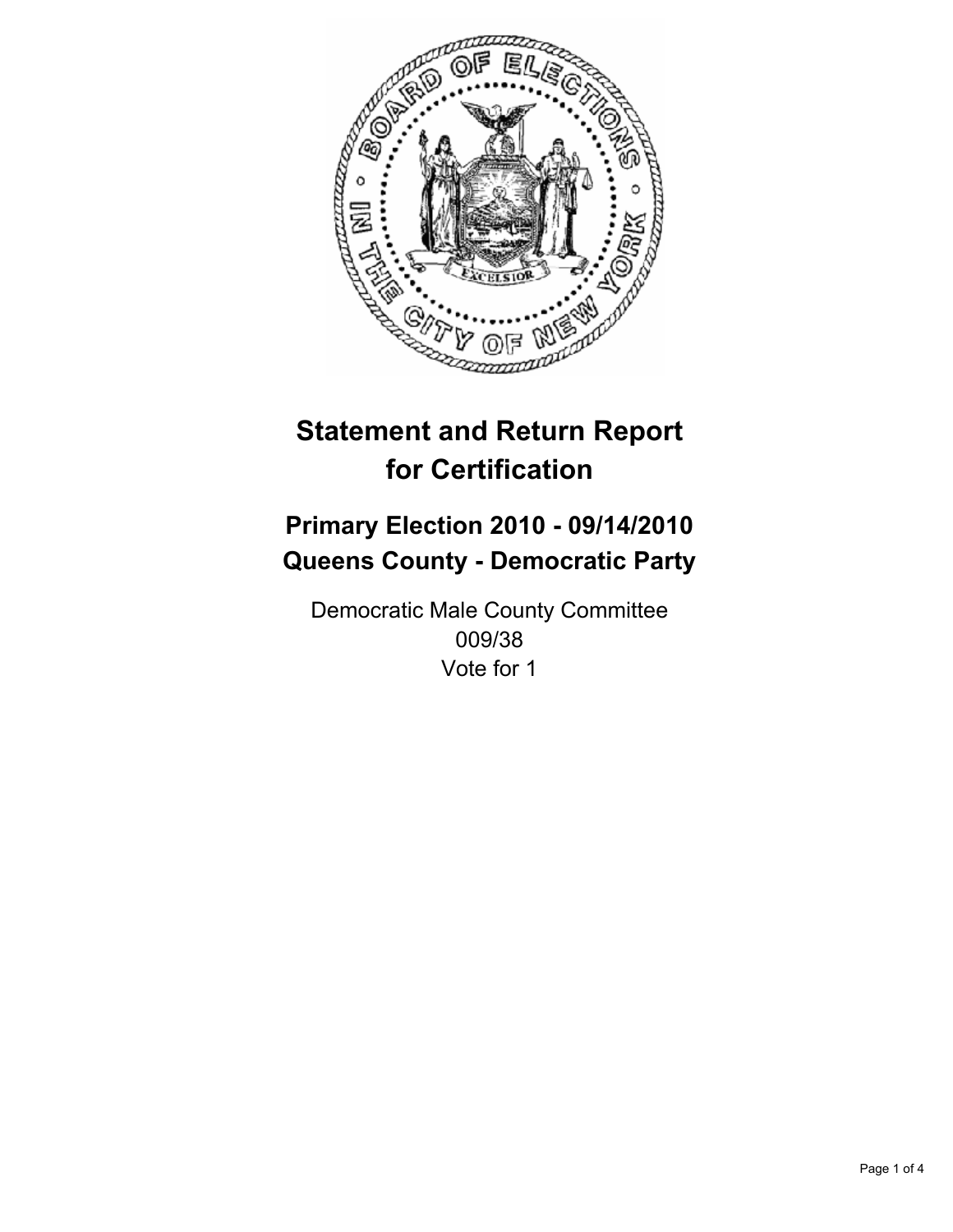# Statement and Return Report for Certification

## Primary Election 2010 - 09/14/2010
## Queens County - Democratic Party

Democratic Male County Committee
009/38
Vote for 1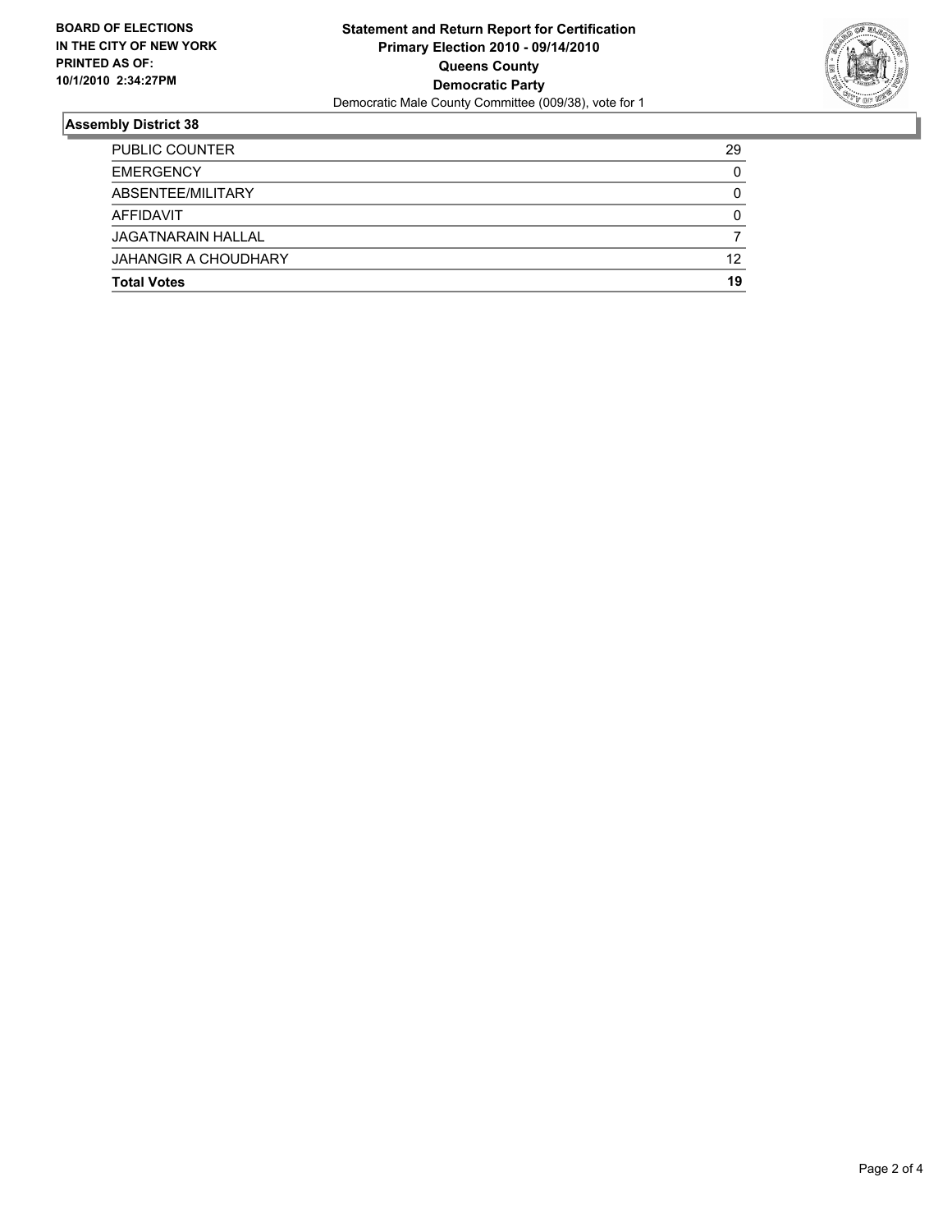**BOARD OF ELECTIONS IN THE CITY OF NEW YORK PRINTED AS OF: 10/1/2010 2:34:27PM**

**Statement and Return Report for Certification**
**Primary Election 2010 - 09/14/2010**
**Queens County**
**Democratic Party**
Democratic Male County Committee (009/38), vote for 1

## Assembly District 38

| | |
|---|---|
| PUBLIC COUNTER | 29 |
| EMERGENCY | 0 |
| ABSENTEE/MILITARY | 0 |
| AFFIDAVIT | 0 |
| JAGATNARAIN HALLAL | 7 |
| JAHANGIR A CHOUDHARY | 12 |
| **Total Votes** | **19** |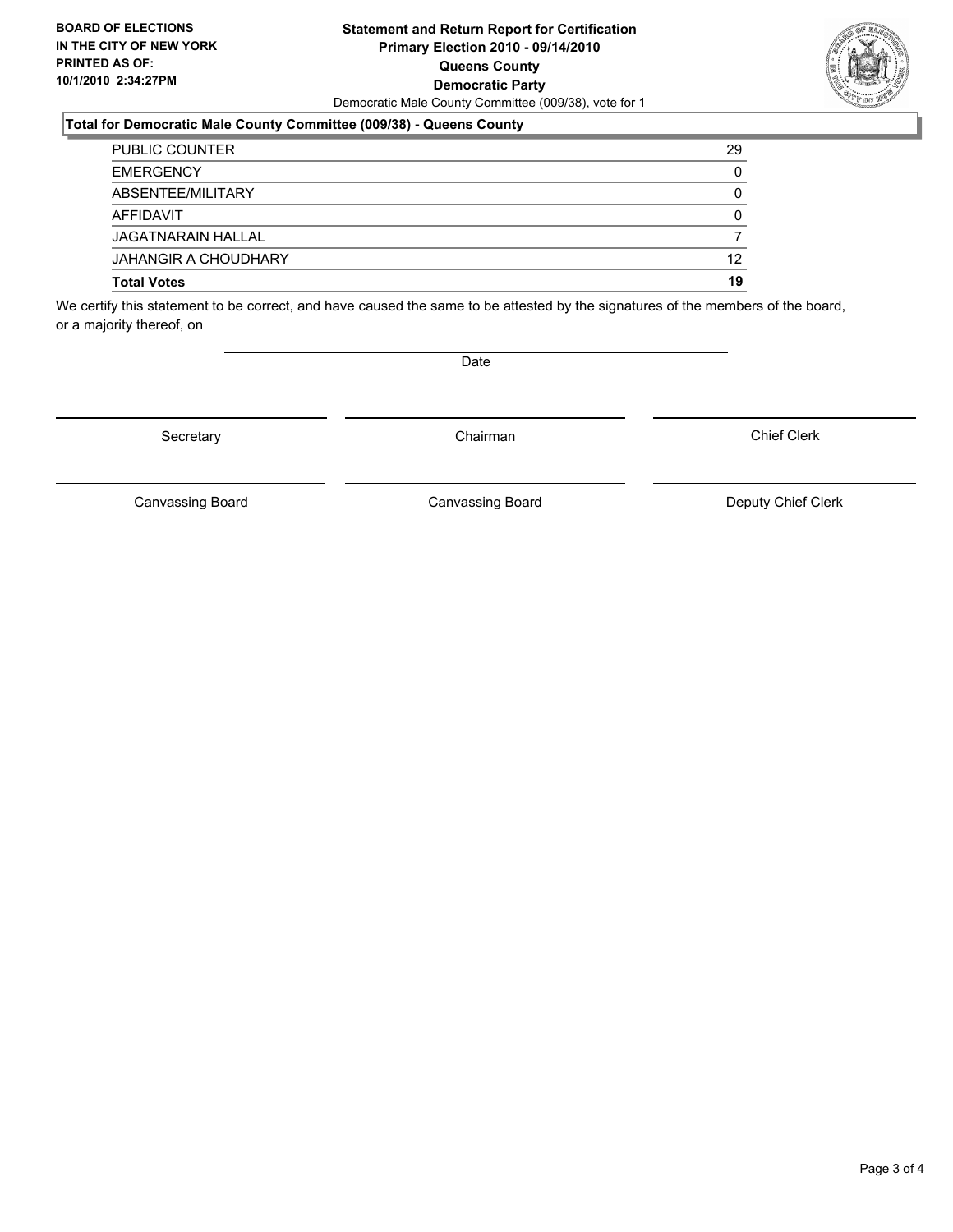**BOARD OF ELECTIONS IN THE CITY OF NEW YORK PRINTED AS OF: 10/1/2010 2:34:27PM**

# Statement and Return Report for Certification
## Primary Election 2010 - 09/14/2010
## Queens County
## Democratic Party

Democratic Male County Committee (009/38), vote for 1

### Total for Democratic Male County Committee (009/38) - Queens County

| | |
|---|---|
| PUBLIC COUNTER | 29 |
| EMERGENCY | 0 |
| ABSENTEE/MILITARY | 0 |
| AFFIDAVIT | 0 |
| JAGATNARAIN HALLAL | 7 |
| JAHANGIR A CHOUDHARY | 12 |
| **Total Votes** | **19** |

We certify this statement to be correct, and have caused the same to be attested by the signatures of the members of the board, or a majority thereof, on

Date

| | | |
|---|---|---|
| Secretary | Chairman | Chief Clerk |
| Canvassing Board | Canvassing Board | Deputy Chief Clerk |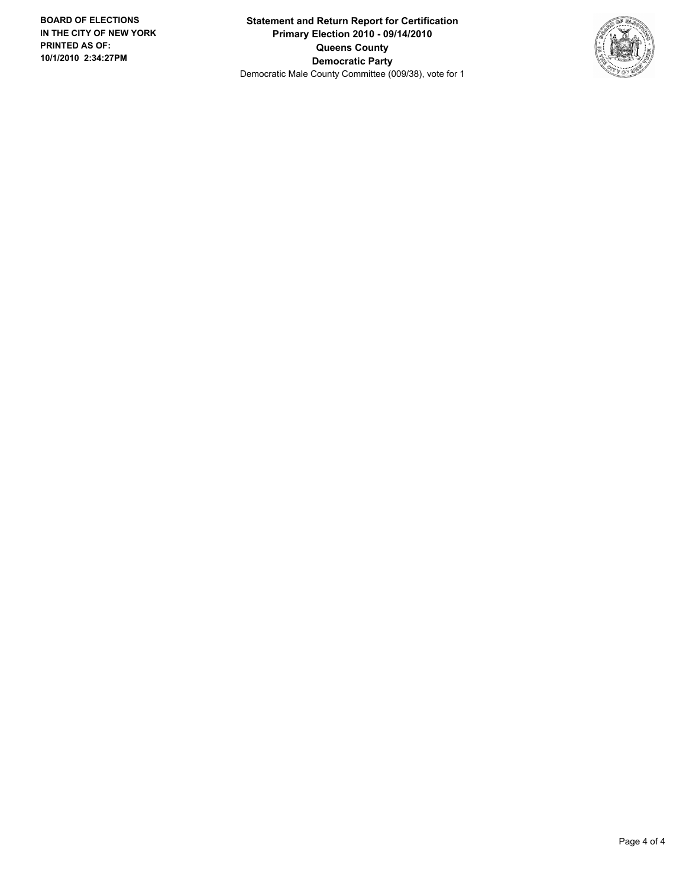**BOARD OF ELECTIONS IN THE CITY OF NEW YORK PRINTED AS OF: 10/1/2010 2:34:27PM**

**Statement and Return Report for Certification**
**Primary Election 2010 - 09/14/2010**
**Queens County**
**Democratic Party**
Democratic Male County Committee (009/38), vote for 1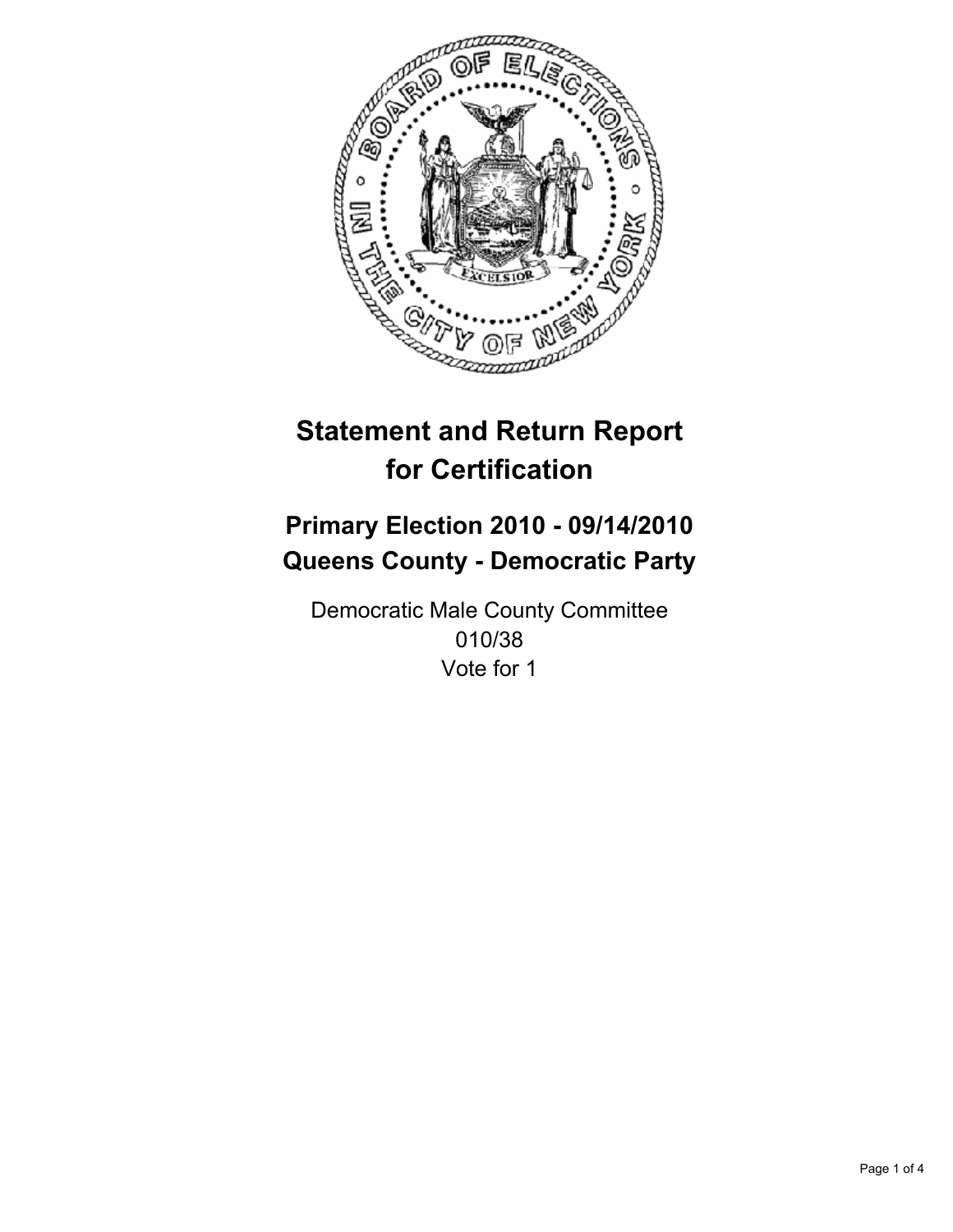# Statement and Return Report for Certification

## Primary Election 2010 - 09/14/2010
## Queens County - Democratic Party

Democratic Male County Committee
010/38
Vote for 1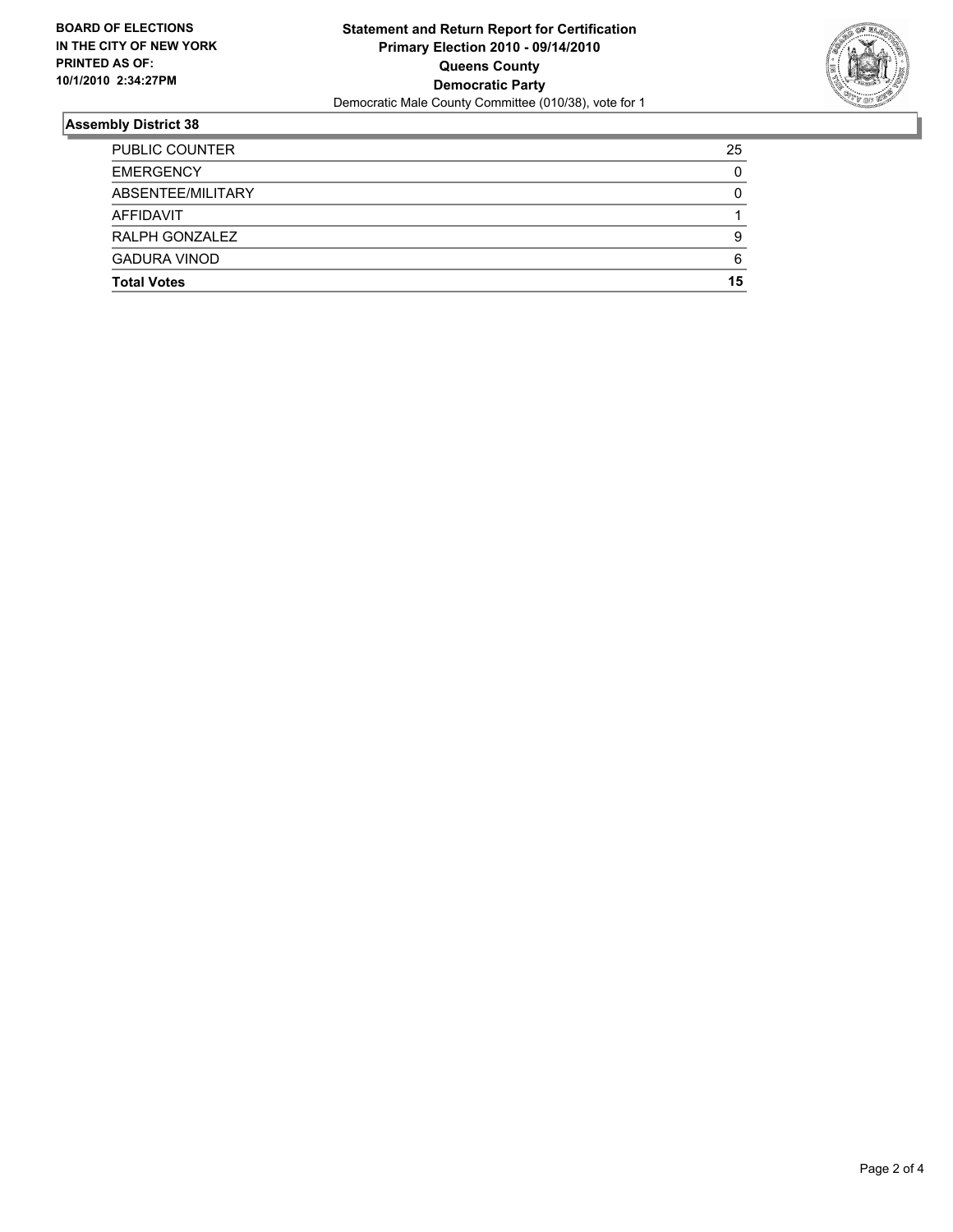**BOARD OF ELECTIONS IN THE CITY OF NEW YORK PRINTED AS OF: 10/1/2010 2:34:27PM**

**Statement and Return Report for Certification**
**Primary Election 2010 - 09/14/2010**
**Queens County**
**Democratic Party**
Democratic Male County Committee (010/38), vote for 1

## Assembly District 38

| | |
|---|---|
| PUBLIC COUNTER | 25 |
| EMERGENCY | 0 |
| ABSENTEE/MILITARY | 0 |
| AFFIDAVIT | 1 |
| RALPH GONZALEZ | 9 |
| GADURA VINOD | 6 |
| **Total Votes** | **15** |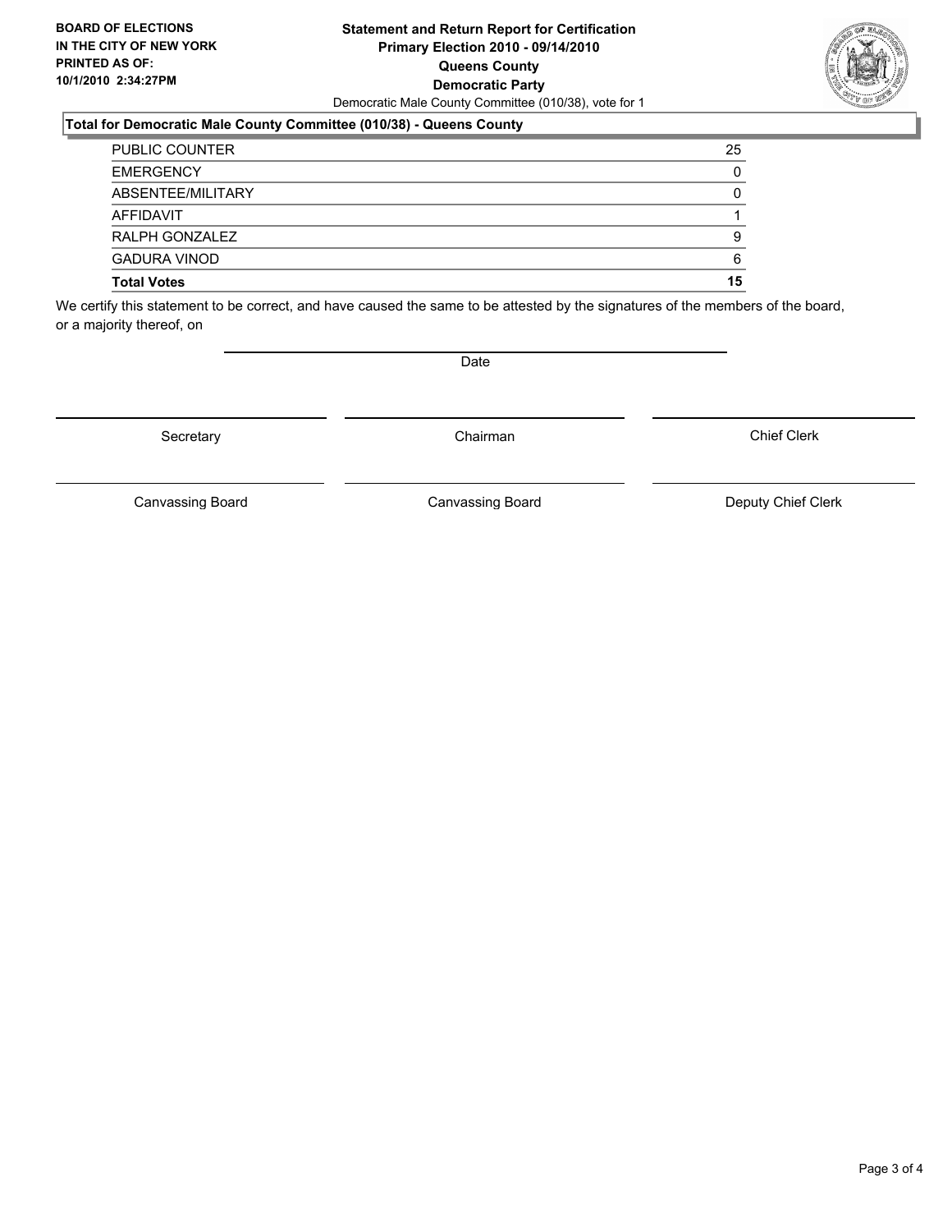**BOARD OF ELECTIONS IN THE CITY OF NEW YORK PRINTED AS OF: 10/1/2010 2:34:27PM**

# Statement and Return Report for Certification
## Primary Election 2010 - 09/14/2010
## Queens County
## Democratic Party

Democratic Male County Committee (010/38), vote for 1

### Total for Democratic Male County Committee (010/38) - Queens County

| | |
|---|---|
| PUBLIC COUNTER | 25 |
| EMERGENCY | 0 |
| ABSENTEE/MILITARY | 0 |
| AFFIDAVIT | 1 |
| RALPH GONZALEZ | 9 |
| GADURA VINOD | 6 |
| **Total Votes** | **15** |

We certify this statement to be correct, and have caused the same to be attested by the signatures of the members of the board, or a majority thereof, on

Date

Secretary — Chairman — Chief Clerk

Canvassing Board — Canvassing Board — Deputy Chief Clerk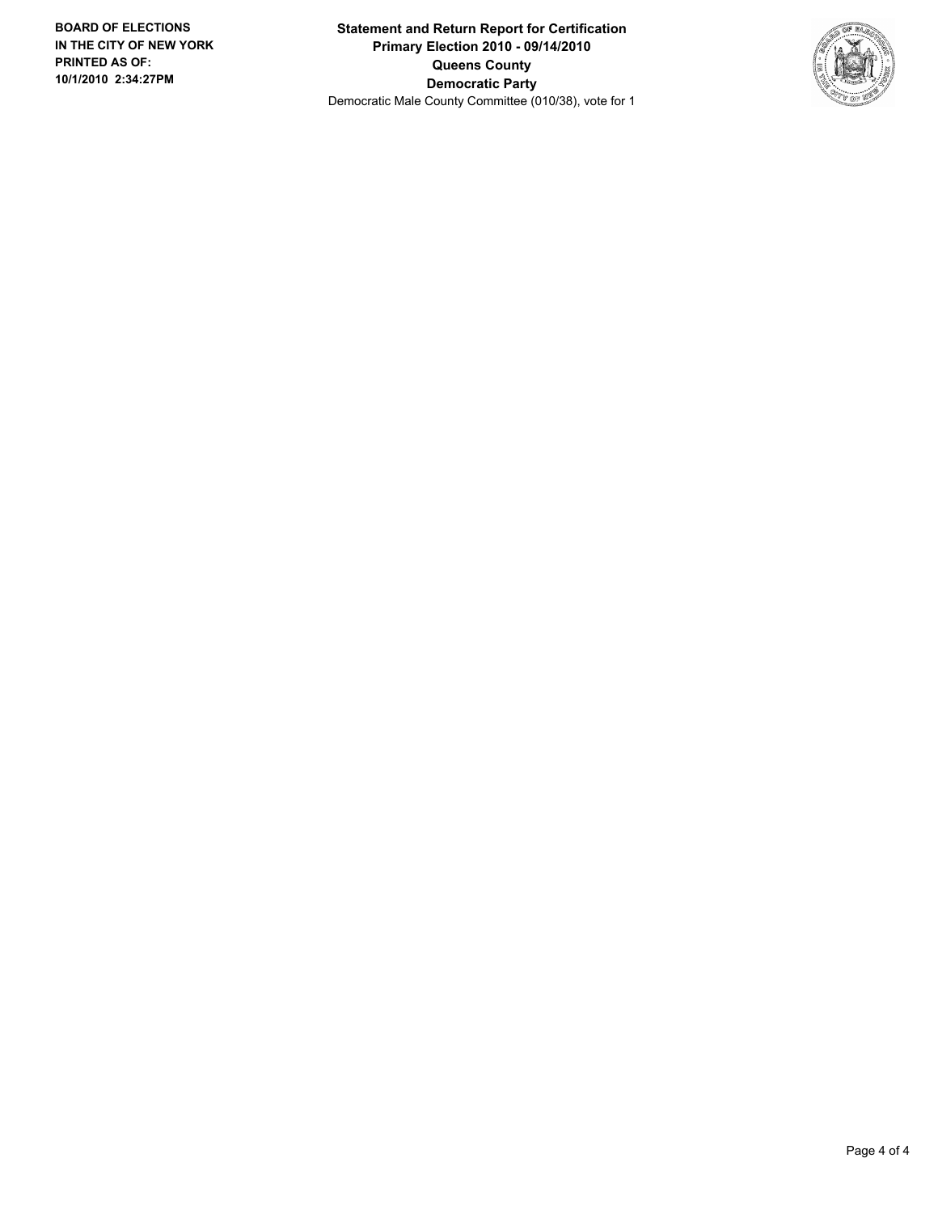**BOARD OF ELECTIONS IN THE CITY OF NEW YORK PRINTED AS OF: 10/1/2010 2:34:27PM**

**Statement and Return Report for Certification**
**Primary Election 2010 - 09/14/2010**
**Queens County**
**Democratic Party**
Democratic Male County Committee (010/38), vote for 1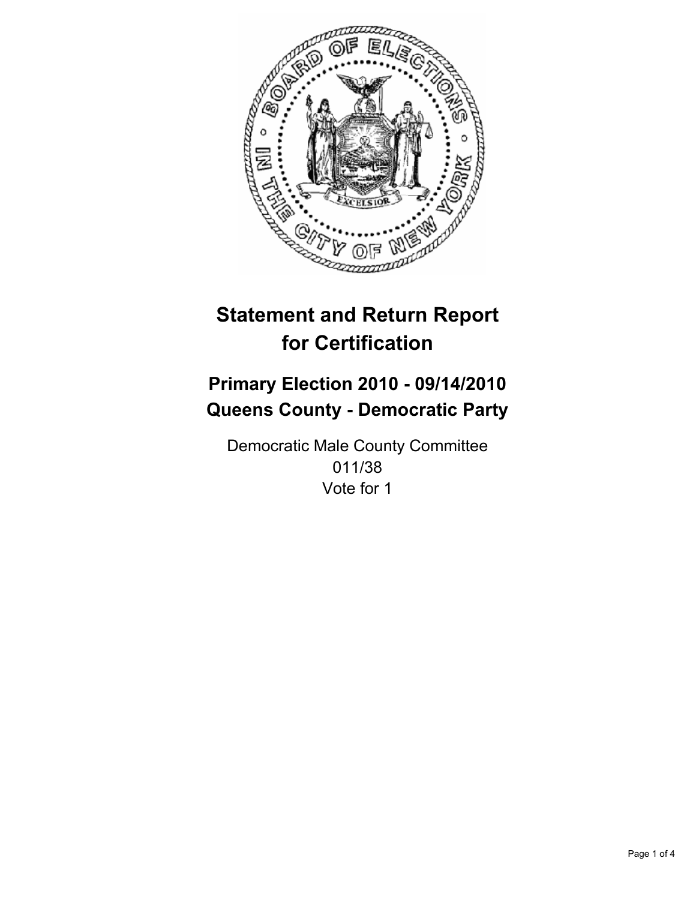# Statement and Return Report for Certification

## Primary Election 2010 - 09/14/2010
## Queens County - Democratic Party

Democratic Male County Committee
011/38
Vote for 1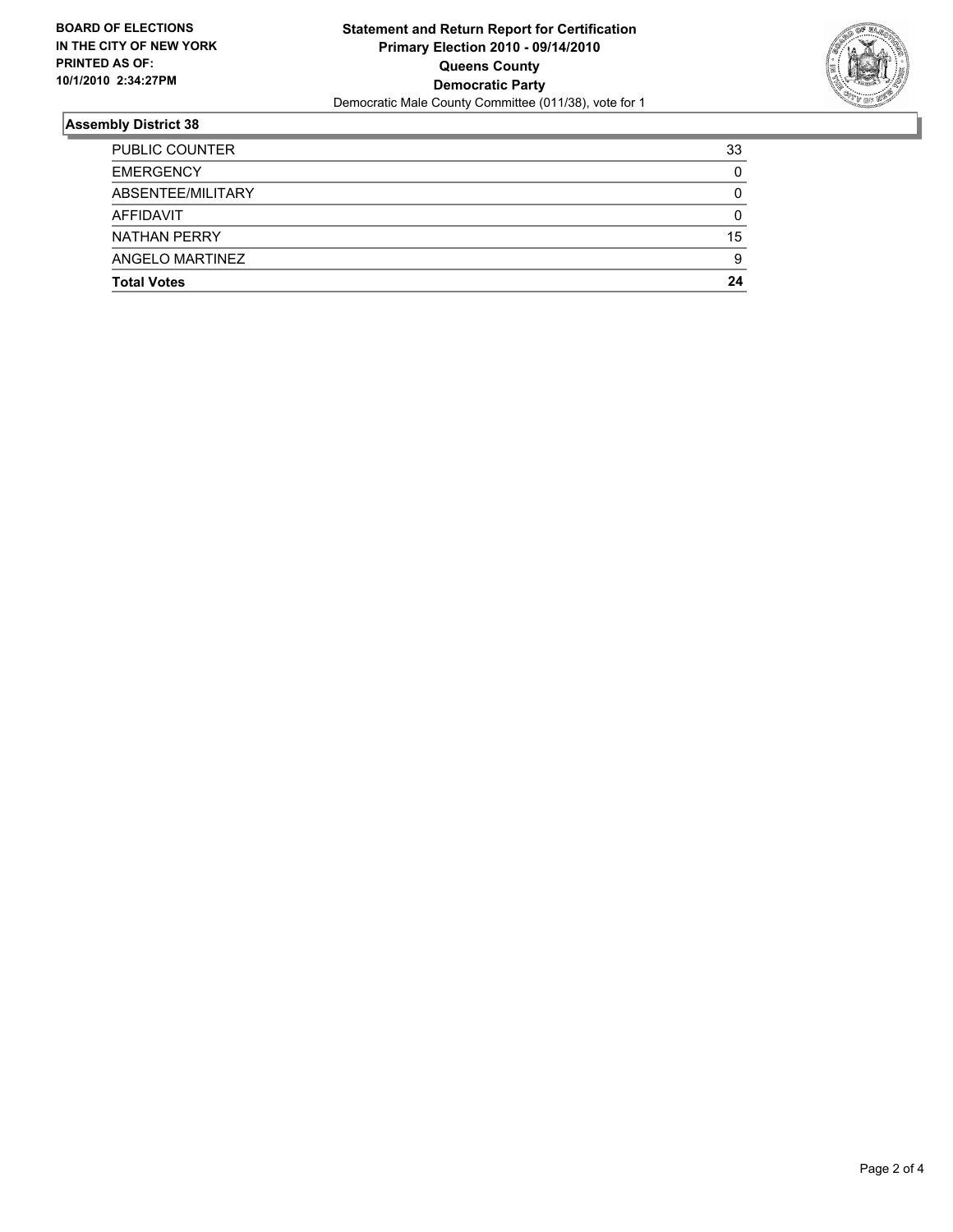**BOARD OF ELECTIONS IN THE CITY OF NEW YORK PRINTED AS OF: 10/1/2010 2:34:27PM**

**Statement and Return Report for Certification**
**Primary Election 2010 - 09/14/2010**
**Queens County**
**Democratic Party**
Democratic Male County Committee (011/38), vote for 1

## Assembly District 38

| | |
|---|---|
| PUBLIC COUNTER | 33 |
| EMERGENCY | 0 |
| ABSENTEE/MILITARY | 0 |
| AFFIDAVIT | 0 |
| NATHAN PERRY | 15 |
| ANGELO MARTINEZ | 9 |
| **Total Votes** | **24** |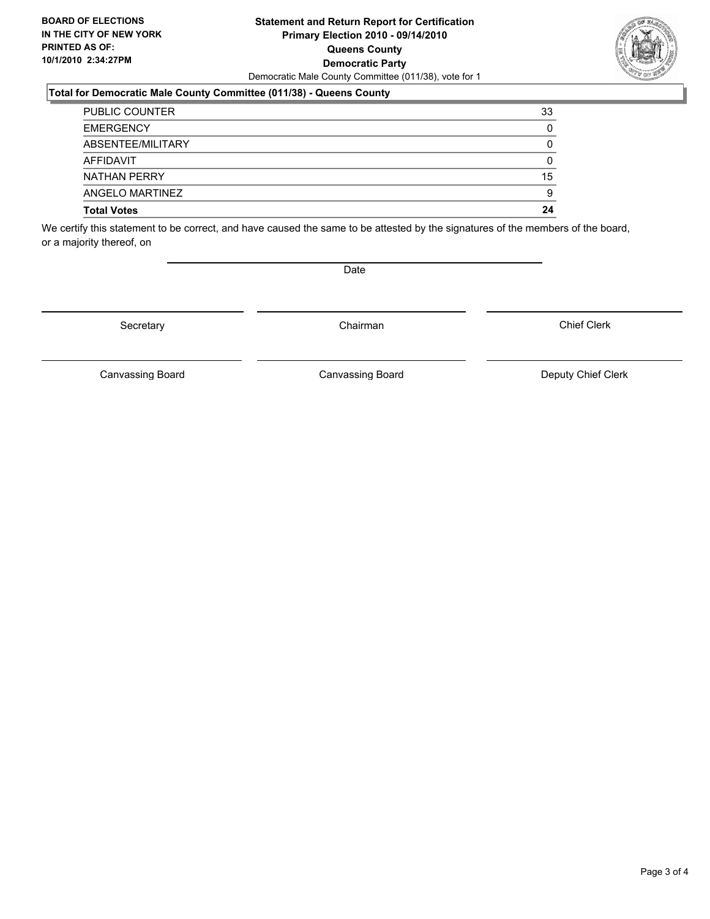**BOARD OF ELECTIONS IN THE CITY OF NEW YORK PRINTED AS OF: 10/1/2010 2:34:27PM**

**Statement and Return Report for Certification Primary Election 2010 - 09/14/2010 Queens County Democratic Party**

Democratic Male County Committee (011/38), vote for 1

### Total for Democratic Male County Committee (011/38) - Queens County

| | |
|---|---|
| PUBLIC COUNTER | 33 |
| EMERGENCY | 0 |
| ABSENTEE/MILITARY | 0 |
| AFFIDAVIT | 0 |
| NATHAN PERRY | 15 |
| ANGELO MARTINEZ | 9 |
| **Total Votes** | **24** |

We certify this statement to be correct, and have caused the same to be attested by the signatures of the members of the board, or a majority thereof, on

Date

Secretary

Chairman

Chief Clerk

Canvassing Board

Canvassing Board

Deputy Chief Clerk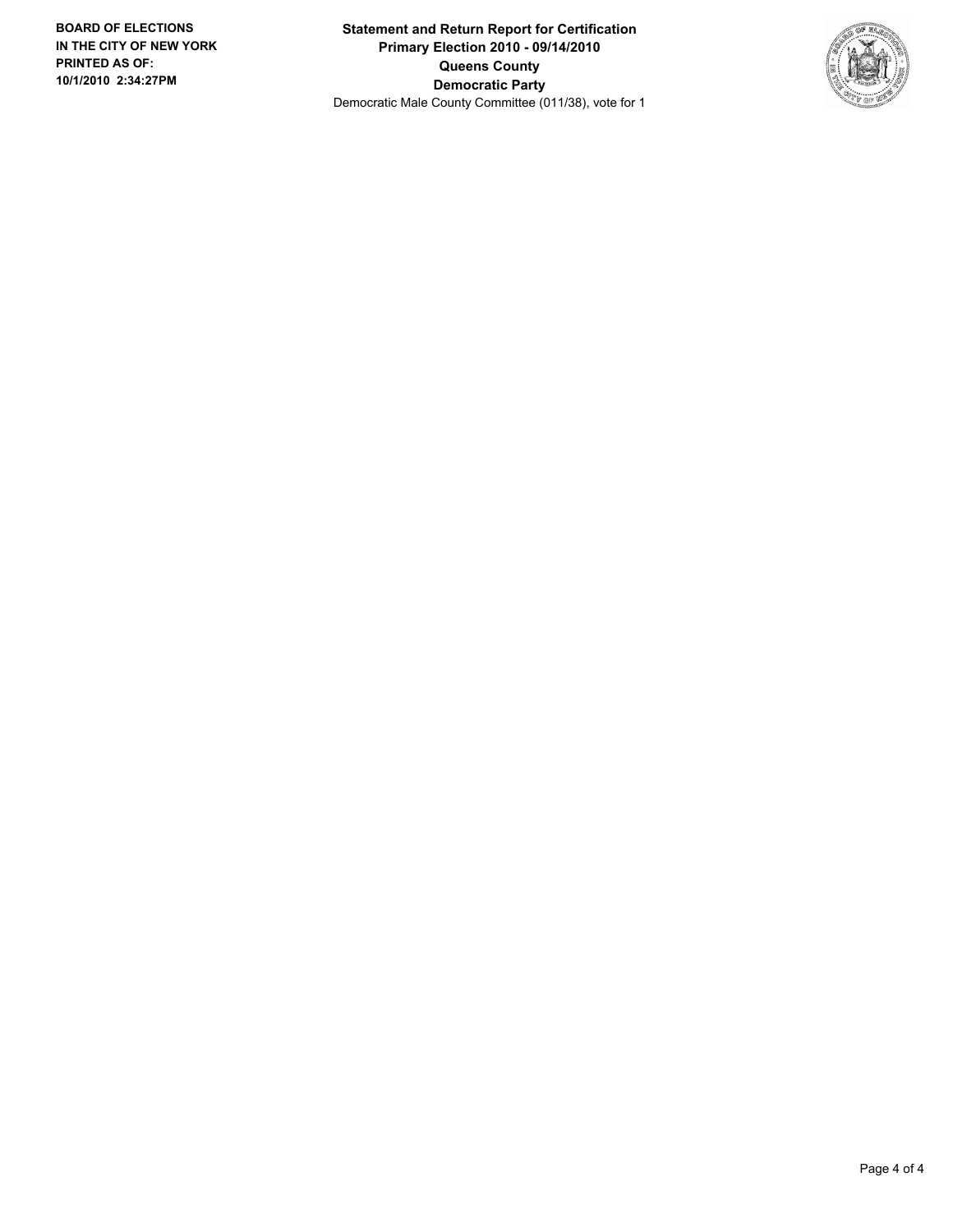**BOARD OF ELECTIONS IN THE CITY OF NEW YORK PRINTED AS OF: 10/1/2010 2:34:27PM**

**Statement and Return Report for Certification**
**Primary Election 2010 - 09/14/2010**
**Queens County**
**Democratic Party**
Democratic Male County Committee (011/38), vote for 1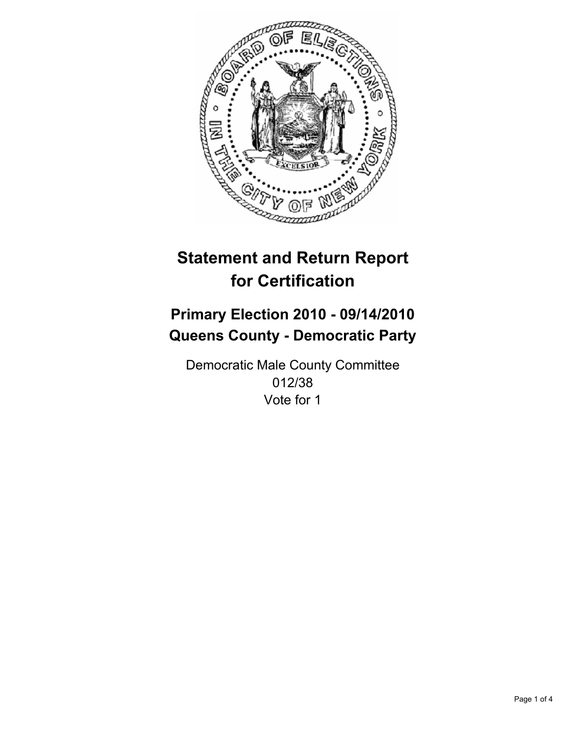# Statement and Return Report for Certification

## Primary Election 2010 - 09/14/2010
## Queens County - Democratic Party

Democratic Male County Committee
012/38
Vote for 1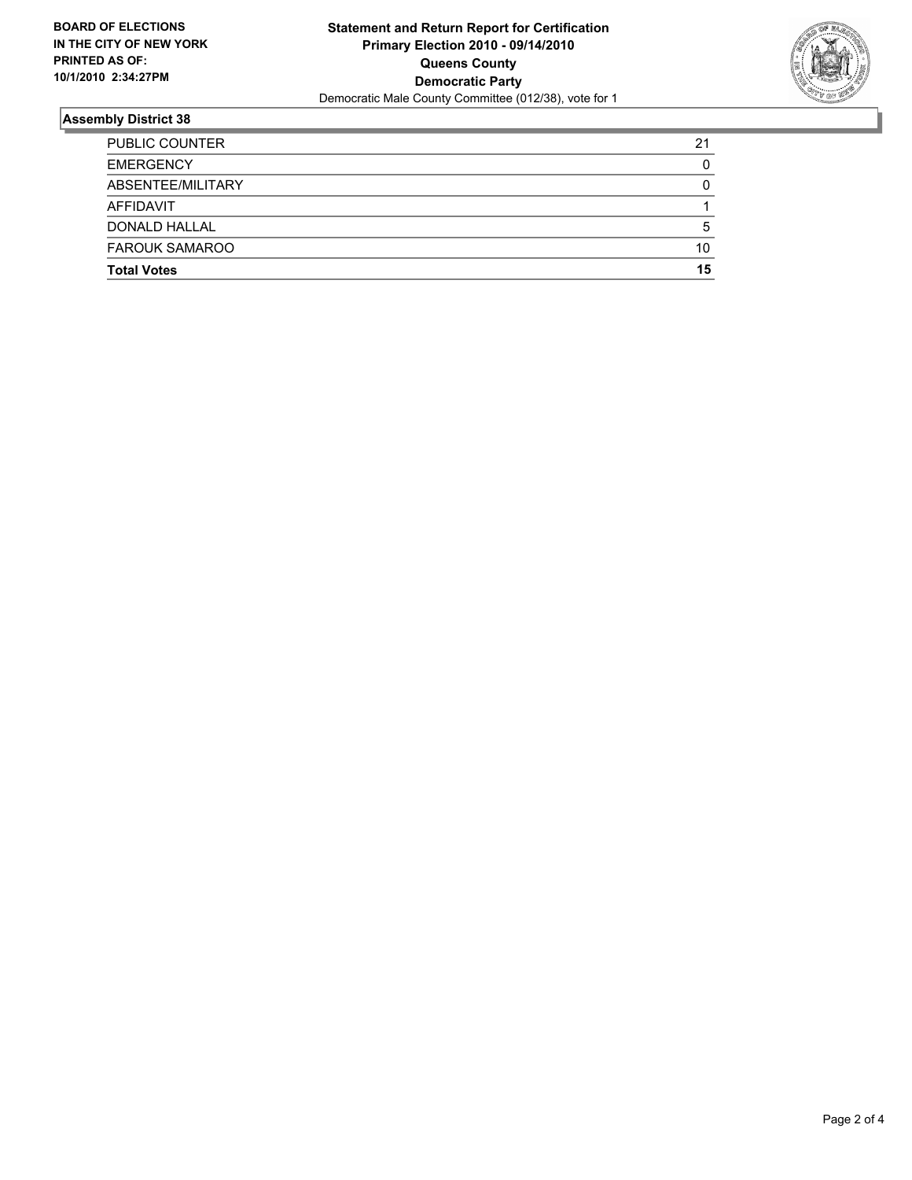**BOARD OF ELECTIONS IN THE CITY OF NEW YORK PRINTED AS OF: 10/1/2010 2:34:27PM**

**Statement and Return Report for Certification**
**Primary Election 2010 - 09/14/2010**
**Queens County**
**Democratic Party**
Democratic Male County Committee (012/38), vote for 1

## Assembly District 38

| | |
|---|---|
| PUBLIC COUNTER | 21 |
| EMERGENCY | 0 |
| ABSENTEE/MILITARY | 0 |
| AFFIDAVIT | 1 |
| DONALD HALLAL | 5 |
| FAROUK SAMAROO | 10 |
| **Total Votes** | **15** |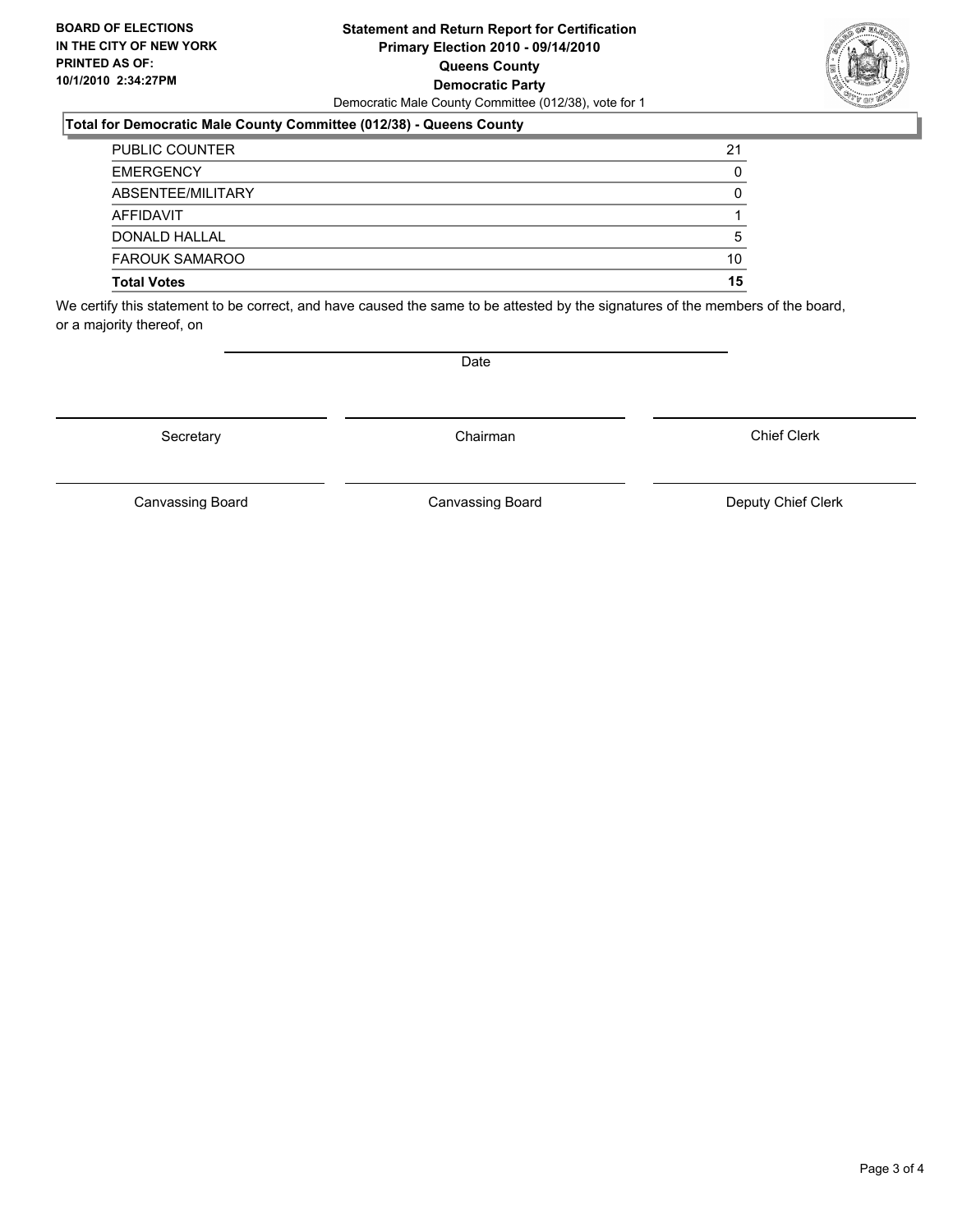**BOARD OF ELECTIONS IN THE CITY OF NEW YORK PRINTED AS OF: 10/1/2010 2:34:27PM**

# Statement and Return Report for Certification
## Primary Election 2010 - 09/14/2010
## Queens County
## Democratic Party

Democratic Male County Committee (012/38), vote for 1

### Total for Democratic Male County Committee (012/38) - Queens County

| | |
|---|---|
| PUBLIC COUNTER | 21 |
| EMERGENCY | 0 |
| ABSENTEE/MILITARY | 0 |
| AFFIDAVIT | 1 |
| DONALD HALLAL | 5 |
| FAROUK SAMAROO | 10 |
| **Total Votes** | **15** |

We certify this statement to be correct, and have caused the same to be attested by the signatures of the members of the board, or a majority thereof, on

Date

Secretary | Chairman | Chief Clerk

Canvassing Board | Canvassing Board | Deputy Chief Clerk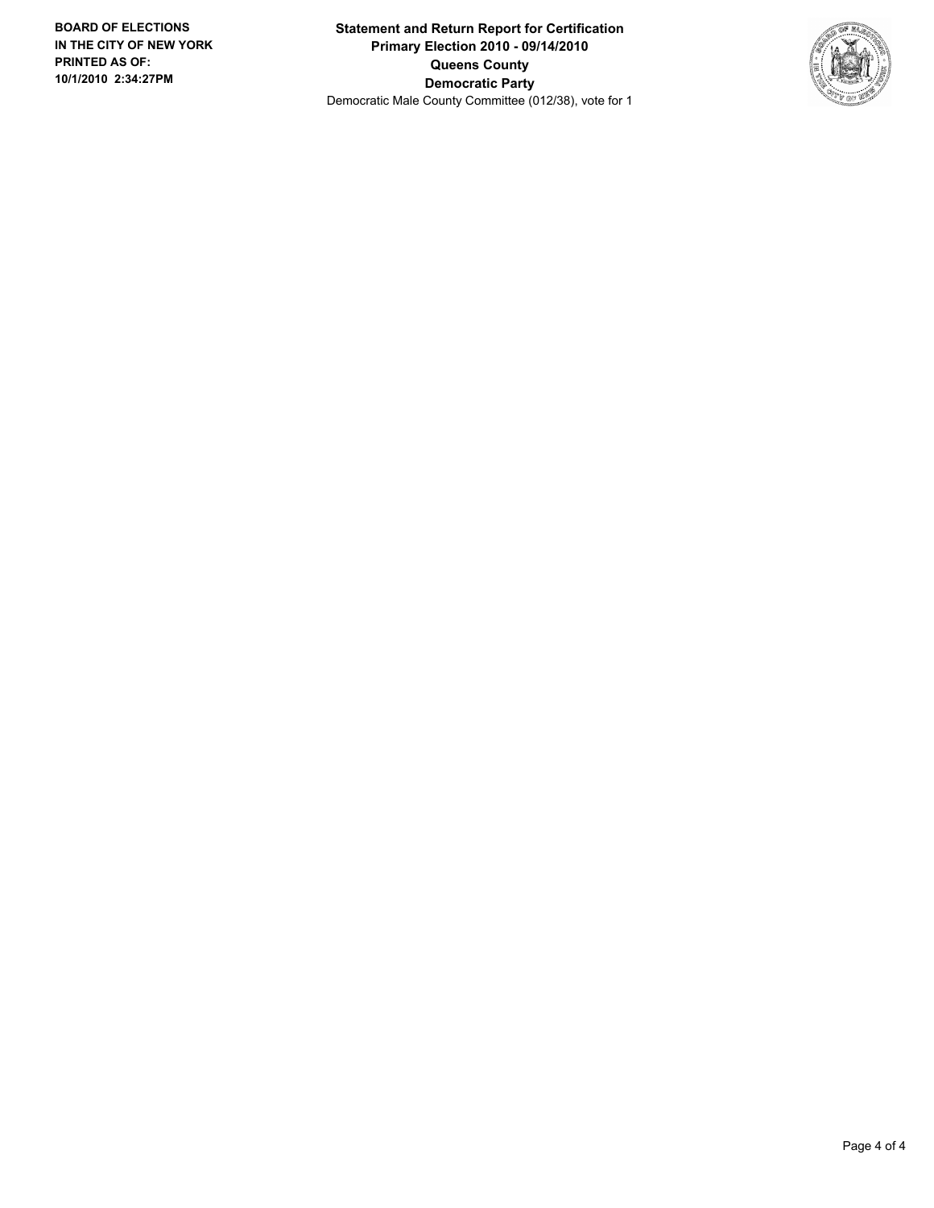**BOARD OF ELECTIONS IN THE CITY OF NEW YORK PRINTED AS OF: 10/1/2010 2:34:27PM**

**Statement and Return Report for Certification**
**Primary Election 2010 - 09/14/2010**
**Queens County**
**Democratic Party**
Democratic Male County Committee (012/38), vote for 1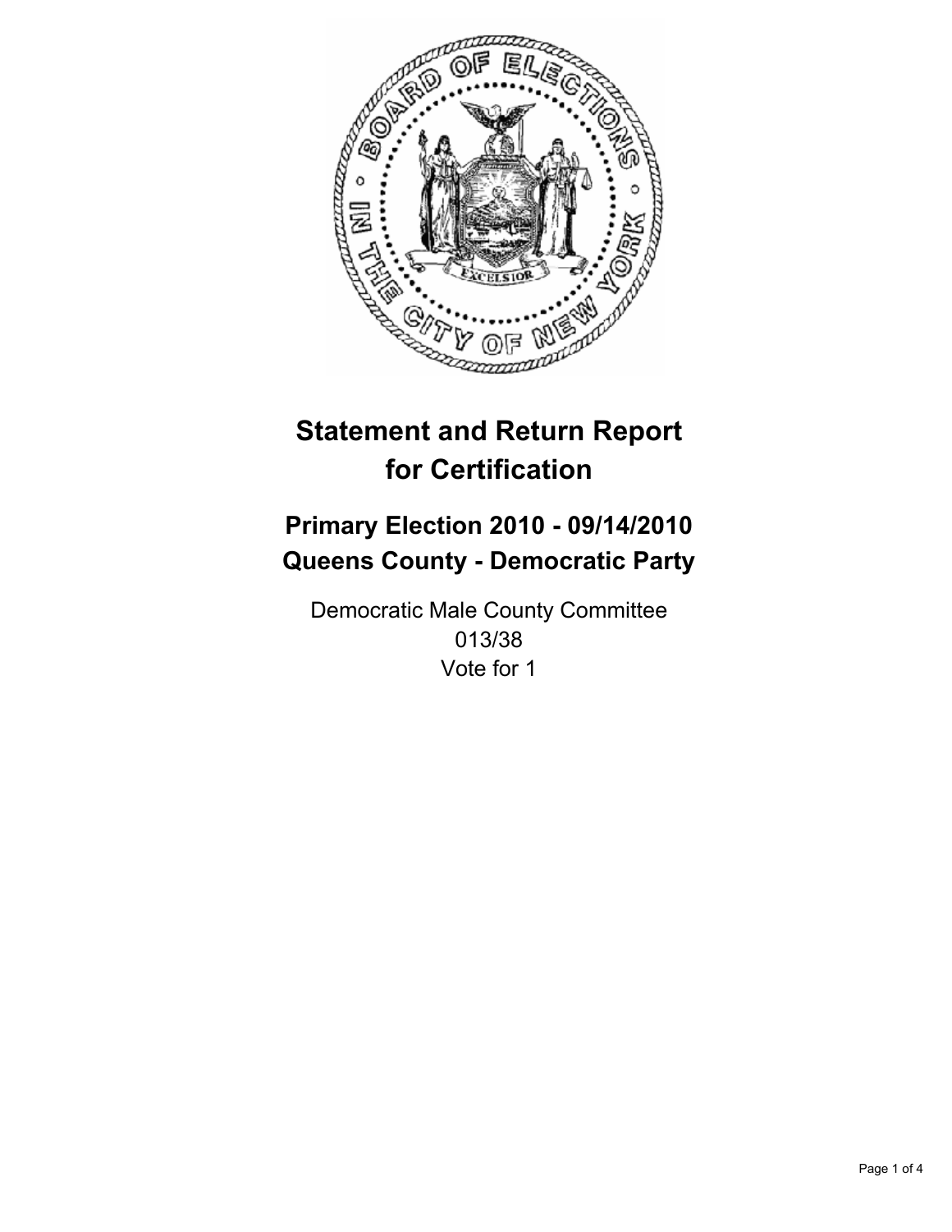# Statement and Return Report for Certification

## Primary Election 2010 - 09/14/2010
## Queens County - Democratic Party

Democratic Male County Committee
013/38
Vote for 1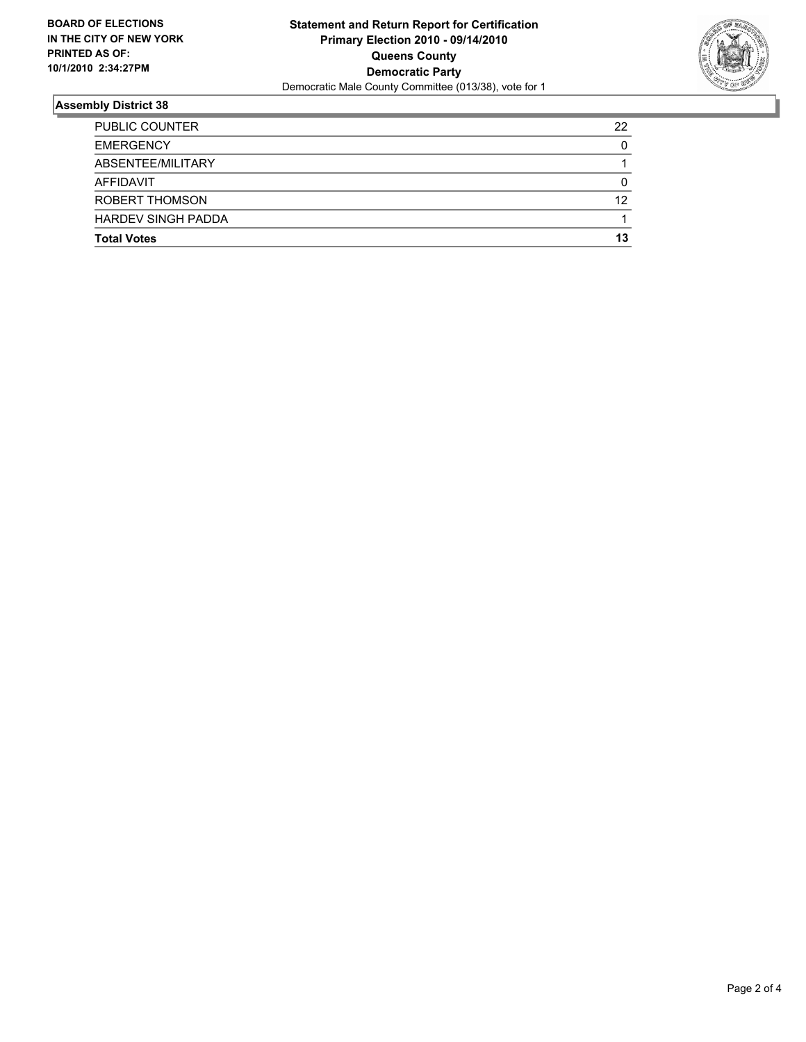**BOARD OF ELECTIONS IN THE CITY OF NEW YORK PRINTED AS OF: 10/1/2010 2:34:27PM**

**Statement and Return Report for Certification**
**Primary Election 2010 - 09/14/2010**
**Queens County**
**Democratic Party**
Democratic Male County Committee (013/38), vote for 1

## Assembly District 38

| | |
|---|---|
| PUBLIC COUNTER | 22 |
| EMERGENCY | 0 |
| ABSENTEE/MILITARY | 1 |
| AFFIDAVIT | 0 |
| ROBERT THOMSON | 12 |
| HARDEV SINGH PADDA | 1 |
| **Total Votes** | **13** |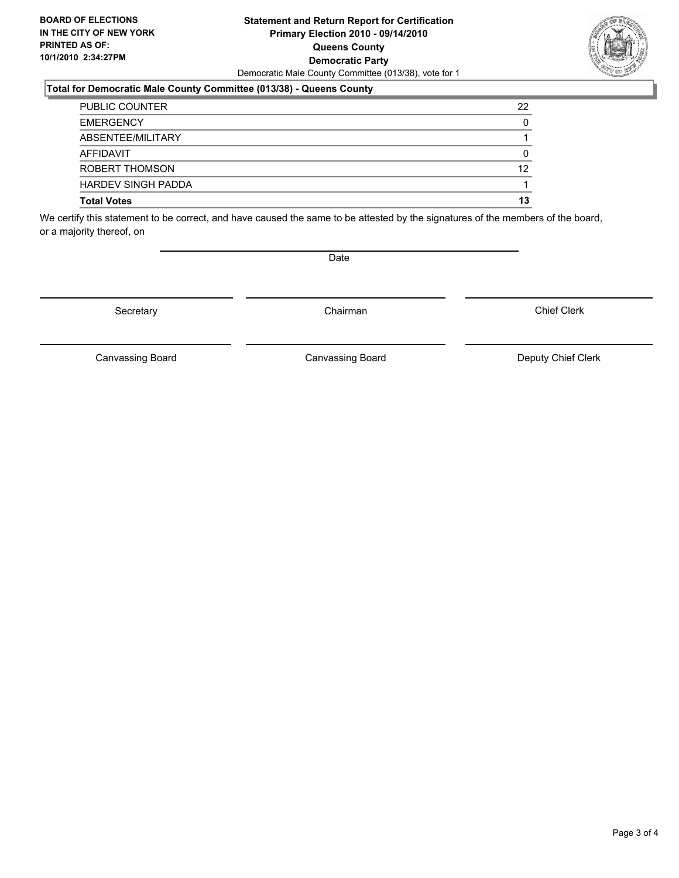**BOARD OF ELECTIONS IN THE CITY OF NEW YORK PRINTED AS OF: 10/1/2010 2:34:27PM**

# Statement and Return Report for Certification
## Primary Election 2010 - 09/14/2010
## Queens County
## Democratic Party

Democratic Male County Committee (013/38), vote for 1

### Total for Democratic Male County Committee (013/38) - Queens County

| | |
|---|---|
| PUBLIC COUNTER | 22 |
| EMERGENCY | 0 |
| ABSENTEE/MILITARY | 1 |
| AFFIDAVIT | 0 |
| ROBERT THOMSON | 12 |
| HARDEV SINGH PADDA | 1 |
| **Total Votes** | **13** |

We certify this statement to be correct, and have caused the same to be attested by the signatures of the members of the board, or a majority thereof, on

Date

Secretary | Chairman | Chief Clerk

Canvassing Board | Canvassing Board | Deputy Chief Clerk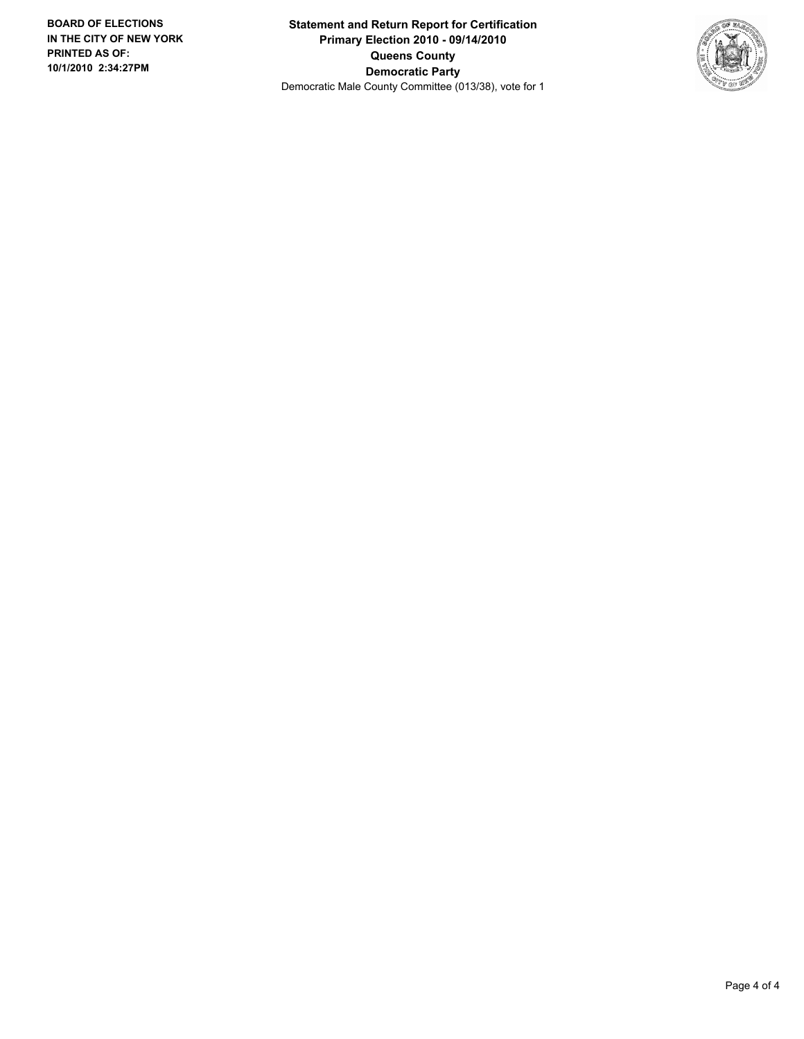**BOARD OF ELECTIONS IN THE CITY OF NEW YORK PRINTED AS OF: 10/1/2010 2:34:27PM**

**Statement and Return Report for Certification**
**Primary Election 2010 - 09/14/2010**
**Queens County**
**Democratic Party**
Democratic Male County Committee (013/38), vote for 1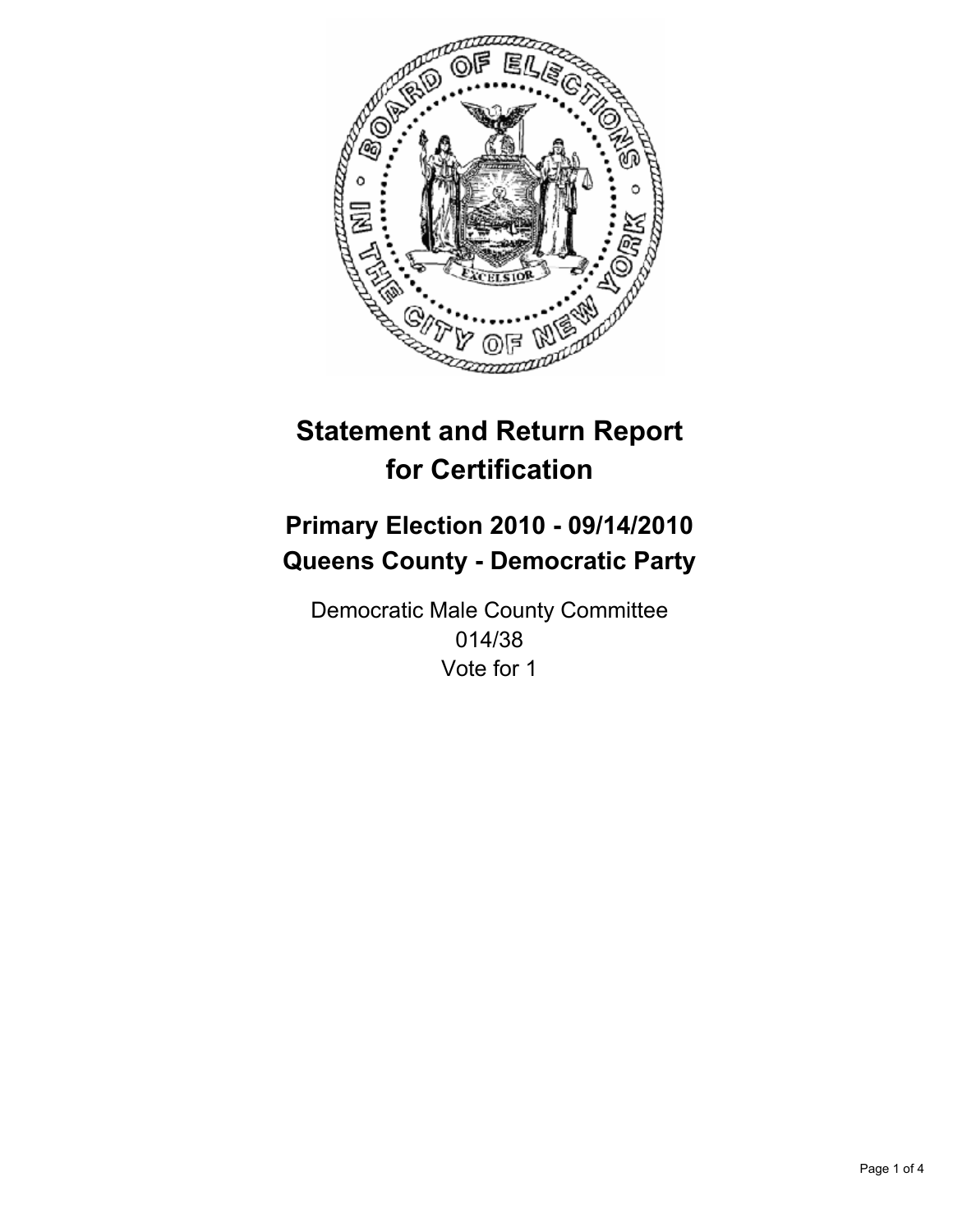# Statement and Return Report for Certification

## Primary Election 2010 - 09/14/2010
## Queens County - Democratic Party

Democratic Male County Committee
014/38
Vote for 1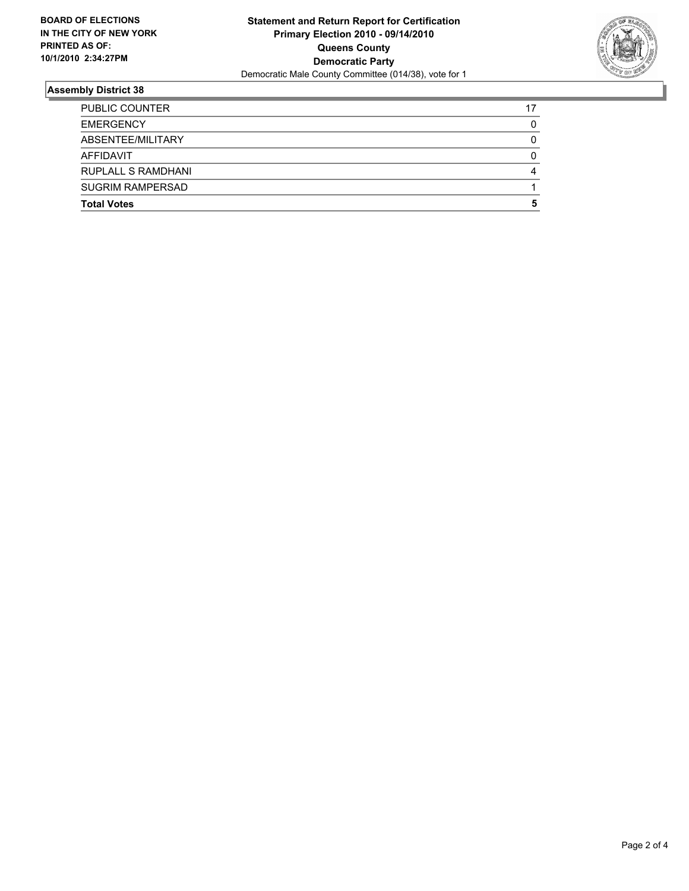**BOARD OF ELECTIONS IN THE CITY OF NEW YORK PRINTED AS OF: 10/1/2010 2:34:27PM**

# Statement and Return Report for Certification
## Primary Election 2010 - 09/14/2010
## Queens County
## Democratic Party
Democratic Male County Committee (014/38), vote for 1

### Assembly District 38

| | |
|---|---|
| PUBLIC COUNTER | 17 |
| EMERGENCY | 0 |
| ABSENTEE/MILITARY | 0 |
| AFFIDAVIT | 0 |
| RUPLALL S RAMDHANI | 4 |
| SUGRIM RAMPERSAD | 1 |
| **Total Votes** | **5** |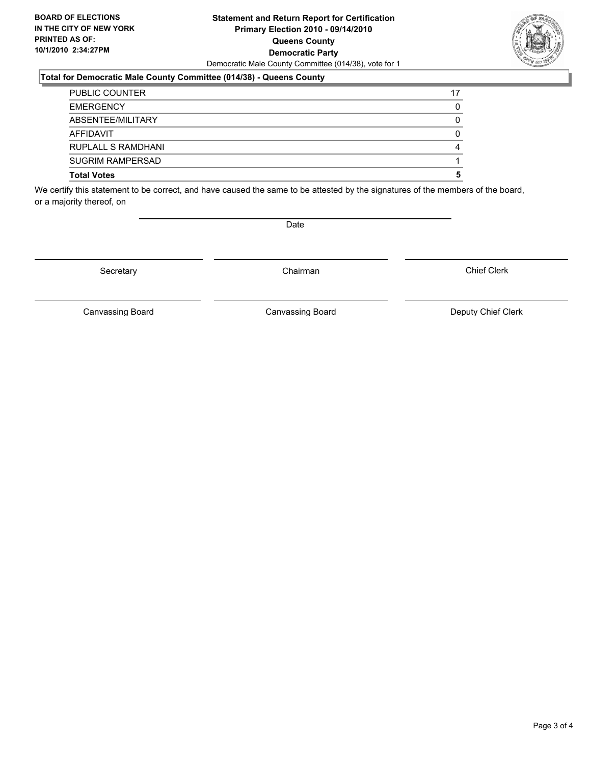**BOARD OF ELECTIONS IN THE CITY OF NEW YORK PRINTED AS OF: 10/1/2010 2:34:27PM**

**Statement and Return Report for Certification**
**Primary Election 2010 - 09/14/2010**
**Queens County**
**Democratic Party**
Democratic Male County Committee (014/38), vote for 1

**Total for Democratic Male County Committee (014/38) - Queens County**

| | |
|---|---|
| PUBLIC COUNTER | 17 |
| EMERGENCY | 0 |
| ABSENTEE/MILITARY | 0 |
| AFFIDAVIT | 0 |
| RUPLALL S RAMDHANI | 4 |
| SUGRIM RAMPERSAD | 1 |
| **Total Votes** | **5** |

We certify this statement to be correct, and have caused the same to be attested by the signatures of the members of the board, or a majority thereof, on

Date

| | | |
|---|---|---|
| Secretary | Chairman | Chief Clerk |
| Canvassing Board | Canvassing Board | Deputy Chief Clerk |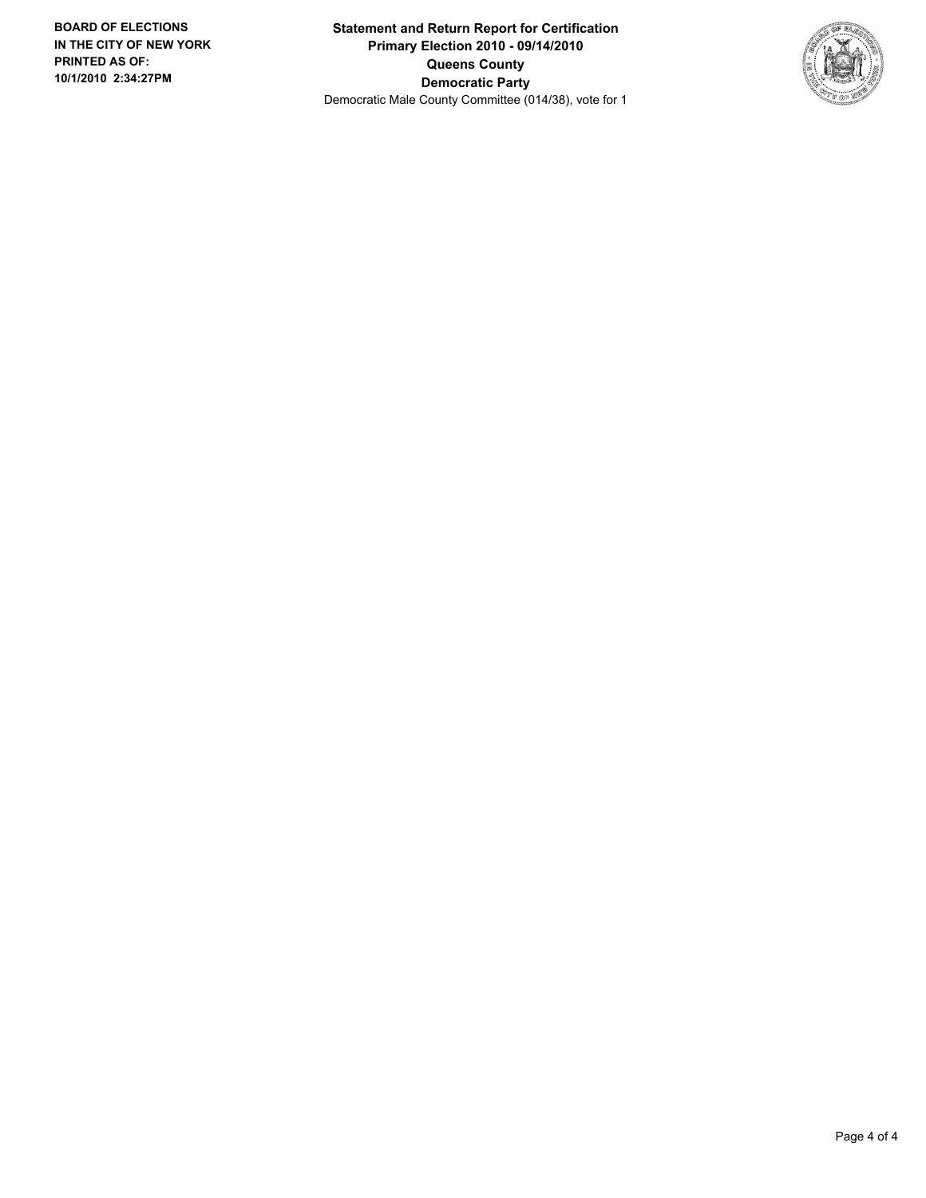**BOARD OF ELECTIONS IN THE CITY OF NEW YORK PRINTED AS OF: 10/1/2010 2:34:27PM**

**Statement and Return Report for Certification**
**Primary Election 2010 - 09/14/2010**
**Queens County**
**Democratic Party**
Democratic Male County Committee (014/38), vote for 1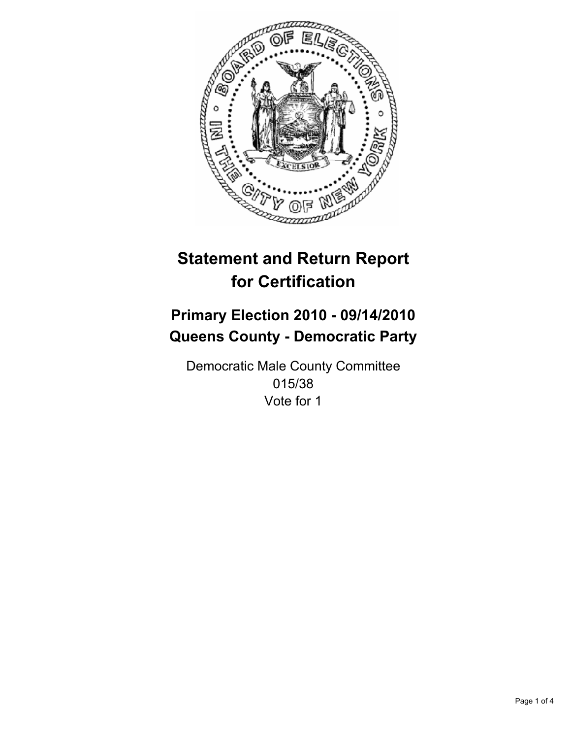# Statement and Return Report for Certification

## Primary Election 2010 - 09/14/2010
## Queens County - Democratic Party

Democratic Male County Committee
015/38
Vote for 1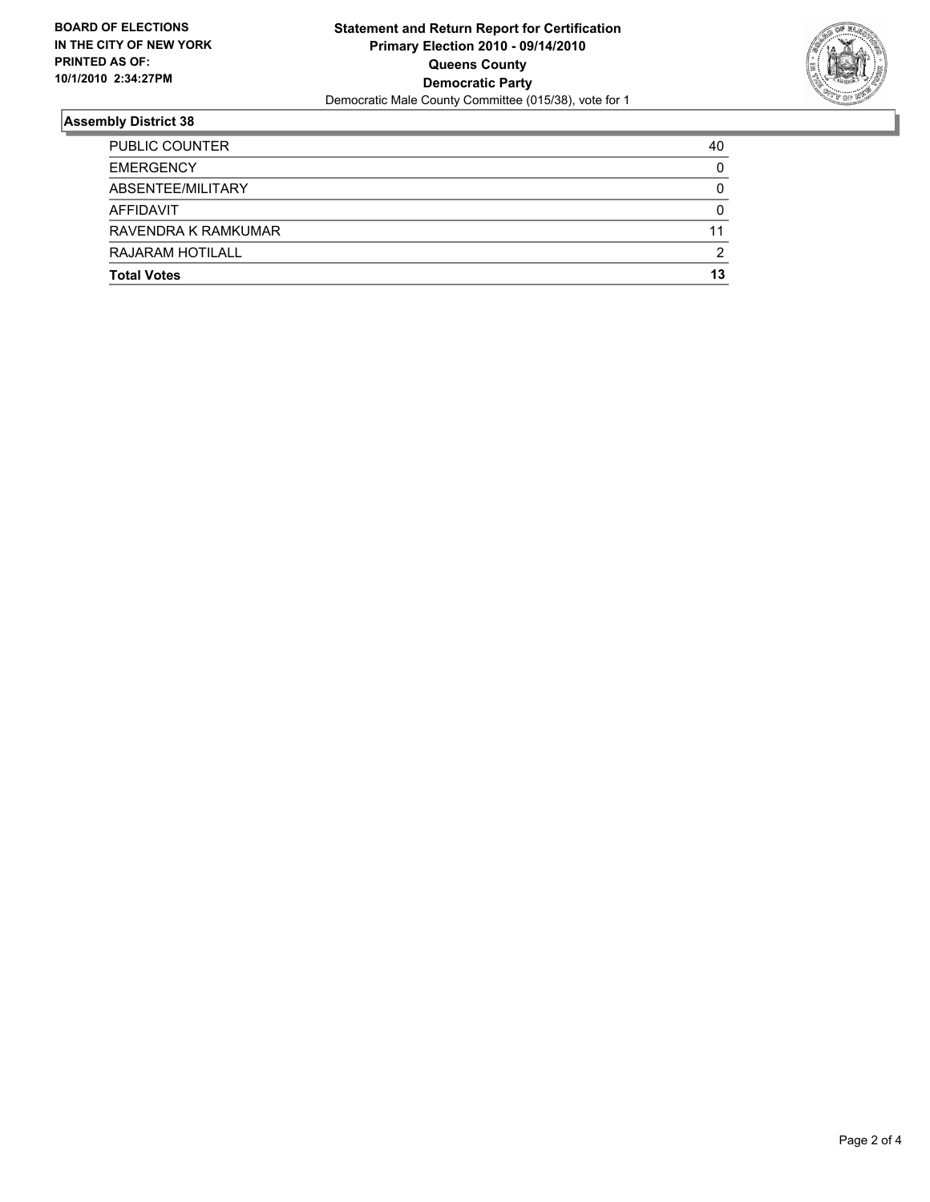**BOARD OF ELECTIONS IN THE CITY OF NEW YORK PRINTED AS OF: 10/1/2010 2:34:27PM**

**Statement and Return Report for Certification**
**Primary Election 2010 - 09/14/2010**
**Queens County**
**Democratic Party**
Democratic Male County Committee (015/38), vote for 1

## Assembly District 38

| | |
|---|---|
| PUBLIC COUNTER | 40 |
| EMERGENCY | 0 |
| ABSENTEE/MILITARY | 0 |
| AFFIDAVIT | 0 |
| RAVENDRA K RAMKUMAR | 11 |
| RAJARAM HOTILALL | 2 |
| **Total Votes** | **13** |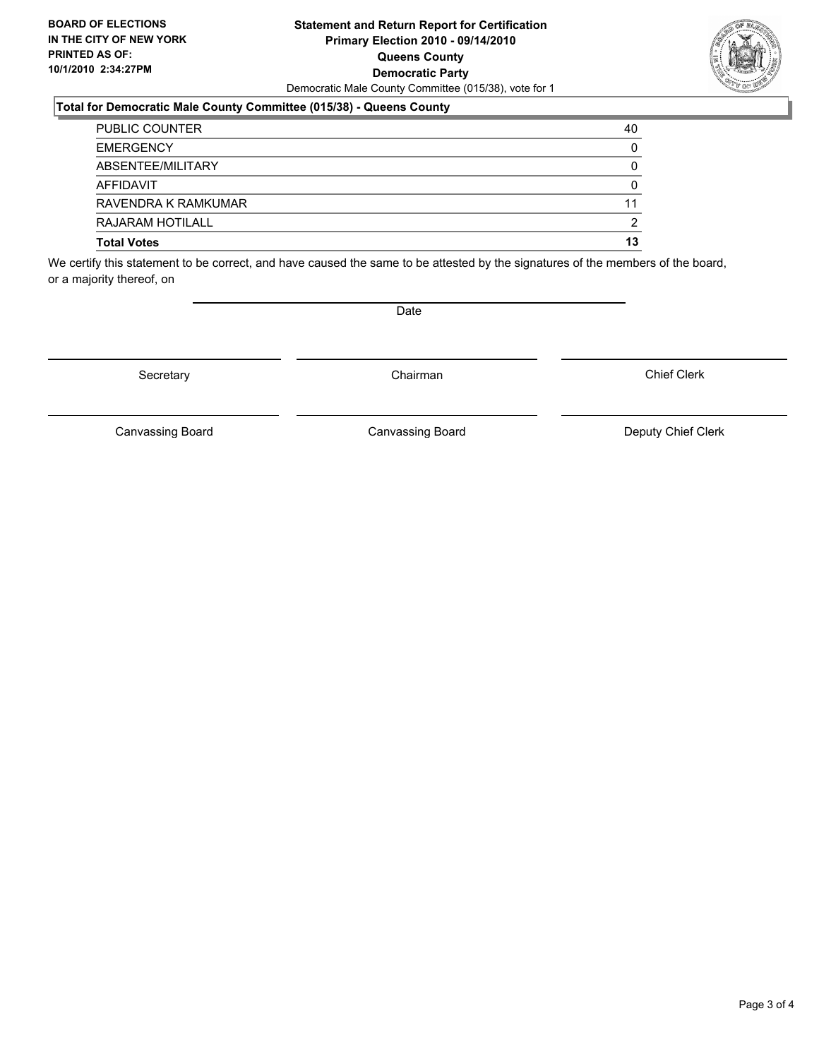**BOARD OF ELECTIONS IN THE CITY OF NEW YORK PRINTED AS OF: 10/1/2010 2:34:27PM**

**Statement and Return Report for Certification**
**Primary Election 2010 - 09/14/2010**
**Queens County**
**Democratic Party**
Democratic Male County Committee (015/38), vote for 1

## Total for Democratic Male County Committee (015/38) - Queens County

| | |
|---|---|
| PUBLIC COUNTER | 40 |
| EMERGENCY | 0 |
| ABSENTEE/MILITARY | 0 |
| AFFIDAVIT | 0 |
| RAVENDRA K RAMKUMAR | 11 |
| RAJARAM HOTILALL | 2 |
| **Total Votes** | **13** |

We certify this statement to be correct, and have caused the same to be attested by the signatures of the members of the board, or a majority thereof, on

Date

Secretary | Chairman | Chief Clerk

Canvassing Board | Canvassing Board | Deputy Chief Clerk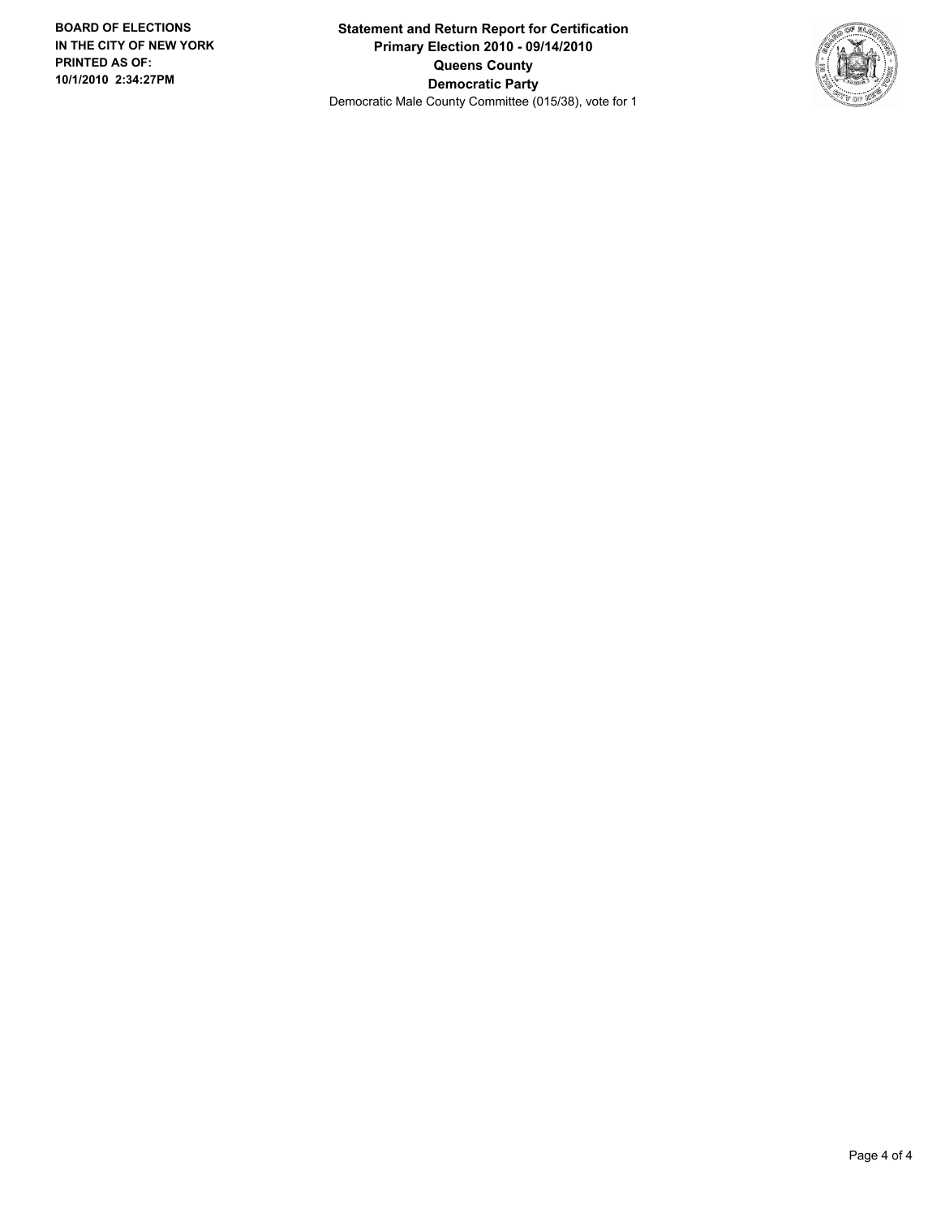**BOARD OF ELECTIONS IN THE CITY OF NEW YORK PRINTED AS OF: 10/1/2010 2:34:27PM**

**Statement and Return Report for Certification**
**Primary Election 2010 - 09/14/2010**
**Queens County**
**Democratic Party**
Democratic Male County Committee (015/38), vote for 1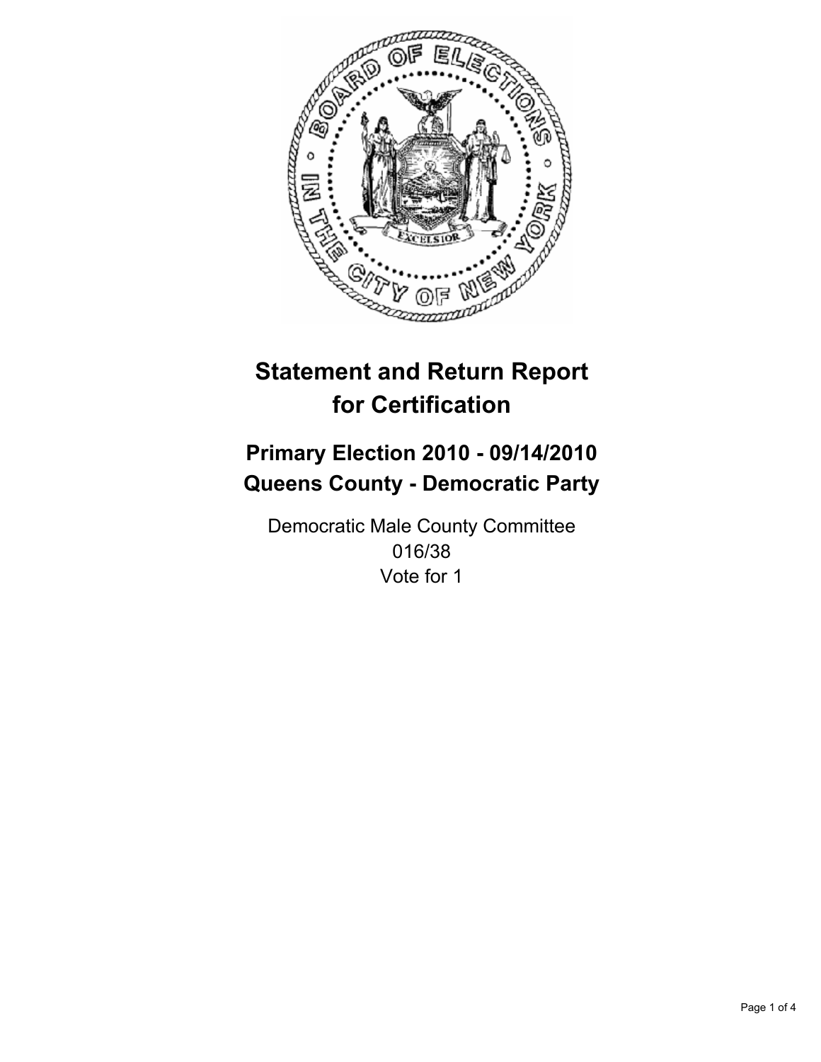# Statement and Return Report for Certification

## Primary Election 2010 - 09/14/2010
## Queens County - Democratic Party

Democratic Male County Committee
016/38
Vote for 1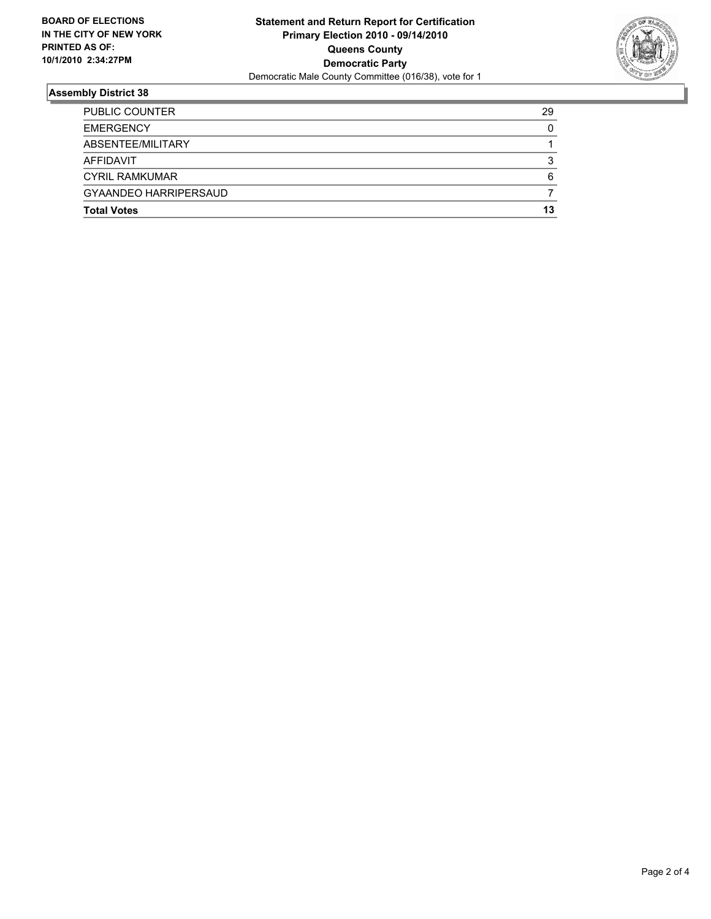**BOARD OF ELECTIONS IN THE CITY OF NEW YORK PRINTED AS OF: 10/1/2010 2:34:27PM**

# Statement and Return Report for Certification
## Primary Election 2010 - 09/14/2010
## Queens County
## Democratic Party

Democratic Male County Committee (016/38), vote for 1

### Assembly District 38

| | |
|---|---|
| PUBLIC COUNTER | 29 |
| EMERGENCY | 0 |
| ABSENTEE/MILITARY | 1 |
| AFFIDAVIT | 3 |
| CYRIL RAMKUMAR | 6 |
| GYAANDEO HARRIPERSAUD | 7 |
| **Total Votes** | **13** |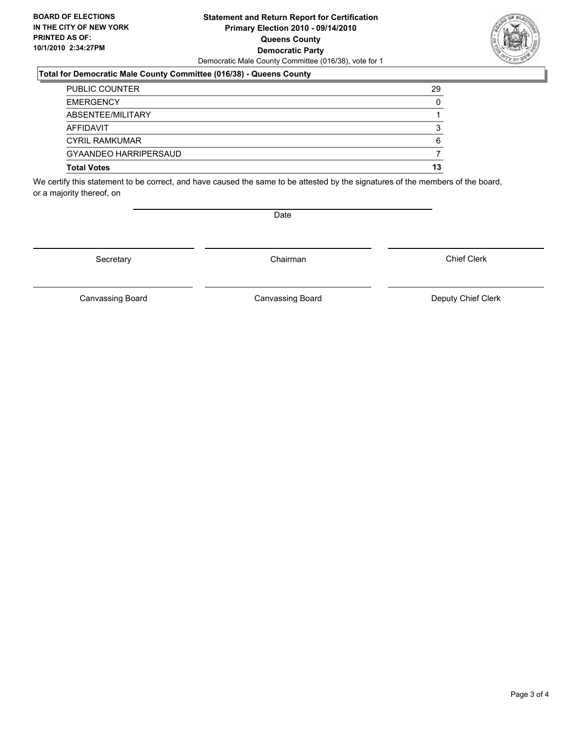**BOARD OF ELECTIONS IN THE CITY OF NEW YORK PRINTED AS OF: 10/1/2010 2:34:27PM**

**Statement and Return Report for Certification**
**Primary Election 2010 - 09/14/2010**
**Queens County**
**Democratic Party**
Democratic Male County Committee (016/38), vote for 1

**Total for Democratic Male County Committee (016/38) - Queens County**

| | |
|---|---|
| PUBLIC COUNTER | 29 |
| EMERGENCY | 0 |
| ABSENTEE/MILITARY | 1 |
| AFFIDAVIT | 3 |
| CYRIL RAMKUMAR | 6 |
| GYAANDEO HARRIPERSAUD | 7 |
| **Total Votes** | **13** |

We certify this statement to be correct, and have caused the same to be attested by the signatures of the members of the board, or a majority thereof, on

Date

| Secretary | Chairman | Chief Clerk |
|---|---|---|
| Canvassing Board | Canvassing Board | Deputy Chief Clerk |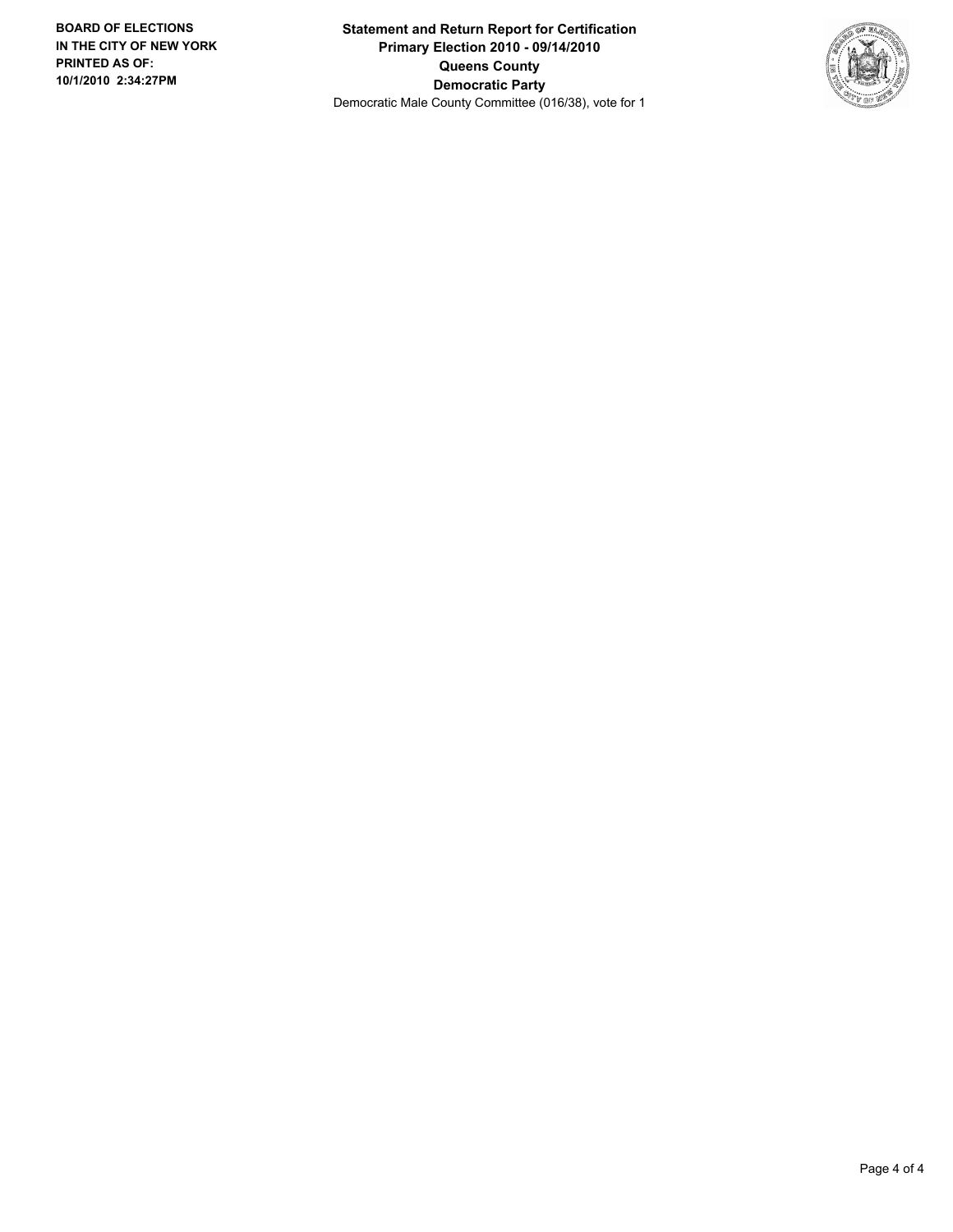**BOARD OF ELECTIONS IN THE CITY OF NEW YORK PRINTED AS OF: 10/1/2010 2:34:27PM**

**Statement and Return Report for Certification**
**Primary Election 2010 - 09/14/2010**
**Queens County**
**Democratic Party**
Democratic Male County Committee (016/38), vote for 1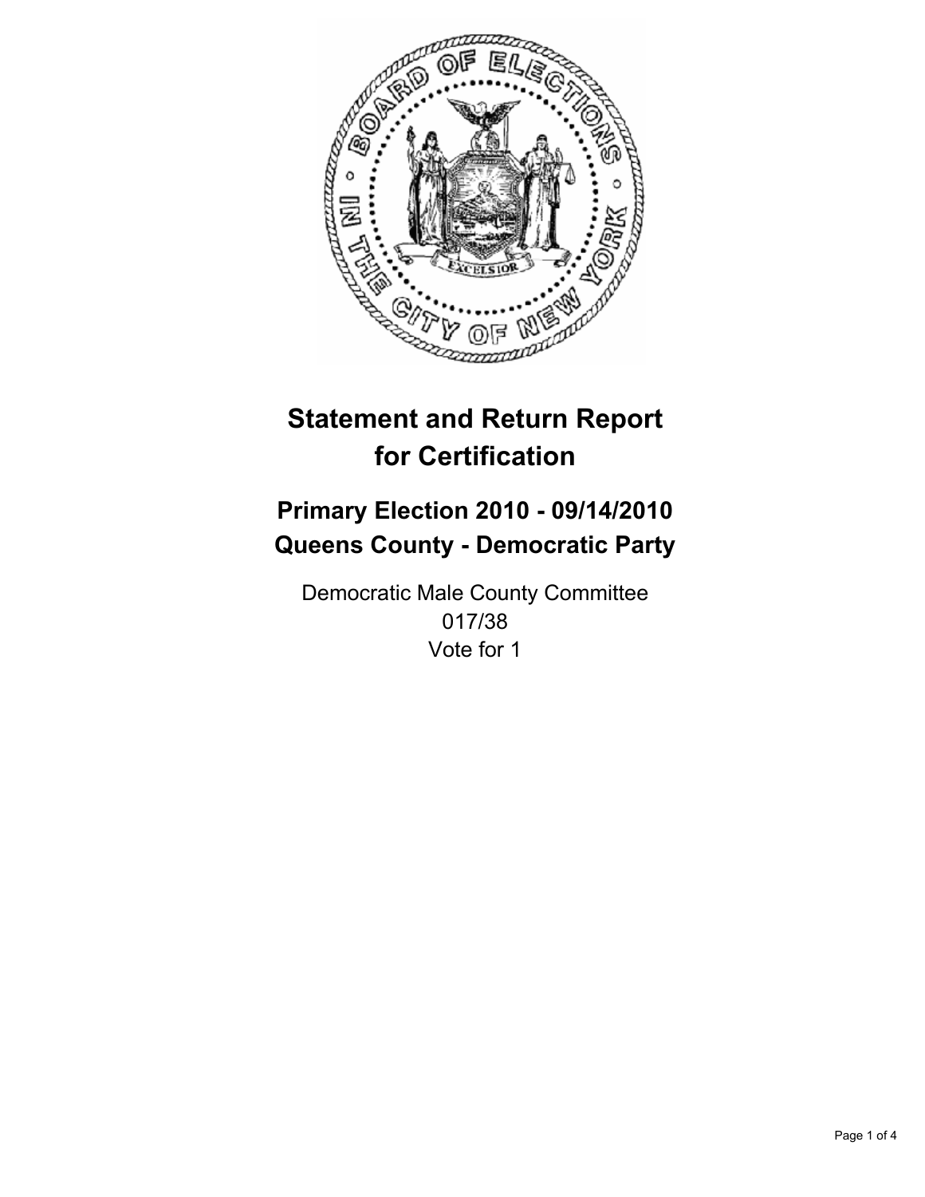# Statement and Return Report for Certification

## Primary Election 2010 - 09/14/2010
## Queens County - Democratic Party

Democratic Male County Committee
017/38
Vote for 1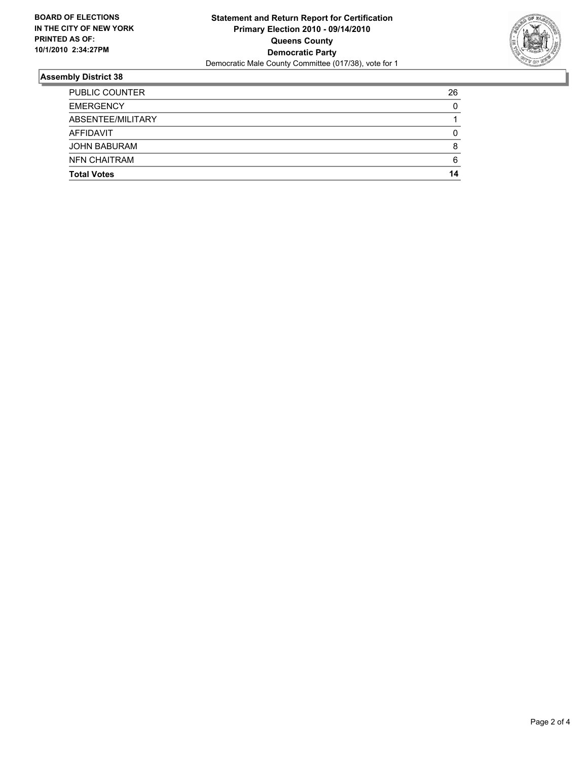**BOARD OF ELECTIONS IN THE CITY OF NEW YORK PRINTED AS OF: 10/1/2010 2:34:27PM**

**Statement and Return Report for Certification**
**Primary Election 2010 - 09/14/2010**
**Queens County**
**Democratic Party**
Democratic Male County Committee (017/38), vote for 1

## Assembly District 38

| | |
|---|---|
| PUBLIC COUNTER | 26 |
| EMERGENCY | 0 |
| ABSENTEE/MILITARY | 1 |
| AFFIDAVIT | 0 |
| JOHN BABURAM | 8 |
| NFN CHAITRAM | 6 |
| **Total Votes** | **14** |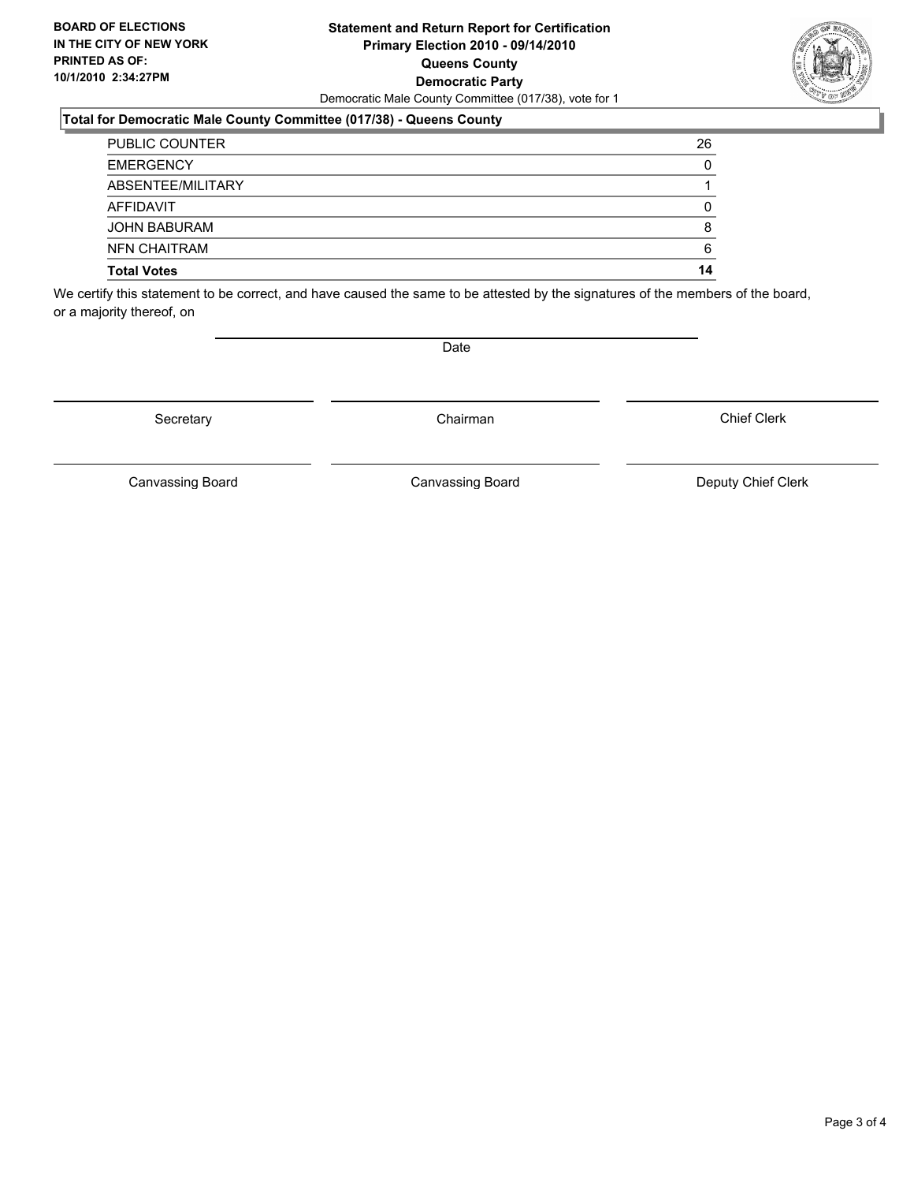**BOARD OF ELECTIONS IN THE CITY OF NEW YORK PRINTED AS OF: 10/1/2010 2:34:27PM**

# Statement and Return Report for Certification
## Primary Election 2010 - 09/14/2010
## Queens County
## Democratic Party

Democratic Male County Committee (017/38), vote for 1

### Total for Democratic Male County Committee (017/38) - Queens County

| | |
|---|---|
| PUBLIC COUNTER | 26 |
| EMERGENCY | 0 |
| ABSENTEE/MILITARY | 1 |
| AFFIDAVIT | 0 |
| JOHN BABURAM | 8 |
| NFN CHAITRAM | 6 |
| **Total Votes** | **14** |

We certify this statement to be correct, and have caused the same to be attested by the signatures of the members of the board, or a majority thereof, on

Date

| Secretary | Chairman | Chief Clerk |
|---|---|---|
| Canvassing Board | Canvassing Board | Deputy Chief Clerk |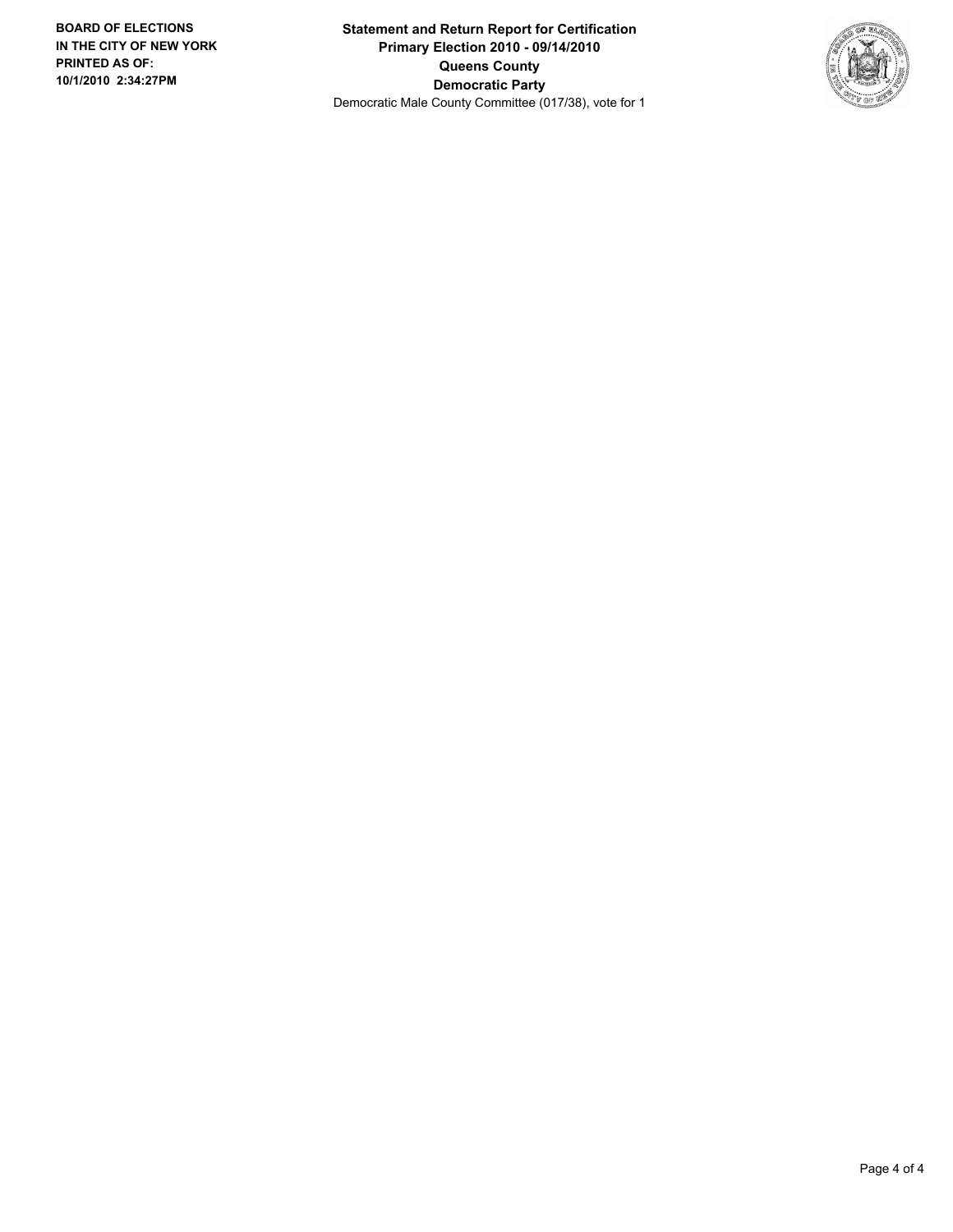**BOARD OF ELECTIONS IN THE CITY OF NEW YORK PRINTED AS OF: 10/1/2010 2:34:27PM**

**Statement and Return Report for Certification**
**Primary Election 2010 - 09/14/2010**
**Queens County**
**Democratic Party**
Democratic Male County Committee (017/38), vote for 1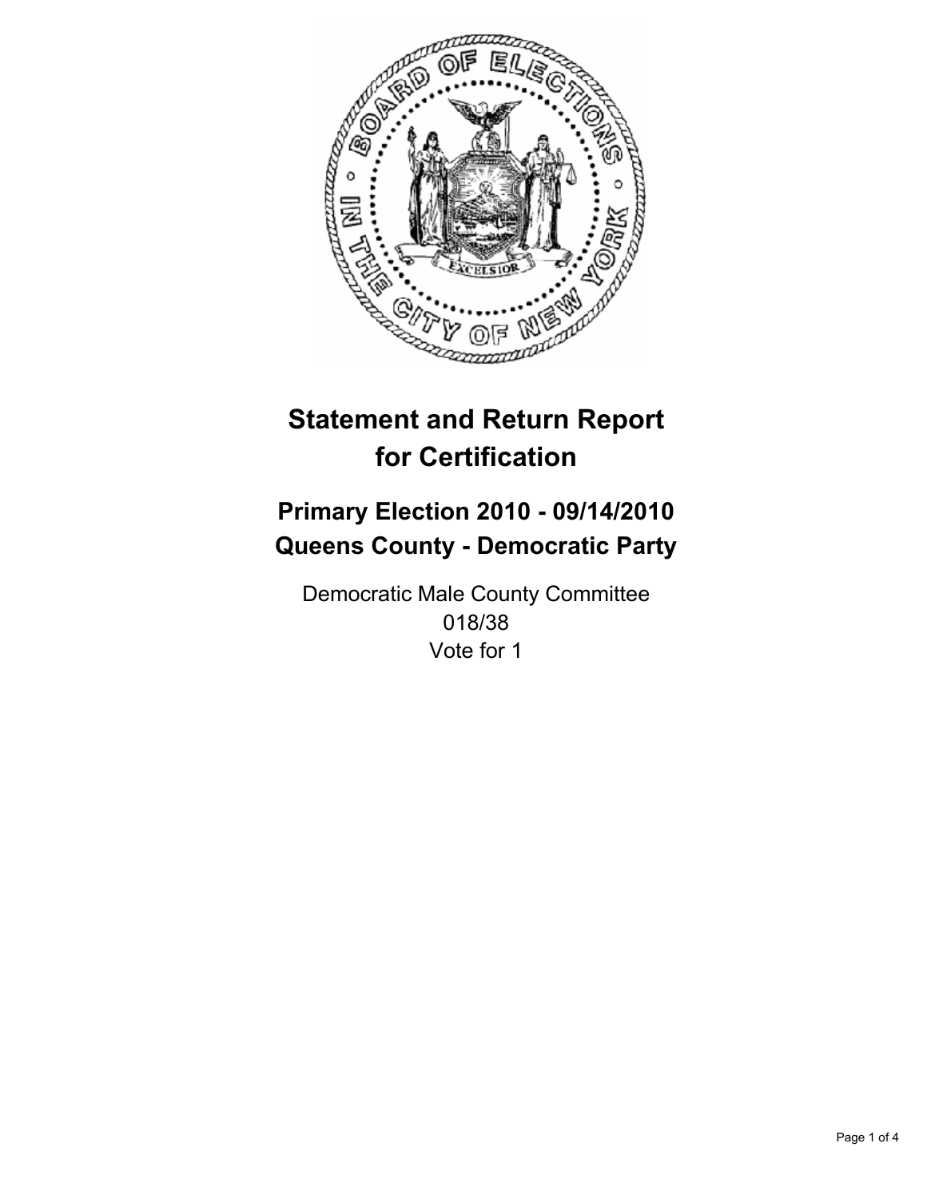# Statement and Return Report for Certification

## Primary Election 2010 - 09/14/2010
## Queens County - Democratic Party

Democratic Male County Committee
018/38
Vote for 1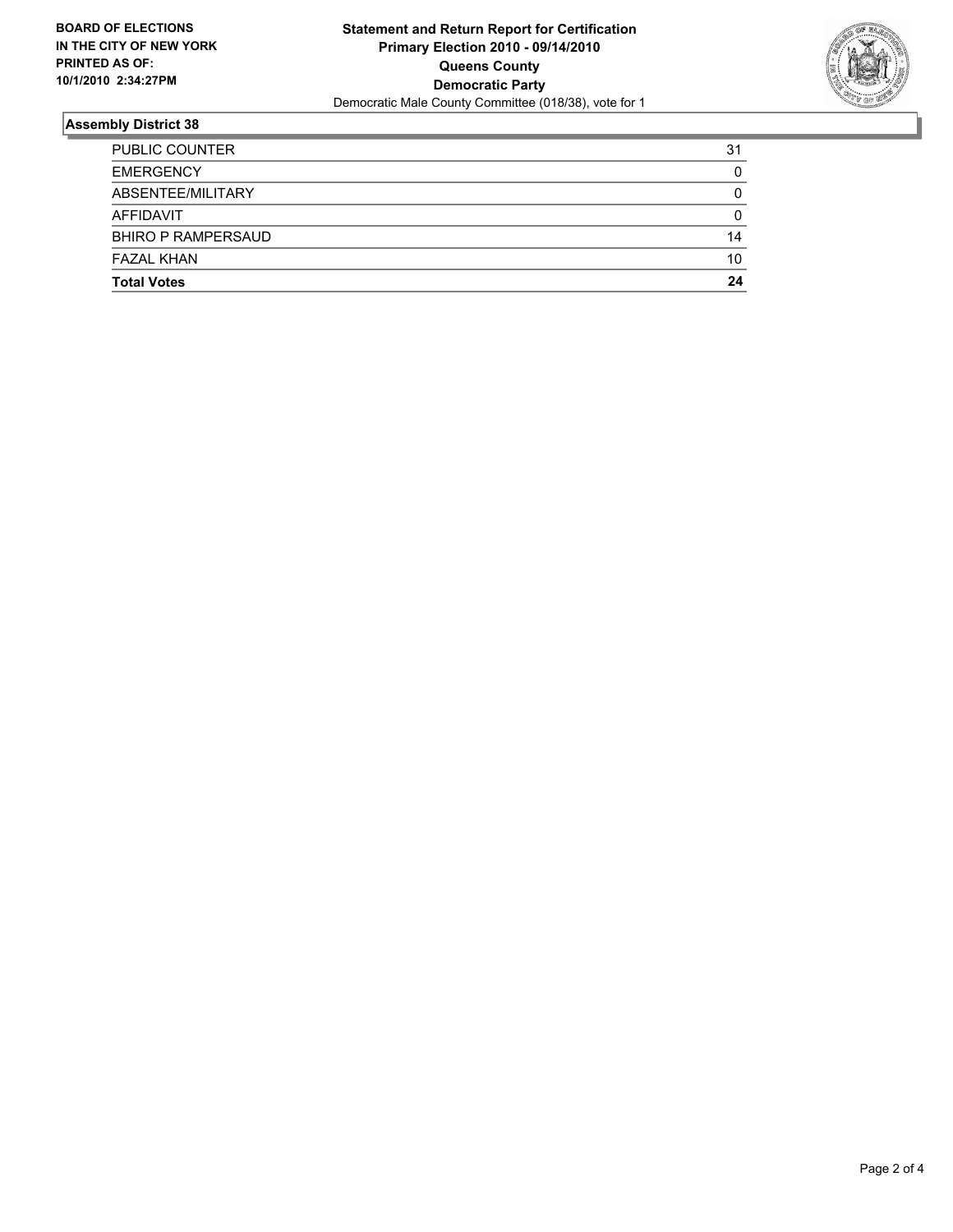**BOARD OF ELECTIONS IN THE CITY OF NEW YORK PRINTED AS OF: 10/1/2010 2:34:27PM**

**Statement and Return Report for Certification Primary Election 2010 - 09/14/2010 Queens County Democratic Party**

Democratic Male County Committee (018/38), vote for 1

## Assembly District 38

| | |
|---|---|
| PUBLIC COUNTER | 31 |
| EMERGENCY | 0 |
| ABSENTEE/MILITARY | 0 |
| AFFIDAVIT | 0 |
| BHIRO P RAMPERSAUD | 14 |
| FAZAL KHAN | 10 |
| **Total Votes** | **24** |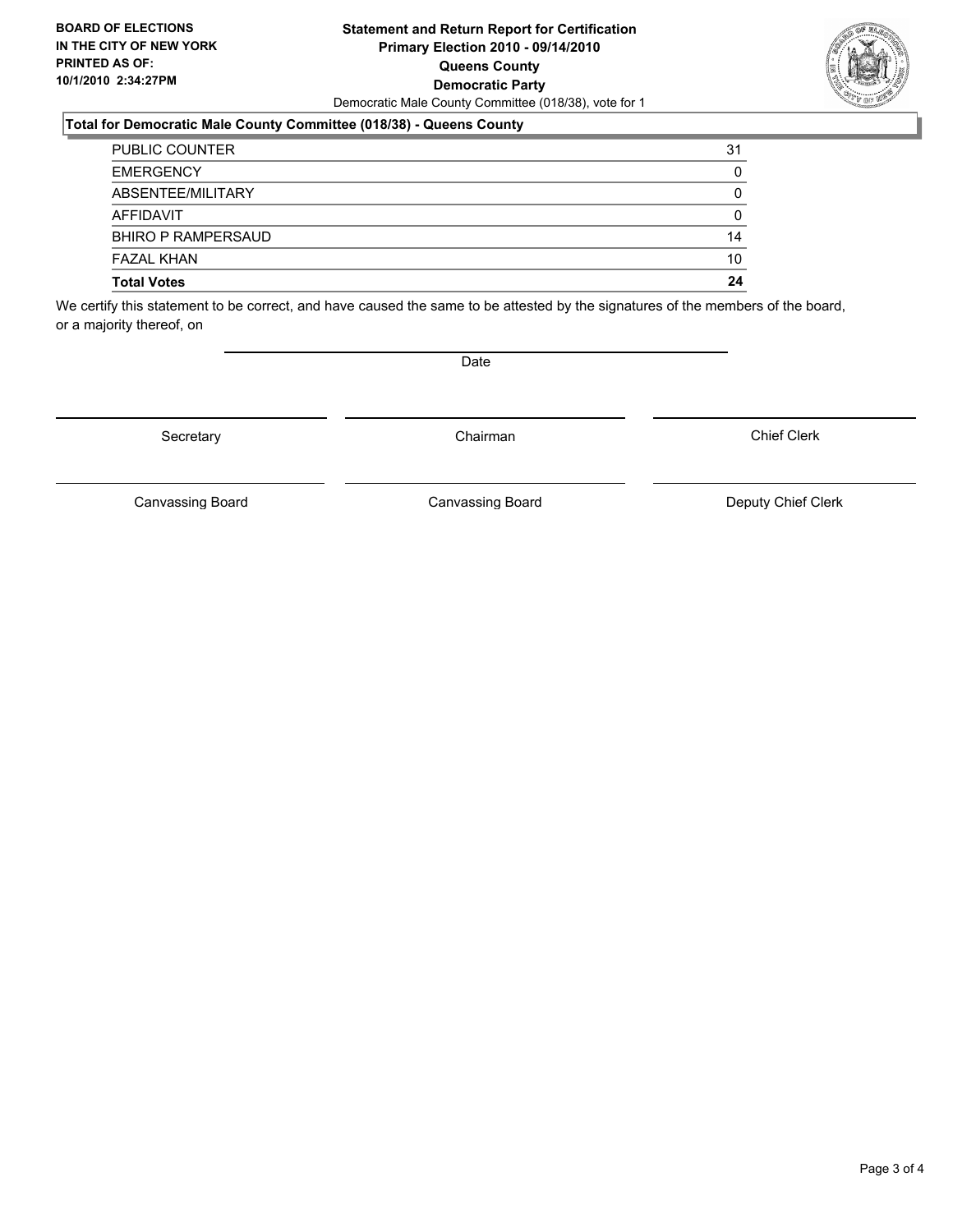**BOARD OF ELECTIONS IN THE CITY OF NEW YORK PRINTED AS OF: 10/1/2010 2:34:27PM**

**Statement and Return Report for Certification**
**Primary Election 2010 - 09/14/2010**
**Queens County**
**Democratic Party**
Democratic Male County Committee (018/38), vote for 1

**Total for Democratic Male County Committee (018/38) - Queens County**

| | |
|---|---|
| PUBLIC COUNTER | 31 |
| EMERGENCY | 0 |
| ABSENTEE/MILITARY | 0 |
| AFFIDAVIT | 0 |
| BHIRO P RAMPERSAUD | 14 |
| FAZAL KHAN | 10 |
| **Total Votes** | **24** |

We certify this statement to be correct, and have caused the same to be attested by the signatures of the members of the board, or a majority thereof, on

Date

Secretary | Chairman | Chief Clerk

Canvassing Board | Canvassing Board | Deputy Chief Clerk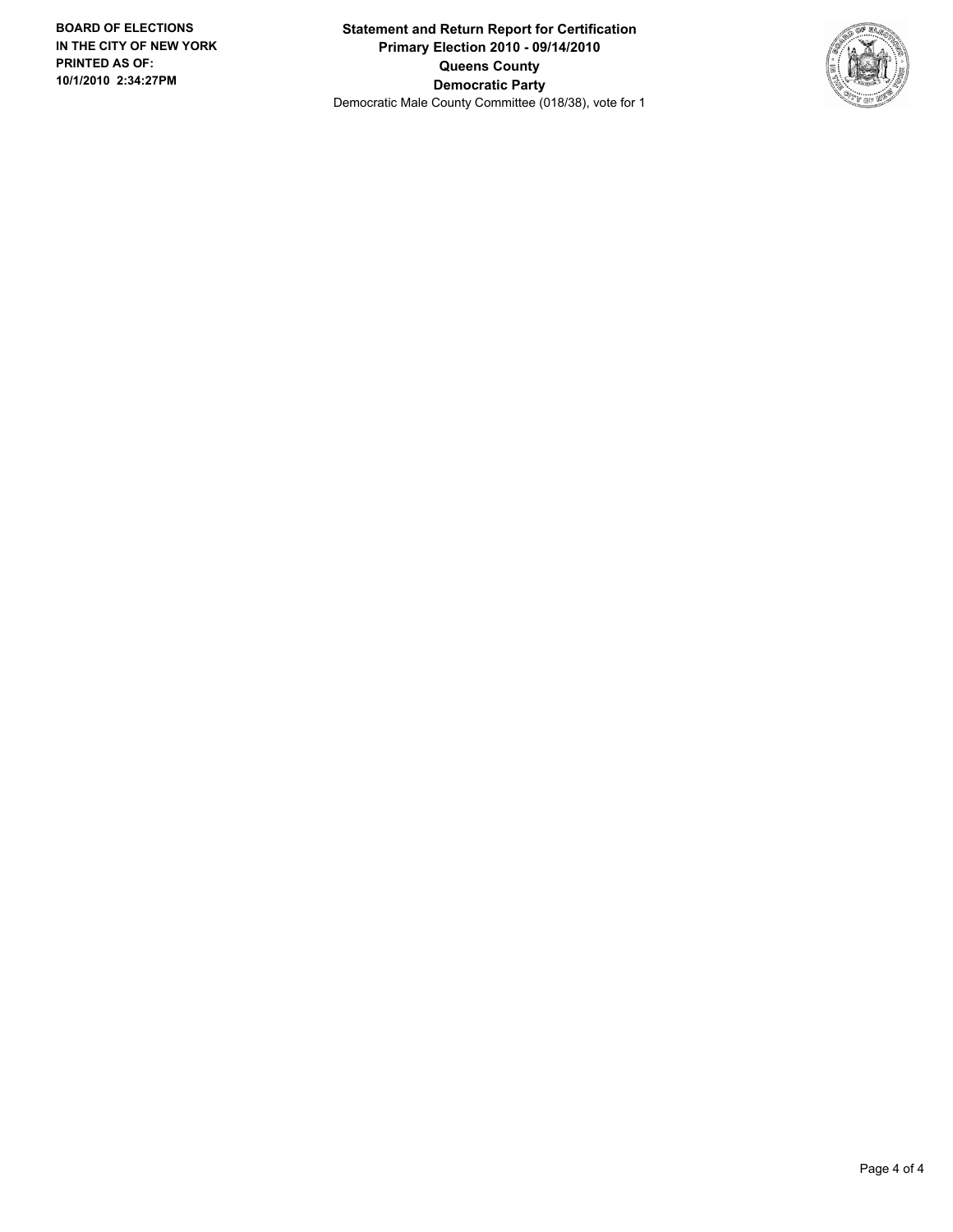**BOARD OF ELECTIONS IN THE CITY OF NEW YORK PRINTED AS OF: 10/1/2010 2:34:27PM**

**Statement and Return Report for Certification**
**Primary Election 2010 - 09/14/2010**
**Queens County**
**Democratic Party**
Democratic Male County Committee (018/38), vote for 1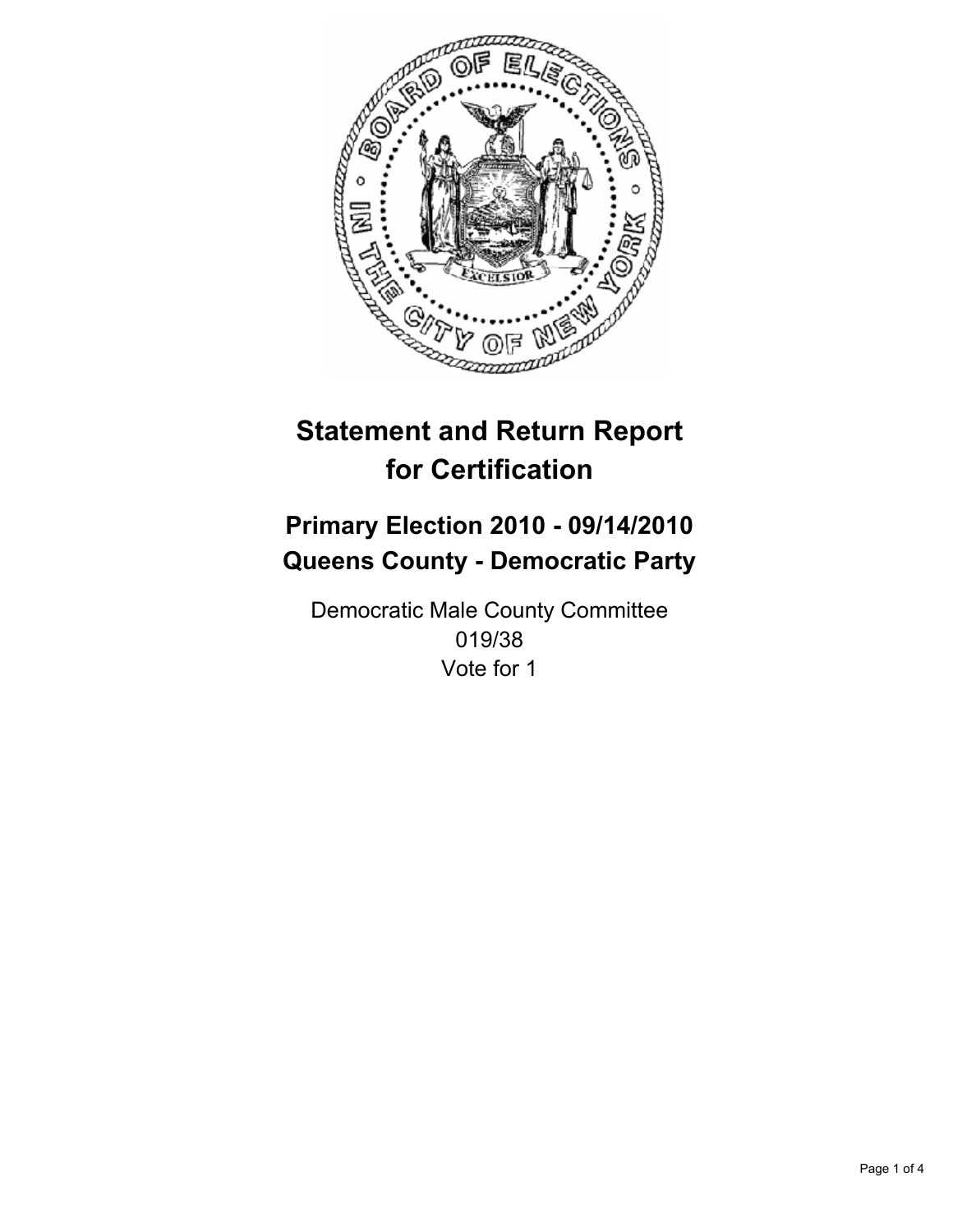# Statement and Return Report for Certification

## Primary Election 2010 - 09/14/2010
## Queens County - Democratic Party

Democratic Male County Committee
019/38
Vote for 1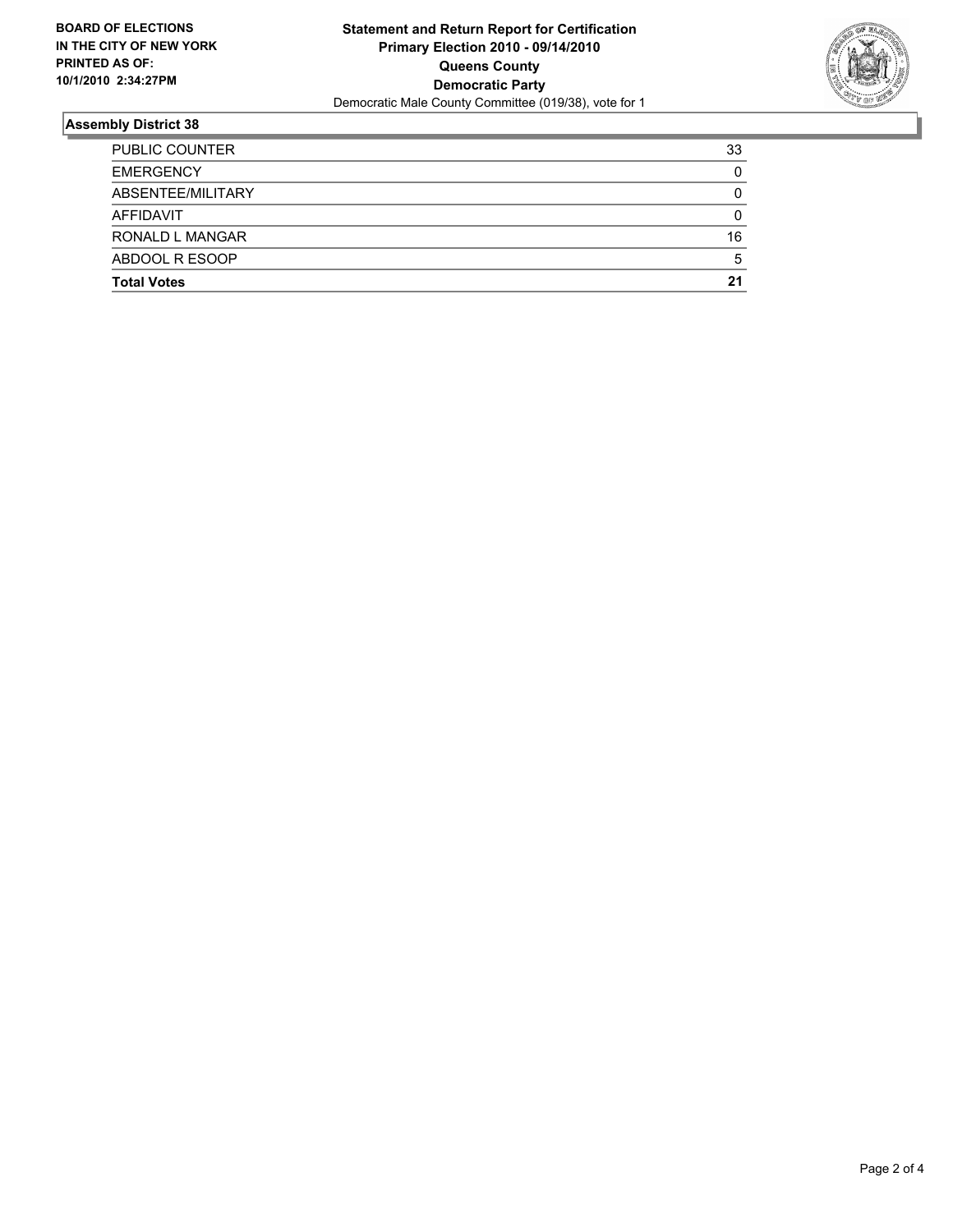**BOARD OF ELECTIONS IN THE CITY OF NEW YORK PRINTED AS OF: 10/1/2010 2:34:27PM**

# Statement and Return Report for Certification
## Primary Election 2010 - 09/14/2010
## Queens County
## Democratic Party
Democratic Male County Committee (019/38), vote for 1

### Assembly District 38

| | |
|---|---|
| PUBLIC COUNTER | 33 |
| EMERGENCY | 0 |
| ABSENTEE/MILITARY | 0 |
| AFFIDAVIT | 0 |
| RONALD L MANGAR | 16 |
| ABDOOL R ESOOP | 5 |
| **Total Votes** | **21** |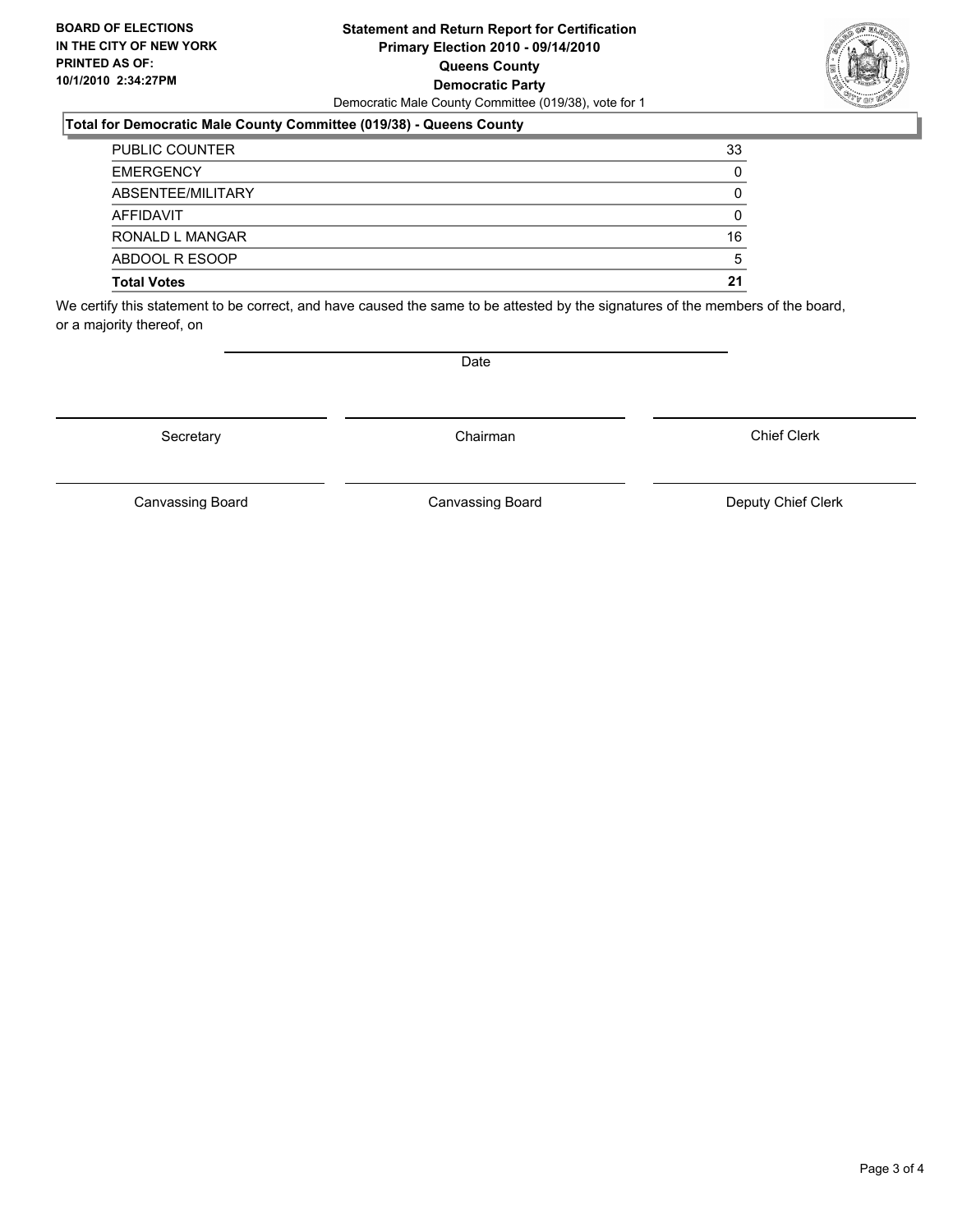**BOARD OF ELECTIONS IN THE CITY OF NEW YORK PRINTED AS OF: 10/1/2010 2:34:27PM**

# Statement and Return Report for Certification
## Primary Election 2010 - 09/14/2010
## Queens County
## Democratic Party

Democratic Male County Committee (019/38), vote for 1

### Total for Democratic Male County Committee (019/38) - Queens County

| | |
|---|---|
| PUBLIC COUNTER | 33 |
| EMERGENCY | 0 |
| ABSENTEE/MILITARY | 0 |
| AFFIDAVIT | 0 |
| RONALD L MANGAR | 16 |
| ABDOOL R ESOOP | 5 |
| **Total Votes** | **21** |

We certify this statement to be correct, and have caused the same to be attested by the signatures of the members of the board, or a majority thereof, on

Date

Secretary Chairman Chief Clerk

Canvassing Board Canvassing Board Deputy Chief Clerk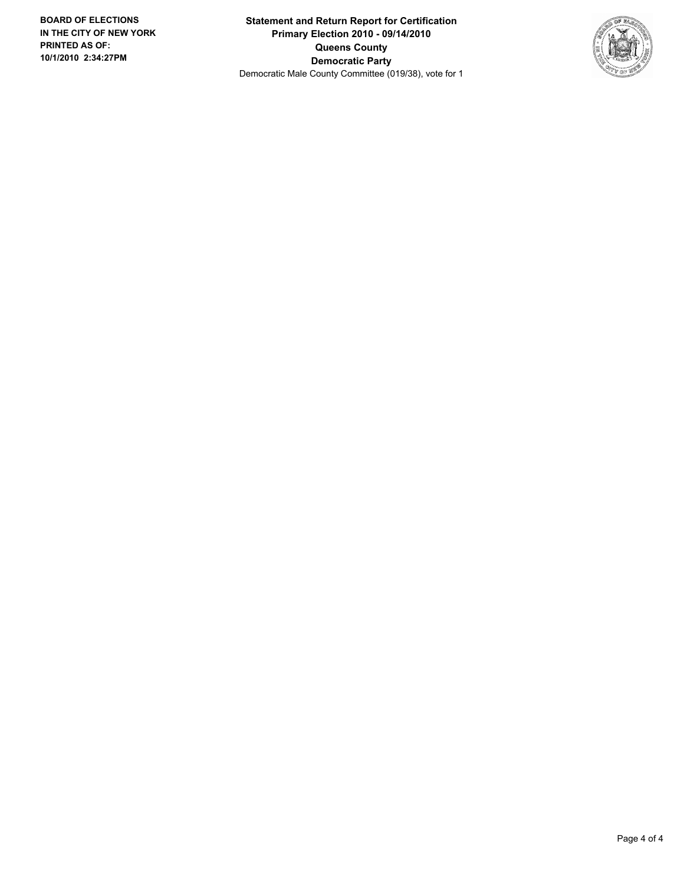**BOARD OF ELECTIONS IN THE CITY OF NEW YORK**
**PRINTED AS OF:**
**10/1/2010 2:34:27PM**

**Statement and Return Report for Certification**
**Primary Election 2010 - 09/14/2010**
**Queens County**
**Democratic Party**
Democratic Male County Committee (019/38), vote for 1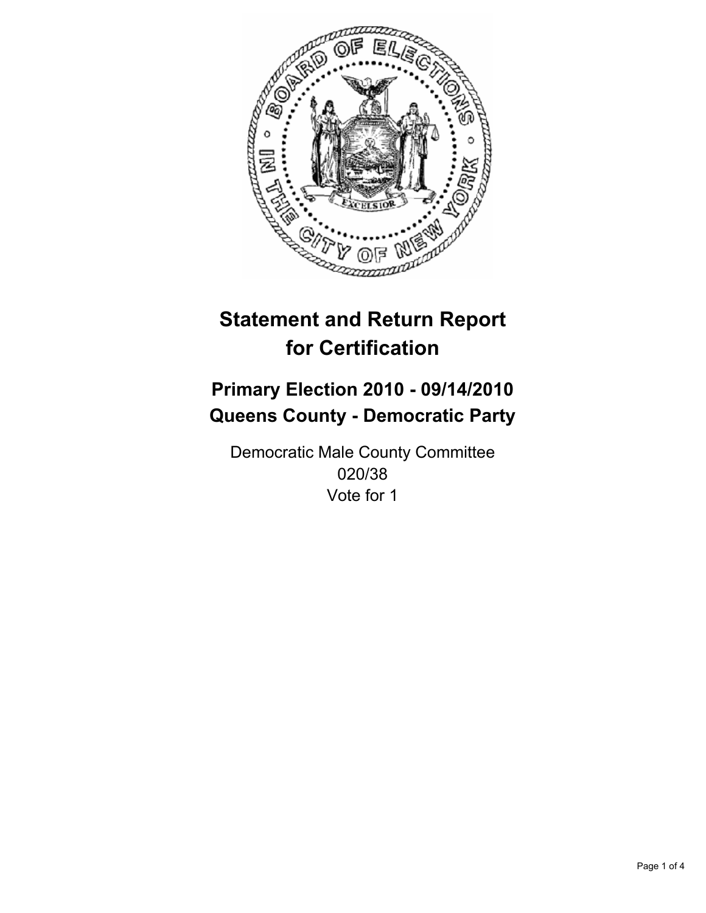# Statement and Return Report for Certification

## Primary Election 2010 - 09/14/2010
## Queens County - Democratic Party

Democratic Male County Committee
020/38
Vote for 1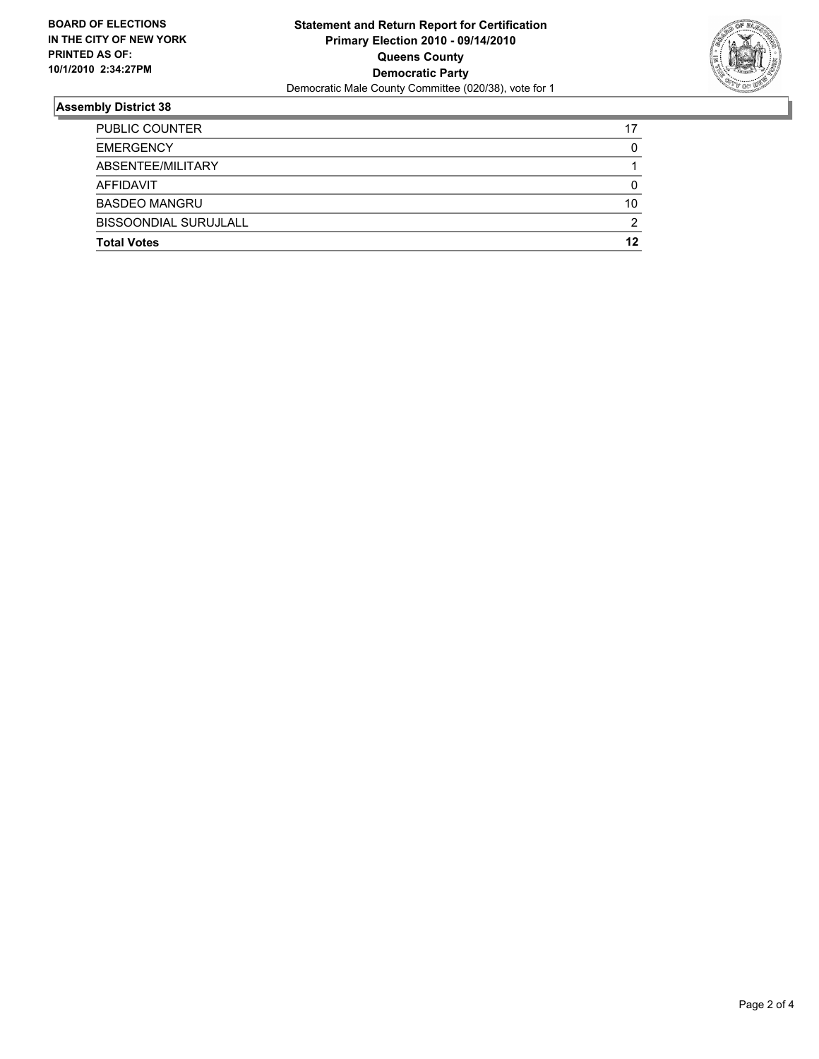**BOARD OF ELECTIONS IN THE CITY OF NEW YORK PRINTED AS OF: 10/1/2010 2:34:27PM**

# Statement and Return Report for Certification
## Primary Election 2010 - 09/14/2010
## Queens County
## Democratic Party
Democratic Male County Committee (020/38), vote for 1

### Assembly District 38

| | |
|---|---|
| PUBLIC COUNTER | 17 |
| EMERGENCY | 0 |
| ABSENTEE/MILITARY | 1 |
| AFFIDAVIT | 0 |
| BASDEO MANGRU | 10 |
| BISSOONDIAL SURUJLALL | 2 |
| **Total Votes** | **12** |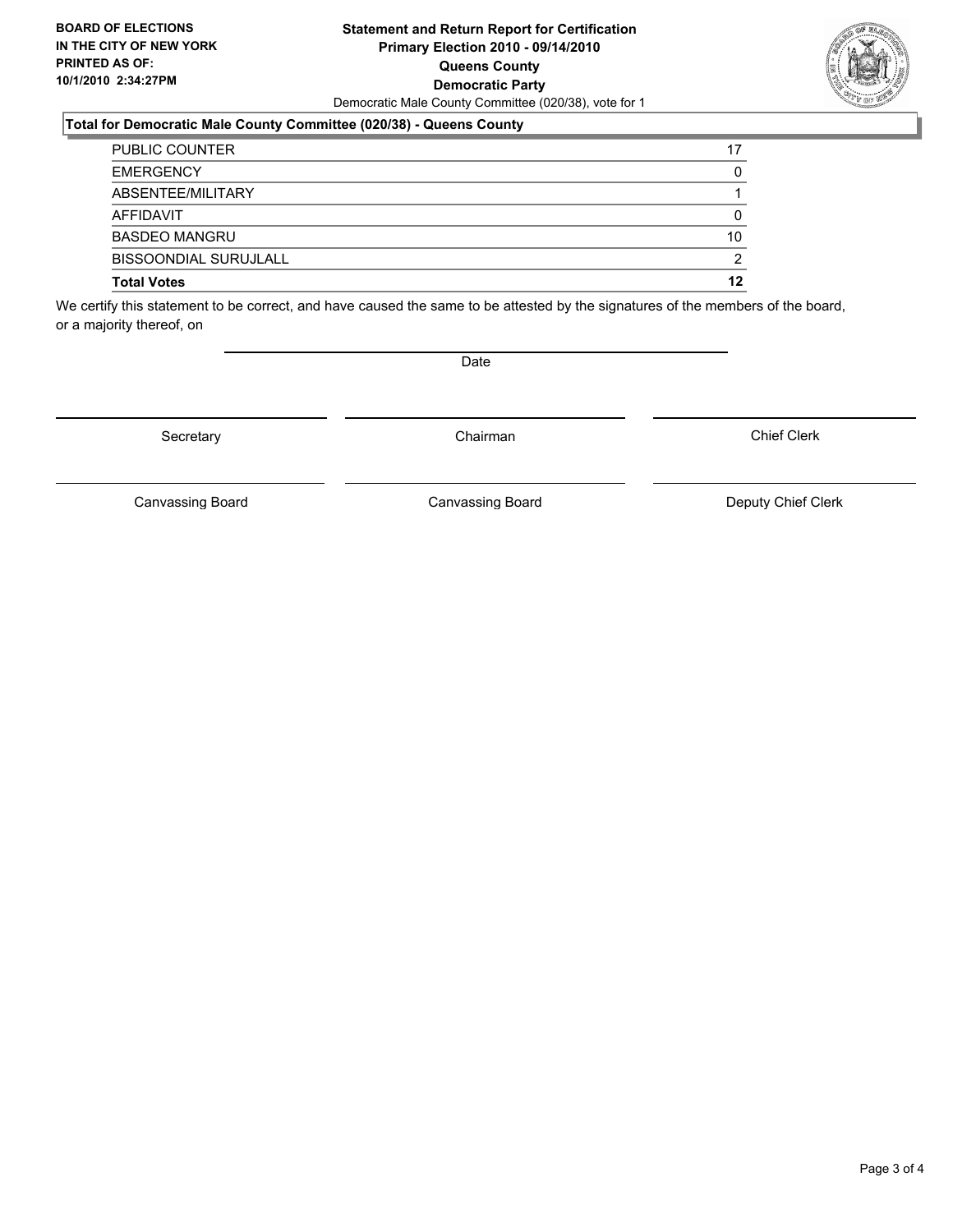**BOARD OF ELECTIONS IN THE CITY OF NEW YORK PRINTED AS OF: 10/1/2010 2:34:27PM**

# Statement and Return Report for Certification
## Primary Election 2010 - 09/14/2010
## Queens County
## Democratic Party

Democratic Male County Committee (020/38), vote for 1

### Total for Democratic Male County Committee (020/38) - Queens County

| | |
|---|---|
| PUBLIC COUNTER | 17 |
| EMERGENCY | 0 |
| ABSENTEE/MILITARY | 1 |
| AFFIDAVIT | 0 |
| BASDEO MANGRU | 10 |
| BISSOONDIAL SURUJLALL | 2 |
| **Total Votes** | **12** |

We certify this statement to be correct, and have caused the same to be attested by the signatures of the members of the board, or a majority thereof, on

Date

Secretary

Chairman

Chief Clerk

Canvassing Board

Canvassing Board

Deputy Chief Clerk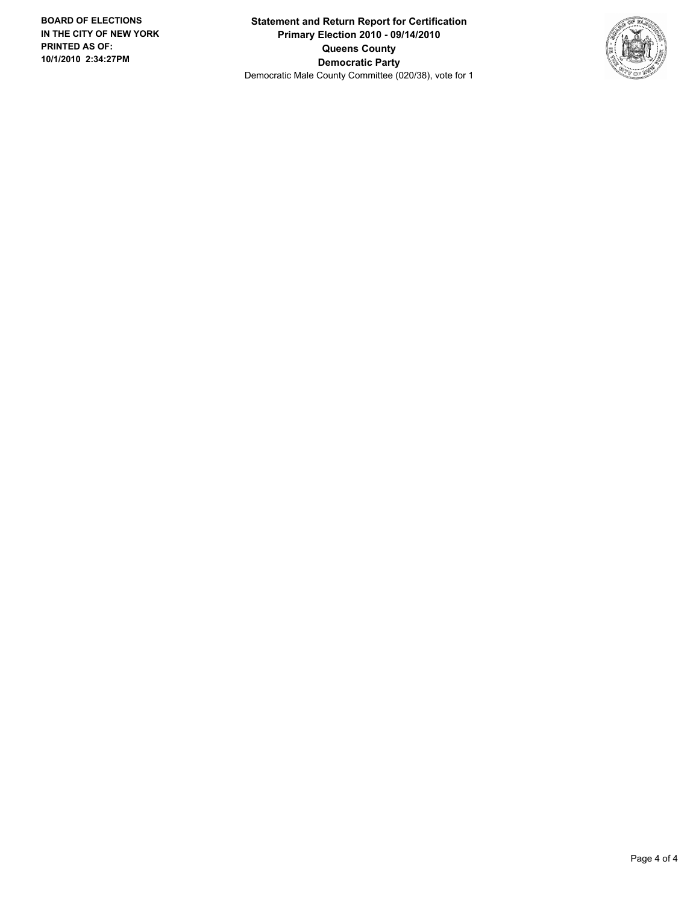**BOARD OF ELECTIONS IN THE CITY OF NEW YORK PRINTED AS OF: 10/1/2010 2:34:27PM**

**Statement and Return Report for Certification**
**Primary Election 2010 - 09/14/2010**
**Queens County**
**Democratic Party**
Democratic Male County Committee (020/38), vote for 1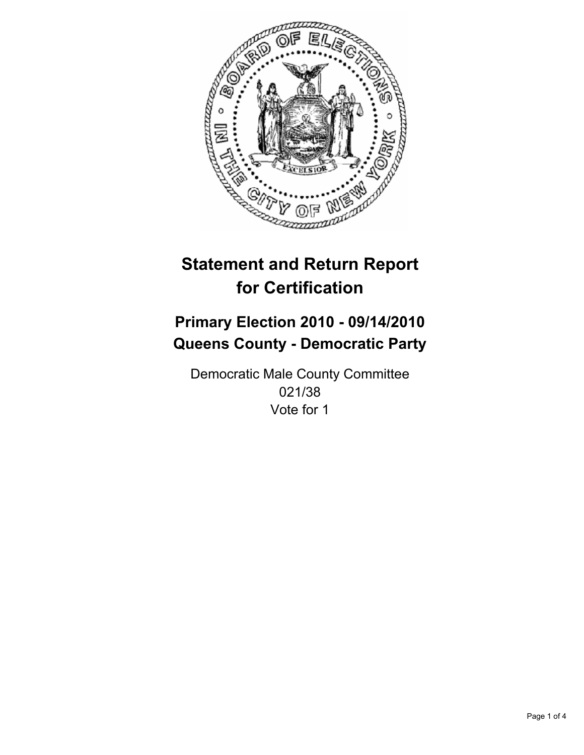# Statement and Return Report for Certification

## Primary Election 2010 - 09/14/2010
## Queens County - Democratic Party

Democratic Male County Committee
021/38
Vote for 1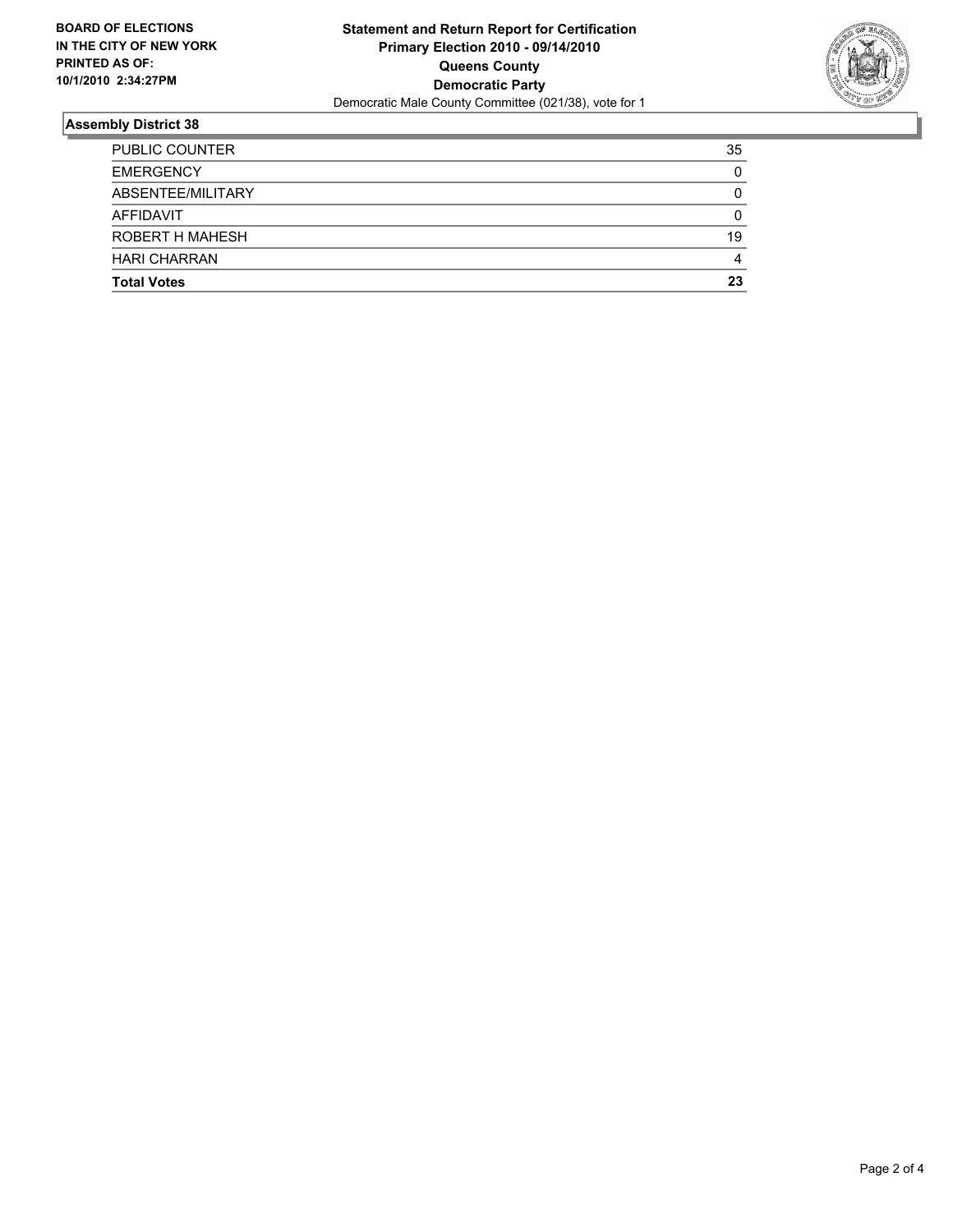**BOARD OF ELECTIONS IN THE CITY OF NEW YORK PRINTED AS OF: 10/1/2010 2:34:27PM**

**Statement and Return Report for Certification**
**Primary Election 2010 - 09/14/2010**
**Queens County**
**Democratic Party**
Democratic Male County Committee (021/38), vote for 1

## Assembly District 38

| | |
|---|---|
| PUBLIC COUNTER | 35 |
| EMERGENCY | 0 |
| ABSENTEE/MILITARY | 0 |
| AFFIDAVIT | 0 |
| ROBERT H MAHESH | 19 |
| HARI CHARRAN | 4 |
| **Total Votes** | **23** |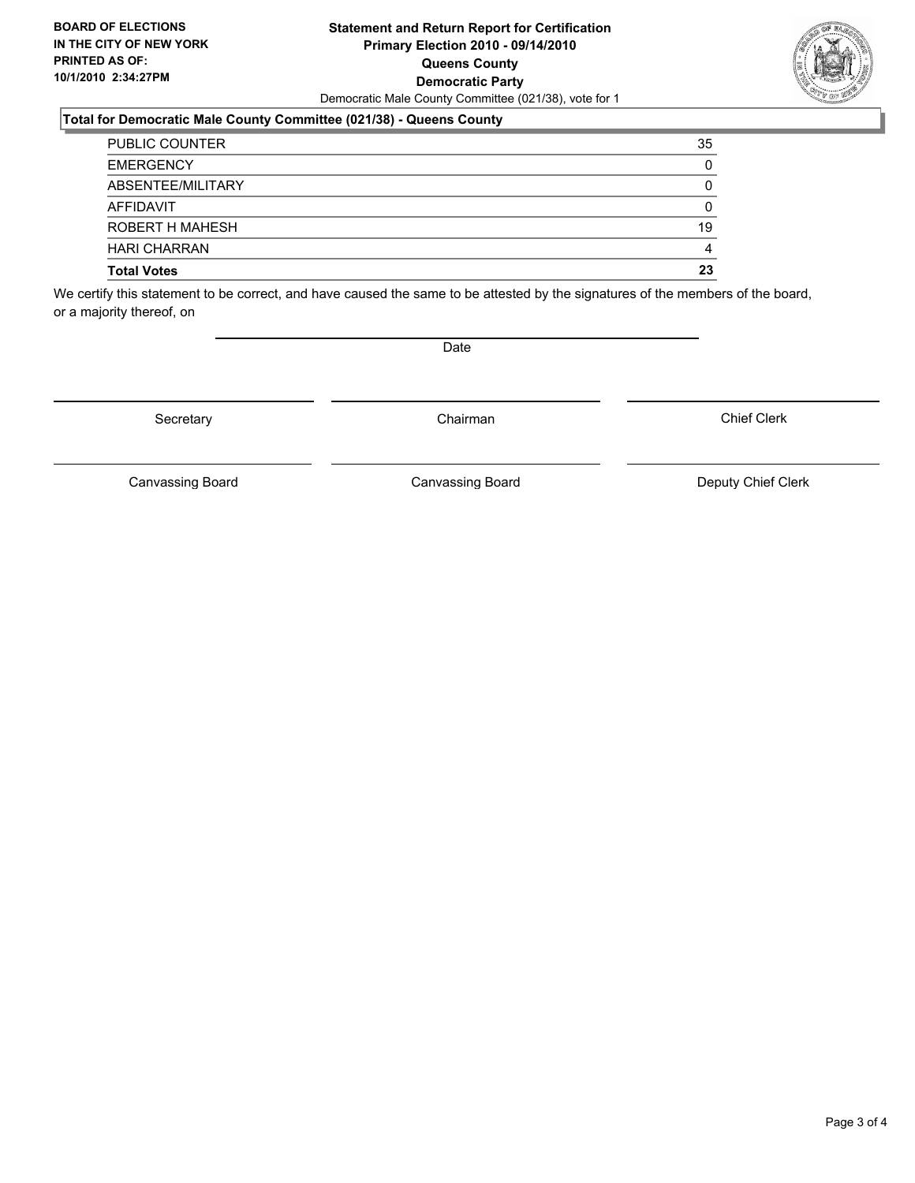**BOARD OF ELECTIONS IN THE CITY OF NEW YORK PRINTED AS OF: 10/1/2010 2:34:27PM**

# Statement and Return Report for Certification
## Primary Election 2010 - 09/14/2010
## Queens County
## Democratic Party

Democratic Male County Committee (021/38), vote for 1

### Total for Democratic Male County Committee (021/38) - Queens County

| | |
|---|---|
| PUBLIC COUNTER | 35 |
| EMERGENCY | 0 |
| ABSENTEE/MILITARY | 0 |
| AFFIDAVIT | 0 |
| ROBERT H MAHESH | 19 |
| HARI CHARRAN | 4 |
| **Total Votes** | **23** |

We certify this statement to be correct, and have caused the same to be attested by the signatures of the members of the board, or a majority thereof, on

Date

Secretary | Chairman | Chief Clerk

Canvassing Board | Canvassing Board | Deputy Chief Clerk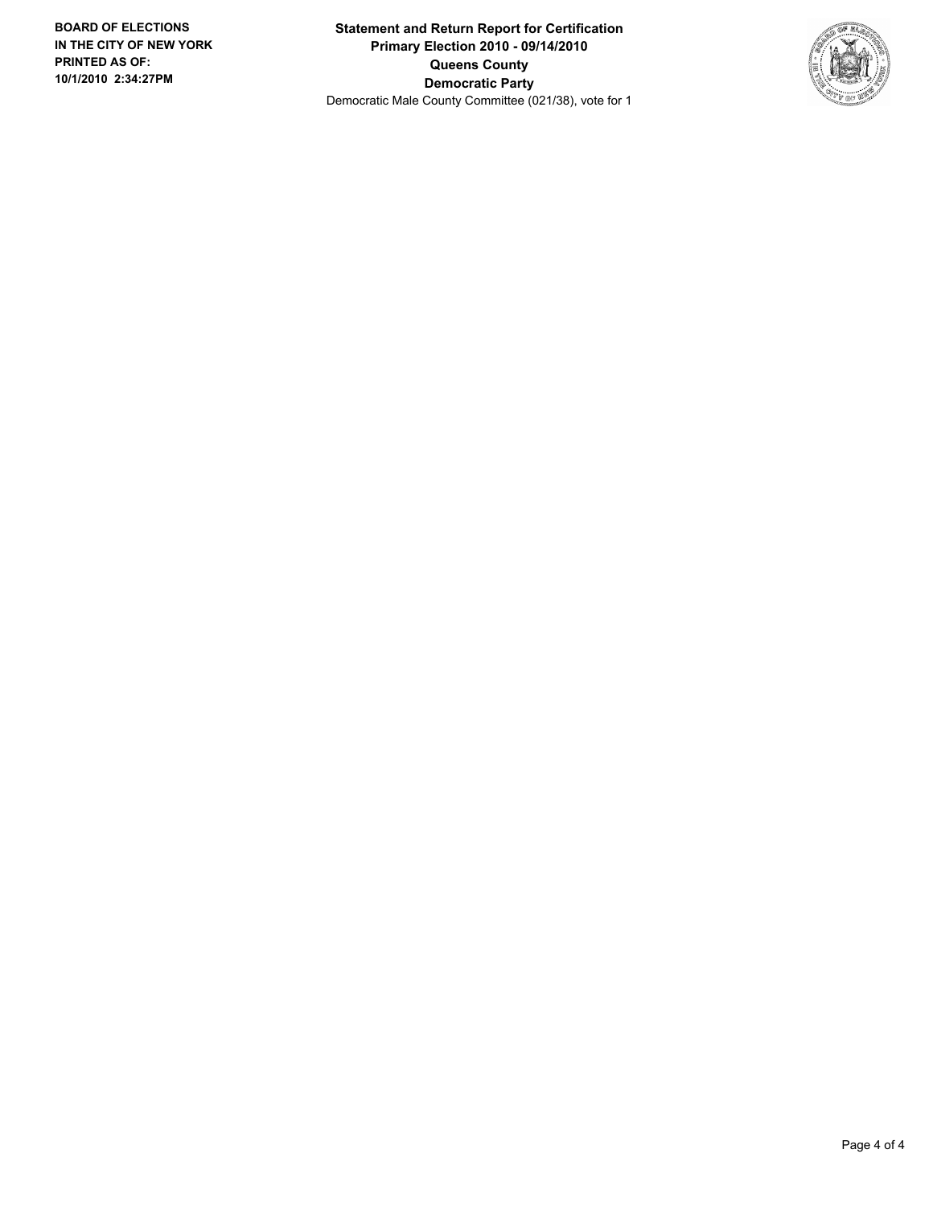**BOARD OF ELECTIONS IN THE CITY OF NEW YORK PRINTED AS OF: 10/1/2010 2:34:27PM**

**Statement and Return Report for Certification**
**Primary Election 2010 - 09/14/2010**
**Queens County**
**Democratic Party**
Democratic Male County Committee (021/38), vote for 1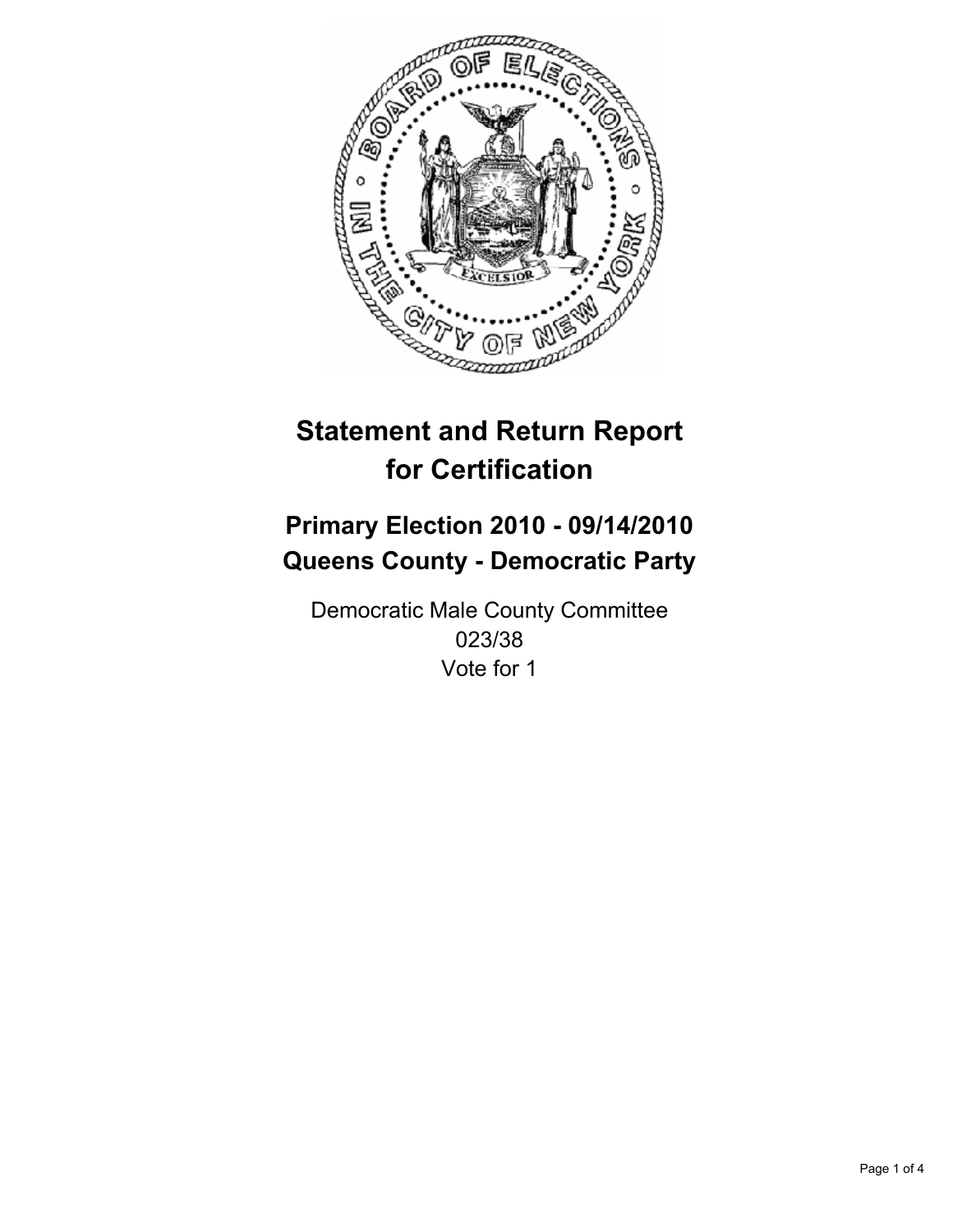# Statement and Return Report for Certification

## Primary Election 2010 - 09/14/2010
## Queens County - Democratic Party

Democratic Male County Committee
023/38
Vote for 1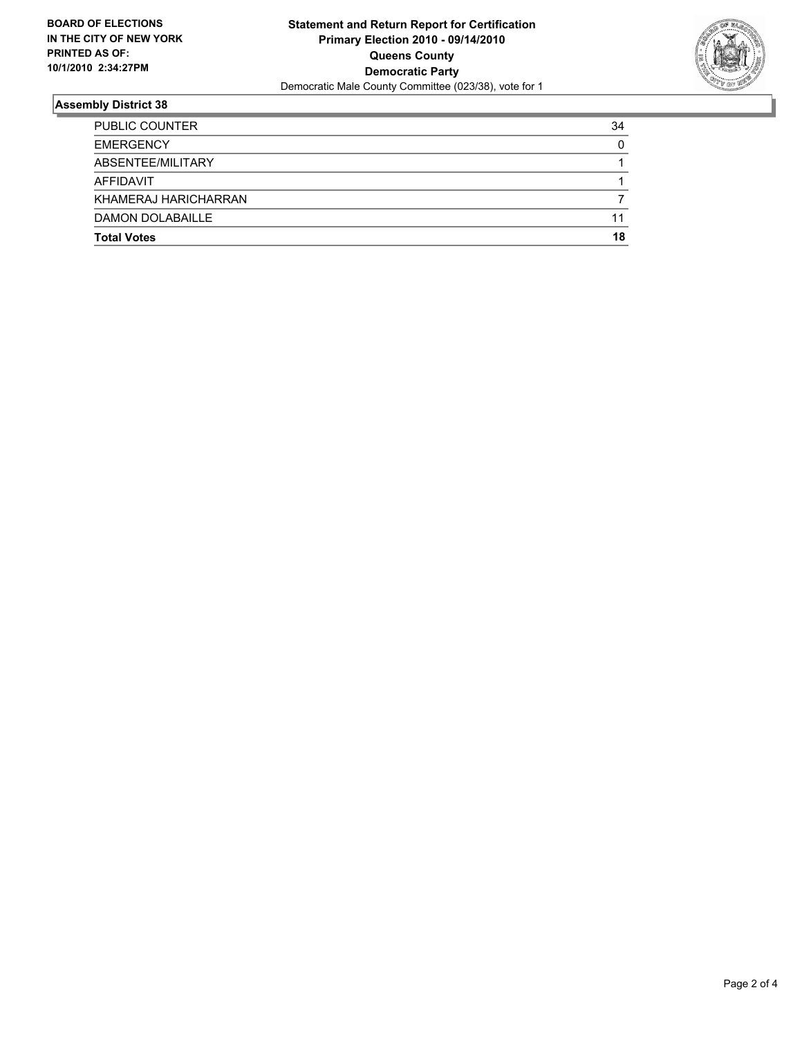**BOARD OF ELECTIONS IN THE CITY OF NEW YORK PRINTED AS OF: 10/1/2010 2:34:27PM**

**Statement and Return Report for Certification**
**Primary Election 2010 - 09/14/2010**
**Queens County**
**Democratic Party**
Democratic Male County Committee (023/38), vote for 1

## Assembly District 38

| | |
|---|---|
| PUBLIC COUNTER | 34 |
| EMERGENCY | 0 |
| ABSENTEE/MILITARY | 1 |
| AFFIDAVIT | 1 |
| KHAMERAJ HARICHARRAN | 7 |
| DAMON DOLABAILLE | 11 |
| **Total Votes** | **18** |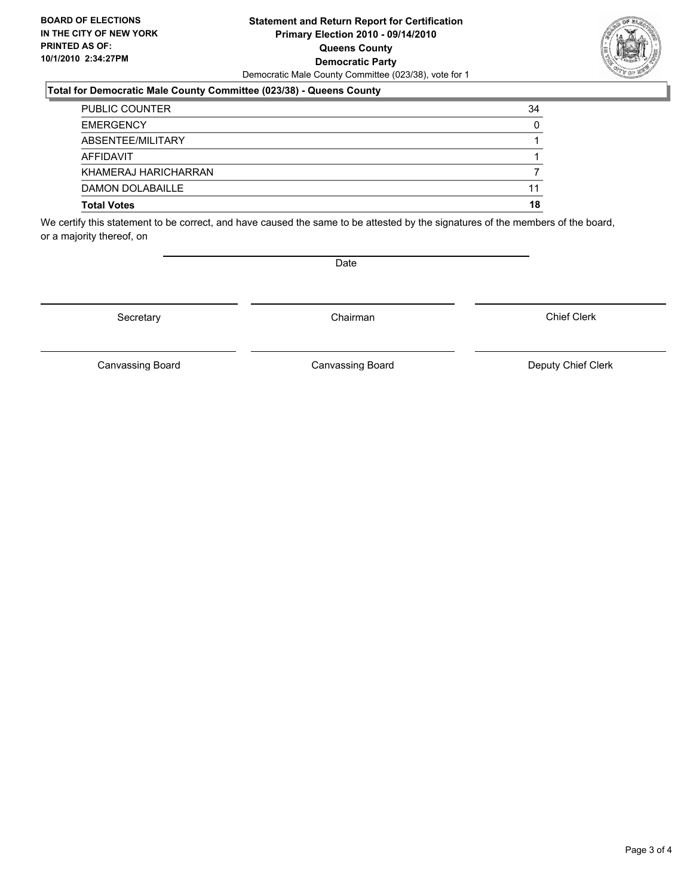**BOARD OF ELECTIONS IN THE CITY OF NEW YORK PRINTED AS OF: 10/1/2010 2:34:27PM**

**Statement and Return Report for Certification**
**Primary Election 2010 - 09/14/2010**
**Queens County**
**Democratic Party**
Democratic Male County Committee (023/38), vote for 1

### Total for Democratic Male County Committee (023/38) - Queens County

| | |
|---|---|
| PUBLIC COUNTER | 34 |
| EMERGENCY | 0 |
| ABSENTEE/MILITARY | 1 |
| AFFIDAVIT | 1 |
| KHAMERAJ HARICHARRAN | 7 |
| DAMON DOLABAILLE | 11 |
| **Total Votes** | **18** |

We certify this statement to be correct, and have caused the same to be attested by the signatures of the members of the board, or a majority thereof, on

Date

Secretary | Chairman | Chief Clerk

Canvassing Board | Canvassing Board | Deputy Chief Clerk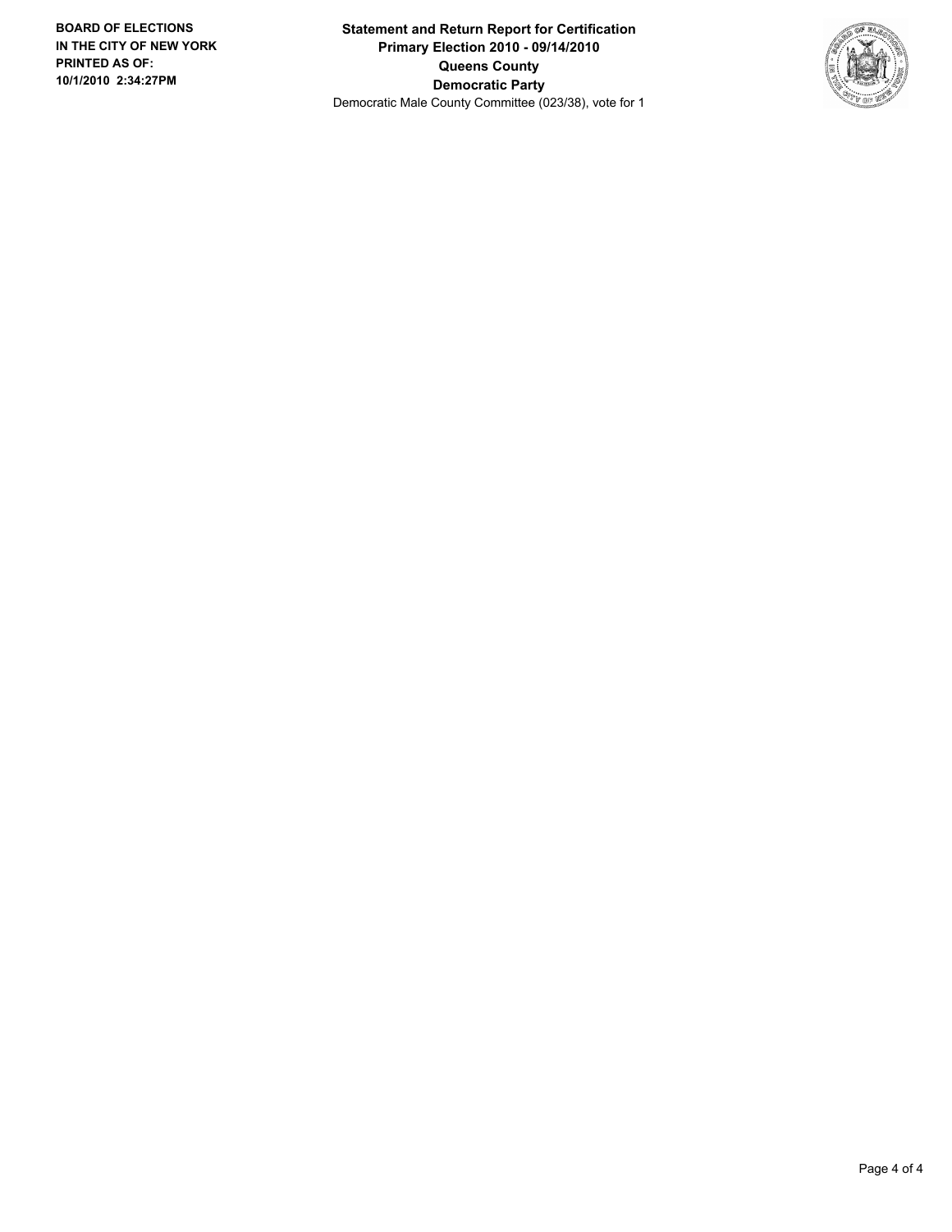**BOARD OF ELECTIONS IN THE CITY OF NEW YORK PRINTED AS OF: 10/1/2010 2:34:27PM**

**Statement and Return Report for Certification**
**Primary Election 2010 - 09/14/2010**
**Queens County**
**Democratic Party**
Democratic Male County Committee (023/38), vote for 1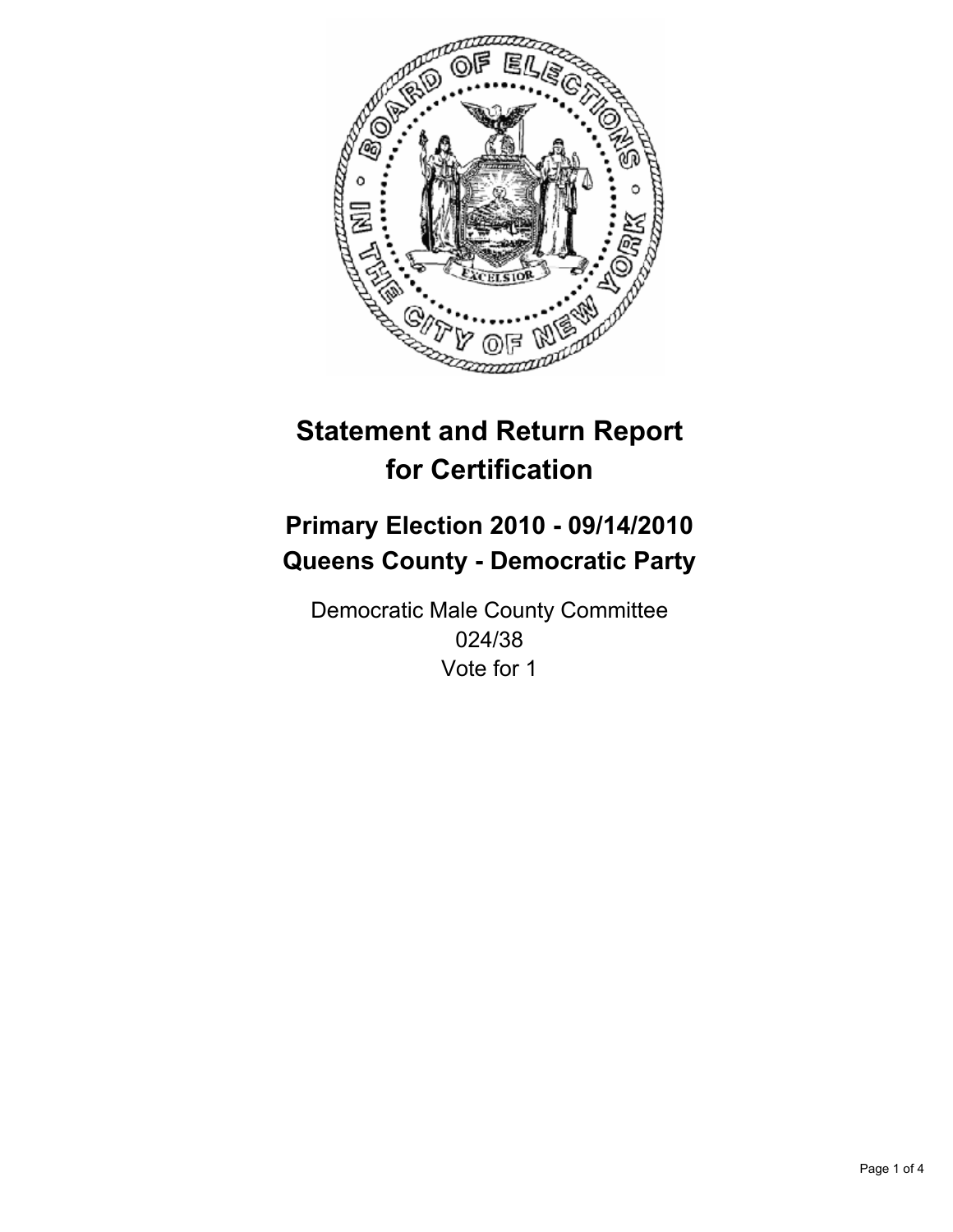# Statement and Return Report for Certification

## Primary Election 2010 - 09/14/2010
## Queens County - Democratic Party

Democratic Male County Committee
024/38
Vote for 1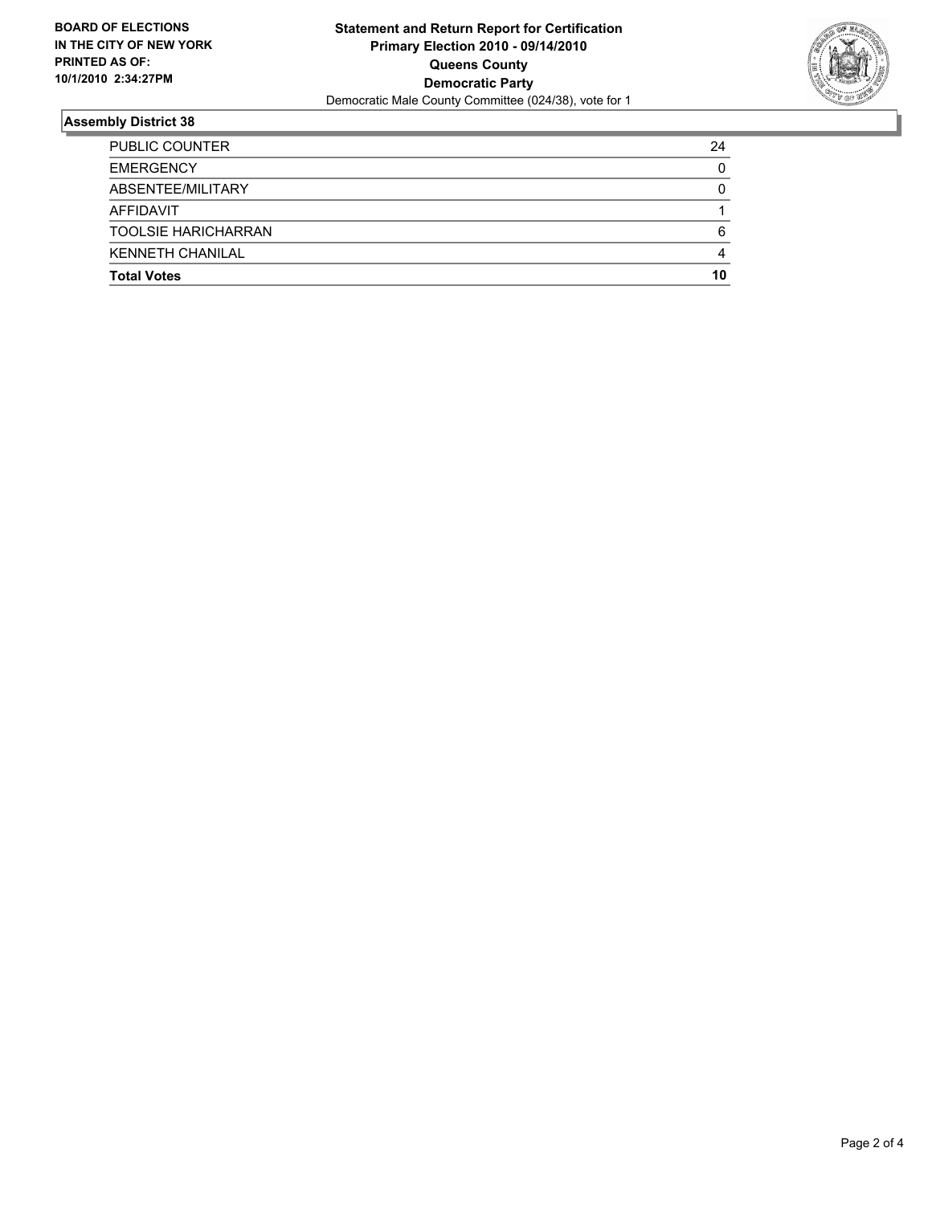**BOARD OF ELECTIONS IN THE CITY OF NEW YORK PRINTED AS OF: 10/1/2010 2:34:27PM**

**Statement and Return Report for Certification**
**Primary Election 2010 - 09/14/2010**
**Queens County**
**Democratic Party**
Democratic Male County Committee (024/38), vote for 1

## Assembly District 38

| | |
|---|---|
| PUBLIC COUNTER | 24 |
| EMERGENCY | 0 |
| ABSENTEE/MILITARY | 0 |
| AFFIDAVIT | 1 |
| TOOLSIE HARICHARRAN | 6 |
| KENNETH CHANILAL | 4 |
| **Total Votes** | **10** |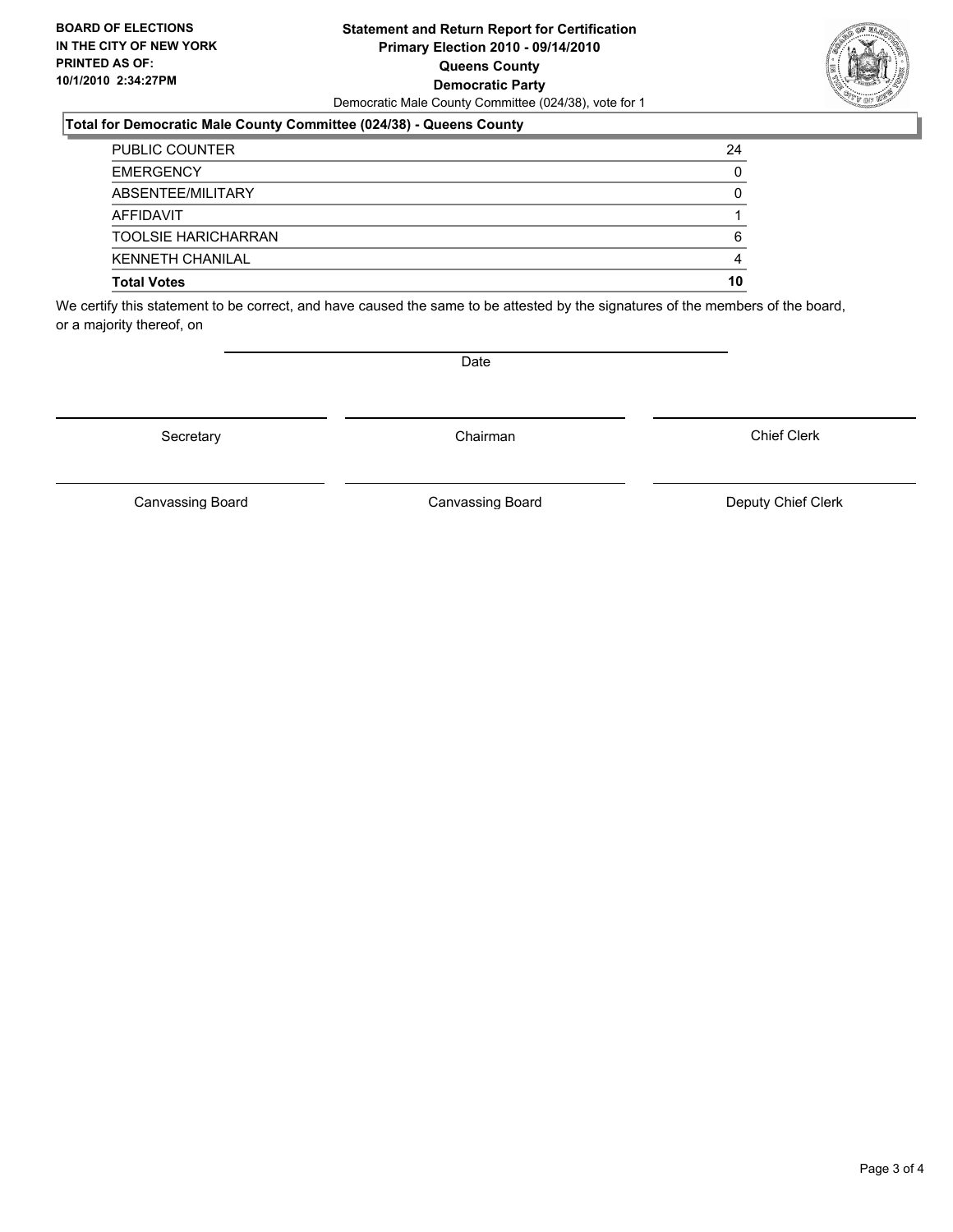**BOARD OF ELECTIONS IN THE CITY OF NEW YORK**
**PRINTED AS OF: 10/1/2010 2:34:27PM**

**Statement and Return Report for Certification**
**Primary Election 2010 - 09/14/2010**
**Queens County**
**Democratic Party**
Democratic Male County Committee (024/38), vote for 1

**Total for Democratic Male County Committee (024/38) - Queens County**

| | |
|---|---|
| PUBLIC COUNTER | 24 |
| EMERGENCY | 0 |
| ABSENTEE/MILITARY | 0 |
| AFFIDAVIT | 1 |
| TOOLSIE HARICHARRAN | 6 |
| KENNETH CHANILAL | 4 |
| **Total Votes** | **10** |

We certify this statement to be correct, and have caused the same to be attested by the signatures of the members of the board, or a majority thereof, on

Date

Secretary

Chairman

Chief Clerk

Canvassing Board

Canvassing Board

Deputy Chief Clerk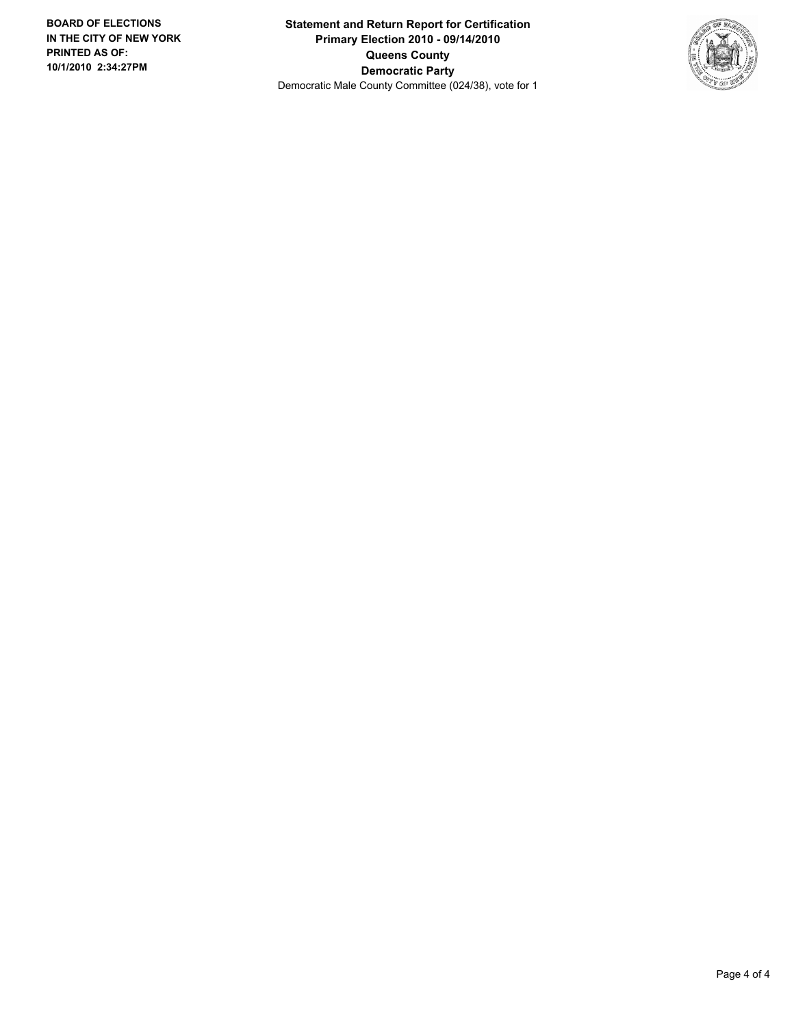**BOARD OF ELECTIONS IN THE CITY OF NEW YORK PRINTED AS OF: 10/1/2010 2:34:27PM**

**Statement and Return Report for Certification**
**Primary Election 2010 - 09/14/2010**
**Queens County**
**Democratic Party**
Democratic Male County Committee (024/38), vote for 1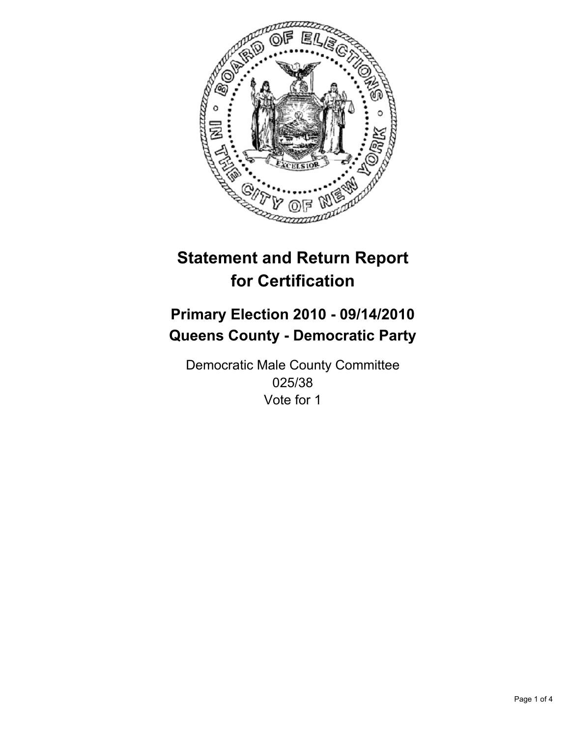# Statement and Return Report for Certification

## Primary Election 2010 - 09/14/2010
## Queens County - Democratic Party

Democratic Male County Committee
025/38
Vote for 1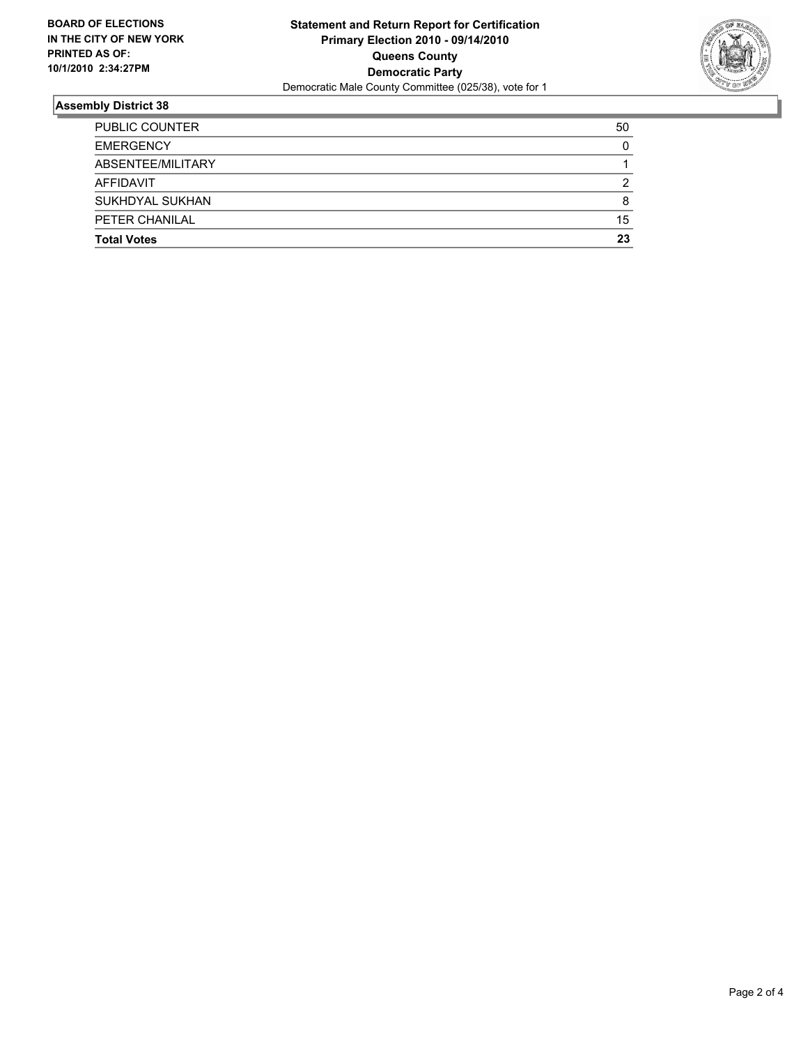**BOARD OF ELECTIONS IN THE CITY OF NEW YORK PRINTED AS OF: 10/1/2010 2:34:27PM**

**Statement and Return Report for Certification**
**Primary Election 2010 - 09/14/2010**
**Queens County**
**Democratic Party**
Democratic Male County Committee (025/38), vote for 1

## Assembly District 38

| | |
|---|---|
| PUBLIC COUNTER | 50 |
| EMERGENCY | 0 |
| ABSENTEE/MILITARY | 1 |
| AFFIDAVIT | 2 |
| SUKHDYAL SUKHAN | 8 |
| PETER CHANILAL | 15 |
| **Total Votes** | **23** |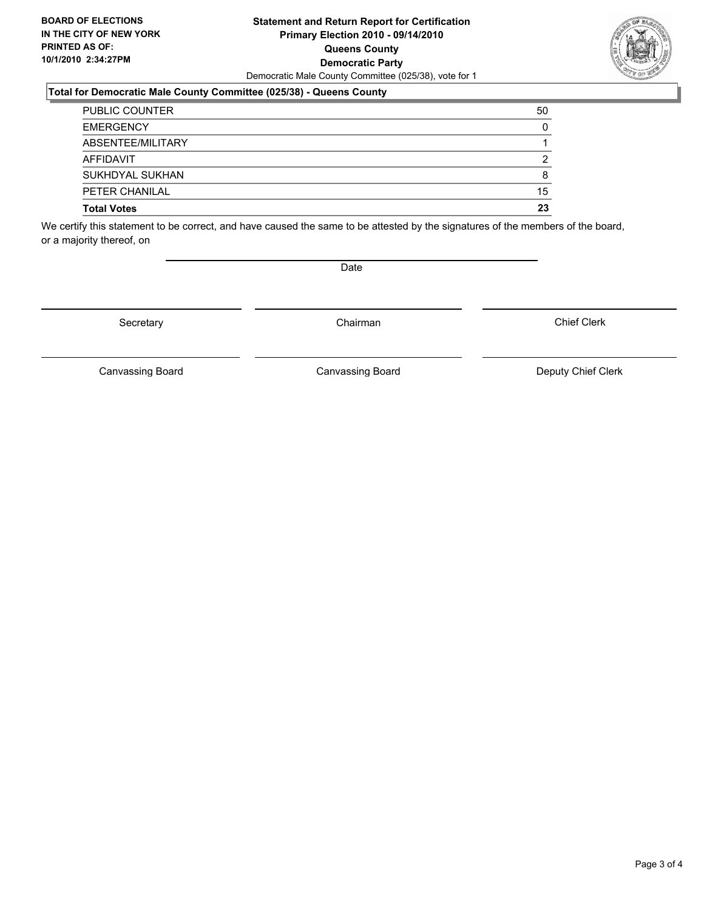**BOARD OF ELECTIONS IN THE CITY OF NEW YORK PRINTED AS OF: 10/1/2010 2:34:27PM**

**Statement and Return Report for Certification**
**Primary Election 2010 - 09/14/2010**
**Queens County**
**Democratic Party**
Democratic Male County Committee (025/38), vote for 1

**Total for Democratic Male County Committee (025/38) - Queens County**

| | |
|---|---|
| PUBLIC COUNTER | 50 |
| EMERGENCY | 0 |
| ABSENTEE/MILITARY | 1 |
| AFFIDAVIT | 2 |
| SUKHDYAL SUKHAN | 8 |
| PETER CHANILAL | 15 |
| **Total Votes** | **23** |

We certify this statement to be correct, and have caused the same to be attested by the signatures of the members of the board, or a majority thereof, on

Date

Secretary | Chairman | Chief Clerk

Canvassing Board | Canvassing Board | Deputy Chief Clerk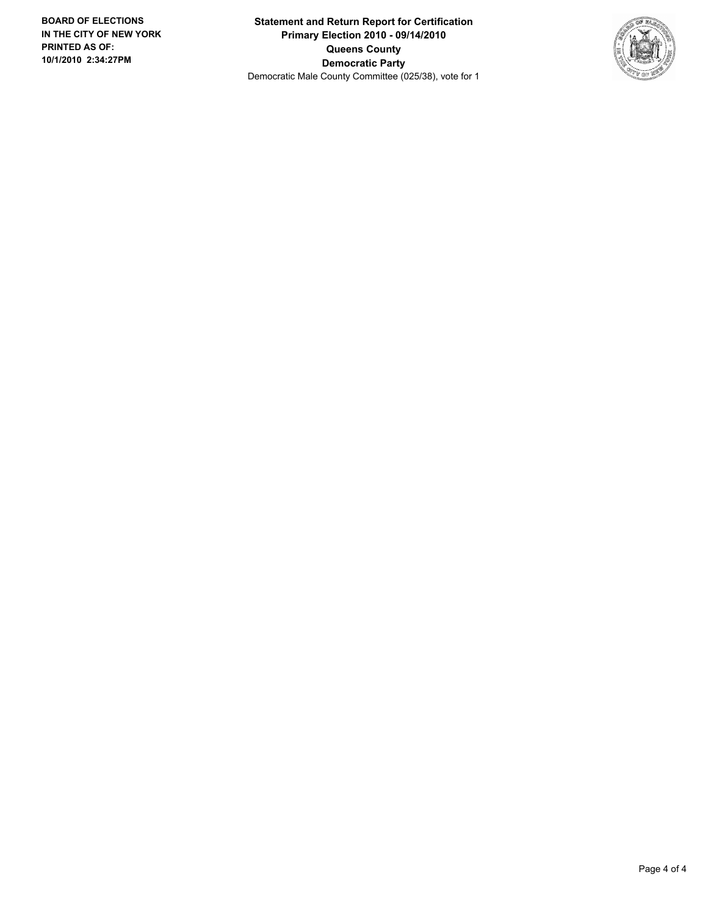**BOARD OF ELECTIONS IN THE CITY OF NEW YORK PRINTED AS OF: 10/1/2010 2:34:27PM**

**Statement and Return Report for Certification**
**Primary Election 2010 - 09/14/2010**
**Queens County**
**Democratic Party**
Democratic Male County Committee (025/38), vote for 1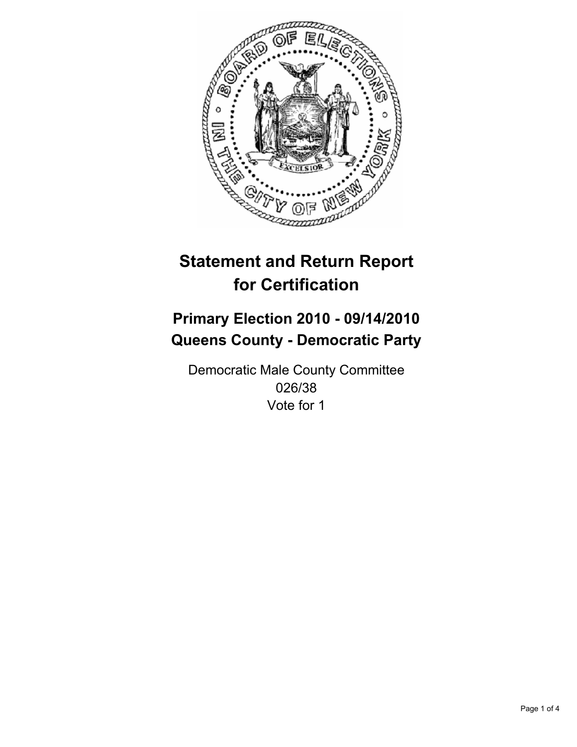# Statement and Return Report for Certification

## Primary Election 2010 - 09/14/2010
## Queens County - Democratic Party

Democratic Male County Committee
026/38
Vote for 1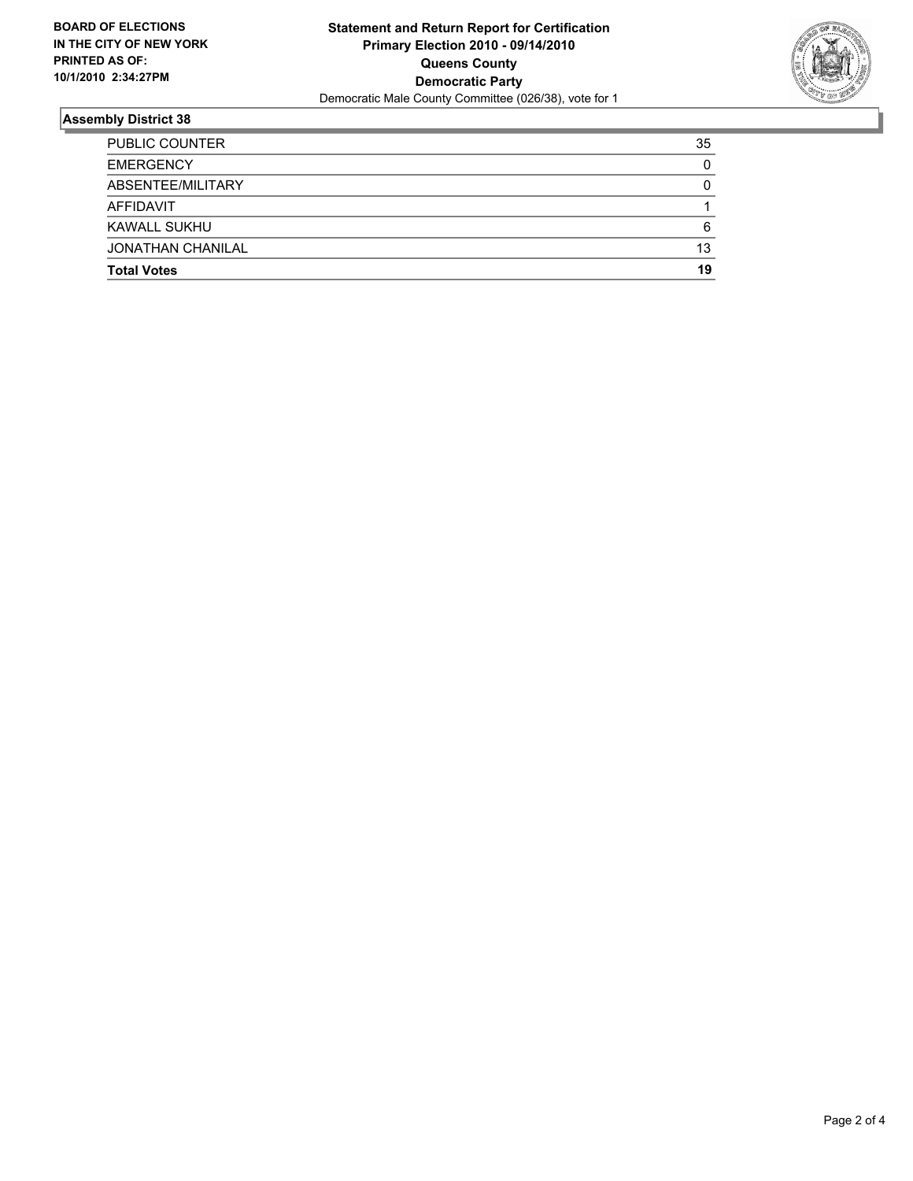**BOARD OF ELECTIONS IN THE CITY OF NEW YORK PRINTED AS OF: 10/1/2010 2:34:27PM**

**Statement and Return Report for Certification**
**Primary Election 2010 - 09/14/2010**
**Queens County**
**Democratic Party**
Democratic Male County Committee (026/38), vote for 1

## Assembly District 38

| | |
|---|---|
| PUBLIC COUNTER | 35 |
| EMERGENCY | 0 |
| ABSENTEE/MILITARY | 0 |
| AFFIDAVIT | 1 |
| KAWALL SUKHU | 6 |
| JONATHAN CHANILAL | 13 |
| **Total Votes** | **19** |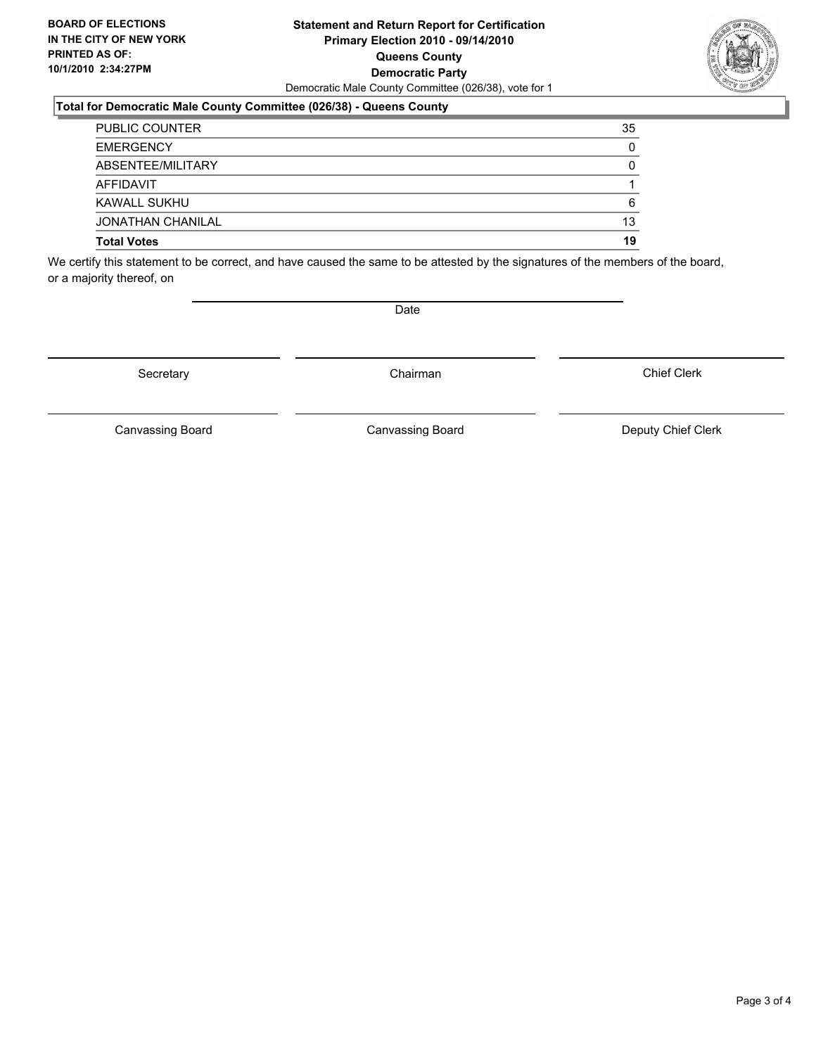**BOARD OF ELECTIONS IN THE CITY OF NEW YORK PRINTED AS OF: 10/1/2010 2:34:27PM**

**Statement and Return Report for Certification**
**Primary Election 2010 - 09/14/2010**
**Queens County**
**Democratic Party**
Democratic Male County Committee (026/38), vote for 1

**Total for Democratic Male County Committee (026/38) - Queens County**

| | |
|---|---|
| PUBLIC COUNTER | 35 |
| EMERGENCY | 0 |
| ABSENTEE/MILITARY | 0 |
| AFFIDAVIT | 1 |
| KAWALL SUKHU | 6 |
| JONATHAN CHANILAL | 13 |
| **Total Votes** | **19** |

We certify this statement to be correct, and have caused the same to be attested by the signatures of the members of the board, or a majority thereof, on

Date

| Secretary | Chairman | Chief Clerk |
|---|---|---|
| Canvassing Board | Canvassing Board | Deputy Chief Clerk |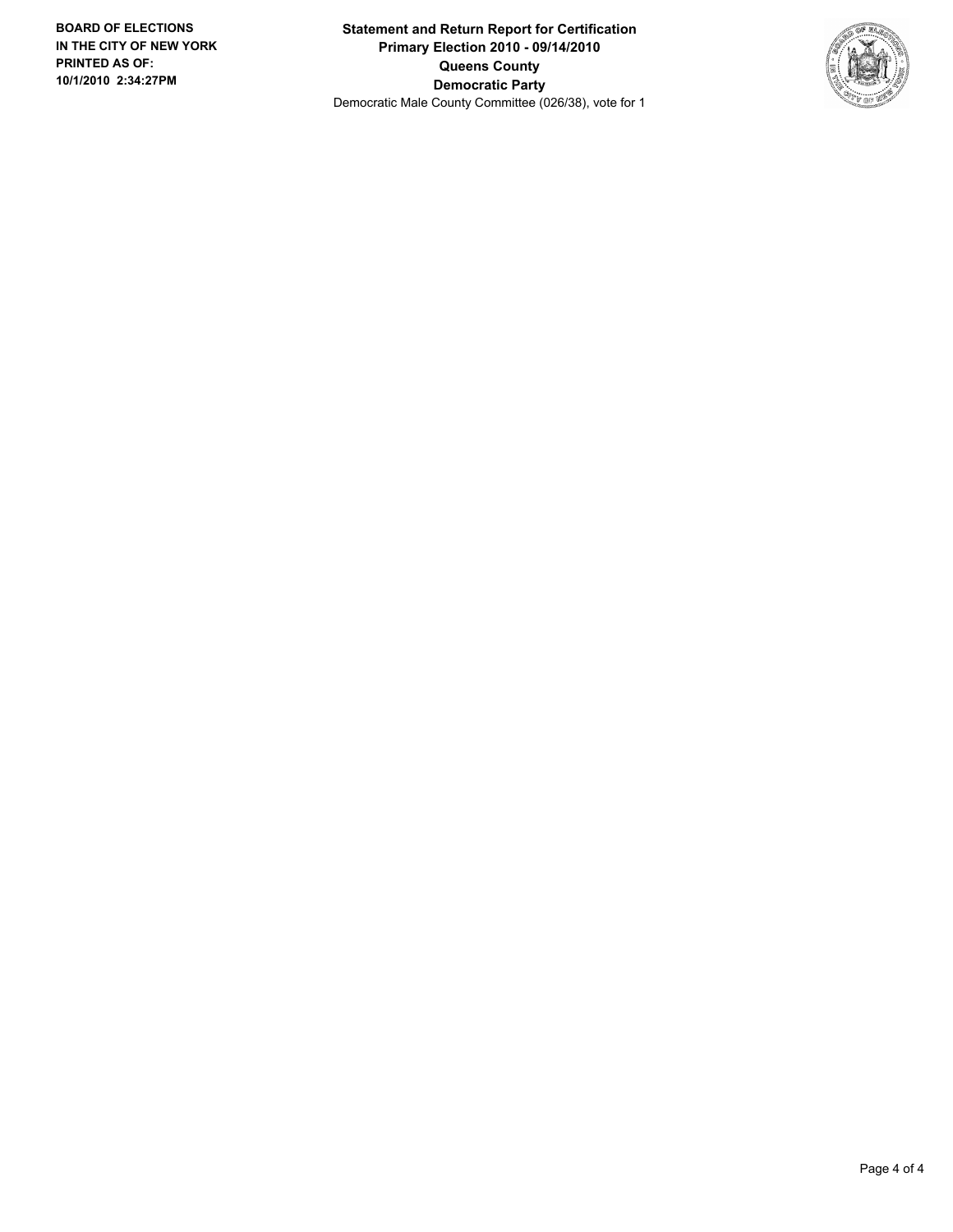**BOARD OF ELECTIONS IN THE CITY OF NEW YORK PRINTED AS OF: 10/1/2010 2:34:27PM**

**Statement and Return Report for Certification**
**Primary Election 2010 - 09/14/2010**
**Queens County**
**Democratic Party**
Democratic Male County Committee (026/38), vote for 1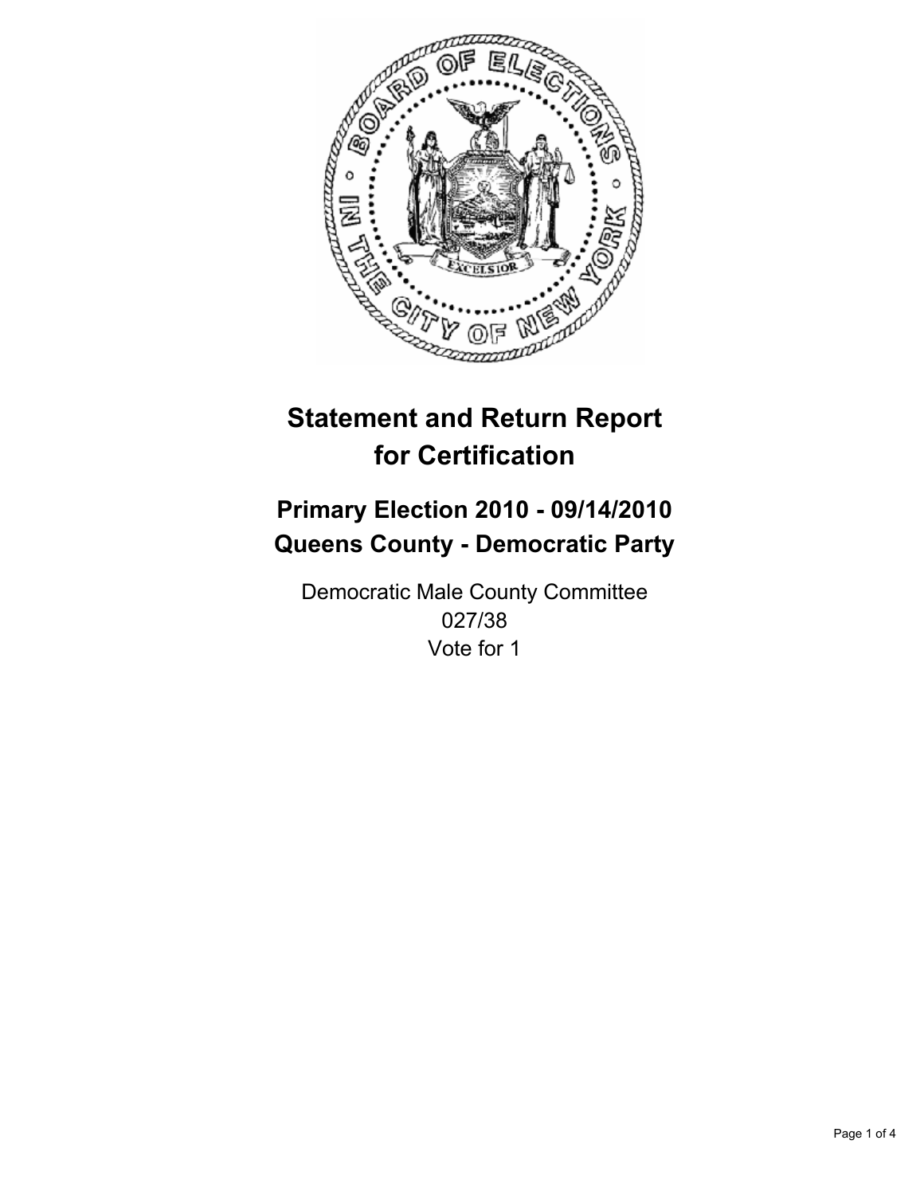# Statement and Return Report for Certification

## Primary Election 2010 - 09/14/2010
## Queens County - Democratic Party

Democratic Male County Committee
027/38
Vote for 1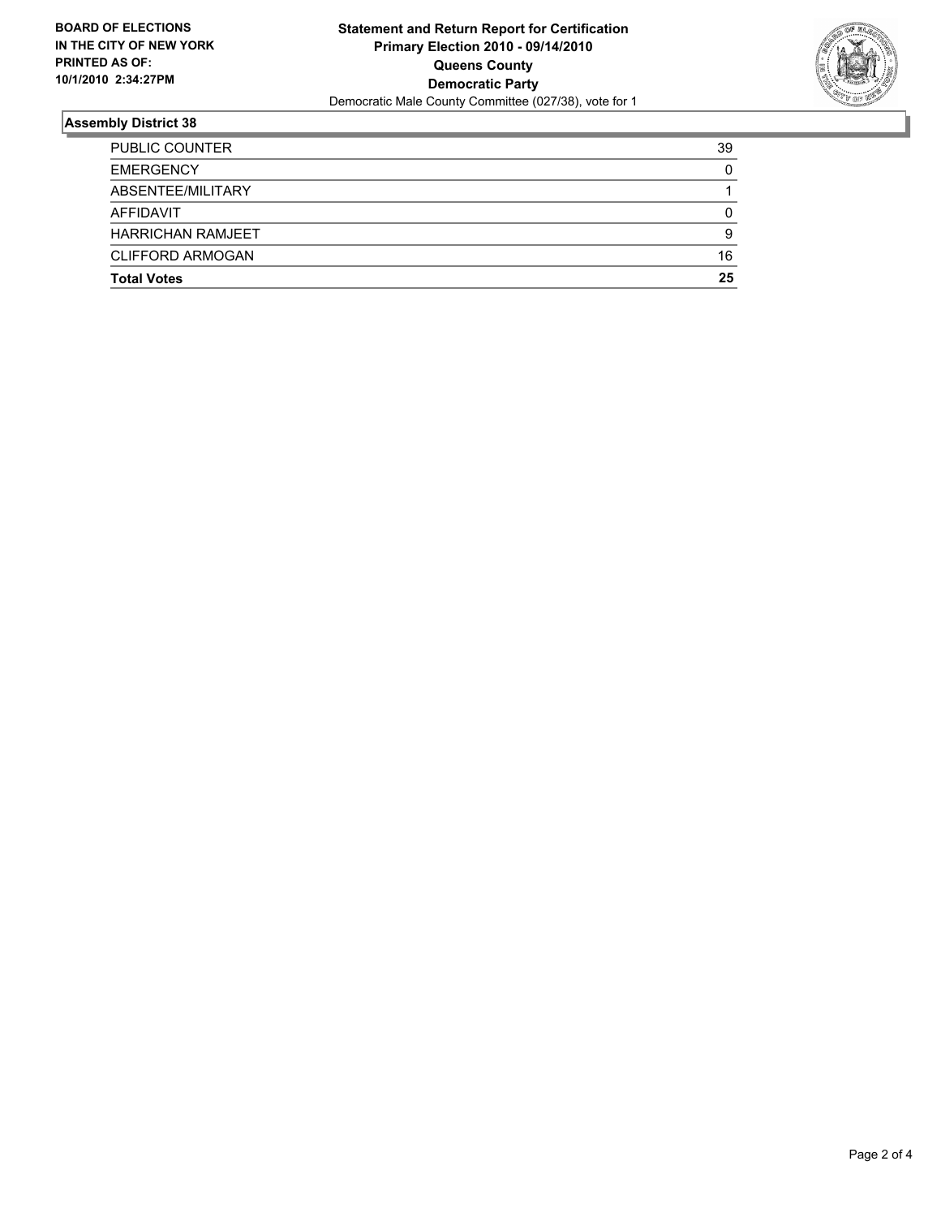**BOARD OF ELECTIONS IN THE CITY OF NEW YORK PRINTED AS OF: 10/1/2010 2:34:27PM**

**Statement and Return Report for Certification**
**Primary Election 2010 - 09/14/2010**
**Queens County**
**Democratic Party**
Democratic Male County Committee (027/38), vote for 1

## Assembly District 38

| | |
|---|---|
| PUBLIC COUNTER | 39 |
| EMERGENCY | 0 |
| ABSENTEE/MILITARY | 1 |
| AFFIDAVIT | 0 |
| HARRICHAN RAMJEET | 9 |
| CLIFFORD ARMOGAN | 16 |
| **Total Votes** | **25** |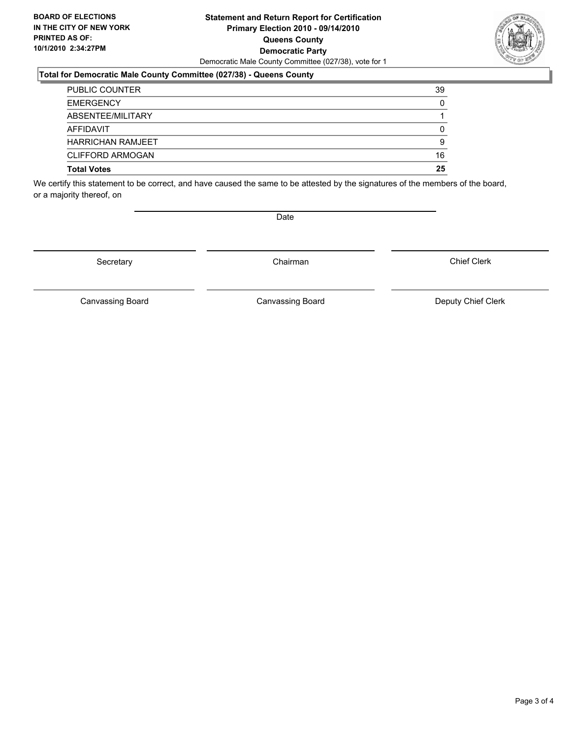**BOARD OF ELECTIONS IN THE CITY OF NEW YORK PRINTED AS OF: 10/1/2010 2:34:27PM**

**Statement and Return Report for Certification**
**Primary Election 2010 - 09/14/2010**
**Queens County**
**Democratic Party**
Democratic Male County Committee (027/38), vote for 1

**Total for Democratic Male County Committee (027/38) - Queens County**

| | |
|---|---|
| PUBLIC COUNTER | 39 |
| EMERGENCY | 0 |
| ABSENTEE/MILITARY | 1 |
| AFFIDAVIT | 0 |
| HARRICHAN RAMJEET | 9 |
| CLIFFORD ARMOGAN | 16 |
| **Total Votes** | **25** |

We certify this statement to be correct, and have caused the same to be attested by the signatures of the members of the board, or a majority thereof, on

Date

Secretary | Chairman | Chief Clerk

Canvassing Board | Canvassing Board | Deputy Chief Clerk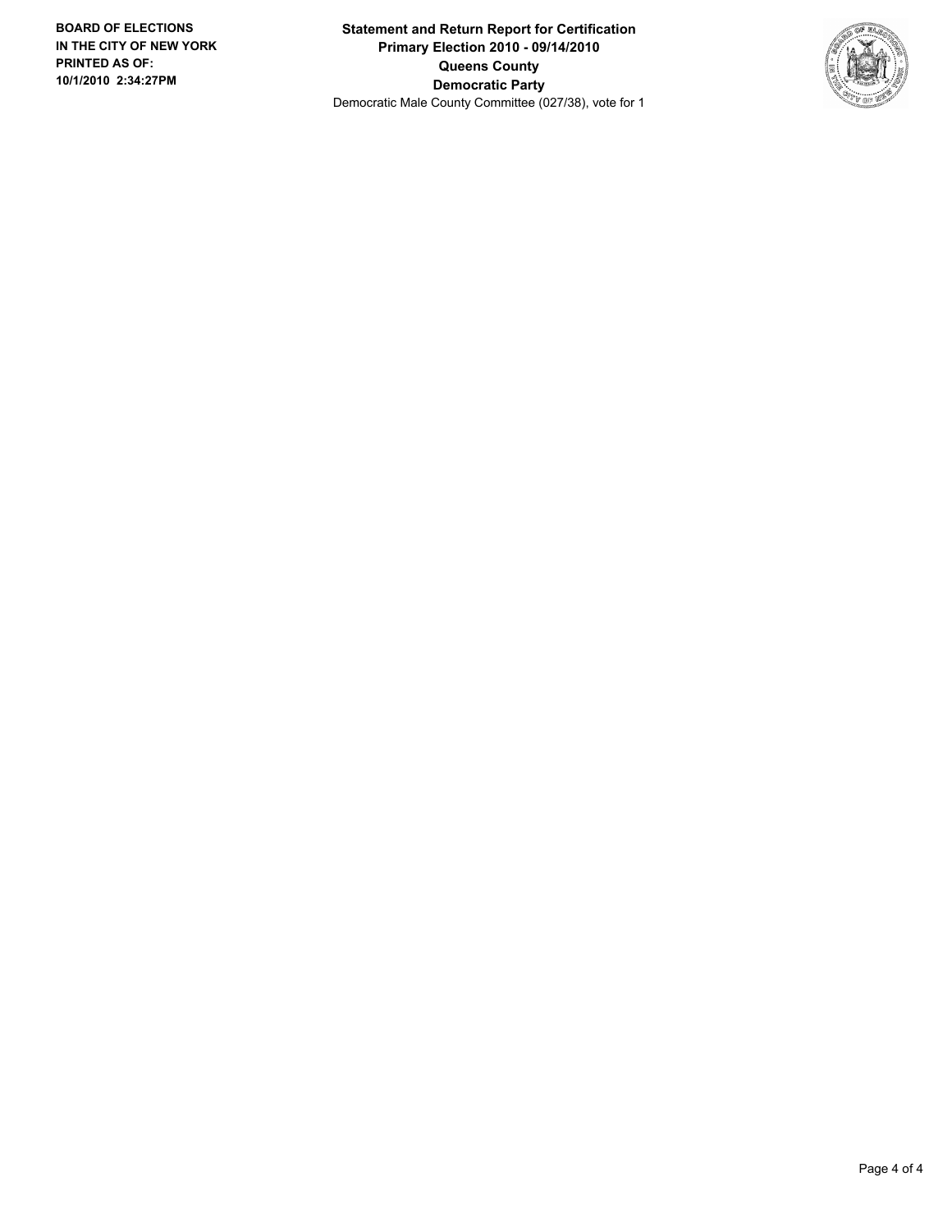**BOARD OF ELECTIONS IN THE CITY OF NEW YORK PRINTED AS OF: 10/1/2010 2:34:27PM**

**Statement and Return Report for Certification**
**Primary Election 2010 - 09/14/2010**
**Queens County**
**Democratic Party**
Democratic Male County Committee (027/38), vote for 1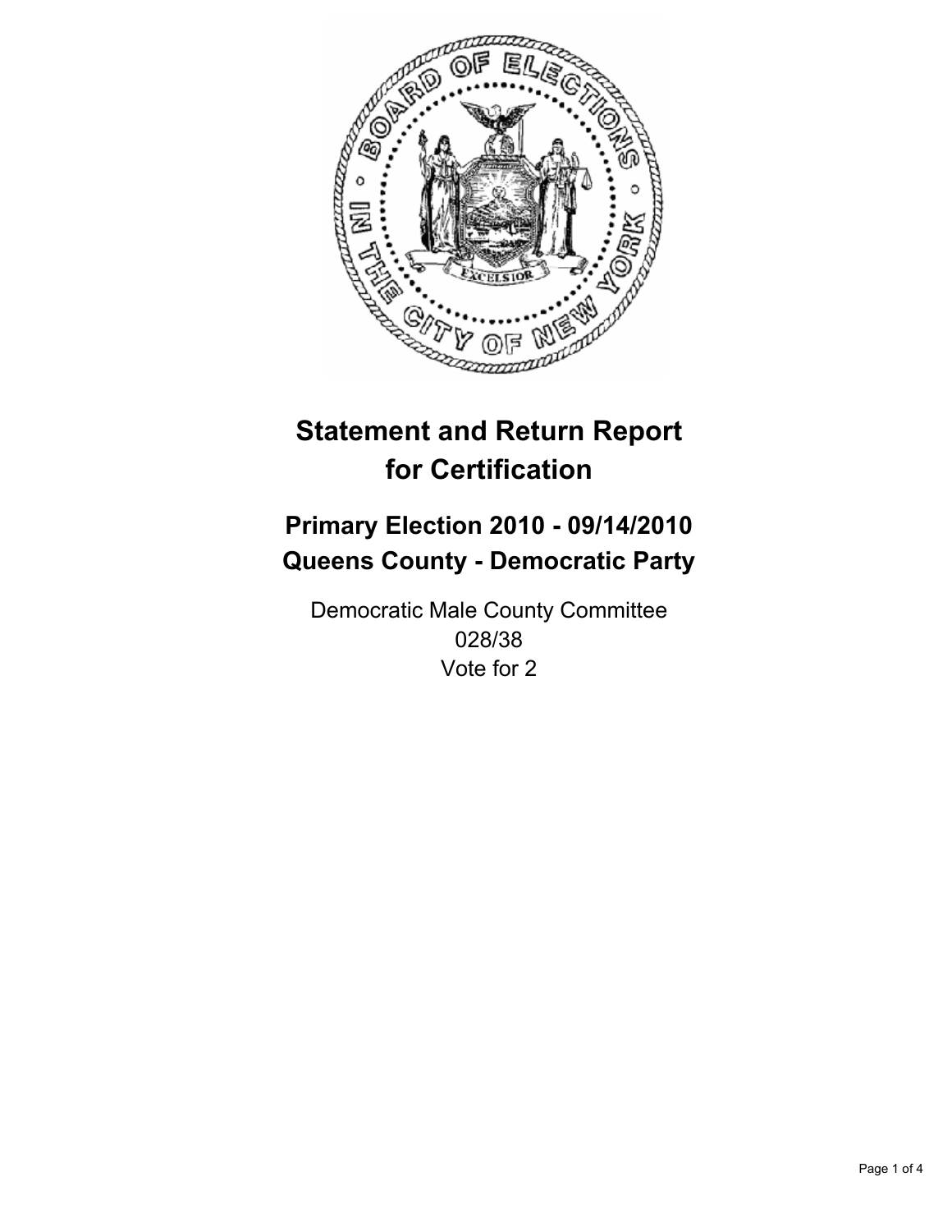# Statement and Return Report for Certification

## Primary Election 2010 - 09/14/2010
## Queens County - Democratic Party

Democratic Male County Committee
028/38
Vote for 2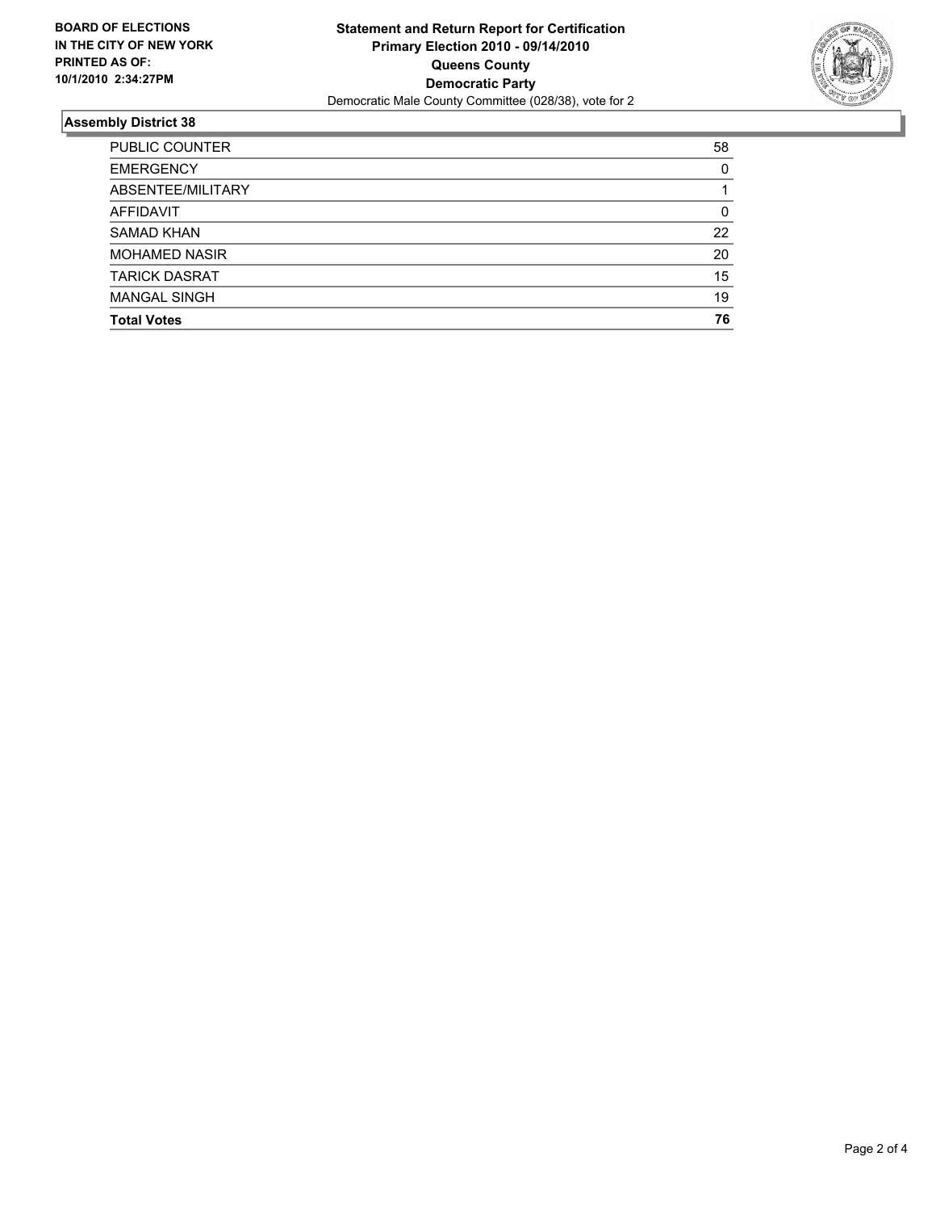**BOARD OF ELECTIONS IN THE CITY OF NEW YORK PRINTED AS OF: 10/1/2010 2:34:27PM**

**Statement and Return Report for Certification Primary Election 2010 - 09/14/2010 Queens County Democratic Party**

Democratic Male County Committee (028/38), vote for 2

## Assembly District 38

| | |
|---|---|
| PUBLIC COUNTER | 58 |
| EMERGENCY | 0 |
| ABSENTEE/MILITARY | 1 |
| AFFIDAVIT | 0 |
| SAMAD KHAN | 22 |
| MOHAMED NASIR | 20 |
| TARICK DASRAT | 15 |
| MANGAL SINGH | 19 |
| **Total Votes** | **76** |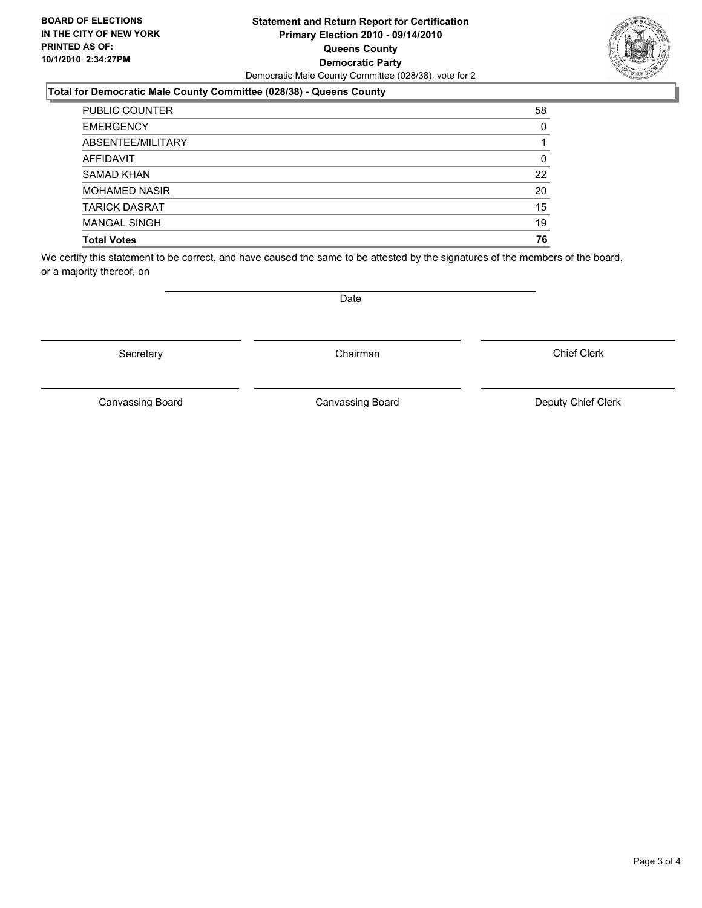**BOARD OF ELECTIONS IN THE CITY OF NEW YORK PRINTED AS OF: 10/1/2010 2:34:27PM**

**Statement and Return Report for Certification Primary Election 2010 - 09/14/2010 Queens County Democratic Party**

Democratic Male County Committee (028/38), vote for 2

**Total for Democratic Male County Committee (028/38) - Queens County**

| | |
|---|---|
| PUBLIC COUNTER | 58 |
| EMERGENCY | 0 |
| ABSENTEE/MILITARY | 1 |
| AFFIDAVIT | 0 |
| SAMAD KHAN | 22 |
| MOHAMED NASIR | 20 |
| TARICK DASRAT | 15 |
| MANGAL SINGH | 19 |
| **Total Votes** | **76** |

We certify this statement to be correct, and have caused the same to be attested by the signatures of the members of the board, or a majority thereof, on

Date

Secretary | Chairman | Chief Clerk

Canvassing Board | Canvassing Board | Deputy Chief Clerk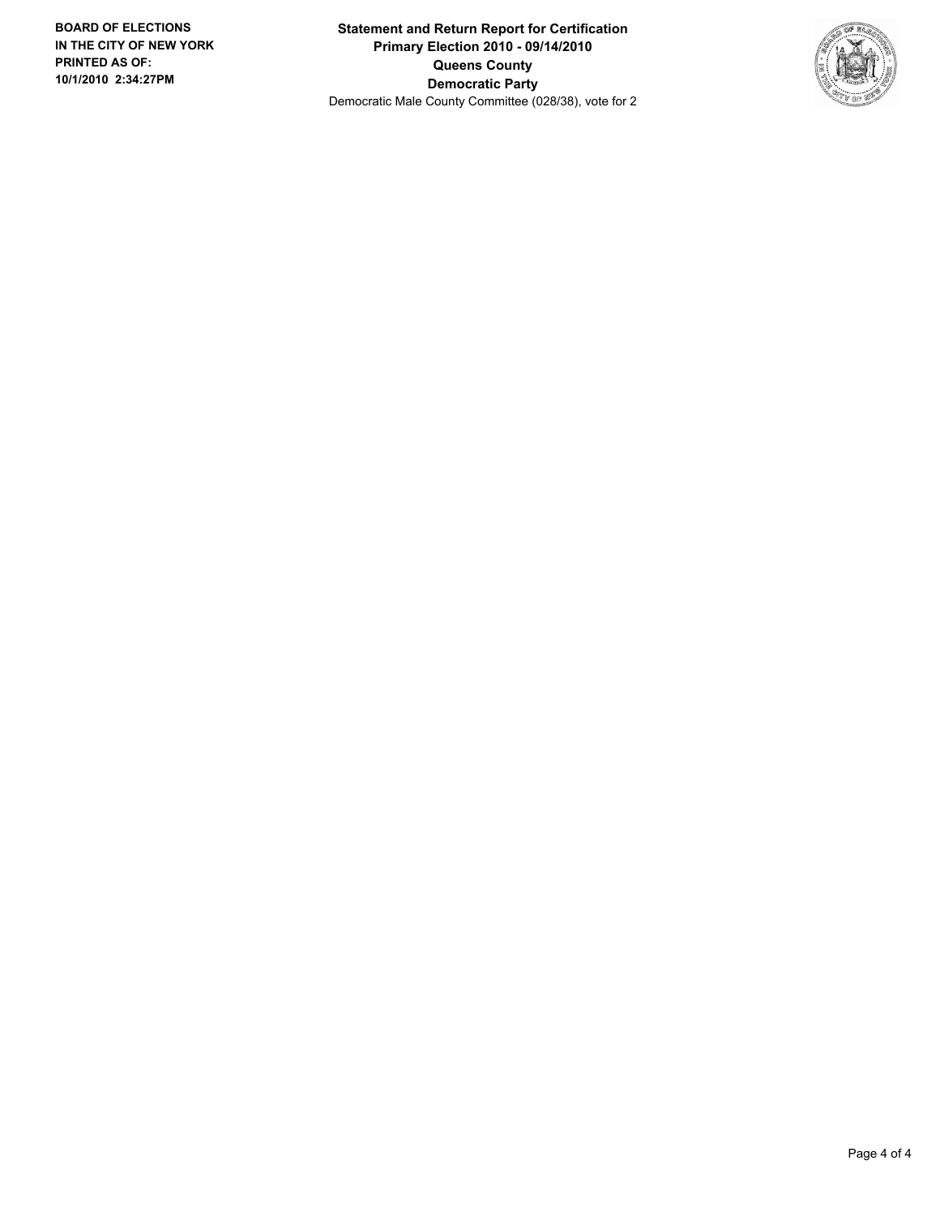**BOARD OF ELECTIONS IN THE CITY OF NEW YORK PRINTED AS OF: 10/1/2010 2:34:27PM**

**Statement and Return Report for Certification**
**Primary Election 2010 - 09/14/2010**
**Queens County**
**Democratic Party**
Democratic Male County Committee (028/38), vote for 2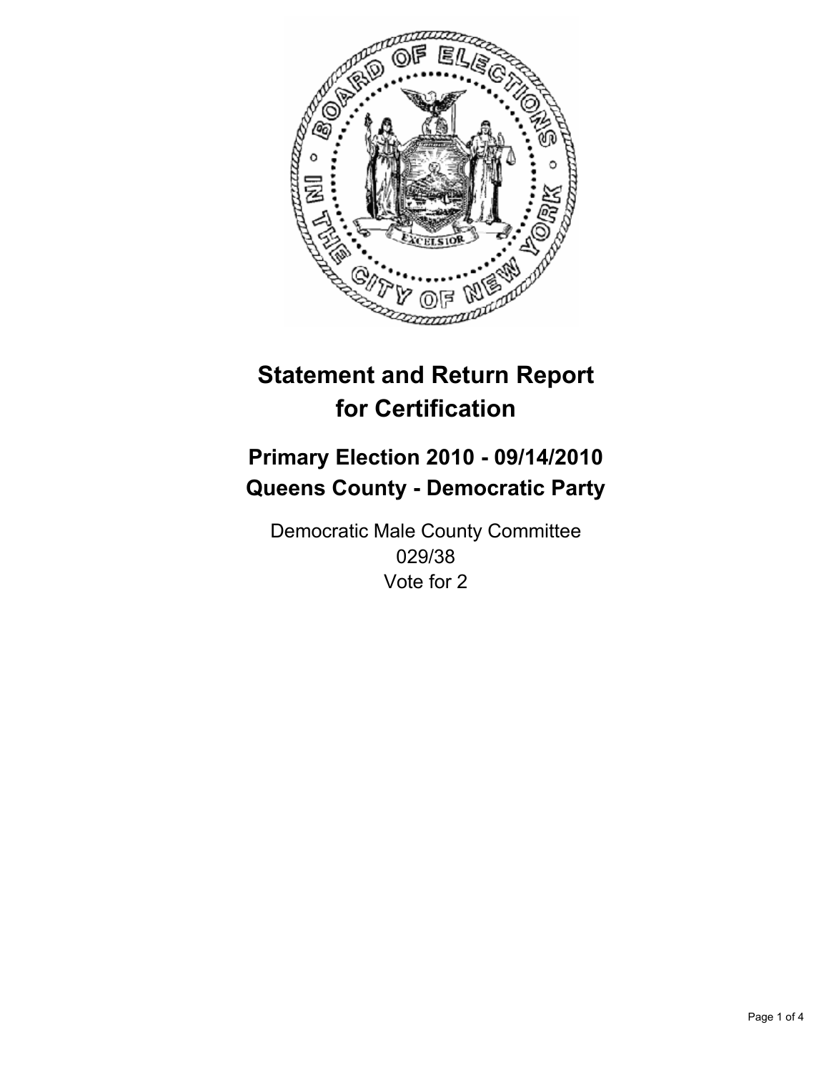# Statement and Return Report for Certification

## Primary Election 2010 - 09/14/2010
## Queens County - Democratic Party

Democratic Male County Committee
029/38
Vote for 2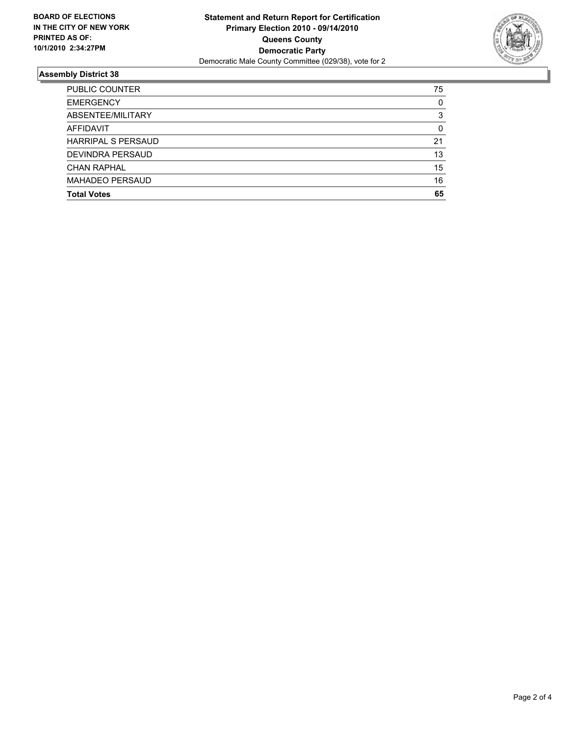**BOARD OF ELECTIONS IN THE CITY OF NEW YORK PRINTED AS OF: 10/1/2010 2:34:27PM**

# Statement and Return Report for Certification
## Primary Election 2010 - 09/14/2010
## Queens County
## Democratic Party
Democratic Male County Committee (029/38), vote for 2

### Assembly District 38

| | |
|---|---|
| PUBLIC COUNTER | 75 |
| EMERGENCY | 0 |
| ABSENTEE/MILITARY | 3 |
| AFFIDAVIT | 0 |
| HARRIPAL S PERSAUD | 21 |
| DEVINDRA PERSAUD | 13 |
| CHAN RAPHAL | 15 |
| MAHADEO PERSAUD | 16 |
| **Total Votes** | **65** |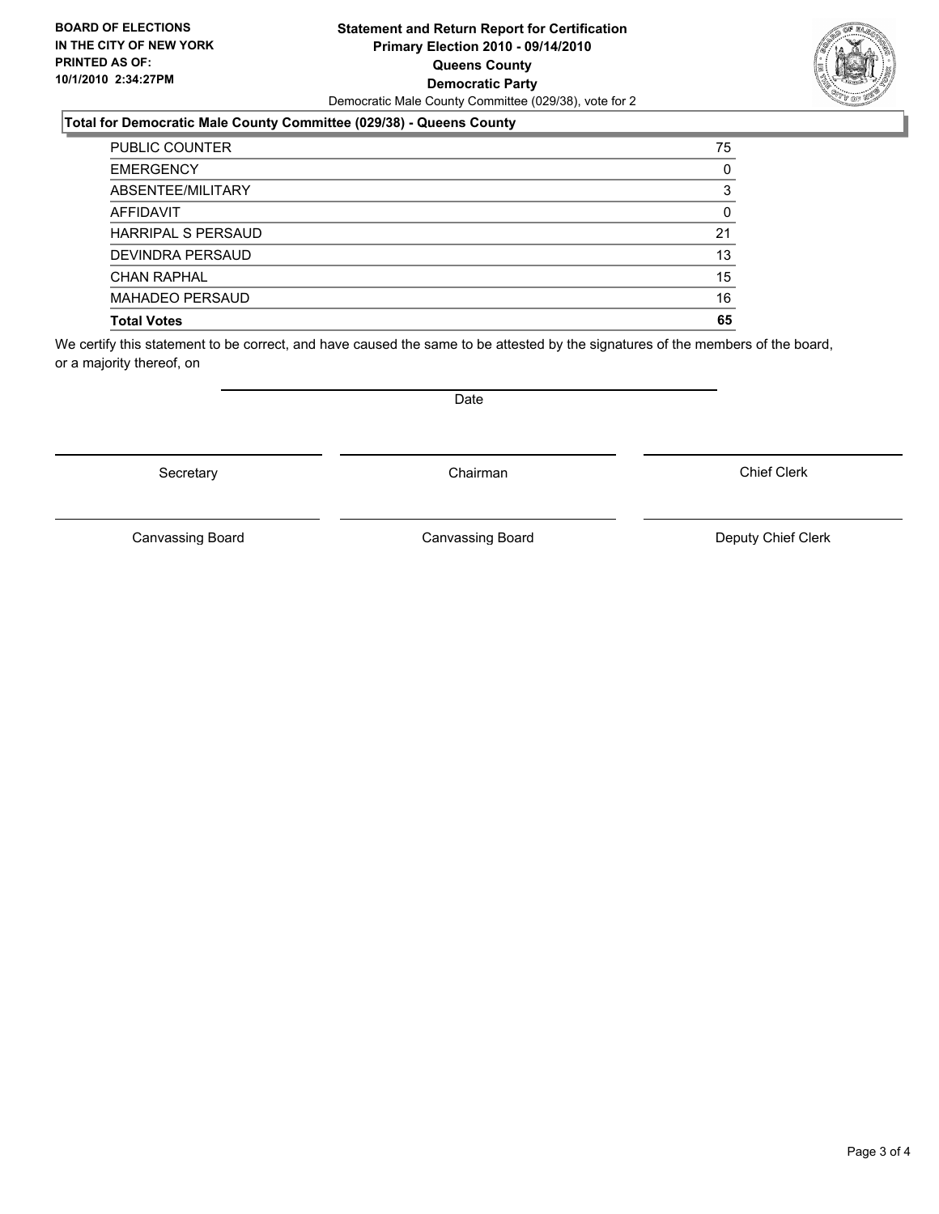**BOARD OF ELECTIONS IN THE CITY OF NEW YORK PRINTED AS OF: 10/1/2010 2:34:27PM**

**Statement and Return Report for Certification**
**Primary Election 2010 - 09/14/2010**
**Queens County**
**Democratic Party**
Democratic Male County Committee (029/38), vote for 2

**Total for Democratic Male County Committee (029/38) - Queens County**

| | |
|---|---|
| PUBLIC COUNTER | 75 |
| EMERGENCY | 0 |
| ABSENTEE/MILITARY | 3 |
| AFFIDAVIT | 0 |
| HARRIPAL S PERSAUD | 21 |
| DEVINDRA PERSAUD | 13 |
| CHAN RAPHAL | 15 |
| MAHADEO PERSAUD | 16 |
| **Total Votes** | **65** |

We certify this statement to be correct, and have caused the same to be attested by the signatures of the members of the board, or a majority thereof, on

Date

Secretary | Chairman | Chief Clerk

Canvassing Board | Canvassing Board | Deputy Chief Clerk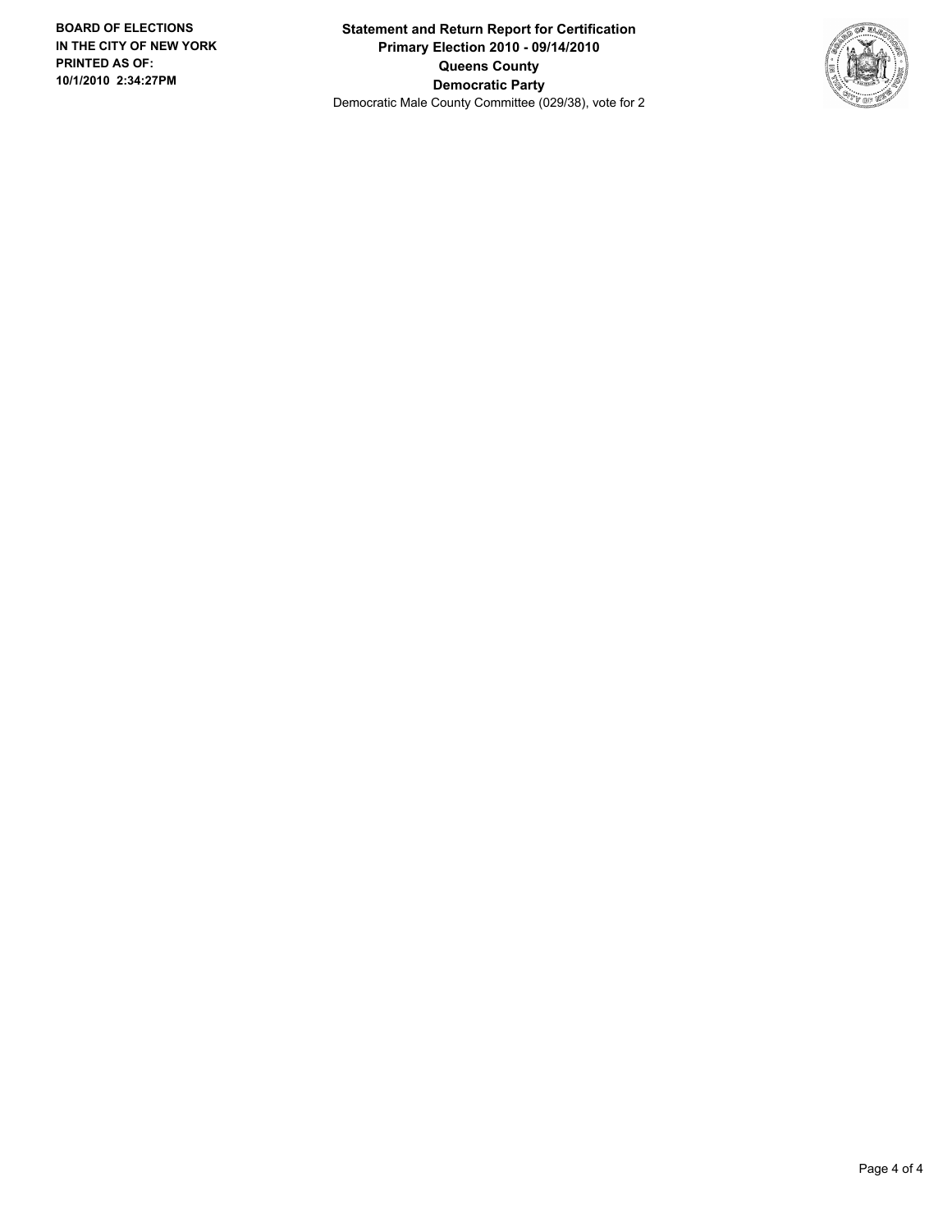**BOARD OF ELECTIONS IN THE CITY OF NEW YORK PRINTED AS OF: 10/1/2010 2:34:27PM**

**Statement and Return Report for Certification**
**Primary Election 2010 - 09/14/2010**
**Queens County**
**Democratic Party**
Democratic Male County Committee (029/38), vote for 2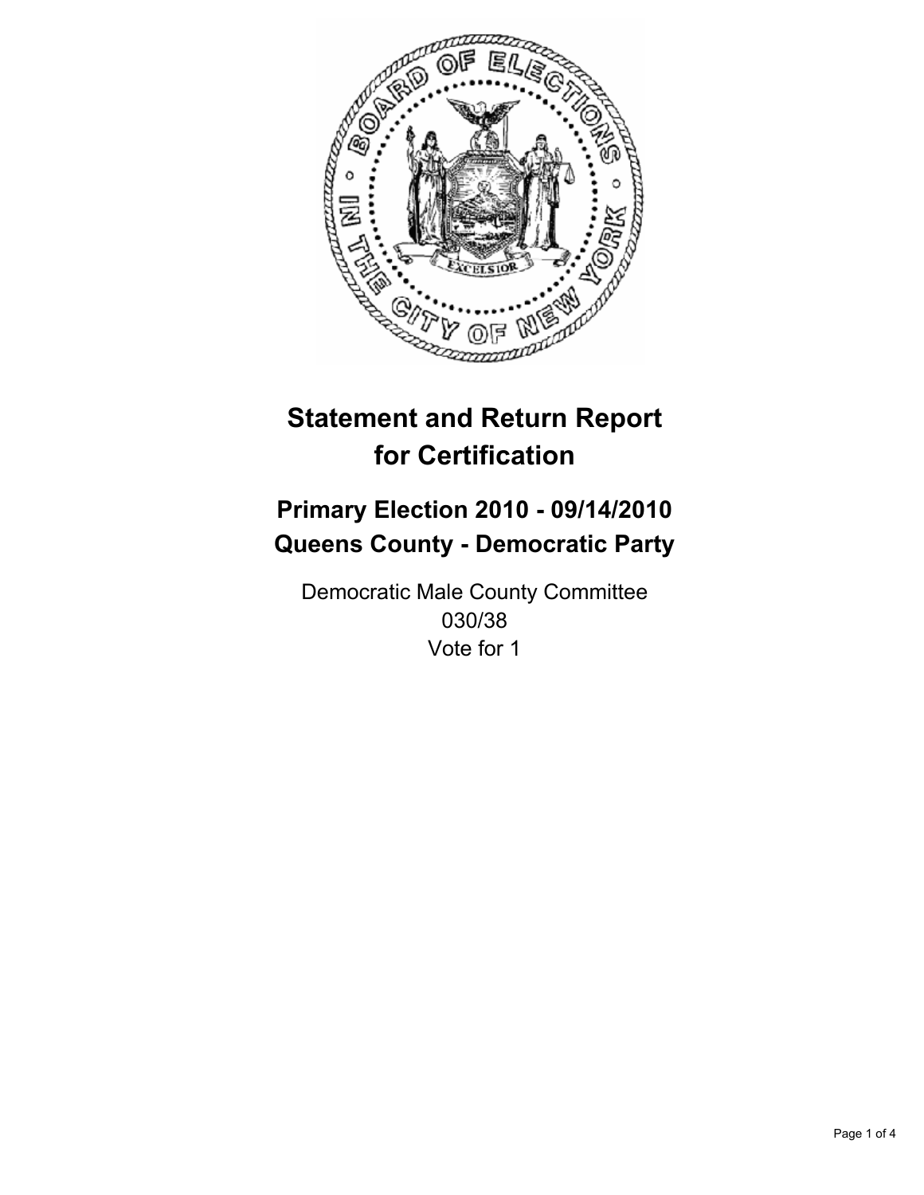# Statement and Return Report for Certification

## Primary Election 2010 - 09/14/2010
## Queens County - Democratic Party

Democratic Male County Committee
030/38
Vote for 1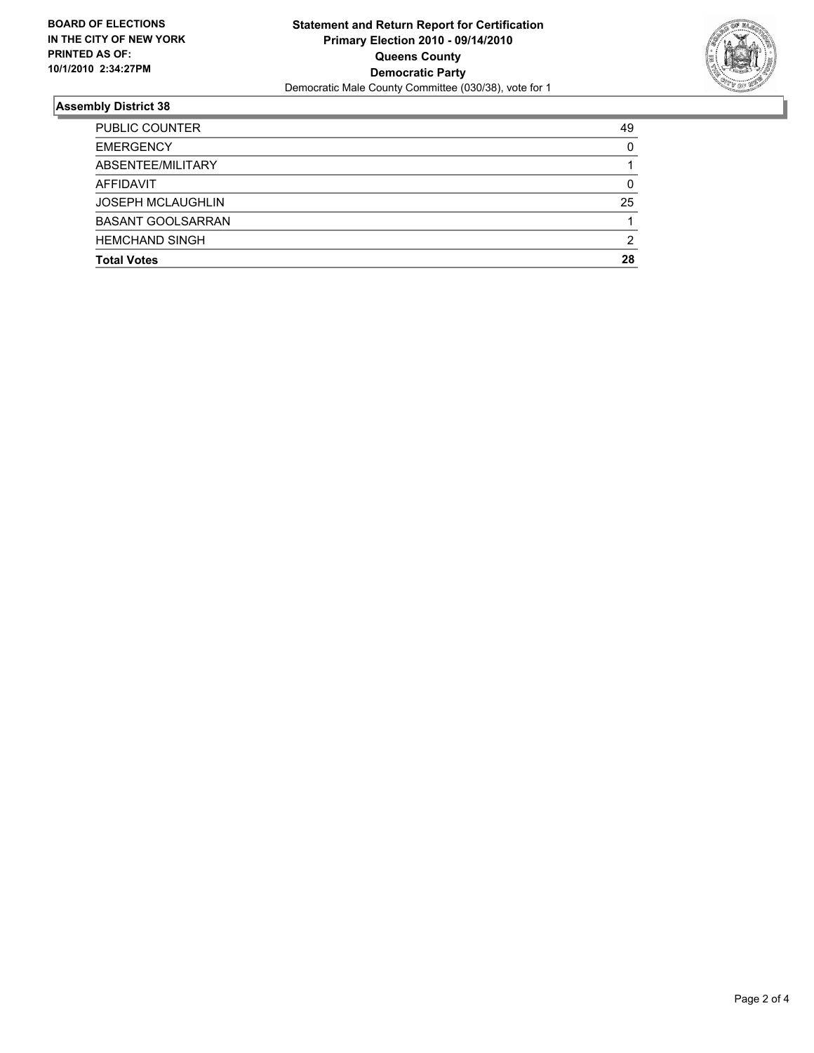**BOARD OF ELECTIONS IN THE CITY OF NEW YORK PRINTED AS OF: 10/1/2010 2:34:27PM**

**Statement and Return Report for Certification**
**Primary Election 2010 - 09/14/2010**
**Queens County**
**Democratic Party**
Democratic Male County Committee (030/38), vote for 1

### Assembly District 38

| | |
|---|---|
| PUBLIC COUNTER | 49 |
| EMERGENCY | 0 |
| ABSENTEE/MILITARY | 1 |
| AFFIDAVIT | 0 |
| JOSEPH MCLAUGHLIN | 25 |
| BASANT GOOLSARRAN | 1 |
| HEMCHAND SINGH | 2 |
| **Total Votes** | **28** |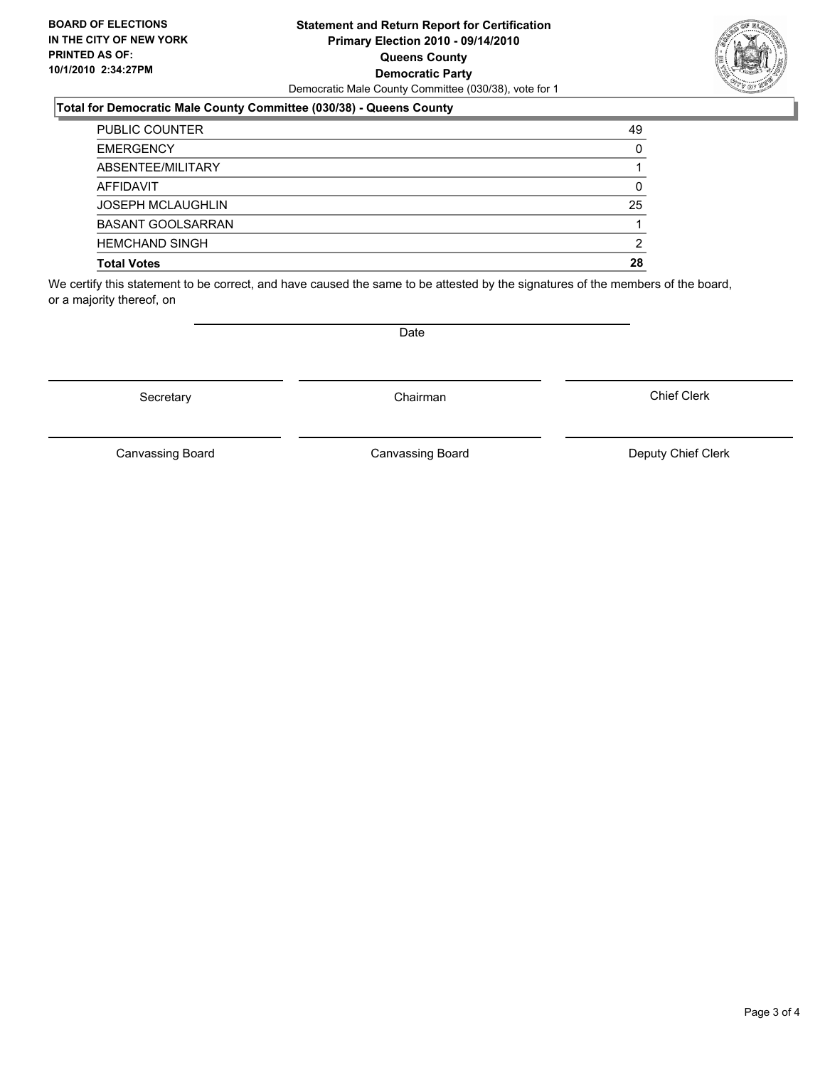**BOARD OF ELECTIONS IN THE CITY OF NEW YORK PRINTED AS OF: 10/1/2010 2:34:27PM**

**Statement and Return Report for Certification**
**Primary Election 2010 - 09/14/2010**
**Queens County**
**Democratic Party**
Democratic Male County Committee (030/38), vote for 1

**Total for Democratic Male County Committee (030/38) - Queens County**

| | |
|---|---|
| PUBLIC COUNTER | 49 |
| EMERGENCY | 0 |
| ABSENTEE/MILITARY | 1 |
| AFFIDAVIT | 0 |
| JOSEPH MCLAUGHLIN | 25 |
| BASANT GOOLSARRAN | 1 |
| HEMCHAND SINGH | 2 |
| **Total Votes** | **28** |

We certify this statement to be correct, and have caused the same to be attested by the signatures of the members of the board, or a majority thereof, on

Date

Secretary

Chairman

Chief Clerk

Canvassing Board

Canvassing Board

Deputy Chief Clerk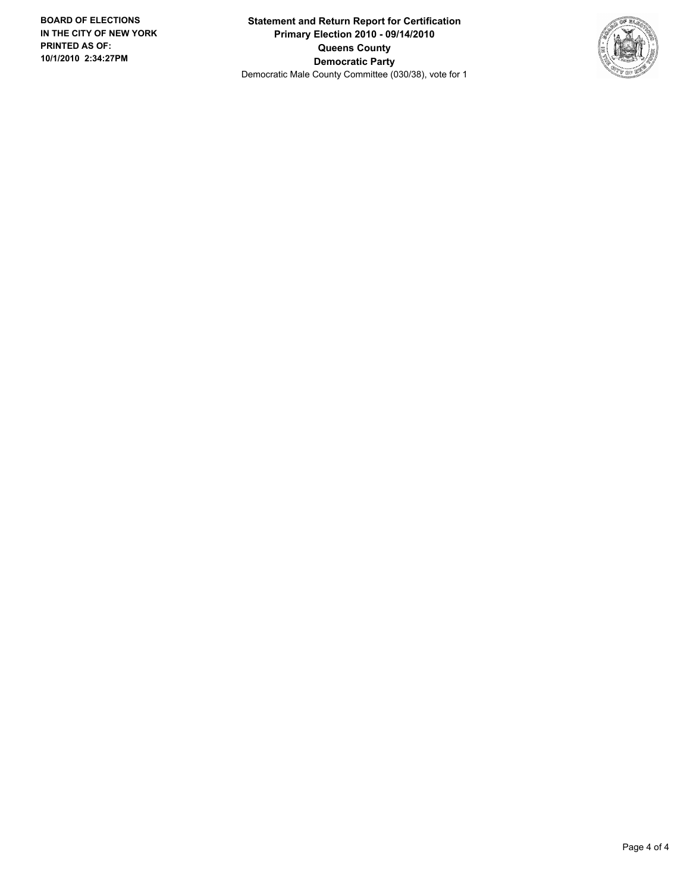**BOARD OF ELECTIONS IN THE CITY OF NEW YORK**
**PRINTED AS OF:**
**10/1/2010 2:34:27PM**

**Statement and Return Report for Certification**
**Primary Election 2010 - 09/14/2010**
**Queens County**
**Democratic Party**
Democratic Male County Committee (030/38), vote for 1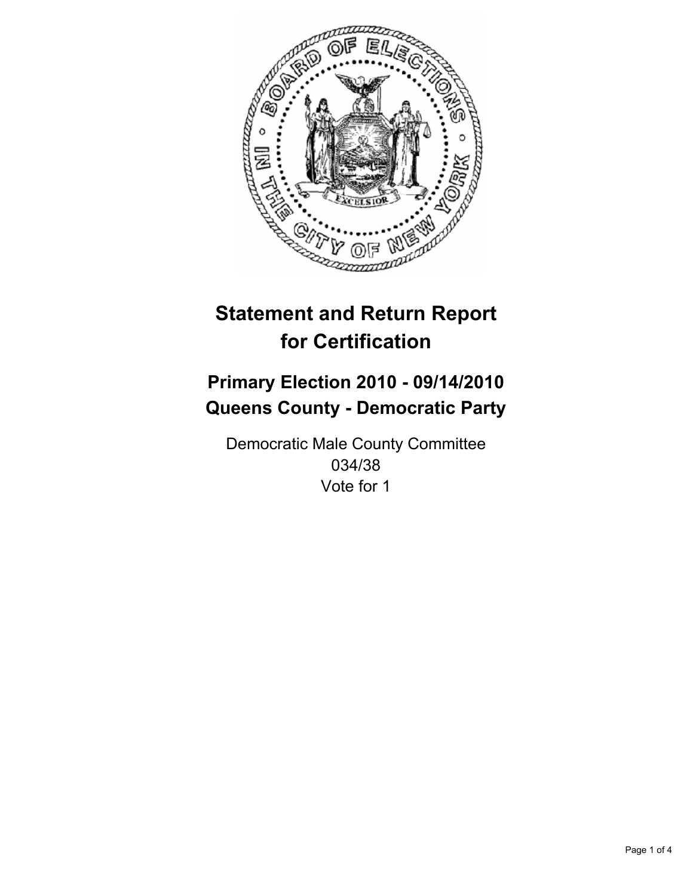# Statement and Return Report for Certification

## Primary Election 2010 - 09/14/2010
## Queens County - Democratic Party

Democratic Male County Committee
034/38
Vote for 1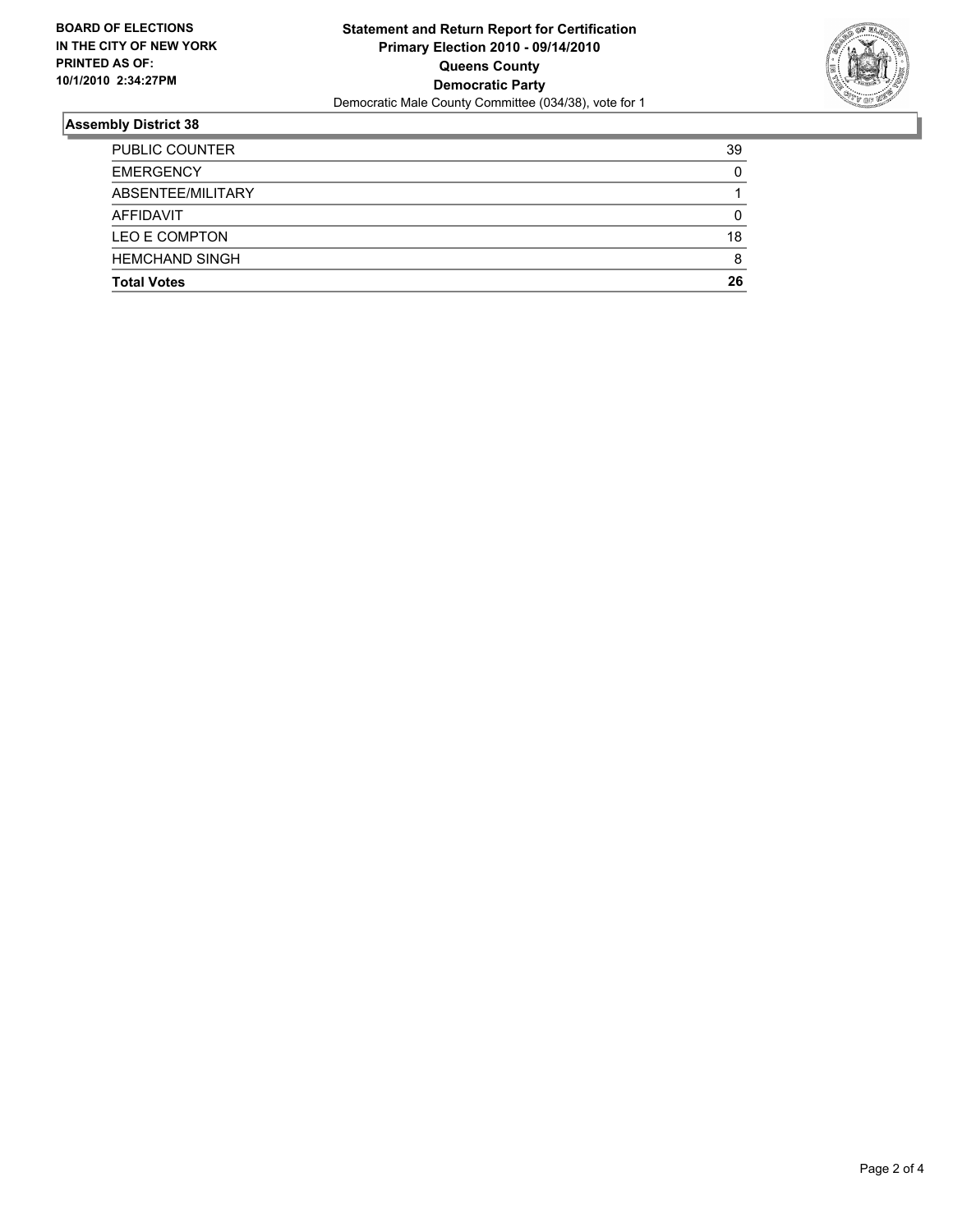**BOARD OF ELECTIONS IN THE CITY OF NEW YORK PRINTED AS OF: 10/1/2010 2:34:27PM**

**Statement and Return Report for Certification**
**Primary Election 2010 - 09/14/2010**
**Queens County**
**Democratic Party**
Democratic Male County Committee (034/38), vote for 1

## Assembly District 38

| | |
|---|---|
| PUBLIC COUNTER | 39 |
| EMERGENCY | 0 |
| ABSENTEE/MILITARY | 1 |
| AFFIDAVIT | 0 |
| LEO E COMPTON | 18 |
| HEMCHAND SINGH | 8 |
| **Total Votes** | **26** |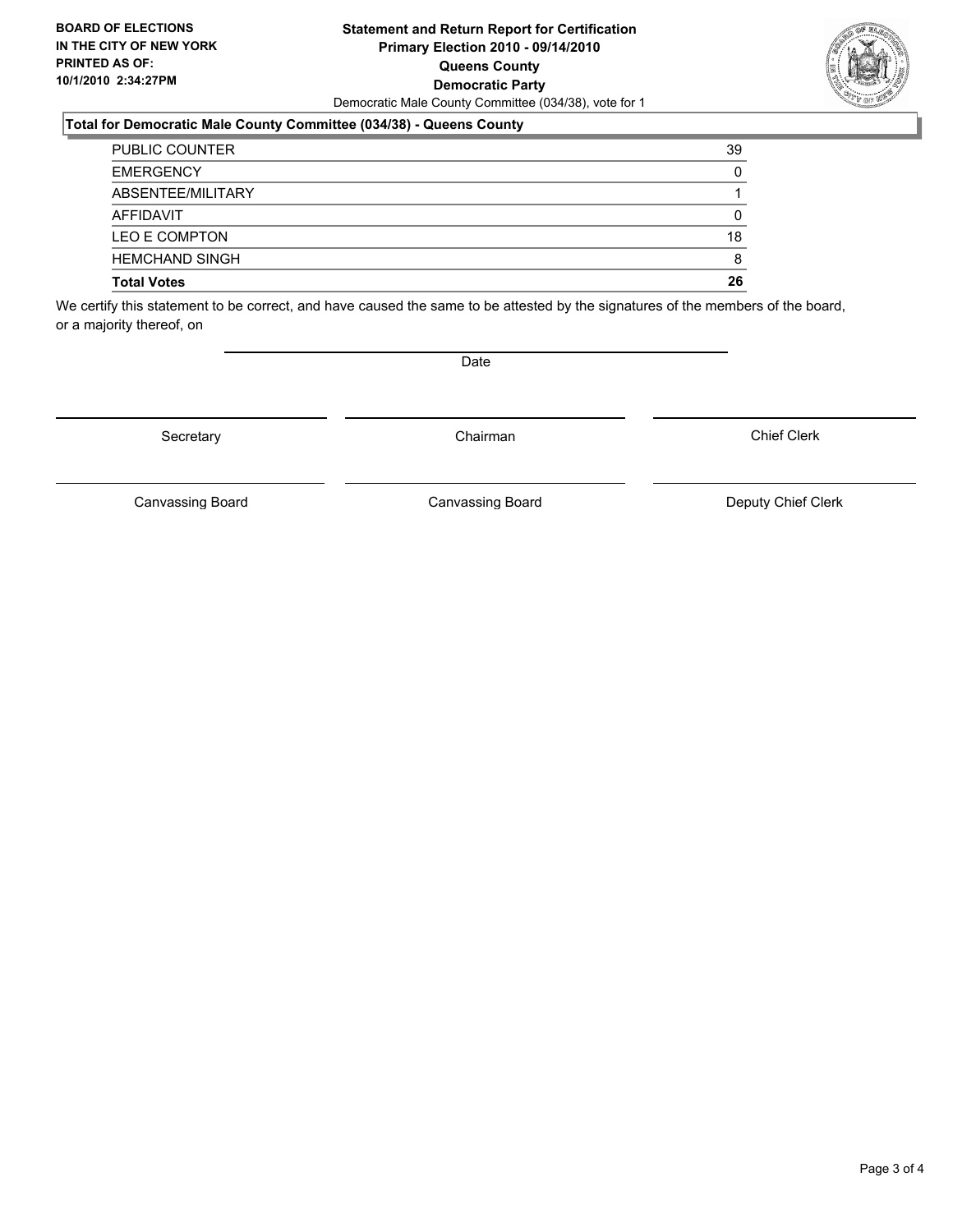**BOARD OF ELECTIONS IN THE CITY OF NEW YORK PRINTED AS OF: 10/1/2010 2:34:27PM**

# Statement and Return Report for Certification
## Primary Election 2010 - 09/14/2010
## Queens County
## Democratic Party

Democratic Male County Committee (034/38), vote for 1

### Total for Democratic Male County Committee (034/38) - Queens County

| | |
|---|---|
| PUBLIC COUNTER | 39 |
| EMERGENCY | 0 |
| ABSENTEE/MILITARY | 1 |
| AFFIDAVIT | 0 |
| LEO E COMPTON | 18 |
| HEMCHAND SINGH | 8 |
| **Total Votes** | **26** |

We certify this statement to be correct, and have caused the same to be attested by the signatures of the members of the board, or a majority thereof, on

Date

Secretary

Chairman

Chief Clerk

Canvassing Board

Canvassing Board

Deputy Chief Clerk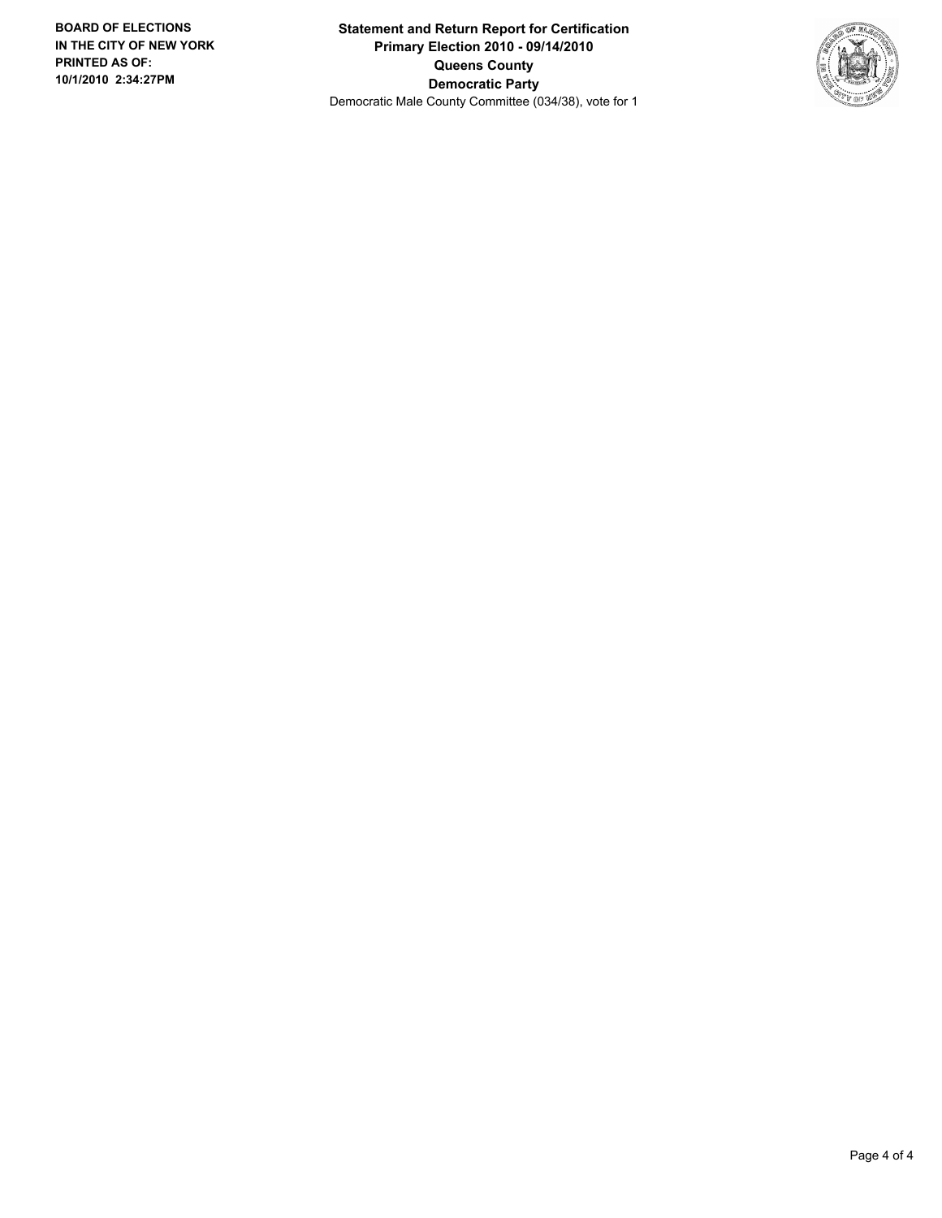**BOARD OF ELECTIONS IN THE CITY OF NEW YORK PRINTED AS OF: 10/1/2010 2:34:27PM**

**Statement and Return Report for Certification**
**Primary Election 2010 - 09/14/2010**
**Queens County**
**Democratic Party**
Democratic Male County Committee (034/38), vote for 1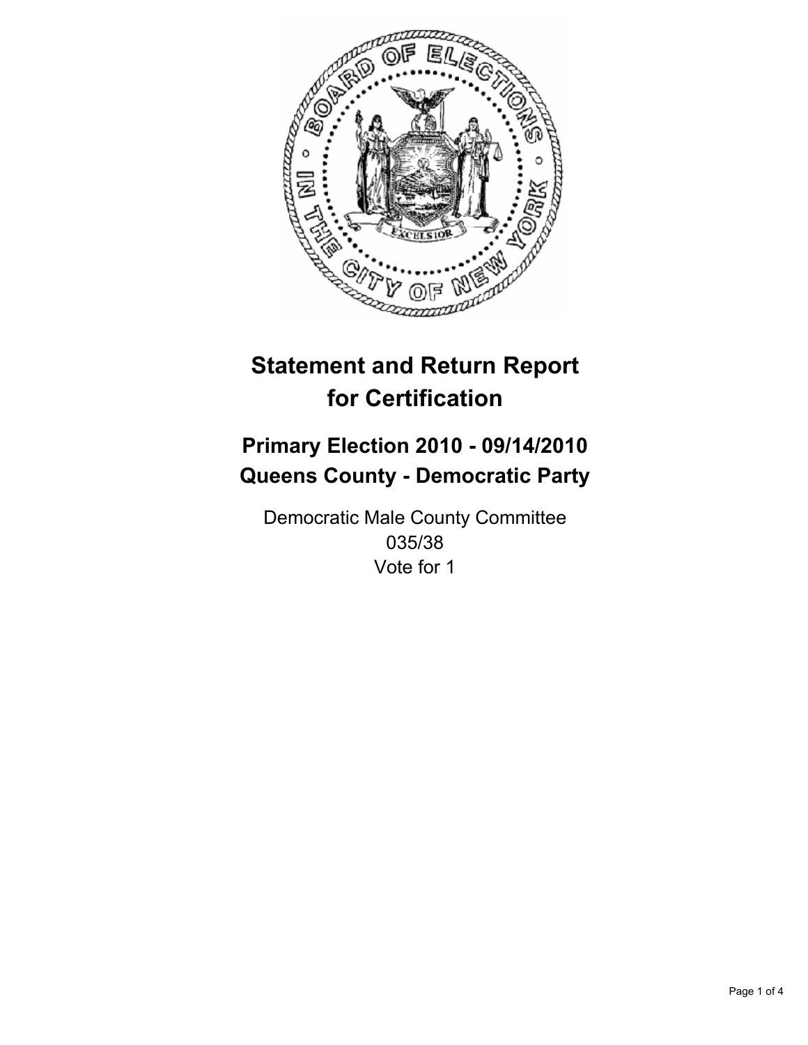# Statement and Return Report for Certification

## Primary Election 2010 - 09/14/2010
## Queens County - Democratic Party

Democratic Male County Committee
035/38
Vote for 1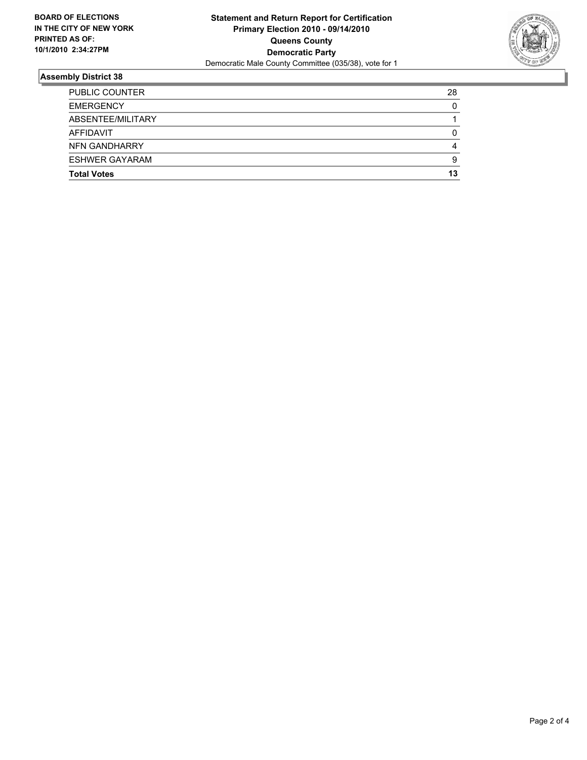**BOARD OF ELECTIONS IN THE CITY OF NEW YORK PRINTED AS OF: 10/1/2010 2:34:27PM**

**Statement and Return Report for Certification**
**Primary Election 2010 - 09/14/2010**
**Queens County**
**Democratic Party**
Democratic Male County Committee (035/38), vote for 1

## Assembly District 38

| | |
|---|---|
| PUBLIC COUNTER | 28 |
| EMERGENCY | 0 |
| ABSENTEE/MILITARY | 1 |
| AFFIDAVIT | 0 |
| NFN GANDHARRY | 4 |
| ESHWER GAYARAM | 9 |
| **Total Votes** | **13** |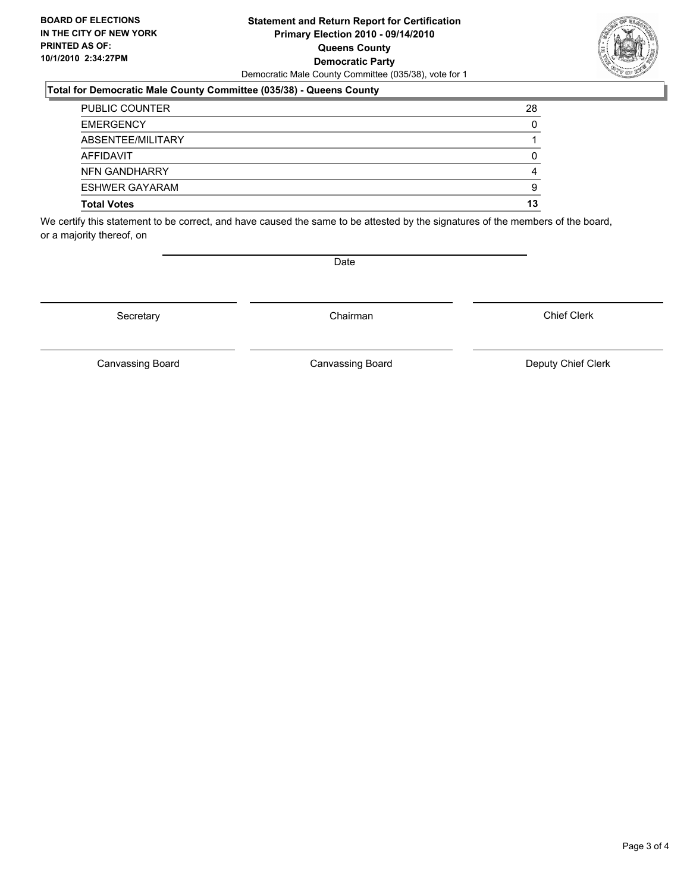**BOARD OF ELECTIONS IN THE CITY OF NEW YORK PRINTED AS OF: 10/1/2010 2:34:27PM**

**Statement and Return Report for Certification**
**Primary Election 2010 - 09/14/2010**
**Queens County**
**Democratic Party**
Democratic Male County Committee (035/38), vote for 1

### Total for Democratic Male County Committee (035/38) - Queens County

| | |
|---|---|
| PUBLIC COUNTER | 28 |
| EMERGENCY | 0 |
| ABSENTEE/MILITARY | 1 |
| AFFIDAVIT | 0 |
| NFN GANDHARRY | 4 |
| ESHWER GAYARAM | 9 |
| **Total Votes** | **13** |

We certify this statement to be correct, and have caused the same to be attested by the signatures of the members of the board, or a majority thereof, on

Date

Secretary | Chairman | Chief Clerk

Canvassing Board | Canvassing Board | Deputy Chief Clerk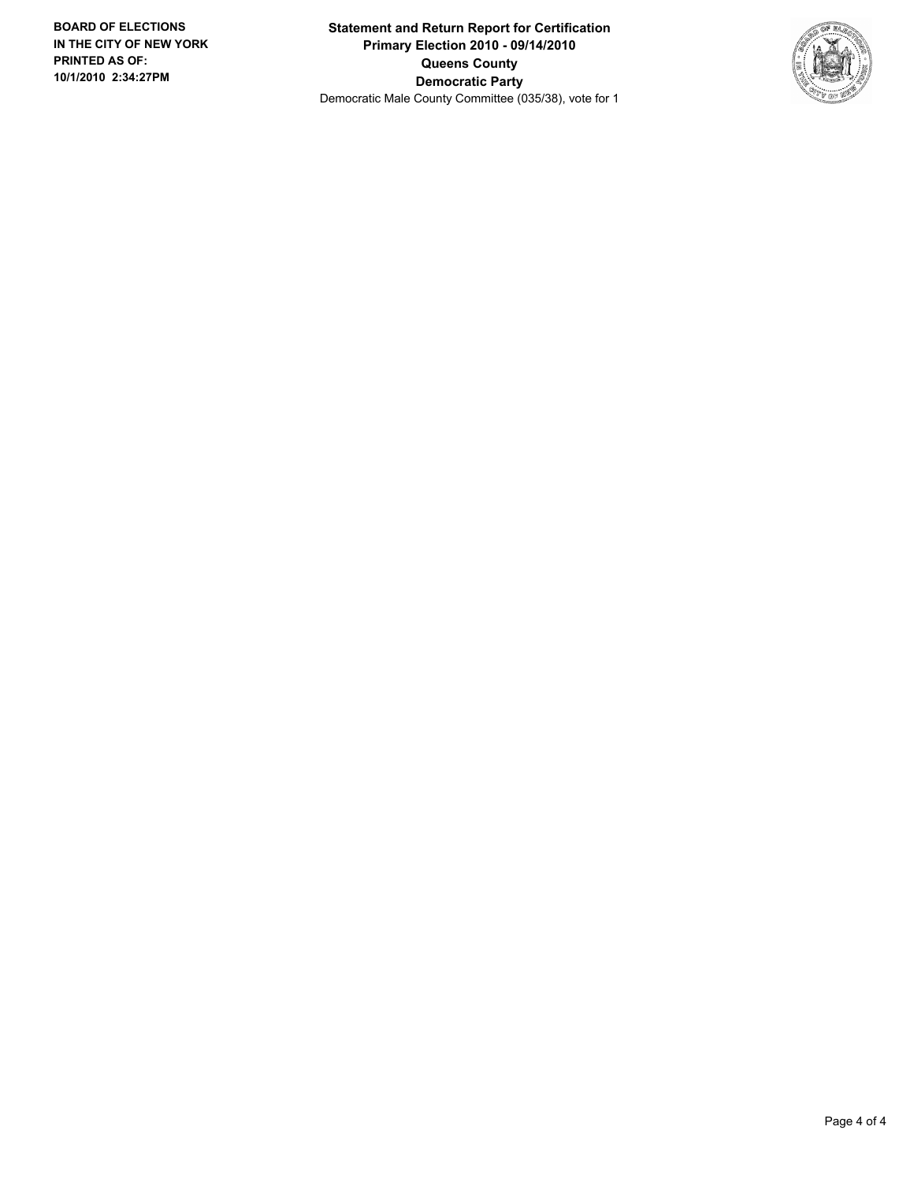**BOARD OF ELECTIONS IN THE CITY OF NEW YORK PRINTED AS OF: 10/1/2010 2:34:27PM**

**Statement and Return Report for Certification**
**Primary Election 2010 - 09/14/2010**
**Queens County**
**Democratic Party**
Democratic Male County Committee (035/38), vote for 1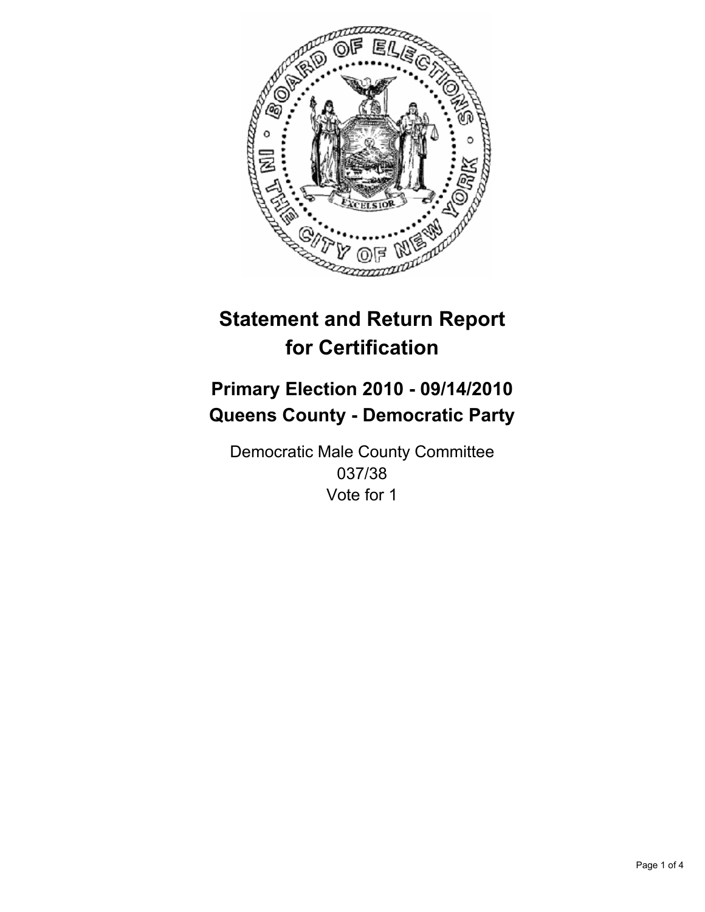# Statement and Return Report for Certification

## Primary Election 2010 - 09/14/2010
## Queens County - Democratic Party

Democratic Male County Committee
037/38
Vote for 1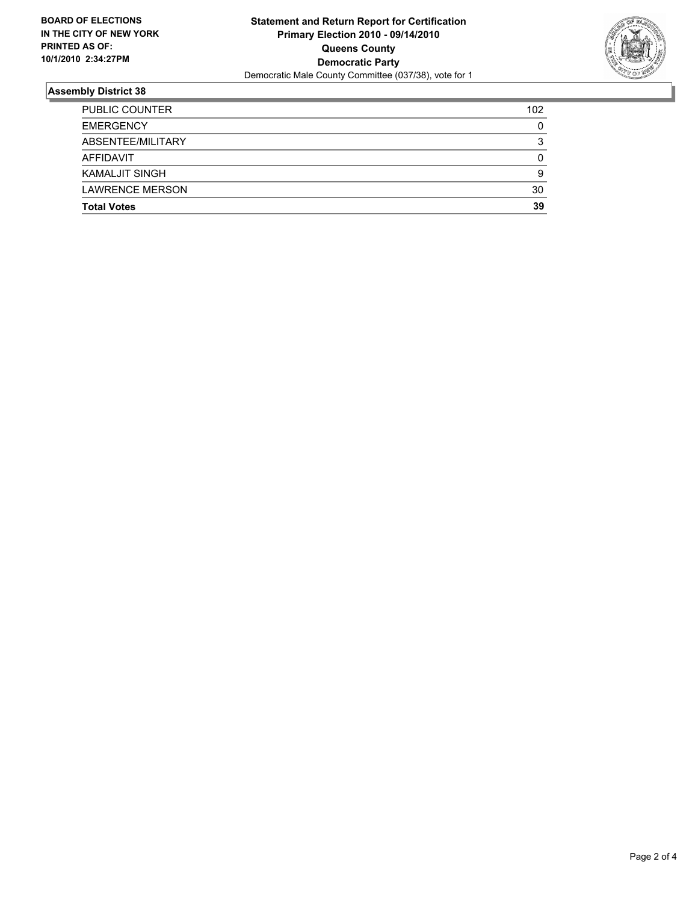**BOARD OF ELECTIONS IN THE CITY OF NEW YORK PRINTED AS OF: 10/1/2010 2:34:27PM**

**Statement and Return Report for Certification**
**Primary Election 2010 - 09/14/2010**
**Queens County**
**Democratic Party**
Democratic Male County Committee (037/38), vote for 1

## Assembly District 38

| | |
|---|---|
| PUBLIC COUNTER | 102 |
| EMERGENCY | 0 |
| ABSENTEE/MILITARY | 3 |
| AFFIDAVIT | 0 |
| KAMALJIT SINGH | 9 |
| LAWRENCE MERSON | 30 |
| **Total Votes** | **39** |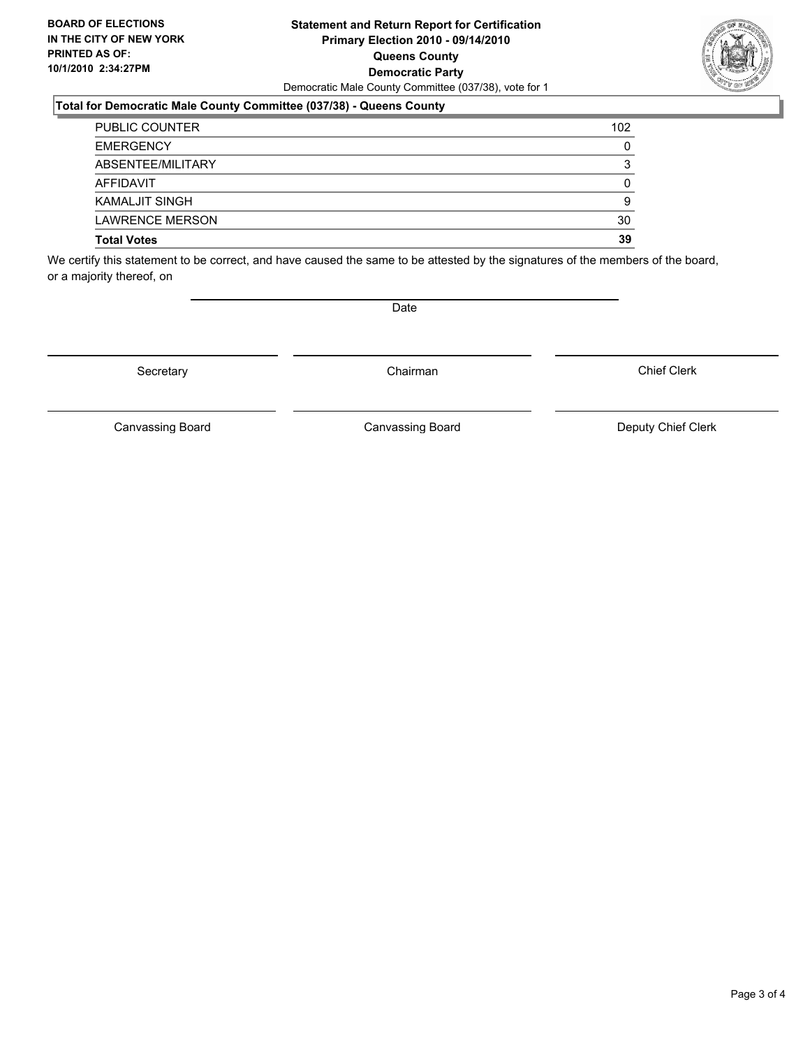**BOARD OF ELECTIONS IN THE CITY OF NEW YORK PRINTED AS OF: 10/1/2010 2:34:27PM**

**Statement and Return Report for Certification Primary Election 2010 - 09/14/2010 Queens County Democratic Party**

Democratic Male County Committee (037/38), vote for 1

## Total for Democratic Male County Committee (037/38) - Queens County

| | |
|---|---|
| PUBLIC COUNTER | 102 |
| EMERGENCY | 0 |
| ABSENTEE/MILITARY | 3 |
| AFFIDAVIT | 0 |
| KAMALJIT SINGH | 9 |
| LAWRENCE MERSON | 30 |
| **Total Votes** | **39** |

We certify this statement to be correct, and have caused the same to be attested by the signatures of the members of the board, or a majority thereof, on

Date

Secretary | Chairman | Chief Clerk

Canvassing Board | Canvassing Board | Deputy Chief Clerk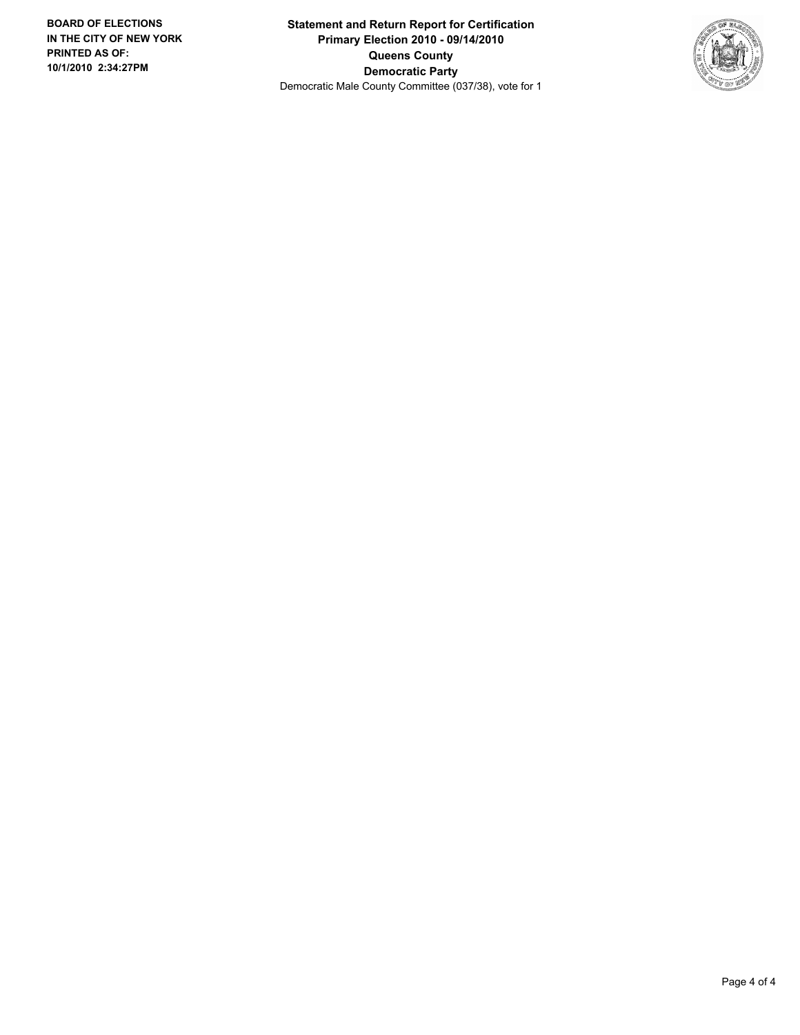**BOARD OF ELECTIONS IN THE CITY OF NEW YORK PRINTED AS OF: 10/1/2010 2:34:27PM**

**Statement and Return Report for Certification**
**Primary Election 2010 - 09/14/2010**
**Queens County**
**Democratic Party**
Democratic Male County Committee (037/38), vote for 1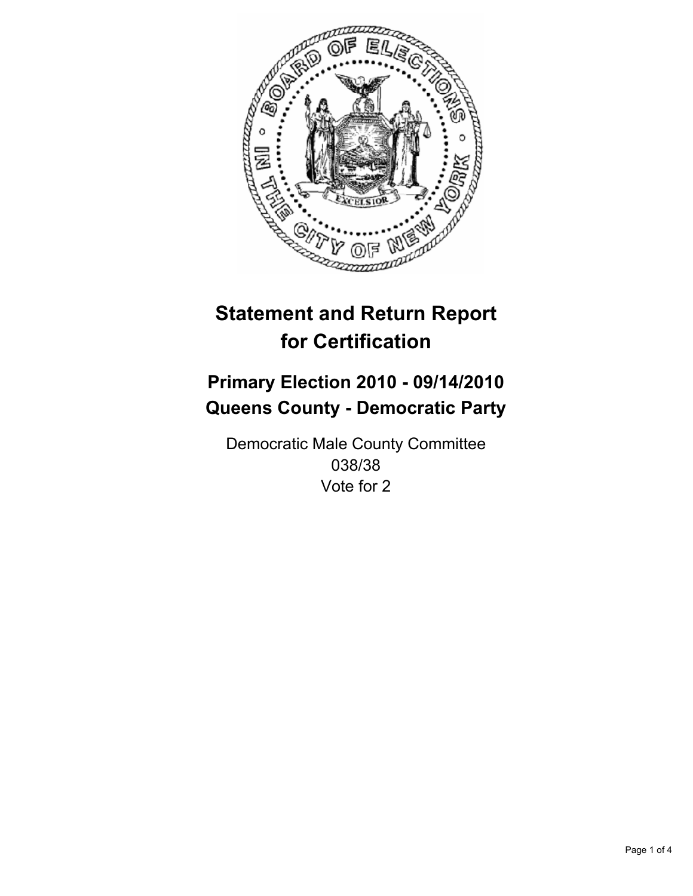# Statement and Return Report for Certification

## Primary Election 2010 - 09/14/2010
## Queens County - Democratic Party

Democratic Male County Committee
038/38
Vote for 2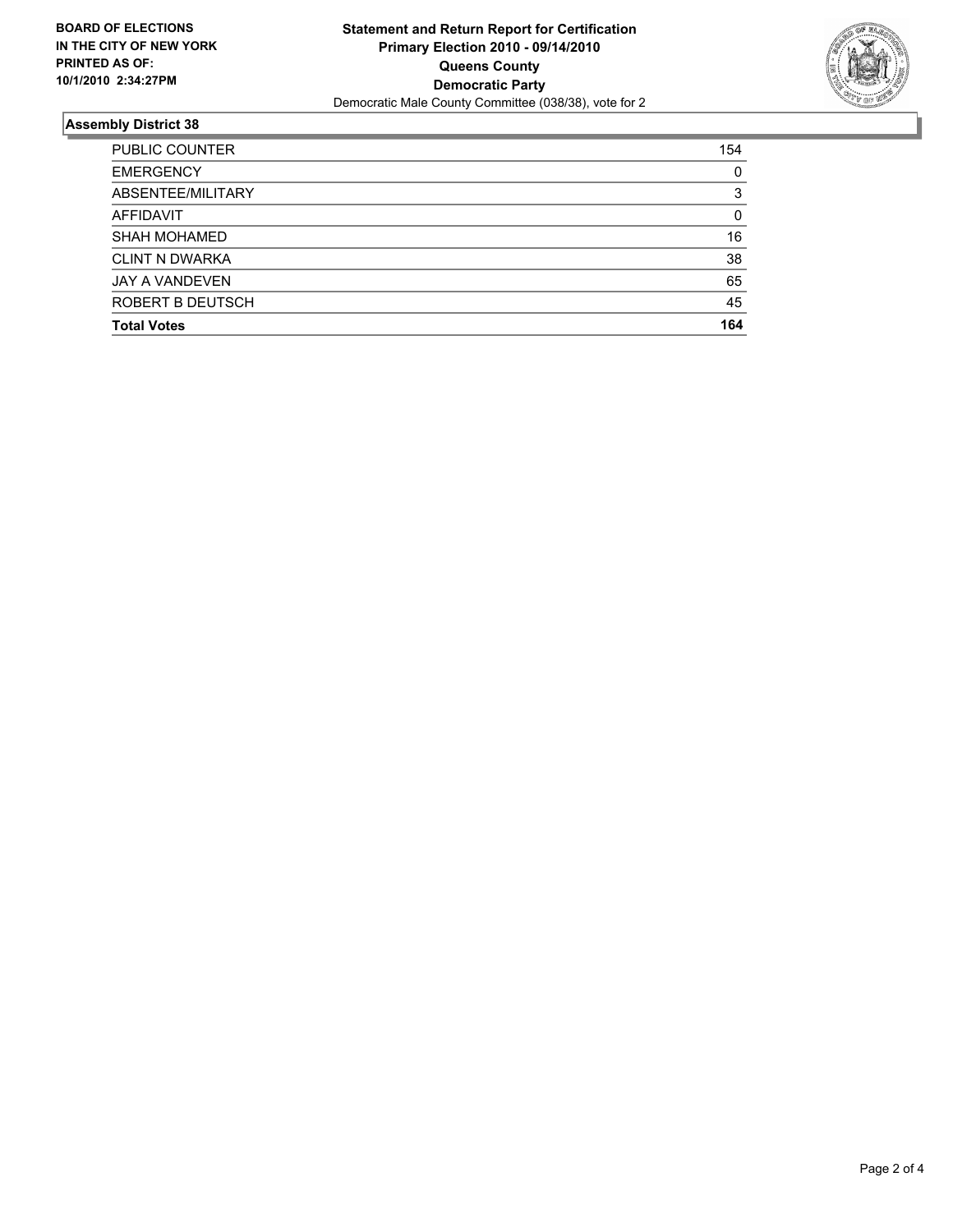**BOARD OF ELECTIONS IN THE CITY OF NEW YORK PRINTED AS OF: 10/1/2010 2:34:27PM**

# Statement and Return Report for Certification
## Primary Election 2010 - 09/14/2010
## Queens County
## Democratic Party
Democratic Male County Committee (038/38), vote for 2

### Assembly District 38

| | |
|---|---|
| PUBLIC COUNTER | 154 |
| EMERGENCY | 0 |
| ABSENTEE/MILITARY | 3 |
| AFFIDAVIT | 0 |
| SHAH MOHAMED | 16 |
| CLINT N DWARKA | 38 |
| JAY A VANDEVEN | 65 |
| ROBERT B DEUTSCH | 45 |
| **Total Votes** | **164** |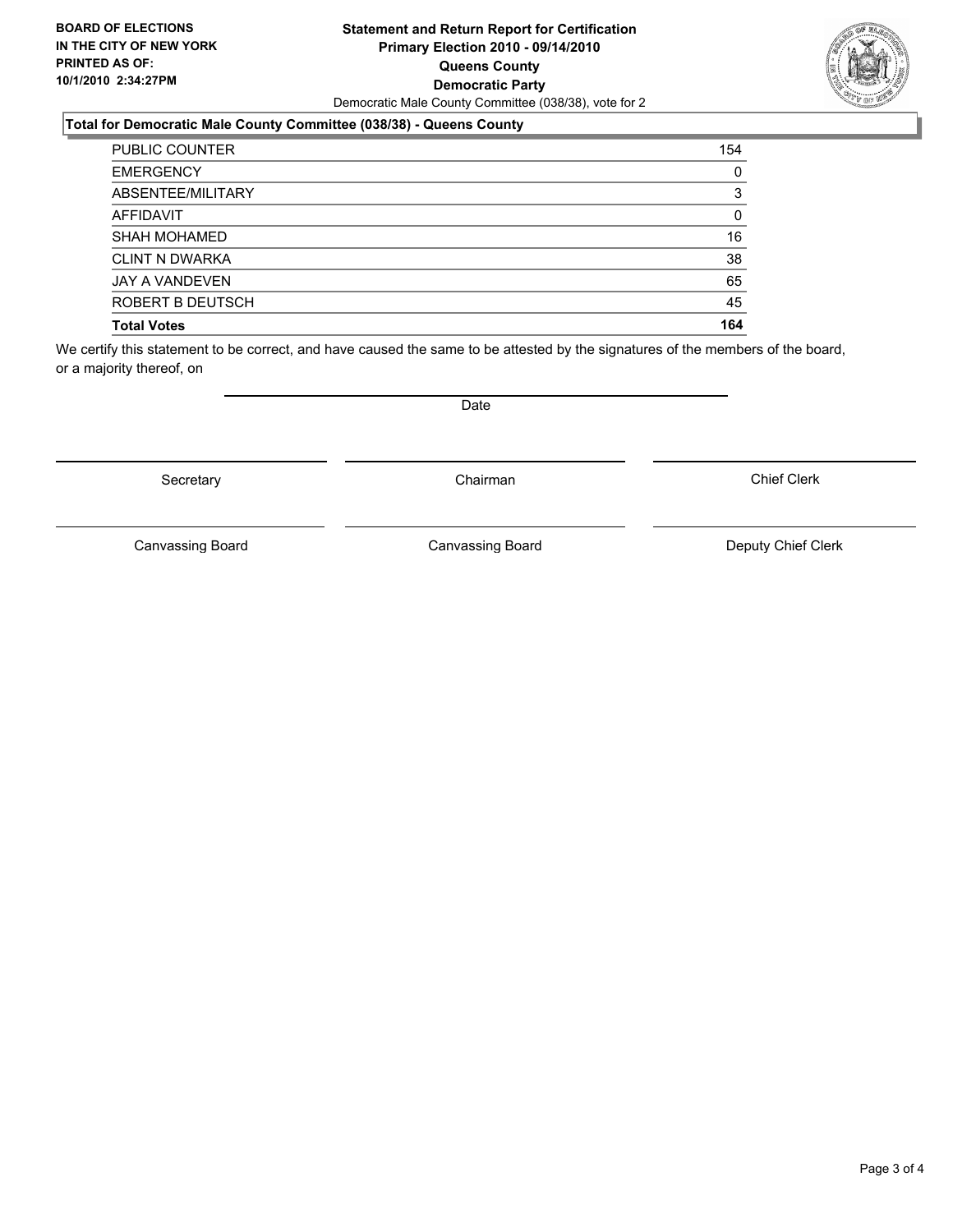**BOARD OF ELECTIONS IN THE CITY OF NEW YORK PRINTED AS OF: 10/1/2010 2:34:27PM**

**Statement and Return Report for Certification Primary Election 2010 - 09/14/2010 Queens County Democratic Party**

Democratic Male County Committee (038/38), vote for 2

**Total for Democratic Male County Committee (038/38) - Queens County**

| | |
|---|---|
| PUBLIC COUNTER | 154 |
| EMERGENCY | 0 |
| ABSENTEE/MILITARY | 3 |
| AFFIDAVIT | 0 |
| SHAH MOHAMED | 16 |
| CLINT N DWARKA | 38 |
| JAY A VANDEVEN | 65 |
| ROBERT B DEUTSCH | 45 |
| **Total Votes** | **164** |

We certify this statement to be correct, and have caused the same to be attested by the signatures of the members of the board, or a majority thereof, on

Date

Secretary | Chairman | Chief Clerk

Canvassing Board | Canvassing Board | Deputy Chief Clerk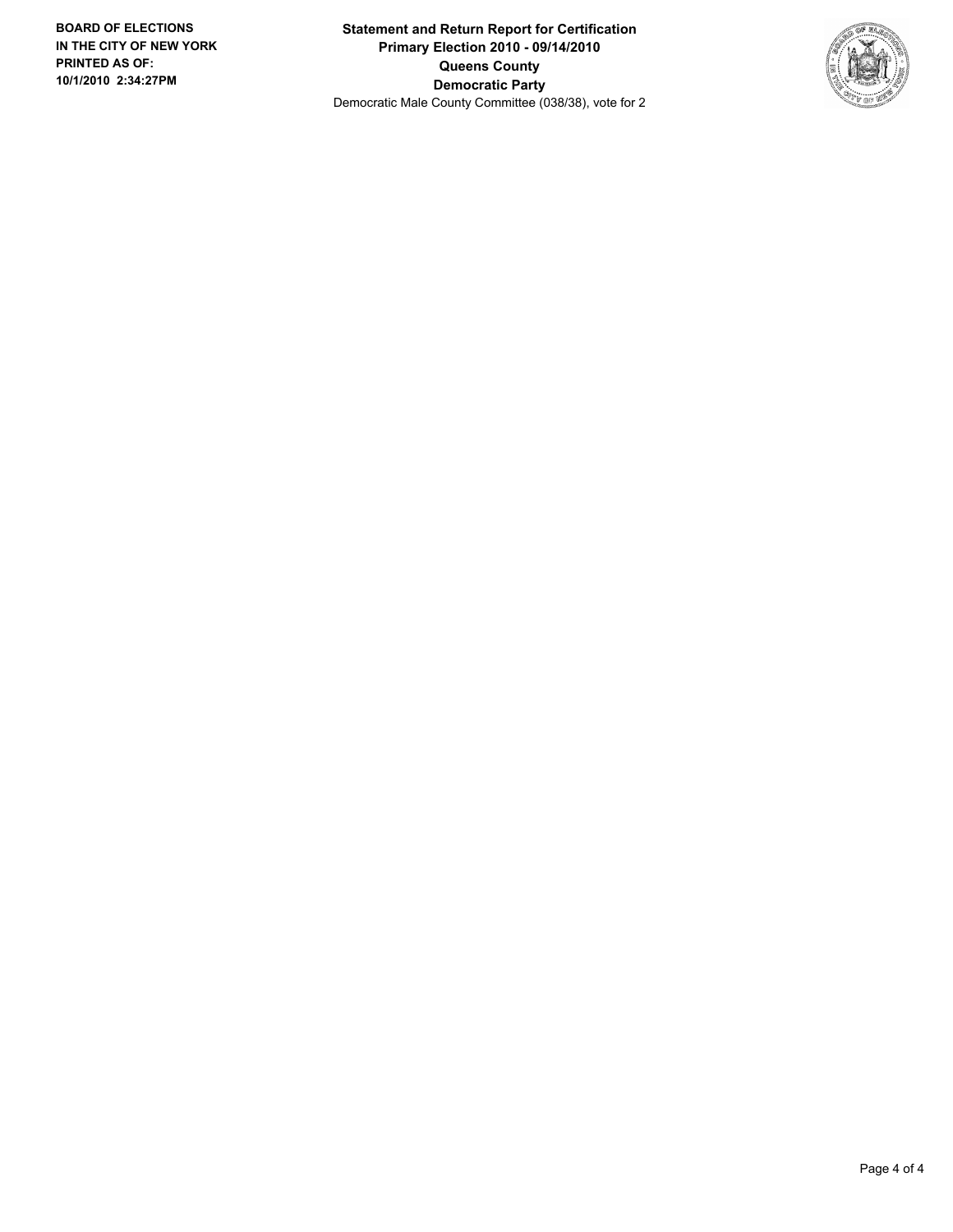**BOARD OF ELECTIONS IN THE CITY OF NEW YORK PRINTED AS OF: 10/1/2010 2:34:27PM**

**Statement and Return Report for Certification**
**Primary Election 2010 - 09/14/2010**
**Queens County**
**Democratic Party**
Democratic Male County Committee (038/38), vote for 2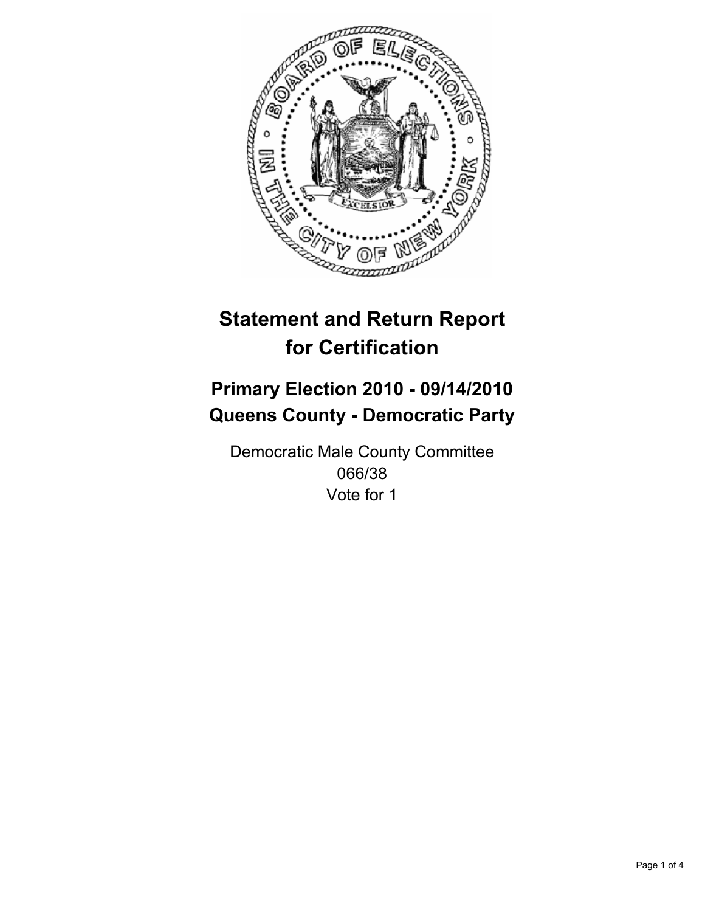# Statement and Return Report for Certification

## Primary Election 2010 - 09/14/2010
## Queens County - Democratic Party

Democratic Male County Committee
066/38
Vote for 1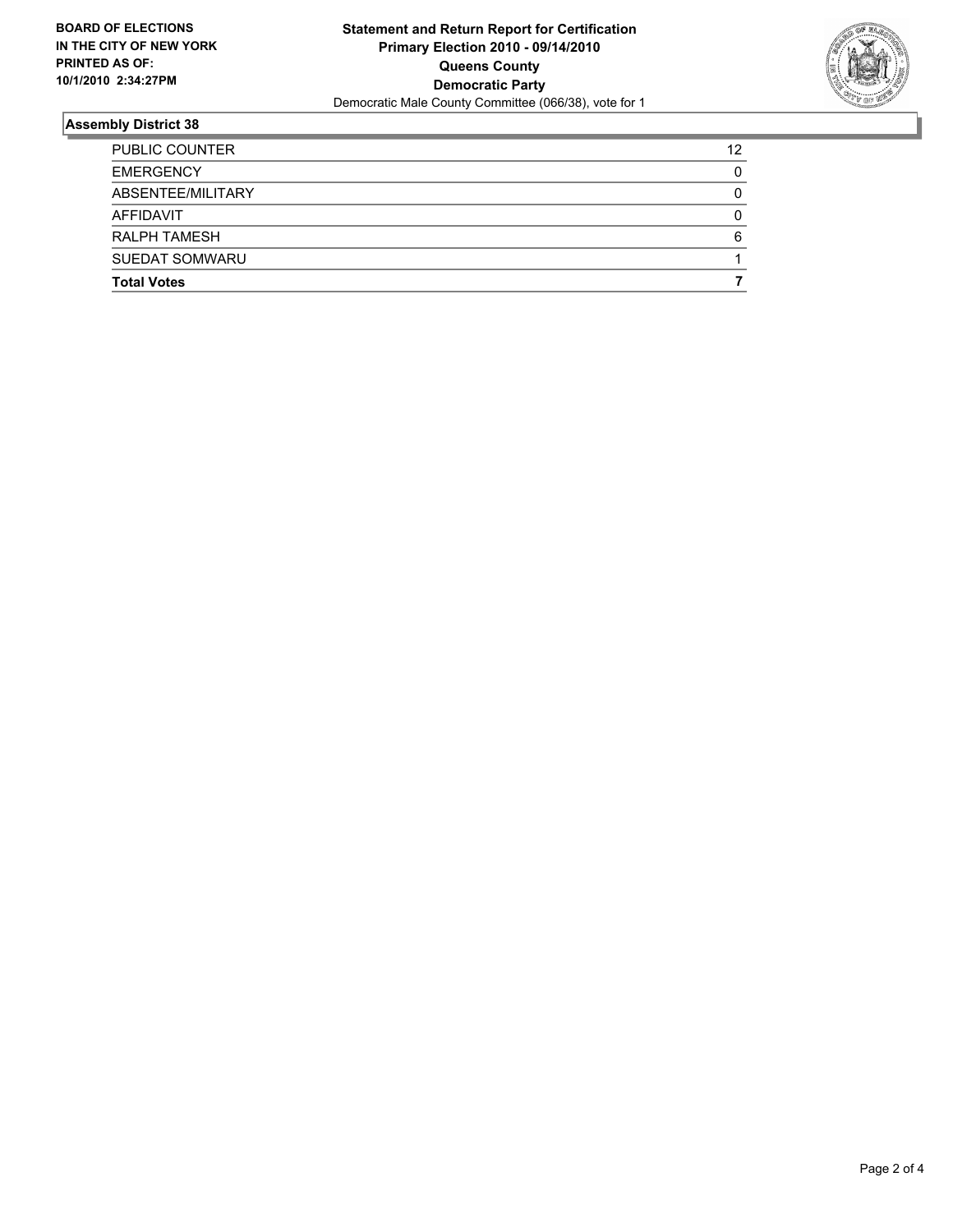**BOARD OF ELECTIONS IN THE CITY OF NEW YORK PRINTED AS OF: 10/1/2010 2:34:27PM**

**Statement and Return Report for Certification**
**Primary Election 2010 - 09/14/2010**
**Queens County**
**Democratic Party**
Democratic Male County Committee (066/38), vote for 1

## Assembly District 38

| | |
|---|---|
| PUBLIC COUNTER | 12 |
| EMERGENCY | 0 |
| ABSENTEE/MILITARY | 0 |
| AFFIDAVIT | 0 |
| RALPH TAMESH | 6 |
| SUEDAT SOMWARU | 1 |
| **Total Votes** | **7** |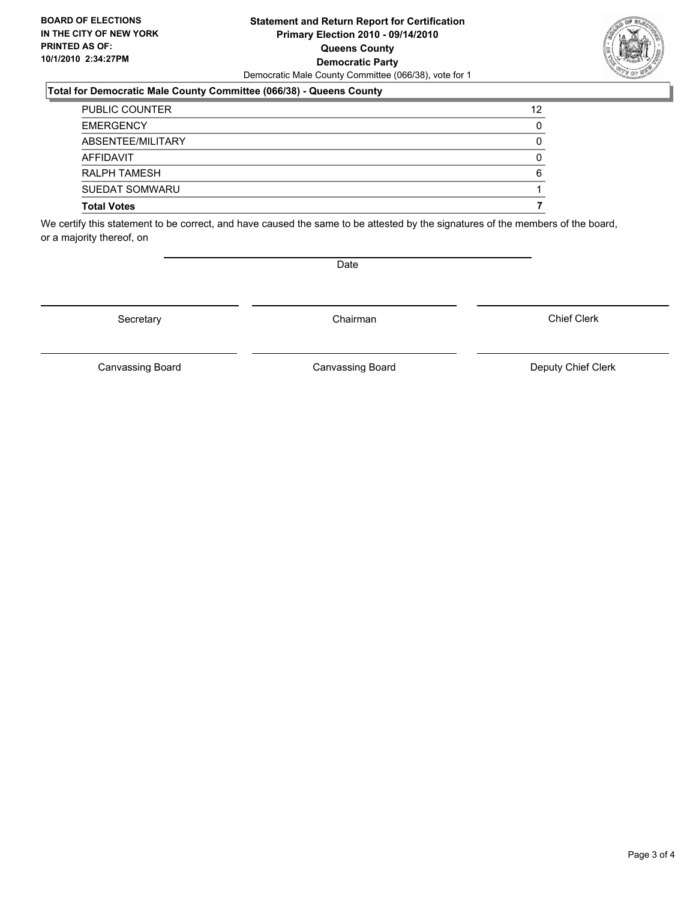**BOARD OF ELECTIONS IN THE CITY OF NEW YORK PRINTED AS OF: 10/1/2010 2:34:27PM**

**Statement and Return Report for Certification**
**Primary Election 2010 - 09/14/2010**
**Queens County**
**Democratic Party**
Democratic Male County Committee (066/38), vote for 1

**Total for Democratic Male County Committee (066/38) - Queens County**

| | |
|---|---|
| PUBLIC COUNTER | 12 |
| EMERGENCY | 0 |
| ABSENTEE/MILITARY | 0 |
| AFFIDAVIT | 0 |
| RALPH TAMESH | 6 |
| SUEDAT SOMWARU | 1 |
| **Total Votes** | **7** |

We certify this statement to be correct, and have caused the same to be attested by the signatures of the members of the board, or a majority thereof, on

Date

Secretary | Chairman | Chief Clerk

Canvassing Board | Canvassing Board | Deputy Chief Clerk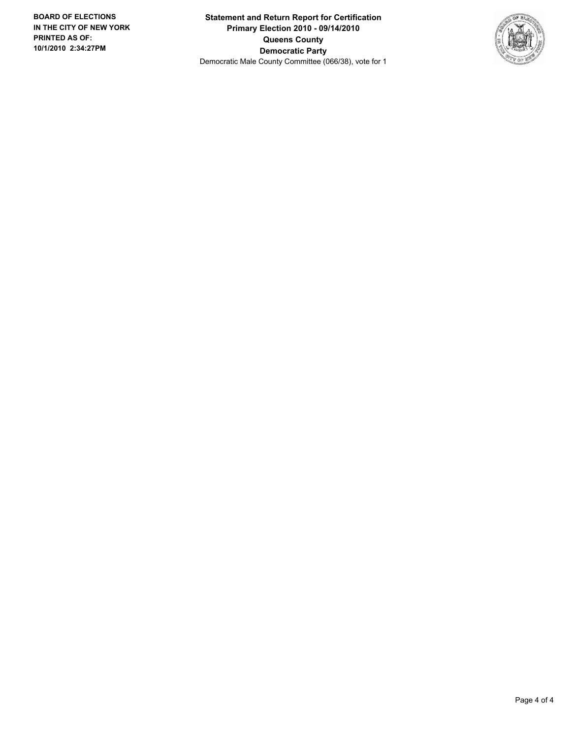**BOARD OF ELECTIONS IN THE CITY OF NEW YORK PRINTED AS OF: 10/1/2010 2:34:27PM**

**Statement and Return Report for Certification**
**Primary Election 2010 - 09/14/2010**
**Queens County**
**Democratic Party**
Democratic Male County Committee (066/38), vote for 1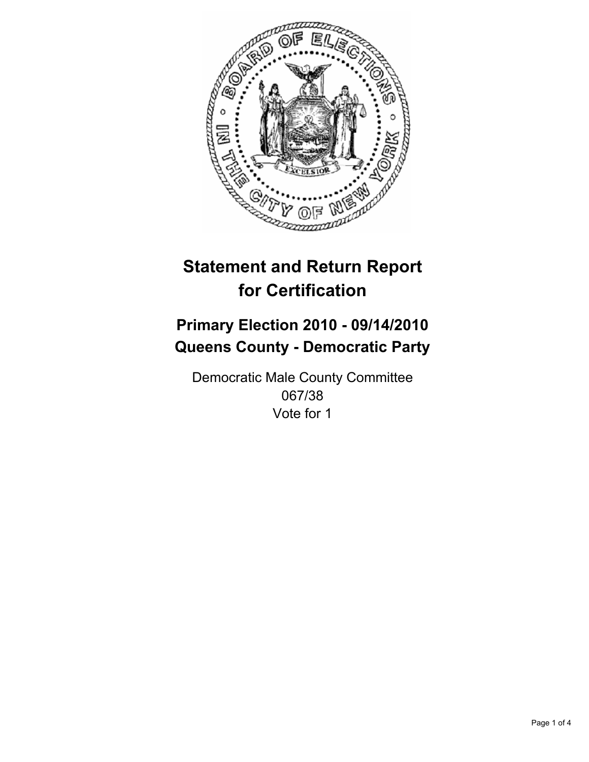# Statement and Return Report for Certification

## Primary Election 2010 - 09/14/2010
## Queens County - Democratic Party

Democratic Male County Committee
067/38
Vote for 1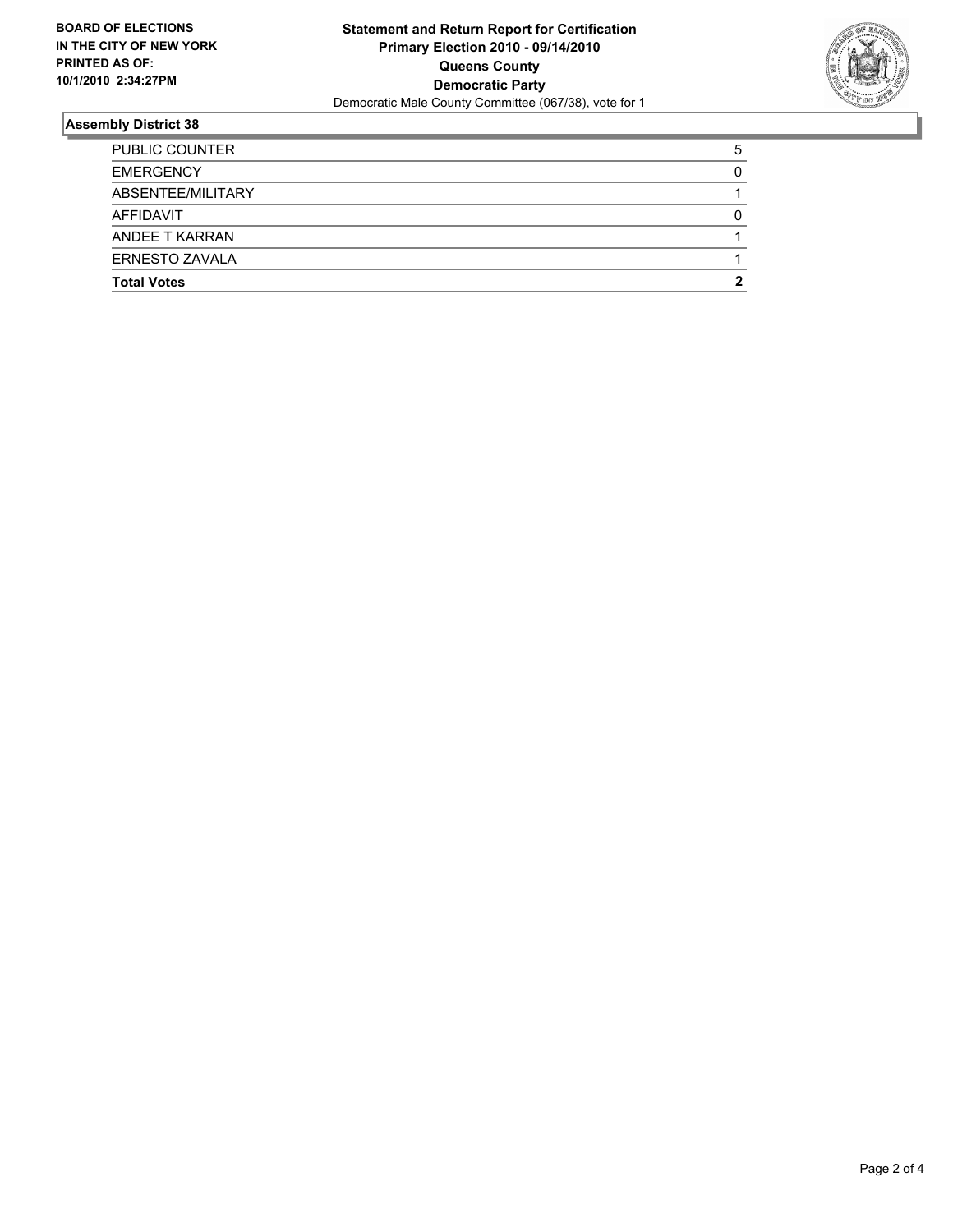**BOARD OF ELECTIONS IN THE CITY OF NEW YORK PRINTED AS OF: 10/1/2010 2:34:27PM**

**Statement and Return Report for Certification**
**Primary Election 2010 - 09/14/2010**
**Queens County**
**Democratic Party**
Democratic Male County Committee (067/38), vote for 1

## Assembly District 38

| | |
|---|---|
| PUBLIC COUNTER | 5 |
| EMERGENCY | 0 |
| ABSENTEE/MILITARY | 1 |
| AFFIDAVIT | 0 |
| ANDEE T KARRAN | 1 |
| ERNESTO ZAVALA | 1 |
| **Total Votes** | **2** |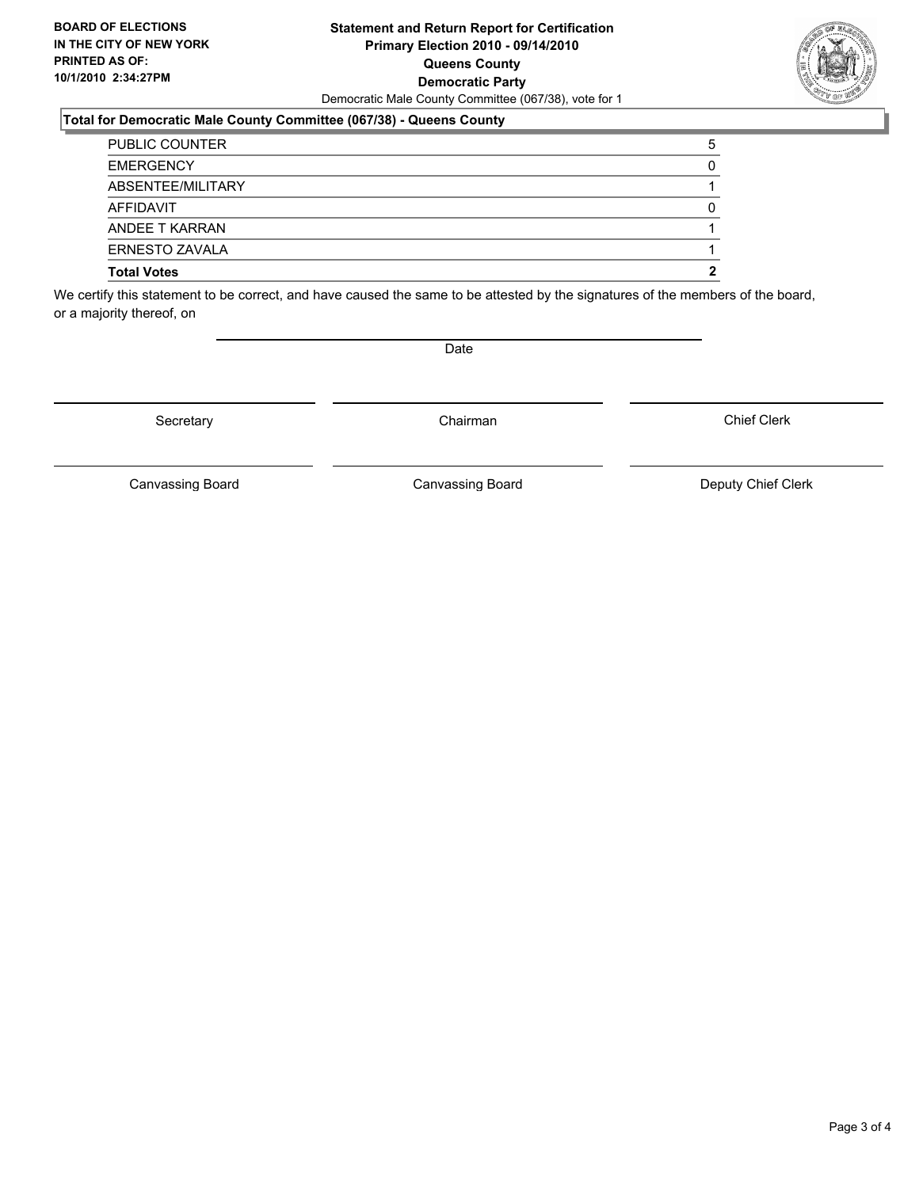**BOARD OF ELECTIONS IN THE CITY OF NEW YORK PRINTED AS OF: 10/1/2010 2:34:27PM**

**Statement and Return Report for Certification Primary Election 2010 - 09/14/2010 Queens County Democratic Party**

Democratic Male County Committee (067/38), vote for 1

**Total for Democratic Male County Committee (067/38) - Queens County**

| | |
|---|---|
| PUBLIC COUNTER | 5 |
| EMERGENCY | 0 |
| ABSENTEE/MILITARY | 1 |
| AFFIDAVIT | 0 |
| ANDEE T KARRAN | 1 |
| ERNESTO ZAVALA | 1 |
| **Total Votes** | **2** |

We certify this statement to be correct, and have caused the same to be attested by the signatures of the members of the board, or a majority thereof, on

Date

Secretary — Chairman — Chief Clerk

Canvassing Board — Canvassing Board — Deputy Chief Clerk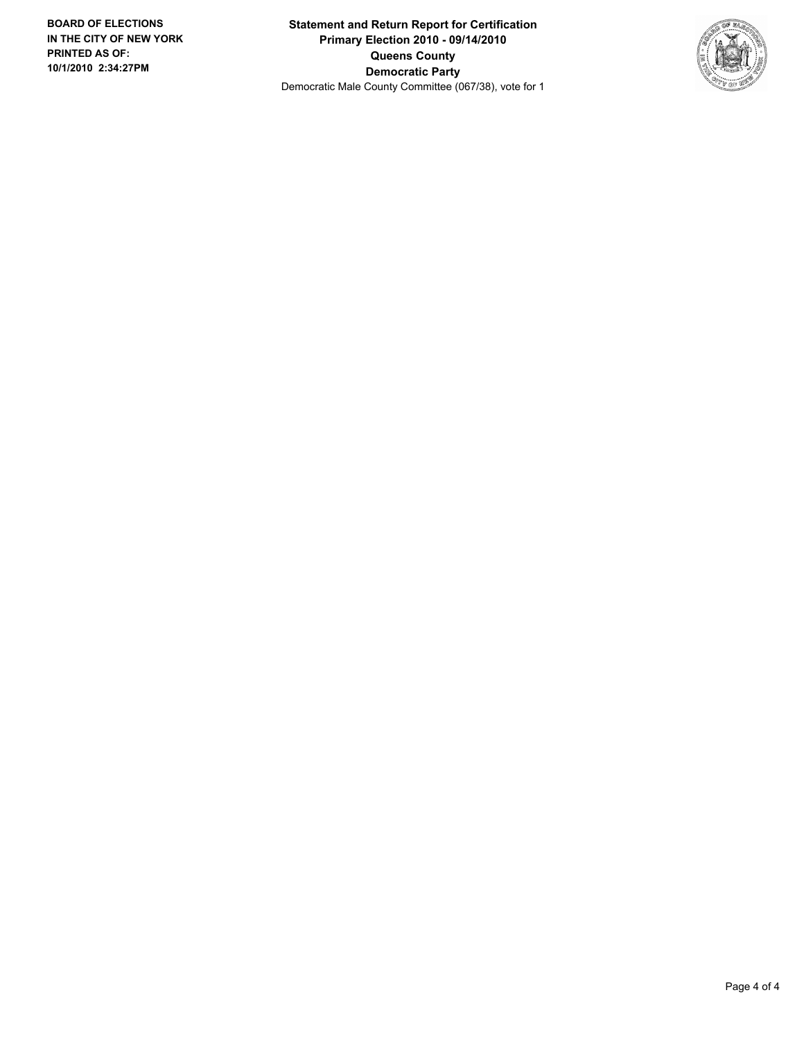**BOARD OF ELECTIONS IN THE CITY OF NEW YORK PRINTED AS OF: 10/1/2010 2:34:27PM**

**Statement and Return Report for Certification**
**Primary Election 2010 - 09/14/2010**
**Queens County**
**Democratic Party**
Democratic Male County Committee (067/38), vote for 1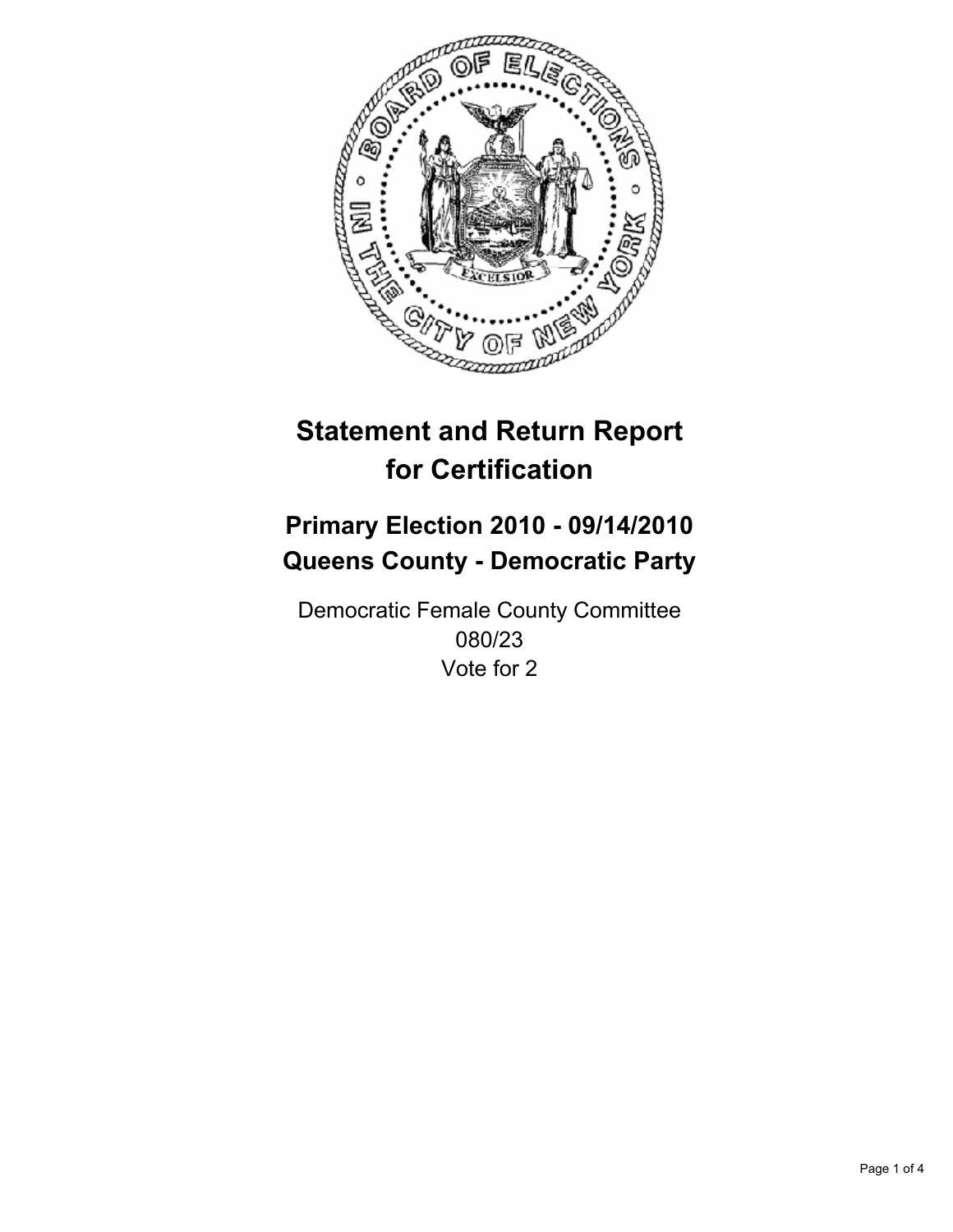# Statement and Return Report for Certification

## Primary Election 2010 - 09/14/2010
## Queens County - Democratic Party

Democratic Female County Committee
080/23
Vote for 2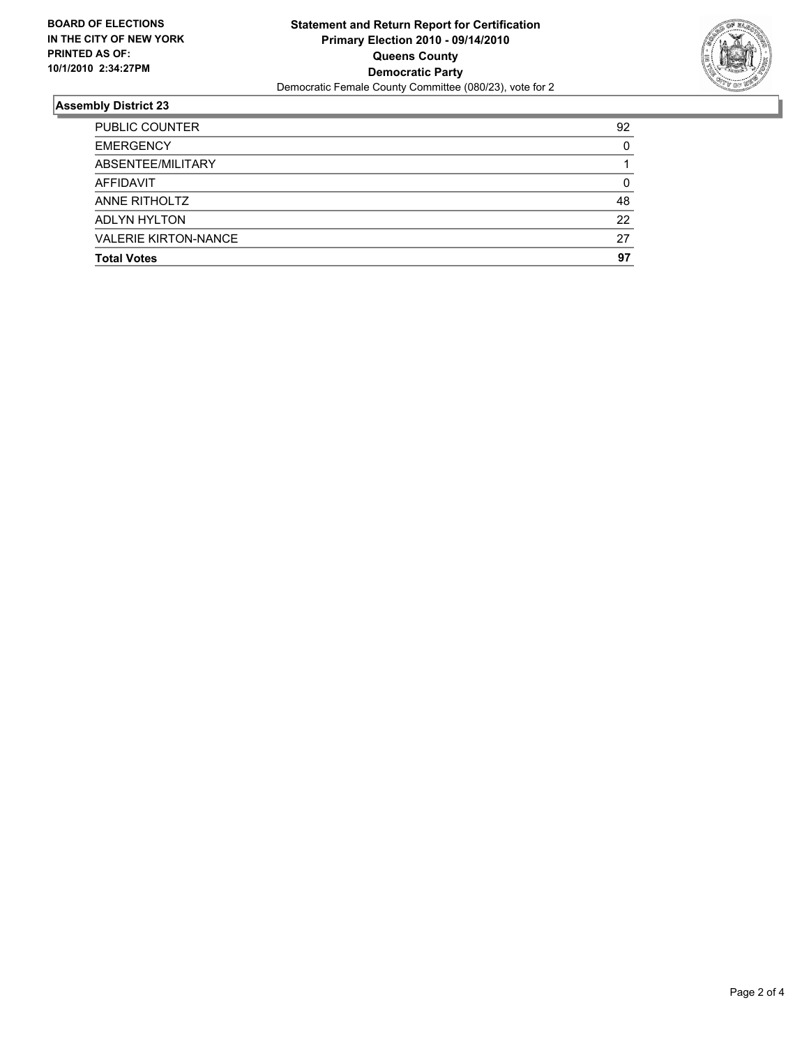**BOARD OF ELECTIONS IN THE CITY OF NEW YORK PRINTED AS OF: 10/1/2010 2:34:27PM**

**Statement and Return Report for Certification**
**Primary Election 2010 - 09/14/2010**
**Queens County**
**Democratic Party**
Democratic Female County Committee (080/23), vote for 2

## Assembly District 23

| | |
|---|---|
| PUBLIC COUNTER | 92 |
| EMERGENCY | 0 |
| ABSENTEE/MILITARY | 1 |
| AFFIDAVIT | 0 |
| ANNE RITHOLTZ | 48 |
| ADLYN HYLTON | 22 |
| VALERIE KIRTON-NANCE | 27 |
| **Total Votes** | **97** |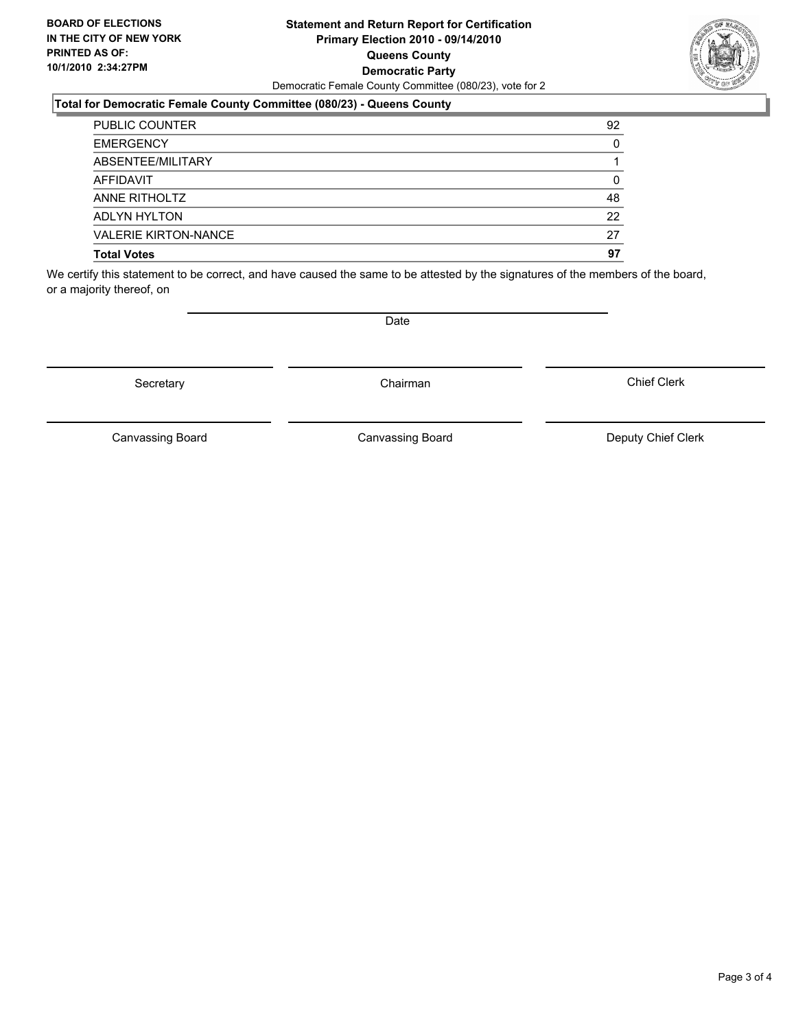**BOARD OF ELECTIONS IN THE CITY OF NEW YORK PRINTED AS OF: 10/1/2010 2:34:27PM**

**Statement and Return Report for Certification**
**Primary Election 2010 - 09/14/2010**
**Queens County**
**Democratic Party**
Democratic Female County Committee (080/23), vote for 2

### Total for Democratic Female County Committee (080/23) - Queens County

| | |
|---|---|
| PUBLIC COUNTER | 92 |
| EMERGENCY | 0 |
| ABSENTEE/MILITARY | 1 |
| AFFIDAVIT | 0 |
| ANNE RITHOLTZ | 48 |
| ADLYN HYLTON | 22 |
| VALERIE KIRTON-NANCE | 27 |
| **Total Votes** | **97** |

We certify this statement to be correct, and have caused the same to be attested by the signatures of the members of the board, or a majority thereof, on

Date

Secretary | Chairman | Chief Clerk

Canvassing Board | Canvassing Board | Deputy Chief Clerk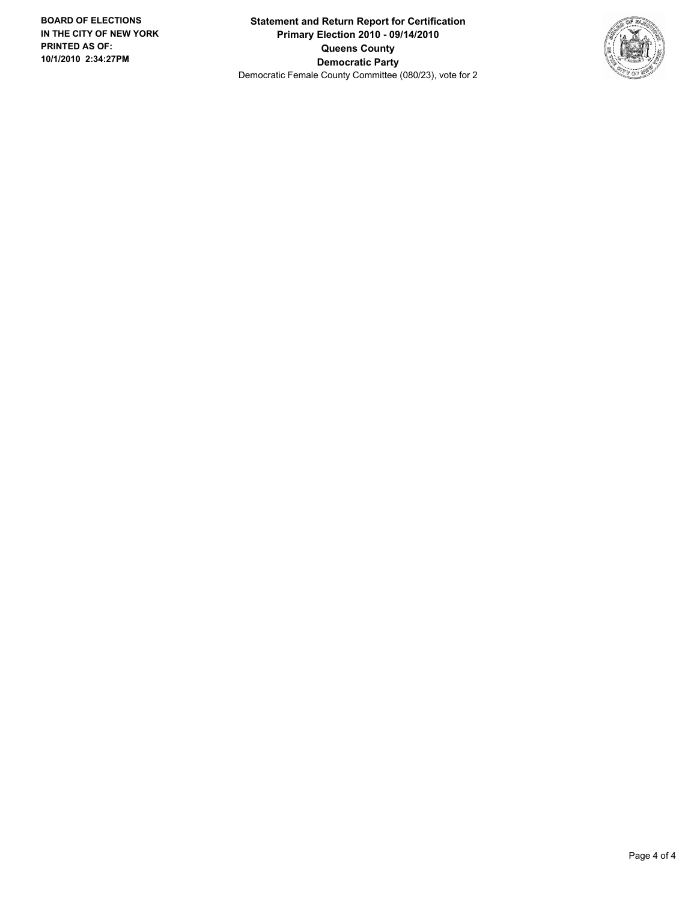**BOARD OF ELECTIONS IN THE CITY OF NEW YORK PRINTED AS OF: 10/1/2010 2:34:27PM**

**Statement and Return Report for Certification**
**Primary Election 2010 - 09/14/2010**
**Queens County**
**Democratic Party**
Democratic Female County Committee (080/23), vote for 2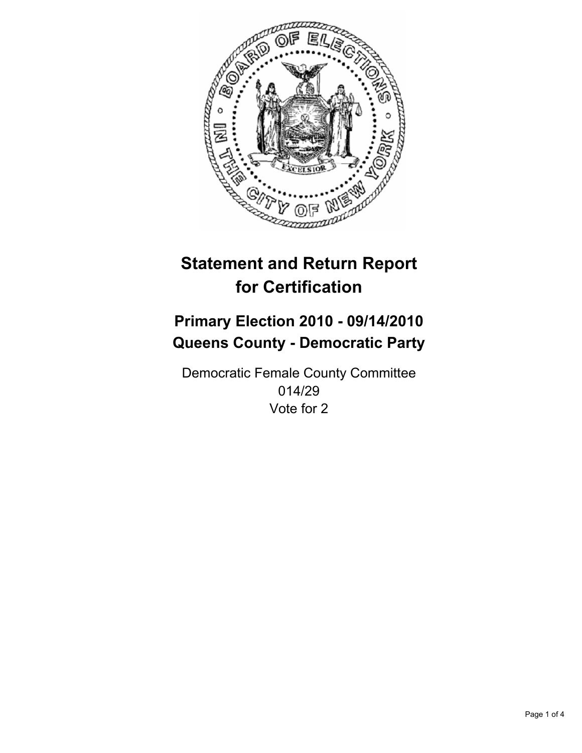# Statement and Return Report for Certification

## Primary Election 2010 - 09/14/2010
## Queens County - Democratic Party

Democratic Female County Committee
014/29
Vote for 2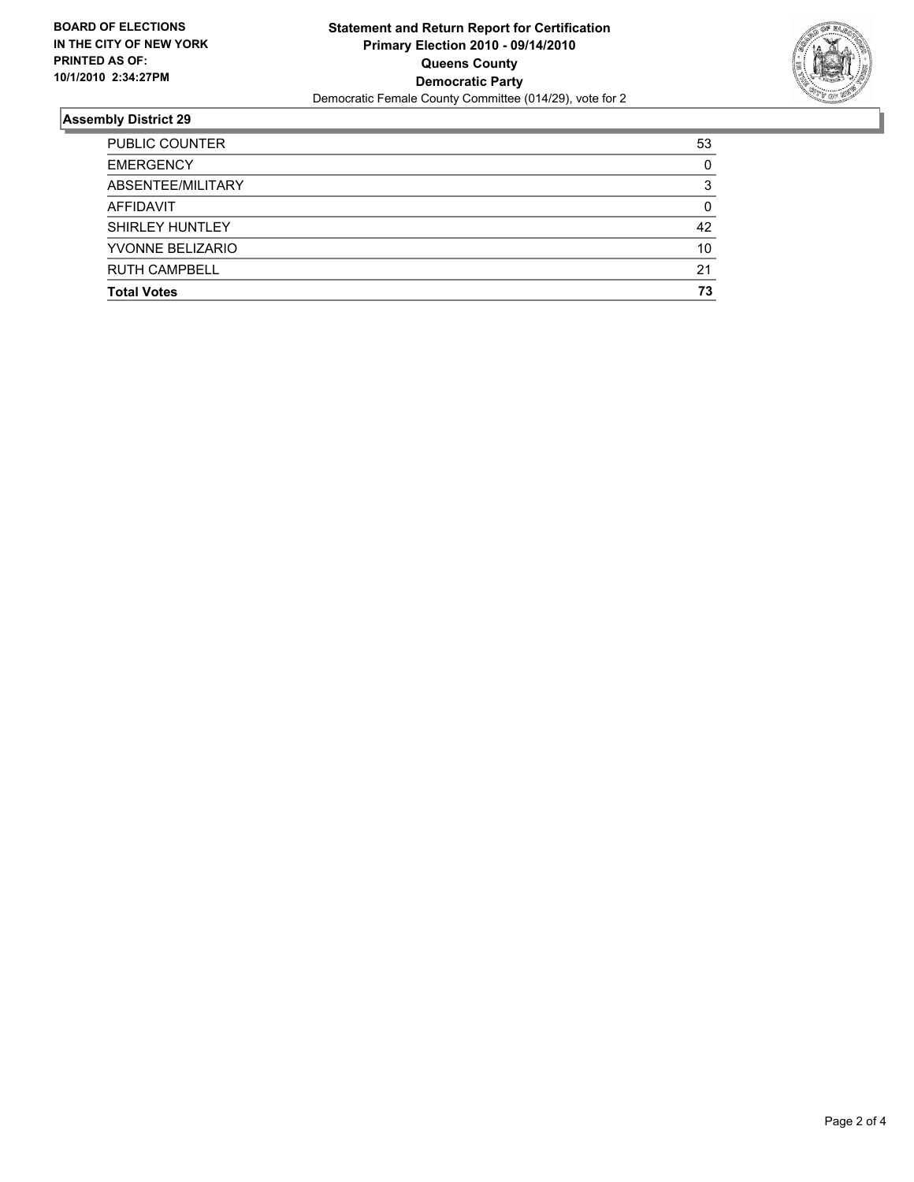**BOARD OF ELECTIONS IN THE CITY OF NEW YORK PRINTED AS OF: 10/1/2010 2:34:27PM**

**Statement and Return Report for Certification**
**Primary Election 2010 - 09/14/2010**
**Queens County**
**Democratic Party**
Democratic Female County Committee (014/29), vote for 2

## Assembly District 29

| | |
|---|---|
| PUBLIC COUNTER | 53 |
| EMERGENCY | 0 |
| ABSENTEE/MILITARY | 3 |
| AFFIDAVIT | 0 |
| SHIRLEY HUNTLEY | 42 |
| YVONNE BELIZARIO | 10 |
| RUTH CAMPBELL | 21 |
| **Total Votes** | **73** |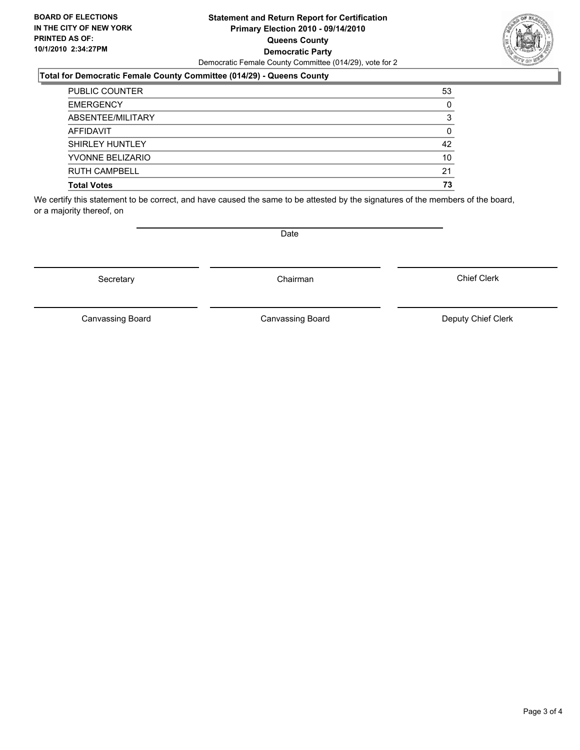**BOARD OF ELECTIONS IN THE CITY OF NEW YORK PRINTED AS OF: 10/1/2010 2:34:27PM**

**Statement and Return Report for Certification**
**Primary Election 2010 - 09/14/2010**
**Queens County**
**Democratic Party**
Democratic Female County Committee (014/29), vote for 2

**Total for Democratic Female County Committee (014/29) - Queens County**

| | |
|---|---|
| PUBLIC COUNTER | 53 |
| EMERGENCY | 0 |
| ABSENTEE/MILITARY | 3 |
| AFFIDAVIT | 0 |
| SHIRLEY HUNTLEY | 42 |
| YVONNE BELIZARIO | 10 |
| RUTH CAMPBELL | 21 |
| **Total Votes** | **73** |

We certify this statement to be correct, and have caused the same to be attested by the signatures of the members of the board, or a majority thereof, on

Date

Secretary

Chairman

Chief Clerk

Canvassing Board

Canvassing Board

Deputy Chief Clerk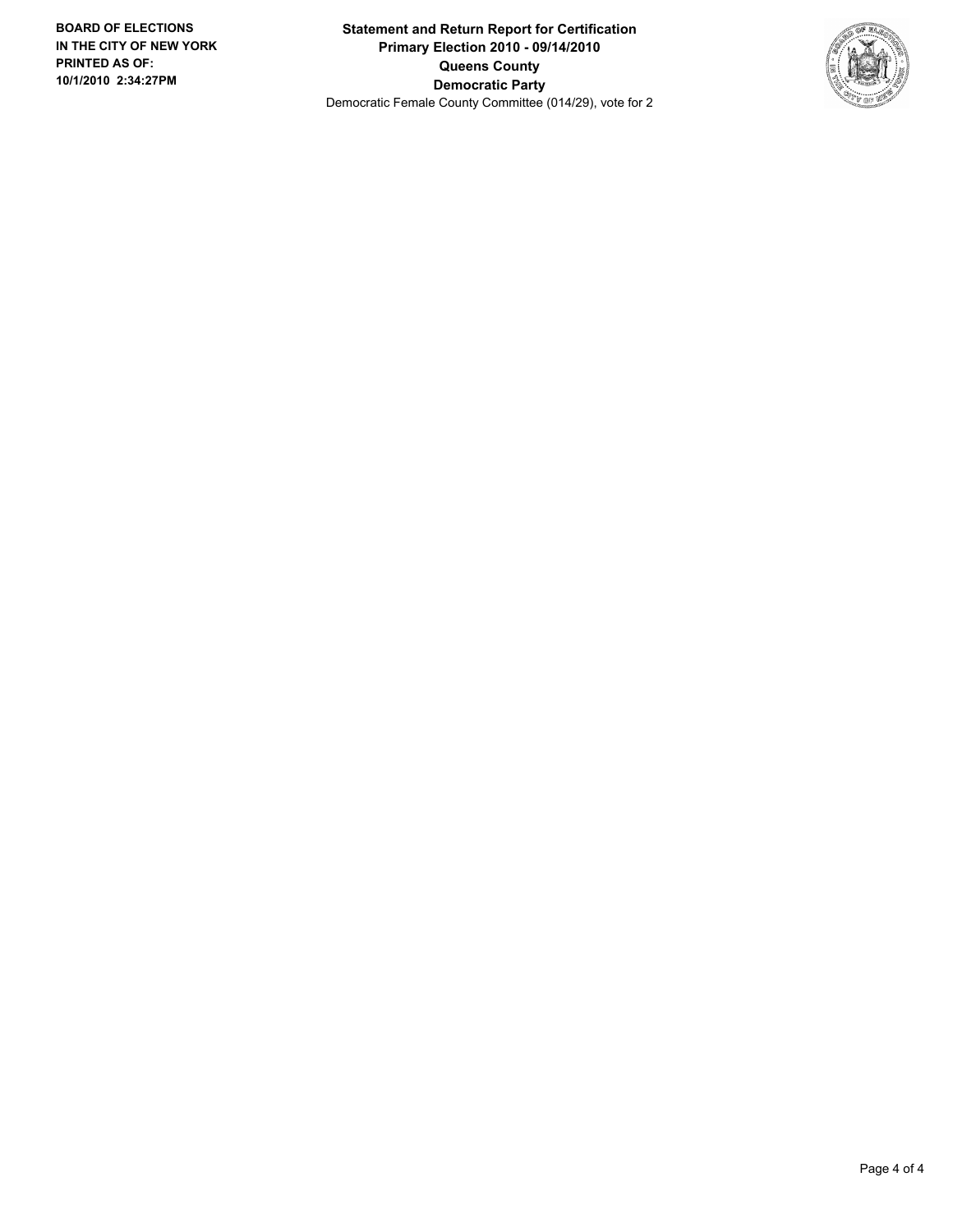**BOARD OF ELECTIONS IN THE CITY OF NEW YORK PRINTED AS OF: 10/1/2010 2:34:27PM**

**Statement and Return Report for Certification**
**Primary Election 2010 - 09/14/2010**
**Queens County**
**Democratic Party**
Democratic Female County Committee (014/29), vote for 2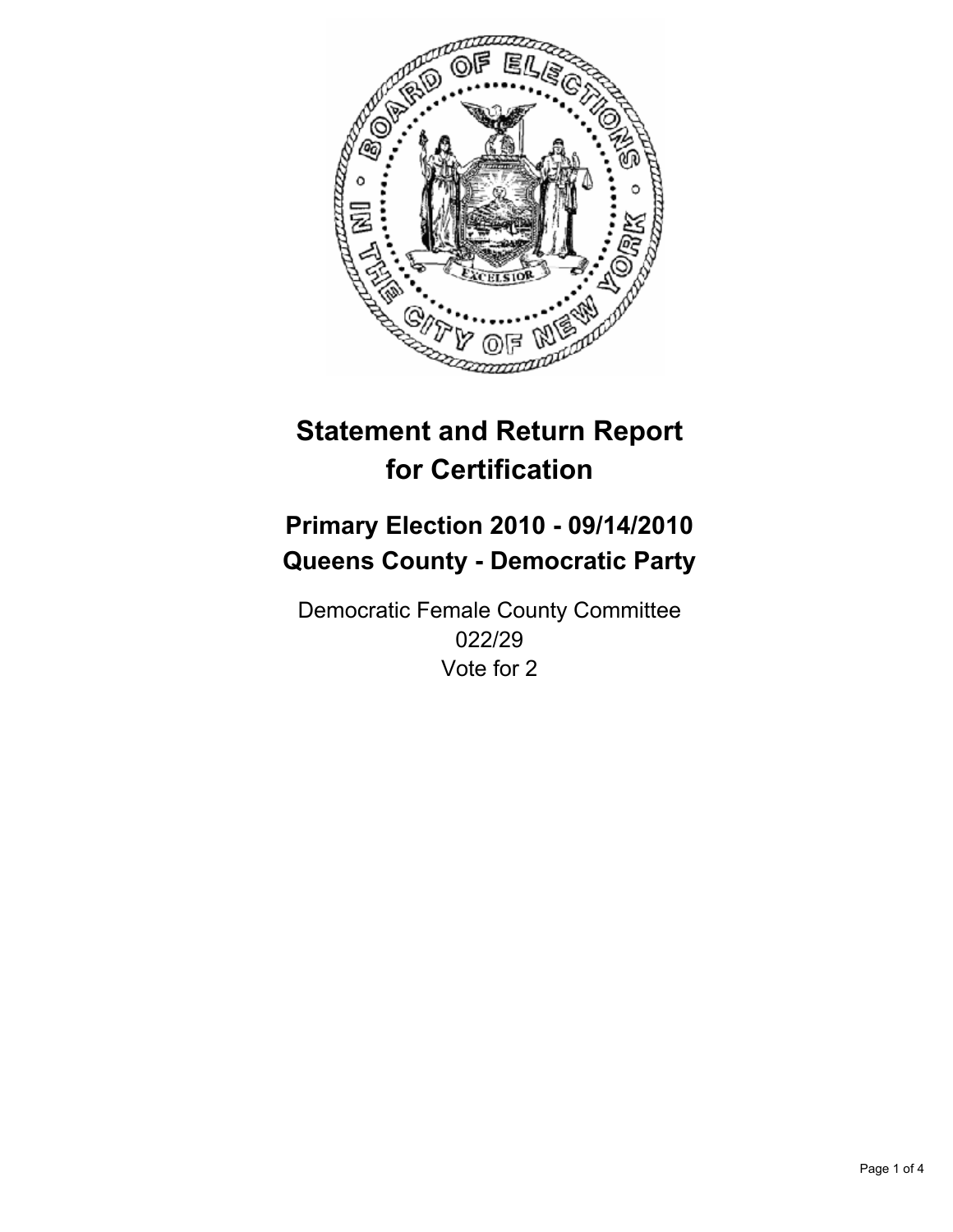# Statement and Return Report for Certification

## Primary Election 2010 - 09/14/2010
## Queens County - Democratic Party

Democratic Female County Committee
022/29
Vote for 2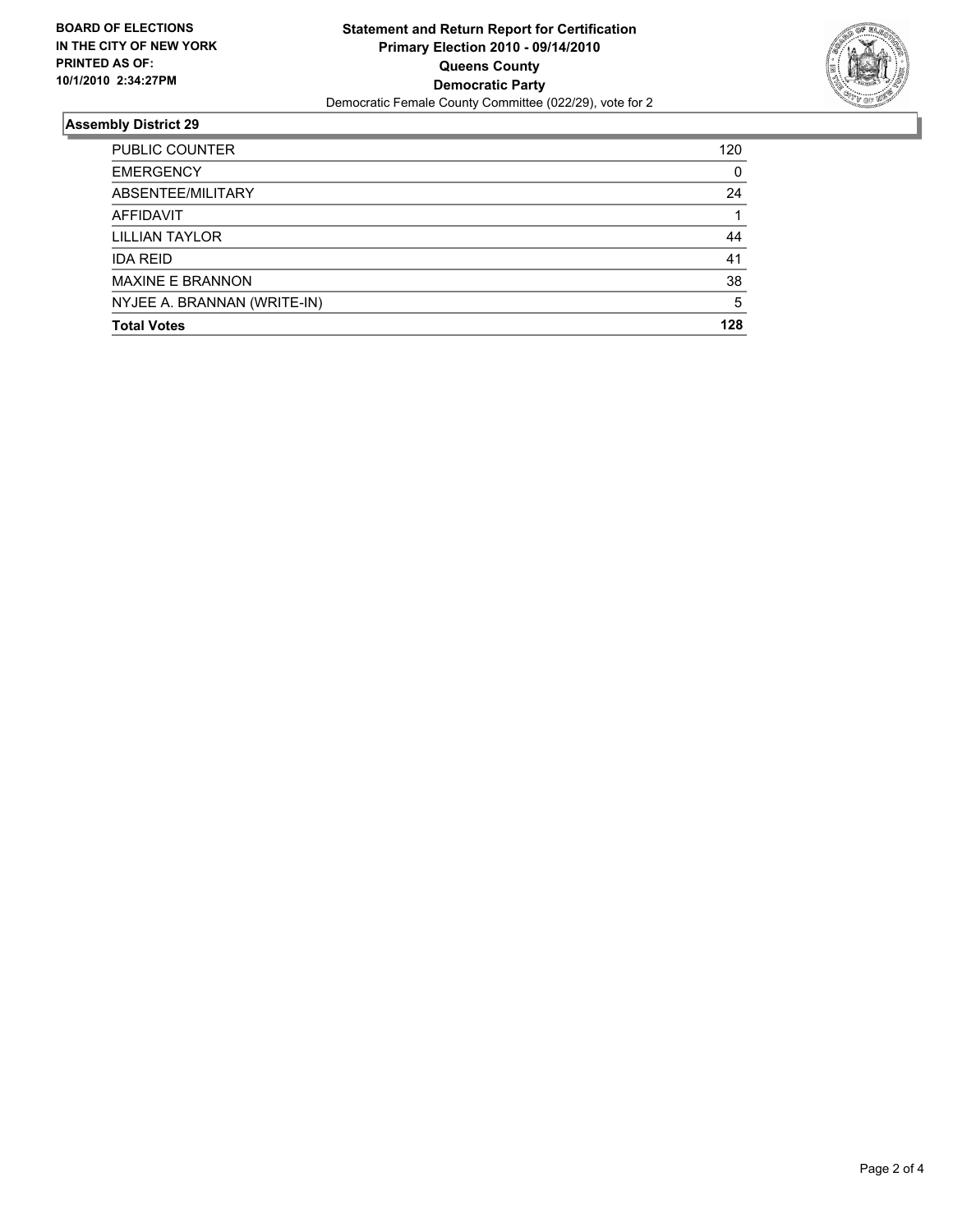**BOARD OF ELECTIONS IN THE CITY OF NEW YORK PRINTED AS OF: 10/1/2010 2:34:27PM**

**Statement and Return Report for Certification**
**Primary Election 2010 - 09/14/2010**
**Queens County**
**Democratic Party**
Democratic Female County Committee (022/29), vote for 2

## Assembly District 29

| | |
|---|---|
| PUBLIC COUNTER | 120 |
| EMERGENCY | 0 |
| ABSENTEE/MILITARY | 24 |
| AFFIDAVIT | 1 |
| LILLIAN TAYLOR | 44 |
| IDA REID | 41 |
| MAXINE E BRANNON | 38 |
| NYJEE A. BRANNAN (WRITE-IN) | 5 |
| **Total Votes** | **128** |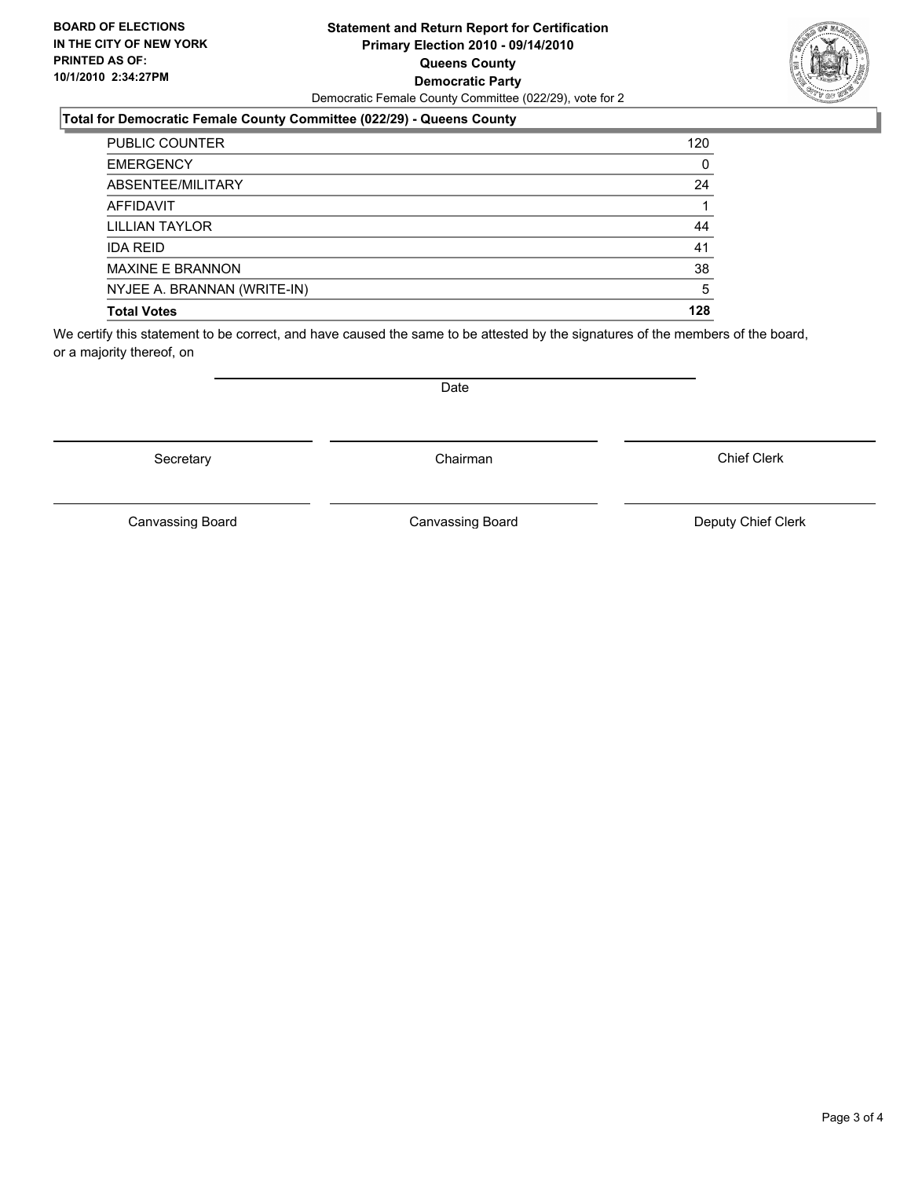**BOARD OF ELECTIONS**
**IN THE CITY OF NEW YORK**
**PRINTED AS OF:**
**10/1/2010 2:34:27PM**

# Statement and Return Report for Certification
## Primary Election 2010 - 09/14/2010
## Queens County
## Democratic Party

Democratic Female County Committee (022/29), vote for 2

### Total for Democratic Female County Committee (022/29) - Queens County

| | |
|---|---|
| PUBLIC COUNTER | 120 |
| EMERGENCY | 0 |
| ABSENTEE/MILITARY | 24 |
| AFFIDAVIT | 1 |
| LILLIAN TAYLOR | 44 |
| IDA REID | 41 |
| MAXINE E BRANNON | 38 |
| NYJEE A. BRANNAN (WRITE-IN) | 5 |
| **Total Votes** | **128** |

We certify this statement to be correct, and have caused the same to be attested by the signatures of the members of the board, or a majority thereof, on

Date

Secretary | Chairman | Chief Clerk

Canvassing Board | Canvassing Board | Deputy Chief Clerk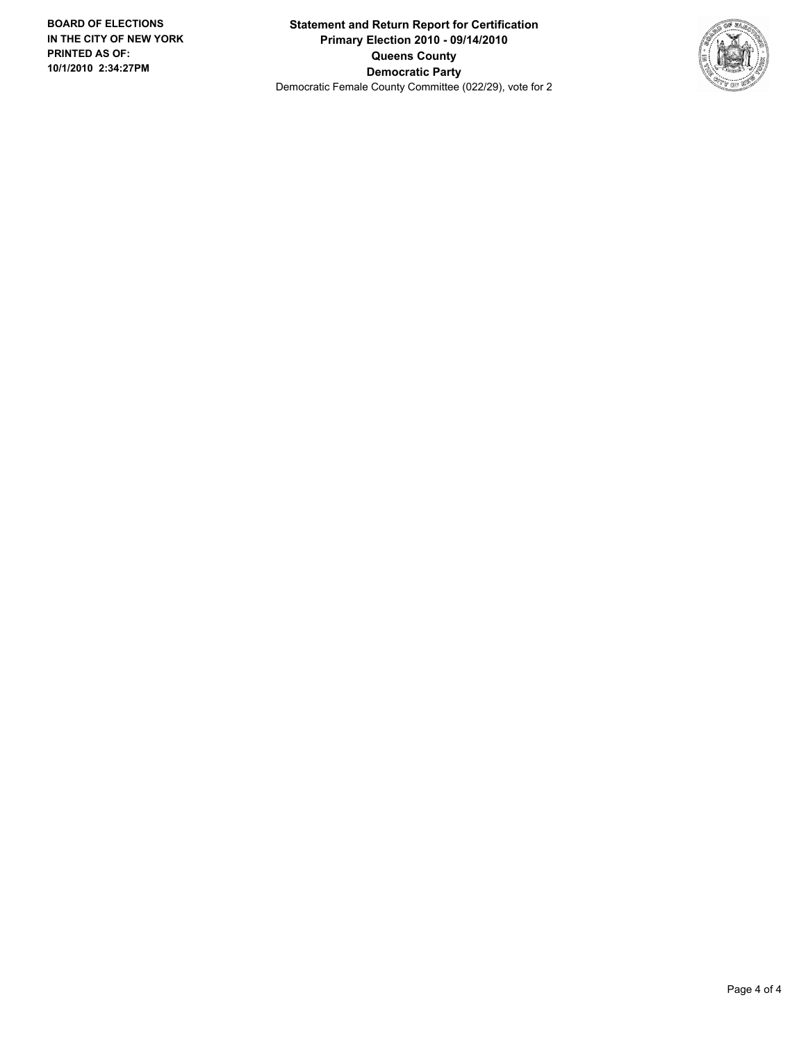**Statement and Return Report for Certification**
**Primary Election 2010 - 09/14/2010**
**Queens County**
**Democratic Party**
Democratic Female County Committee (022/29), vote for 2

**BOARD OF ELECTIONS IN THE CITY OF NEW YORK PRINTED AS OF: 10/1/2010 2:34:27PM**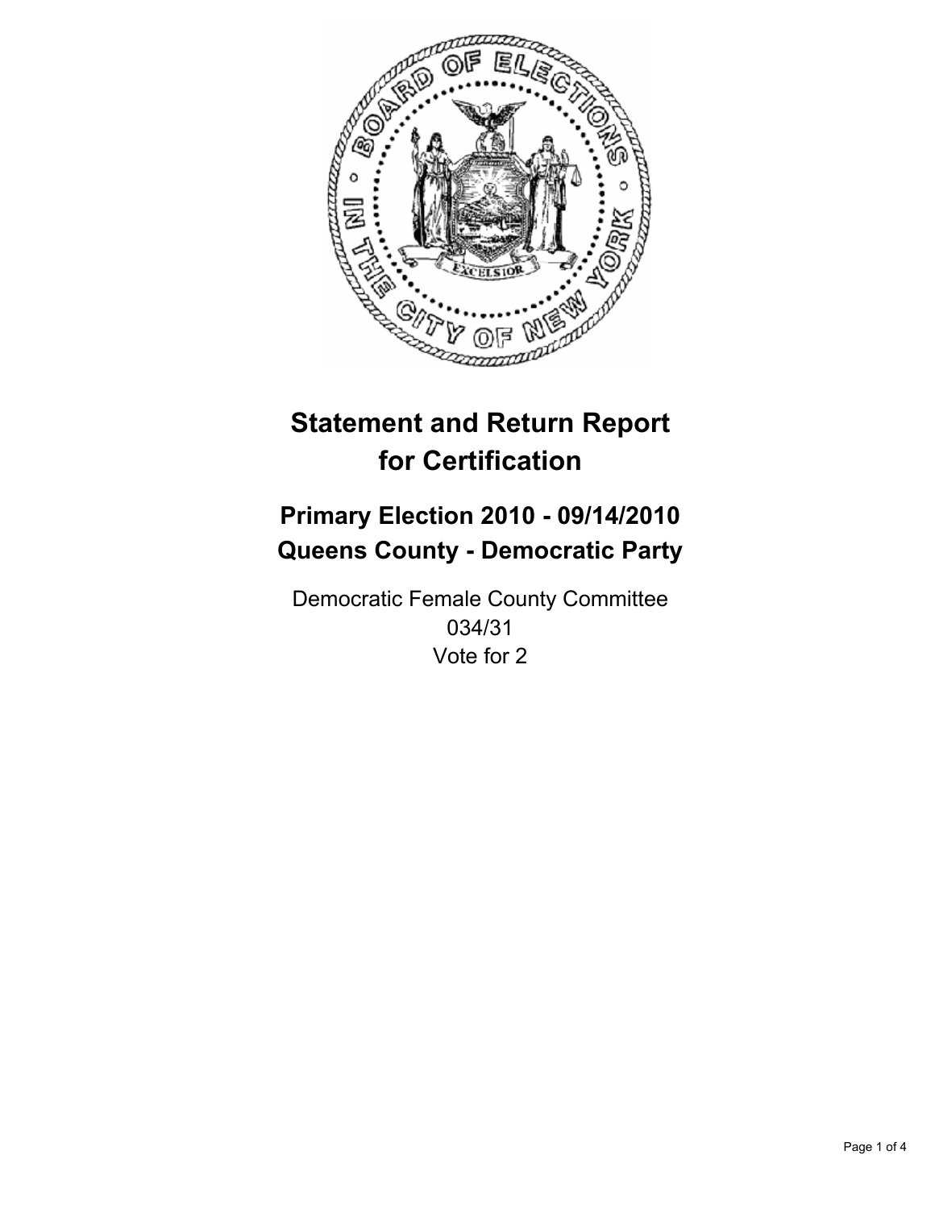# Statement and Return Report for Certification

## Primary Election 2010 - 09/14/2010
## Queens County - Democratic Party

Democratic Female County Committee
034/31
Vote for 2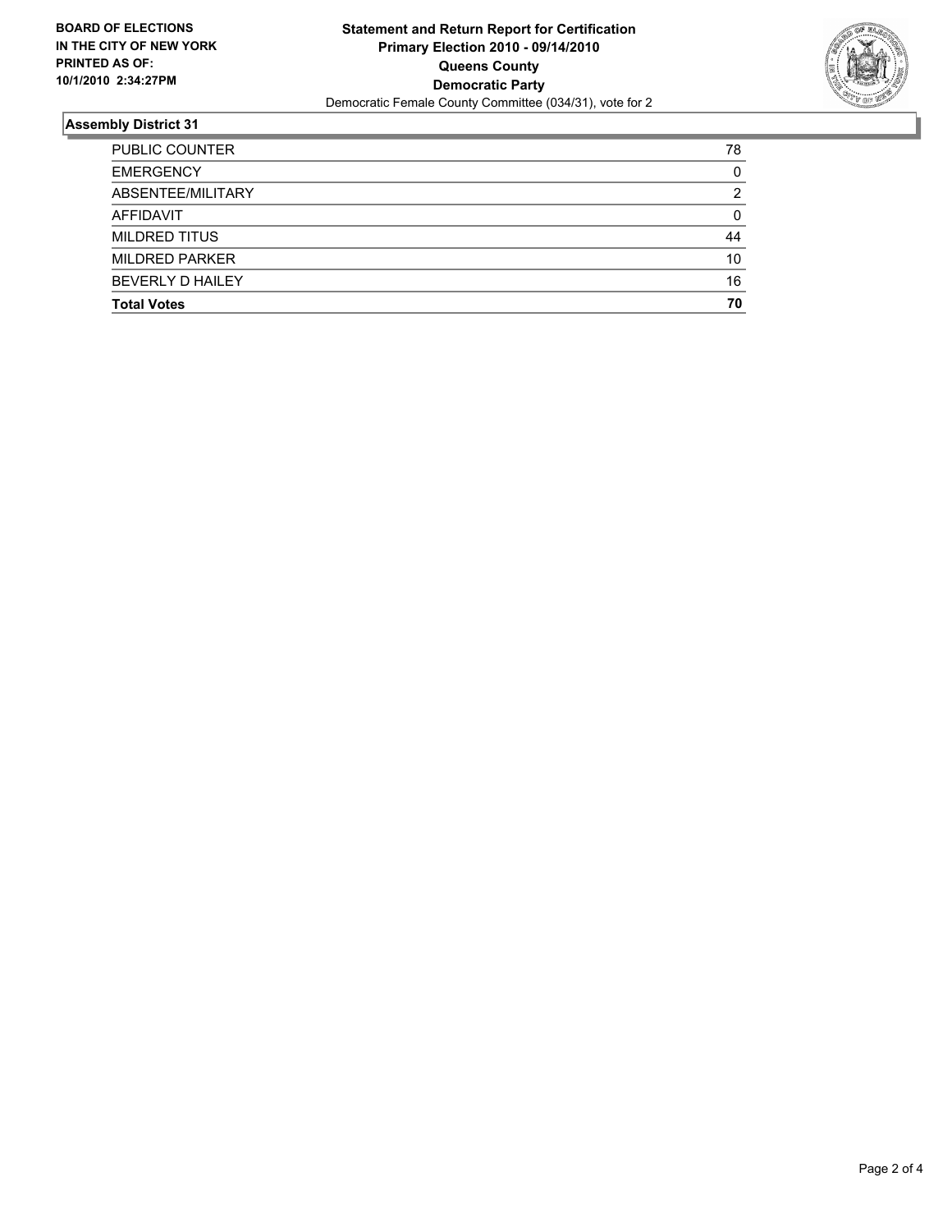**BOARD OF ELECTIONS IN THE CITY OF NEW YORK PRINTED AS OF: 10/1/2010 2:34:27PM**

**Statement and Return Report for Certification**
**Primary Election 2010 - 09/14/2010**
**Queens County**
**Democratic Party**
Democratic Female County Committee (034/31), vote for 2

## Assembly District 31

| | |
|---|---|
| PUBLIC COUNTER | 78 |
| EMERGENCY | 0 |
| ABSENTEE/MILITARY | 2 |
| AFFIDAVIT | 0 |
| MILDRED TITUS | 44 |
| MILDRED PARKER | 10 |
| BEVERLY D HAILEY | 16 |
| **Total Votes** | **70** |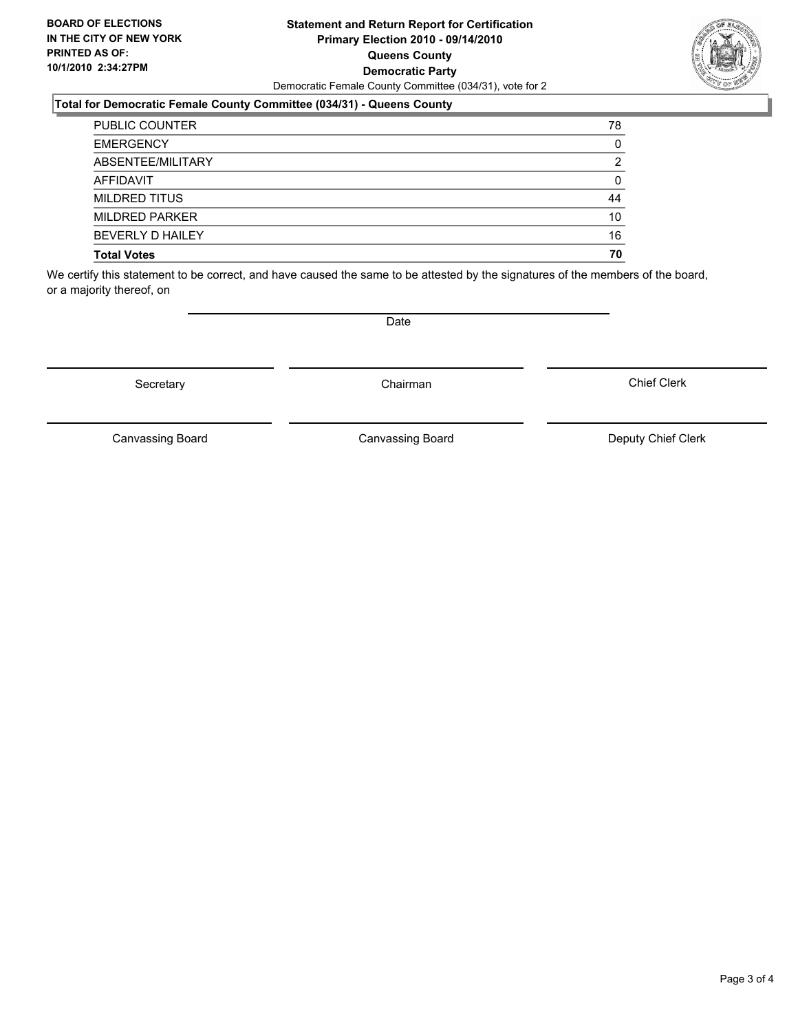**BOARD OF ELECTIONS IN THE CITY OF NEW YORK PRINTED AS OF: 10/1/2010 2:34:27PM**

# Statement and Return Report for Certification
## Primary Election 2010 - 09/14/2010
## Queens County
## Democratic Party

Democratic Female County Committee (034/31), vote for 2

### Total for Democratic Female County Committee (034/31) - Queens County

| | |
|---|---|
| PUBLIC COUNTER | 78 |
| EMERGENCY | 0 |
| ABSENTEE/MILITARY | 2 |
| AFFIDAVIT | 0 |
| MILDRED TITUS | 44 |
| MILDRED PARKER | 10 |
| BEVERLY D HAILEY | 16 |
| **Total Votes** | **70** |

We certify this statement to be correct, and have caused the same to be attested by the signatures of the members of the board, or a majority thereof, on

Date

Secretary | Chairman | Chief Clerk

Canvassing Board | Canvassing Board | Deputy Chief Clerk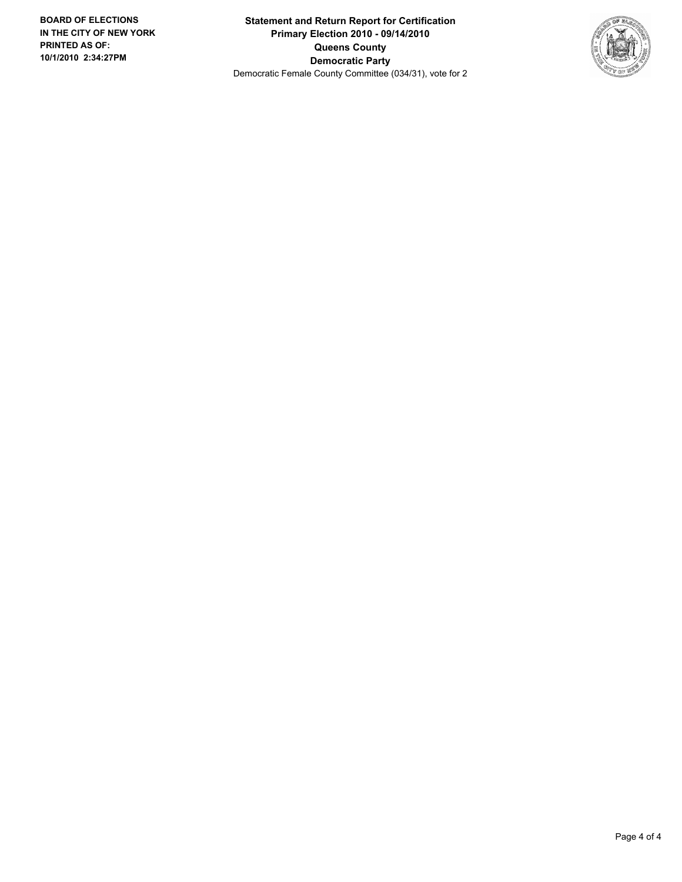**BOARD OF ELECTIONS IN THE CITY OF NEW YORK PRINTED AS OF: 10/1/2010 2:34:27PM**

**Statement and Return Report for Certification**
**Primary Election 2010 - 09/14/2010**
**Queens County**
**Democratic Party**
Democratic Female County Committee (034/31), vote for 2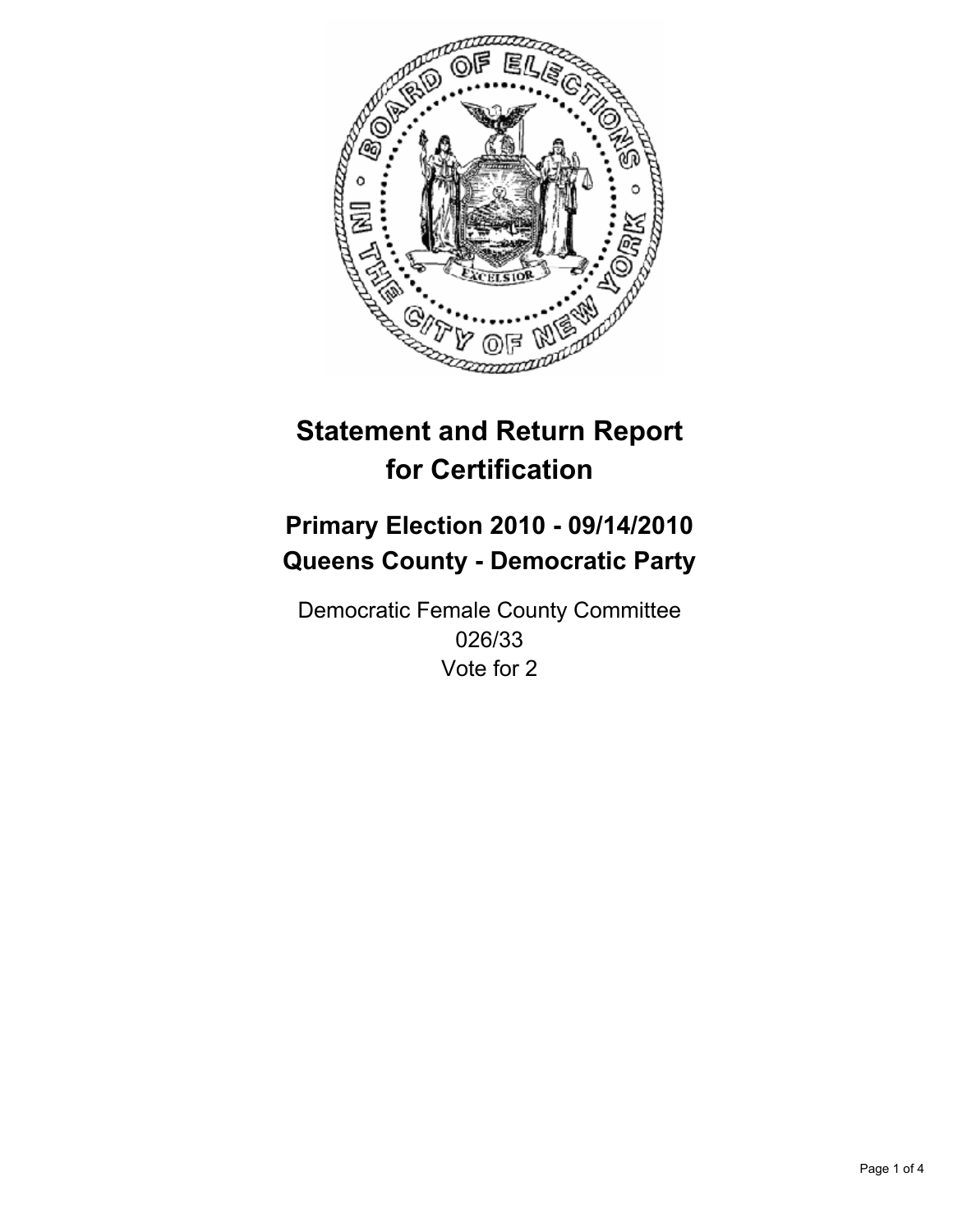# Statement and Return Report for Certification

## Primary Election 2010 - 09/14/2010
## Queens County - Democratic Party

Democratic Female County Committee
026/33
Vote for 2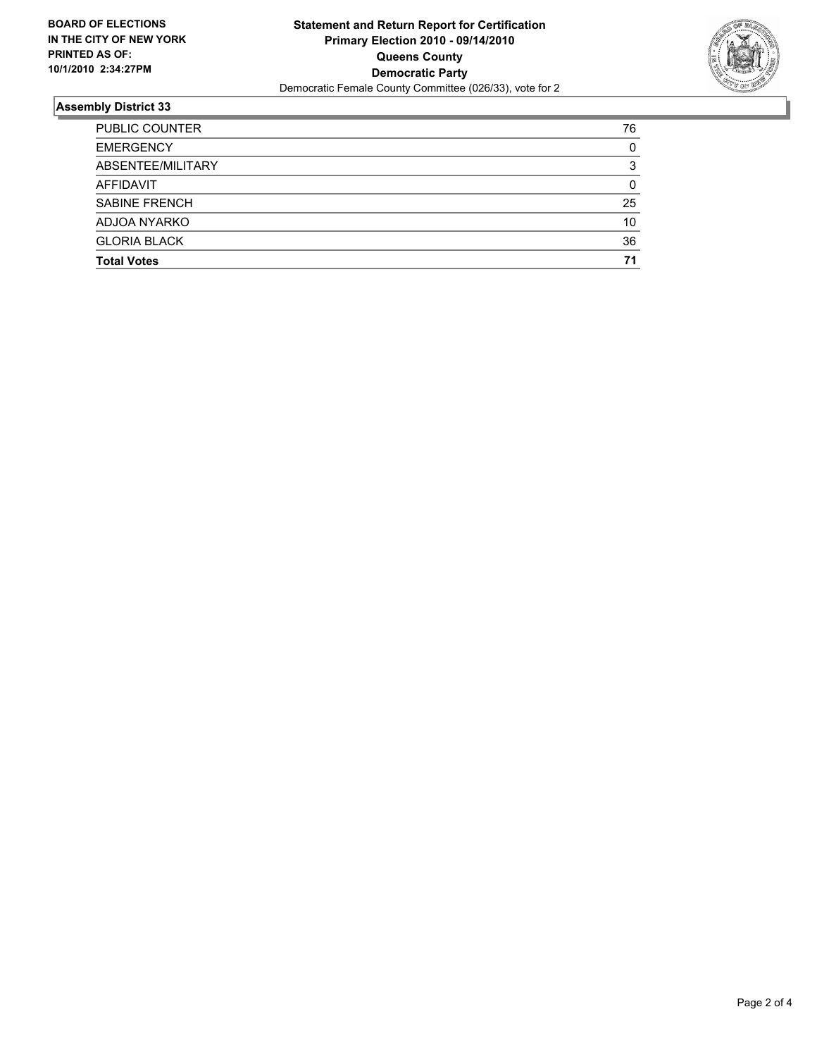**BOARD OF ELECTIONS IN THE CITY OF NEW YORK PRINTED AS OF: 10/1/2010 2:34:27PM**

**Statement and Return Report for Certification**
**Primary Election 2010 - 09/14/2010**
**Queens County**
**Democratic Party**
Democratic Female County Committee (026/33), vote for 2

## Assembly District 33

| | |
|---|---|
| PUBLIC COUNTER | 76 |
| EMERGENCY | 0 |
| ABSENTEE/MILITARY | 3 |
| AFFIDAVIT | 0 |
| SABINE FRENCH | 25 |
| ADJOA NYARKO | 10 |
| GLORIA BLACK | 36 |
| **Total Votes** | **71** |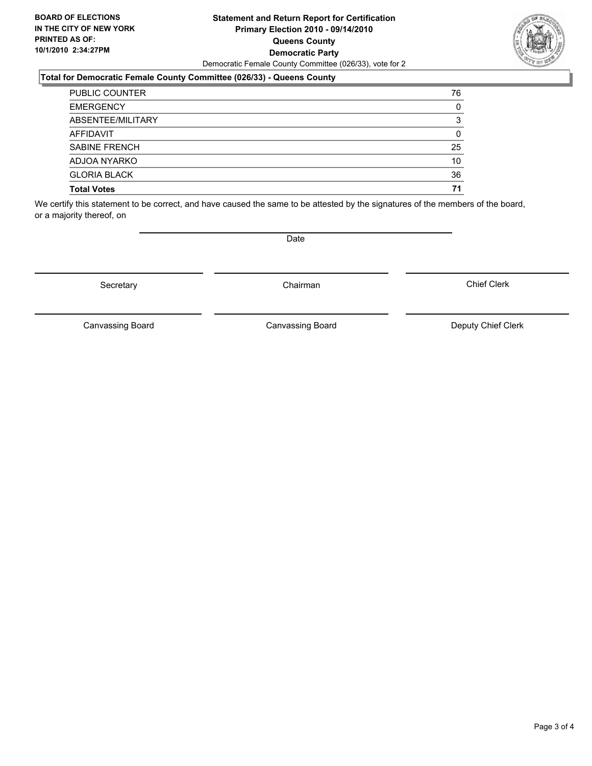**BOARD OF ELECTIONS IN THE CITY OF NEW YORK PRINTED AS OF: 10/1/2010 2:34:27PM**

**Statement and Return Report for Certification**
**Primary Election 2010 - 09/14/2010**
**Queens County**
**Democratic Party**
Democratic Female County Committee (026/33), vote for 2

**Total for Democratic Female County Committee (026/33) - Queens County**

| | |
|---|---|
| PUBLIC COUNTER | 76 |
| EMERGENCY | 0 |
| ABSENTEE/MILITARY | 3 |
| AFFIDAVIT | 0 |
| SABINE FRENCH | 25 |
| ADJOA NYARKO | 10 |
| GLORIA BLACK | 36 |
| **Total Votes** | **71** |

We certify this statement to be correct, and have caused the same to be attested by the signatures of the members of the board, or a majority thereof, on

Date

Secretary | Chairman | Chief Clerk

Canvassing Board | Canvassing Board | Deputy Chief Clerk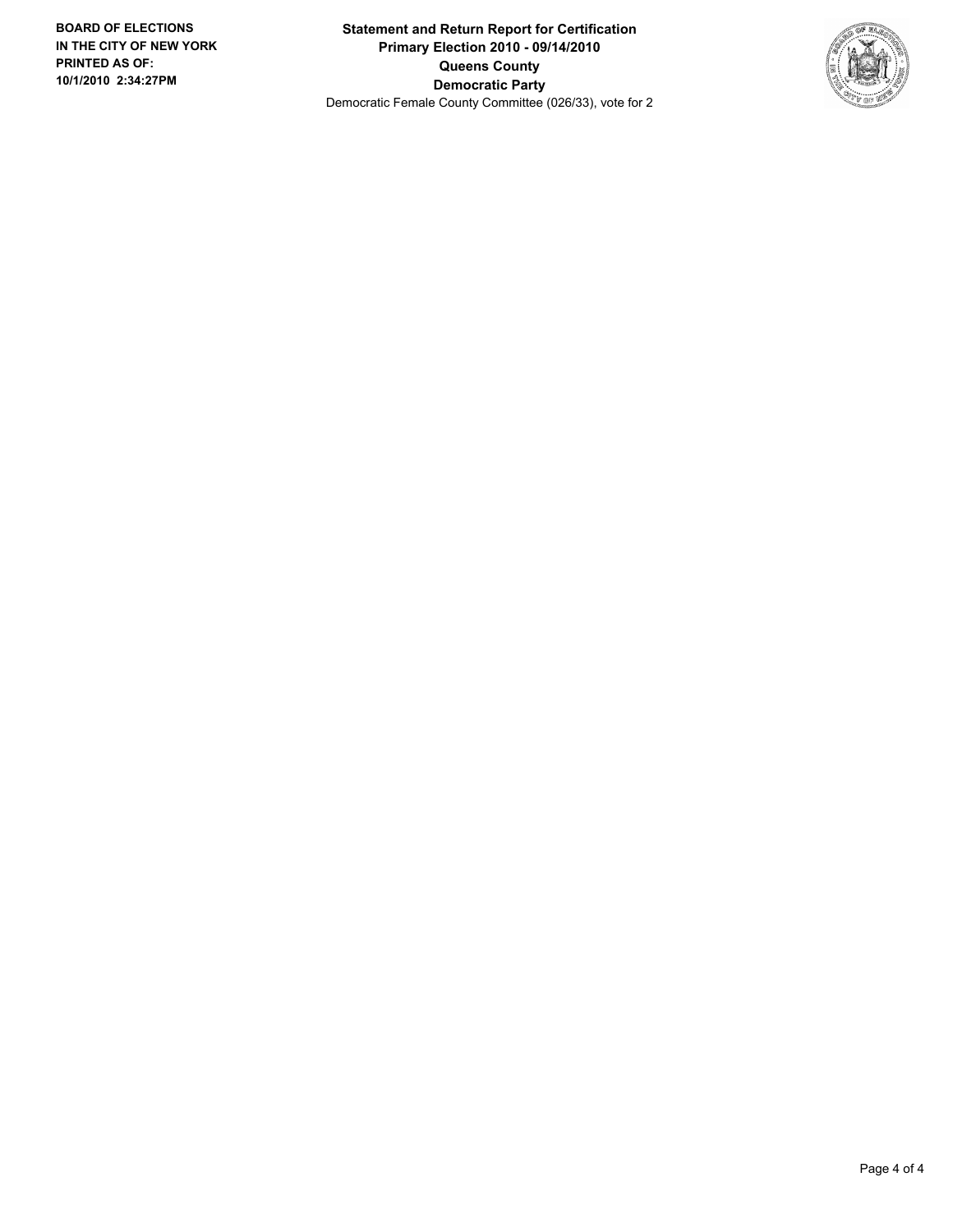**BOARD OF ELECTIONS IN THE CITY OF NEW YORK**
**PRINTED AS OF:**
**10/1/2010 2:34:27PM**

**Statement and Return Report for Certification**
**Primary Election 2010 - 09/14/2010**
**Queens County**
**Democratic Party**
Democratic Female County Committee (026/33), vote for 2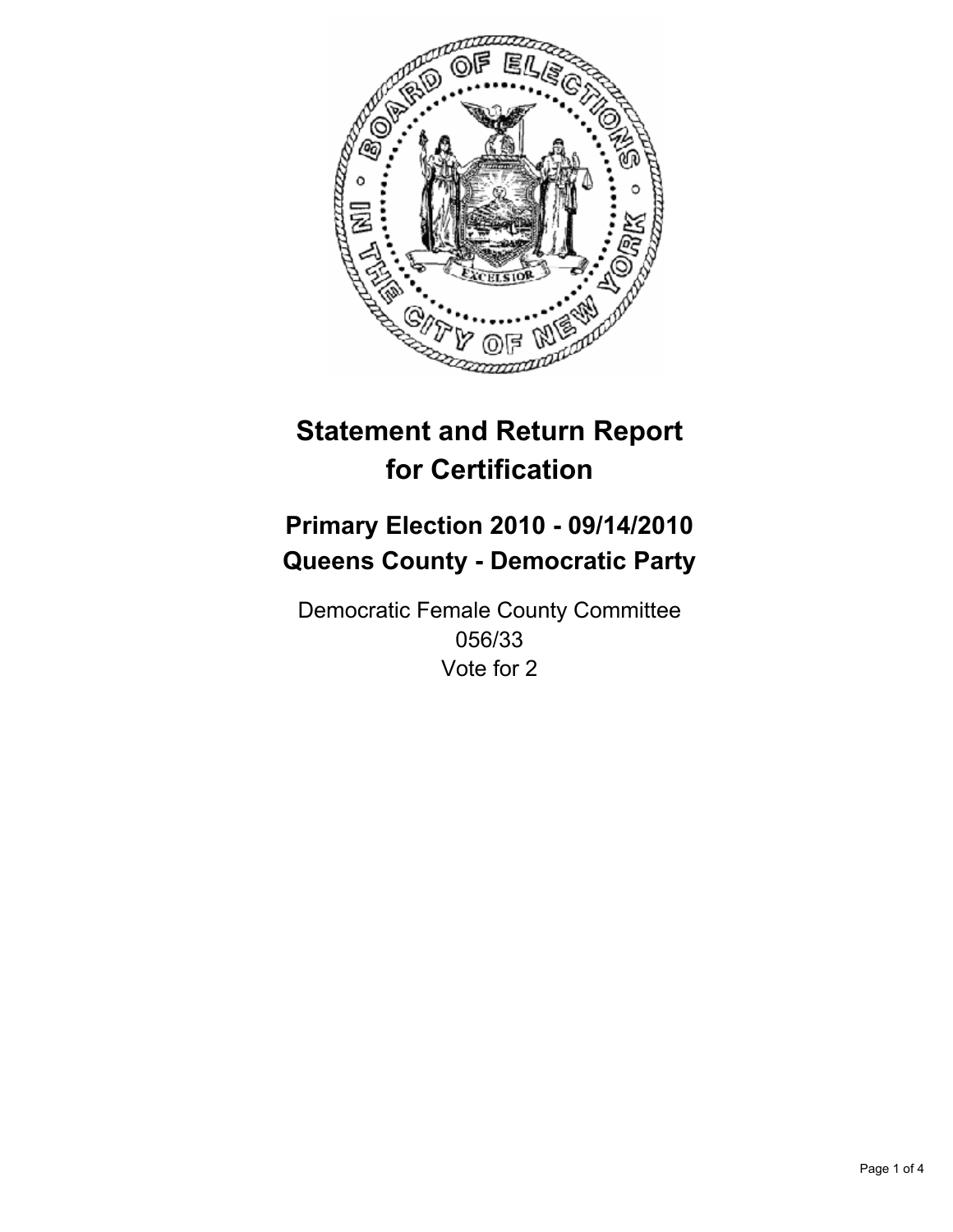# Statement and Return Report for Certification

## Primary Election 2010 - 09/14/2010
## Queens County - Democratic Party

Democratic Female County Committee
056/33
Vote for 2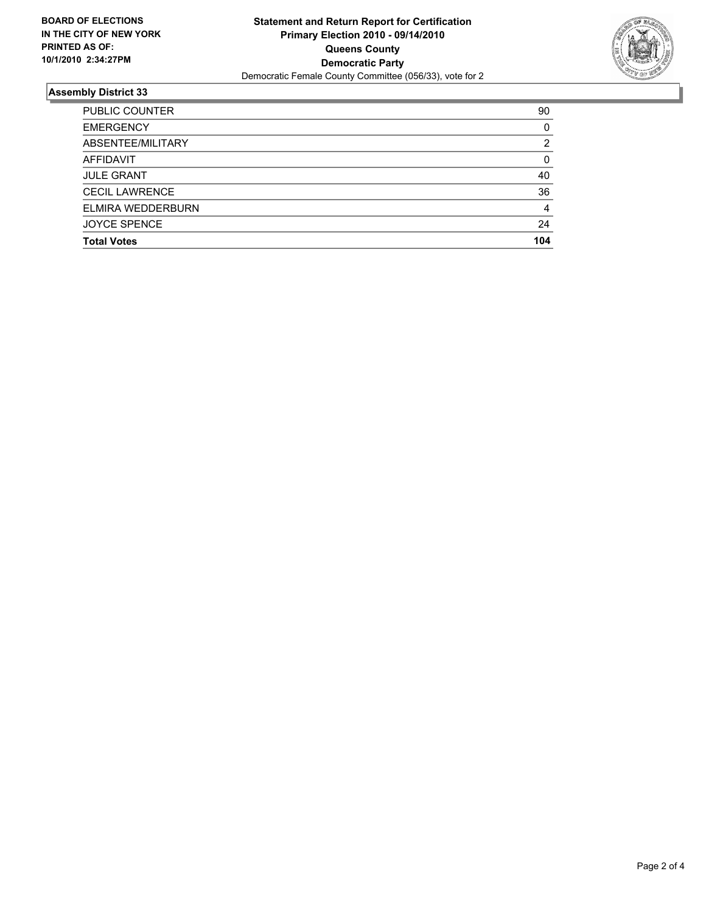**BOARD OF ELECTIONS IN THE CITY OF NEW YORK PRINTED AS OF: 10/1/2010 2:34:27PM**

**Statement and Return Report for Certification**
**Primary Election 2010 - 09/14/2010**
**Queens County**
**Democratic Party**
Democratic Female County Committee (056/33), vote for 2

## Assembly District 33

| | |
|---|---|
| PUBLIC COUNTER | 90 |
| EMERGENCY | 0 |
| ABSENTEE/MILITARY | 2 |
| AFFIDAVIT | 0 |
| JULE GRANT | 40 |
| CECIL LAWRENCE | 36 |
| ELMIRA WEDDERBURN | 4 |
| JOYCE SPENCE | 24 |
| **Total Votes** | **104** |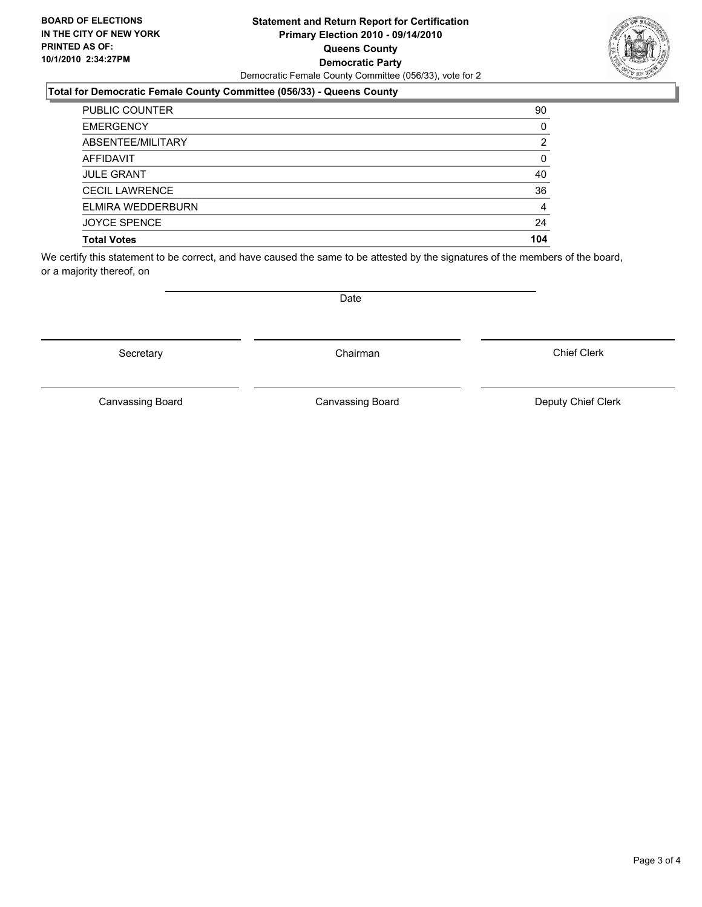**BOARD OF ELECTIONS IN THE CITY OF NEW YORK PRINTED AS OF: 10/1/2010 2:34:27PM**

# Statement and Return Report for Certification
## Primary Election 2010 - 09/14/2010
## Queens County
## Democratic Party

Democratic Female County Committee (056/33), vote for 2

### Total for Democratic Female County Committee (056/33) - Queens County

| | |
|---|---|
| PUBLIC COUNTER | 90 |
| EMERGENCY | 0 |
| ABSENTEE/MILITARY | 2 |
| AFFIDAVIT | 0 |
| JULE GRANT | 40 |
| CECIL LAWRENCE | 36 |
| ELMIRA WEDDERBURN | 4 |
| JOYCE SPENCE | 24 |
| **Total Votes** | **104** |

We certify this statement to be correct, and have caused the same to be attested by the signatures of the members of the board, or a majority thereof, on

Date

Secretary | Chairman | Chief Clerk

Canvassing Board | Canvassing Board | Deputy Chief Clerk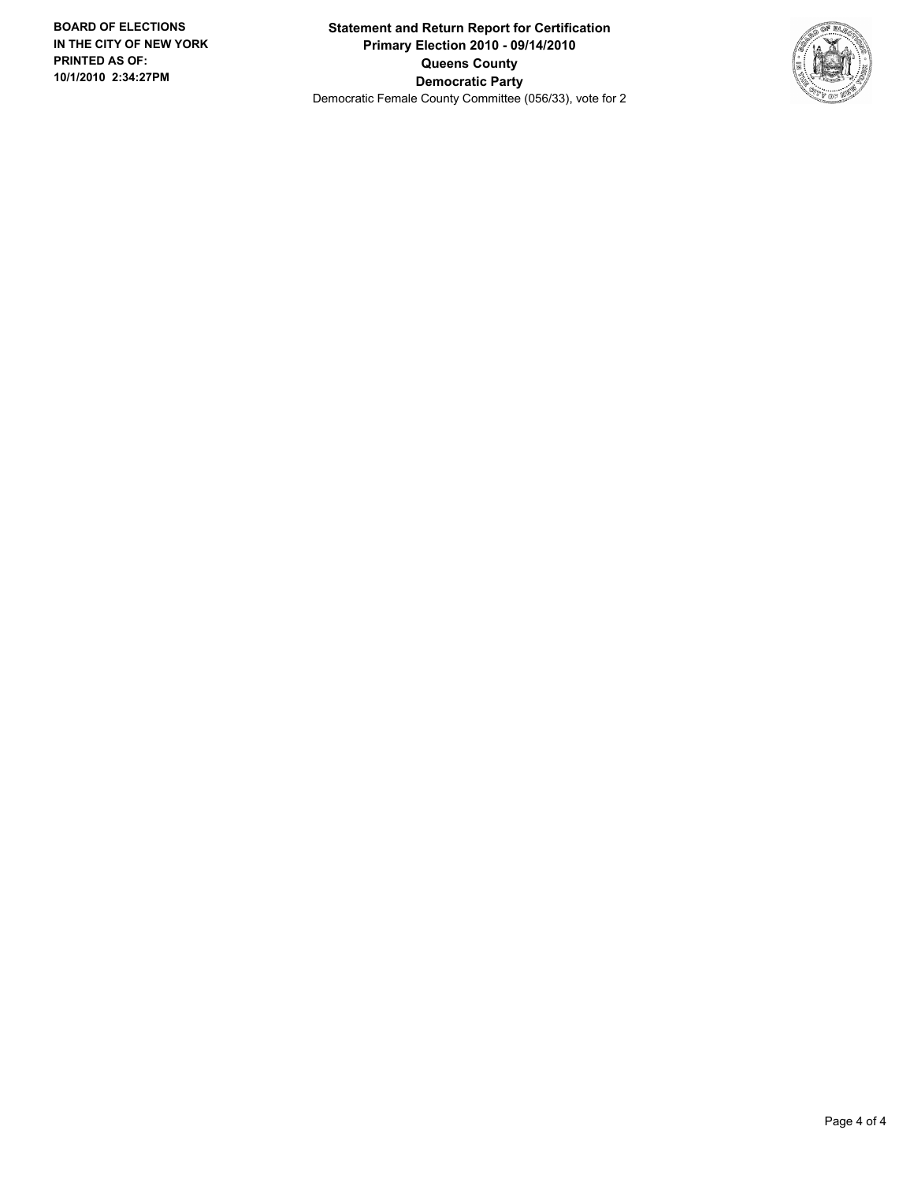**Statement and Return Report for Certification**
**Primary Election 2010 - 09/14/2010**
**Queens County**
**Democratic Party**
Democratic Female County Committee (056/33), vote for 2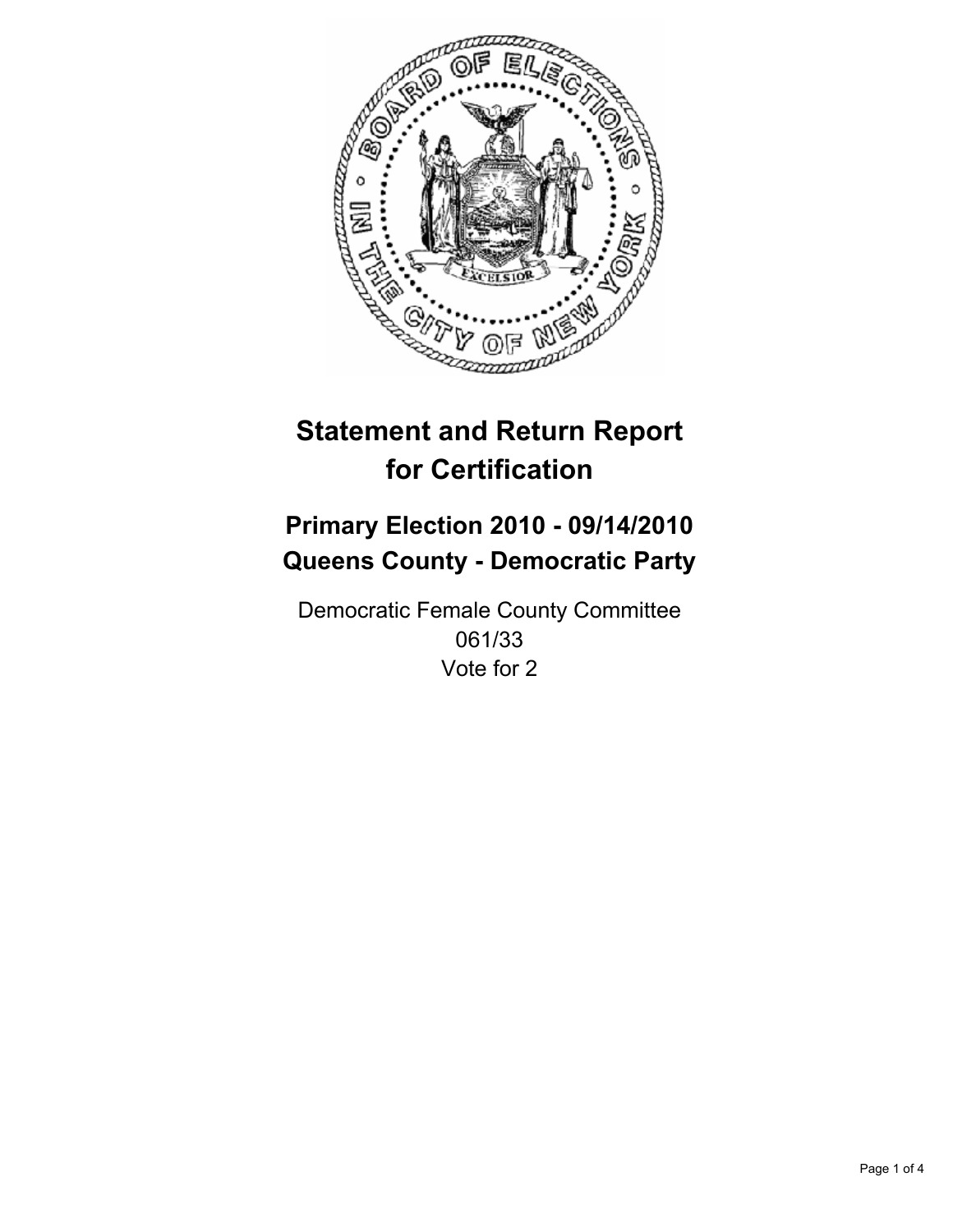# Statement and Return Report for Certification

## Primary Election 2010 - 09/14/2010
## Queens County - Democratic Party

Democratic Female County Committee
061/33
Vote for 2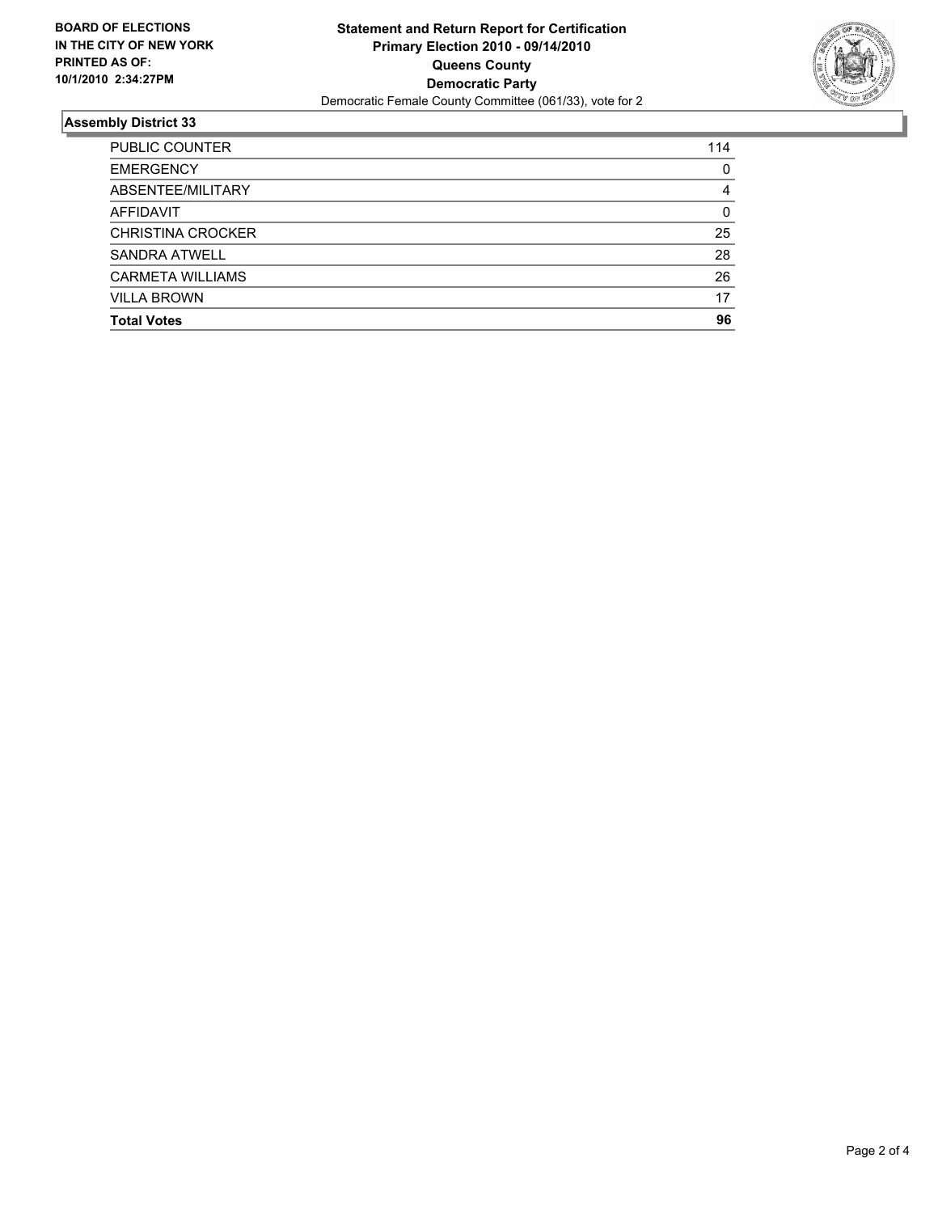**BOARD OF ELECTIONS IN THE CITY OF NEW YORK PRINTED AS OF: 10/1/2010 2:34:27PM**

**Statement and Return Report for Certification**
**Primary Election 2010 - 09/14/2010**
**Queens County**
**Democratic Party**
Democratic Female County Committee (061/33), vote for 2

## Assembly District 33

| | |
|---|---|
| PUBLIC COUNTER | 114 |
| EMERGENCY | 0 |
| ABSENTEE/MILITARY | 4 |
| AFFIDAVIT | 0 |
| CHRISTINA CROCKER | 25 |
| SANDRA ATWELL | 28 |
| CARMETA WILLIAMS | 26 |
| VILLA BROWN | 17 |
| **Total Votes** | **96** |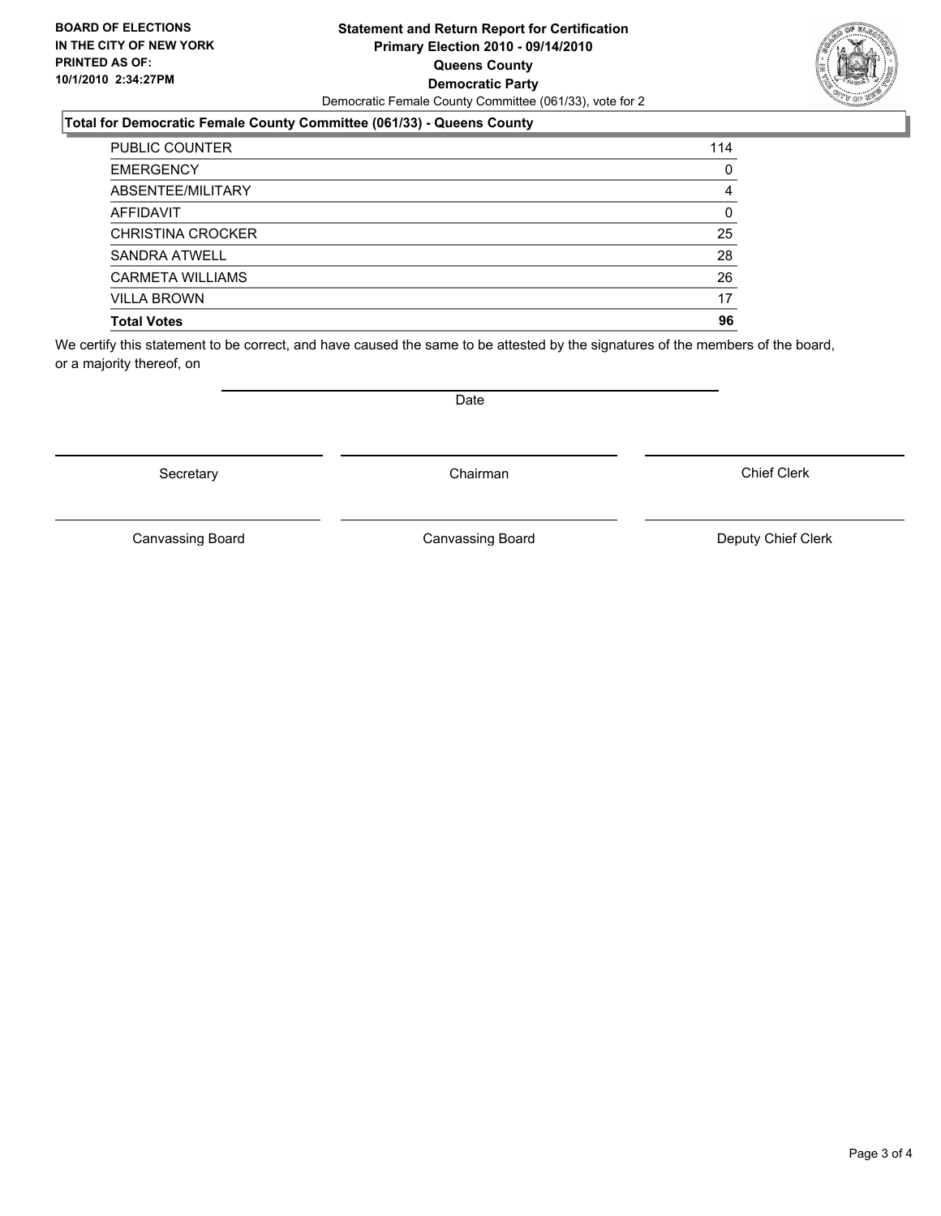**BOARD OF ELECTIONS IN THE CITY OF NEW YORK PRINTED AS OF: 10/1/2010 2:34:27PM**

# Statement and Return Report for Certification Primary Election 2010 - 09/14/2010 Queens County Democratic Party

Democratic Female County Committee (061/33), vote for 2

## Total for Democratic Female County Committee (061/33) - Queens County

| | |
|---|---|
| PUBLIC COUNTER | 114 |
| EMERGENCY | 0 |
| ABSENTEE/MILITARY | 4 |
| AFFIDAVIT | 0 |
| CHRISTINA CROCKER | 25 |
| SANDRA ATWELL | 28 |
| CARMETA WILLIAMS | 26 |
| VILLA BROWN | 17 |
| **Total Votes** | **96** |

We certify this statement to be correct, and have caused the same to be attested by the signatures of the members of the board, or a majority thereof, on

Date

| | | |
|---|---|---|
| Secretary | Chairman | Chief Clerk |
| Canvassing Board | Canvassing Board | Deputy Chief Clerk |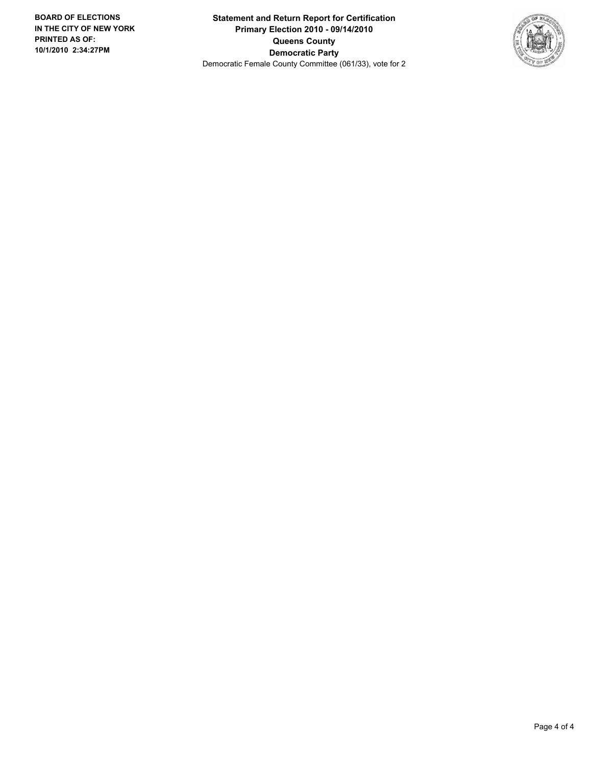**BOARD OF ELECTIONS IN THE CITY OF NEW YORK PRINTED AS OF: 10/1/2010 2:34:27PM**

**Statement and Return Report for Certification**
**Primary Election 2010 - 09/14/2010**
**Queens County**
**Democratic Party**
Democratic Female County Committee (061/33), vote for 2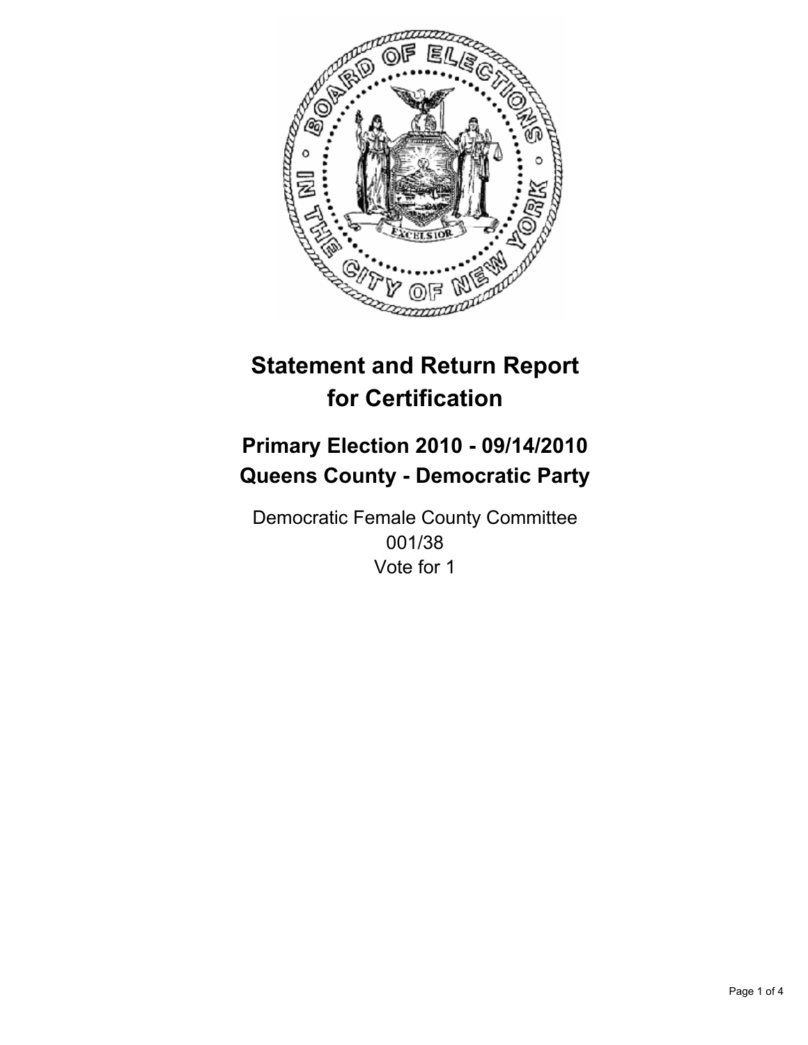# Statement and Return Report for Certification

## Primary Election 2010 - 09/14/2010
## Queens County - Democratic Party

Democratic Female County Committee
001/38
Vote for 1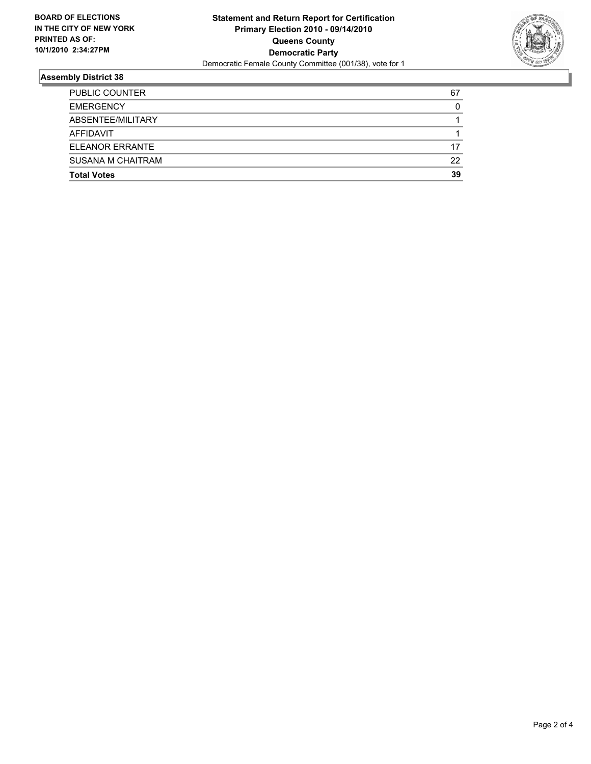**BOARD OF ELECTIONS IN THE CITY OF NEW YORK PRINTED AS OF: 10/1/2010 2:34:27PM**

**Statement and Return Report for Certification**
**Primary Election 2010 - 09/14/2010**
**Queens County**
**Democratic Party**
Democratic Female County Committee (001/38), vote for 1

## Assembly District 38

| | |
|---|---|
| PUBLIC COUNTER | 67 |
| EMERGENCY | 0 |
| ABSENTEE/MILITARY | 1 |
| AFFIDAVIT | 1 |
| ELEANOR ERRANTE | 17 |
| SUSANA M CHAITRAM | 22 |
| **Total Votes** | **39** |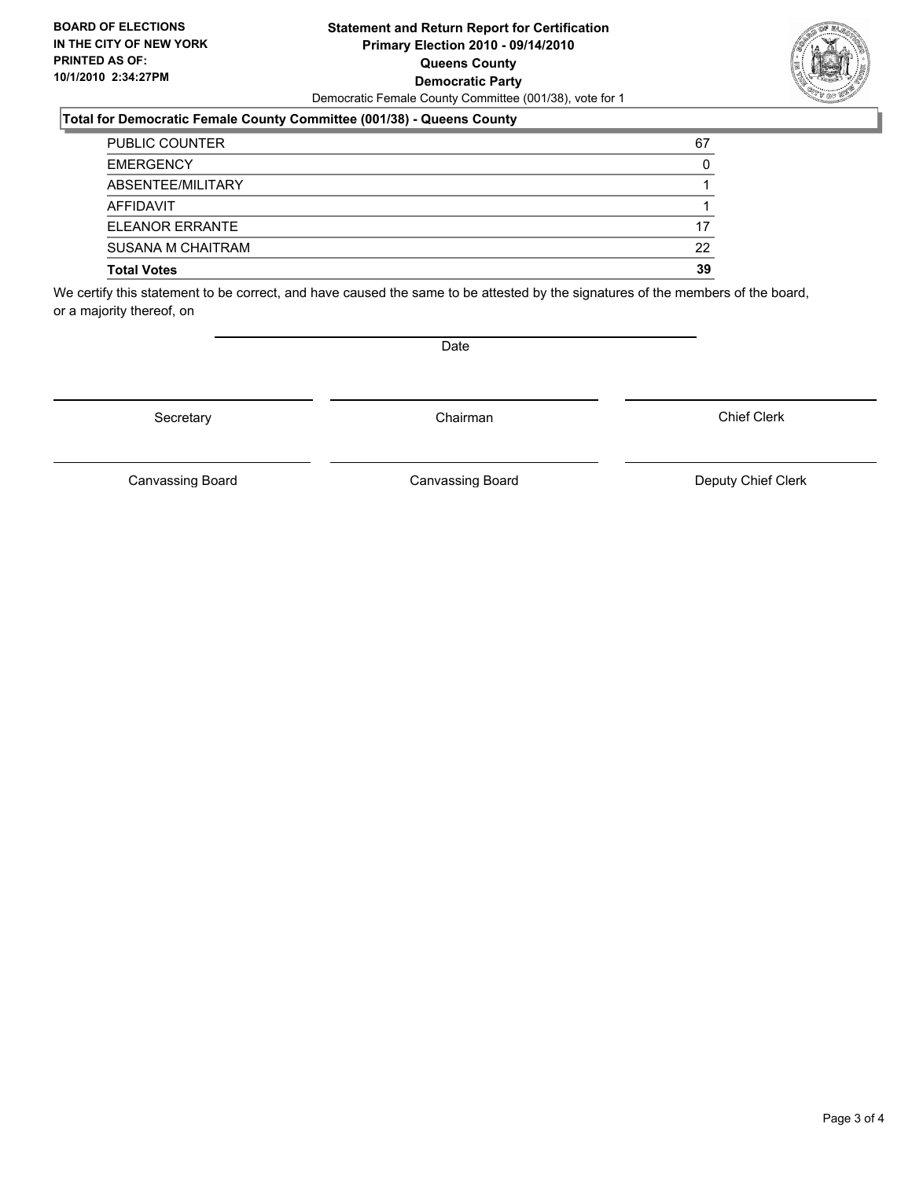**BOARD OF ELECTIONS IN THE CITY OF NEW YORK PRINTED AS OF: 10/1/2010 2:34:27PM**

**Statement and Return Report for Certification**
**Primary Election 2010 - 09/14/2010**
**Queens County**
**Democratic Party**
Democratic Female County Committee (001/38), vote for 1

**Total for Democratic Female County Committee (001/38) - Queens County**

| | |
|---|---|
| PUBLIC COUNTER | 67 |
| EMERGENCY | 0 |
| ABSENTEE/MILITARY | 1 |
| AFFIDAVIT | 1 |
| ELEANOR ERRANTE | 17 |
| SUSANA M CHAITRAM | 22 |
| **Total Votes** | **39** |

We certify this statement to be correct, and have caused the same to be attested by the signatures of the members of the board, or a majority thereof, on

Date

| | | |
|---|---|---|
| Secretary | Chairman | Chief Clerk |
| Canvassing Board | Canvassing Board | Deputy Chief Clerk |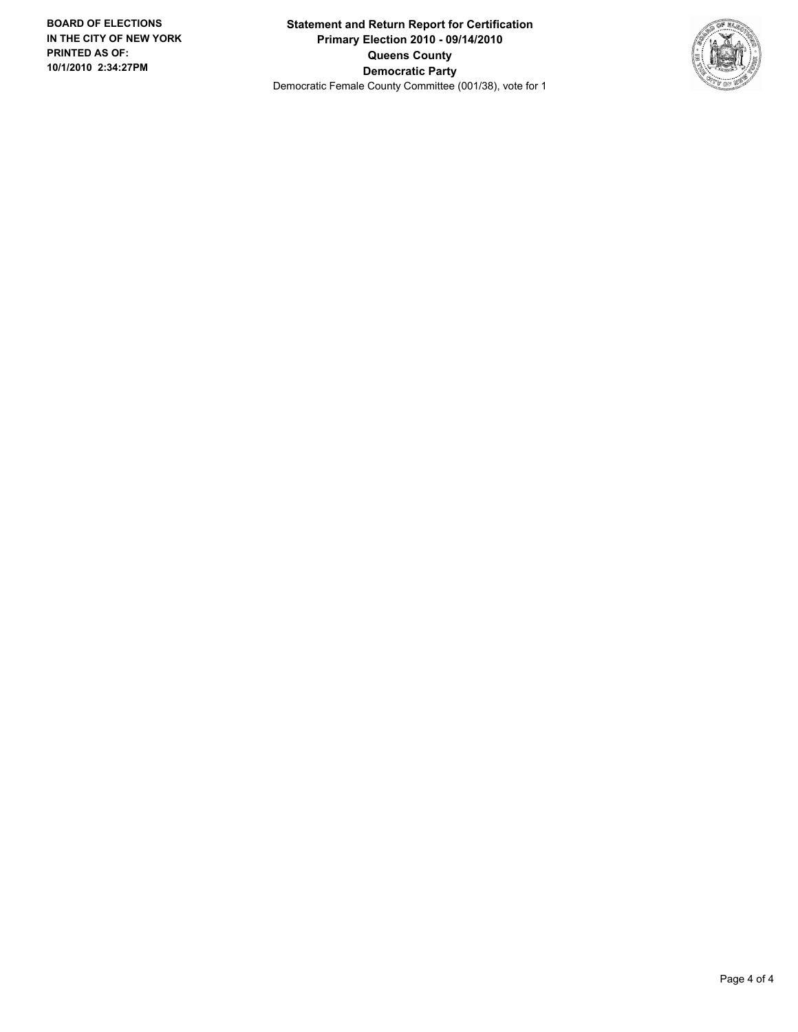**BOARD OF ELECTIONS IN THE CITY OF NEW YORK PRINTED AS OF: 10/1/2010 2:34:27PM**

**Statement and Return Report for Certification**
**Primary Election 2010 - 09/14/2010**
**Queens County**
**Democratic Party**
Democratic Female County Committee (001/38), vote for 1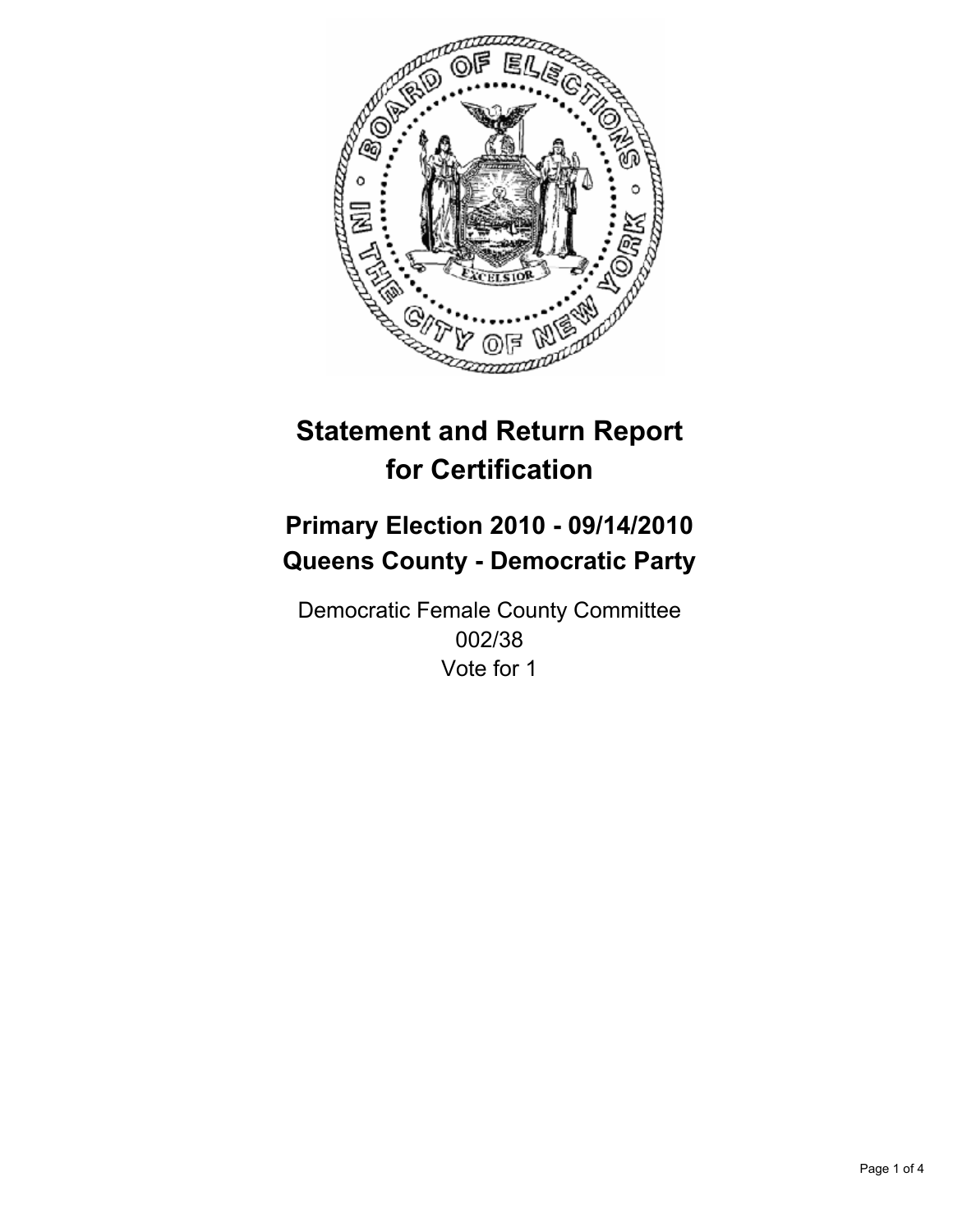# Statement and Return Report for Certification

## Primary Election 2010 - 09/14/2010
## Queens County - Democratic Party

Democratic Female County Committee
002/38
Vote for 1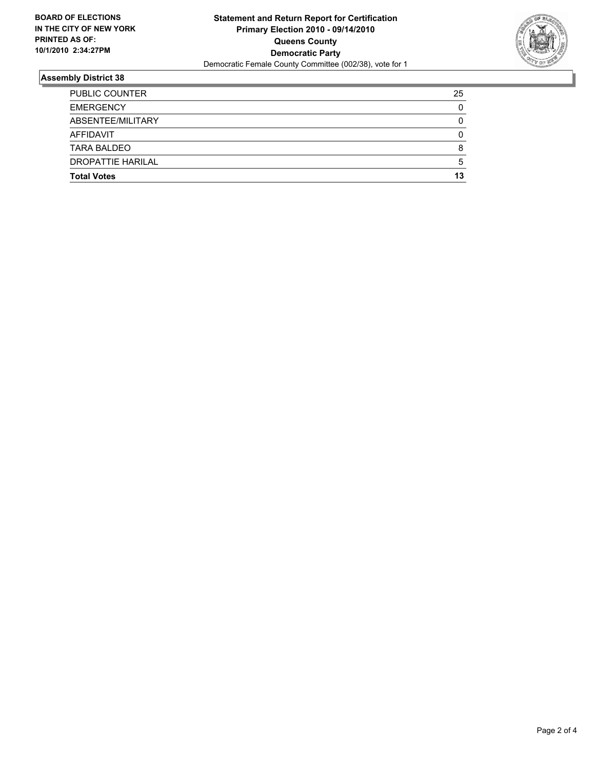**BOARD OF ELECTIONS IN THE CITY OF NEW YORK PRINTED AS OF: 10/1/2010 2:34:27PM**

**Statement and Return Report for Certification**
**Primary Election 2010 - 09/14/2010**
**Queens County**
**Democratic Party**
Democratic Female County Committee (002/38), vote for 1

## Assembly District 38

| | |
|---|---|
| PUBLIC COUNTER | 25 |
| EMERGENCY | 0 |
| ABSENTEE/MILITARY | 0 |
| AFFIDAVIT | 0 |
| TARA BALDEO | 8 |
| DROPATTIE HARILAL | 5 |
| **Total Votes** | **13** |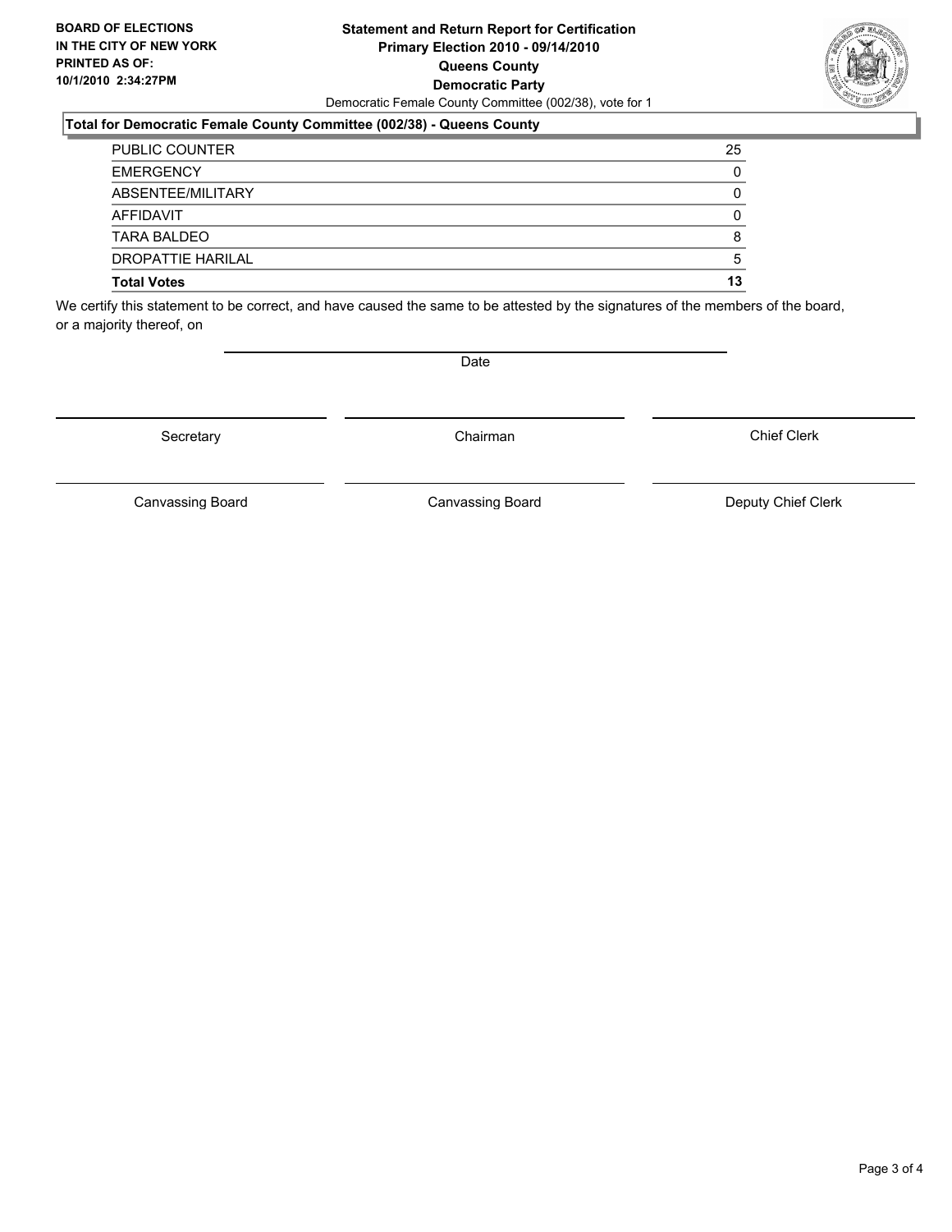**BOARD OF ELECTIONS IN THE CITY OF NEW YORK PRINTED AS OF: 10/1/2010 2:34:27PM**

**Statement and Return Report for Certification**
**Primary Election 2010 - 09/14/2010**
**Queens County**
**Democratic Party**
Democratic Female County Committee (002/38), vote for 1

**Total for Democratic Female County Committee (002/38) - Queens County**

| | |
|---|---|
| PUBLIC COUNTER | 25 |
| EMERGENCY | 0 |
| ABSENTEE/MILITARY | 0 |
| AFFIDAVIT | 0 |
| TARA BALDEO | 8 |
| DROPATTIE HARILAL | 5 |
| **Total Votes** | **13** |

We certify this statement to be correct, and have caused the same to be attested by the signatures of the members of the board, or a majority thereof, on

Date

Secretary | Chairman | Chief Clerk

Canvassing Board | Canvassing Board | Deputy Chief Clerk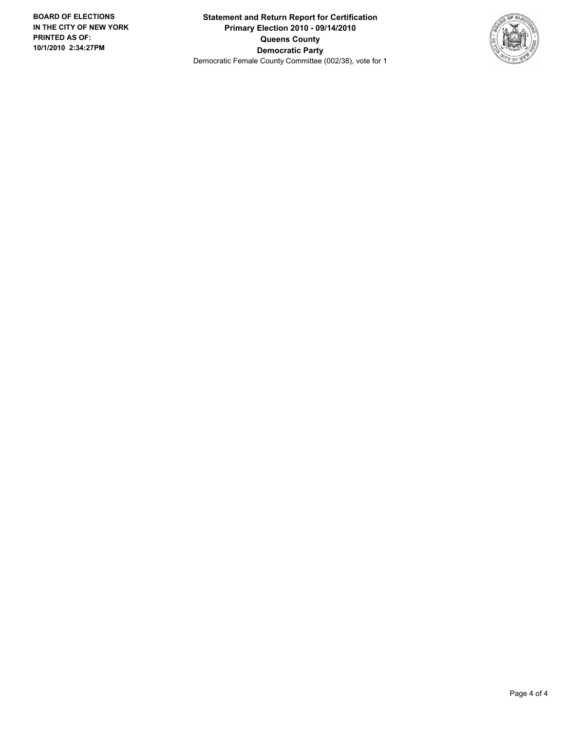**BOARD OF ELECTIONS IN THE CITY OF NEW YORK**
**PRINTED AS OF:**
**10/1/2010 2:34:27PM**

**Statement and Return Report for Certification**
**Primary Election 2010 - 09/14/2010**
**Queens County**
**Democratic Party**
Democratic Female County Committee (002/38), vote for 1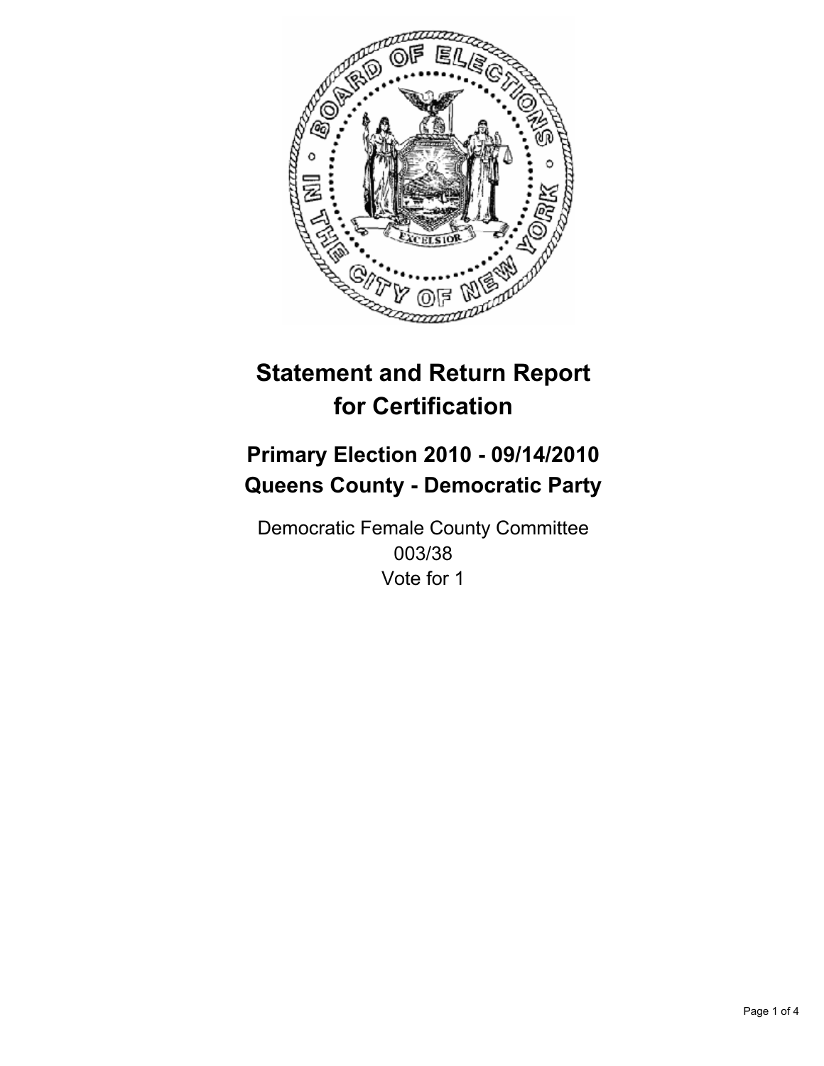# Statement and Return Report for Certification

## Primary Election 2010 - 09/14/2010
## Queens County - Democratic Party

Democratic Female County Committee
003/38
Vote for 1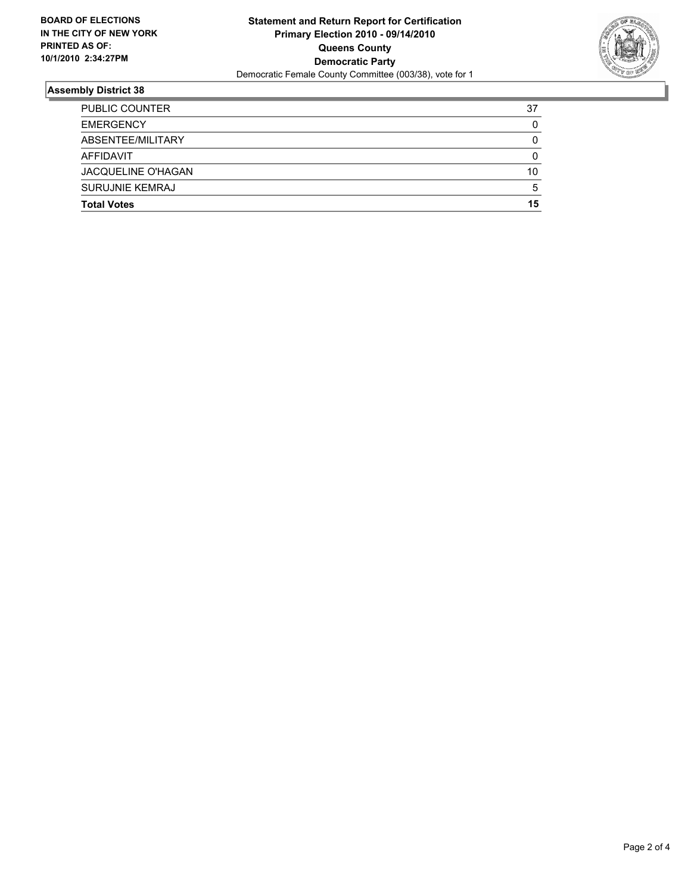**BOARD OF ELECTIONS IN THE CITY OF NEW YORK PRINTED AS OF: 10/1/2010 2:34:27PM**

**Statement and Return Report for Certification**
**Primary Election 2010 - 09/14/2010**
**Queens County**
**Democratic Party**
Democratic Female County Committee (003/38), vote for 1

## Assembly District 38

| | |
|---|---|
| PUBLIC COUNTER | 37 |
| EMERGENCY | 0 |
| ABSENTEE/MILITARY | 0 |
| AFFIDAVIT | 0 |
| JACQUELINE O'HAGAN | 10 |
| SURUJNIE KEMRAJ | 5 |
| **Total Votes** | **15** |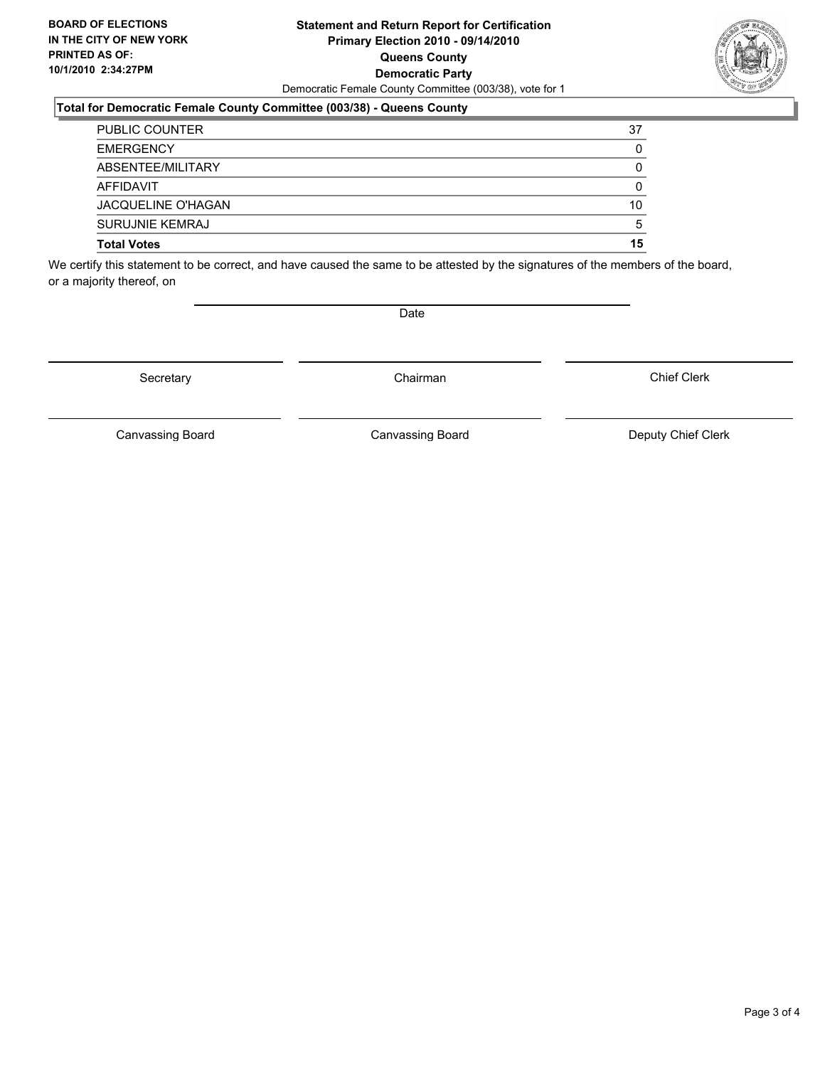**BOARD OF ELECTIONS IN THE CITY OF NEW YORK PRINTED AS OF: 10/1/2010 2:34:27PM**

**Statement and Return Report for Certification**
**Primary Election 2010 - 09/14/2010**
**Queens County**
**Democratic Party**
Democratic Female County Committee (003/38), vote for 1

**Total for Democratic Female County Committee (003/38) - Queens County**

| | |
|---|---|
| PUBLIC COUNTER | 37 |
| EMERGENCY | 0 |
| ABSENTEE/MILITARY | 0 |
| AFFIDAVIT | 0 |
| JACQUELINE O'HAGAN | 10 |
| SURUJNIE KEMRAJ | 5 |
| **Total Votes** | **15** |

We certify this statement to be correct, and have caused the same to be attested by the signatures of the members of the board, or a majority thereof, on

Date

Secretary | Chairman | Chief Clerk

Canvassing Board | Canvassing Board | Deputy Chief Clerk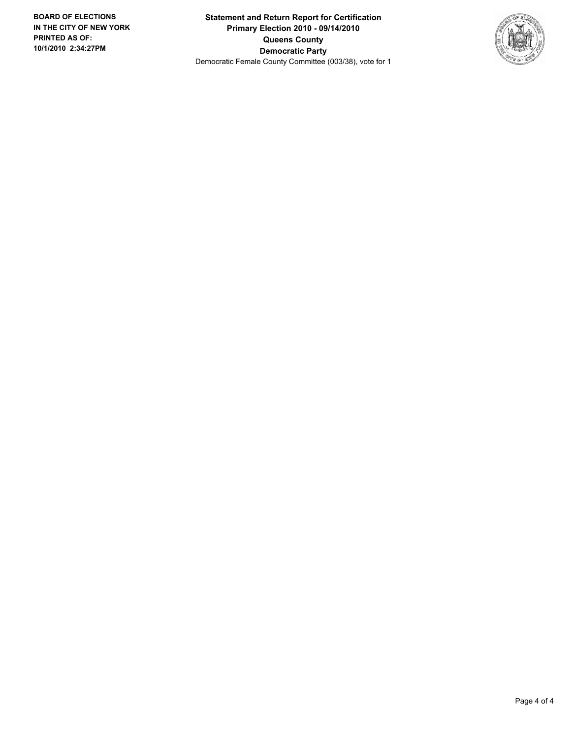**BOARD OF ELECTIONS IN THE CITY OF NEW YORK PRINTED AS OF: 10/1/2010 2:34:27PM**

**Statement and Return Report for Certification**
**Primary Election 2010 - 09/14/2010**
**Queens County**
**Democratic Party**
Democratic Female County Committee (003/38), vote for 1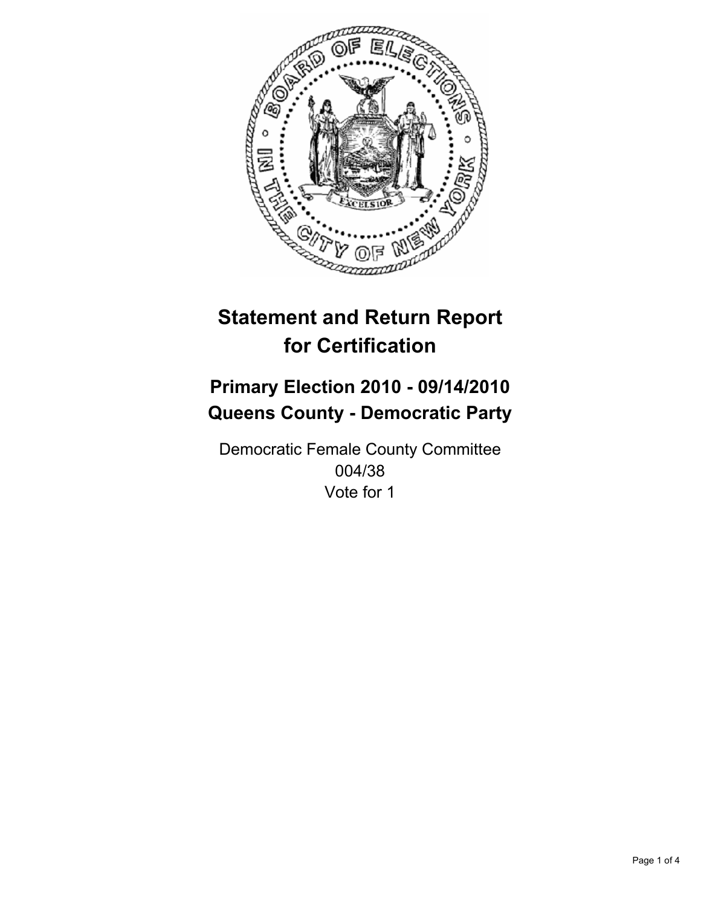# Statement and Return Report for Certification

## Primary Election 2010 - 09/14/2010
## Queens County - Democratic Party

Democratic Female County Committee
004/38
Vote for 1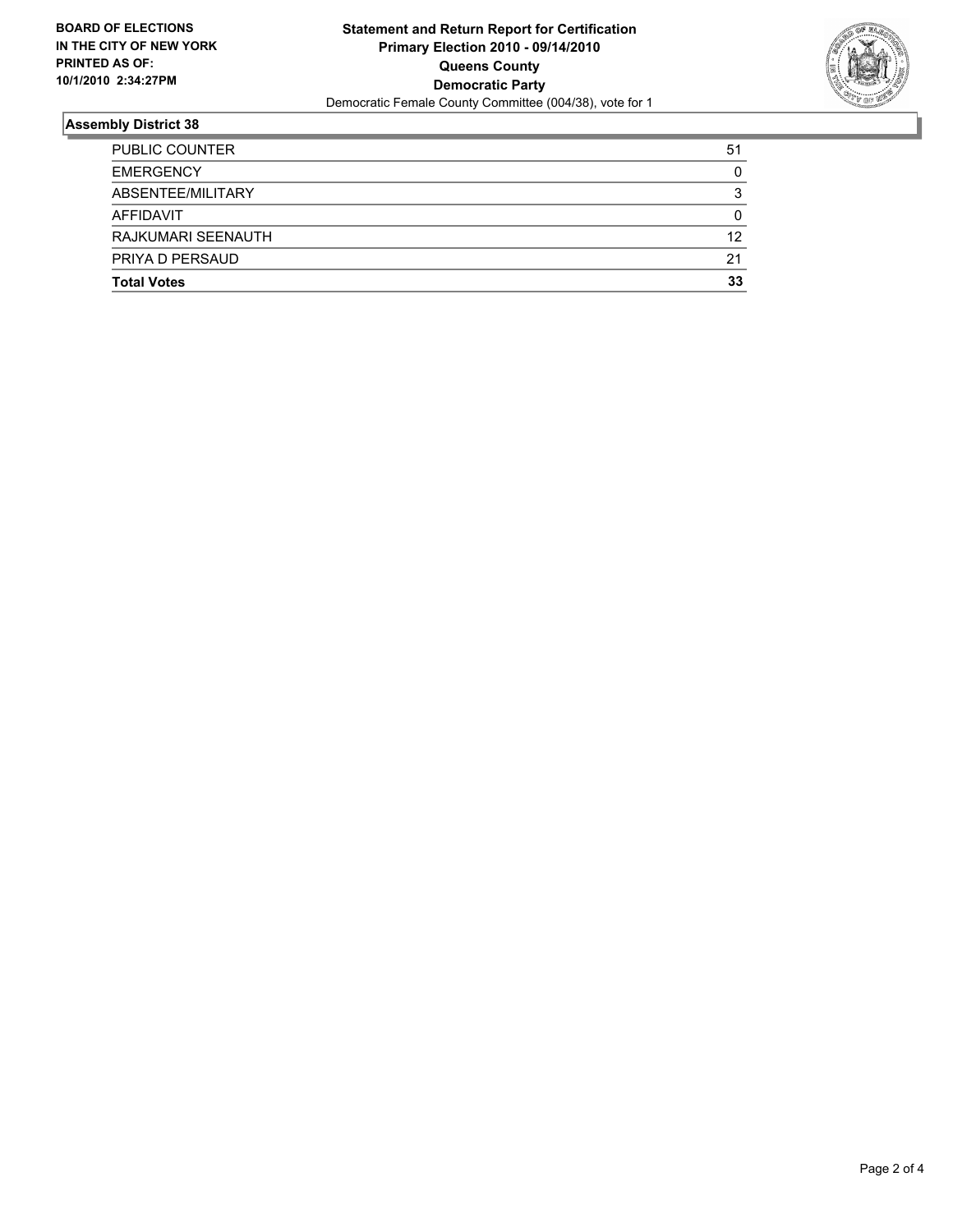**BOARD OF ELECTIONS IN THE CITY OF NEW YORK PRINTED AS OF: 10/1/2010 2:34:27PM**

# Statement and Return Report for Certification
## Primary Election 2010 - 09/14/2010
## Queens County
## Democratic Party
Democratic Female County Committee (004/38), vote for 1

### Assembly District 38

| | |
|---|---|
| PUBLIC COUNTER | 51 |
| EMERGENCY | 0 |
| ABSENTEE/MILITARY | 3 |
| AFFIDAVIT | 0 |
| RAJKUMARI SEENAUTH | 12 |
| PRIYA D PERSAUD | 21 |
| **Total Votes** | **33** |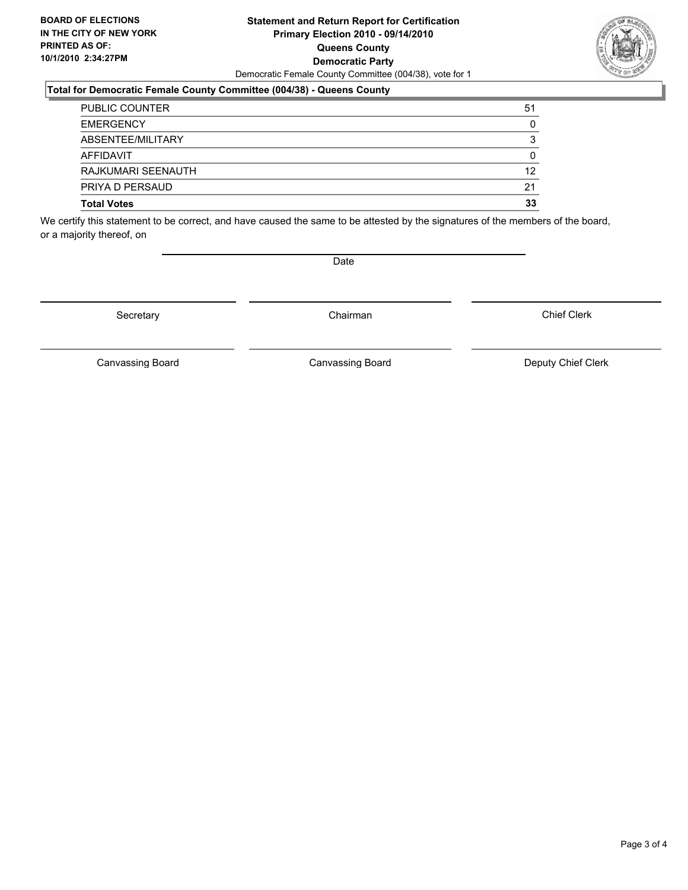**BOARD OF ELECTIONS IN THE CITY OF NEW YORK PRINTED AS OF: 10/1/2010 2:34:27PM**

**Statement and Return Report for Certification**
**Primary Election 2010 - 09/14/2010**
**Queens County**
**Democratic Party**
Democratic Female County Committee (004/38), vote for 1

## Total for Democratic Female County Committee (004/38) - Queens County

| | |
|---|---|
| PUBLIC COUNTER | 51 |
| EMERGENCY | 0 |
| ABSENTEE/MILITARY | 3 |
| AFFIDAVIT | 0 |
| RAJKUMARI SEENAUTH | 12 |
| PRIYA D PERSAUD | 21 |
| **Total Votes** | **33** |

We certify this statement to be correct, and have caused the same to be attested by the signatures of the members of the board, or a majority thereof, on

Date

| | | |
|---|---|---|
| Secretary | Chairman | Chief Clerk |
| Canvassing Board | Canvassing Board | Deputy Chief Clerk |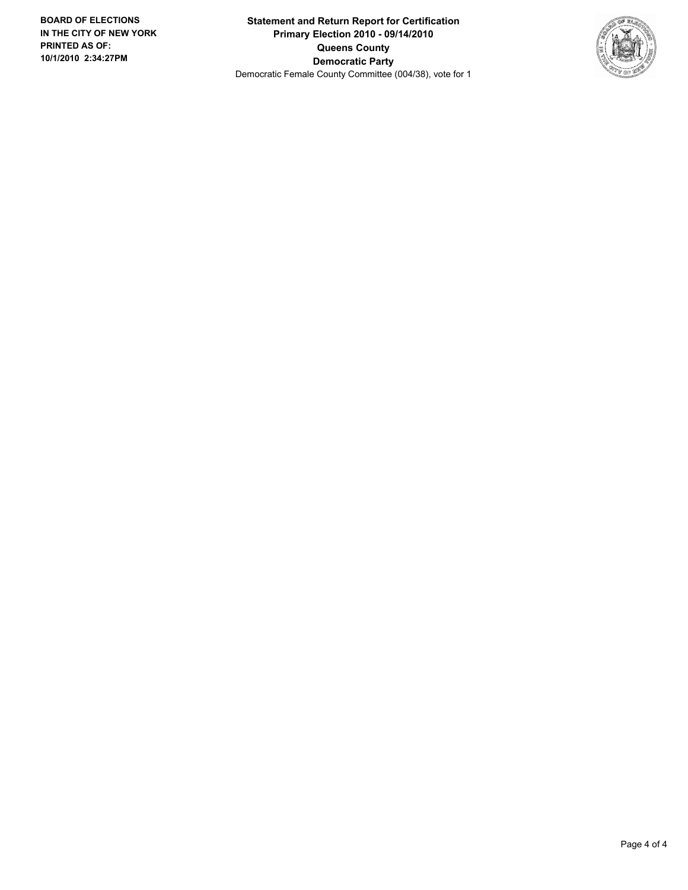**BOARD OF ELECTIONS IN THE CITY OF NEW YORK PRINTED AS OF: 10/1/2010 2:34:27PM**

**Statement and Return Report for Certification**
**Primary Election 2010 - 09/14/2010**
**Queens County**
**Democratic Party**
Democratic Female County Committee (004/38), vote for 1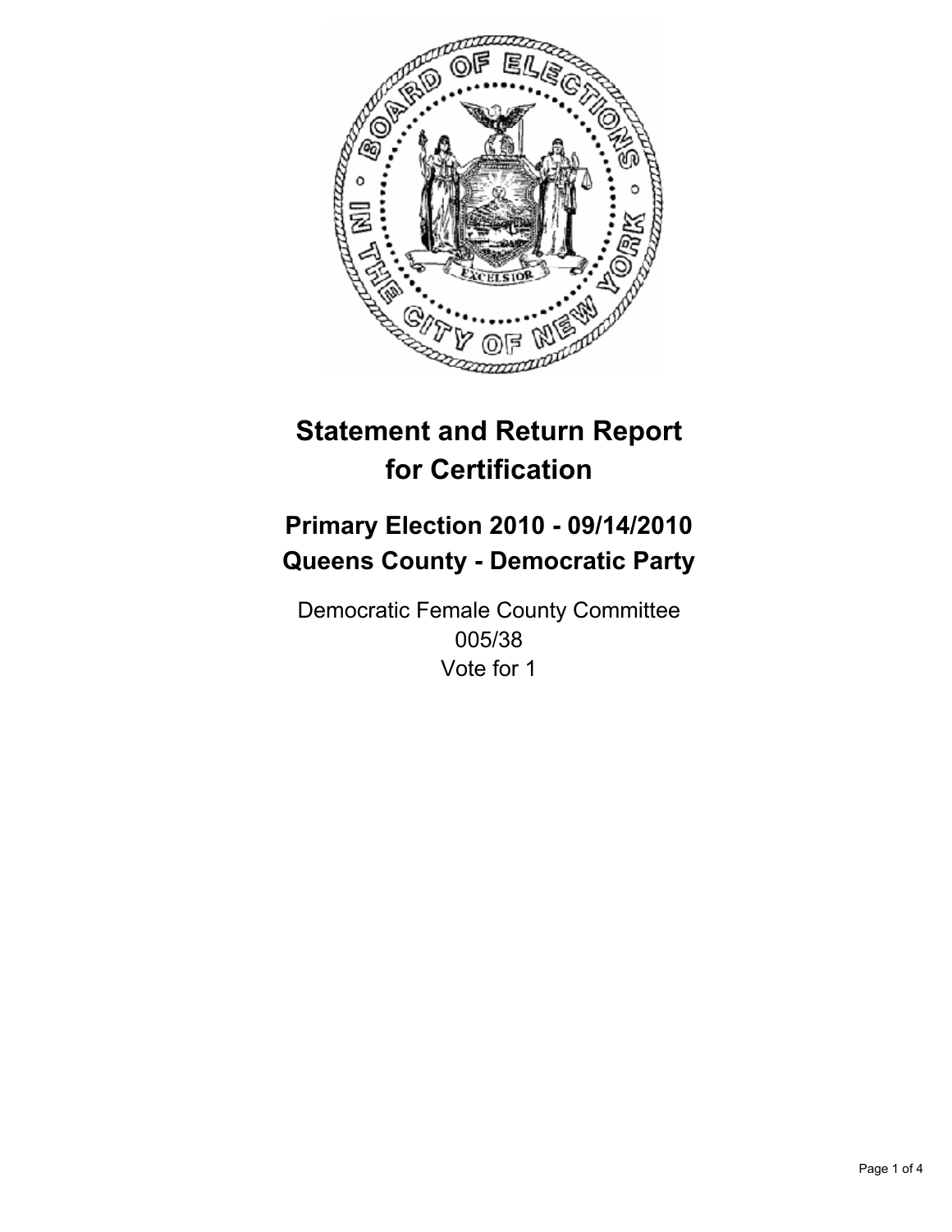# Statement and Return Report for Certification

## Primary Election 2010 - 09/14/2010
## Queens County - Democratic Party

Democratic Female County Committee
005/38
Vote for 1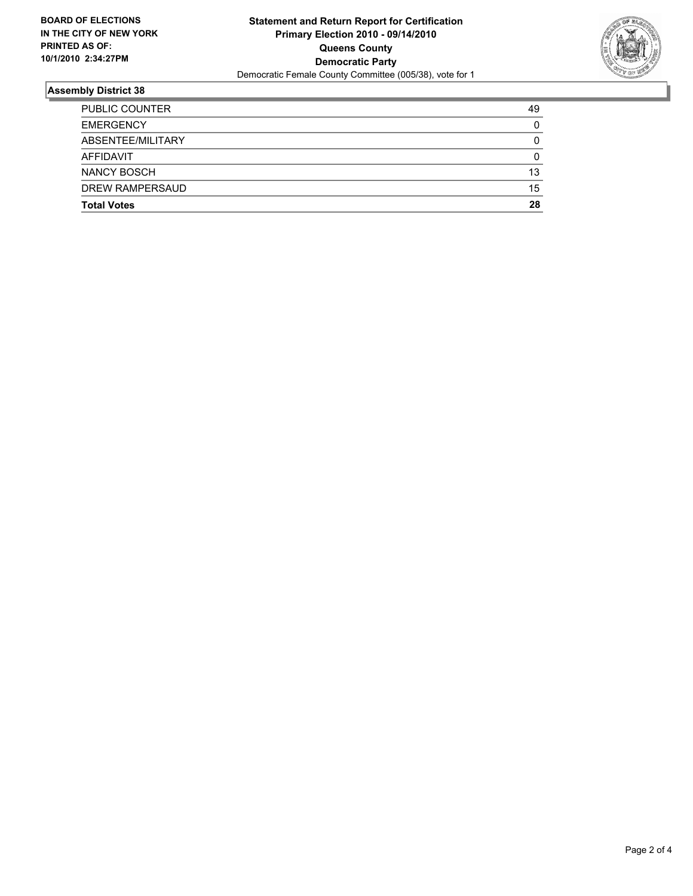**BOARD OF ELECTIONS IN THE CITY OF NEW YORK PRINTED AS OF: 10/1/2010 2:34:27PM**

**Statement and Return Report for Certification**
**Primary Election 2010 - 09/14/2010**
**Queens County**
**Democratic Party**
Democratic Female County Committee (005/38), vote for 1

## Assembly District 38

| | |
|---|---|
| PUBLIC COUNTER | 49 |
| EMERGENCY | 0 |
| ABSENTEE/MILITARY | 0 |
| AFFIDAVIT | 0 |
| NANCY BOSCH | 13 |
| DREW RAMPERSAUD | 15 |
| **Total Votes** | **28** |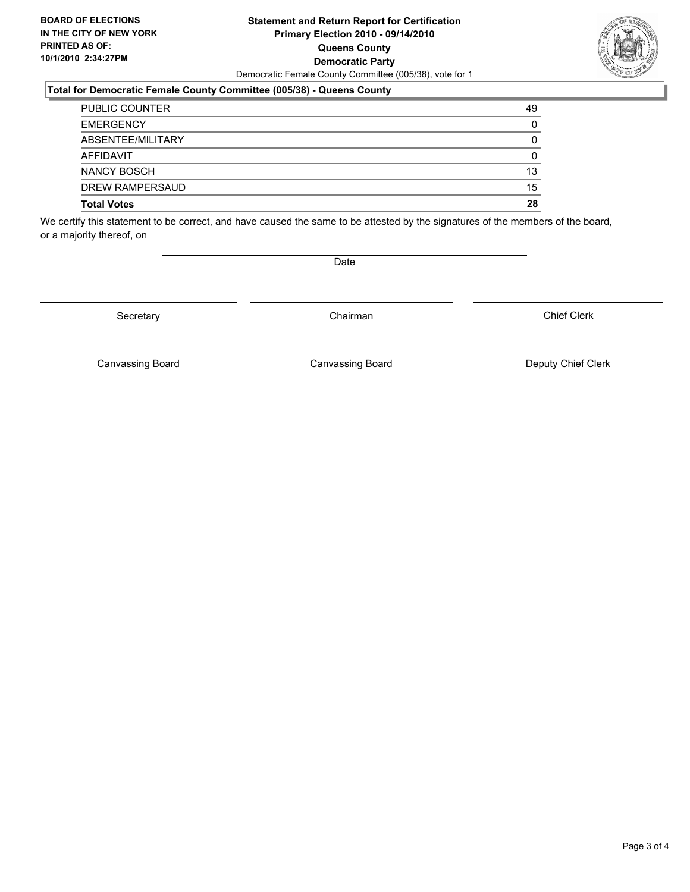**BOARD OF ELECTIONS IN THE CITY OF NEW YORK PRINTED AS OF: 10/1/2010 2:34:27PM**

# Statement and Return Report for Certification
## Primary Election 2010 - 09/14/2010
## Queens County
## Democratic Party

Democratic Female County Committee (005/38), vote for 1

**Total for Democratic Female County Committee (005/38) - Queens County**

| | |
|---|---|
| PUBLIC COUNTER | 49 |
| EMERGENCY | 0 |
| ABSENTEE/MILITARY | 0 |
| AFFIDAVIT | 0 |
| NANCY BOSCH | 13 |
| DREW RAMPERSAUD | 15 |
| **Total Votes** | **28** |

We certify this statement to be correct, and have caused the same to be attested by the signatures of the members of the board, or a majority thereof, on

Date

Secretary — Chairman — Chief Clerk

Canvassing Board — Canvassing Board — Deputy Chief Clerk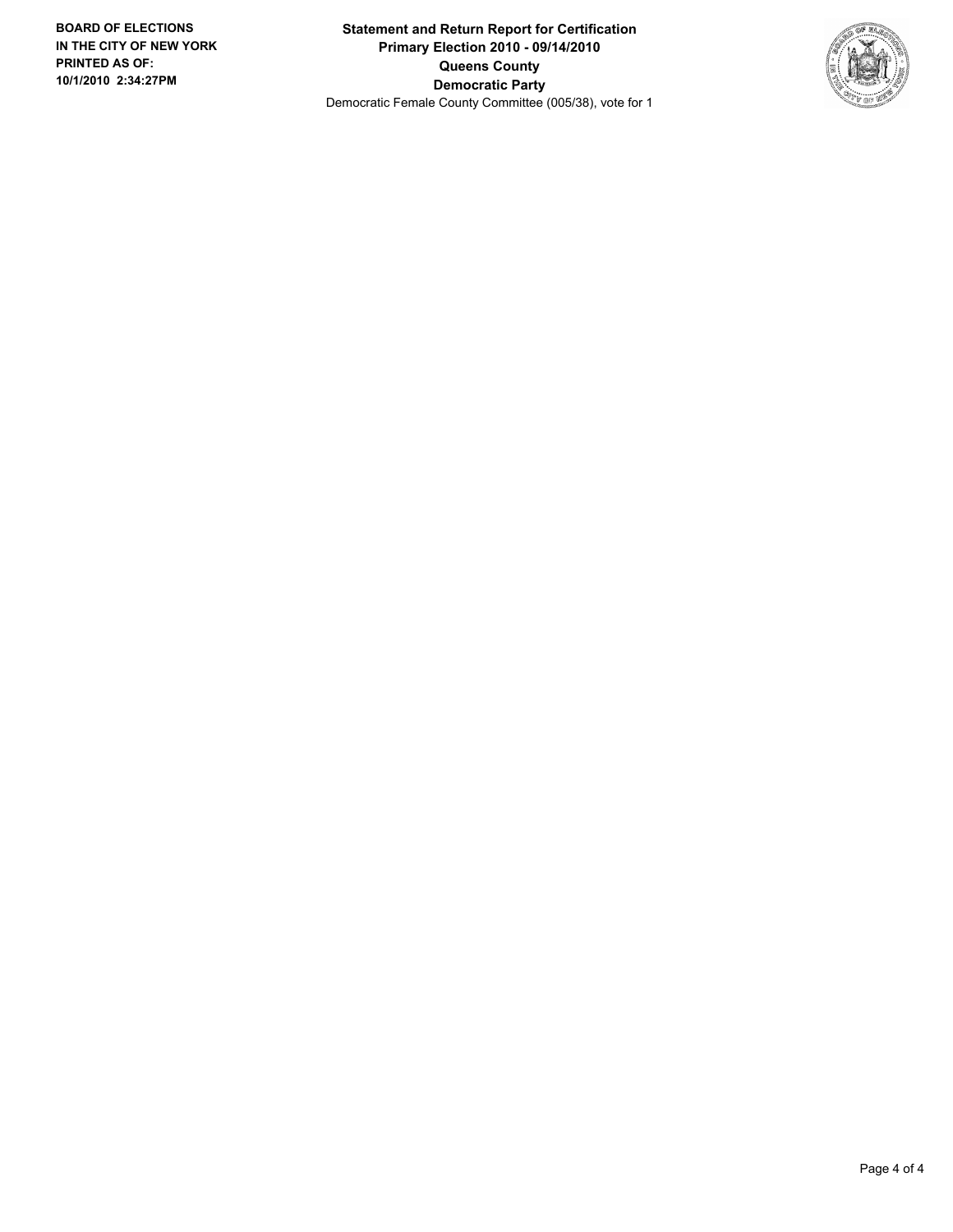**BOARD OF ELECTIONS IN THE CITY OF NEW YORK PRINTED AS OF: 10/1/2010 2:34:27PM**

**Statement and Return Report for Certification**
**Primary Election 2010 - 09/14/2010**
**Queens County**
**Democratic Party**
Democratic Female County Committee (005/38), vote for 1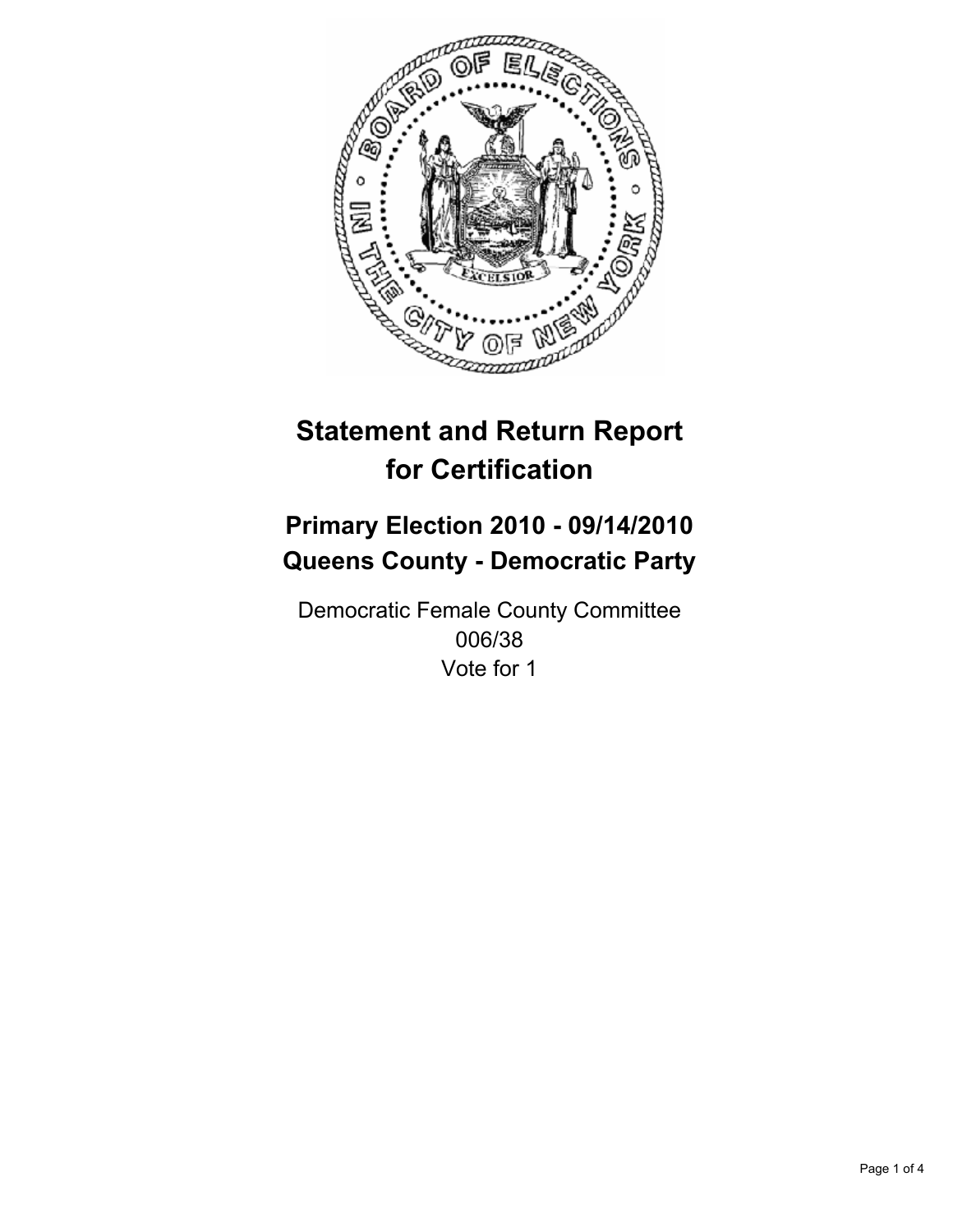# Statement and Return Report for Certification

## Primary Election 2010 - 09/14/2010
## Queens County - Democratic Party

Democratic Female County Committee
006/38
Vote for 1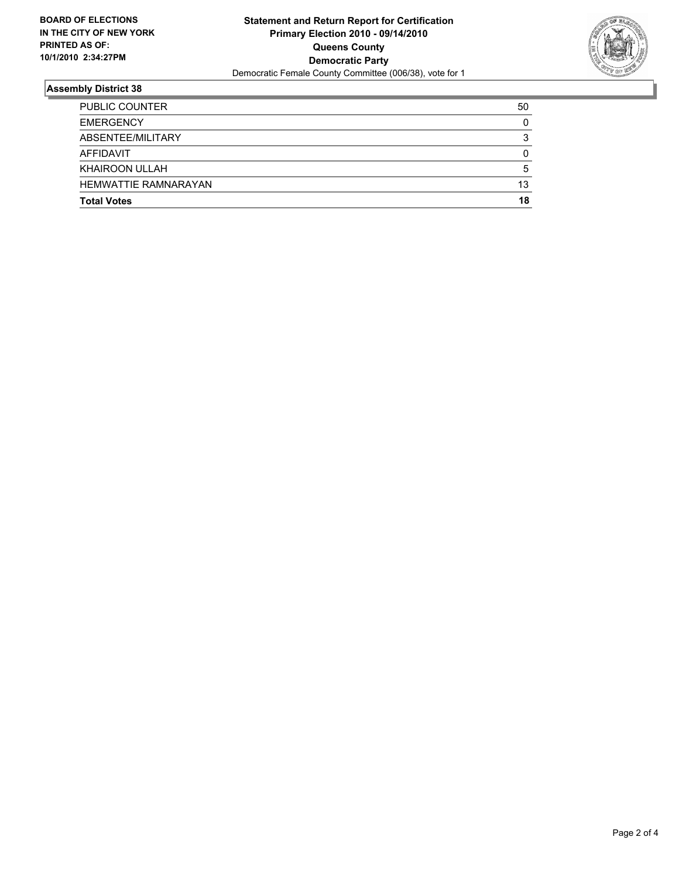**BOARD OF ELECTIONS IN THE CITY OF NEW YORK PRINTED AS OF: 10/1/2010 2:34:27PM**

**Statement and Return Report for Certification**
**Primary Election 2010 - 09/14/2010**
**Queens County**
**Democratic Party**
Democratic Female County Committee (006/38), vote for 1

## Assembly District 38

| | |
|---|---|
| PUBLIC COUNTER | 50 |
| EMERGENCY | 0 |
| ABSENTEE/MILITARY | 3 |
| AFFIDAVIT | 0 |
| KHAIROON ULLAH | 5 |
| HEMWATTIE RAMNARAYAN | 13 |
| **Total Votes** | **18** |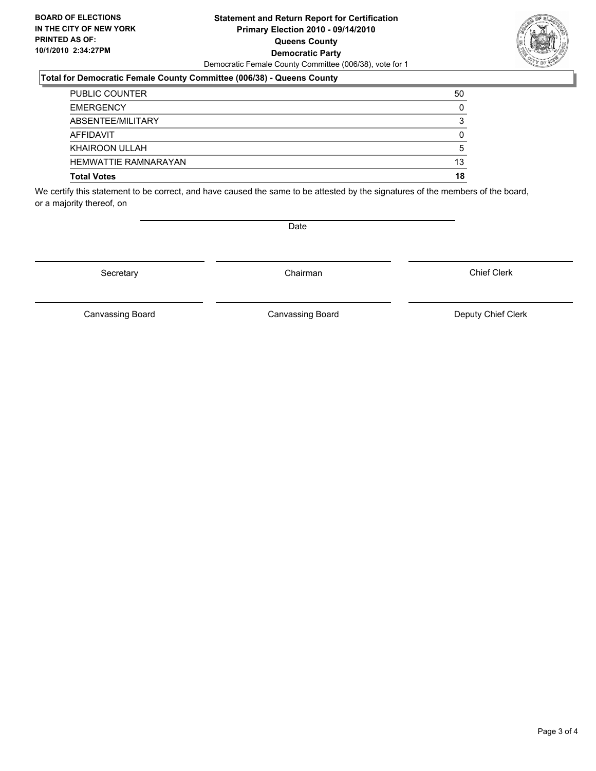**BOARD OF ELECTIONS IN THE CITY OF NEW YORK PRINTED AS OF: 10/1/2010 2:34:27PM**

**Statement and Return Report for Certification**
**Primary Election 2010 - 09/14/2010**
**Queens County**
**Democratic Party**
Democratic Female County Committee (006/38), vote for 1

**Total for Democratic Female County Committee (006/38) - Queens County**

| | |
|---|---|
| PUBLIC COUNTER | 50 |
| EMERGENCY | 0 |
| ABSENTEE/MILITARY | 3 |
| AFFIDAVIT | 0 |
| KHAIROON ULLAH | 5 |
| HEMWATTIE RAMNARAYAN | 13 |
| **Total Votes** | **18** |

We certify this statement to be correct, and have caused the same to be attested by the signatures of the members of the board, or a majority thereof, on

Date

| | | |
|---|---|---|
| Secretary | Chairman | Chief Clerk |
| Canvassing Board | Canvassing Board | Deputy Chief Clerk |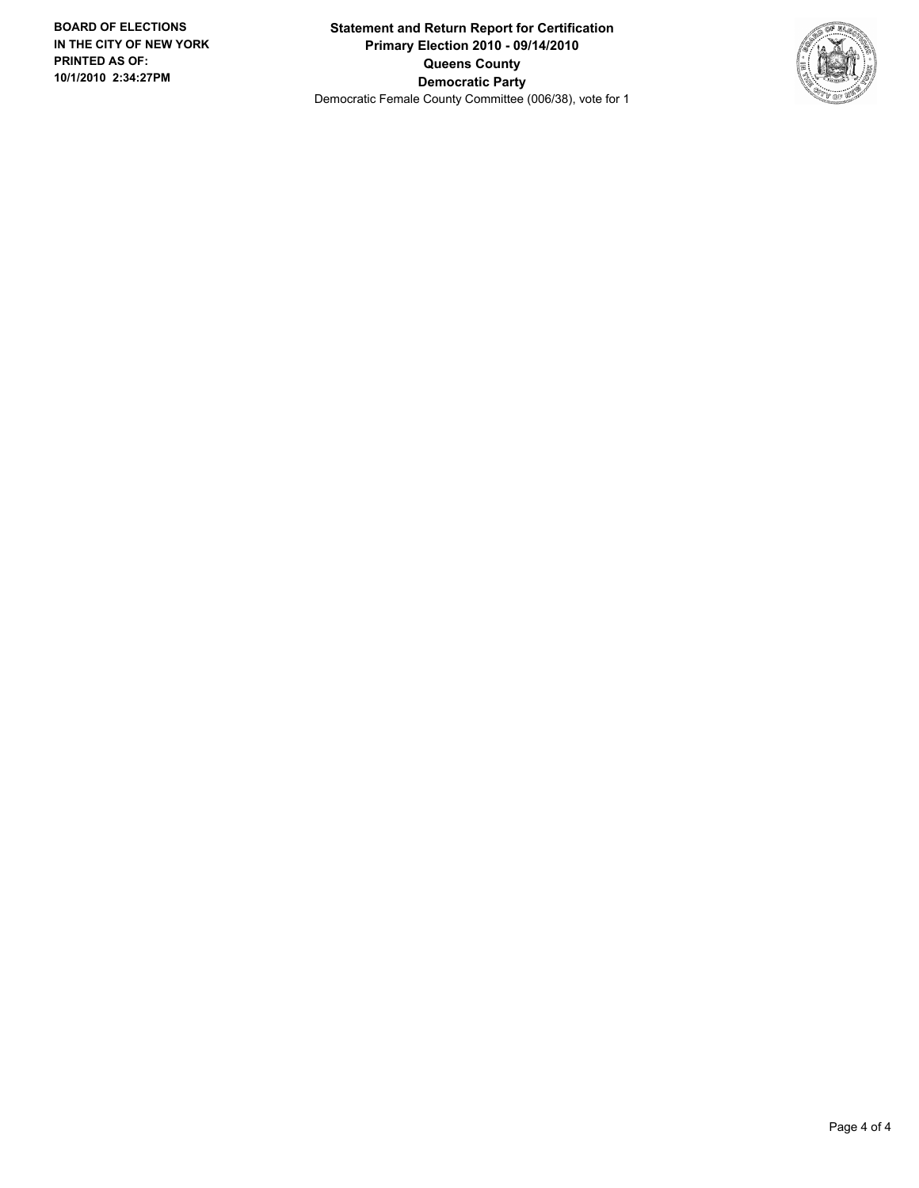**BOARD OF ELECTIONS**
**IN THE CITY OF NEW YORK**
**PRINTED AS OF:**
**10/1/2010 2:34:27PM**

**Statement and Return Report for Certification**
**Primary Election 2010 - 09/14/2010**
**Queens County**
**Democratic Party**
Democratic Female County Committee (006/38), vote for 1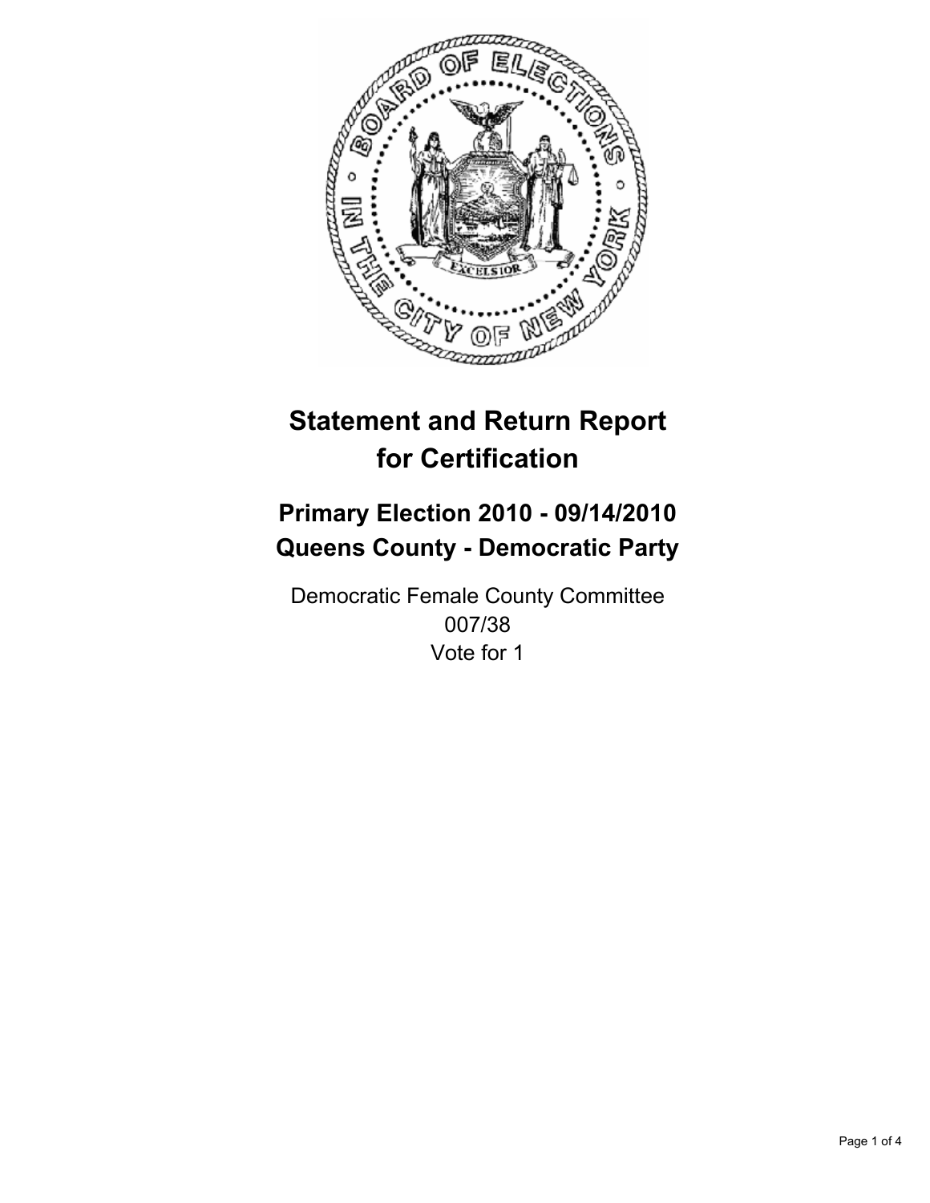# Statement and Return Report for Certification

## Primary Election 2010 - 09/14/2010
## Queens County - Democratic Party

Democratic Female County Committee
007/38
Vote for 1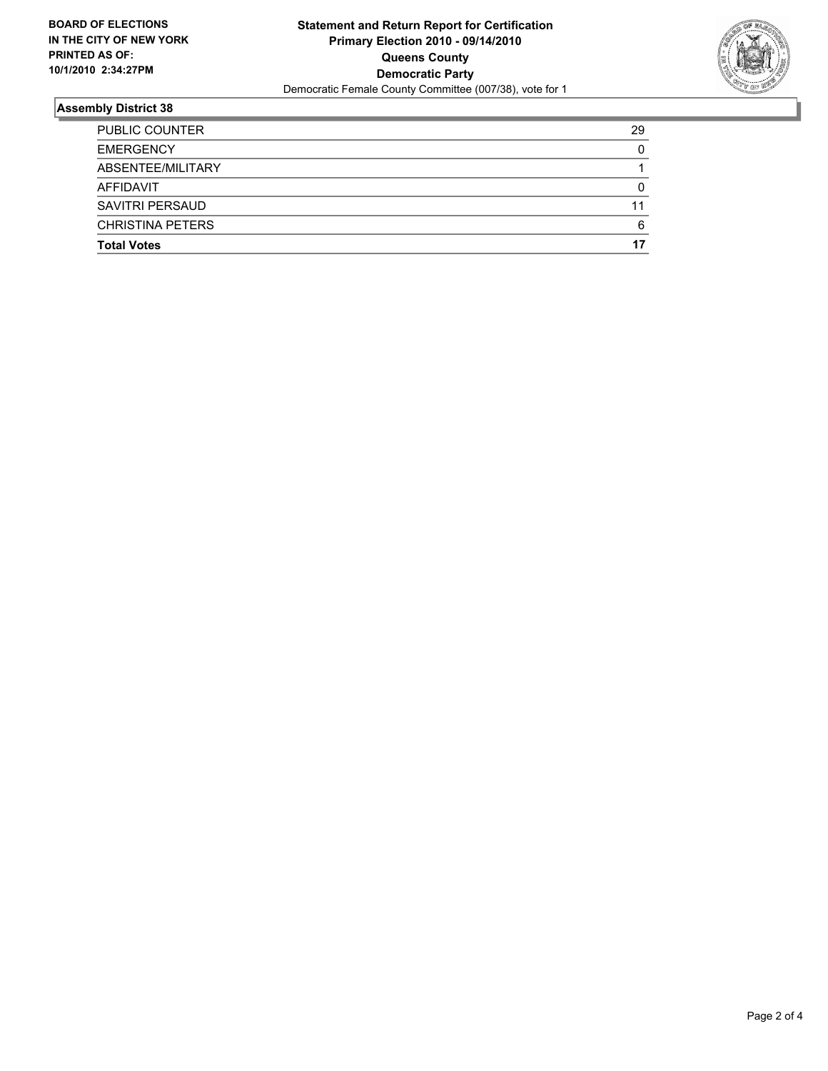**BOARD OF ELECTIONS IN THE CITY OF NEW YORK PRINTED AS OF: 10/1/2010 2:34:27PM**

# Statement and Return Report for Certification
## Primary Election 2010 - 09/14/2010
## Queens County
## Democratic Party

Democratic Female County Committee (007/38), vote for 1

### Assembly District 38

| | |
|---|---|
| PUBLIC COUNTER | 29 |
| EMERGENCY | 0 |
| ABSENTEE/MILITARY | 1 |
| AFFIDAVIT | 0 |
| SAVITRI PERSAUD | 11 |
| CHRISTINA PETERS | 6 |
| **Total Votes** | **17** |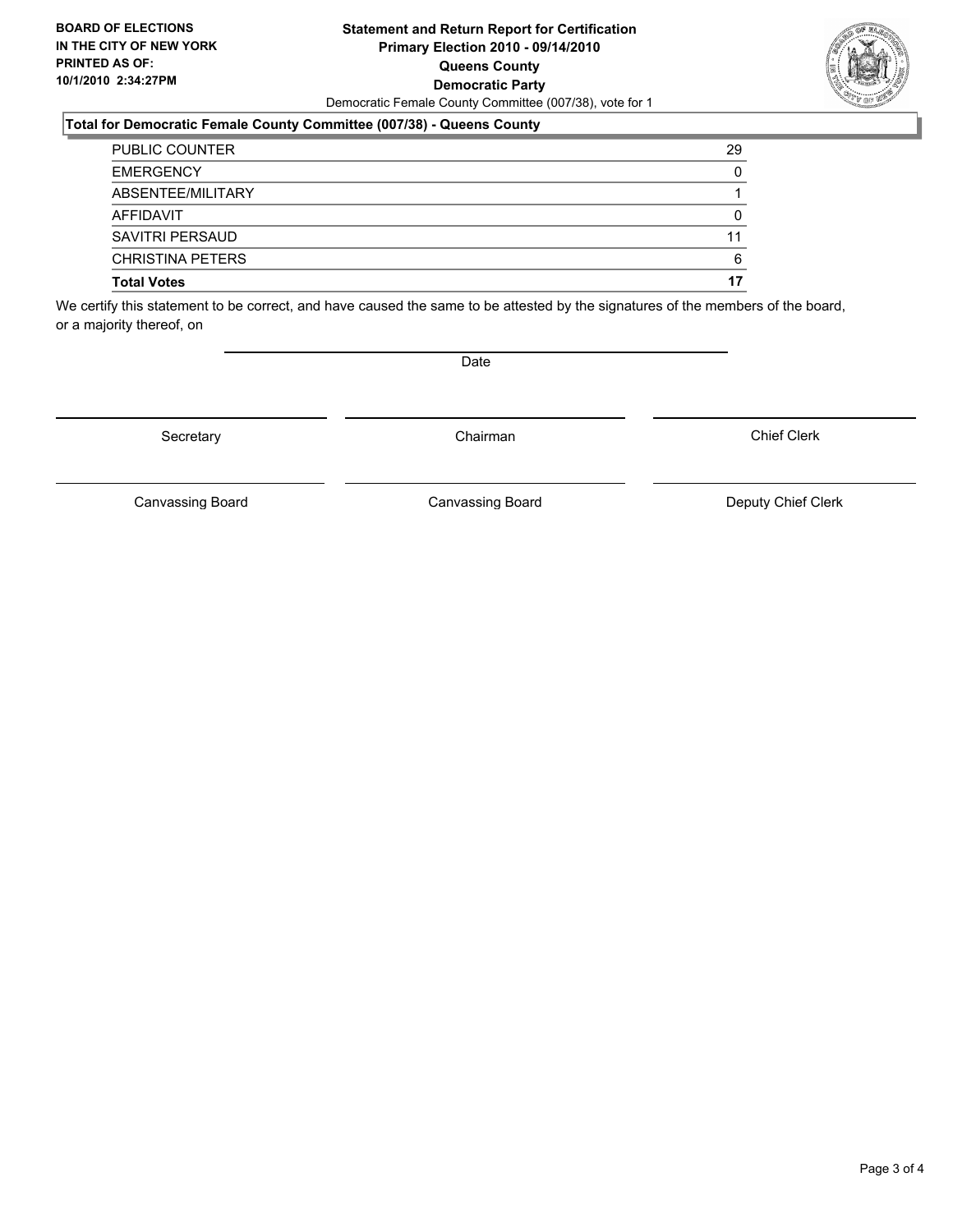**BOARD OF ELECTIONS IN THE CITY OF NEW YORK PRINTED AS OF: 10/1/2010 2:34:27PM**

# Statement and Return Report for Certification
## Primary Election 2010 - 09/14/2010
## Queens County
## Democratic Party

Democratic Female County Committee (007/38), vote for 1

### Total for Democratic Female County Committee (007/38) - Queens County

| | |
|---|---|
| PUBLIC COUNTER | 29 |
| EMERGENCY | 0 |
| ABSENTEE/MILITARY | 1 |
| AFFIDAVIT | 0 |
| SAVITRI PERSAUD | 11 |
| CHRISTINA PETERS | 6 |
| **Total Votes** | **17** |

We certify this statement to be correct, and have caused the same to be attested by the signatures of the members of the board, or a majority thereof, on

Date

| | | |
|---|---|---|
| Secretary | Chairman | Chief Clerk |
| Canvassing Board | Canvassing Board | Deputy Chief Clerk |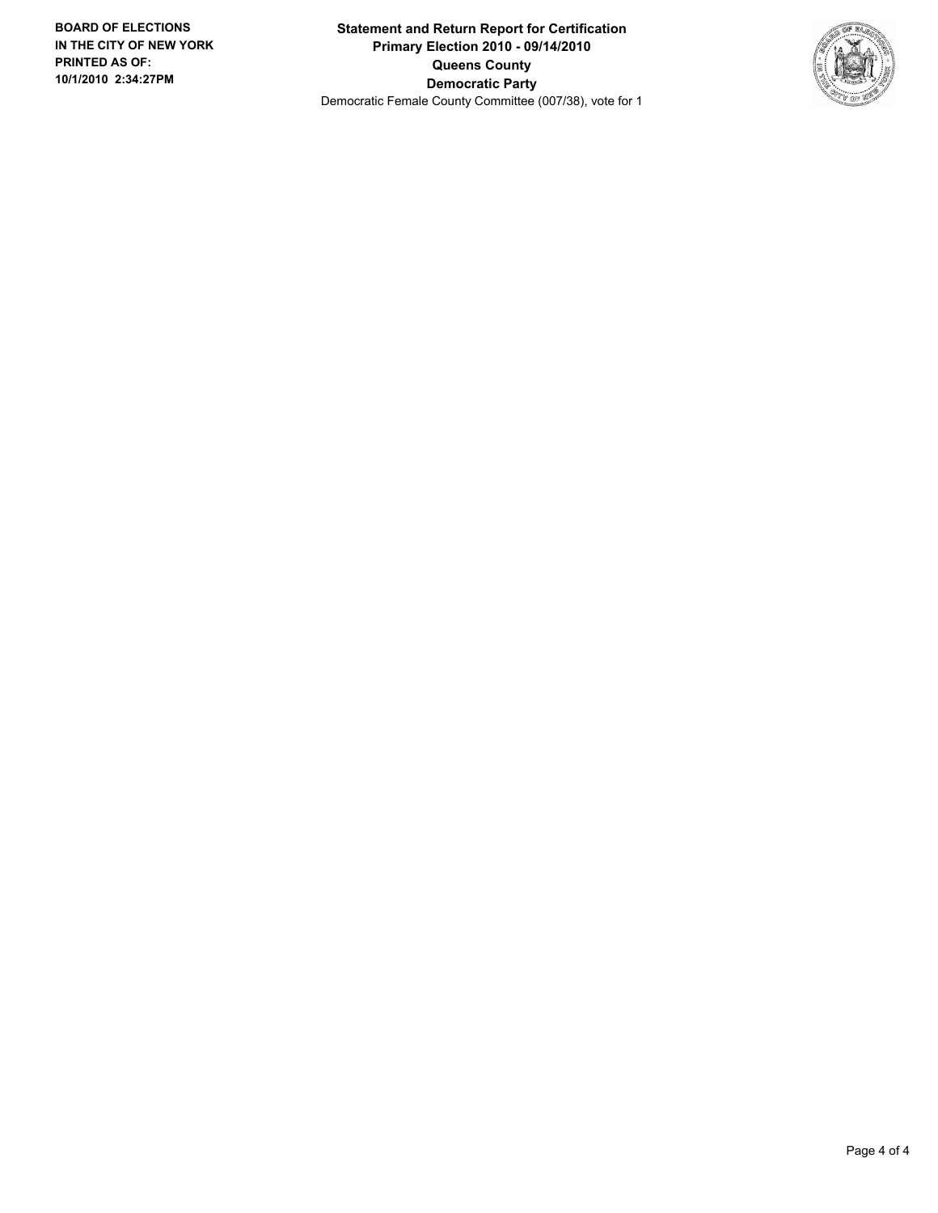**BOARD OF ELECTIONS IN THE CITY OF NEW YORK PRINTED AS OF: 10/1/2010 2:34:27PM**

**Statement and Return Report for Certification**
**Primary Election 2010 - 09/14/2010**
**Queens County**
**Democratic Party**
Democratic Female County Committee (007/38), vote for 1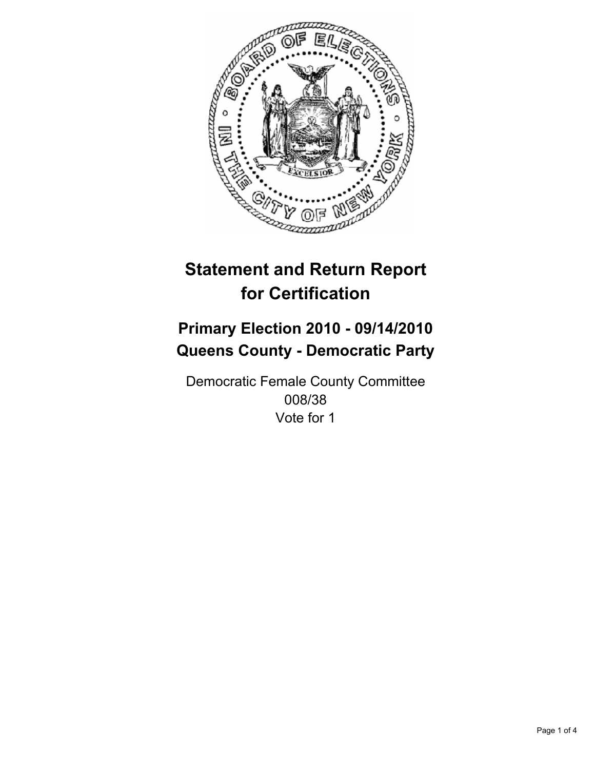# Statement and Return Report for Certification

## Primary Election 2010 - 09/14/2010
## Queens County - Democratic Party

Democratic Female County Committee
008/38
Vote for 1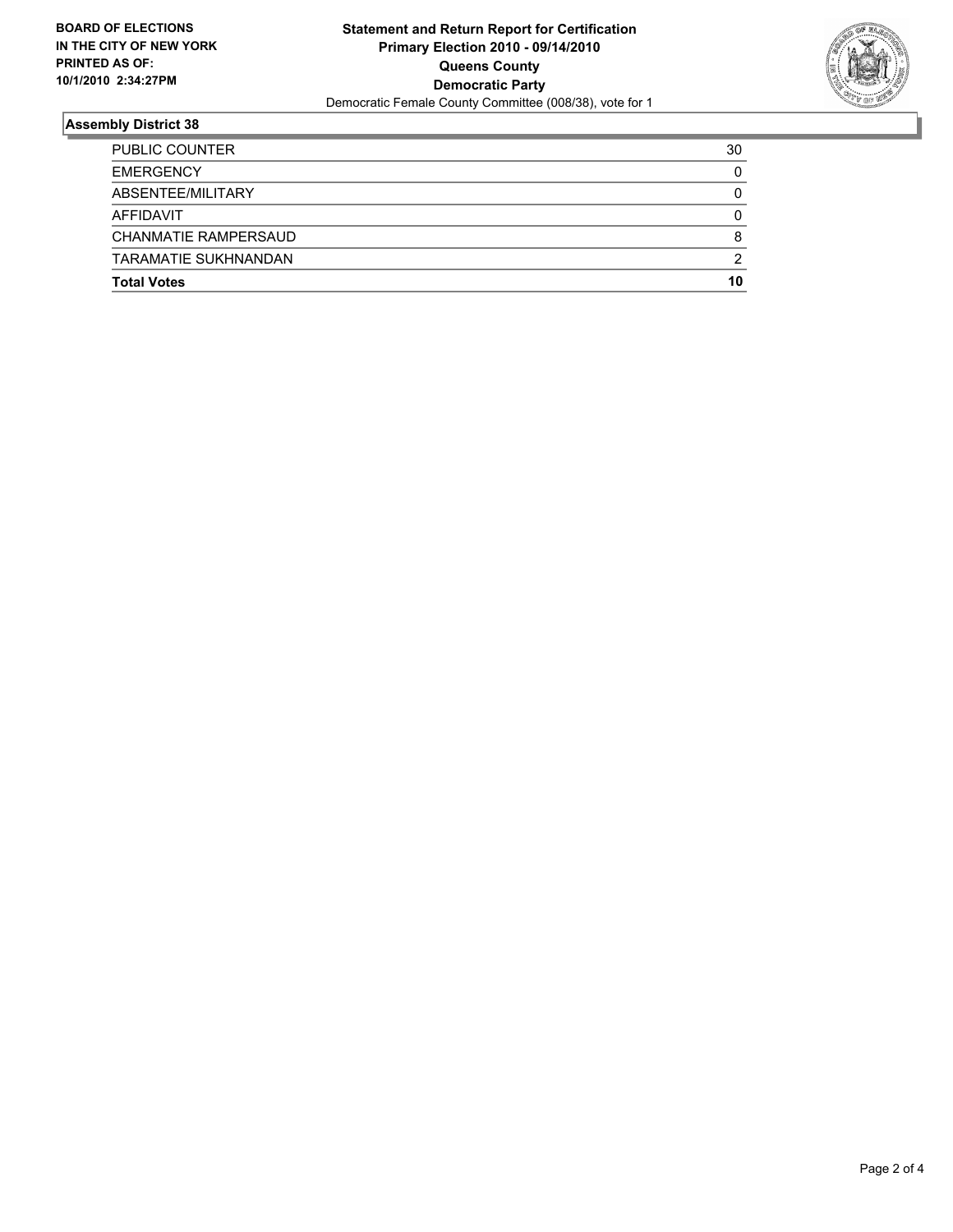**BOARD OF ELECTIONS IN THE CITY OF NEW YORK PRINTED AS OF: 10/1/2010 2:34:27PM**

**Statement and Return Report for Certification**
**Primary Election 2010 - 09/14/2010**
**Queens County**
**Democratic Party**
Democratic Female County Committee (008/38), vote for 1

## Assembly District 38

| | |
|---|---|
| PUBLIC COUNTER | 30 |
| EMERGENCY | 0 |
| ABSENTEE/MILITARY | 0 |
| AFFIDAVIT | 0 |
| CHANMATIE RAMPERSAUD | 8 |
| TARAMATIE SUKHNANDAN | 2 |
| **Total Votes** | **10** |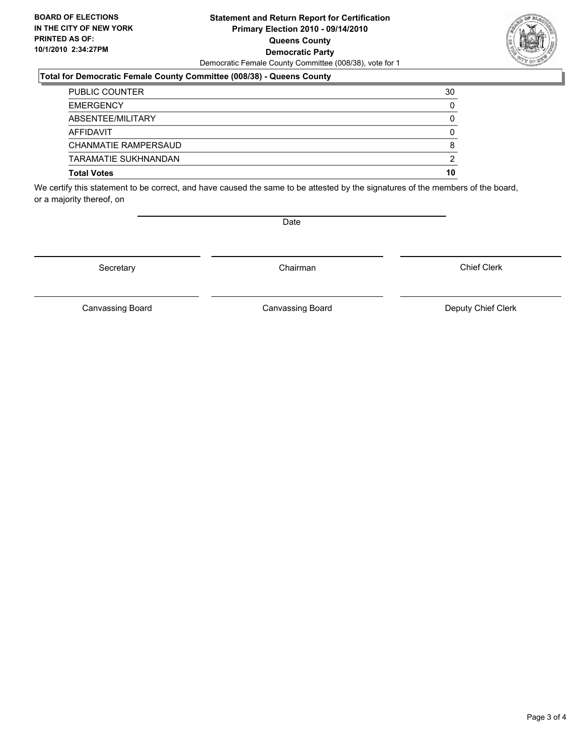**BOARD OF ELECTIONS IN THE CITY OF NEW YORK PRINTED AS OF: 10/1/2010 2:34:27PM**

**Statement and Return Report for Certification**
**Primary Election 2010 - 09/14/2010**
**Queens County**
**Democratic Party**
Democratic Female County Committee (008/38), vote for 1

**Total for Democratic Female County Committee (008/38) - Queens County**

| | |
|---|---|
| PUBLIC COUNTER | 30 |
| EMERGENCY | 0 |
| ABSENTEE/MILITARY | 0 |
| AFFIDAVIT | 0 |
| CHANMATIE RAMPERSAUD | 8 |
| TARAMATIE SUKHNANDAN | 2 |
| **Total Votes** | **10** |

We certify this statement to be correct, and have caused the same to be attested by the signatures of the members of the board, or a majority thereof, on

Date

Secretary | Chairman | Chief Clerk

Canvassing Board | Canvassing Board | Deputy Chief Clerk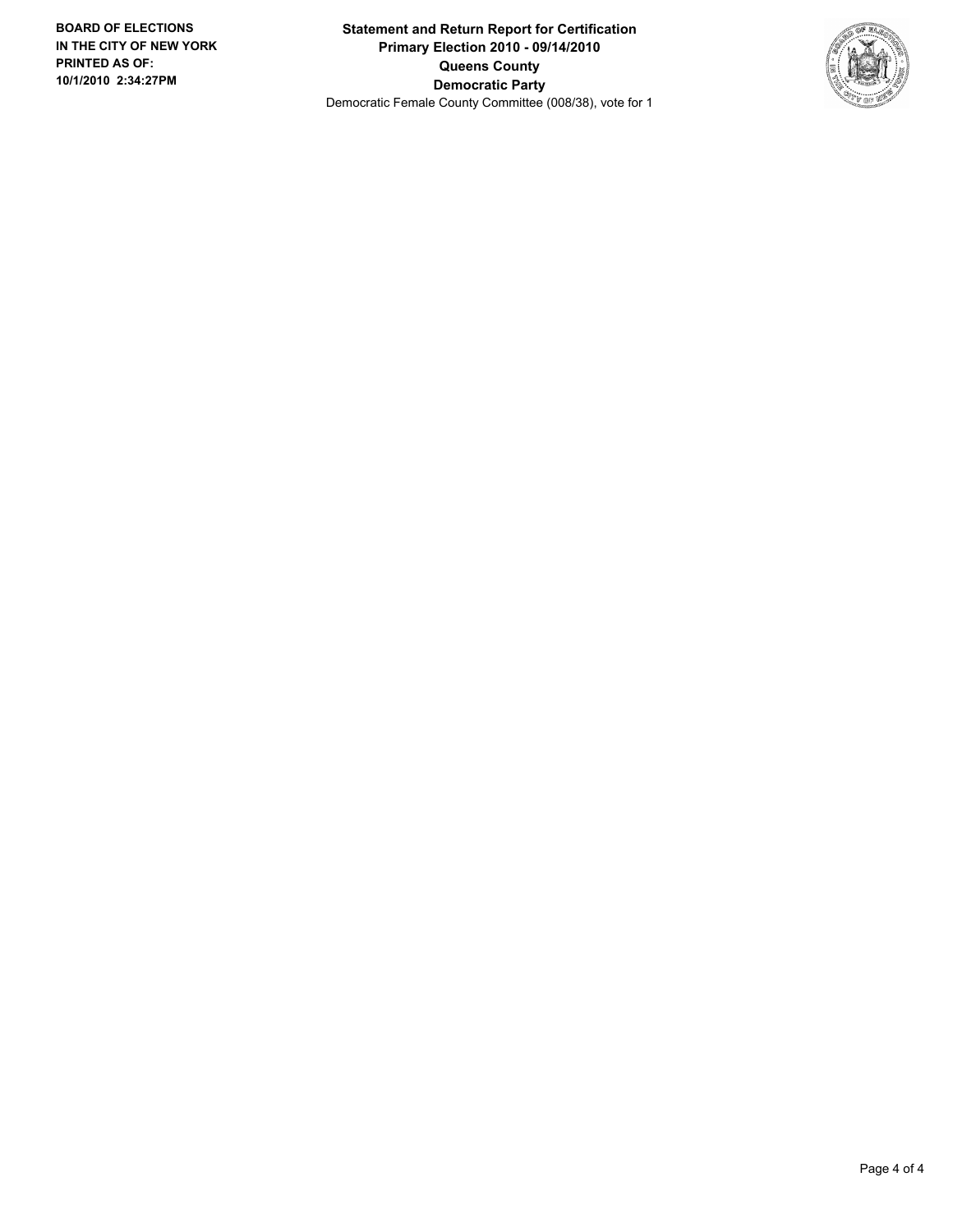**BOARD OF ELECTIONS IN THE CITY OF NEW YORK PRINTED AS OF: 10/1/2010 2:34:27PM**

**Statement and Return Report for Certification**
**Primary Election 2010 - 09/14/2010**
**Queens County**
**Democratic Party**
Democratic Female County Committee (008/38), vote for 1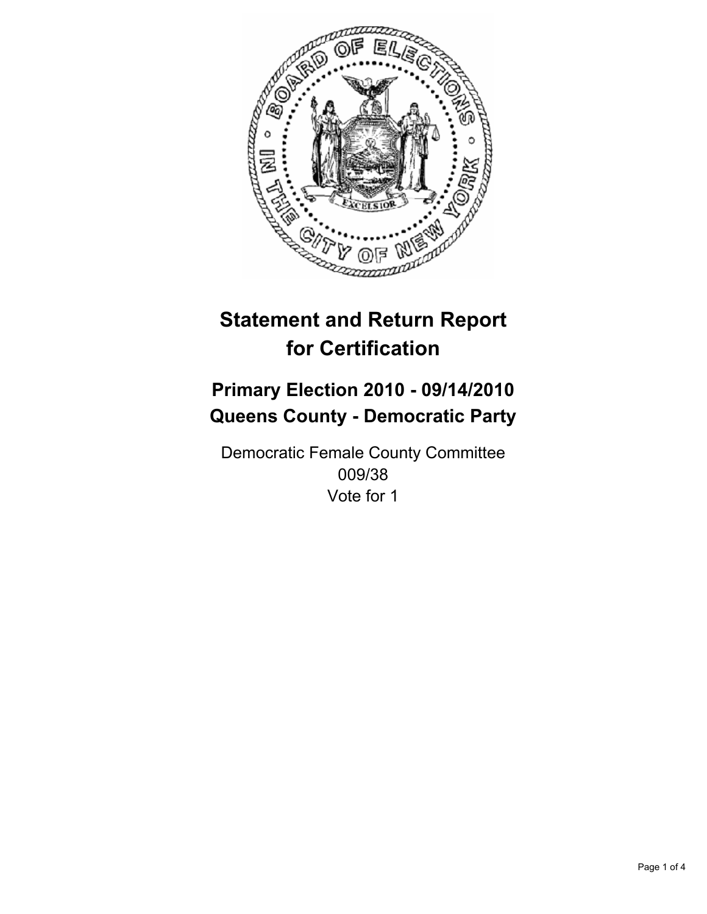# Statement and Return Report for Certification

## Primary Election 2010 - 09/14/2010
## Queens County - Democratic Party

Democratic Female County Committee
009/38
Vote for 1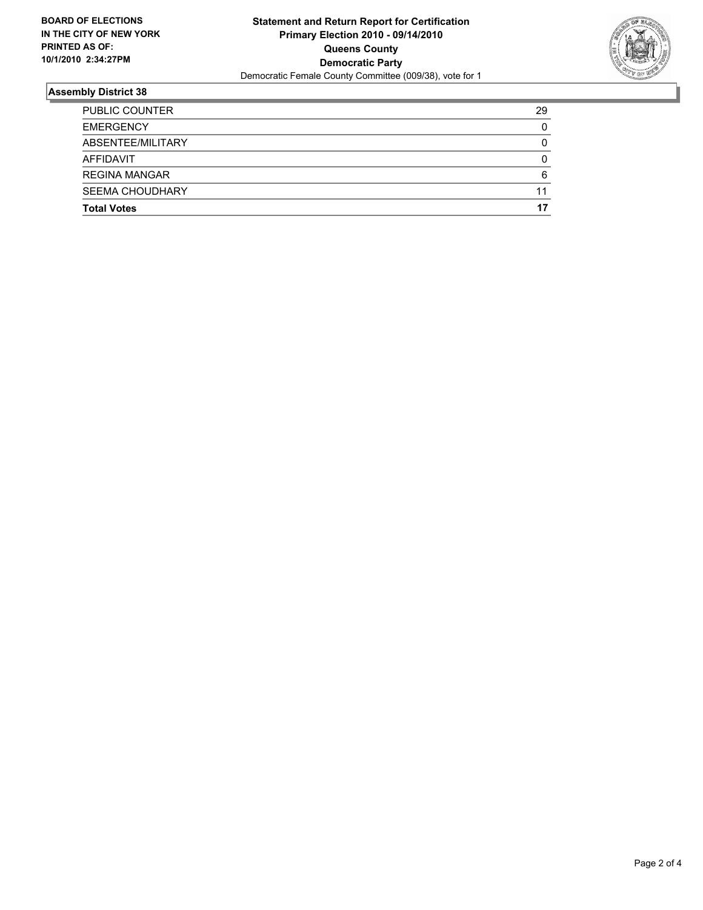**BOARD OF ELECTIONS IN THE CITY OF NEW YORK PRINTED AS OF: 10/1/2010 2:34:27PM**

# Statement and Return Report for Certification
## Primary Election 2010 - 09/14/2010
## Queens County
## Democratic Party

Democratic Female County Committee (009/38), vote for 1

### Assembly District 38

| | |
|---|---|
| PUBLIC COUNTER | 29 |
| EMERGENCY | 0 |
| ABSENTEE/MILITARY | 0 |
| AFFIDAVIT | 0 |
| REGINA MANGAR | 6 |
| SEEMA CHOUDHARY | 11 |
| **Total Votes** | **17** |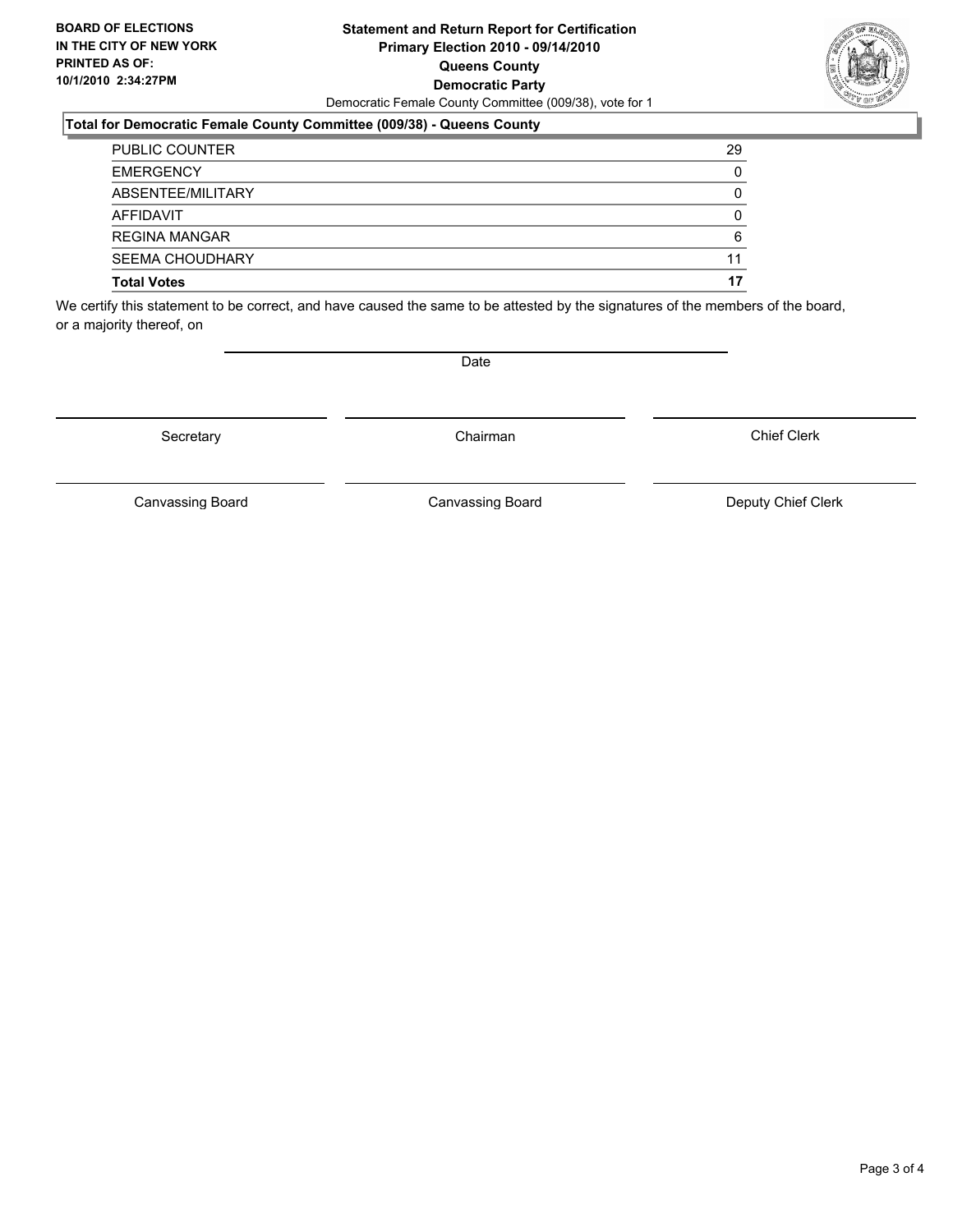**BOARD OF ELECTIONS IN THE CITY OF NEW YORK PRINTED AS OF: 10/1/2010 2:34:27PM**

**Statement and Return Report for Certification**
**Primary Election 2010 - 09/14/2010**
**Queens County**
**Democratic Party**
Democratic Female County Committee (009/38), vote for 1

**Total for Democratic Female County Committee (009/38) - Queens County**

| | |
|---|---|
| PUBLIC COUNTER | 29 |
| EMERGENCY | 0 |
| ABSENTEE/MILITARY | 0 |
| AFFIDAVIT | 0 |
| REGINA MANGAR | 6 |
| SEEMA CHOUDHARY | 11 |
| **Total Votes** | **17** |

We certify this statement to be correct, and have caused the same to be attested by the signatures of the members of the board, or a majority thereof, on

Date

Secretary | Chairman | Chief Clerk

Canvassing Board | Canvassing Board | Deputy Chief Clerk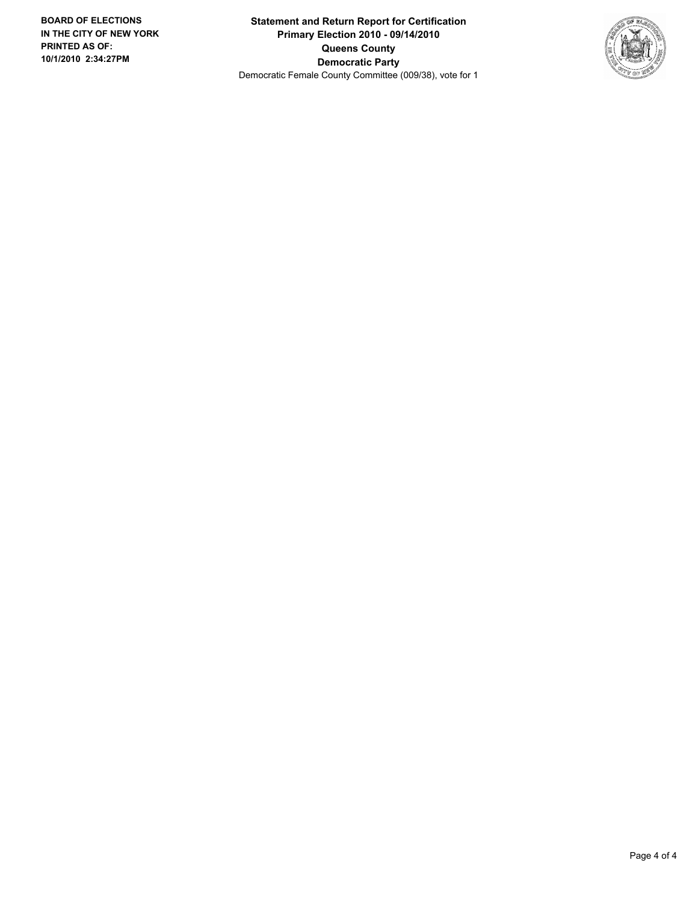BOARD OF ELECTIONS
IN THE CITY OF NEW YORK
PRINTED AS OF:
10/1/2010 2:34:27PM

**Statement and Return Report for Certification**
**Primary Election 2010 - 09/14/2010**
**Queens County**
**Democratic Party**
Democratic Female County Committee (009/38), vote for 1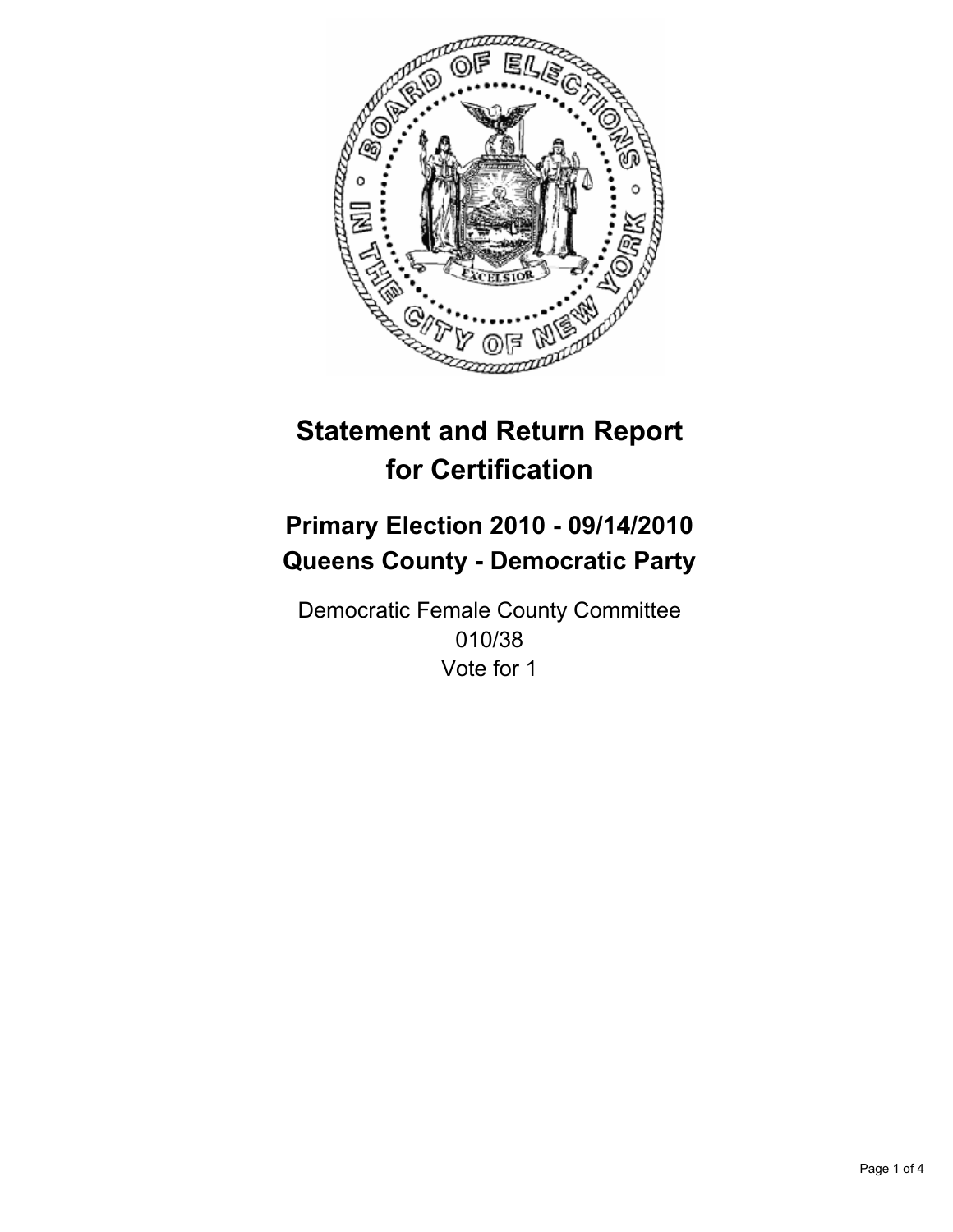# Statement and Return Report for Certification

## Primary Election 2010 - 09/14/2010
## Queens County - Democratic Party

Democratic Female County Committee
010/38
Vote for 1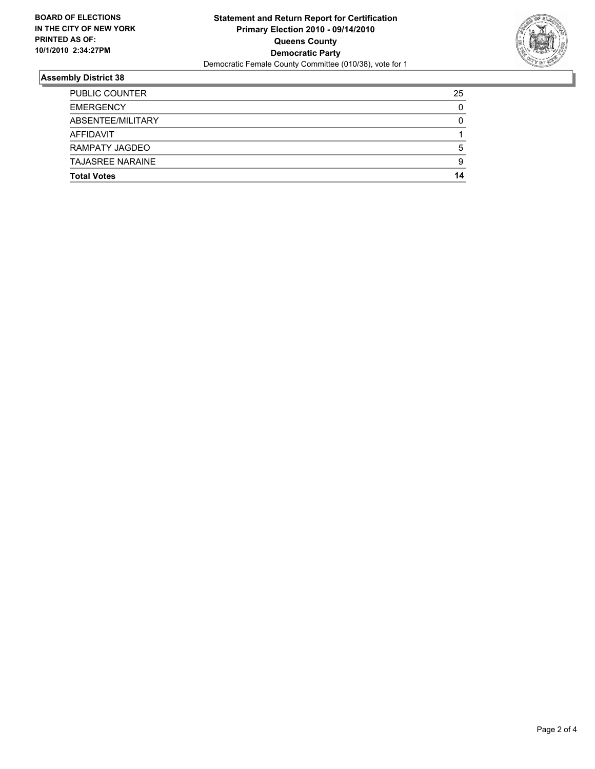**BOARD OF ELECTIONS IN THE CITY OF NEW YORK PRINTED AS OF: 10/1/2010 2:34:27PM**

**Statement and Return Report for Certification**
**Primary Election 2010 - 09/14/2010**
**Queens County**
**Democratic Party**
Democratic Female County Committee (010/38), vote for 1

## Assembly District 38

| | |
|---|---|
| PUBLIC COUNTER | 25 |
| EMERGENCY | 0 |
| ABSENTEE/MILITARY | 0 |
| AFFIDAVIT | 1 |
| RAMPATY JAGDEO | 5 |
| TAJASREE NARAINE | 9 |
| **Total Votes** | **14** |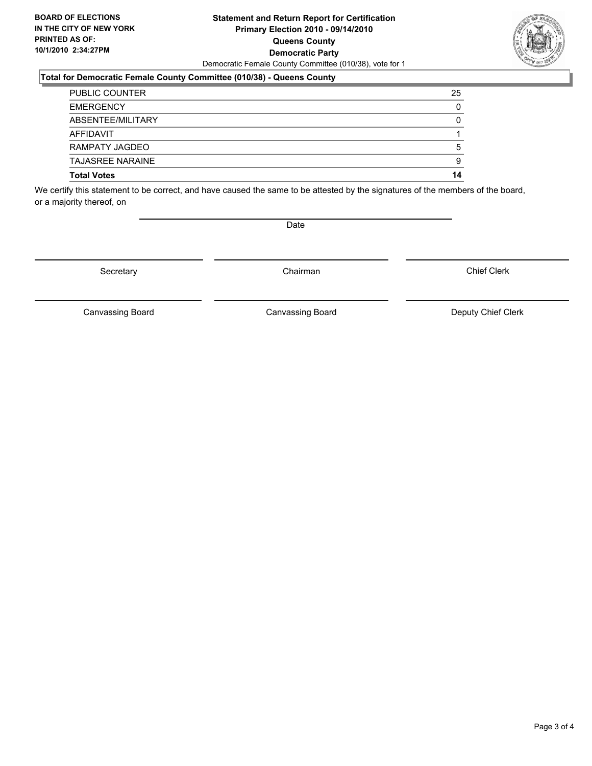**BOARD OF ELECTIONS IN THE CITY OF NEW YORK PRINTED AS OF: 10/1/2010 2:34:27PM**

**Statement and Return Report for Certification**
**Primary Election 2010 - 09/14/2010**
**Queens County**
**Democratic Party**
Democratic Female County Committee (010/38), vote for 1

**Total for Democratic Female County Committee (010/38) - Queens County**

| | |
|---|---|
| PUBLIC COUNTER | 25 |
| EMERGENCY | 0 |
| ABSENTEE/MILITARY | 0 |
| AFFIDAVIT | 1 |
| RAMPATY JAGDEO | 5 |
| TAJASREE NARAINE | 9 |
| **Total Votes** | **14** |

We certify this statement to be correct, and have caused the same to be attested by the signatures of the members of the board, or a majority thereof, on

Date

Secretary | Chairman | Chief Clerk

Canvassing Board | Canvassing Board | Deputy Chief Clerk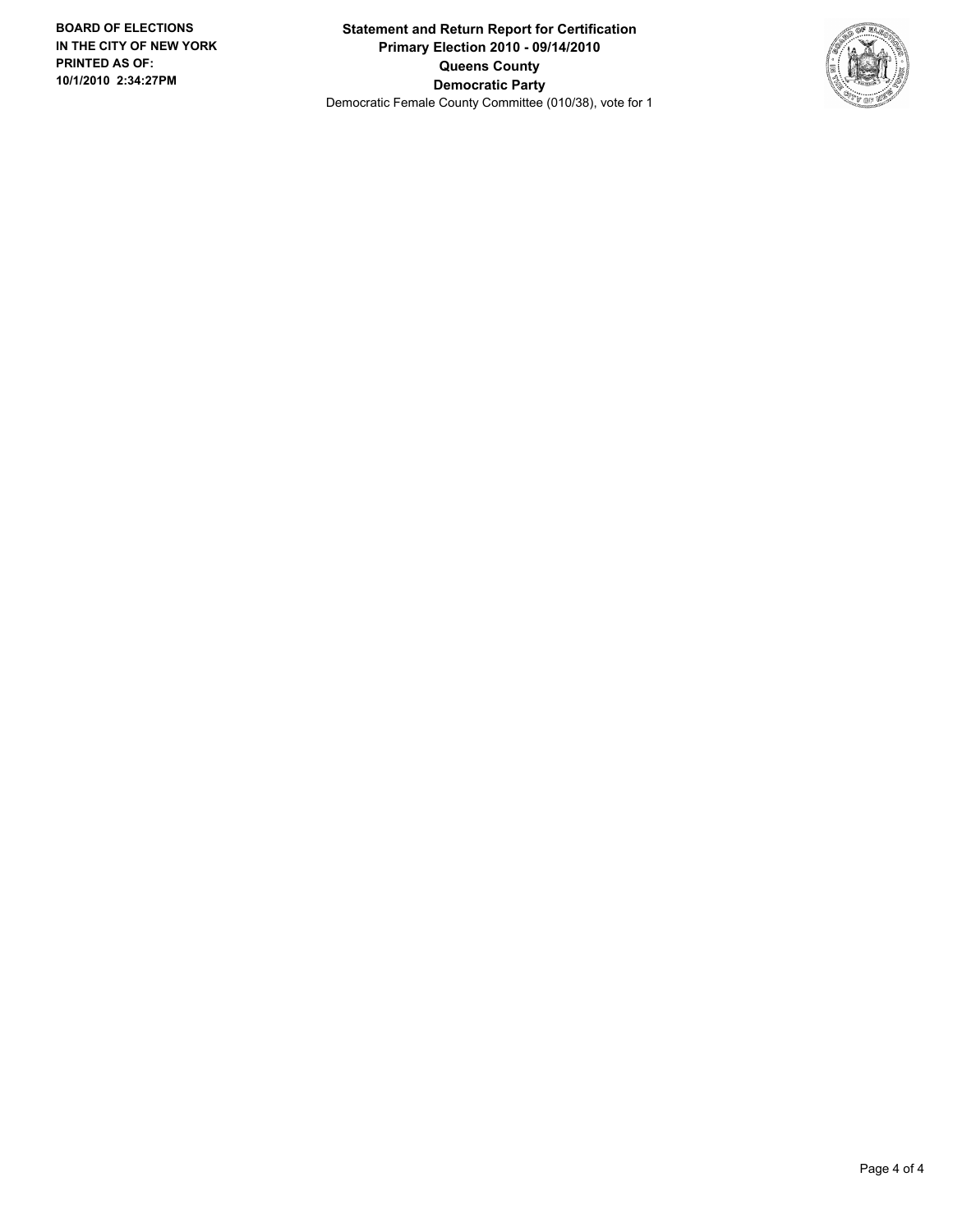**BOARD OF ELECTIONS IN THE CITY OF NEW YORK PRINTED AS OF: 10/1/2010 2:34:27PM**

**Statement and Return Report for Certification**
**Primary Election 2010 - 09/14/2010**
**Queens County**
**Democratic Party**
Democratic Female County Committee (010/38), vote for 1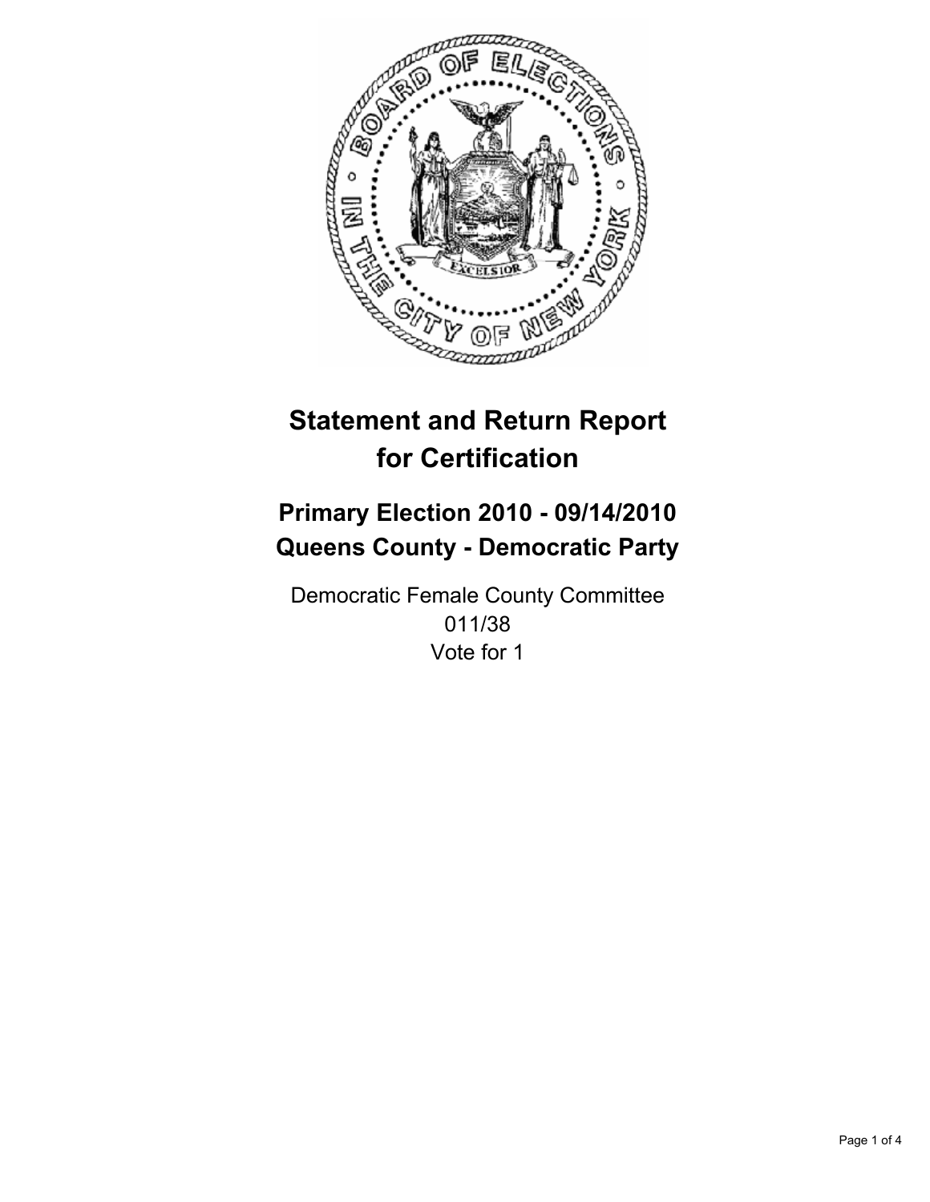# Statement and Return Report for Certification

## Primary Election 2010 - 09/14/2010
## Queens County - Democratic Party

Democratic Female County Committee
011/38
Vote for 1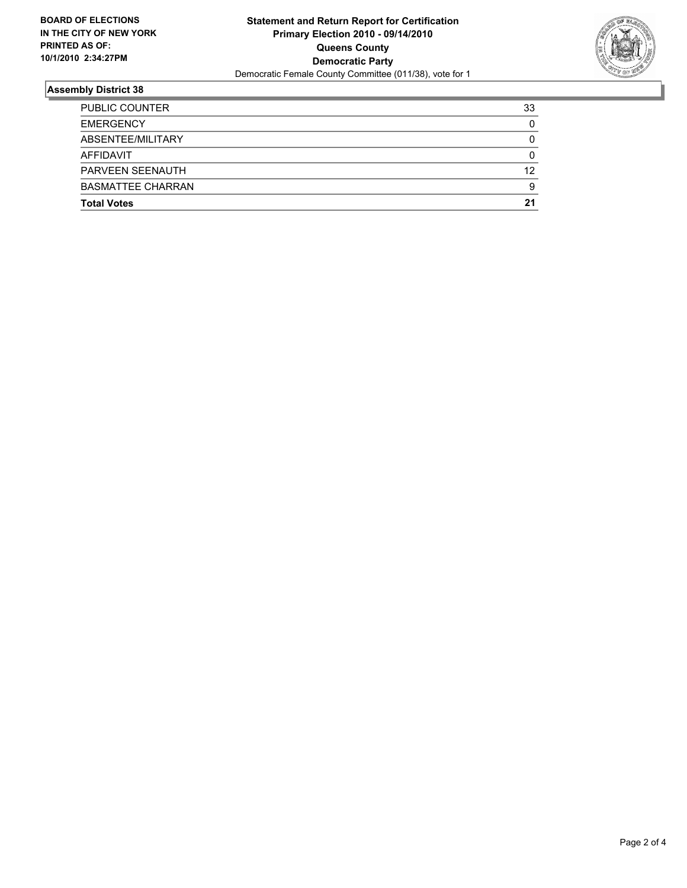**BOARD OF ELECTIONS IN THE CITY OF NEW YORK PRINTED AS OF: 10/1/2010 2:34:27PM**

**Statement and Return Report for Certification**
**Primary Election 2010 - 09/14/2010**
**Queens County**
**Democratic Party**
Democratic Female County Committee (011/38), vote for 1

## Assembly District 38

| | |
|---|---|
| PUBLIC COUNTER | 33 |
| EMERGENCY | 0 |
| ABSENTEE/MILITARY | 0 |
| AFFIDAVIT | 0 |
| PARVEEN SEENAUTH | 12 |
| BASMATTEE CHARRAN | 9 |
| **Total Votes** | **21** |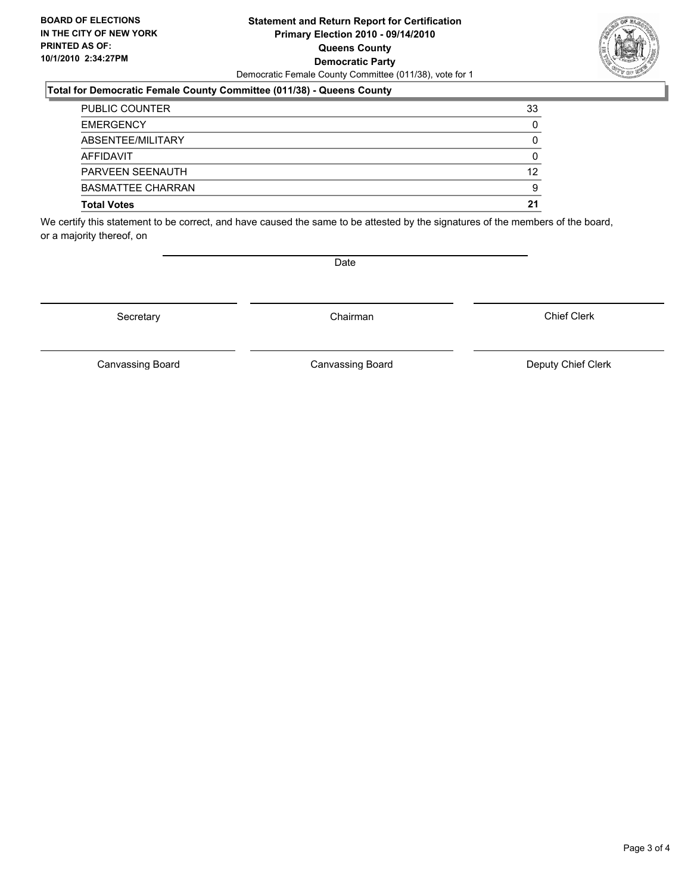**BOARD OF ELECTIONS IN THE CITY OF NEW YORK PRINTED AS OF: 10/1/2010 2:34:27PM**

# Statement and Return Report for Certification Primary Election 2010 - 09/14/2010 Queens County Democratic Party

Democratic Female County Committee (011/38), vote for 1

## Total for Democratic Female County Committee (011/38) - Queens County

| | |
|---|---|
| PUBLIC COUNTER | 33 |
| EMERGENCY | 0 |
| ABSENTEE/MILITARY | 0 |
| AFFIDAVIT | 0 |
| PARVEEN SEENAUTH | 12 |
| BASMATTEE CHARRAN | 9 |
| **Total Votes** | **21** |

We certify this statement to be correct, and have caused the same to be attested by the signatures of the members of the board, or a majority thereof, on

Date

Secretary | Chairman | Chief Clerk

Canvassing Board | Canvassing Board | Deputy Chief Clerk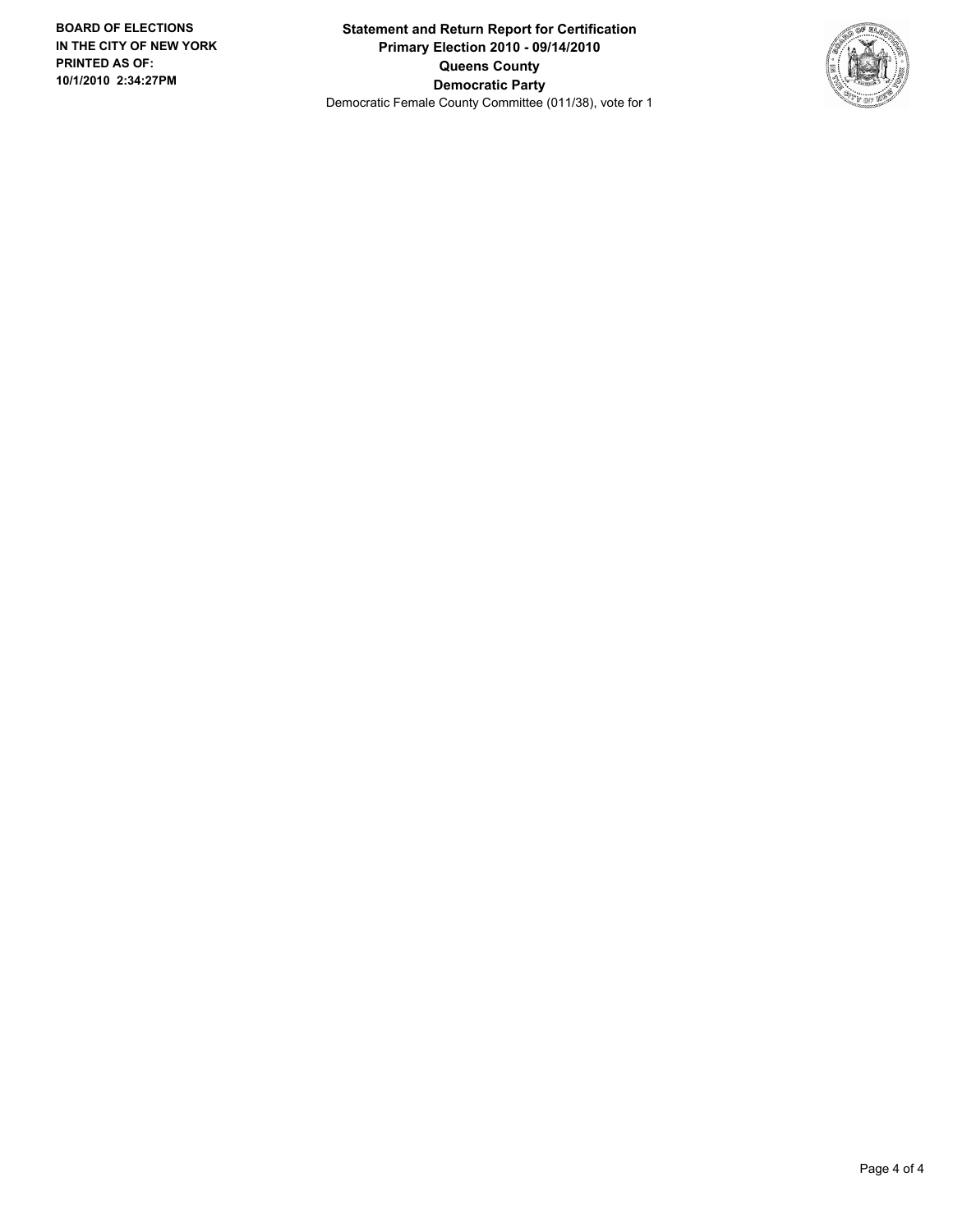**BOARD OF ELECTIONS IN THE CITY OF NEW YORK PRINTED AS OF: 10/1/2010 2:34:27PM**

**Statement and Return Report for Certification**
**Primary Election 2010 - 09/14/2010**
**Queens County**
**Democratic Party**
Democratic Female County Committee (011/38), vote for 1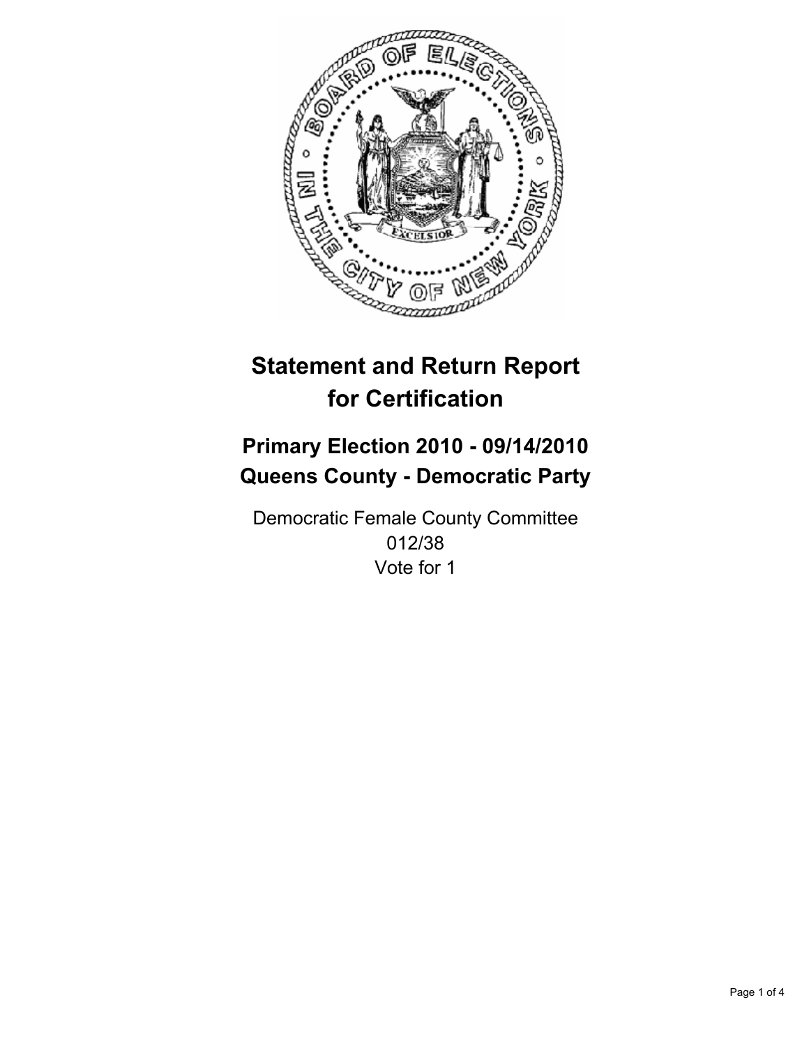# Statement and Return Report for Certification

## Primary Election 2010 - 09/14/2010
## Queens County - Democratic Party

Democratic Female County Committee
012/38
Vote for 1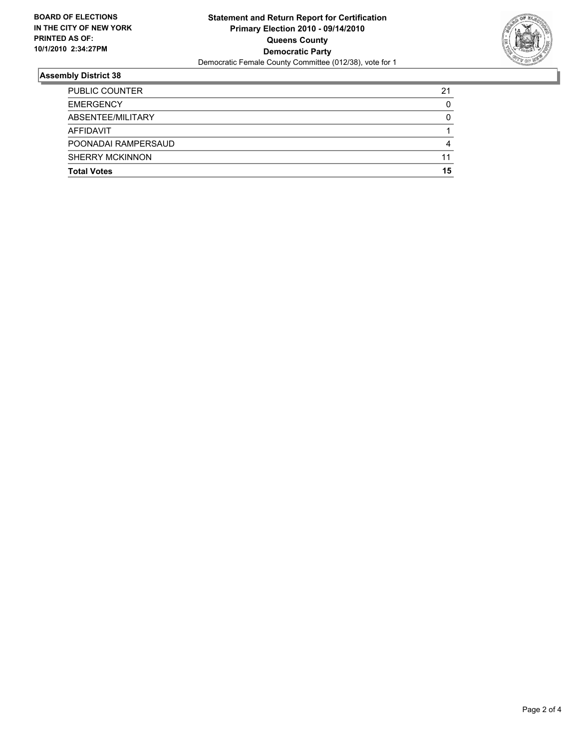**BOARD OF ELECTIONS IN THE CITY OF NEW YORK PRINTED AS OF: 10/1/2010 2:34:27PM**

**Statement and Return Report for Certification**
**Primary Election 2010 - 09/14/2010**
**Queens County**
**Democratic Party**
Democratic Female County Committee (012/38), vote for 1

### Assembly District 38

| | |
|---|---|
| PUBLIC COUNTER | 21 |
| EMERGENCY | 0 |
| ABSENTEE/MILITARY | 0 |
| AFFIDAVIT | 1 |
| POONADAI RAMPERSAUD | 4 |
| SHERRY MCKINNON | 11 |
| **Total Votes** | **15** |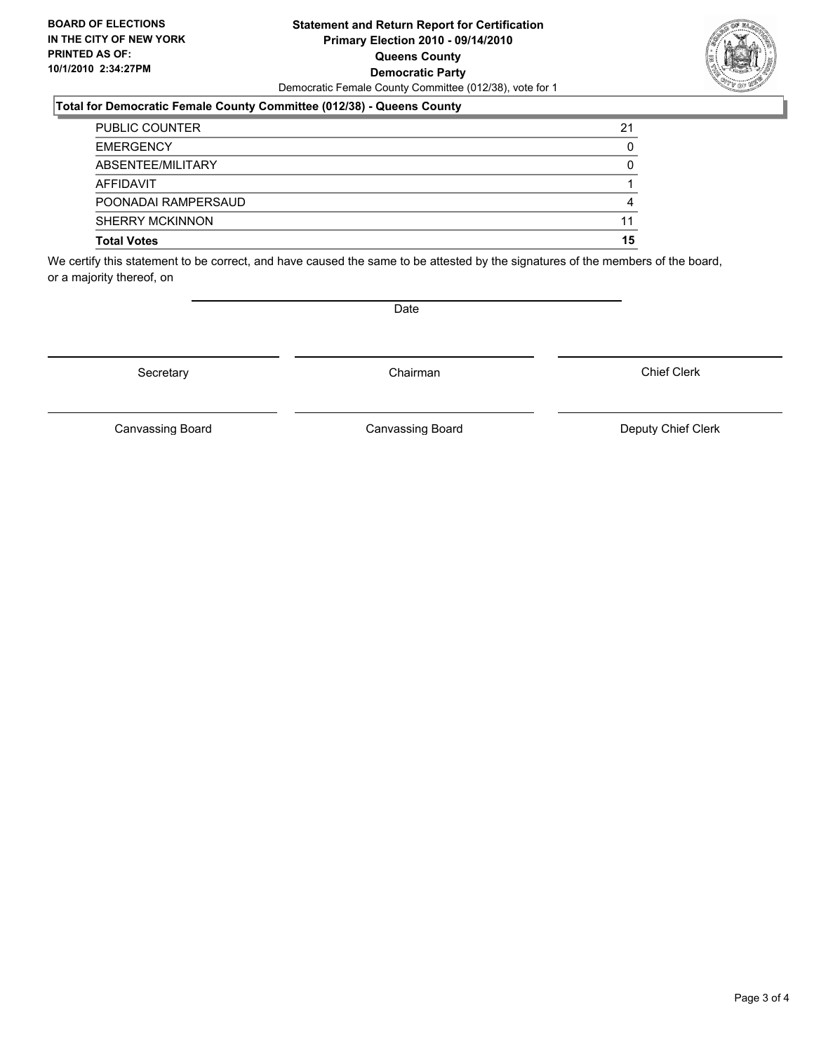**BOARD OF ELECTIONS IN THE CITY OF NEW YORK PRINTED AS OF: 10/1/2010 2:34:27PM**

# Statement and Return Report for Certification
## Primary Election 2010 - 09/14/2010
## Queens County
## Democratic Party

Democratic Female County Committee (012/38), vote for 1

### Total for Democratic Female County Committee (012/38) - Queens County

| | |
|---|---|
| PUBLIC COUNTER | 21 |
| EMERGENCY | 0 |
| ABSENTEE/MILITARY | 0 |
| AFFIDAVIT | 1 |
| POONADAI RAMPERSAUD | 4 |
| SHERRY MCKINNON | 11 |
| **Total Votes** | **15** |

We certify this statement to be correct, and have caused the same to be attested by the signatures of the members of the board, or a majority thereof, on

Date

Secretary | Chairman | Chief Clerk

Canvassing Board | Canvassing Board | Deputy Chief Clerk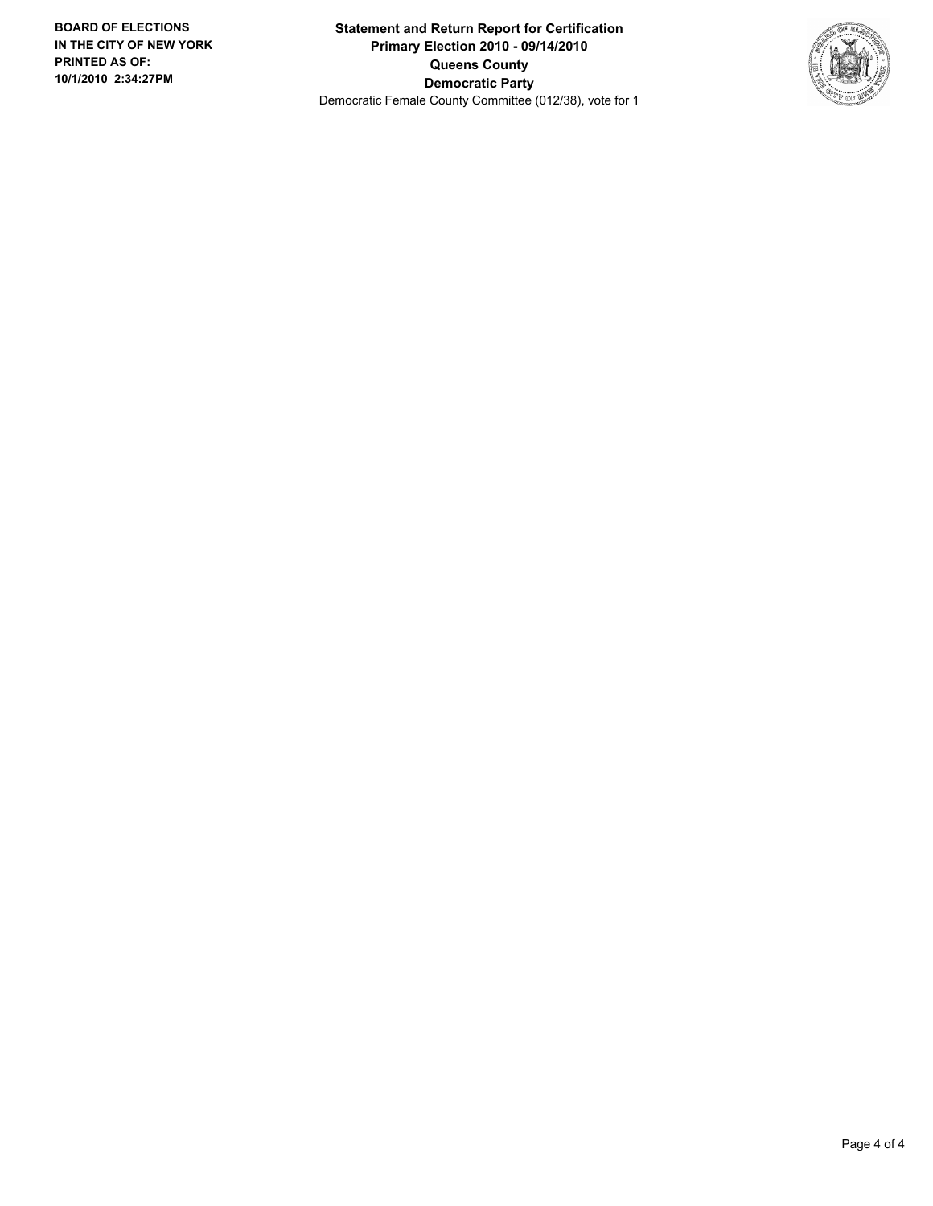**BOARD OF ELECTIONS IN THE CITY OF NEW YORK**
**PRINTED AS OF: 10/1/2010 2:34:27PM**

# Statement and Return Report for Certification
## Primary Election 2010 - 09/14/2010
## Queens County
## Democratic Party

Democratic Female County Committee (012/38), vote for 1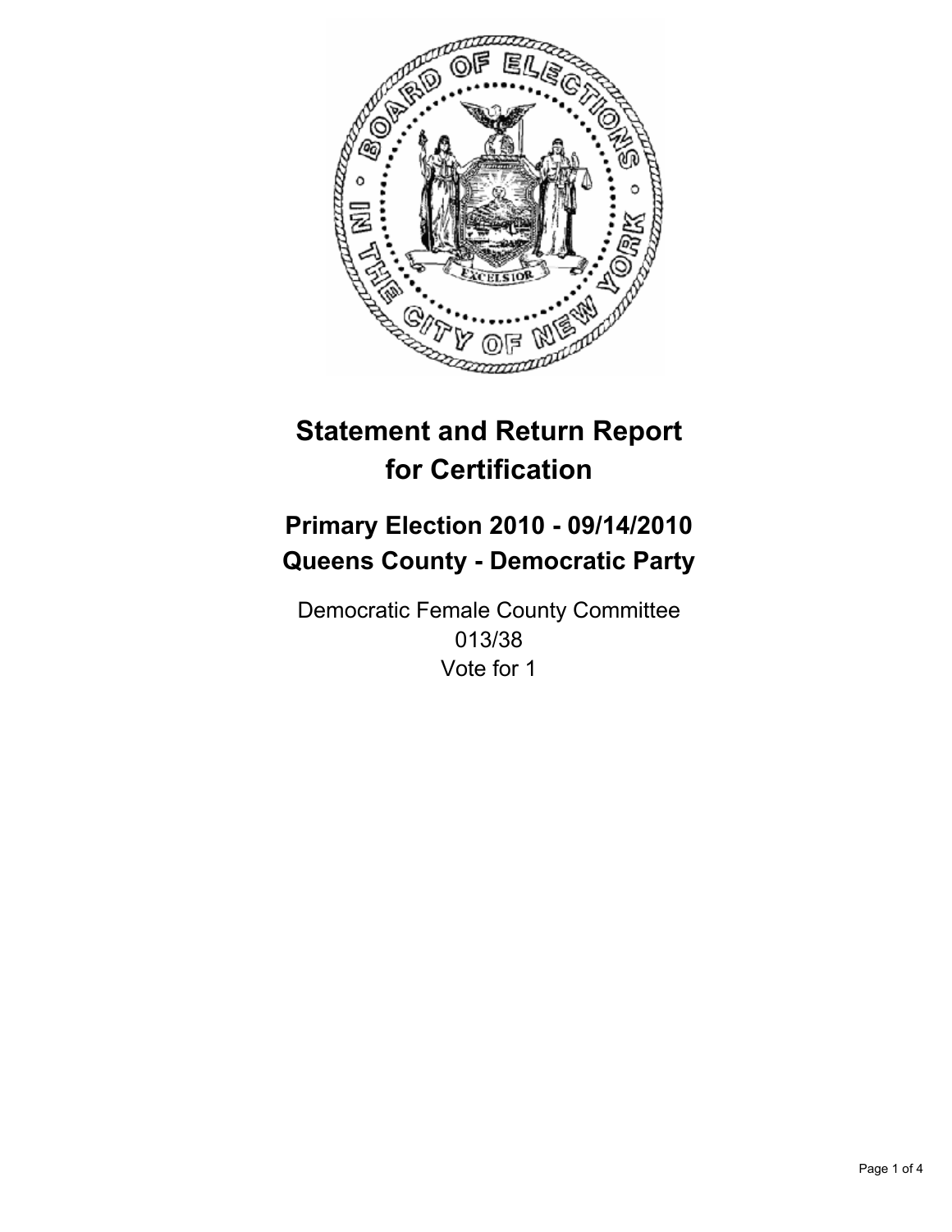# Statement and Return Report for Certification

## Primary Election 2010 - 09/14/2010
## Queens County - Democratic Party

Democratic Female County Committee
013/38
Vote for 1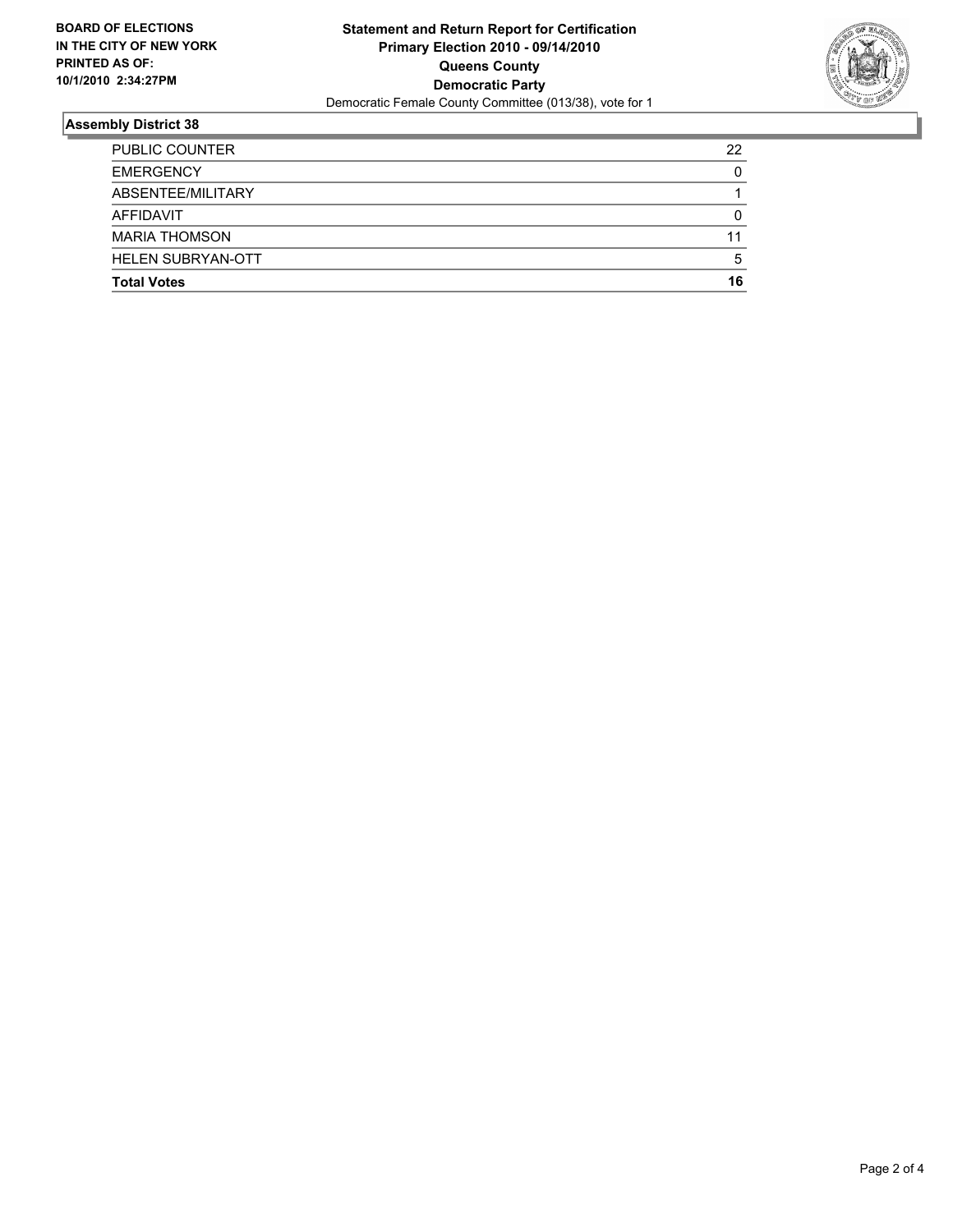**BOARD OF ELECTIONS IN THE CITY OF NEW YORK PRINTED AS OF: 10/1/2010 2:34:27PM**

**Statement and Return Report for Certification**
**Primary Election 2010 - 09/14/2010**
**Queens County**
**Democratic Party**
Democratic Female County Committee (013/38), vote for 1

## Assembly District 38

| | |
|---|---|
| PUBLIC COUNTER | 22 |
| EMERGENCY | 0 |
| ABSENTEE/MILITARY | 1 |
| AFFIDAVIT | 0 |
| MARIA THOMSON | 11 |
| HELEN SUBRYAN-OTT | 5 |
| **Total Votes** | **16** |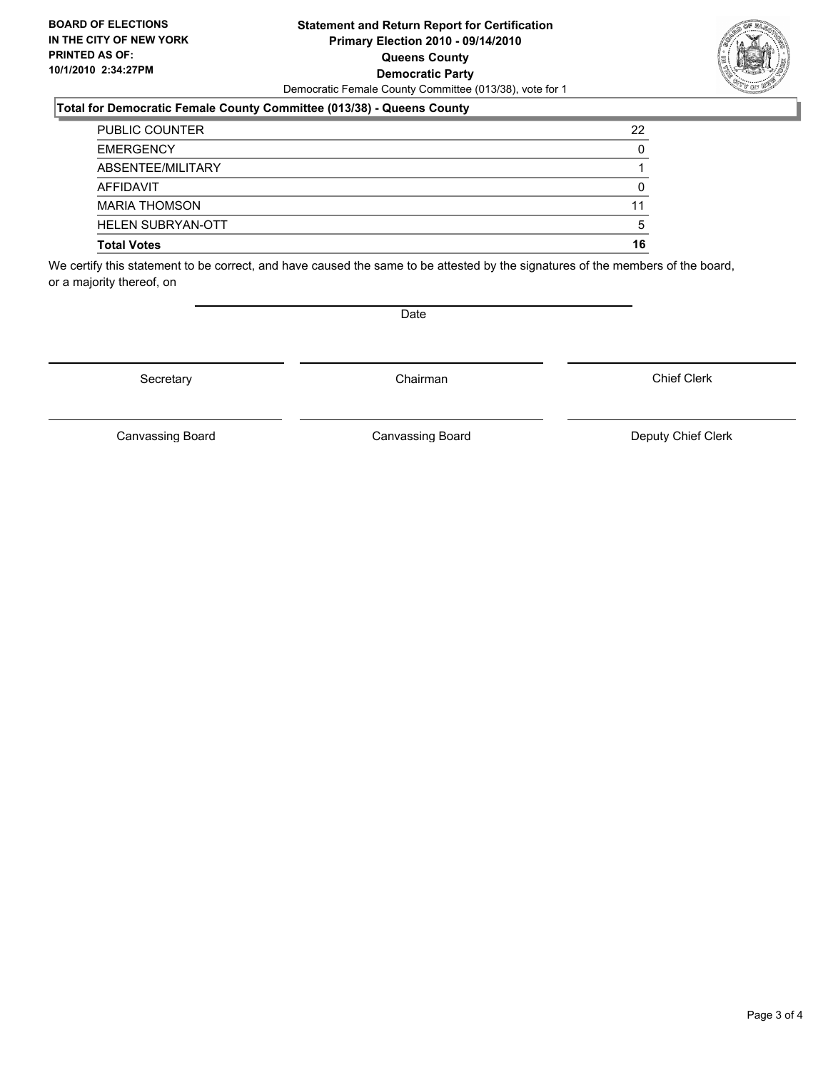**BOARD OF ELECTIONS IN THE CITY OF NEW YORK PRINTED AS OF: 10/1/2010 2:34:27PM**

**Statement and Return Report for Certification**
**Primary Election 2010 - 09/14/2010**
**Queens County**
**Democratic Party**
Democratic Female County Committee (013/38), vote for 1

**Total for Democratic Female County Committee (013/38) - Queens County**

| | |
|---|---|
| PUBLIC COUNTER | 22 |
| EMERGENCY | 0 |
| ABSENTEE/MILITARY | 1 |
| AFFIDAVIT | 0 |
| MARIA THOMSON | 11 |
| HELEN SUBRYAN-OTT | 5 |
| **Total Votes** | **16** |

We certify this statement to be correct, and have caused the same to be attested by the signatures of the members of the board, or a majority thereof, on

Date

Secretary

Chairman

Chief Clerk

Canvassing Board

Canvassing Board

Deputy Chief Clerk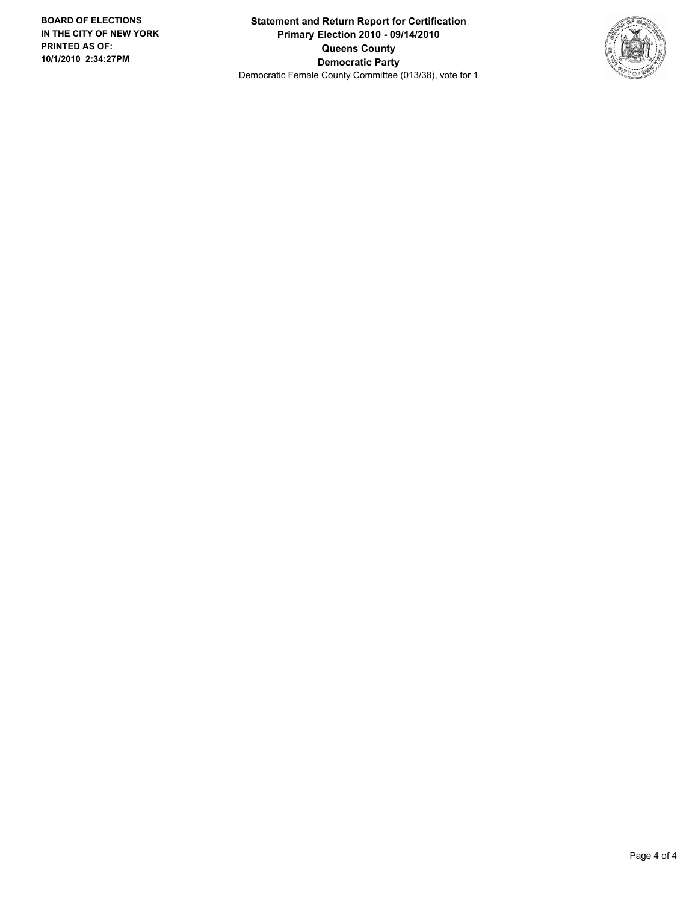**BOARD OF ELECTIONS IN THE CITY OF NEW YORK PRINTED AS OF: 10/1/2010 2:34:27PM**

**Statement and Return Report for Certification**
**Primary Election 2010 - 09/14/2010**
**Queens County**
**Democratic Party**
Democratic Female County Committee (013/38), vote for 1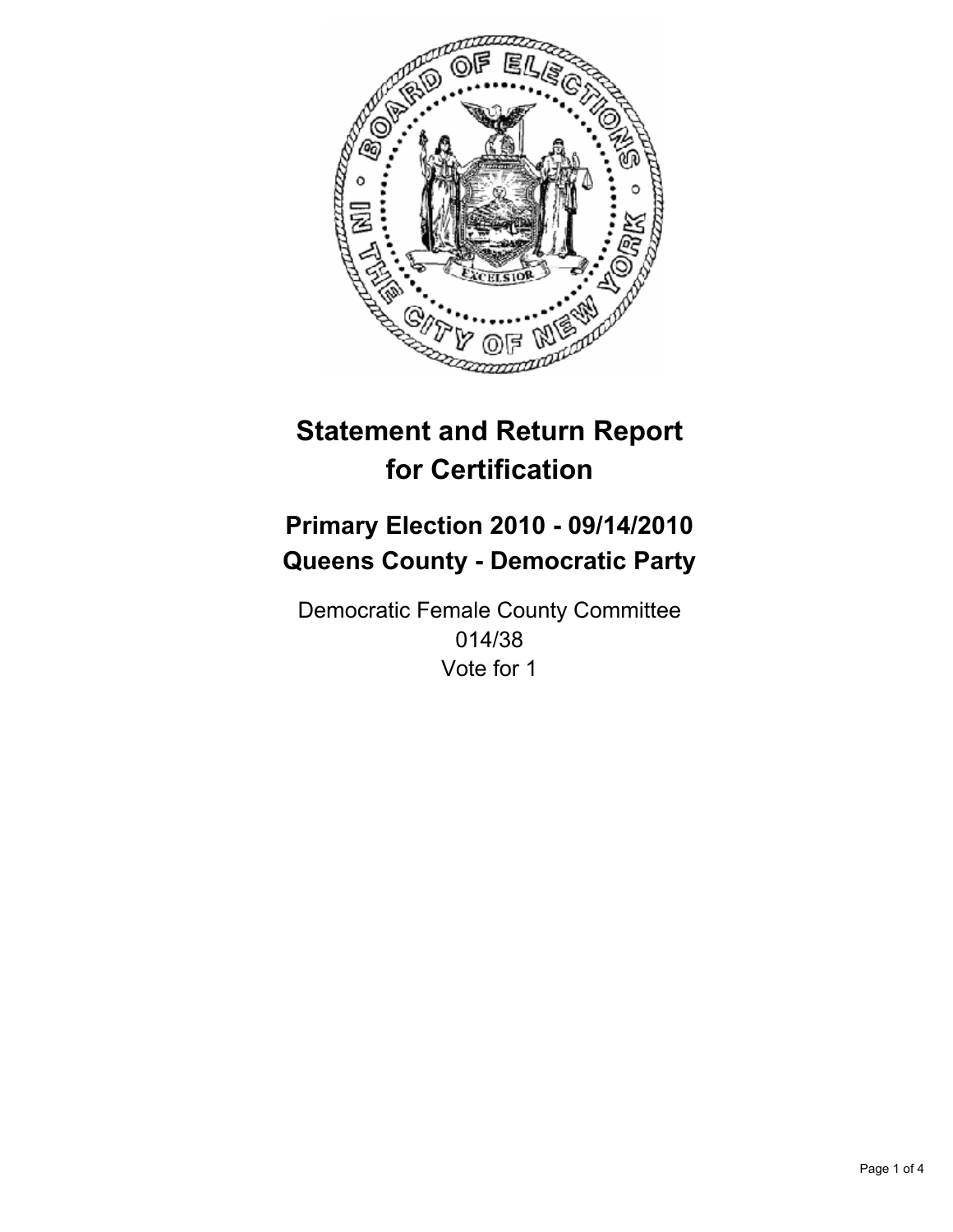# Statement and Return Report for Certification

## Primary Election 2010 - 09/14/2010
## Queens County - Democratic Party

Democratic Female County Committee
014/38
Vote for 1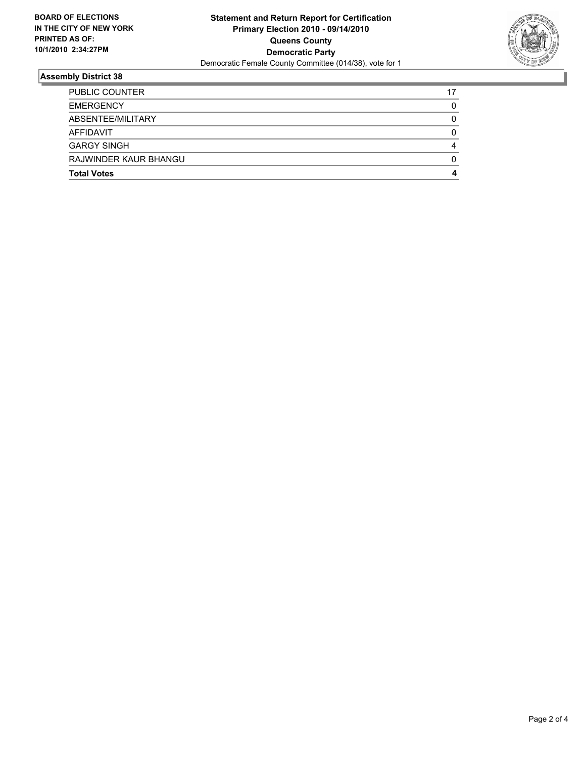**BOARD OF ELECTIONS IN THE CITY OF NEW YORK PRINTED AS OF: 10/1/2010 2:34:27PM**

# Statement and Return Report for Certification
## Primary Election 2010 - 09/14/2010
## Queens County
## Democratic Party
Democratic Female County Committee (014/38), vote for 1

### Assembly District 38

| | |
|---|---|
| PUBLIC COUNTER | 17 |
| EMERGENCY | 0 |
| ABSENTEE/MILITARY | 0 |
| AFFIDAVIT | 0 |
| GARGY SINGH | 4 |
| RAJWINDER KAUR BHANGU | 0 |
| **Total Votes** | **4** |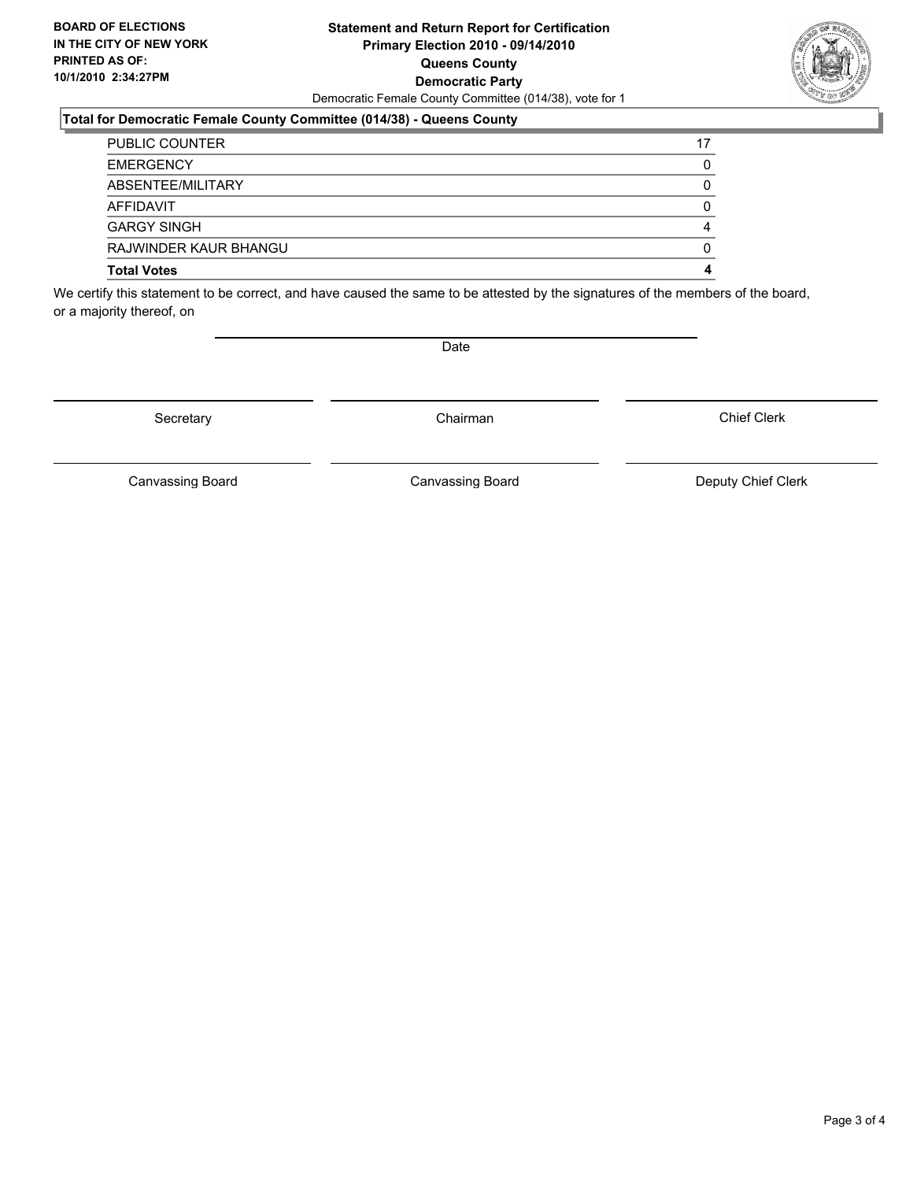**BOARD OF ELECTIONS IN THE CITY OF NEW YORK PRINTED AS OF: 10/1/2010 2:34:27PM**

**Statement and Return Report for Certification Primary Election 2010 - 09/14/2010 Queens County Democratic Party**

Democratic Female County Committee (014/38), vote for 1

**Total for Democratic Female County Committee (014/38) - Queens County**

| | |
|---|---|
| PUBLIC COUNTER | 17 |
| EMERGENCY | 0 |
| ABSENTEE/MILITARY | 0 |
| AFFIDAVIT | 0 |
| GARGY SINGH | 4 |
| RAJWINDER KAUR BHANGU | 0 |
| **Total Votes** | **4** |

We certify this statement to be correct, and have caused the same to be attested by the signatures of the members of the board, or a majority thereof, on

Date

| | | |
|---|---|---|
| Secretary | Chairman | Chief Clerk |
| Canvassing Board | Canvassing Board | Deputy Chief Clerk |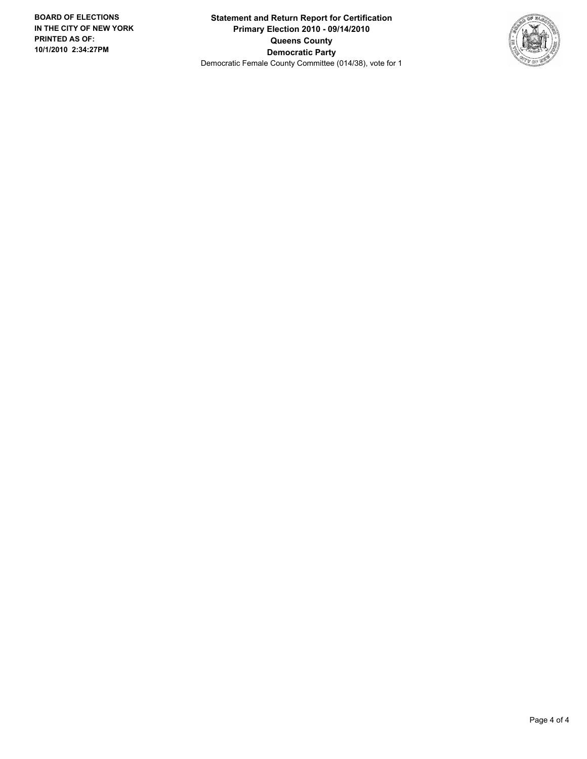**BOARD OF ELECTIONS IN THE CITY OF NEW YORK PRINTED AS OF: 10/1/2010 2:34:27PM**

**Statement and Return Report for Certification**
**Primary Election 2010 - 09/14/2010**
**Queens County**
**Democratic Party**
Democratic Female County Committee (014/38), vote for 1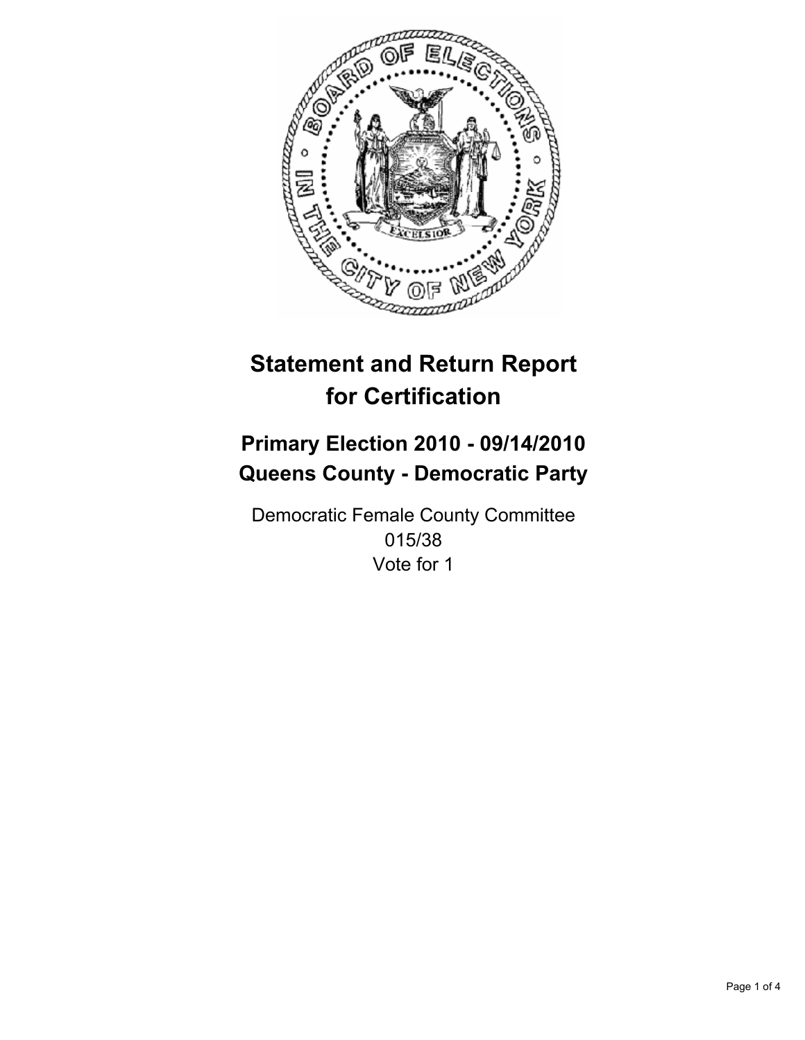# Statement and Return Report for Certification

## Primary Election 2010 - 09/14/2010
## Queens County - Democratic Party

Democratic Female County Committee
015/38
Vote for 1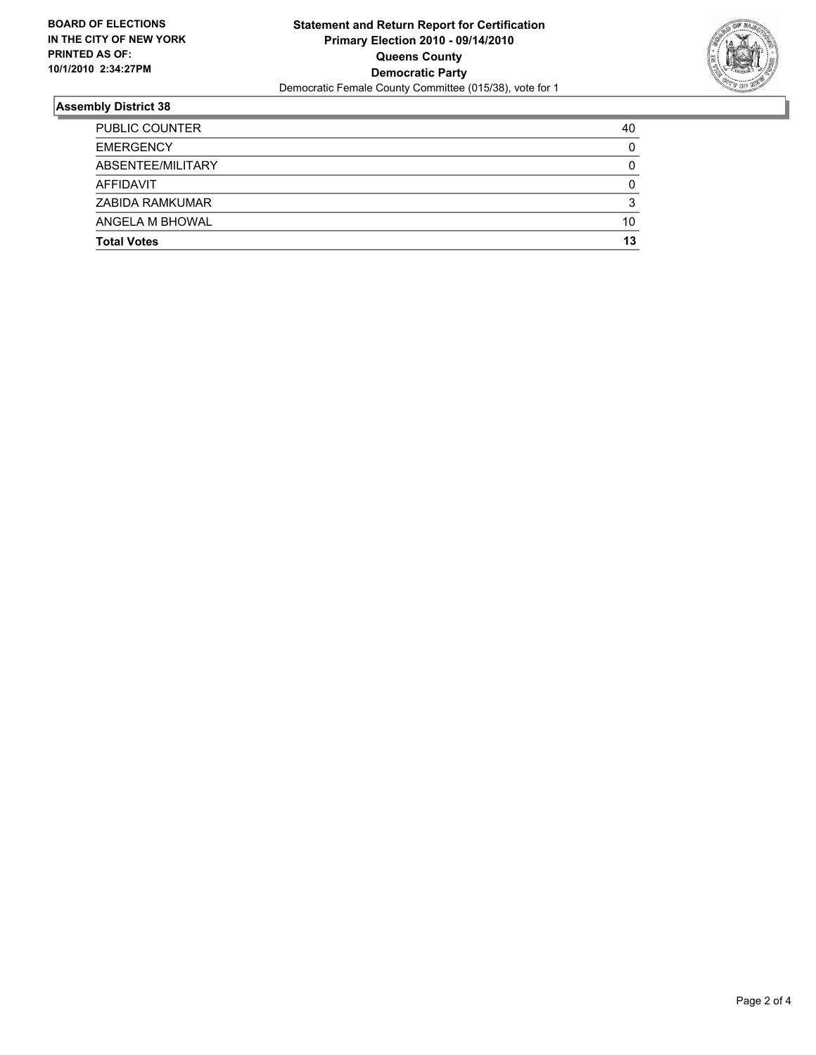**BOARD OF ELECTIONS IN THE CITY OF NEW YORK PRINTED AS OF: 10/1/2010 2:34:27PM**

**Statement and Return Report for Certification**
**Primary Election 2010 - 09/14/2010**
**Queens County**
**Democratic Party**
Democratic Female County Committee (015/38), vote for 1

## Assembly District 38

| | |
|---|---|
| PUBLIC COUNTER | 40 |
| EMERGENCY | 0 |
| ABSENTEE/MILITARY | 0 |
| AFFIDAVIT | 0 |
| ZABIDA RAMKUMAR | 3 |
| ANGELA M BHOWAL | 10 |
| **Total Votes** | **13** |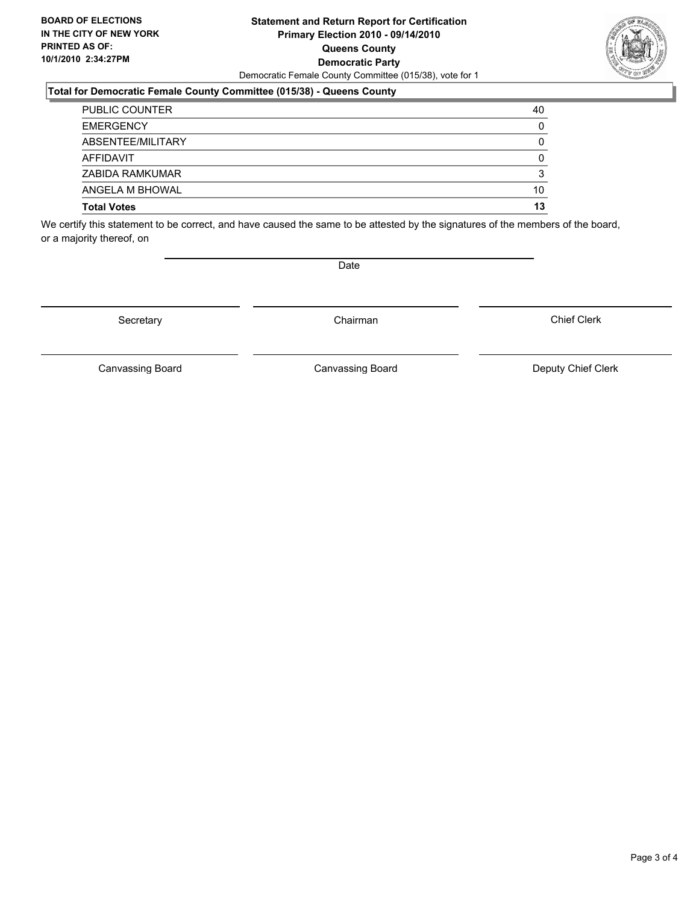**BOARD OF ELECTIONS IN THE CITY OF NEW YORK PRINTED AS OF: 10/1/2010 2:34:27PM**

**Statement and Return Report for Certification**
**Primary Election 2010 - 09/14/2010**
**Queens County**
**Democratic Party**
Democratic Female County Committee (015/38), vote for 1

### Total for Democratic Female County Committee (015/38) - Queens County

| | |
|---|---|
| PUBLIC COUNTER | 40 |
| EMERGENCY | 0 |
| ABSENTEE/MILITARY | 0 |
| AFFIDAVIT | 0 |
| ZABIDA RAMKUMAR | 3 |
| ANGELA M BHOWAL | 10 |
| **Total Votes** | **13** |

We certify this statement to be correct, and have caused the same to be attested by the signatures of the members of the board, or a majority thereof, on

Date

| | | |
|---|---|---|
| Secretary | Chairman | Chief Clerk |
| Canvassing Board | Canvassing Board | Deputy Chief Clerk |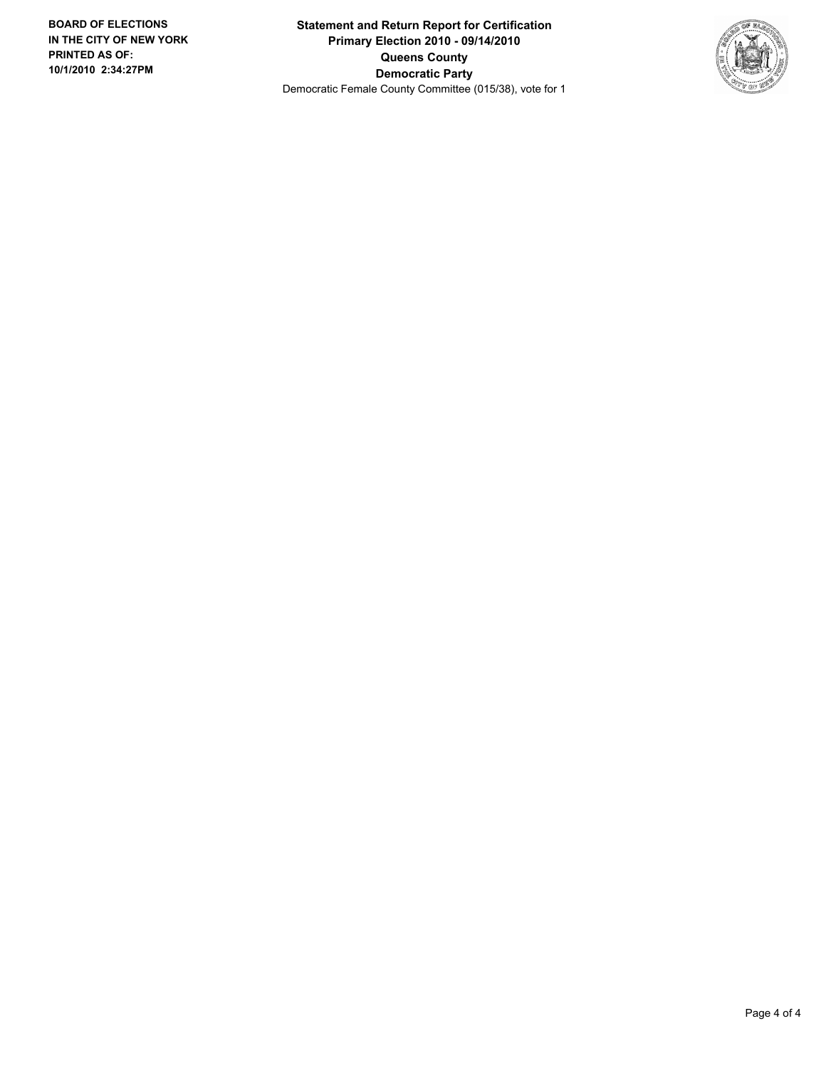**BOARD OF ELECTIONS IN THE CITY OF NEW YORK PRINTED AS OF: 10/1/2010 2:34:27PM**

**Statement and Return Report for Certification**
**Primary Election 2010 - 09/14/2010**
**Queens County**
**Democratic Party**
Democratic Female County Committee (015/38), vote for 1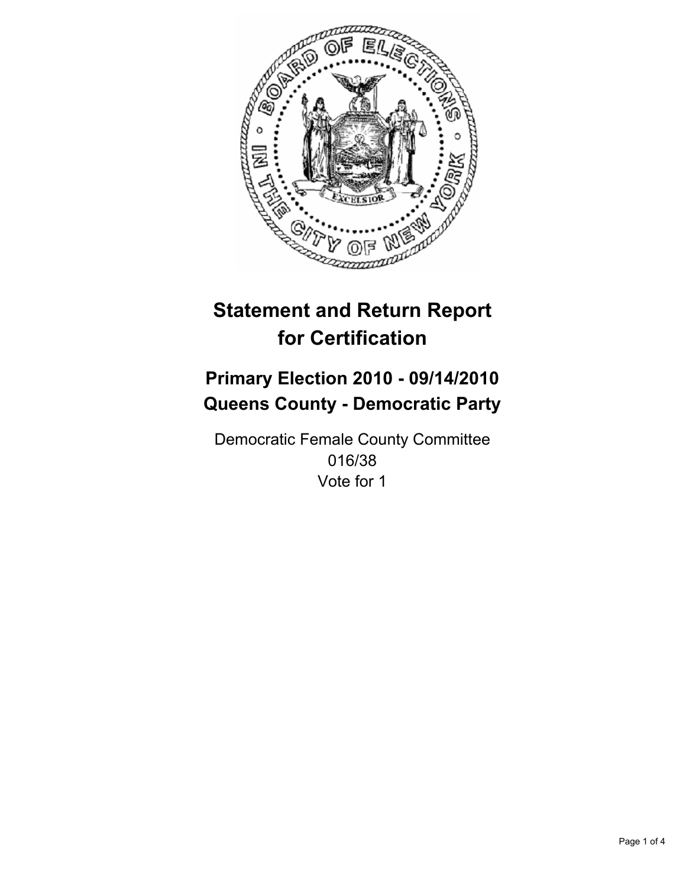# Statement and Return Report for Certification

## Primary Election 2010 - 09/14/2010
## Queens County - Democratic Party

Democratic Female County Committee
016/38
Vote for 1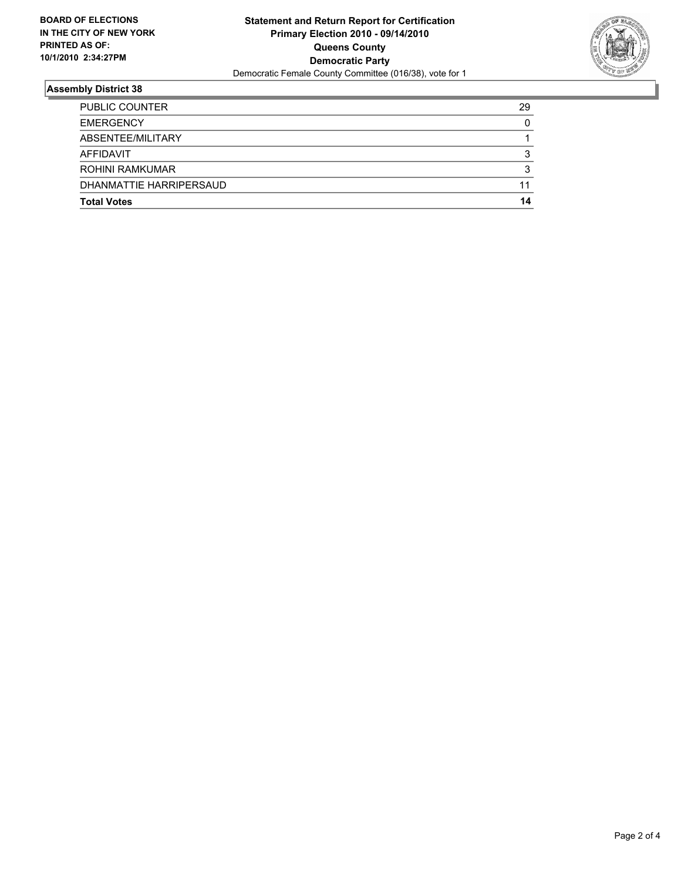**BOARD OF ELECTIONS IN THE CITY OF NEW YORK PRINTED AS OF: 10/1/2010 2:34:27PM**

**Statement and Return Report for Certification Primary Election 2010 - 09/14/2010 Queens County Democratic Party**

Democratic Female County Committee (016/38), vote for 1

## Assembly District 38

| | |
|---|---|
| PUBLIC COUNTER | 29 |
| EMERGENCY | 0 |
| ABSENTEE/MILITARY | 1 |
| AFFIDAVIT | 3 |
| ROHINI RAMKUMAR | 3 |
| DHANMATTIE HARRIPERSAUD | 11 |
| **Total Votes** | **14** |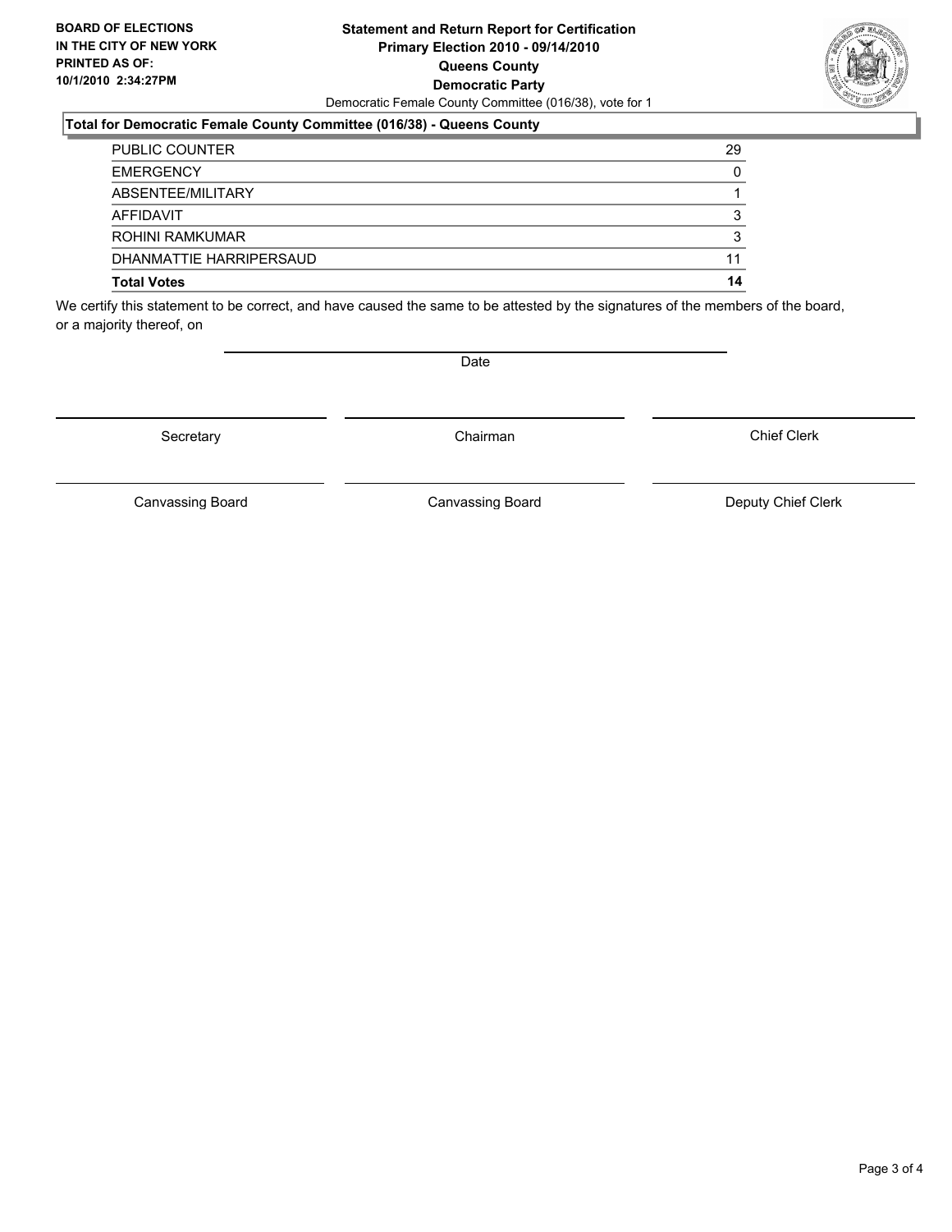**BOARD OF ELECTIONS IN THE CITY OF NEW YORK PRINTED AS OF: 10/1/2010 2:34:27PM**

**Statement and Return Report for Certification Primary Election 2010 - 09/14/2010 Queens County Democratic Party**

Democratic Female County Committee (016/38), vote for 1

## Total for Democratic Female County Committee (016/38) - Queens County

| | |
|---|---|
| PUBLIC COUNTER | 29 |
| EMERGENCY | 0 |
| ABSENTEE/MILITARY | 1 |
| AFFIDAVIT | 3 |
| ROHINI RAMKUMAR | 3 |
| DHANMATTIE HARRIPERSAUD | 11 |
| **Total Votes** | **14** |

We certify this statement to be correct, and have caused the same to be attested by the signatures of the members of the board, or a majority thereof, on

Date

Secretary | Chairman | Chief Clerk

Canvassing Board | Canvassing Board | Deputy Chief Clerk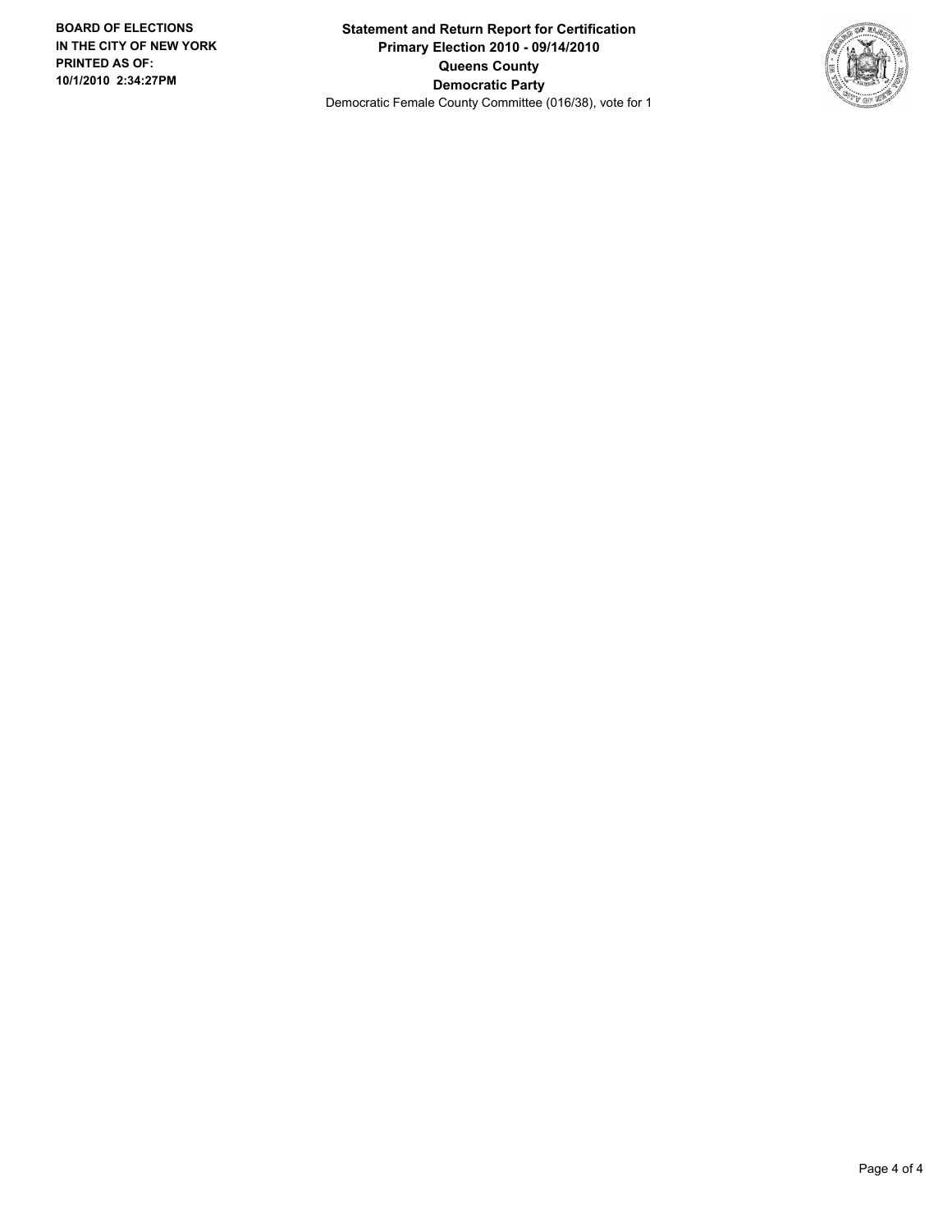**BOARD OF ELECTIONS IN THE CITY OF NEW YORK PRINTED AS OF: 10/1/2010 2:34:27PM**

**Statement and Return Report for Certification**
**Primary Election 2010 - 09/14/2010**
**Queens County**
**Democratic Party**
Democratic Female County Committee (016/38), vote for 1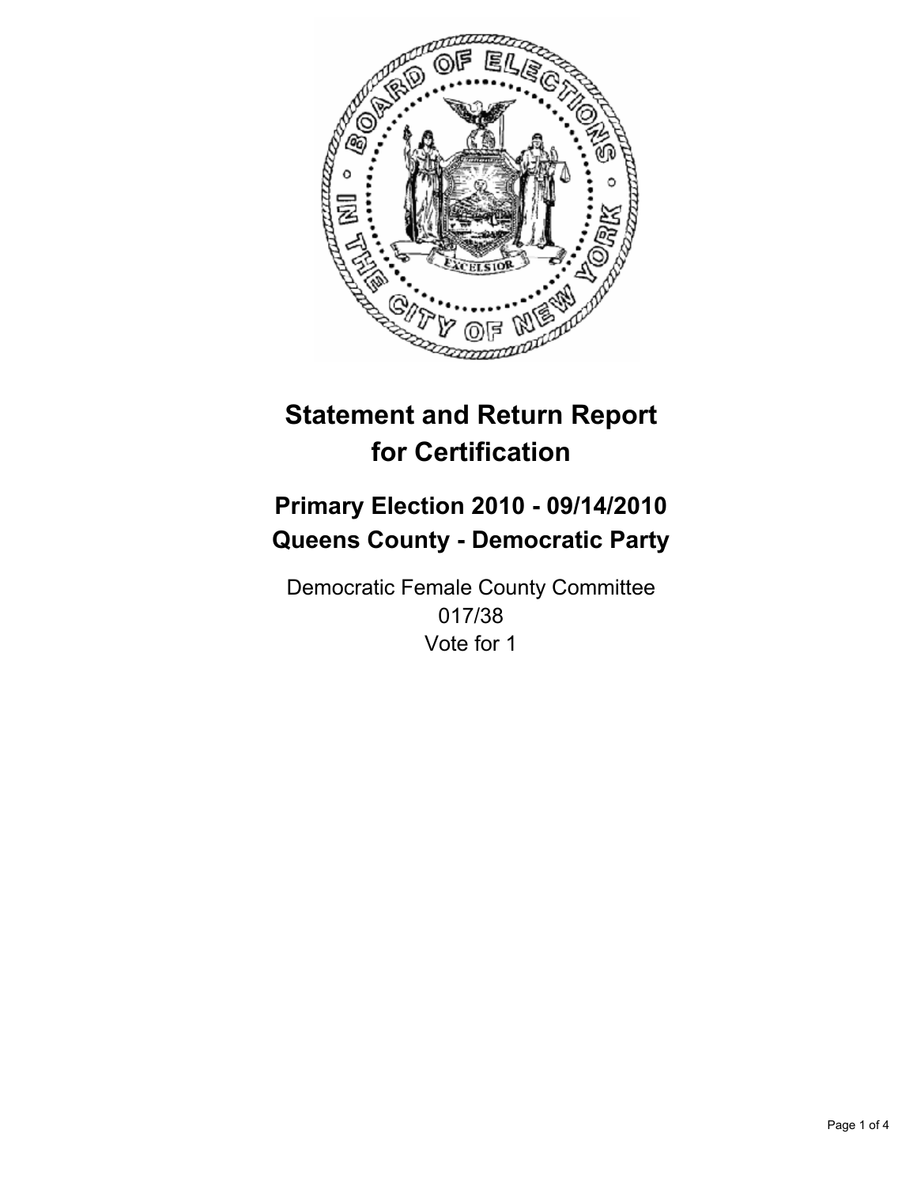# Statement and Return Report for Certification

## Primary Election 2010 - 09/14/2010
## Queens County - Democratic Party

Democratic Female County Committee
017/38
Vote for 1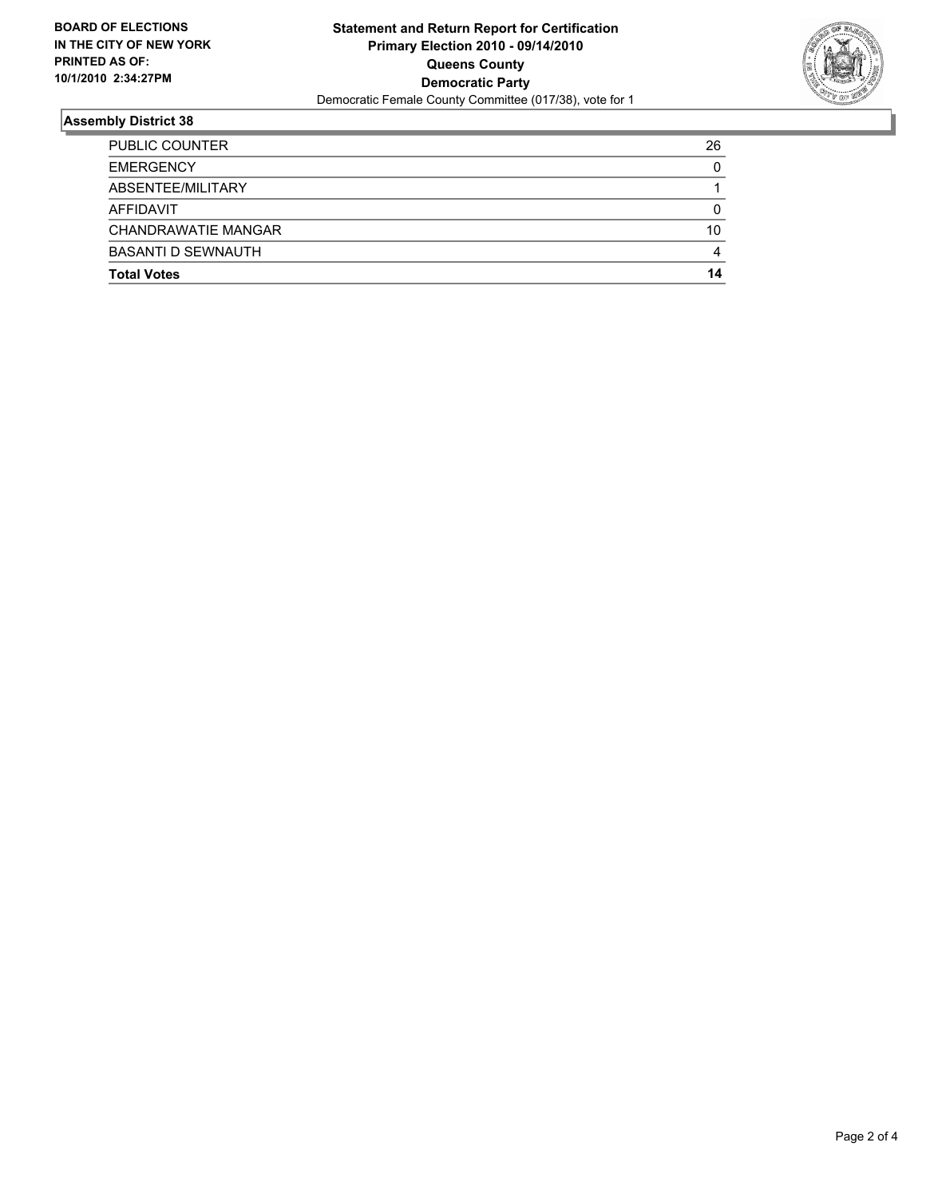**BOARD OF ELECTIONS IN THE CITY OF NEW YORK PRINTED AS OF: 10/1/2010 2:34:27PM**

**Statement and Return Report for Certification**
**Primary Election 2010 - 09/14/2010**
**Queens County**
**Democratic Party**
Democratic Female County Committee (017/38), vote for 1

## Assembly District 38

| | |
|---|---|
| PUBLIC COUNTER | 26 |
| EMERGENCY | 0 |
| ABSENTEE/MILITARY | 1 |
| AFFIDAVIT | 0 |
| CHANDRAWATIE MANGAR | 10 |
| BASANTI D SEWNAUTH | 4 |
| **Total Votes** | **14** |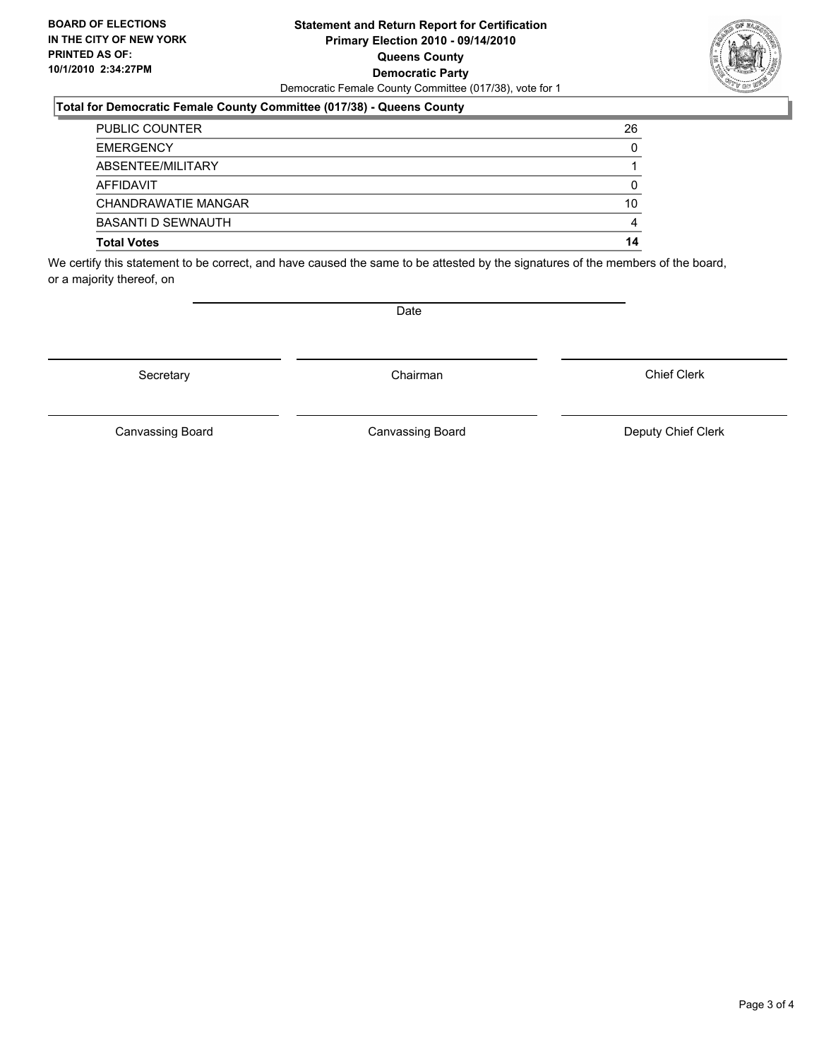**BOARD OF ELECTIONS IN THE CITY OF NEW YORK PRINTED AS OF: 10/1/2010 2:34:27PM**

**Statement and Return Report for Certification**
**Primary Election 2010 - 09/14/2010**
**Queens County**
**Democratic Party**
Democratic Female County Committee (017/38), vote for 1

**Total for Democratic Female County Committee (017/38) - Queens County**

| | |
|---|---|
| PUBLIC COUNTER | 26 |
| EMERGENCY | 0 |
| ABSENTEE/MILITARY | 1 |
| AFFIDAVIT | 0 |
| CHANDRAWATIE MANGAR | 10 |
| BASANTI D SEWNAUTH | 4 |
| **Total Votes** | **14** |

We certify this statement to be correct, and have caused the same to be attested by the signatures of the members of the board, or a majority thereof, on

Date

Secretary | Chairman | Chief Clerk

Canvassing Board | Canvassing Board | Deputy Chief Clerk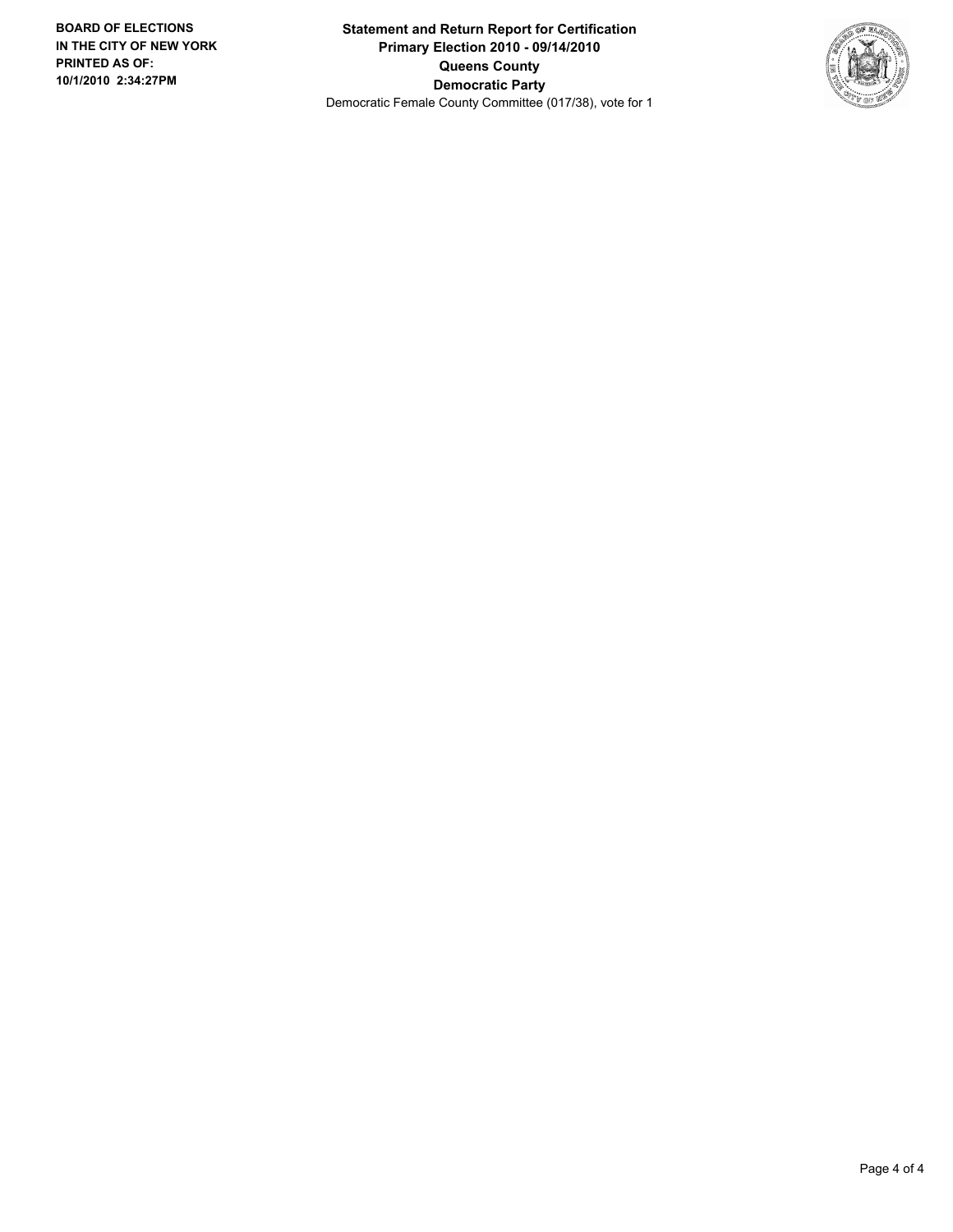**BOARD OF ELECTIONS IN THE CITY OF NEW YORK PRINTED AS OF: 10/1/2010 2:34:27PM**

**Statement and Return Report for Certification**
**Primary Election 2010 - 09/14/2010**
**Queens County**
**Democratic Party**
Democratic Female County Committee (017/38), vote for 1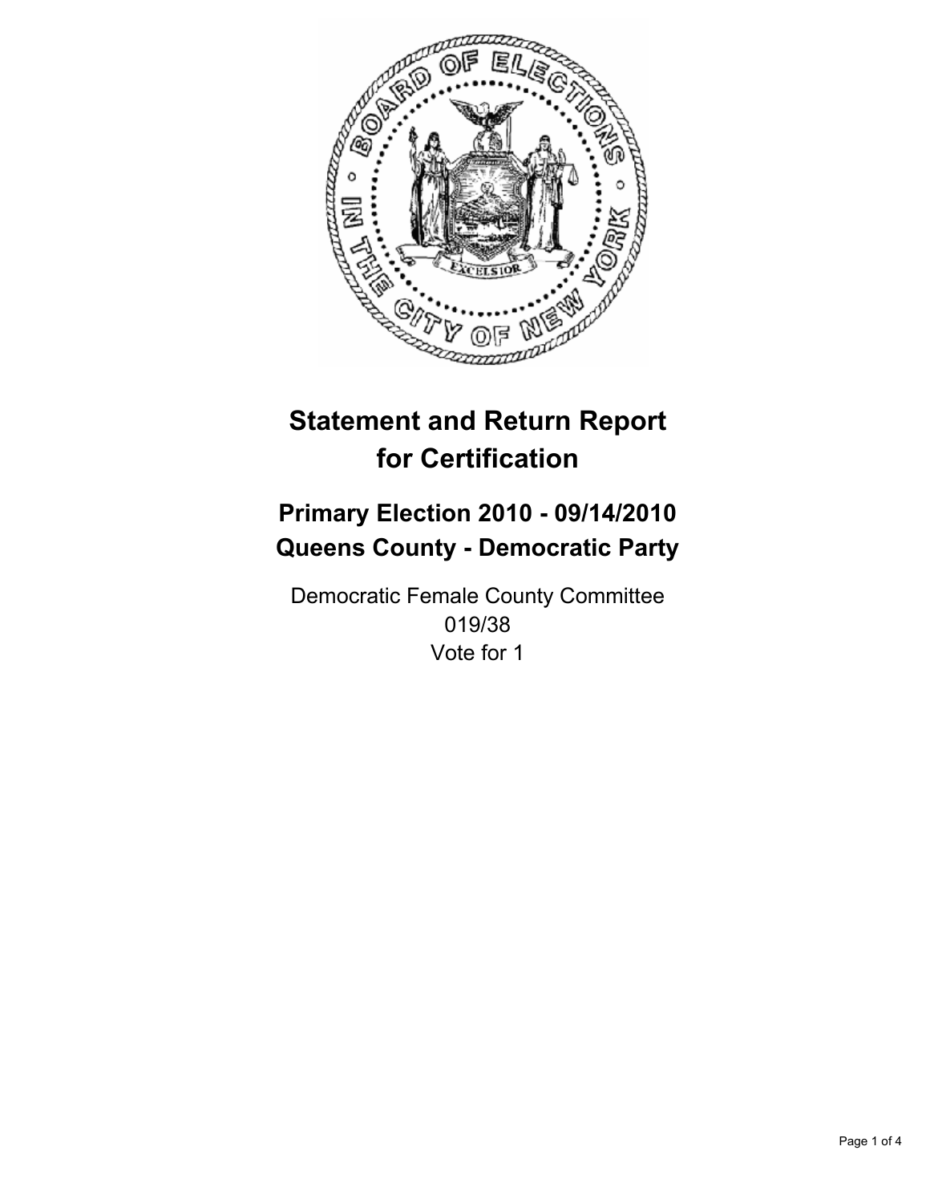# Statement and Return Report for Certification

## Primary Election 2010 - 09/14/2010
## Queens County - Democratic Party

Democratic Female County Committee
019/38
Vote for 1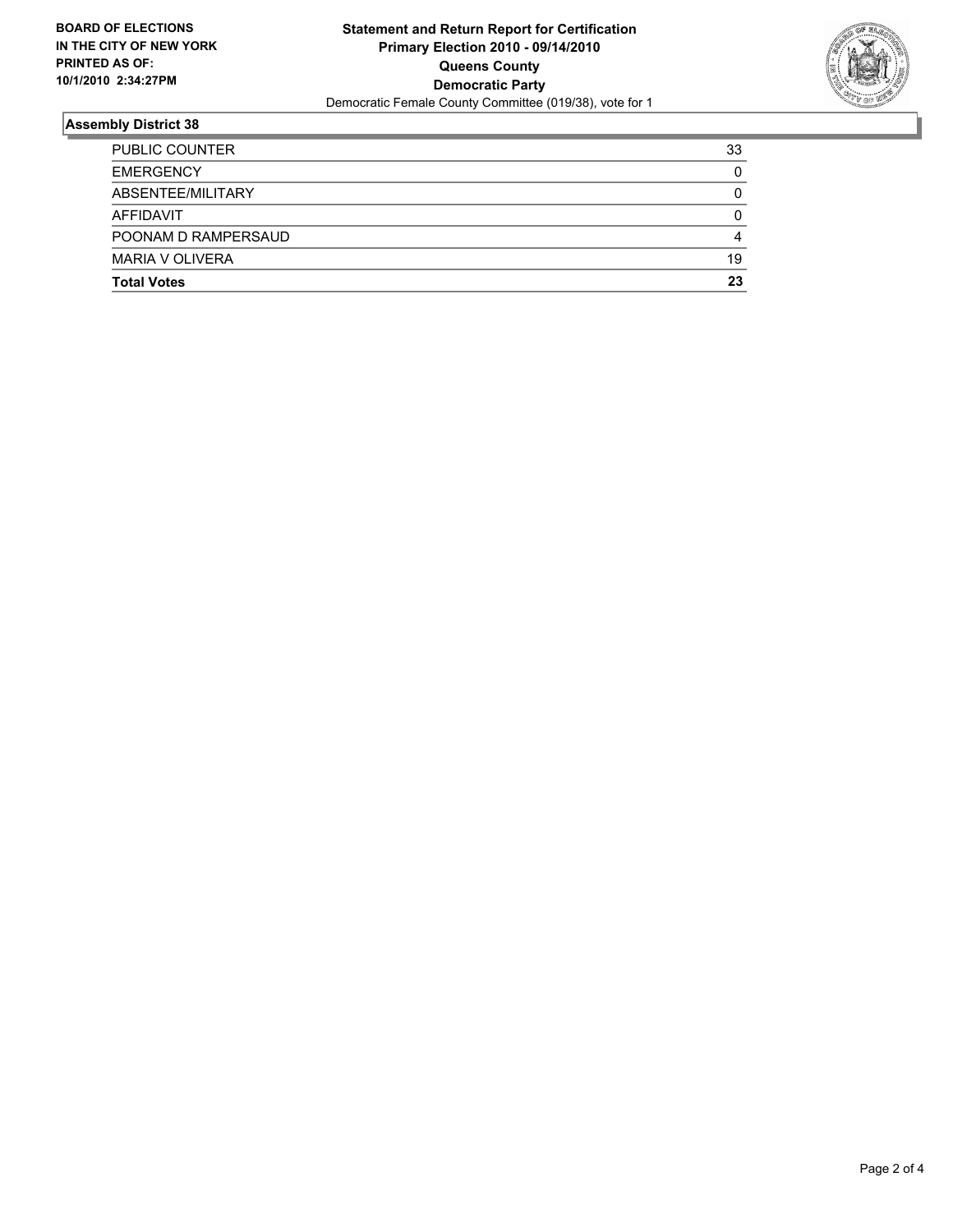**BOARD OF ELECTIONS IN THE CITY OF NEW YORK PRINTED AS OF: 10/1/2010 2:34:27PM**

**Statement and Return Report for Certification**
**Primary Election 2010 - 09/14/2010**
**Queens County**
**Democratic Party**
Democratic Female County Committee (019/38), vote for 1

## Assembly District 38

| | |
|---|---|
| PUBLIC COUNTER | 33 |
| EMERGENCY | 0 |
| ABSENTEE/MILITARY | 0 |
| AFFIDAVIT | 0 |
| POONAM D RAMPERSAUD | 4 |
| MARIA V OLIVERA | 19 |
| **Total Votes** | **23** |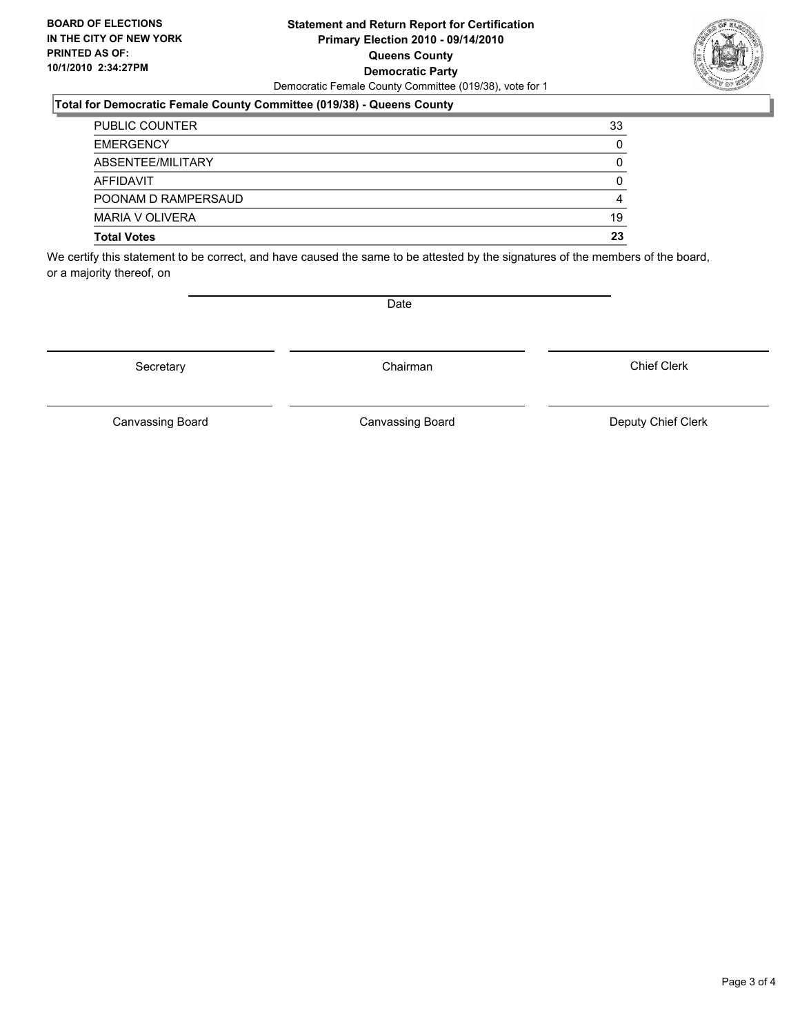**BOARD OF ELECTIONS IN THE CITY OF NEW YORK PRINTED AS OF: 10/1/2010 2:34:27PM**

**Statement and Return Report for Certification**
**Primary Election 2010 - 09/14/2010**
**Queens County**
**Democratic Party**
Democratic Female County Committee (019/38), vote for 1

**Total for Democratic Female County Committee (019/38) - Queens County**

| | |
|---|---|
| PUBLIC COUNTER | 33 |
| EMERGENCY | 0 |
| ABSENTEE/MILITARY | 0 |
| AFFIDAVIT | 0 |
| POONAM D RAMPERSAUD | 4 |
| MARIA V OLIVERA | 19 |
| **Total Votes** | **23** |

We certify this statement to be correct, and have caused the same to be attested by the signatures of the members of the board, or a majority thereof, on

Date

| | | |
|---|---|---|
| Secretary | Chairman | Chief Clerk |
| Canvassing Board | Canvassing Board | Deputy Chief Clerk |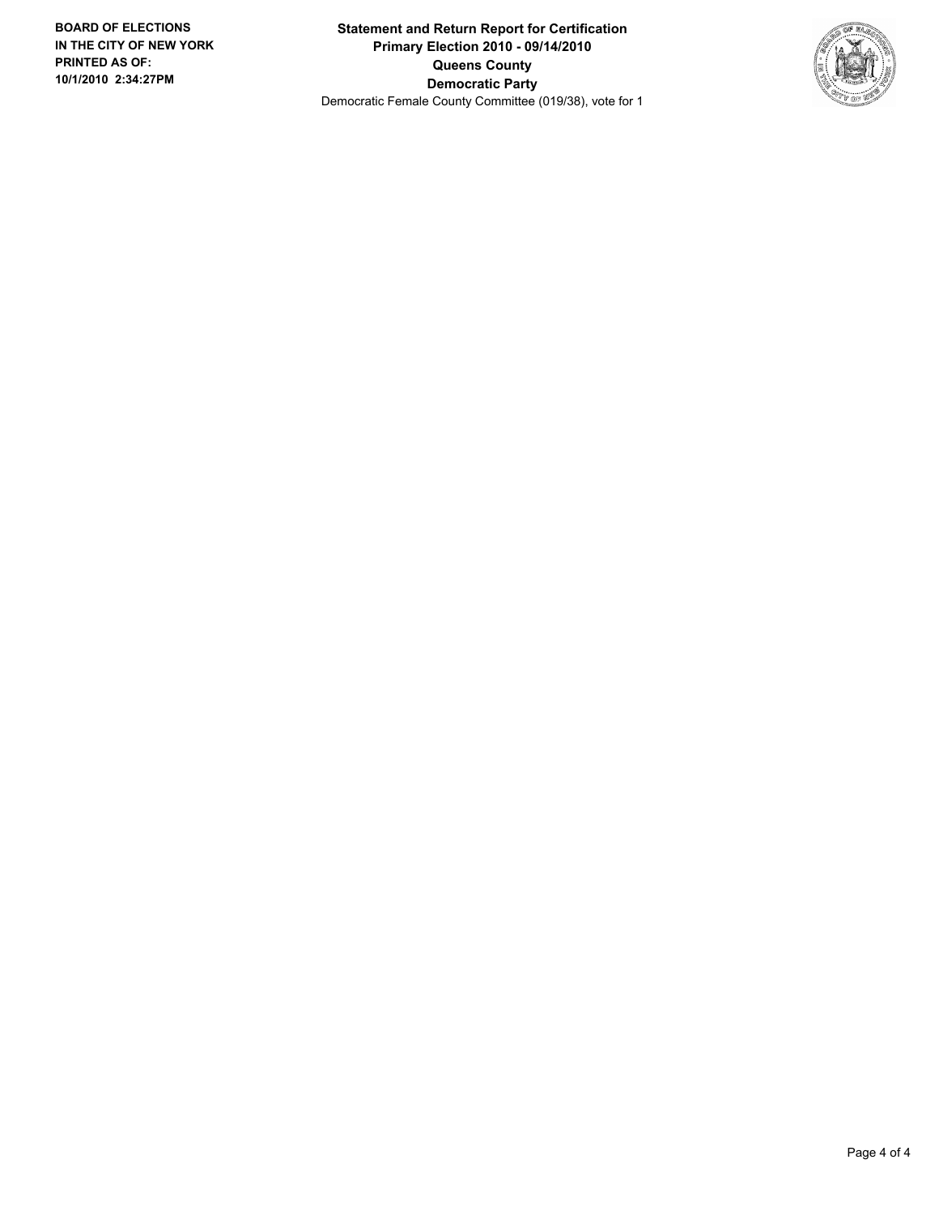**BOARD OF ELECTIONS IN THE CITY OF NEW YORK PRINTED AS OF: 10/1/2010 2:34:27PM**

**Statement and Return Report for Certification**
**Primary Election 2010 - 09/14/2010**
**Queens County**
**Democratic Party**
Democratic Female County Committee (019/38), vote for 1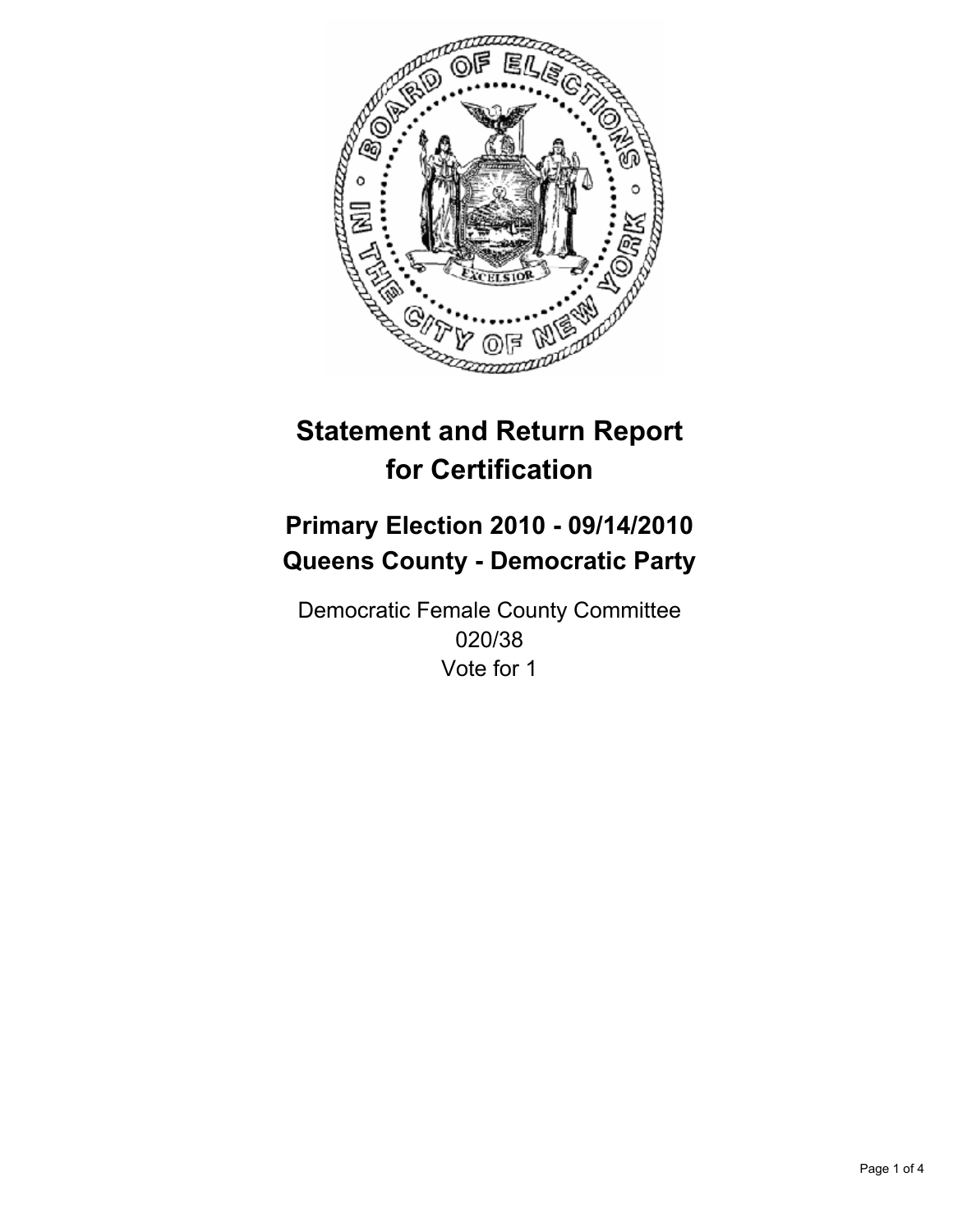# Statement and Return Report for Certification

## Primary Election 2010 - 09/14/2010
## Queens County - Democratic Party

Democratic Female County Committee
020/38
Vote for 1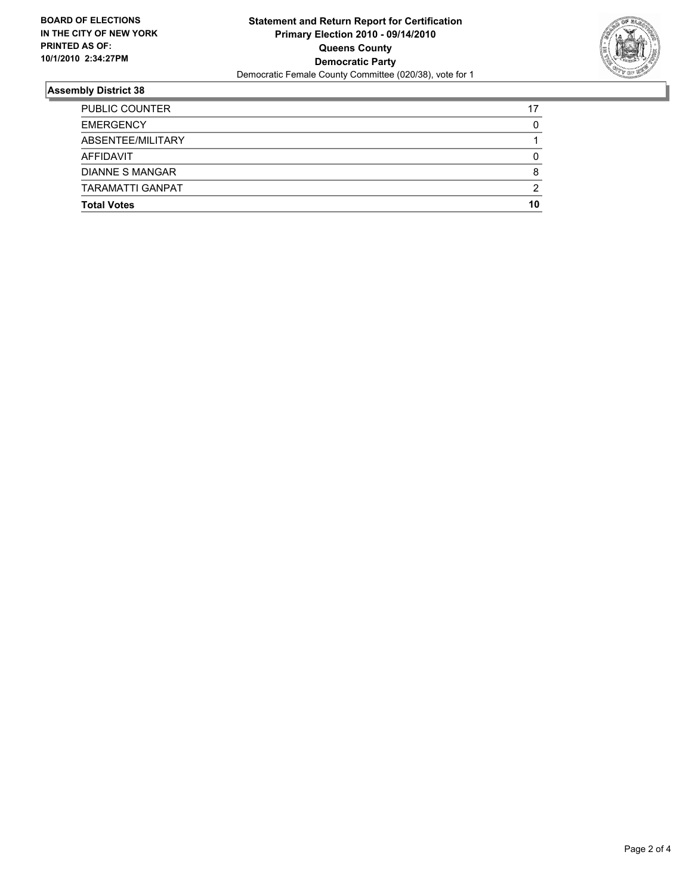**BOARD OF ELECTIONS IN THE CITY OF NEW YORK PRINTED AS OF: 10/1/2010 2:34:27PM**

**Statement and Return Report for Certification**
**Primary Election 2010 - 09/14/2010**
**Queens County**
**Democratic Party**
Democratic Female County Committee (020/38), vote for 1

## Assembly District 38

| | |
|---|---|
| PUBLIC COUNTER | 17 |
| EMERGENCY | 0 |
| ABSENTEE/MILITARY | 1 |
| AFFIDAVIT | 0 |
| DIANNE S MANGAR | 8 |
| TARAMATTI GANPAT | 2 |
| **Total Votes** | **10** |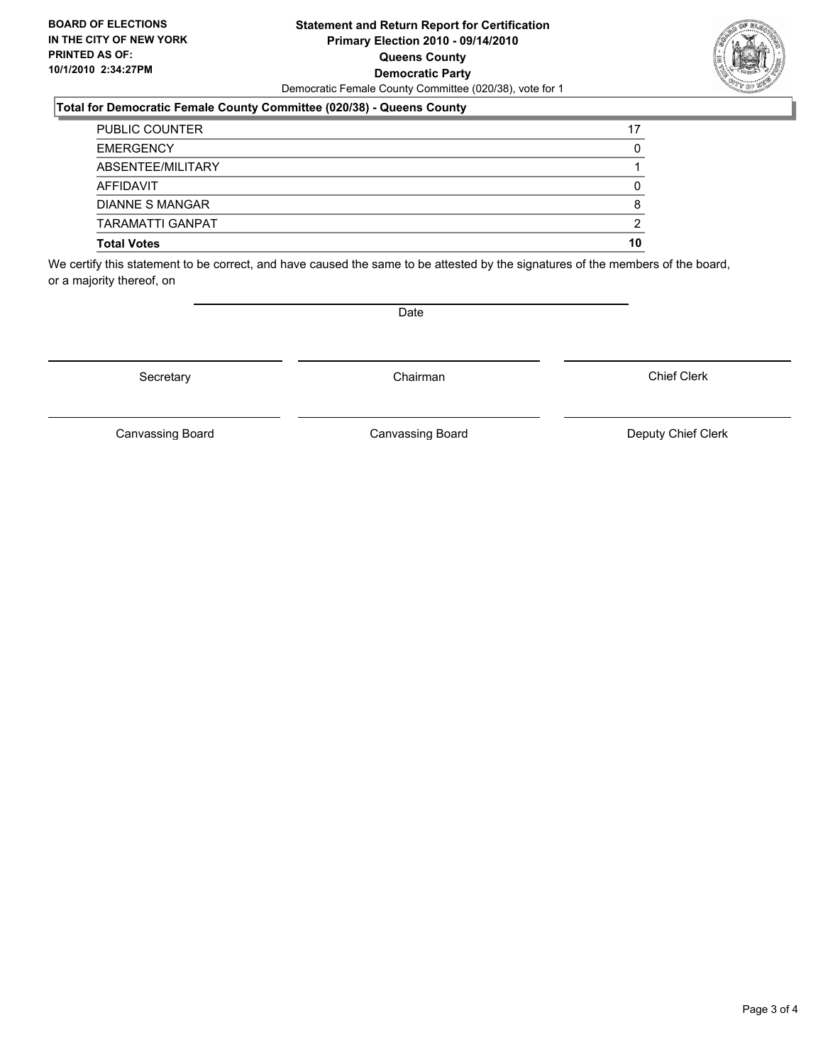**BOARD OF ELECTIONS IN THE CITY OF NEW YORK PRINTED AS OF: 10/1/2010 2:34:27PM**

**Statement and Return Report for Certification Primary Election 2010 - 09/14/2010 Queens County Democratic Party**

Democratic Female County Committee (020/38), vote for 1

**Total for Democratic Female County Committee (020/38) - Queens County**

| | |
|---|---|
| PUBLIC COUNTER | 17 |
| EMERGENCY | 0 |
| ABSENTEE/MILITARY | 1 |
| AFFIDAVIT | 0 |
| DIANNE S MANGAR | 8 |
| TARAMATTI GANPAT | 2 |
| **Total Votes** | **10** |

We certify this statement to be correct, and have caused the same to be attested by the signatures of the members of the board, or a majority thereof, on

Date

Secretary | Chairman | Chief Clerk

Canvassing Board | Canvassing Board | Deputy Chief Clerk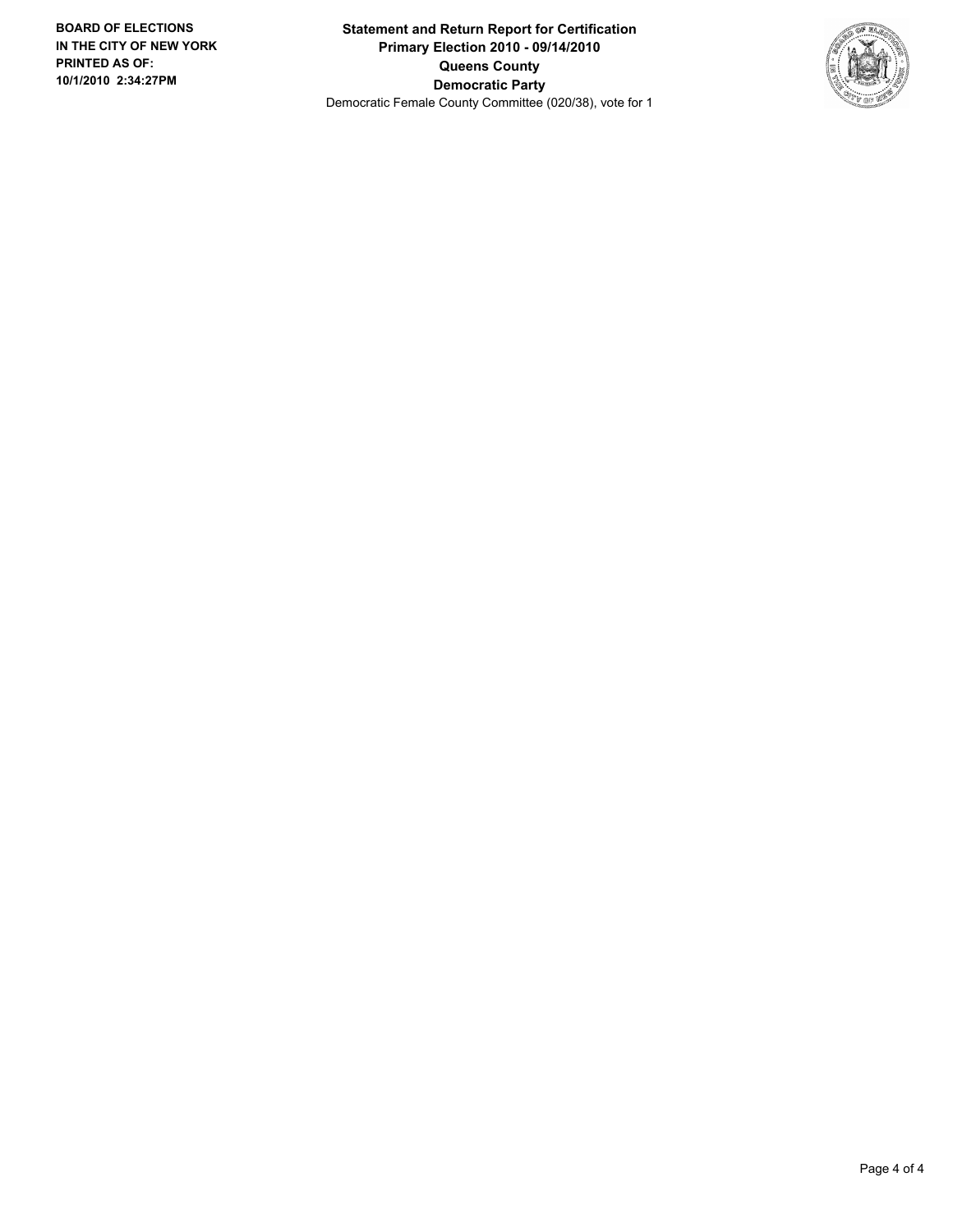**BOARD OF ELECTIONS IN THE CITY OF NEW YORK**
**PRINTED AS OF: 10/1/2010 2:34:27PM**

**Statement and Return Report for Certification**
**Primary Election 2010 - 09/14/2010**
**Queens County**
**Democratic Party**
Democratic Female County Committee (020/38), vote for 1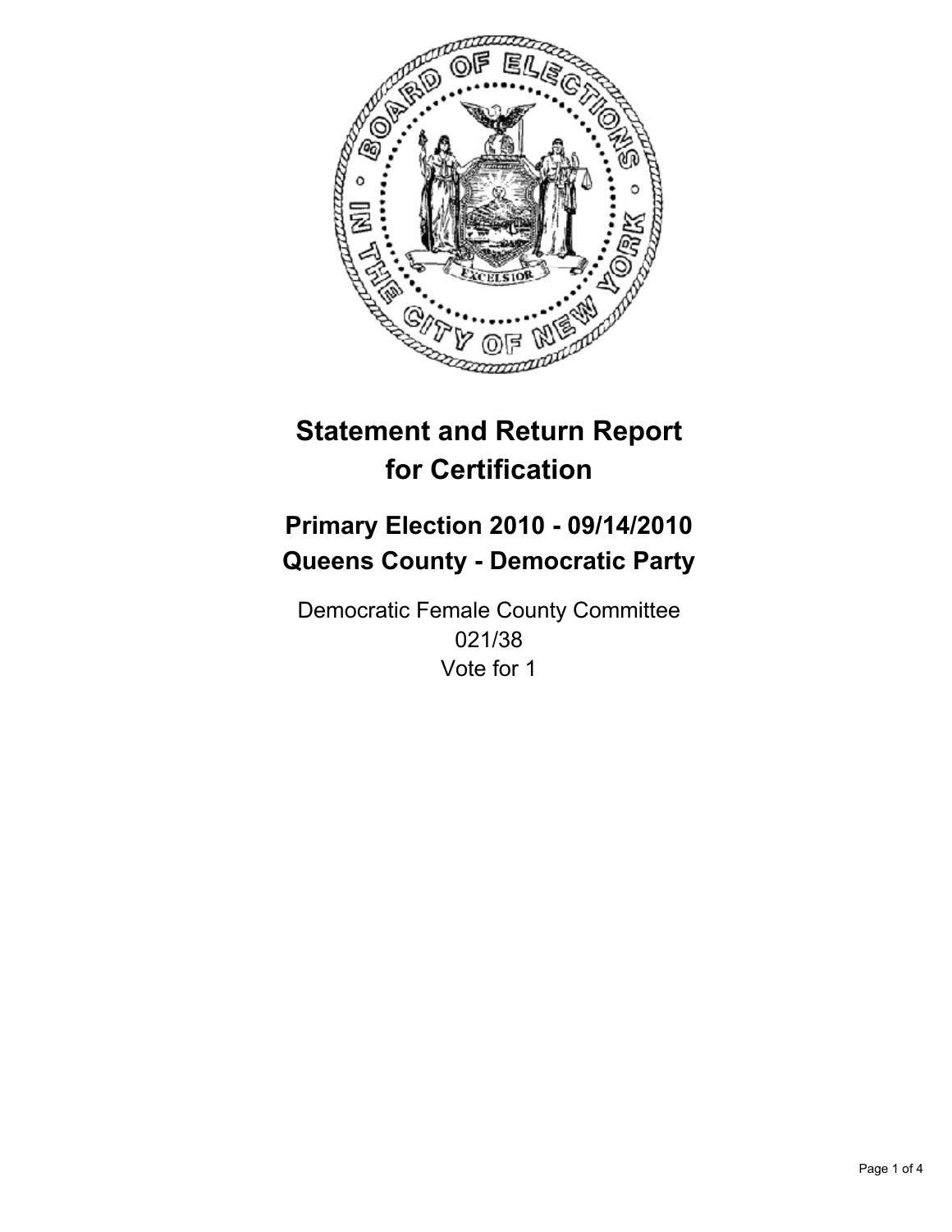# Statement and Return Report for Certification

## Primary Election 2010 - 09/14/2010
## Queens County - Democratic Party

Democratic Female County Committee
021/38
Vote for 1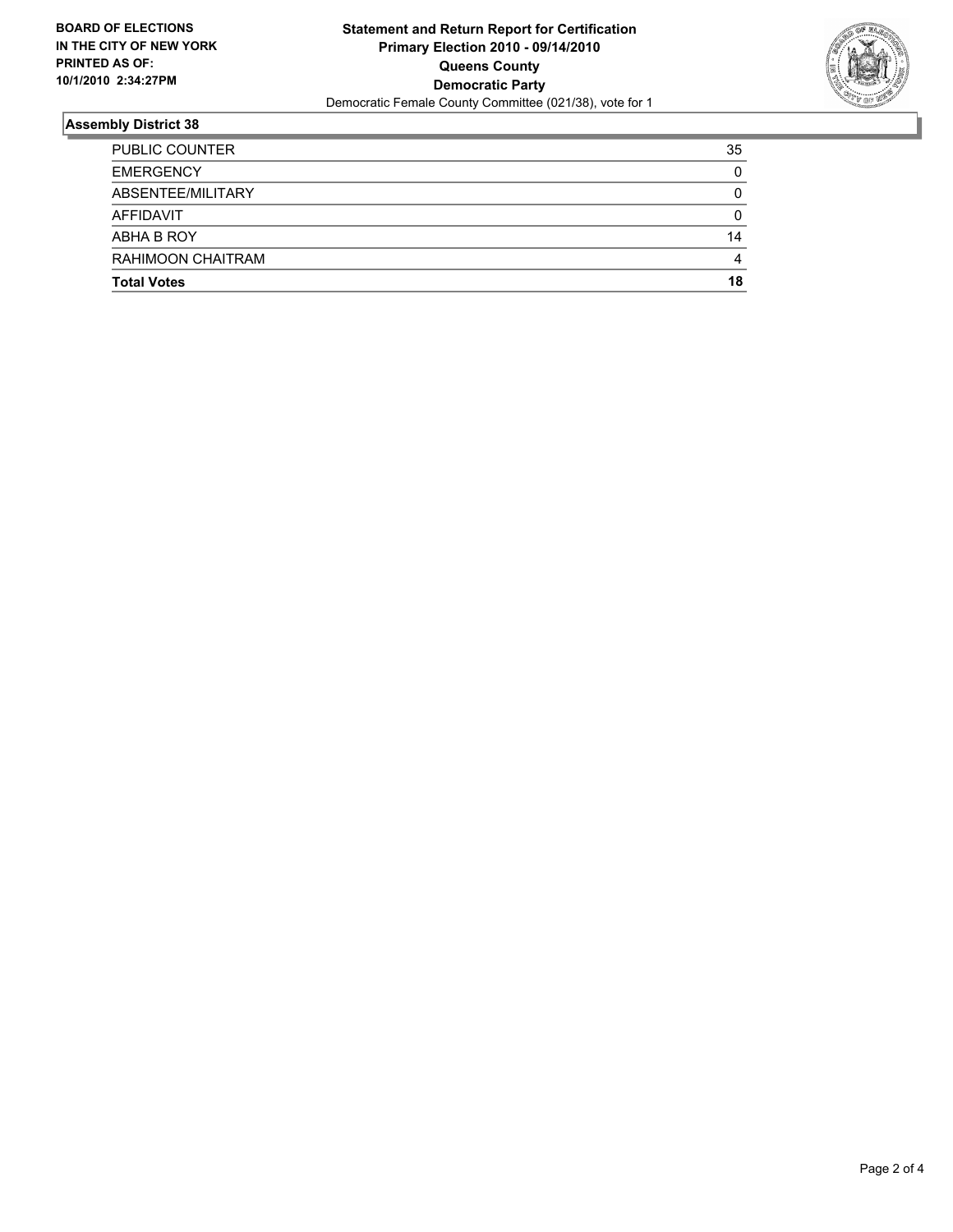**BOARD OF ELECTIONS IN THE CITY OF NEW YORK PRINTED AS OF: 10/1/2010 2:34:27PM**

**Statement and Return Report for Certification**
**Primary Election 2010 - 09/14/2010**
**Queens County**
**Democratic Party**
Democratic Female County Committee (021/38), vote for 1

### Assembly District 38

| | |
|---|---|
| PUBLIC COUNTER | 35 |
| EMERGENCY | 0 |
| ABSENTEE/MILITARY | 0 |
| AFFIDAVIT | 0 |
| ABHA B ROY | 14 |
| RAHIMOON CHAITRAM | 4 |
| **Total Votes** | **18** |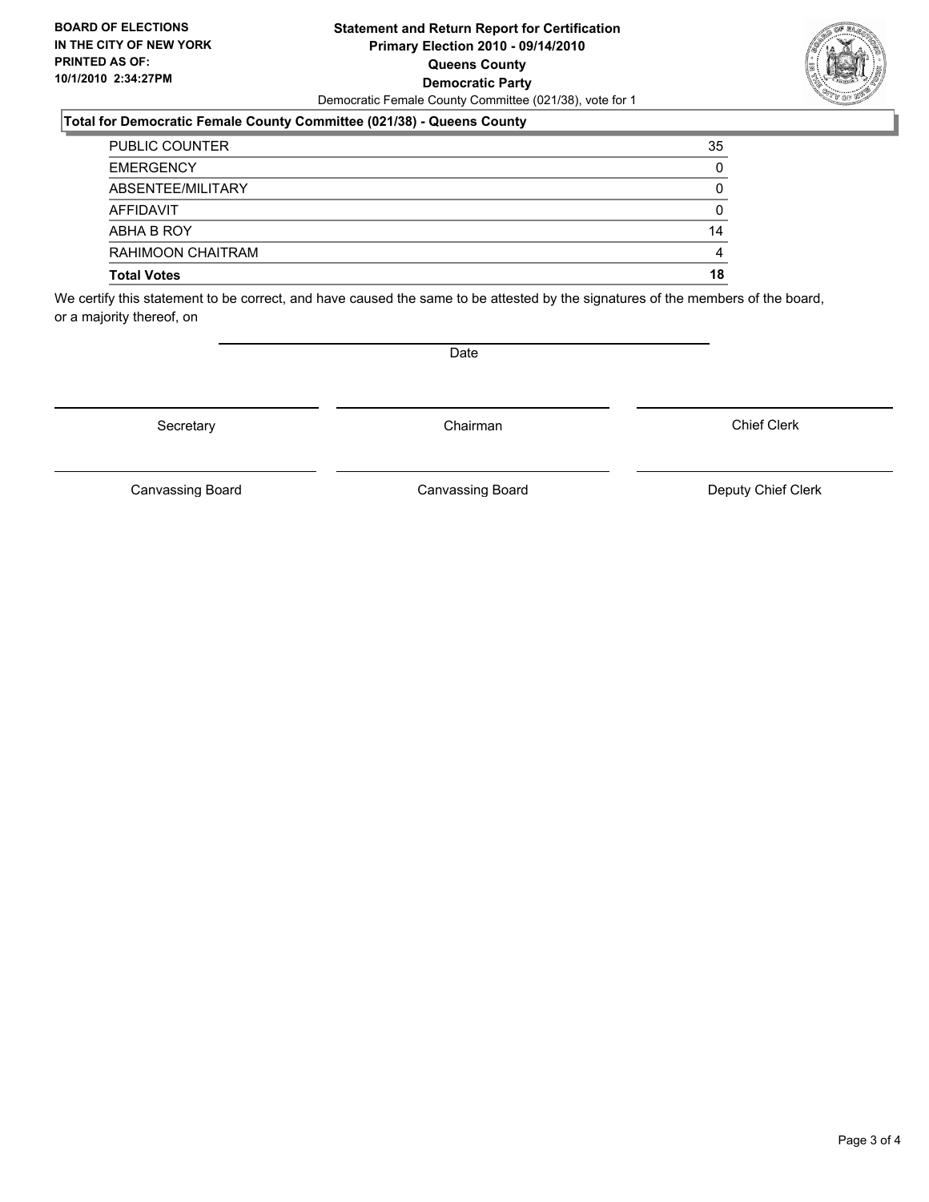**BOARD OF ELECTIONS IN THE CITY OF NEW YORK PRINTED AS OF: 10/1/2010 2:34:27PM**

**Statement and Return Report for Certification**
**Primary Election 2010 - 09/14/2010**
**Queens County**
**Democratic Party**
Democratic Female County Committee (021/38), vote for 1

**Total for Democratic Female County Committee (021/38) - Queens County**

| | |
|---|---|
| PUBLIC COUNTER | 35 |
| EMERGENCY | 0 |
| ABSENTEE/MILITARY | 0 |
| AFFIDAVIT | 0 |
| ABHA B ROY | 14 |
| RAHIMOON CHAITRAM | 4 |
| **Total Votes** | **18** |

We certify this statement to be correct, and have caused the same to be attested by the signatures of the members of the board, or a majority thereof, on

Date

| | | |
|---|---|---|
| Secretary | Chairman | Chief Clerk |
| Canvassing Board | Canvassing Board | Deputy Chief Clerk |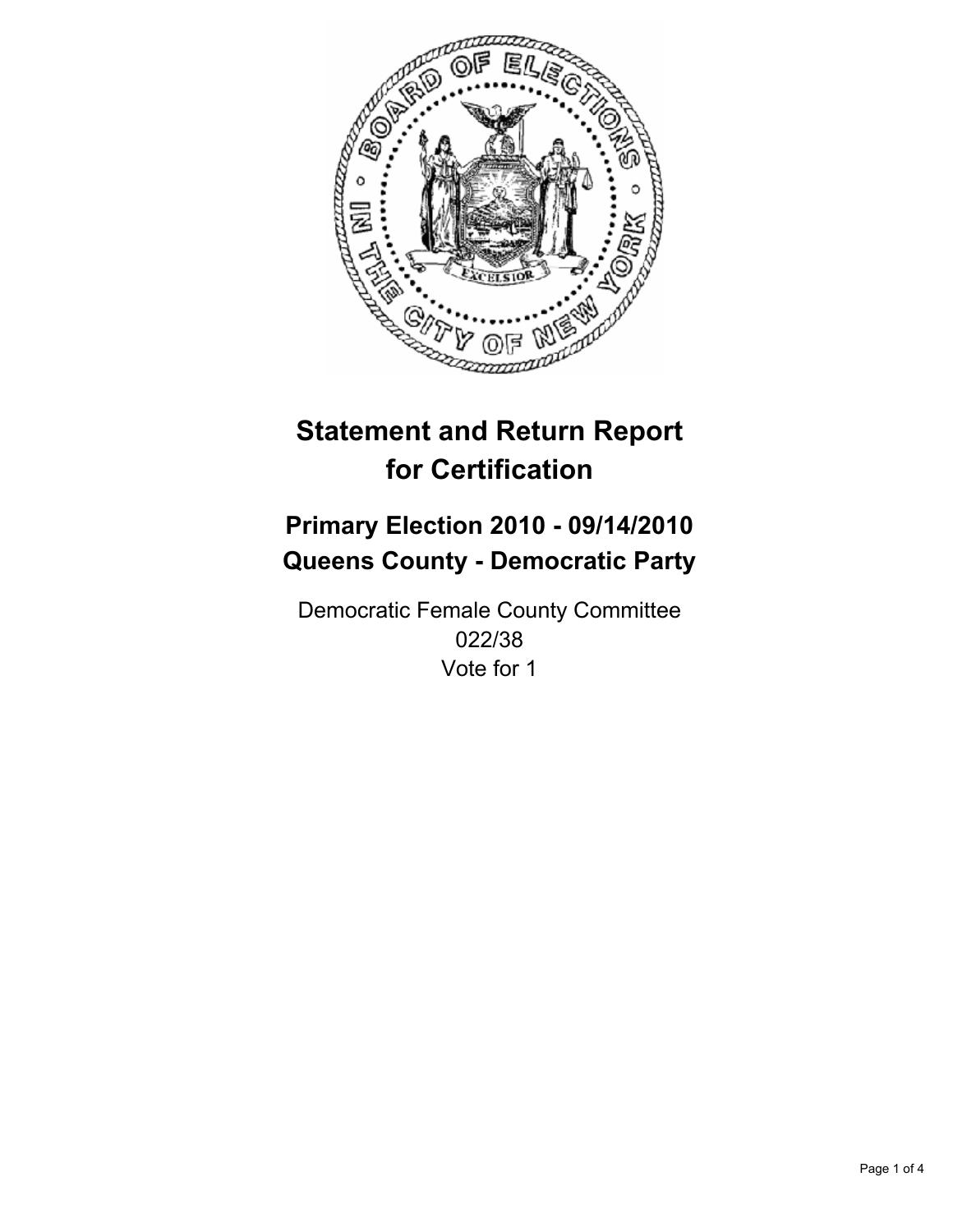# Statement and Return Report for Certification

## Primary Election 2010 - 09/14/2010
## Queens County - Democratic Party

Democratic Female County Committee
022/38
Vote for 1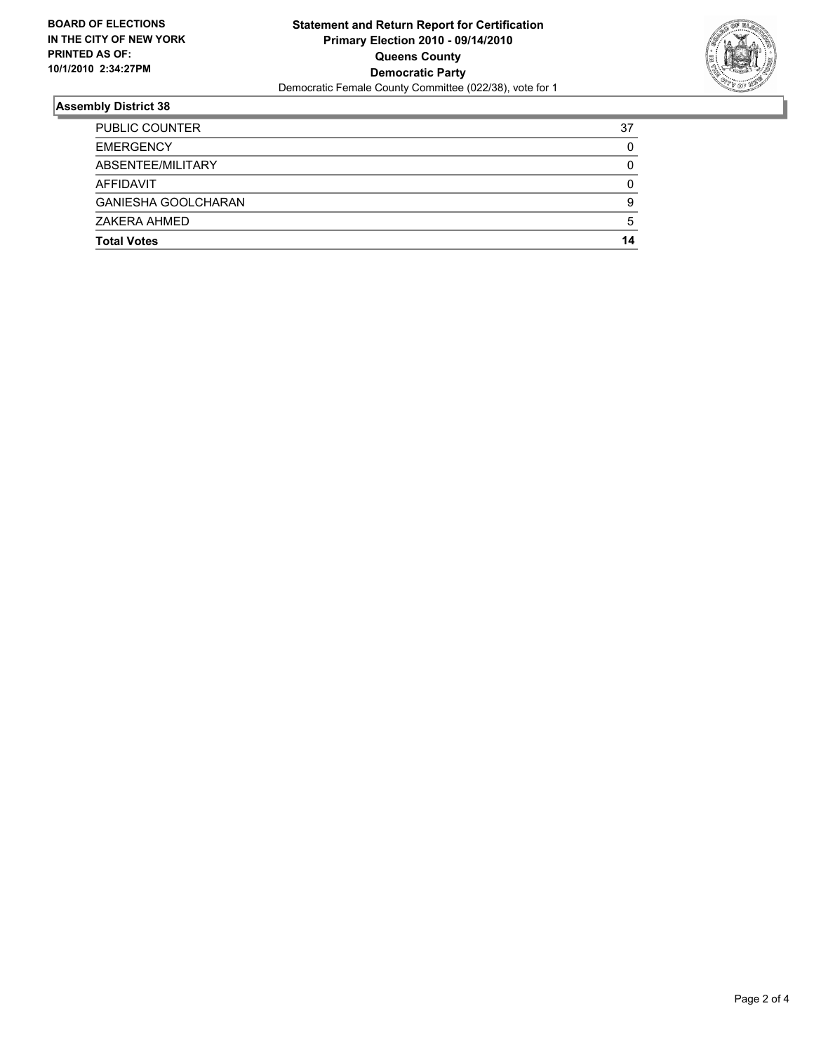**BOARD OF ELECTIONS IN THE CITY OF NEW YORK PRINTED AS OF: 10/1/2010 2:34:27PM**

**Statement and Return Report for Certification**
**Primary Election 2010 - 09/14/2010**
**Queens County**
**Democratic Party**
Democratic Female County Committee (022/38), vote for 1

## Assembly District 38

| | |
|---|---|
| PUBLIC COUNTER | 37 |
| EMERGENCY | 0 |
| ABSENTEE/MILITARY | 0 |
| AFFIDAVIT | 0 |
| GANIESHA GOOLCHARAN | 9 |
| ZAKERA AHMED | 5 |
| **Total Votes** | **14** |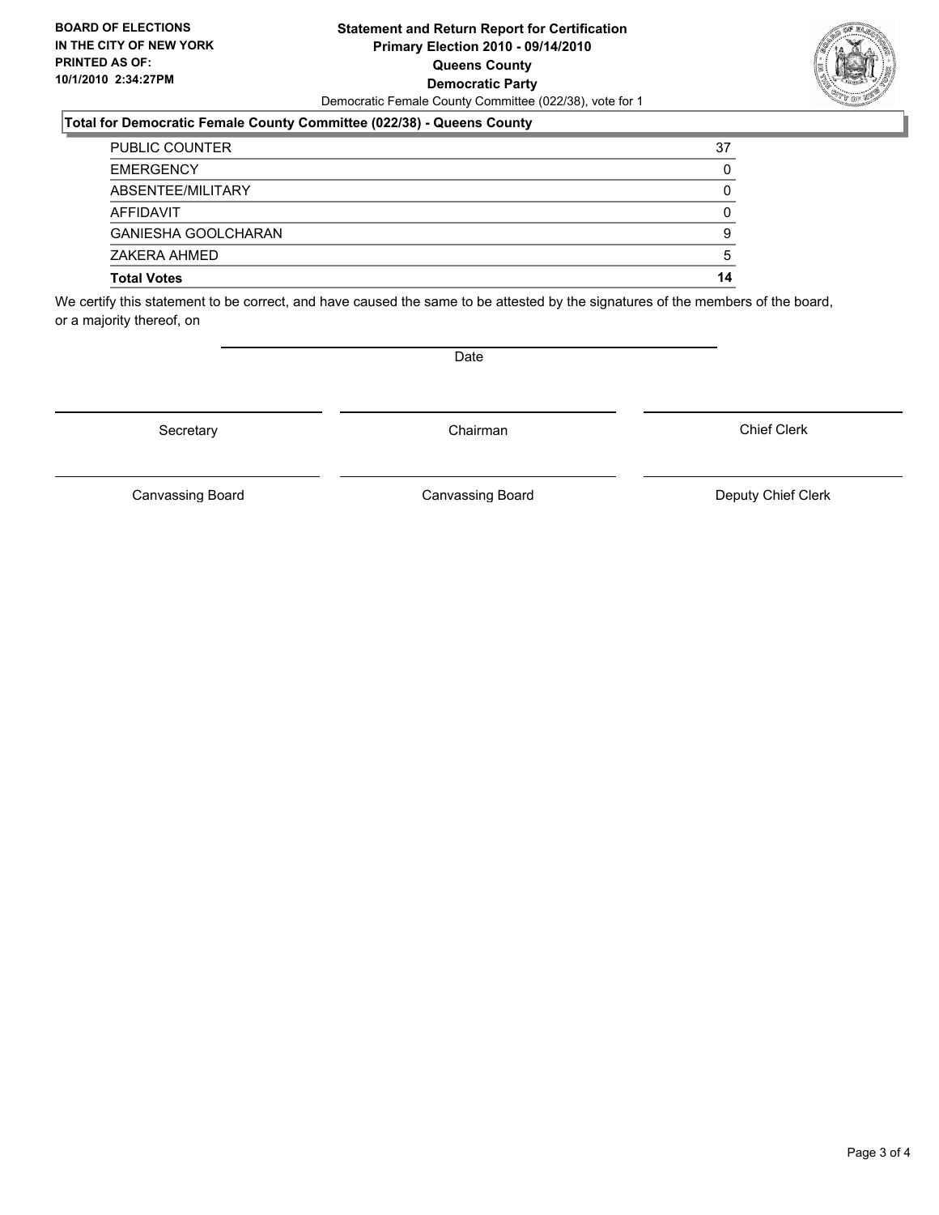**BOARD OF ELECTIONS IN THE CITY OF NEW YORK PRINTED AS OF: 10/1/2010 2:34:27PM**

**Statement and Return Report for Certification**
**Primary Election 2010 - 09/14/2010**
**Queens County**
**Democratic Party**
Democratic Female County Committee (022/38), vote for 1

**Total for Democratic Female County Committee (022/38) - Queens County**

| | |
|---|---|
| PUBLIC COUNTER | 37 |
| EMERGENCY | 0 |
| ABSENTEE/MILITARY | 0 |
| AFFIDAVIT | 0 |
| GANIESHA GOOLCHARAN | 9 |
| ZAKERA AHMED | 5 |
| **Total Votes** | **14** |

We certify this statement to be correct, and have caused the same to be attested by the signatures of the members of the board, or a majority thereof, on

Date

Secretary | Chairman | Chief Clerk

Canvassing Board | Canvassing Board | Deputy Chief Clerk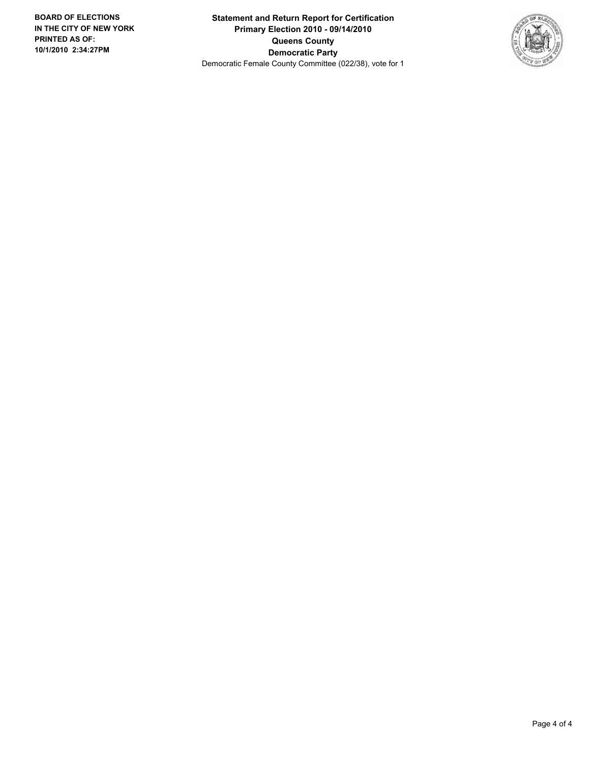**Statement and Return Report for Certification**
**Primary Election 2010 - 09/14/2010**
**Queens County**
**Democratic Party**
Democratic Female County Committee (022/38), vote for 1

**BOARD OF ELECTIONS IN THE CITY OF NEW YORK**
**PRINTED AS OF:**
**10/1/2010 2:34:27PM**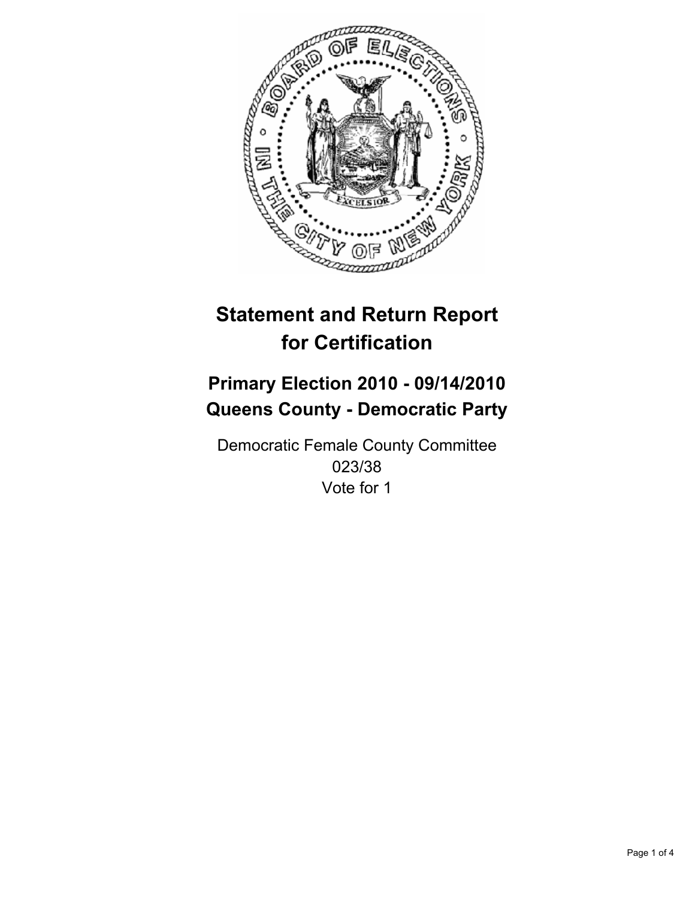# Statement and Return Report for Certification

## Primary Election 2010 - 09/14/2010
## Queens County - Democratic Party

Democratic Female County Committee
023/38
Vote for 1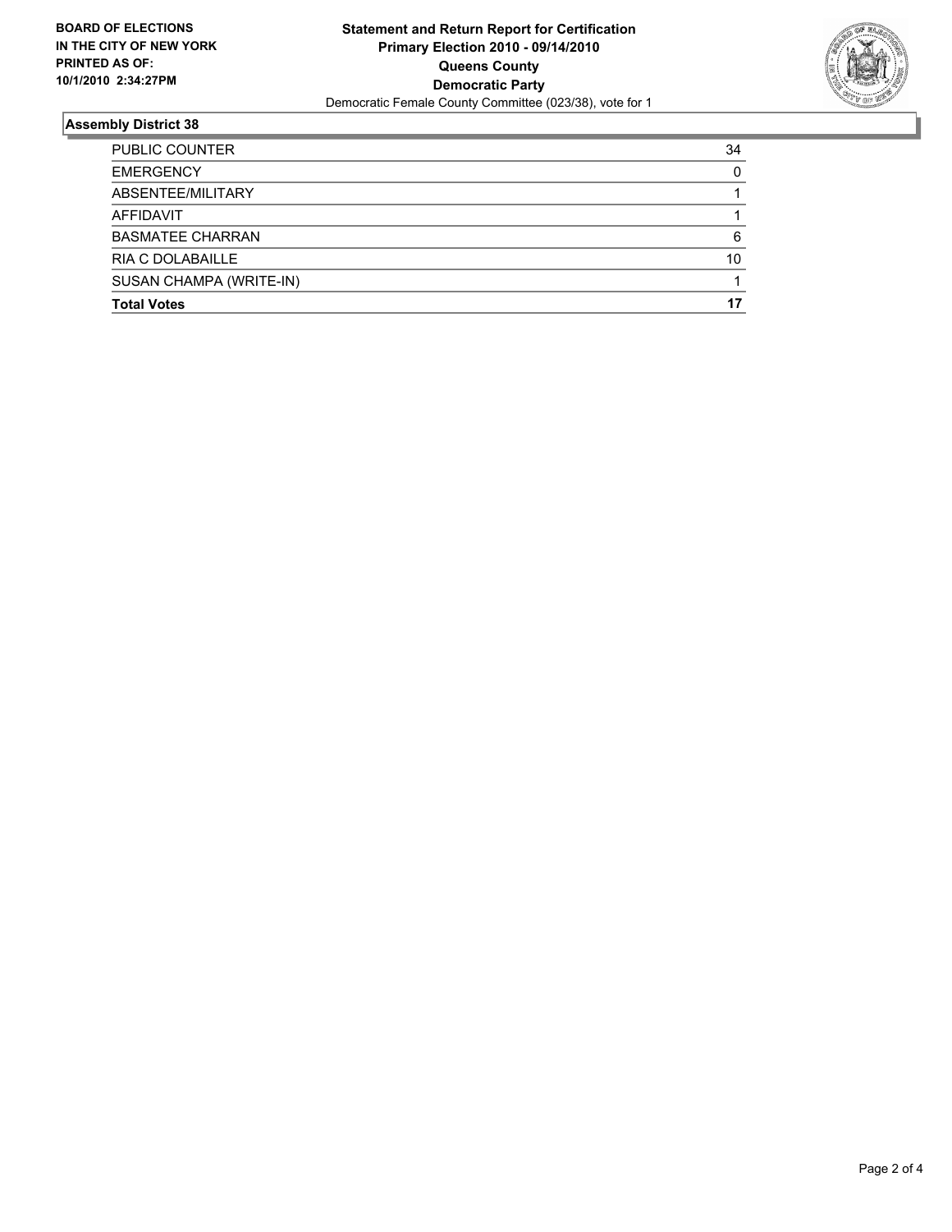**BOARD OF ELECTIONS IN THE CITY OF NEW YORK PRINTED AS OF: 10/1/2010 2:34:27PM**

**Statement and Return Report for Certification**
**Primary Election 2010 - 09/14/2010**
**Queens County**
**Democratic Party**
Democratic Female County Committee (023/38), vote for 1

## Assembly District 38

| | |
|---|---|
| PUBLIC COUNTER | 34 |
| EMERGENCY | 0 |
| ABSENTEE/MILITARY | 1 |
| AFFIDAVIT | 1 |
| BASMATEE CHARRAN | 6 |
| RIA C DOLABAILLE | 10 |
| SUSAN CHAMPA (WRITE-IN) | 1 |
| **Total Votes** | **17** |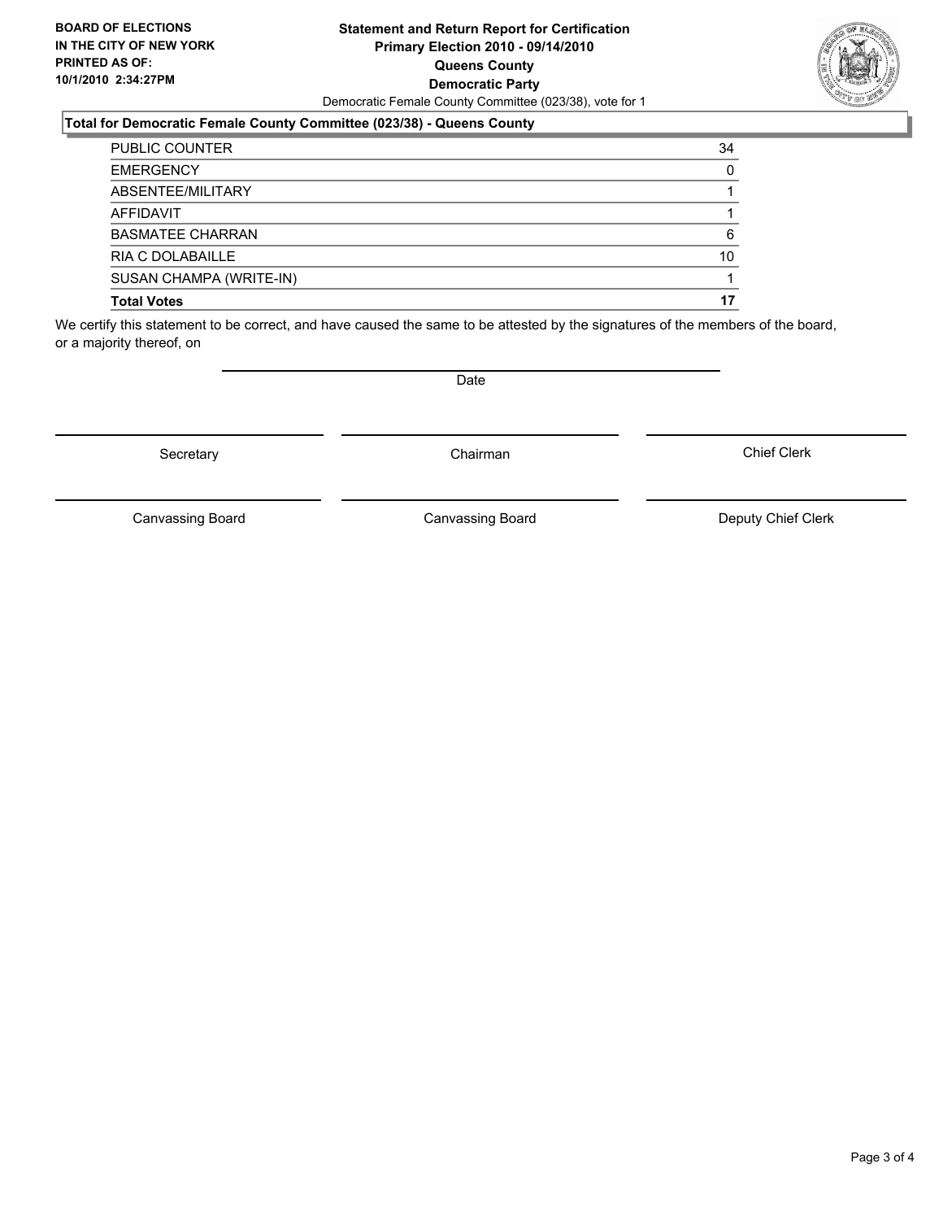**BOARD OF ELECTIONS IN THE CITY OF NEW YORK PRINTED AS OF: 10/1/2010 2:34:27PM**

**Statement and Return Report for Certification**
**Primary Election 2010 - 09/14/2010**
**Queens County**
**Democratic Party**
Democratic Female County Committee (023/38), vote for 1

**Total for Democratic Female County Committee (023/38) - Queens County**

| | |
|---|---|
| PUBLIC COUNTER | 34 |
| EMERGENCY | 0 |
| ABSENTEE/MILITARY | 1 |
| AFFIDAVIT | 1 |
| BASMATEE CHARRAN | 6 |
| RIA C DOLABAILLE | 10 |
| SUSAN CHAMPA (WRITE-IN) | 1 |
| **Total Votes** | **17** |

We certify this statement to be correct, and have caused the same to be attested by the signatures of the members of the board, or a majority thereof, on

Date

Secretary | Chairman | Chief Clerk

Canvassing Board | Canvassing Board | Deputy Chief Clerk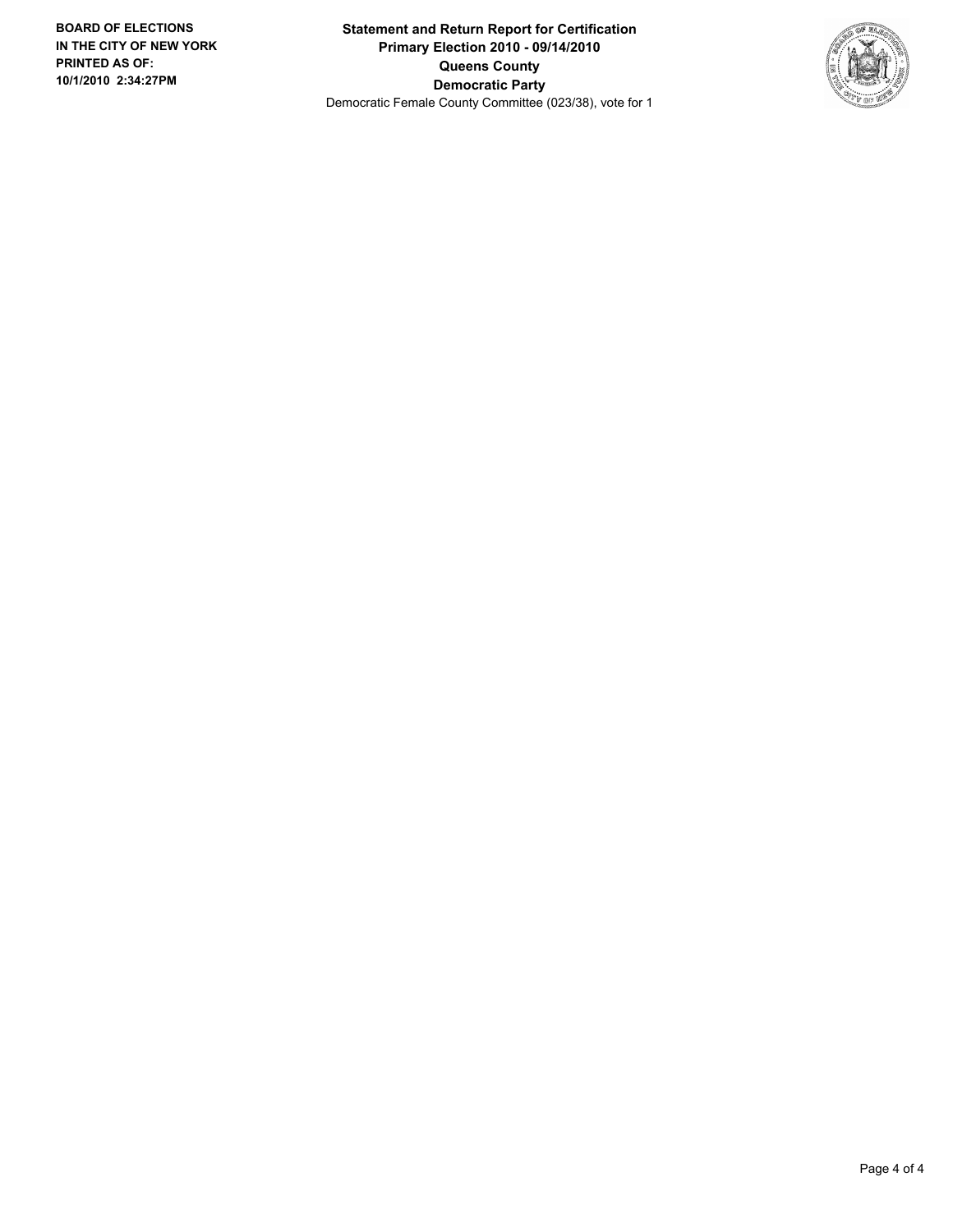**BOARD OF ELECTIONS IN THE CITY OF NEW YORK PRINTED AS OF: 10/1/2010 2:34:27PM**

**Statement and Return Report for Certification**
**Primary Election 2010 - 09/14/2010**
**Queens County**
**Democratic Party**
Democratic Female County Committee (023/38), vote for 1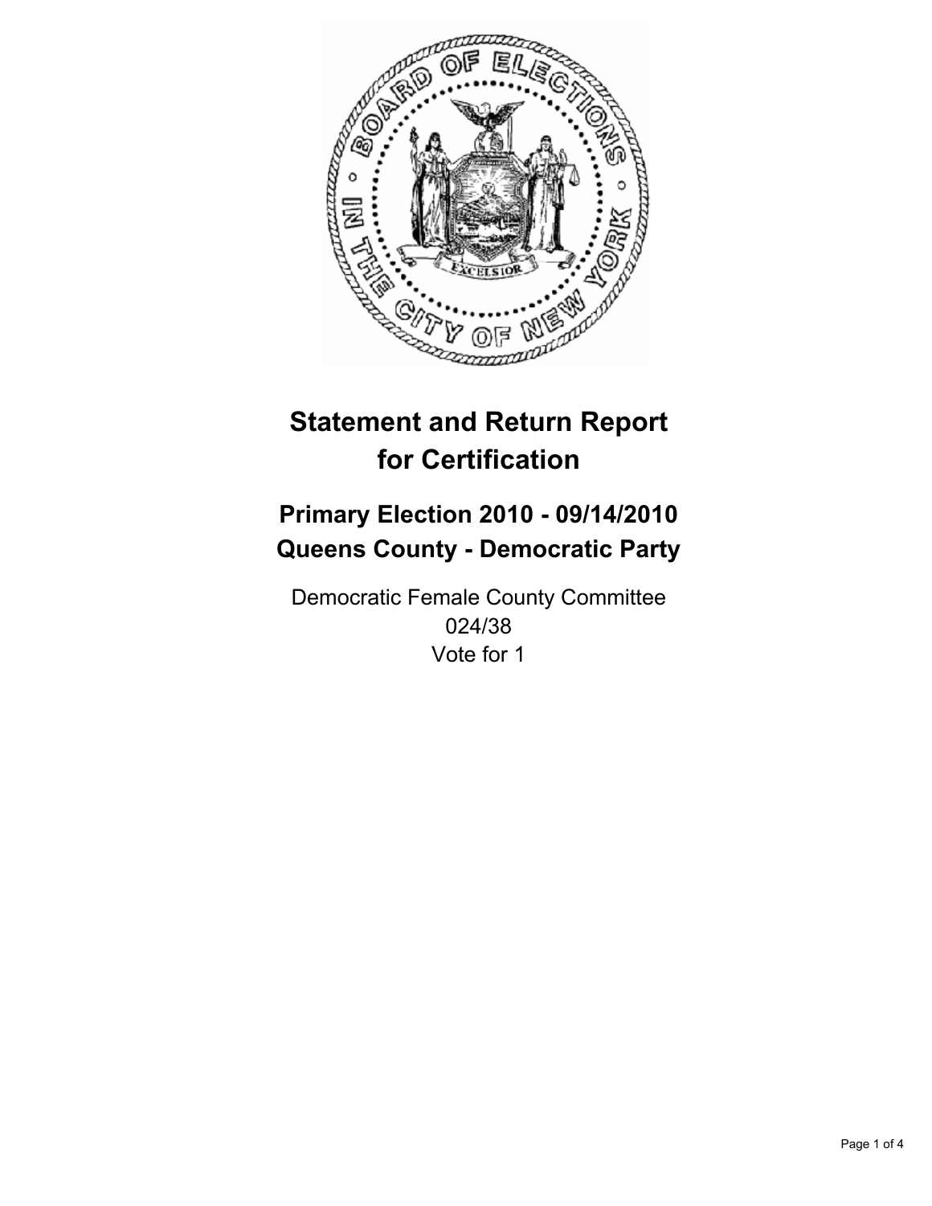# Statement and Return Report for Certification

## Primary Election 2010 - 09/14/2010
## Queens County - Democratic Party

Democratic Female County Committee
024/38
Vote for 1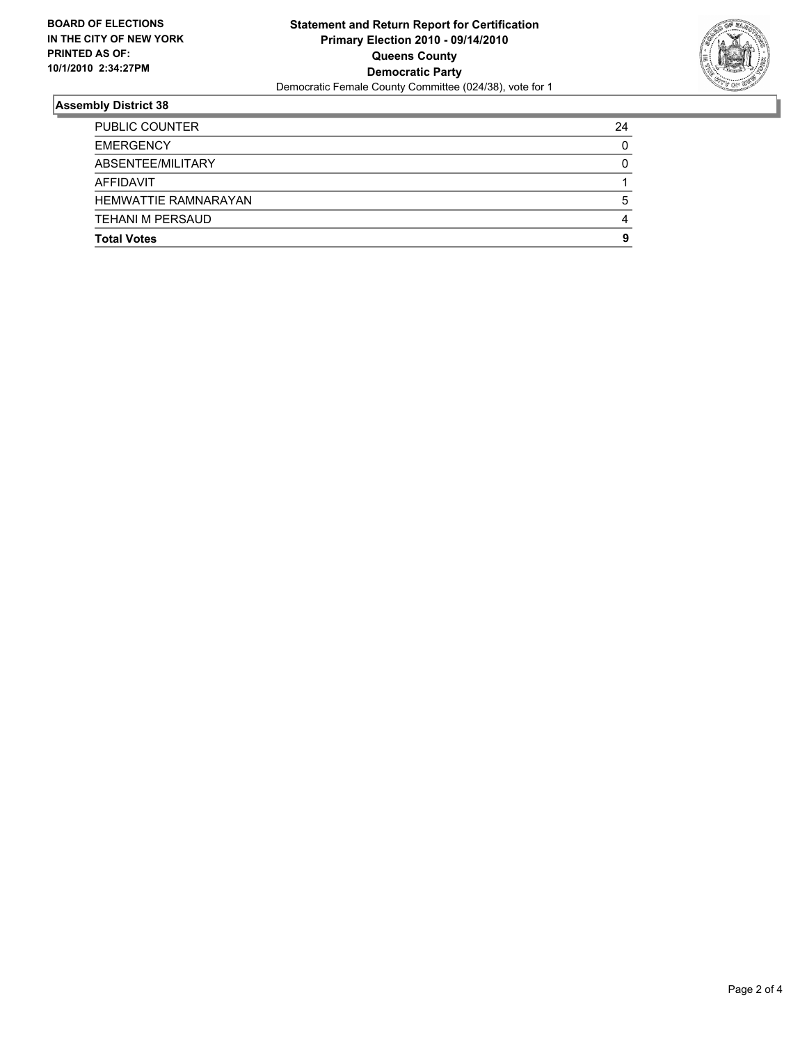**BOARD OF ELECTIONS IN THE CITY OF NEW YORK PRINTED AS OF: 10/1/2010 2:34:27PM**

**Statement and Return Report for Certification Primary Election 2010 - 09/14/2010 Queens County Democratic Party**

Democratic Female County Committee (024/38), vote for 1

## Assembly District 38

| | |
|---|---|
| PUBLIC COUNTER | 24 |
| EMERGENCY | 0 |
| ABSENTEE/MILITARY | 0 |
| AFFIDAVIT | 1 |
| HEMWATTIE RAMNARAYAN | 5 |
| TEHANI M PERSAUD | 4 |
| **Total Votes** | **9** |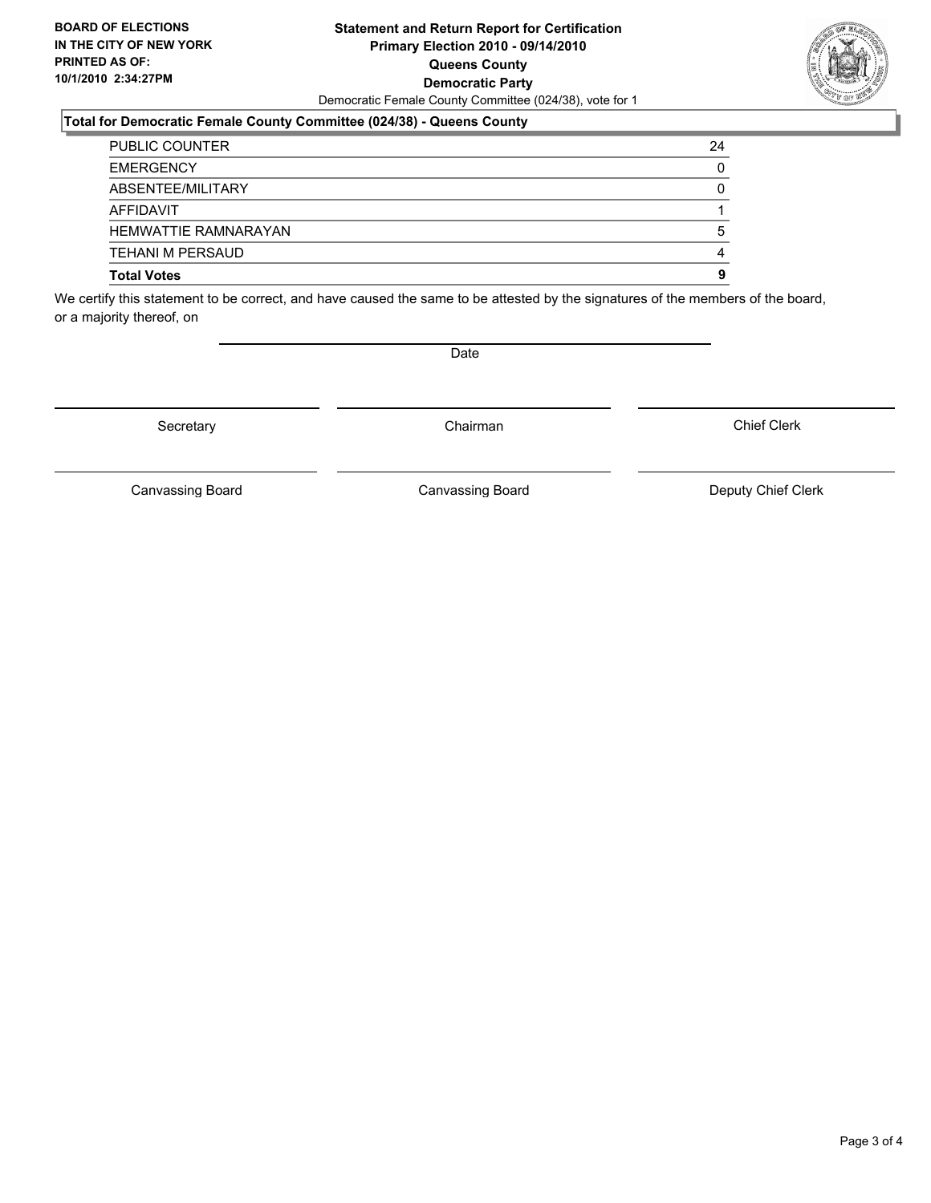**BOARD OF ELECTIONS IN THE CITY OF NEW YORK PRINTED AS OF: 10/1/2010 2:34:27PM**

# Statement and Return Report for Certification
## Primary Election 2010 - 09/14/2010
## Queens County
## Democratic Party

Democratic Female County Committee (024/38), vote for 1

### Total for Democratic Female County Committee (024/38) - Queens County

| | |
|---|---|
| PUBLIC COUNTER | 24 |
| EMERGENCY | 0 |
| ABSENTEE/MILITARY | 0 |
| AFFIDAVIT | 1 |
| HEMWATTIE RAMNARAYAN | 5 |
| TEHANI M PERSAUD | 4 |
| **Total Votes** | **9** |

We certify this statement to be correct, and have caused the same to be attested by the signatures of the members of the board, or a majority thereof, on

Date

Secretary | Chairman | Chief Clerk

Canvassing Board | Canvassing Board | Deputy Chief Clerk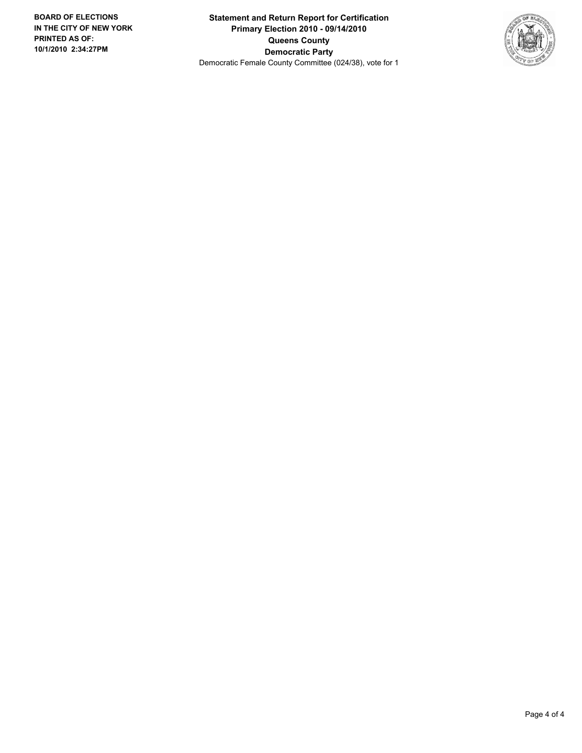**BOARD OF ELECTIONS IN THE CITY OF NEW YORK PRINTED AS OF: 10/1/2010 2:34:27PM**

**Statement and Return Report for Certification**
**Primary Election 2010 - 09/14/2010**
**Queens County**
**Democratic Party**
Democratic Female County Committee (024/38), vote for 1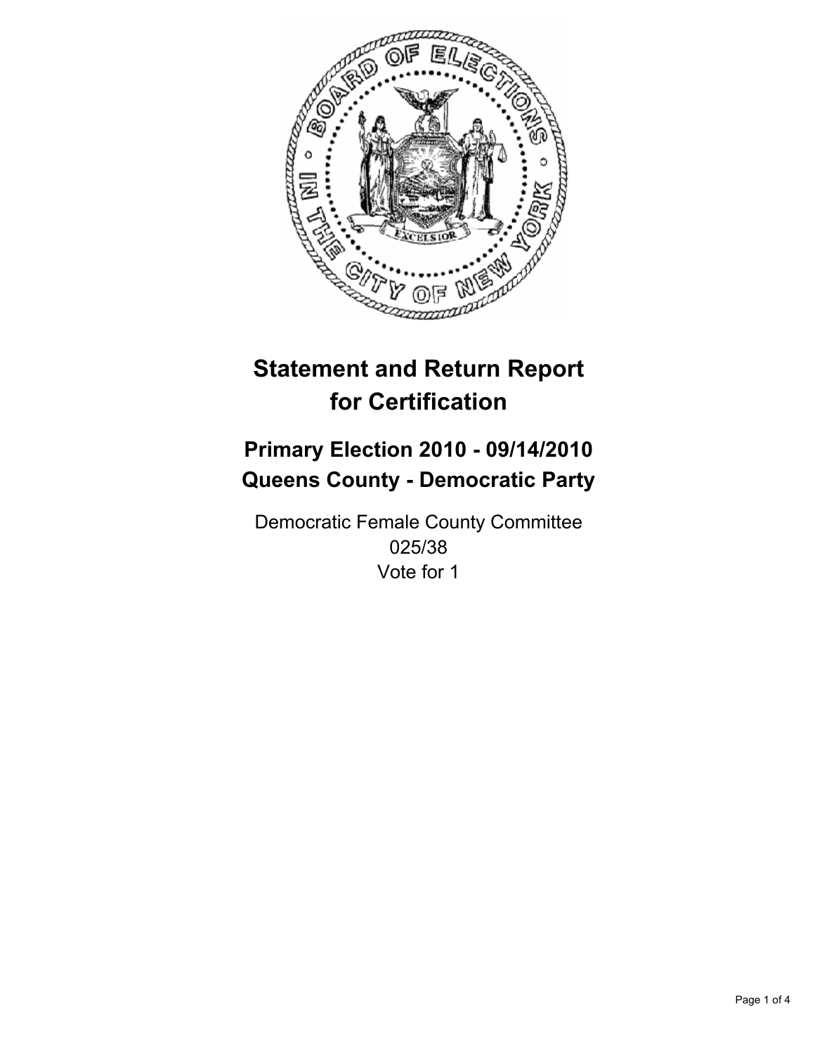# Statement and Return Report for Certification

## Primary Election 2010 - 09/14/2010
## Queens County - Democratic Party

Democratic Female County Committee
025/38
Vote for 1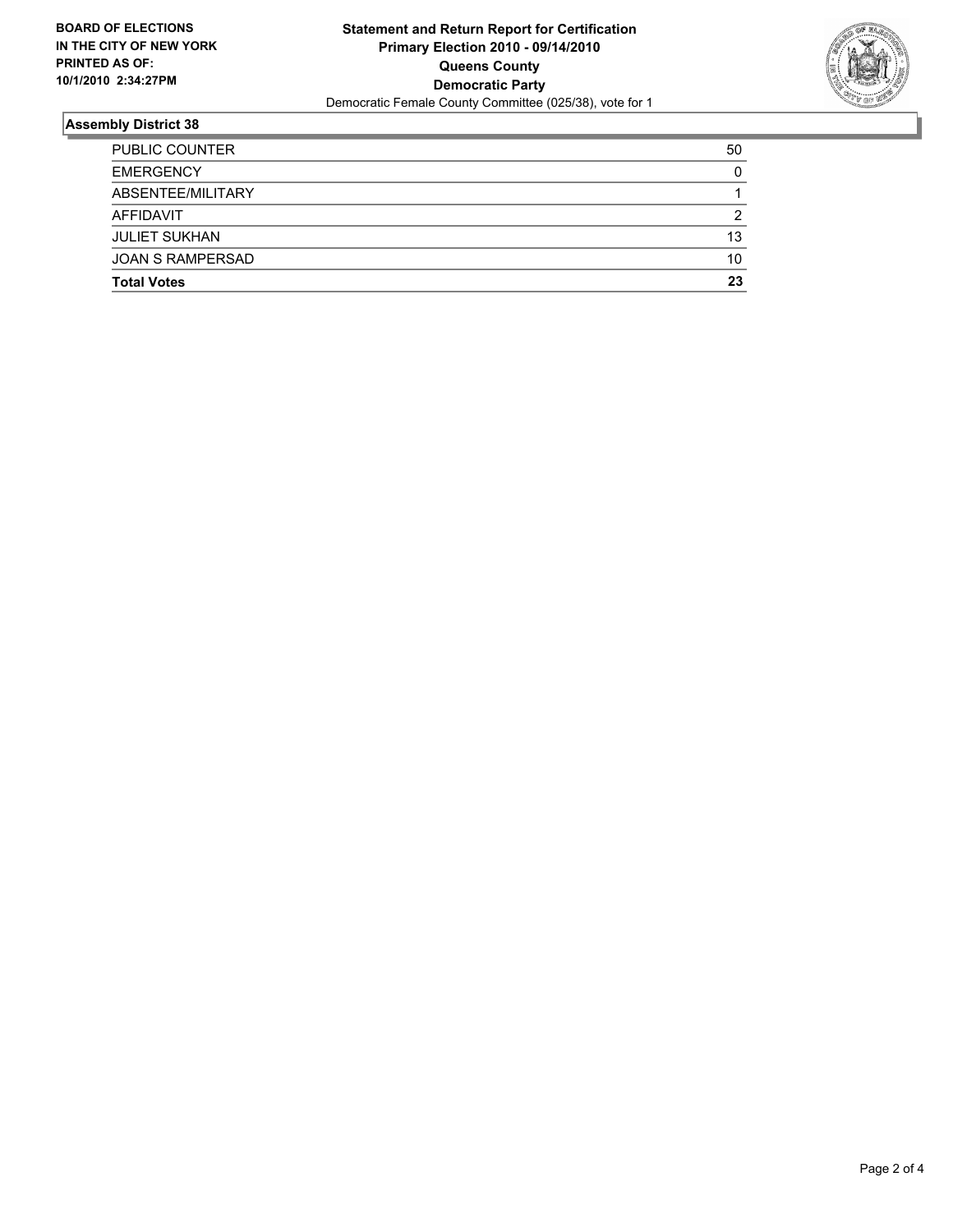**BOARD OF ELECTIONS IN THE CITY OF NEW YORK PRINTED AS OF: 10/1/2010 2:34:27PM**

**Statement and Return Report for Certification**
**Primary Election 2010 - 09/14/2010**
**Queens County**
**Democratic Party**
Democratic Female County Committee (025/38), vote for 1

## Assembly District 38

| | |
|---|---|
| PUBLIC COUNTER | 50 |
| EMERGENCY | 0 |
| ABSENTEE/MILITARY | 1 |
| AFFIDAVIT | 2 |
| JULIET SUKHAN | 13 |
| JOAN S RAMPERSAD | 10 |
| **Total Votes** | **23** |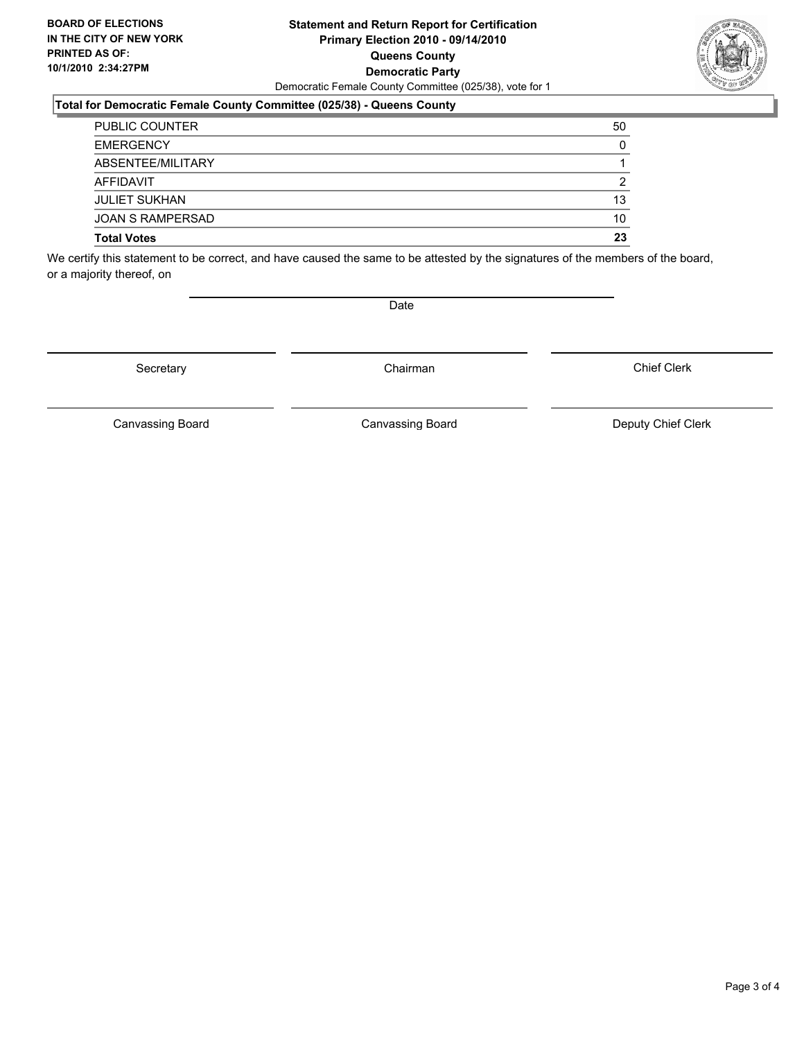**BOARD OF ELECTIONS IN THE CITY OF NEW YORK PRINTED AS OF: 10/1/2010 2:34:27PM**

# Statement and Return Report for Certification
## Primary Election 2010 - 09/14/2010
## Queens County
## Democratic Party

Democratic Female County Committee (025/38), vote for 1

### Total for Democratic Female County Committee (025/38) - Queens County

| | |
|---|---|
| PUBLIC COUNTER | 50 |
| EMERGENCY | 0 |
| ABSENTEE/MILITARY | 1 |
| AFFIDAVIT | 2 |
| JULIET SUKHAN | 13 |
| JOAN S RAMPERSAD | 10 |
| **Total Votes** | **23** |

We certify this statement to be correct, and have caused the same to be attested by the signatures of the members of the board, or a majority thereof, on

Date

Secretary | Chairman | Chief Clerk

Canvassing Board | Canvassing Board | Deputy Chief Clerk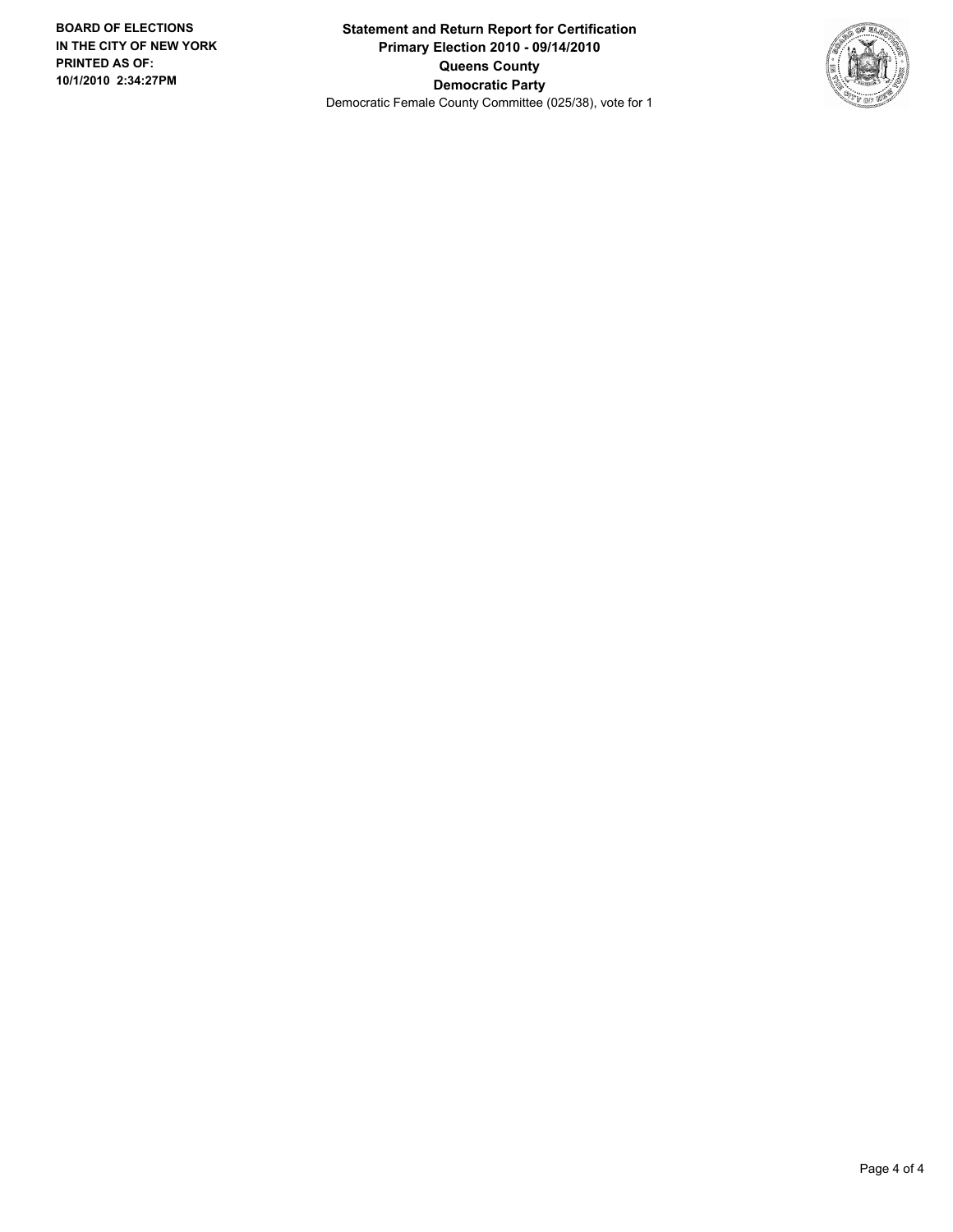**BOARD OF ELECTIONS IN THE CITY OF NEW YORK PRINTED AS OF: 10/1/2010 2:34:27PM**

**Statement and Return Report for Certification**
**Primary Election 2010 - 09/14/2010**
**Queens County**
**Democratic Party**
Democratic Female County Committee (025/38), vote for 1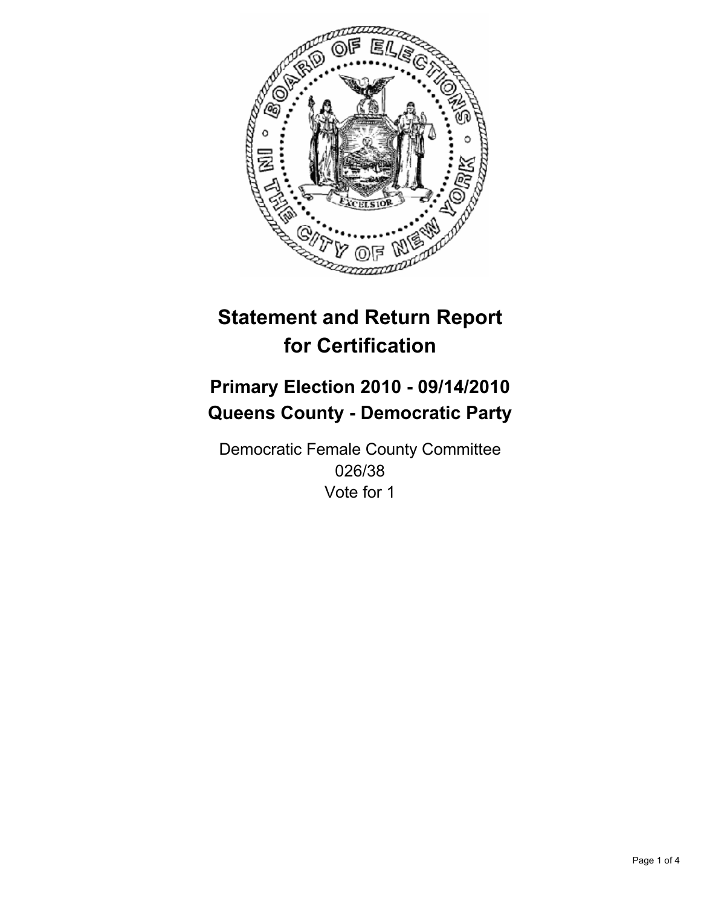# Statement and Return Report for Certification

## Primary Election 2010 - 09/14/2010
## Queens County - Democratic Party

Democratic Female County Committee
026/38
Vote for 1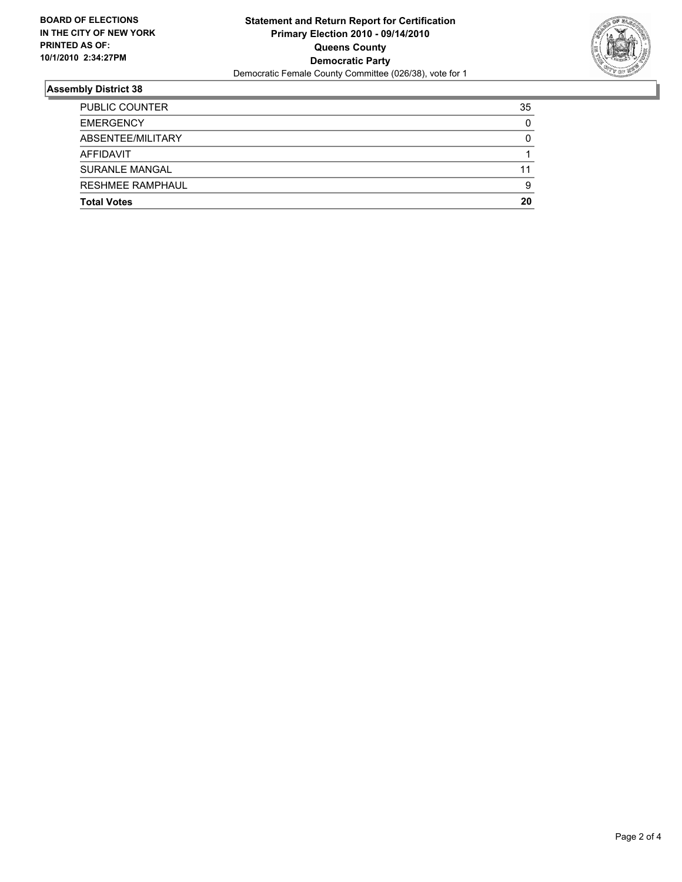**BOARD OF ELECTIONS IN THE CITY OF NEW YORK PRINTED AS OF: 10/1/2010 2:34:27PM**

**Statement and Return Report for Certification**
**Primary Election 2010 - 09/14/2010**
**Queens County**
**Democratic Party**
Democratic Female County Committee (026/38), vote for 1

## Assembly District 38

| | |
|---|---|
| PUBLIC COUNTER | 35 |
| EMERGENCY | 0 |
| ABSENTEE/MILITARY | 0 |
| AFFIDAVIT | 1 |
| SURANLE MANGAL | 11 |
| RESHMEE RAMPHAUL | 9 |
| **Total Votes** | **20** |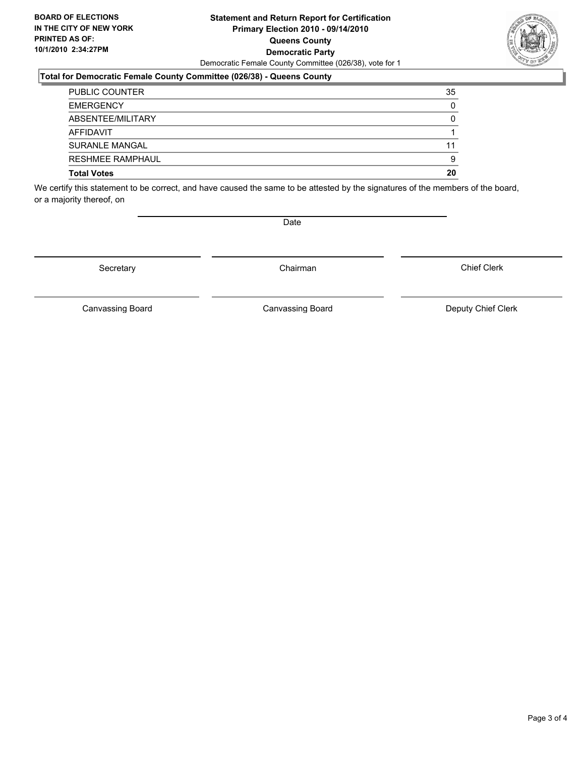**BOARD OF ELECTIONS IN THE CITY OF NEW YORK PRINTED AS OF: 10/1/2010 2:34:27PM**

**Statement and Return Report for Certification**
**Primary Election 2010 - 09/14/2010**
**Queens County**
**Democratic Party**
Democratic Female County Committee (026/38), vote for 1

**Total for Democratic Female County Committee (026/38) - Queens County**

| | |
|---|---|
| PUBLIC COUNTER | 35 |
| EMERGENCY | 0 |
| ABSENTEE/MILITARY | 0 |
| AFFIDAVIT | 1 |
| SURANLE MANGAL | 11 |
| RESHMEE RAMPHAUL | 9 |
| **Total Votes** | **20** |

We certify this statement to be correct, and have caused the same to be attested by the signatures of the members of the board, or a majority thereof, on

Date

Secretary | Chairman | Chief Clerk

Canvassing Board | Canvassing Board | Deputy Chief Clerk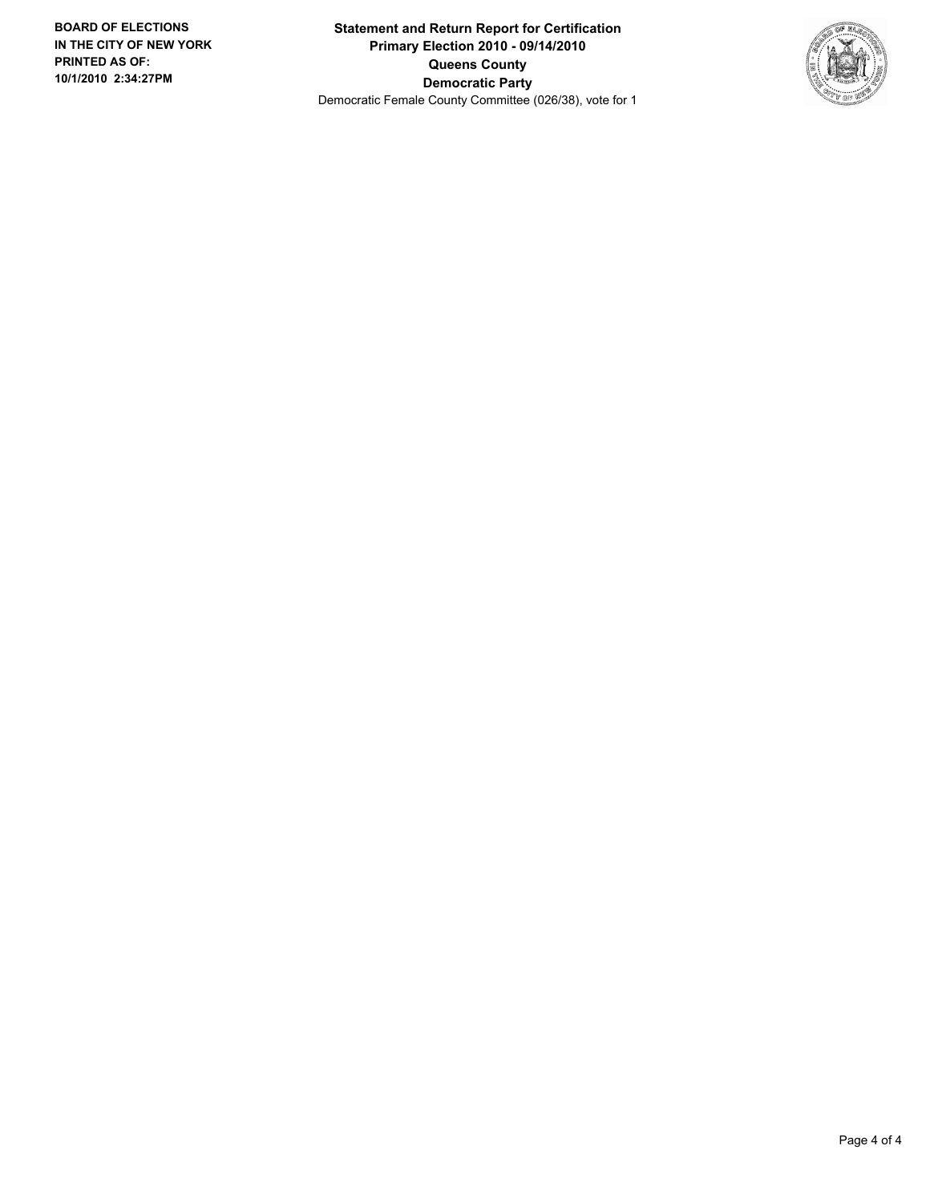**BOARD OF ELECTIONS IN THE CITY OF NEW YORK PRINTED AS OF: 10/1/2010 2:34:27PM**

**Statement and Return Report for Certification**
**Primary Election 2010 - 09/14/2010**
**Queens County**
**Democratic Party**
Democratic Female County Committee (026/38), vote for 1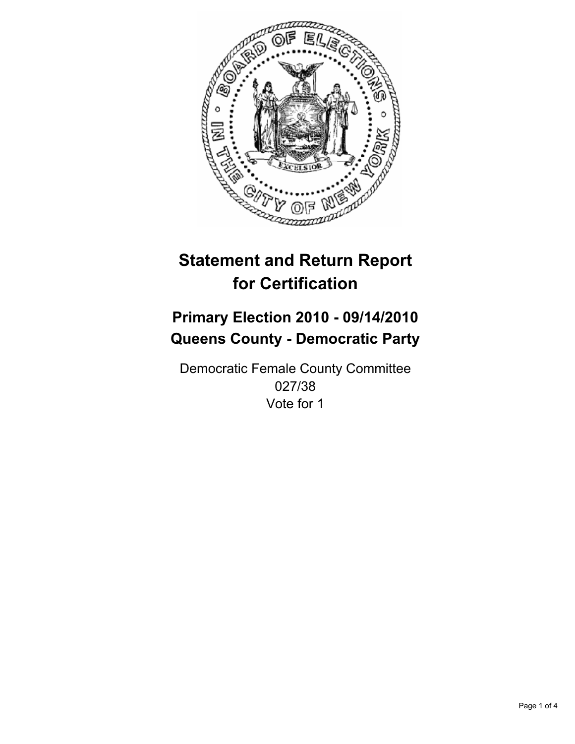# Statement and Return Report for Certification

## Primary Election 2010 - 09/14/2010
## Queens County - Democratic Party

Democratic Female County Committee
027/38
Vote for 1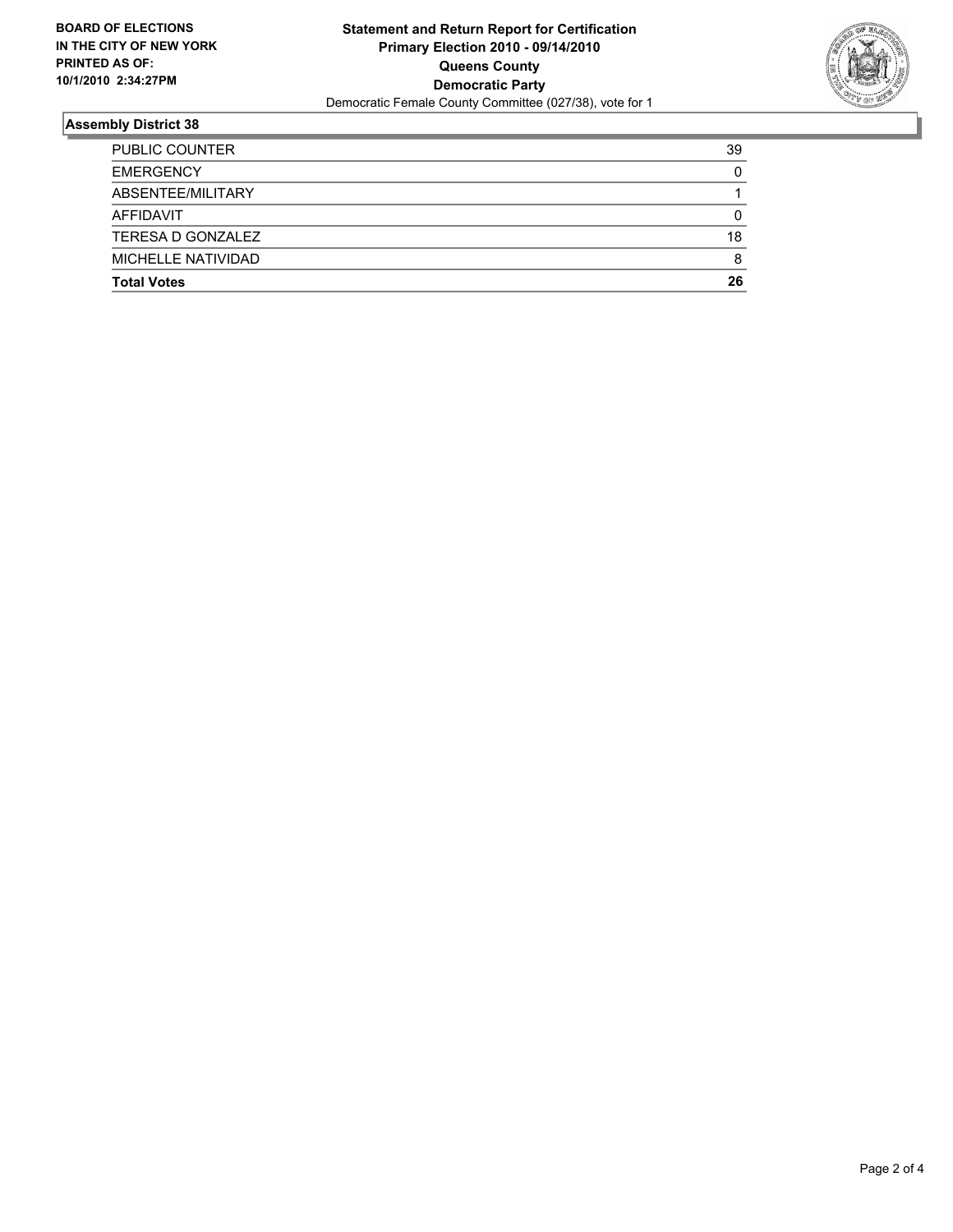**BOARD OF ELECTIONS IN THE CITY OF NEW YORK PRINTED AS OF: 10/1/2010 2:34:27PM**

**Statement and Return Report for Certification**
**Primary Election 2010 - 09/14/2010**
**Queens County**
**Democratic Party**
Democratic Female County Committee (027/38), vote for 1

## Assembly District 38

| | |
|---|---|
| PUBLIC COUNTER | 39 |
| EMERGENCY | 0 |
| ABSENTEE/MILITARY | 1 |
| AFFIDAVIT | 0 |
| TERESA D GONZALEZ | 18 |
| MICHELLE NATIVIDAD | 8 |
| **Total Votes** | **26** |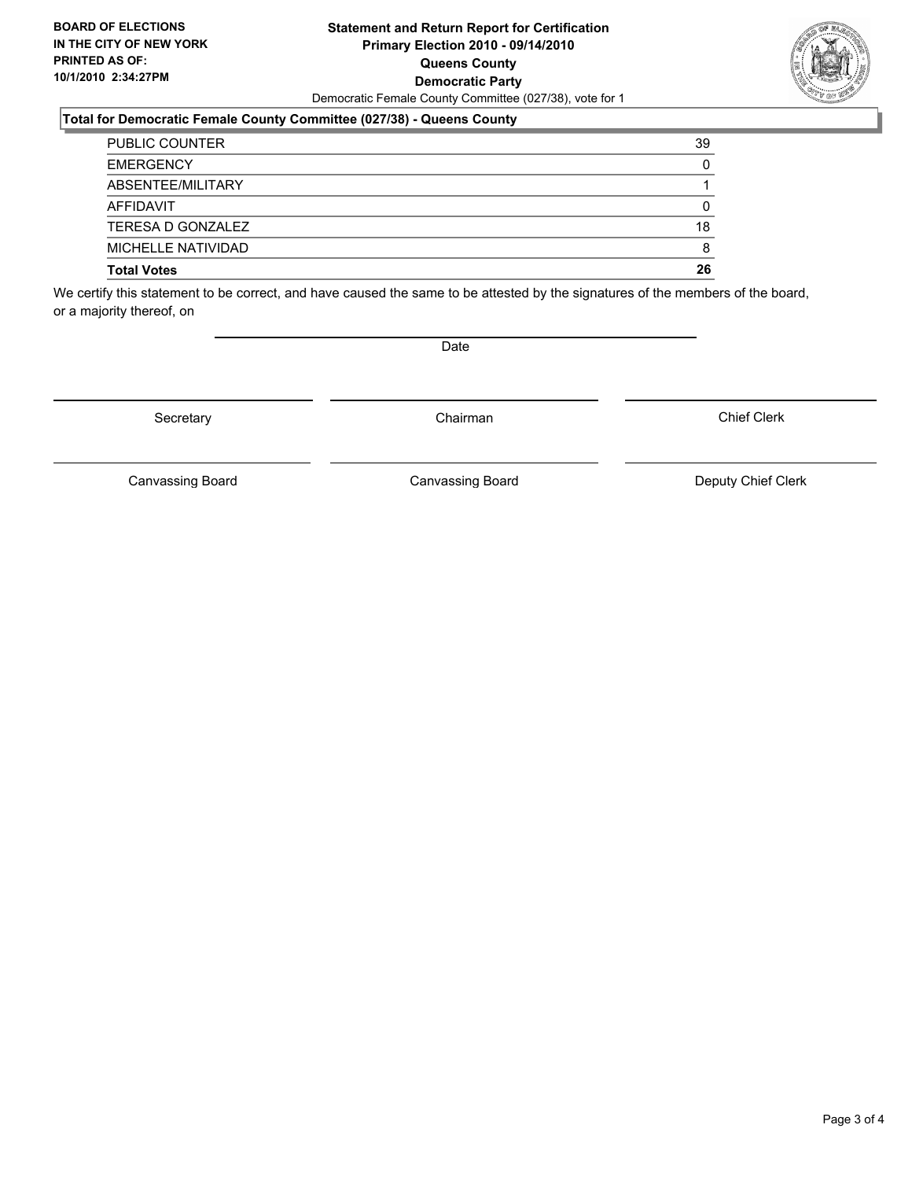**BOARD OF ELECTIONS IN THE CITY OF NEW YORK PRINTED AS OF: 10/1/2010 2:34:27PM**

**Statement and Return Report for Certification**
**Primary Election 2010 - 09/14/2010**
**Queens County**
**Democratic Party**
Democratic Female County Committee (027/38), vote for 1

### Total for Democratic Female County Committee (027/38) - Queens County

| | |
|---|---|
| PUBLIC COUNTER | 39 |
| EMERGENCY | 0 |
| ABSENTEE/MILITARY | 1 |
| AFFIDAVIT | 0 |
| TERESA D GONZALEZ | 18 |
| MICHELLE NATIVIDAD | 8 |
| **Total Votes** | **26** |

We certify this statement to be correct, and have caused the same to be attested by the signatures of the members of the board, or a majority thereof, on

Date

Secretary | Chairman | Chief Clerk

Canvassing Board | Canvassing Board | Deputy Chief Clerk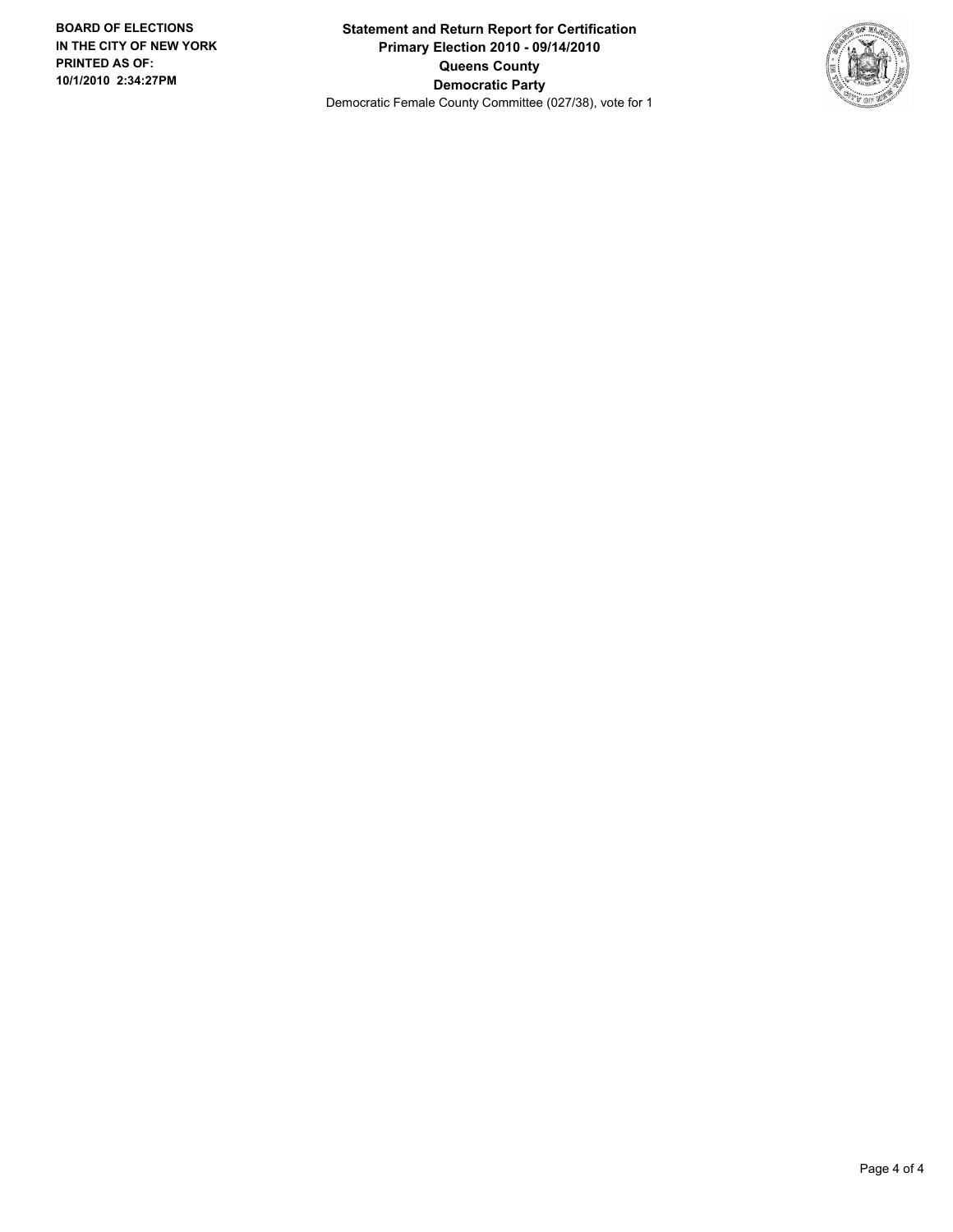**BOARD OF ELECTIONS IN THE CITY OF NEW YORK PRINTED AS OF: 10/1/2010 2:34:27PM**

**Statement and Return Report for Certification**
**Primary Election 2010 - 09/14/2010**
**Queens County**
**Democratic Party**
Democratic Female County Committee (027/38), vote for 1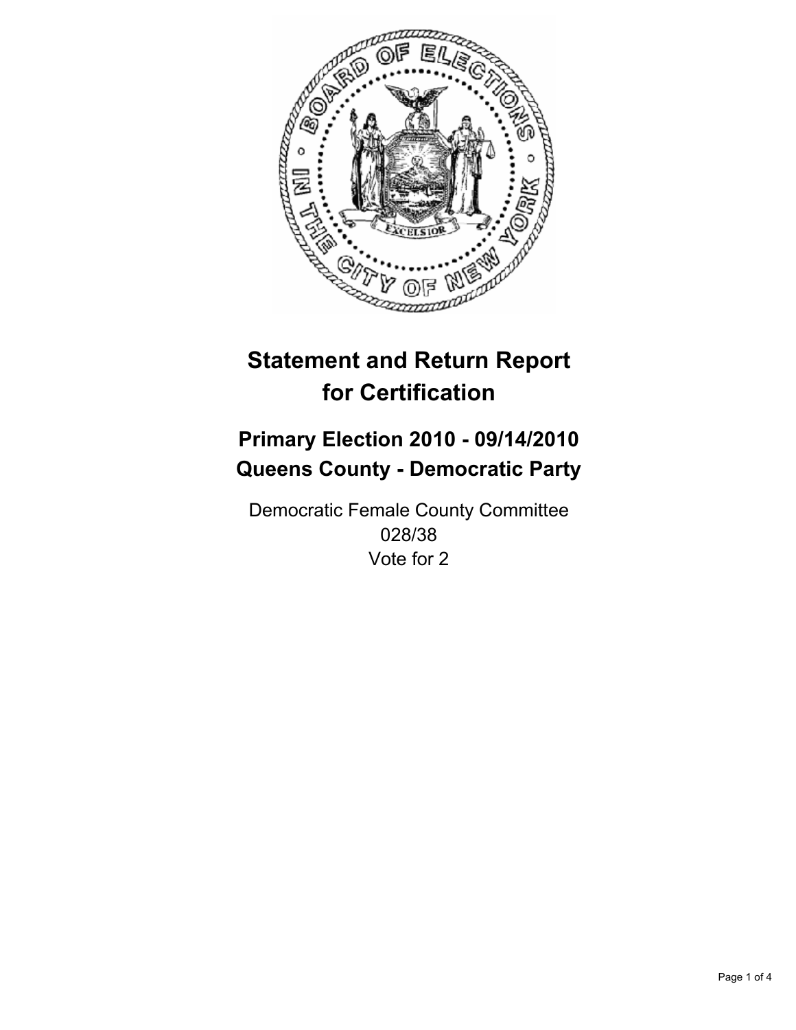# Statement and Return Report for Certification

## Primary Election 2010 - 09/14/2010
## Queens County - Democratic Party

Democratic Female County Committee
028/38
Vote for 2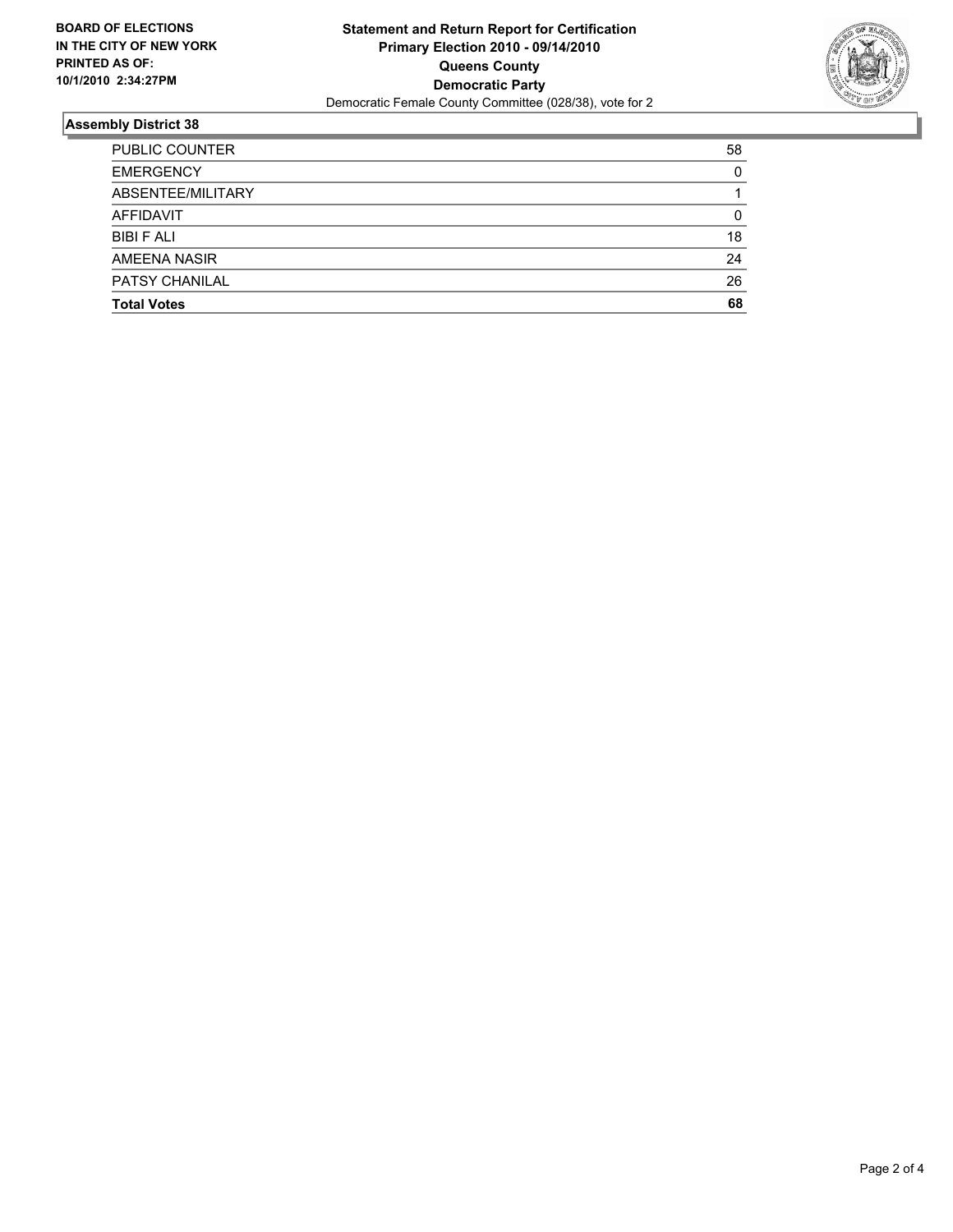**BOARD OF ELECTIONS IN THE CITY OF NEW YORK PRINTED AS OF: 10/1/2010 2:34:27PM**

**Statement and Return Report for Certification**
**Primary Election 2010 - 09/14/2010**
**Queens County**
**Democratic Party**
Democratic Female County Committee (028/38), vote for 2

## Assembly District 38

| | |
|---|---|
| PUBLIC COUNTER | 58 |
| EMERGENCY | 0 |
| ABSENTEE/MILITARY | 1 |
| AFFIDAVIT | 0 |
| BIBI F ALI | 18 |
| AMEENA NASIR | 24 |
| PATSY CHANILAL | 26 |
| **Total Votes** | **68** |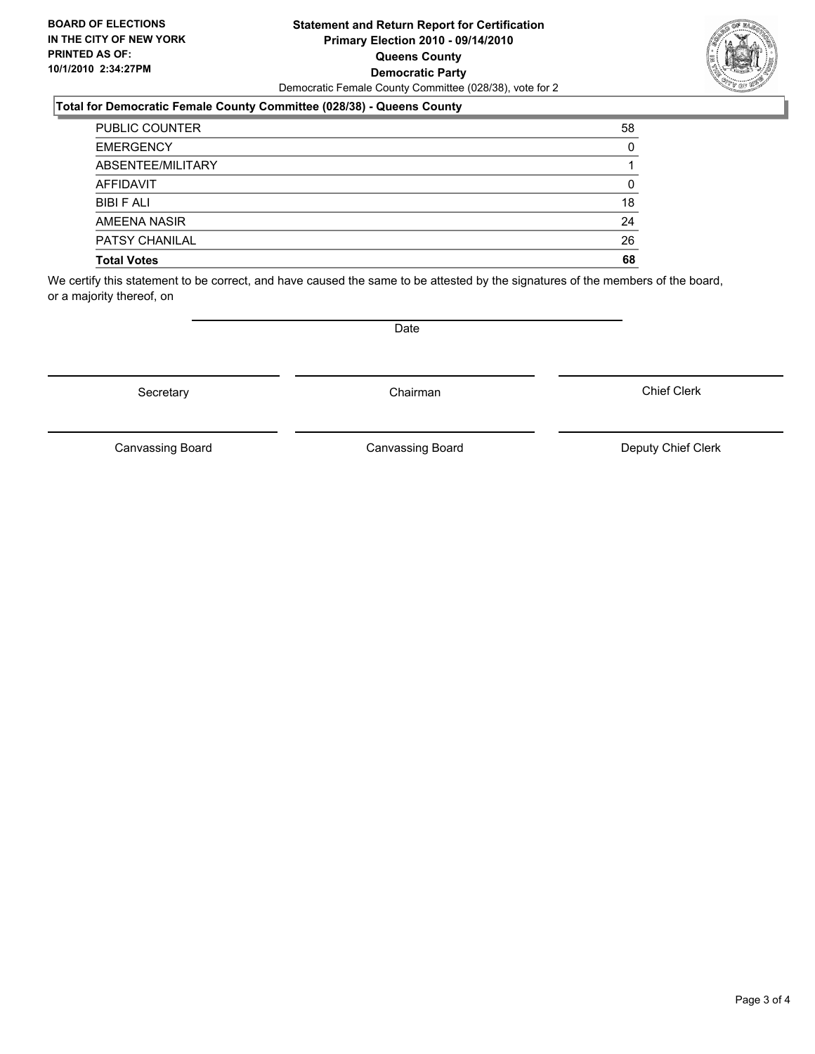**BOARD OF ELECTIONS IN THE CITY OF NEW YORK PRINTED AS OF: 10/1/2010 2:34:27PM**

# Statement and Return Report for Certification
## Primary Election 2010 - 09/14/2010
## Queens County
## Democratic Party

Democratic Female County Committee (028/38), vote for 2

### Total for Democratic Female County Committee (028/38) - Queens County

| | |
|---|---|
| PUBLIC COUNTER | 58 |
| EMERGENCY | 0 |
| ABSENTEE/MILITARY | 1 |
| AFFIDAVIT | 0 |
| BIBI F ALI | 18 |
| AMEENA NASIR | 24 |
| PATSY CHANILAL | 26 |
| **Total Votes** | **68** |

We certify this statement to be correct, and have caused the same to be attested by the signatures of the members of the board, or a majority thereof, on

Date

Secretary | Chairman | Chief Clerk

Canvassing Board | Canvassing Board | Deputy Chief Clerk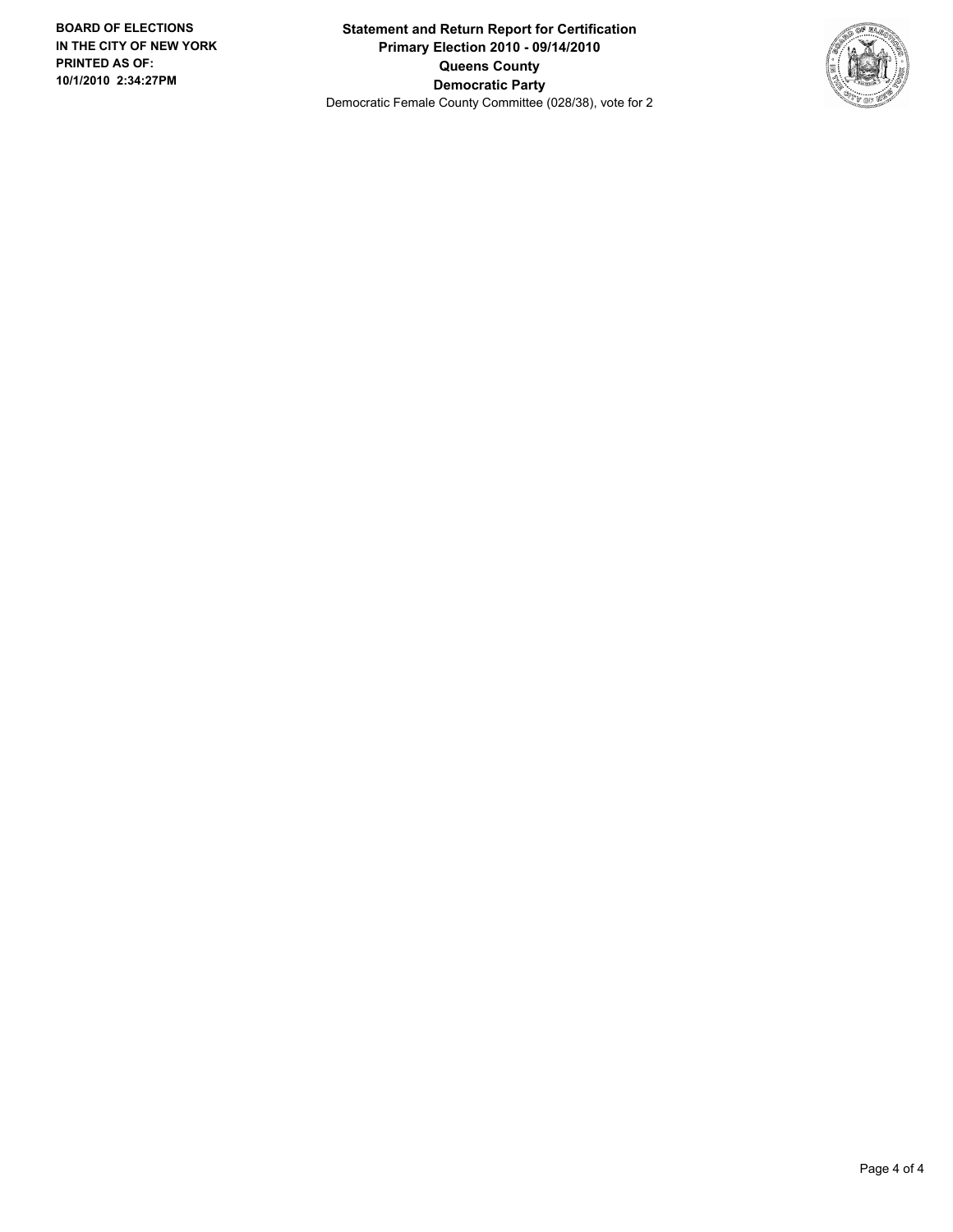**BOARD OF ELECTIONS IN THE CITY OF NEW YORK PRINTED AS OF: 10/1/2010 2:34:27PM**

**Statement and Return Report for Certification**
**Primary Election 2010 - 09/14/2010**
**Queens County**
**Democratic Party**
Democratic Female County Committee (028/38), vote for 2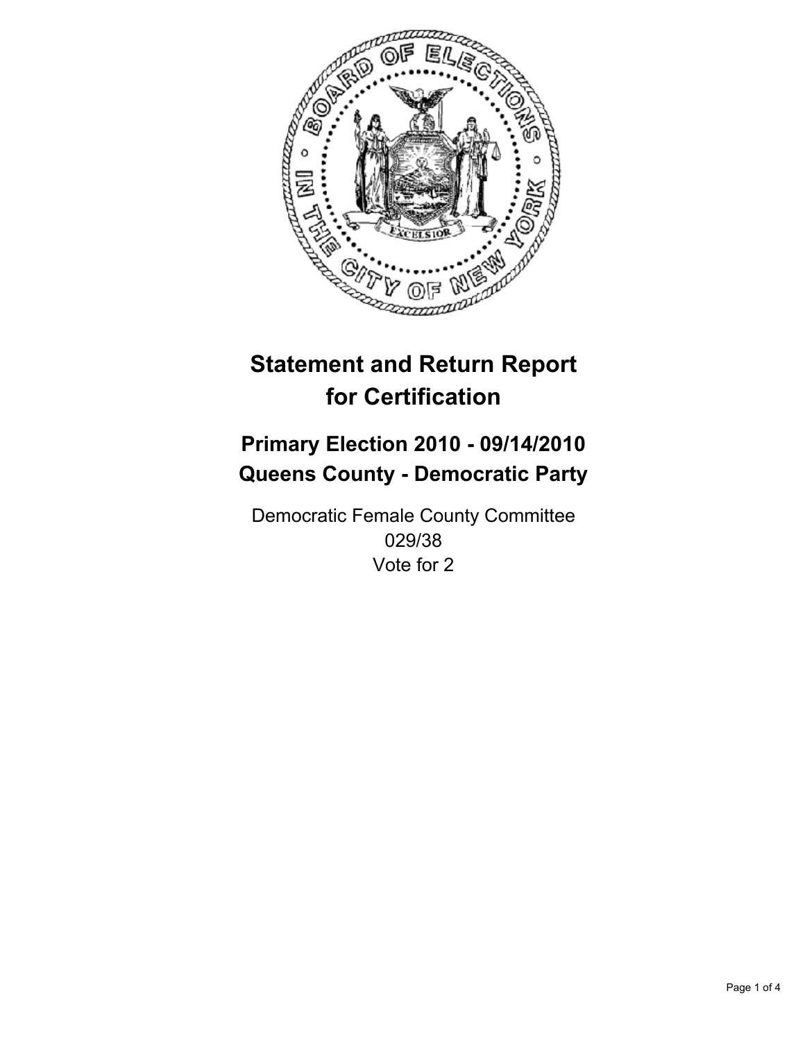# Statement and Return Report for Certification

## Primary Election 2010 - 09/14/2010
## Queens County - Democratic Party

Democratic Female County Committee
029/38
Vote for 2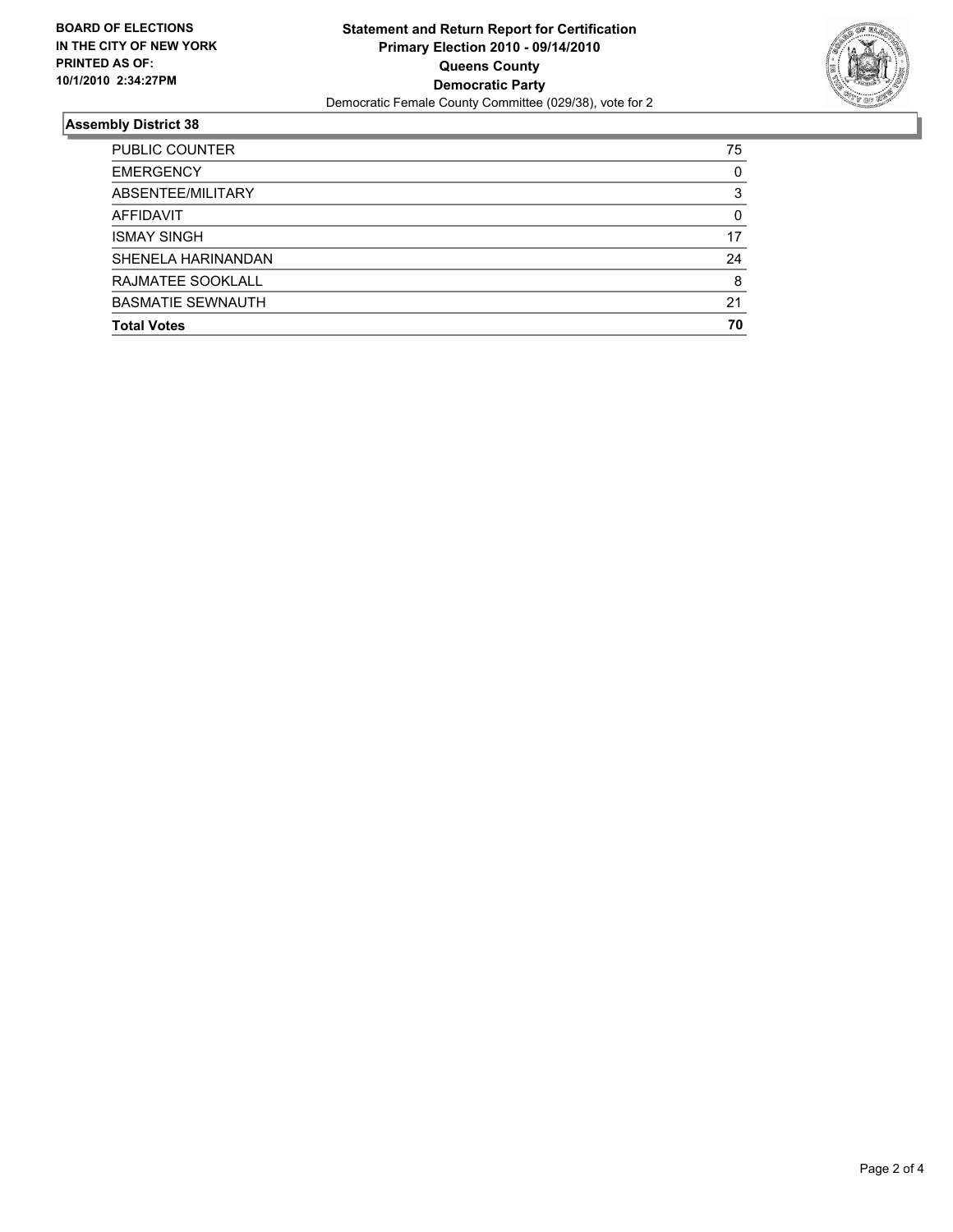**BOARD OF ELECTIONS IN THE CITY OF NEW YORK PRINTED AS OF: 10/1/2010 2:34:27PM**

**Statement and Return Report for Certification**
**Primary Election 2010 - 09/14/2010**
**Queens County**
**Democratic Party**
Democratic Female County Committee (029/38), vote for 2

## Assembly District 38

| | |
|---|---|
| PUBLIC COUNTER | 75 |
| EMERGENCY | 0 |
| ABSENTEE/MILITARY | 3 |
| AFFIDAVIT | 0 |
| ISMAY SINGH | 17 |
| SHENELA HARINANDAN | 24 |
| RAJMATEE SOOKLALL | 8 |
| BASMATIE SEWNAUTH | 21 |
| **Total Votes** | **70** |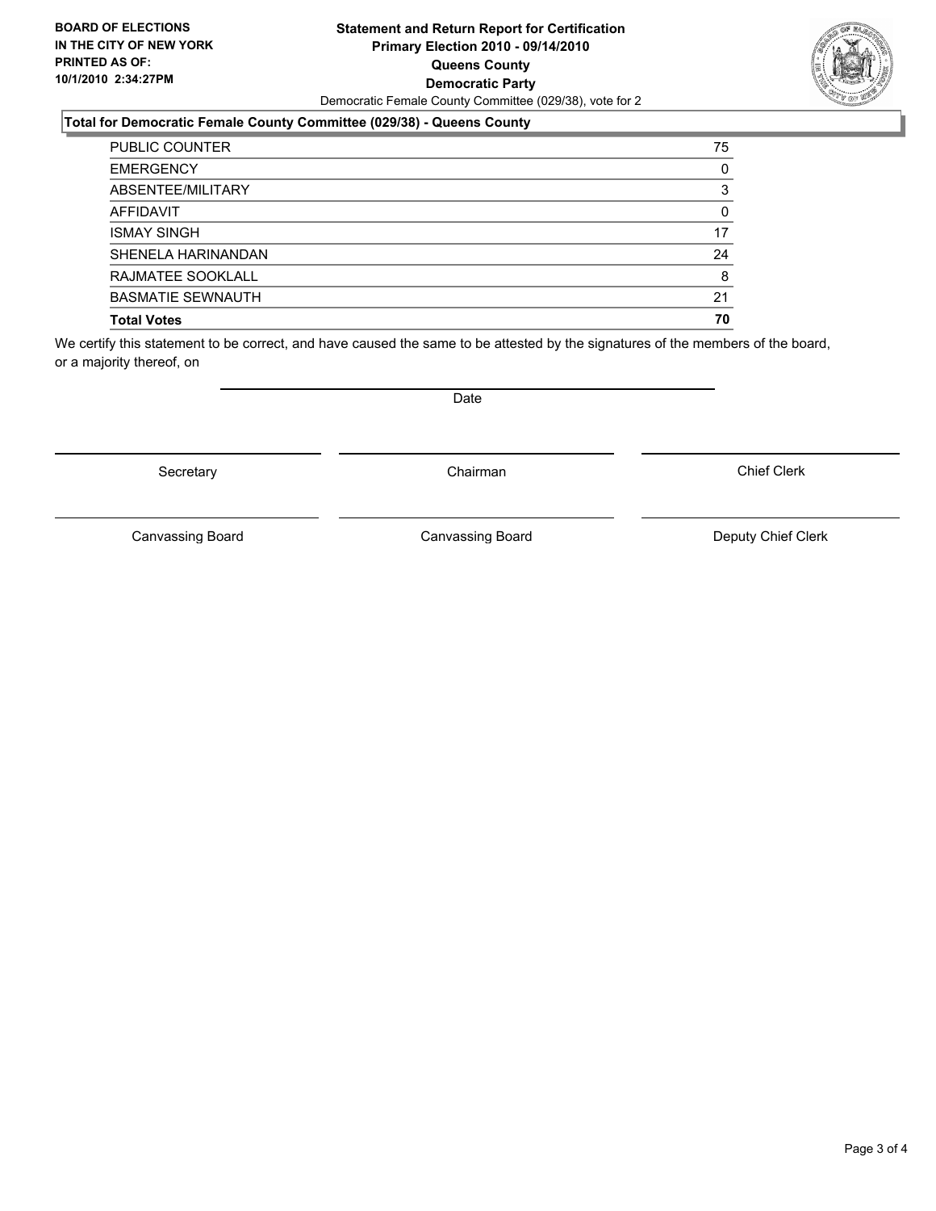**BOARD OF ELECTIONS IN THE CITY OF NEW YORK PRINTED AS OF: 10/1/2010 2:34:27PM**

# Statement and Return Report for Certification Primary Election 2010 - 09/14/2010 Queens County Democratic Party

Democratic Female County Committee (029/38), vote for 2

## Total for Democratic Female County Committee (029/38) - Queens County

| | |
|---|---|
| PUBLIC COUNTER | 75 |
| EMERGENCY | 0 |
| ABSENTEE/MILITARY | 3 |
| AFFIDAVIT | 0 |
| ISMAY SINGH | 17 |
| SHENELA HARINANDAN | 24 |
| RAJMATEE SOOKLALL | 8 |
| BASMATIE SEWNAUTH | 21 |
| **Total Votes** | **70** |

We certify this statement to be correct, and have caused the same to be attested by the signatures of the members of the board, or a majority thereof, on

Date

Secretary

Chairman

Chief Clerk

Canvassing Board

Canvassing Board

Deputy Chief Clerk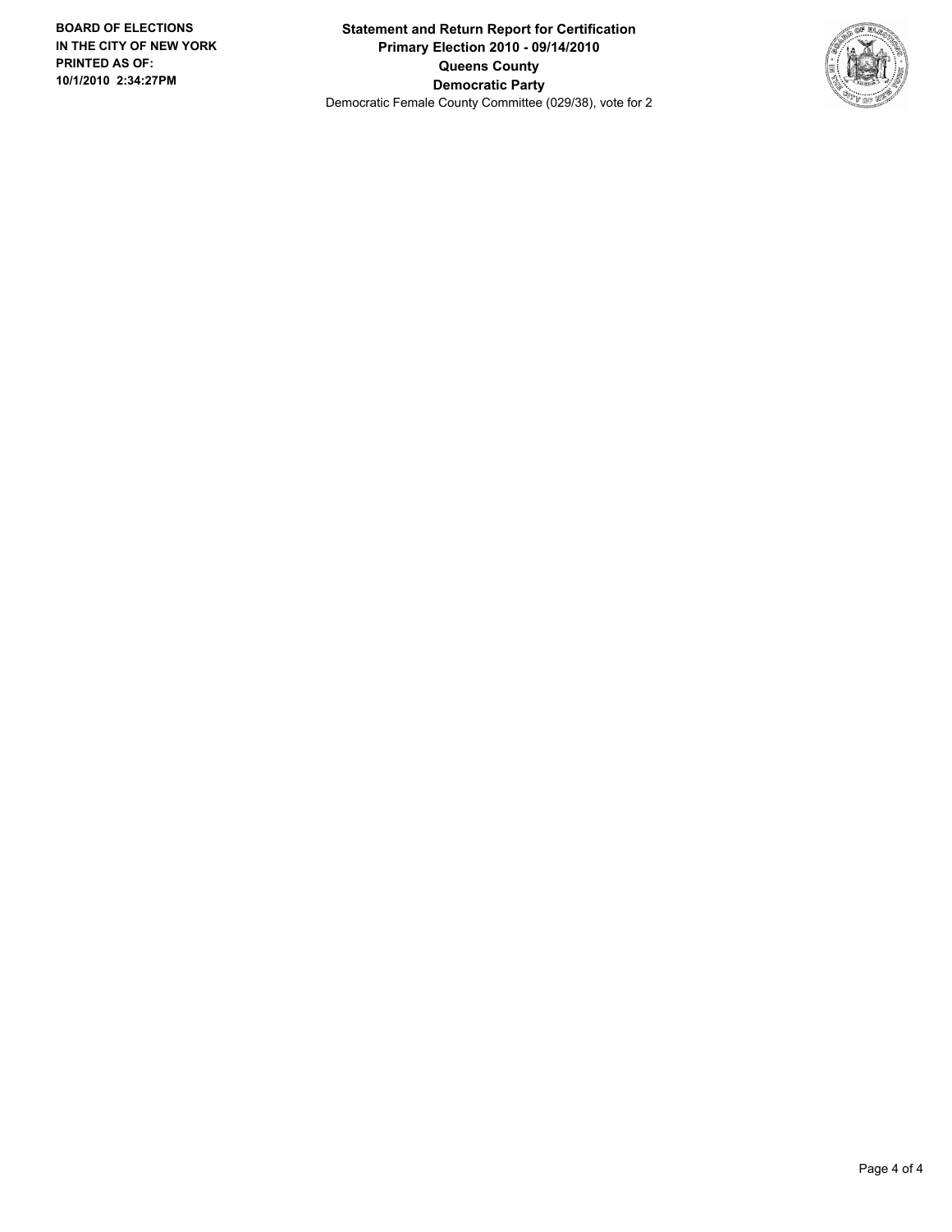**BOARD OF ELECTIONS IN THE CITY OF NEW YORK PRINTED AS OF: 10/1/2010 2:34:27PM**

**Statement and Return Report for Certification**
**Primary Election 2010 - 09/14/2010**
**Queens County**
**Democratic Party**
Democratic Female County Committee (029/38), vote for 2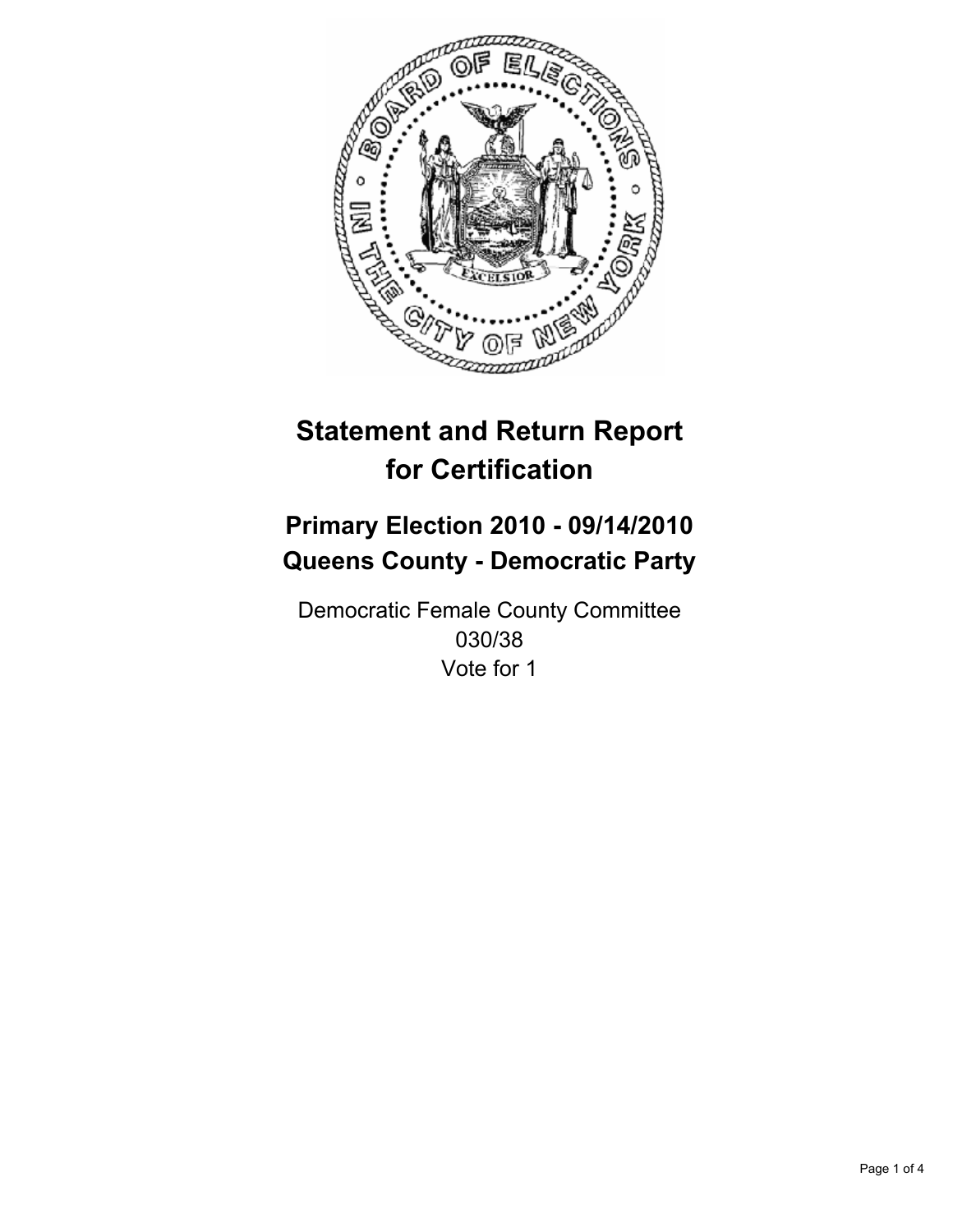# Statement and Return Report for Certification

## Primary Election 2010 - 09/14/2010
## Queens County - Democratic Party

Democratic Female County Committee
030/38
Vote for 1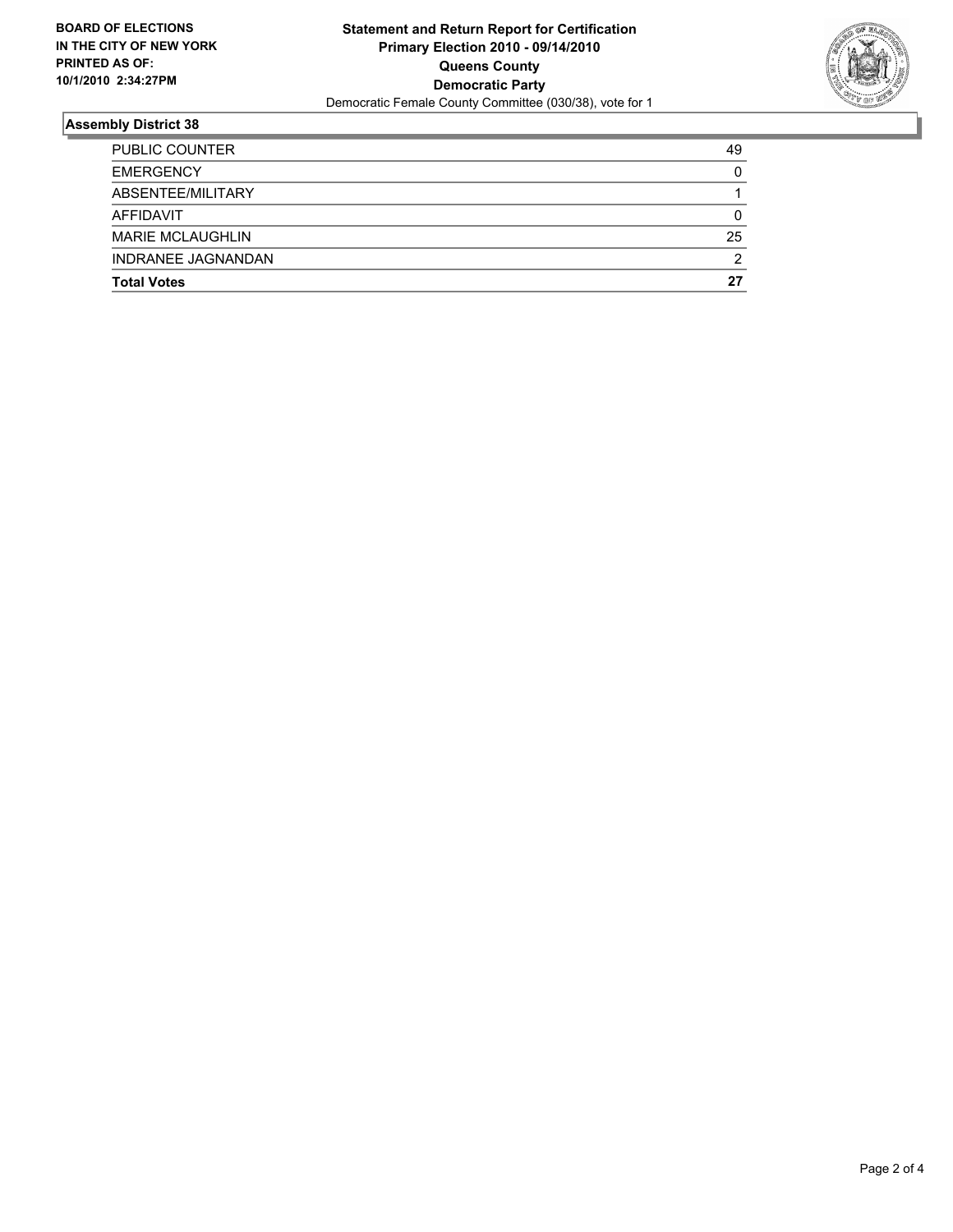**BOARD OF ELECTIONS IN THE CITY OF NEW YORK PRINTED AS OF: 10/1/2010 2:34:27PM**

**Statement and Return Report for Certification**
**Primary Election 2010 - 09/14/2010**
**Queens County**
**Democratic Party**
Democratic Female County Committee (030/38), vote for 1

## Assembly District 38

| | |
|---|---|
| PUBLIC COUNTER | 49 |
| EMERGENCY | 0 |
| ABSENTEE/MILITARY | 1 |
| AFFIDAVIT | 0 |
| MARIE MCLAUGHLIN | 25 |
| INDRANEE JAGNANDAN | 2 |
| **Total Votes** | **27** |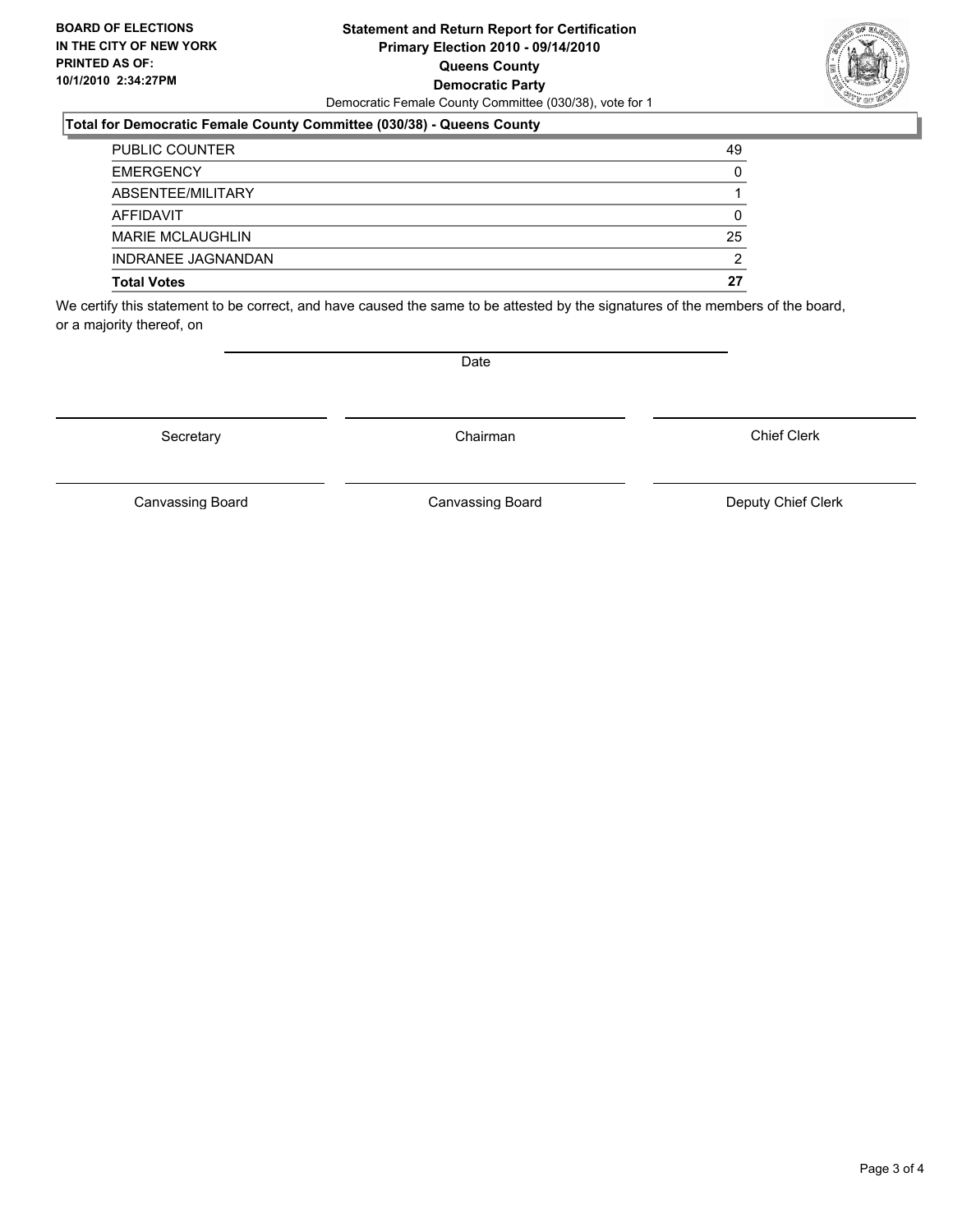**BOARD OF ELECTIONS IN THE CITY OF NEW YORK PRINTED AS OF: 10/1/2010 2:34:27PM**

**Statement and Return Report for Certification**
**Primary Election 2010 - 09/14/2010**
**Queens County**
**Democratic Party**
Democratic Female County Committee (030/38), vote for 1

**Total for Democratic Female County Committee (030/38) - Queens County**

| | |
|---|---|
| PUBLIC COUNTER | 49 |
| EMERGENCY | 0 |
| ABSENTEE/MILITARY | 1 |
| AFFIDAVIT | 0 |
| MARIE MCLAUGHLIN | 25 |
| INDRANEE JAGNANDAN | 2 |
| **Total Votes** | **27** |

We certify this statement to be correct, and have caused the same to be attested by the signatures of the members of the board, or a majority thereof, on

Date

Secretary

Chairman

Chief Clerk

Canvassing Board

Canvassing Board

Deputy Chief Clerk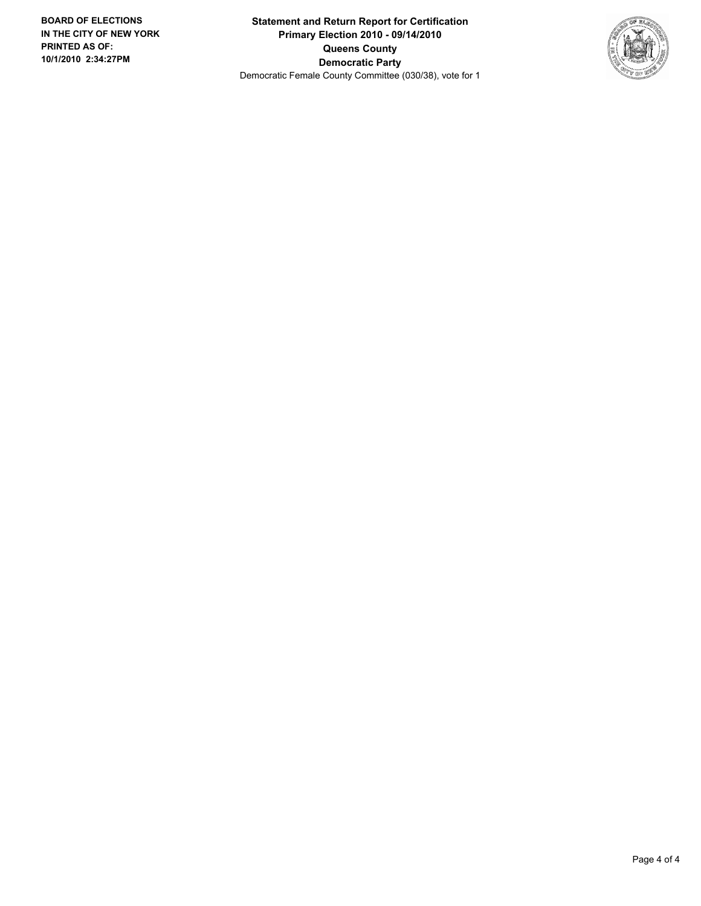**BOARD OF ELECTIONS IN THE CITY OF NEW YORK PRINTED AS OF: 10/1/2010 2:34:27PM**

**Statement and Return Report for Certification**
**Primary Election 2010 - 09/14/2010**
**Queens County**
**Democratic Party**
Democratic Female County Committee (030/38), vote for 1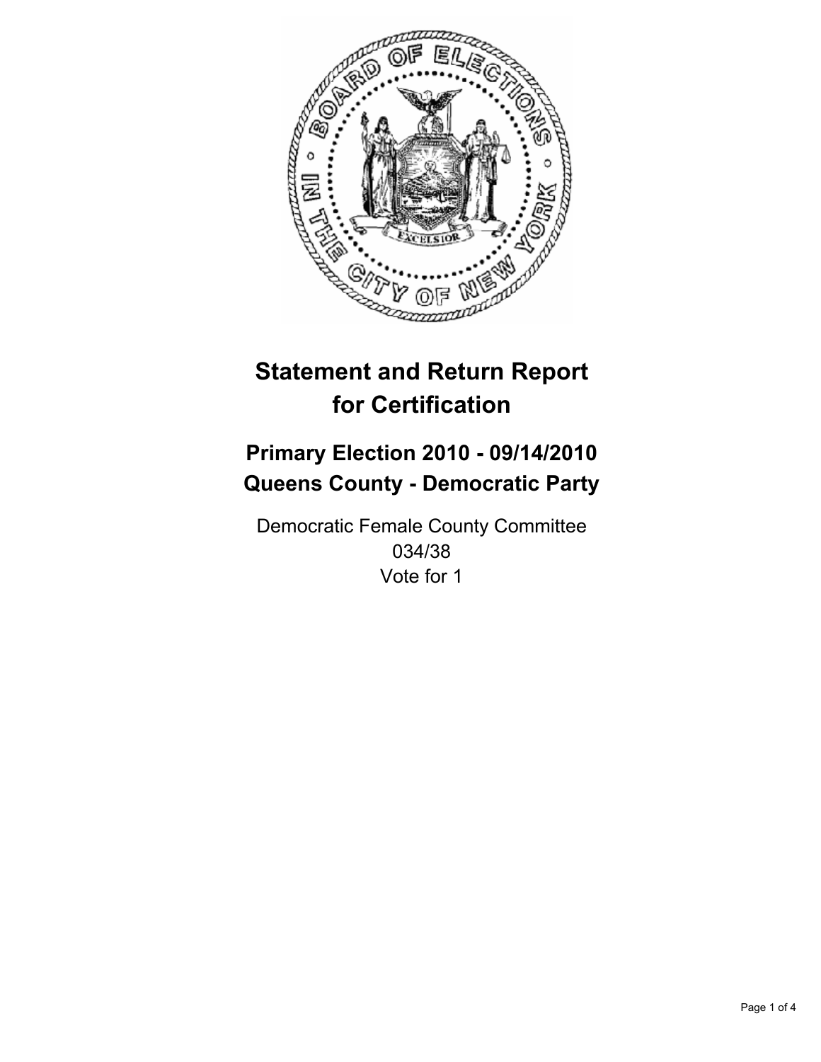# Statement and Return Report for Certification

## Primary Election 2010 - 09/14/2010
## Queens County - Democratic Party

Democratic Female County Committee
034/38
Vote for 1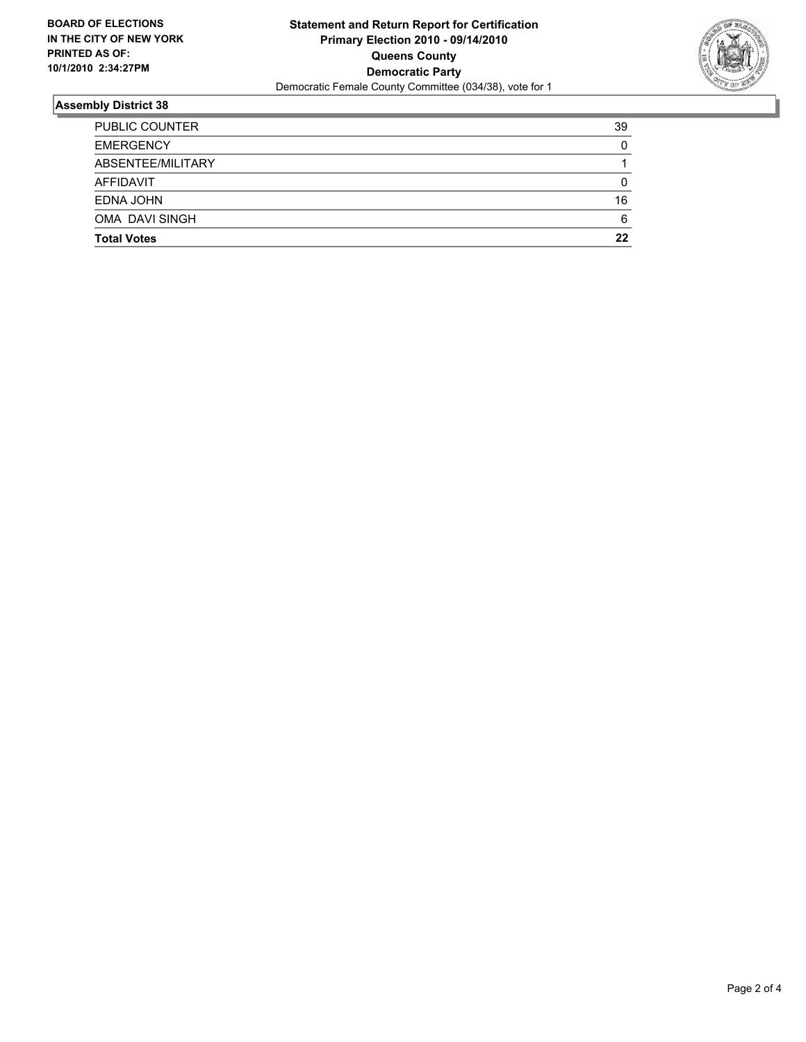**BOARD OF ELECTIONS IN THE CITY OF NEW YORK PRINTED AS OF: 10/1/2010 2:34:27PM**

**Statement and Return Report for Certification**
**Primary Election 2010 - 09/14/2010**
**Queens County**
**Democratic Party**
Democratic Female County Committee (034/38), vote for 1

## Assembly District 38

| | |
|---|---|
| PUBLIC COUNTER | 39 |
| EMERGENCY | 0 |
| ABSENTEE/MILITARY | 1 |
| AFFIDAVIT | 0 |
| EDNA JOHN | 16 |
| OMA DAVI SINGH | 6 |
| **Total Votes** | **22** |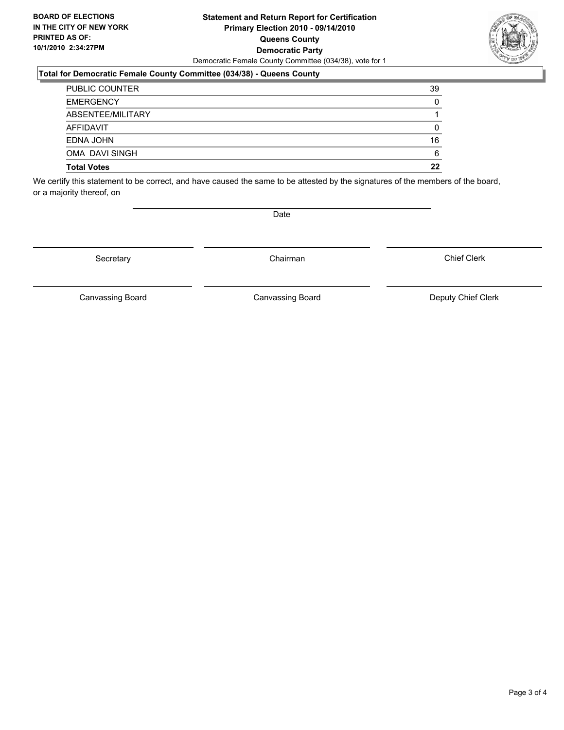**BOARD OF ELECTIONS IN THE CITY OF NEW YORK PRINTED AS OF: 10/1/2010 2:34:27PM**

**Statement and Return Report for Certification**
**Primary Election 2010 - 09/14/2010**
**Queens County**
**Democratic Party**
Democratic Female County Committee (034/38), vote for 1

**Total for Democratic Female County Committee (034/38) - Queens County**

| | |
|---|---|
| PUBLIC COUNTER | 39 |
| EMERGENCY | 0 |
| ABSENTEE/MILITARY | 1 |
| AFFIDAVIT | 0 |
| EDNA JOHN | 16 |
| OMA DAVI SINGH | 6 |
| **Total Votes** | **22** |

We certify this statement to be correct, and have caused the same to be attested by the signatures of the members of the board, or a majority thereof, on

Date

Secretary | Chairman | Chief Clerk

Canvassing Board | Canvassing Board | Deputy Chief Clerk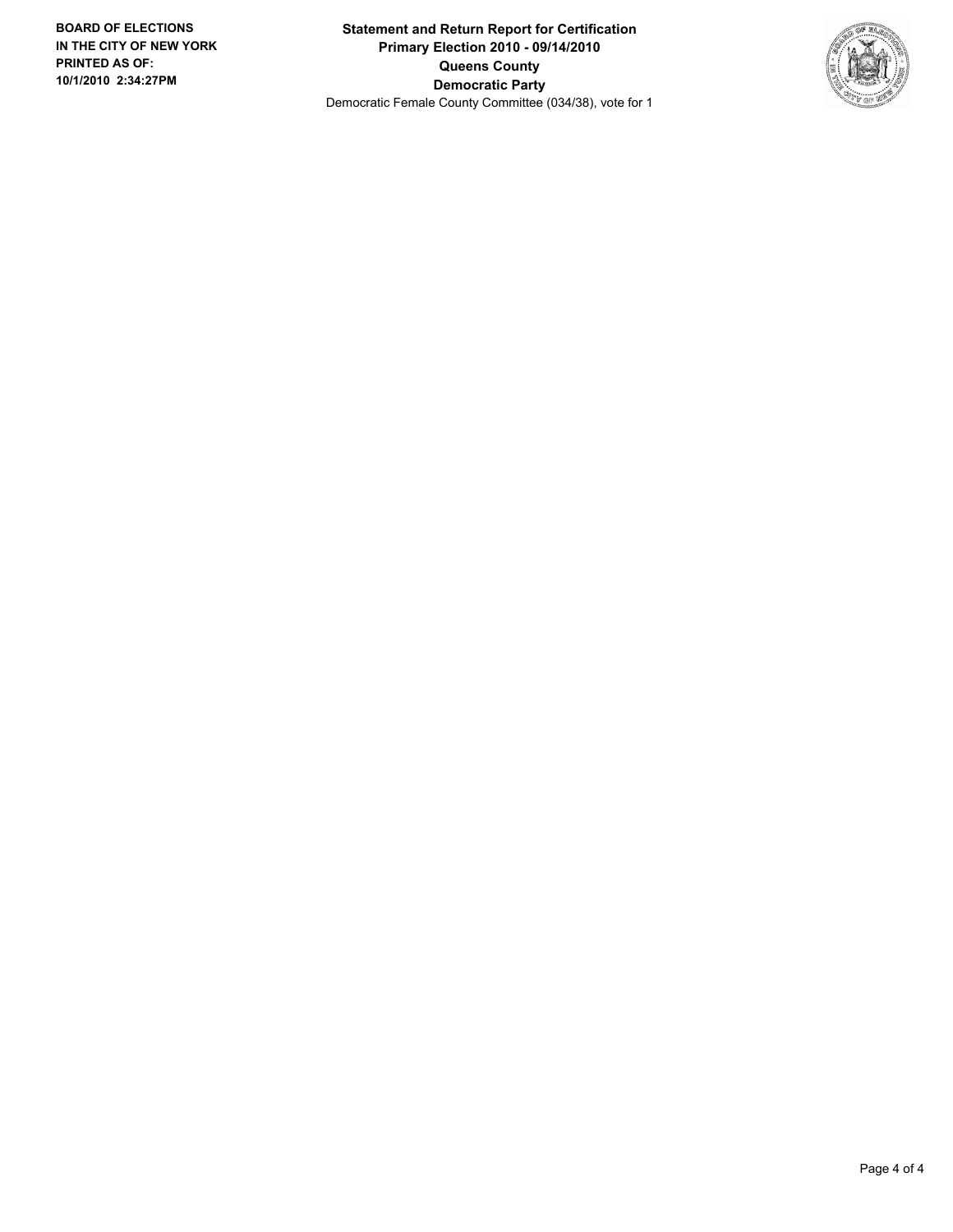**BOARD OF ELECTIONS IN THE CITY OF NEW YORK PRINTED AS OF: 10/1/2010 2:34:27PM**

**Statement and Return Report for Certification**
**Primary Election 2010 - 09/14/2010**
**Queens County**
**Democratic Party**
Democratic Female County Committee (034/38), vote for 1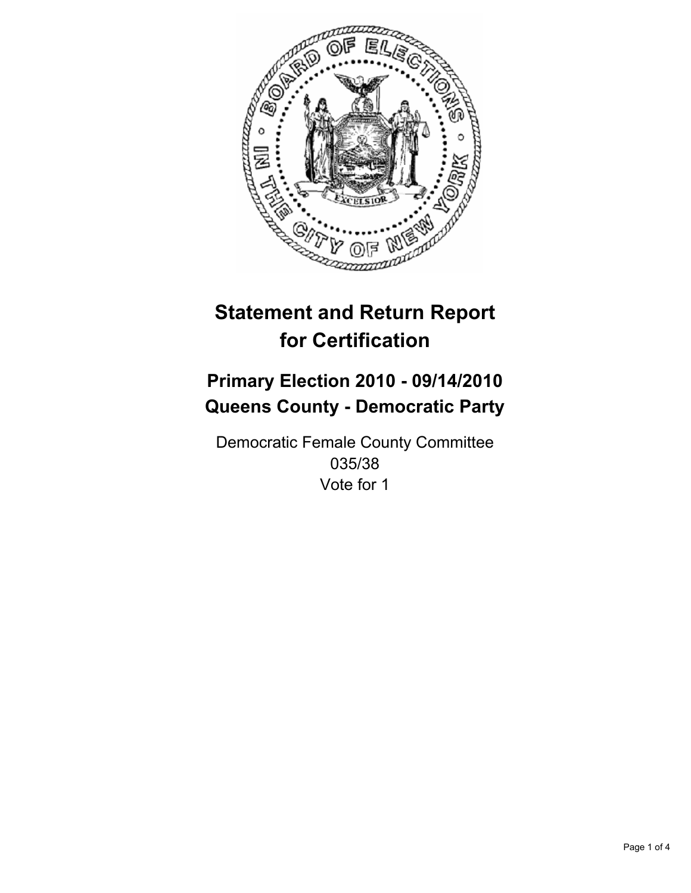# Statement and Return Report for Certification

## Primary Election 2010 - 09/14/2010
## Queens County - Democratic Party

Democratic Female County Committee
035/38
Vote for 1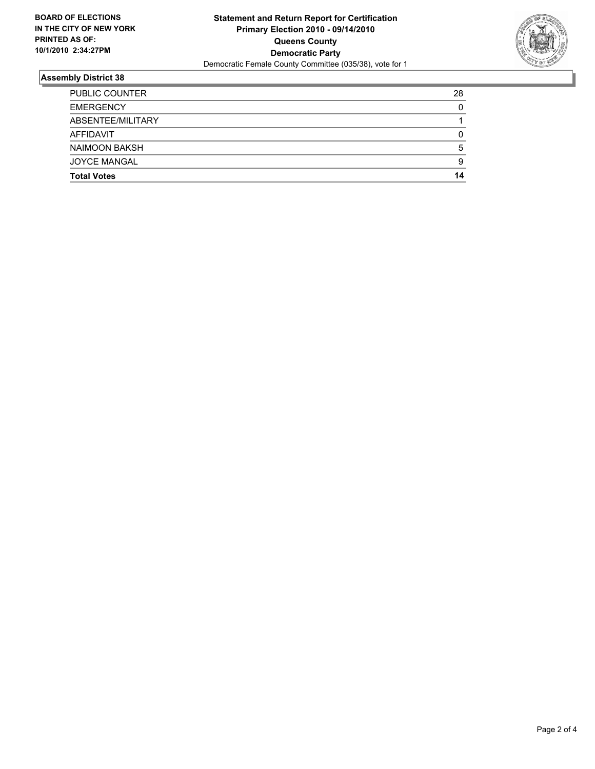**BOARD OF ELECTIONS IN THE CITY OF NEW YORK PRINTED AS OF: 10/1/2010 2:34:27PM**

**Statement and Return Report for Certification Primary Election 2010 - 09/14/2010 Queens County Democratic Party**

Democratic Female County Committee (035/38), vote for 1

## Assembly District 38

| | |
|---|---|
| PUBLIC COUNTER | 28 |
| EMERGENCY | 0 |
| ABSENTEE/MILITARY | 1 |
| AFFIDAVIT | 0 |
| NAIMOON BAKSH | 5 |
| JOYCE MANGAL | 9 |
| **Total Votes** | **14** |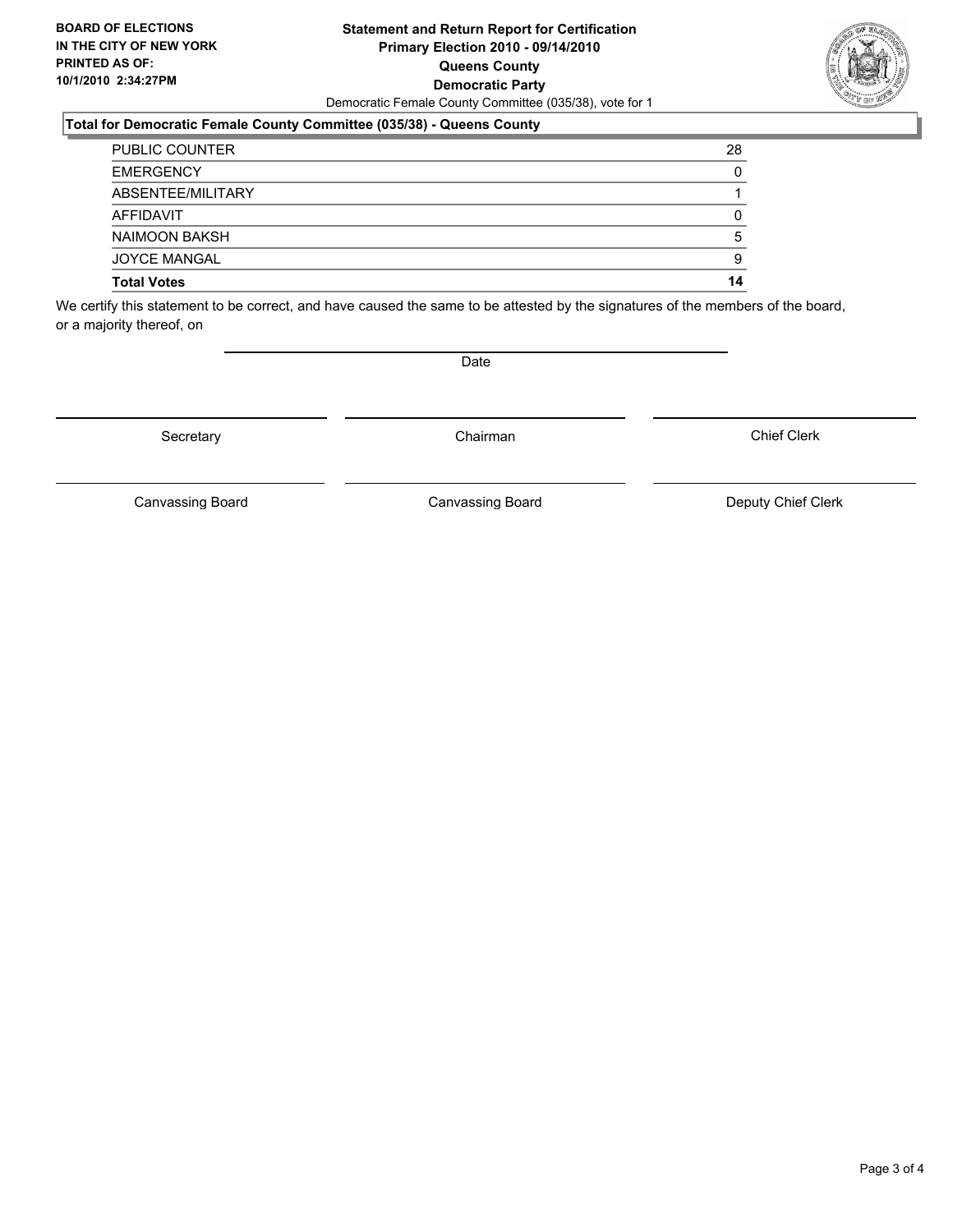**BOARD OF ELECTIONS IN THE CITY OF NEW YORK PRINTED AS OF: 10/1/2010 2:34:27PM**

**Statement and Return Report for Certification**
**Primary Election 2010 - 09/14/2010**
**Queens County**
**Democratic Party**
Democratic Female County Committee (035/38), vote for 1

**Total for Democratic Female County Committee (035/38) - Queens County**

| | |
|---|---|
| PUBLIC COUNTER | 28 |
| EMERGENCY | 0 |
| ABSENTEE/MILITARY | 1 |
| AFFIDAVIT | 0 |
| NAIMOON BAKSH | 5 |
| JOYCE MANGAL | 9 |
| **Total Votes** | **14** |

We certify this statement to be correct, and have caused the same to be attested by the signatures of the members of the board, or a majority thereof, on

Date

| | | |
|---|---|---|
| Secretary | Chairman | Chief Clerk |
| Canvassing Board | Canvassing Board | Deputy Chief Clerk |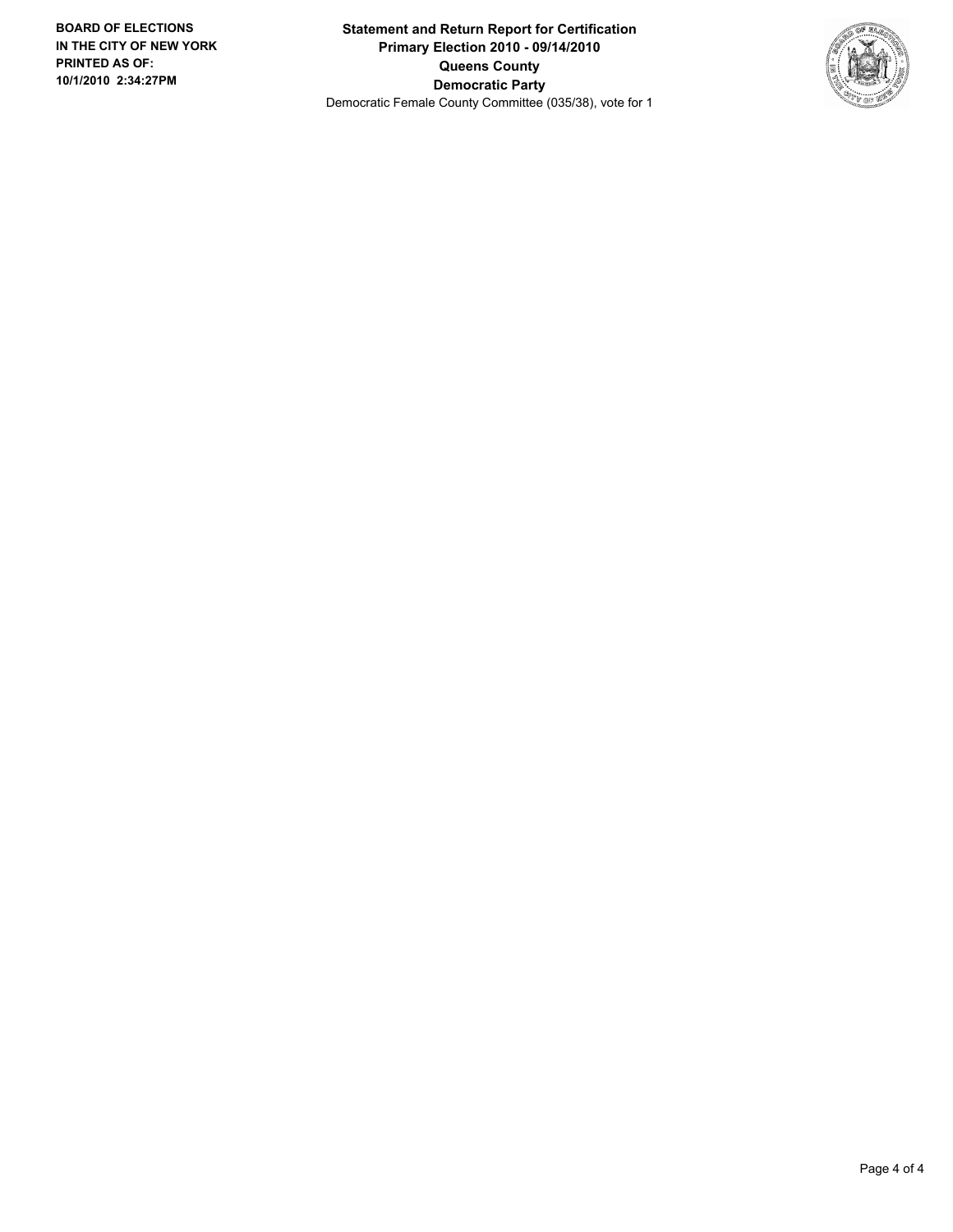**BOARD OF ELECTIONS IN THE CITY OF NEW YORK PRINTED AS OF: 10/1/2010 2:34:27PM**

**Statement and Return Report for Certification**
**Primary Election 2010 - 09/14/2010**
**Queens County**
**Democratic Party**
Democratic Female County Committee (035/38), vote for 1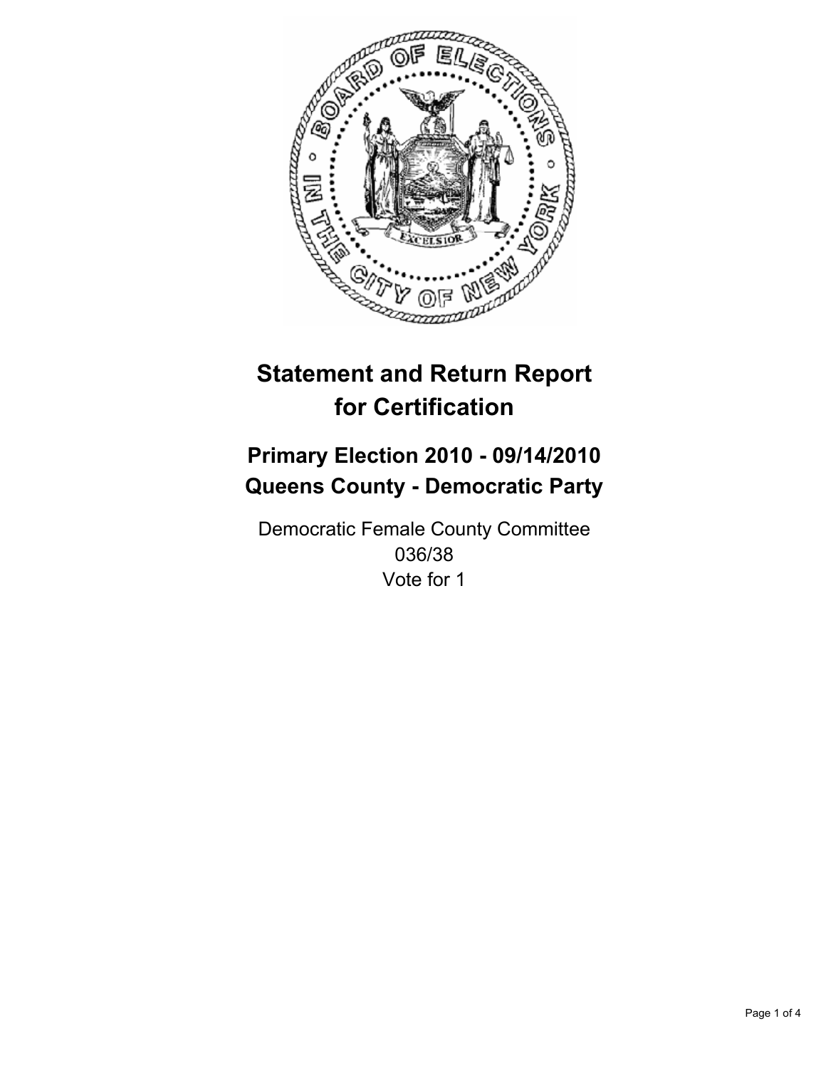# Statement and Return Report for Certification

## Primary Election 2010 - 09/14/2010
## Queens County - Democratic Party

Democratic Female County Committee
036/38
Vote for 1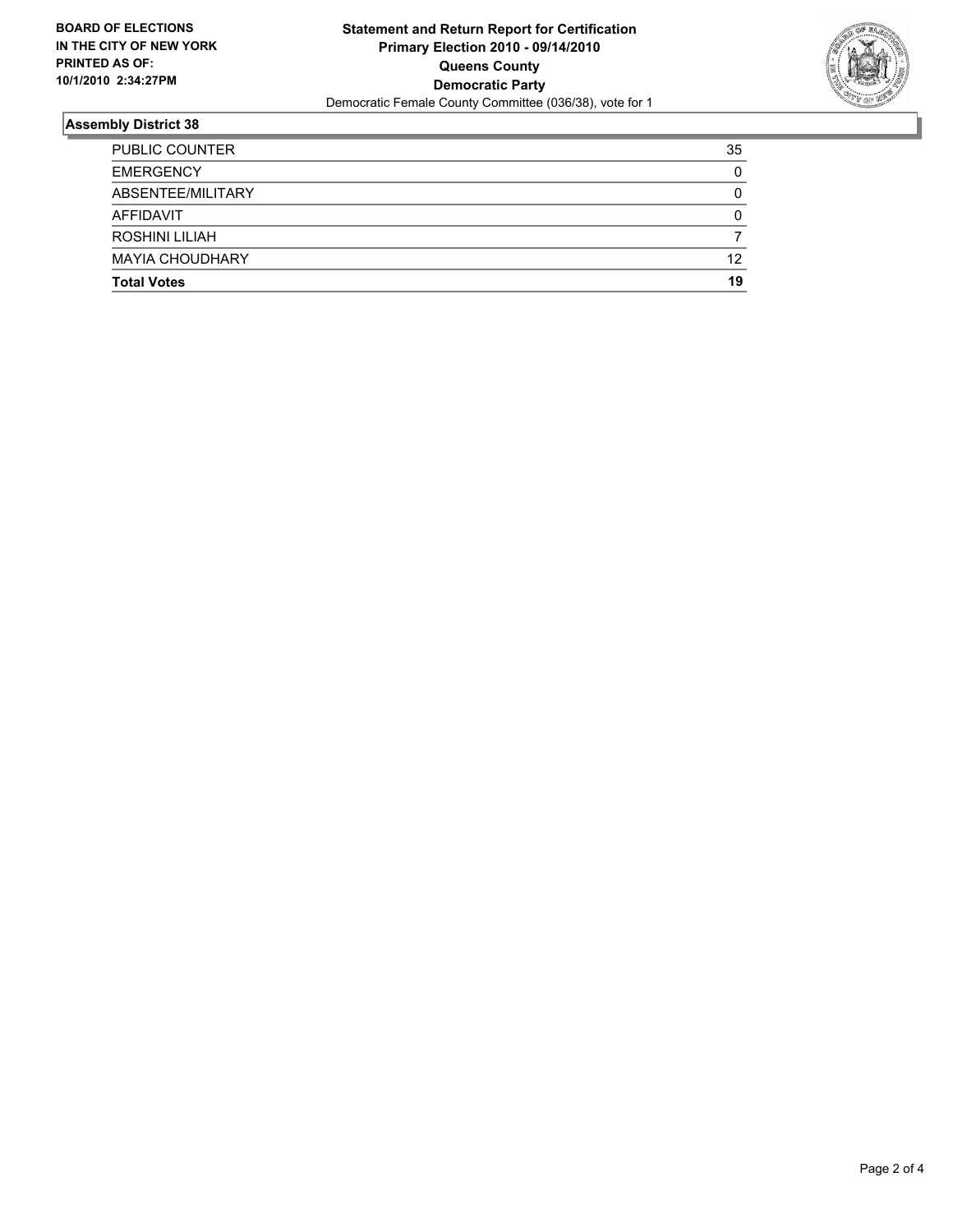**BOARD OF ELECTIONS IN THE CITY OF NEW YORK PRINTED AS OF: 10/1/2010 2:34:27PM**

**Statement and Return Report for Certification**
**Primary Election 2010 - 09/14/2010**
**Queens County**
**Democratic Party**
Democratic Female County Committee (036/38), vote for 1

## Assembly District 38

| | |
|---|---|
| PUBLIC COUNTER | 35 |
| EMERGENCY | 0 |
| ABSENTEE/MILITARY | 0 |
| AFFIDAVIT | 0 |
| ROSHINI LILIAH | 7 |
| MAYIA CHOUDHARY | 12 |
| **Total Votes** | **19** |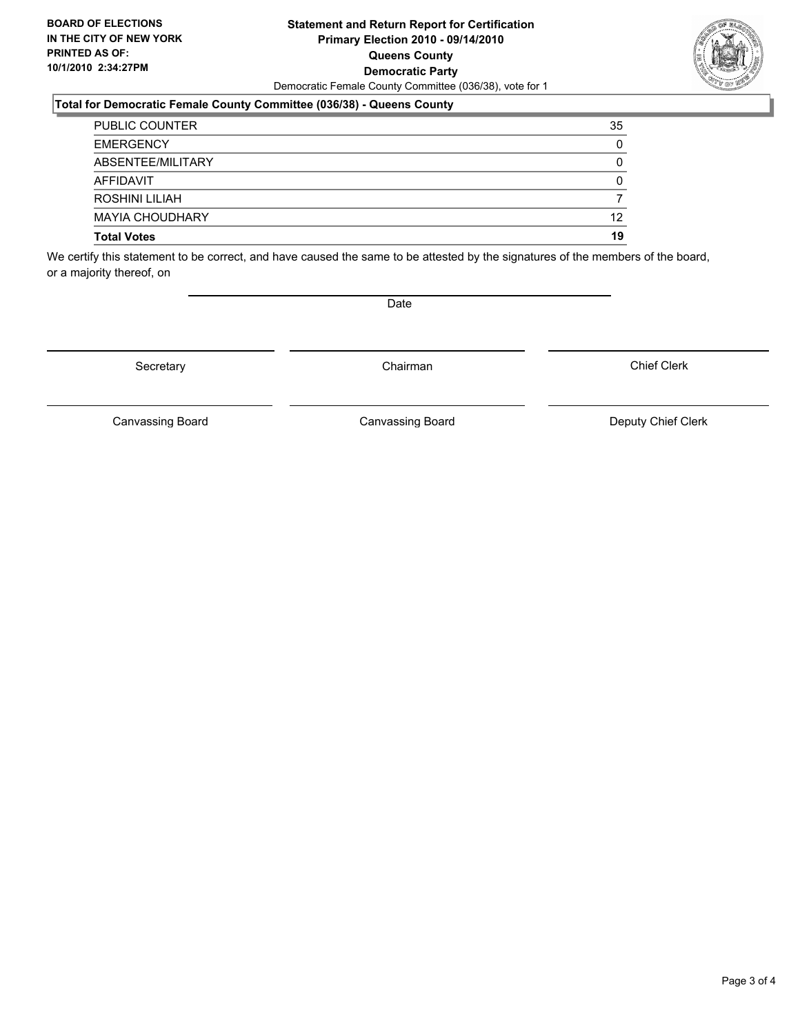**BOARD OF ELECTIONS IN THE CITY OF NEW YORK PRINTED AS OF: 10/1/2010 2:34:27PM**

**Statement and Return Report for Certification**
**Primary Election 2010 - 09/14/2010**
**Queens County**
**Democratic Party**
Democratic Female County Committee (036/38), vote for 1

### Total for Democratic Female County Committee (036/38) - Queens County

| | |
|---|---|
| PUBLIC COUNTER | 35 |
| EMERGENCY | 0 |
| ABSENTEE/MILITARY | 0 |
| AFFIDAVIT | 0 |
| ROSHINI LILIAH | 7 |
| MAYIA CHOUDHARY | 12 |
| **Total Votes** | **19** |

We certify this statement to be correct, and have caused the same to be attested by the signatures of the members of the board, or a majority thereof, on

Date

Secretary | Chairman | Chief Clerk

Canvassing Board | Canvassing Board | Deputy Chief Clerk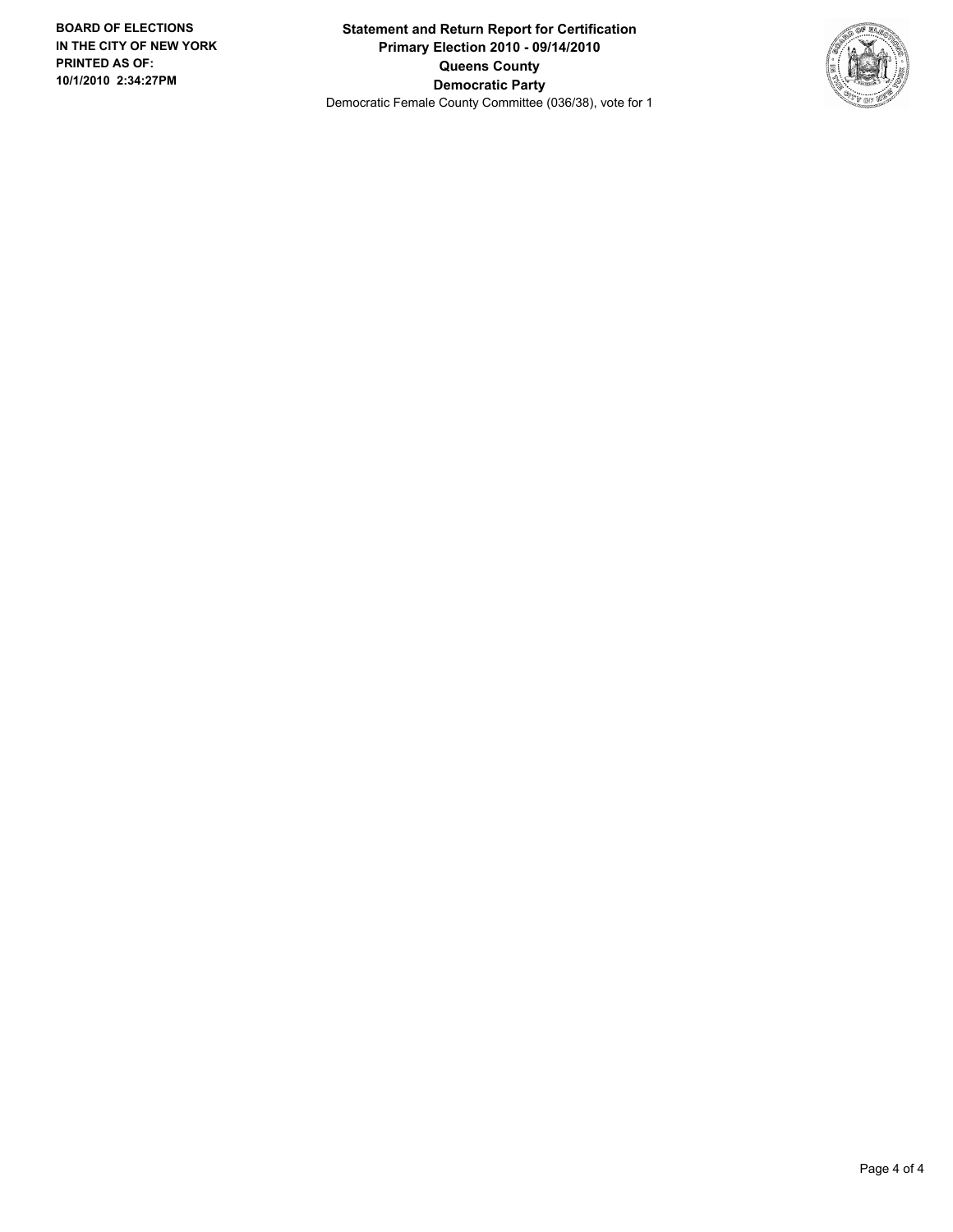**Statement and Return Report for Certification**
**Primary Election 2010 - 09/14/2010**
**Queens County**
**Democratic Party**
Democratic Female County Committee (036/38), vote for 1

**BOARD OF ELECTIONS IN THE CITY OF NEW YORK PRINTED AS OF: 10/1/2010 2:34:27PM**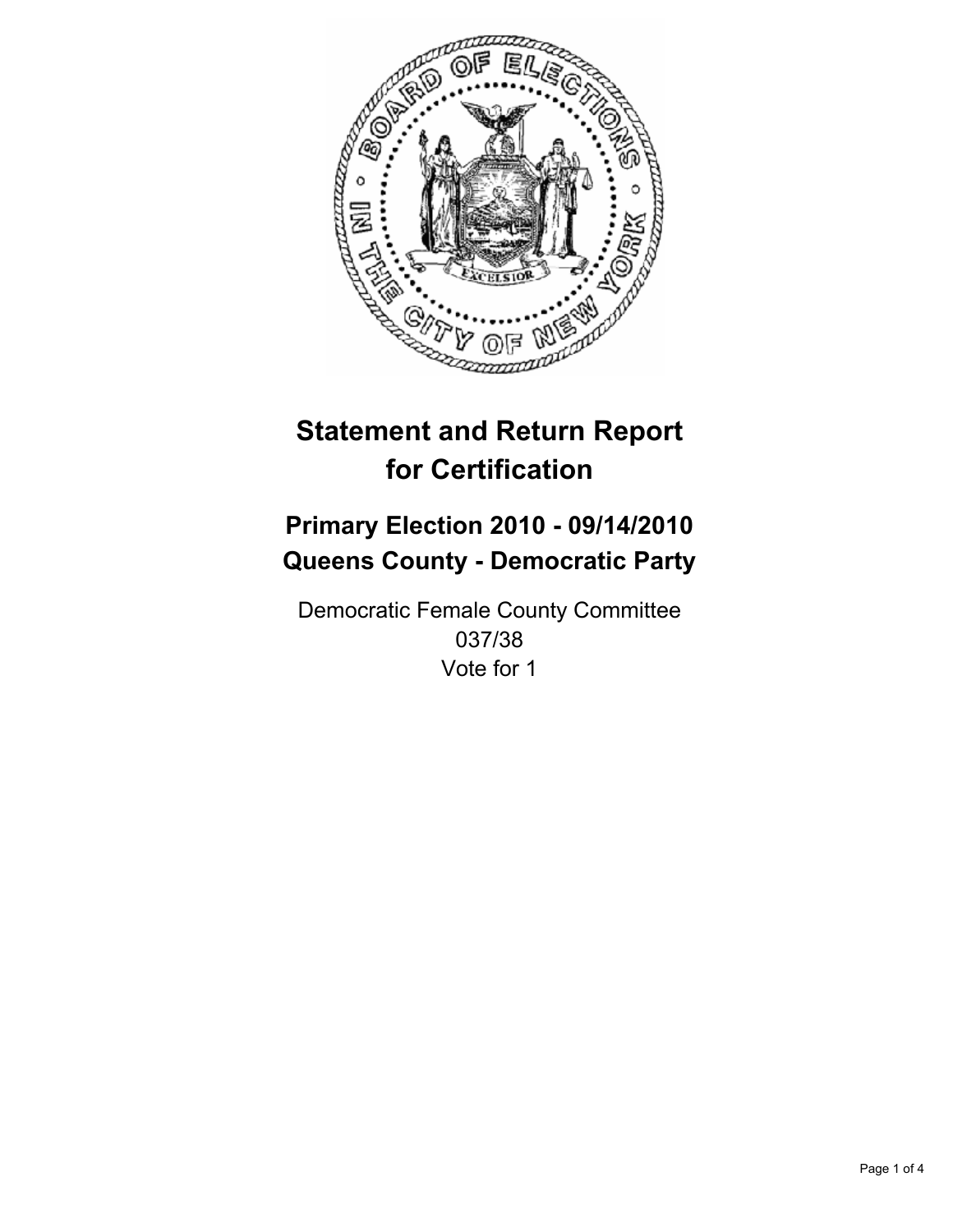# Statement and Return Report for Certification

## Primary Election 2010 - 09/14/2010
## Queens County - Democratic Party

Democratic Female County Committee
037/38
Vote for 1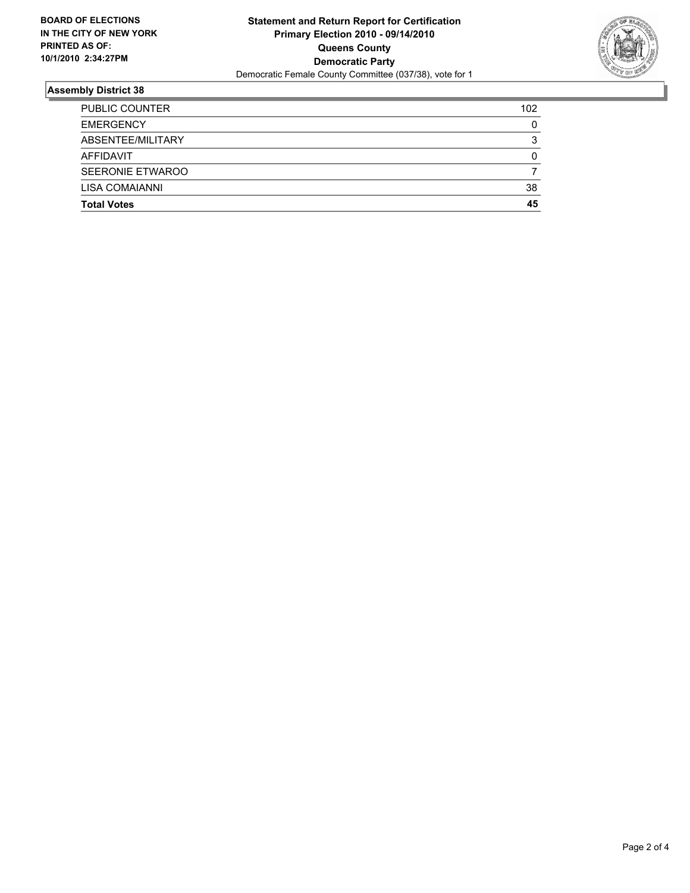**BOARD OF ELECTIONS IN THE CITY OF NEW YORK PRINTED AS OF: 10/1/2010 2:34:27PM**

**Statement and Return Report for Certification**
**Primary Election 2010 - 09/14/2010**
**Queens County**
**Democratic Party**
Democratic Female County Committee (037/38), vote for 1

## Assembly District 38

| | |
|---|---|
| PUBLIC COUNTER | 102 |
| EMERGENCY | 0 |
| ABSENTEE/MILITARY | 3 |
| AFFIDAVIT | 0 |
| SEERONIE ETWAROO | 7 |
| LISA COMAIANNI | 38 |
| **Total Votes** | **45** |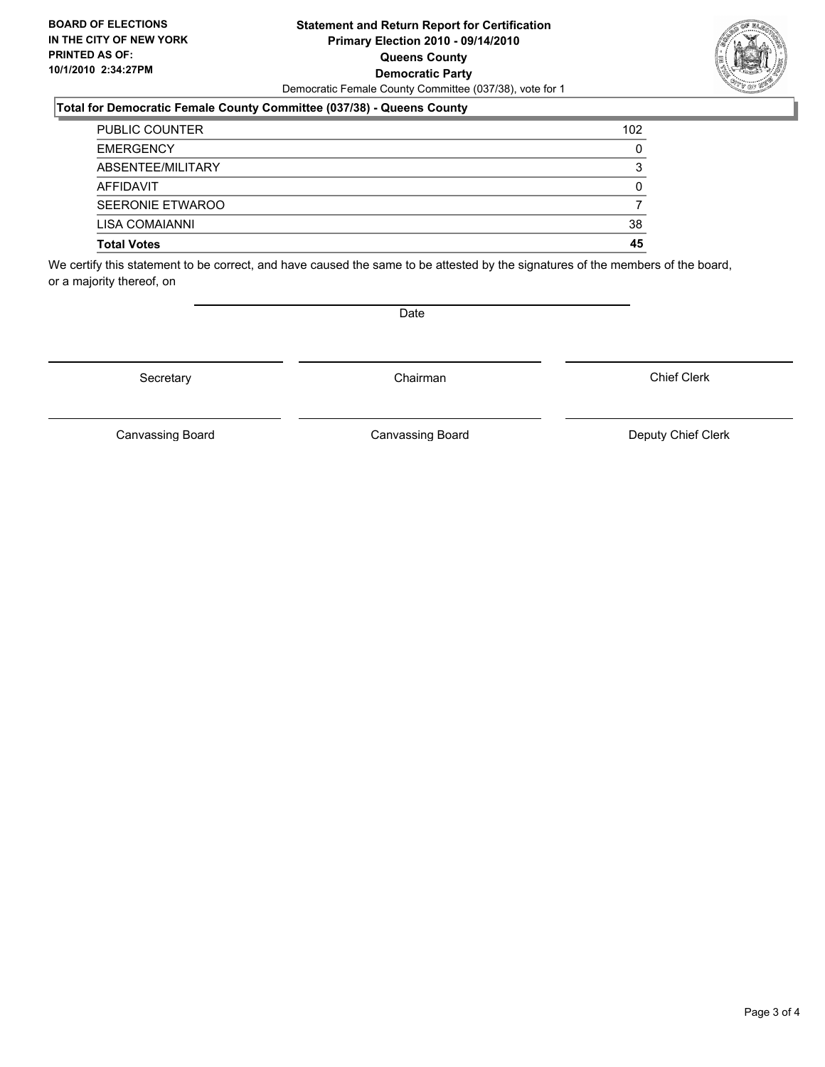**BOARD OF ELECTIONS IN THE CITY OF NEW YORK PRINTED AS OF: 10/1/2010 2:34:27PM**

# Statement and Return Report for Certification
## Primary Election 2010 - 09/14/2010
## Queens County
## Democratic Party

Democratic Female County Committee (037/38), vote for 1

### Total for Democratic Female County Committee (037/38) - Queens County

| | |
|---|---|
| PUBLIC COUNTER | 102 |
| EMERGENCY | 0 |
| ABSENTEE/MILITARY | 3 |
| AFFIDAVIT | 0 |
| SEERONIE ETWAROO | 7 |
| LISA COMAIANNI | 38 |
| **Total Votes** | **45** |

We certify this statement to be correct, and have caused the same to be attested by the signatures of the members of the board, or a majority thereof, on

Date

Secretary | Chairman | Chief Clerk

Canvassing Board | Canvassing Board | Deputy Chief Clerk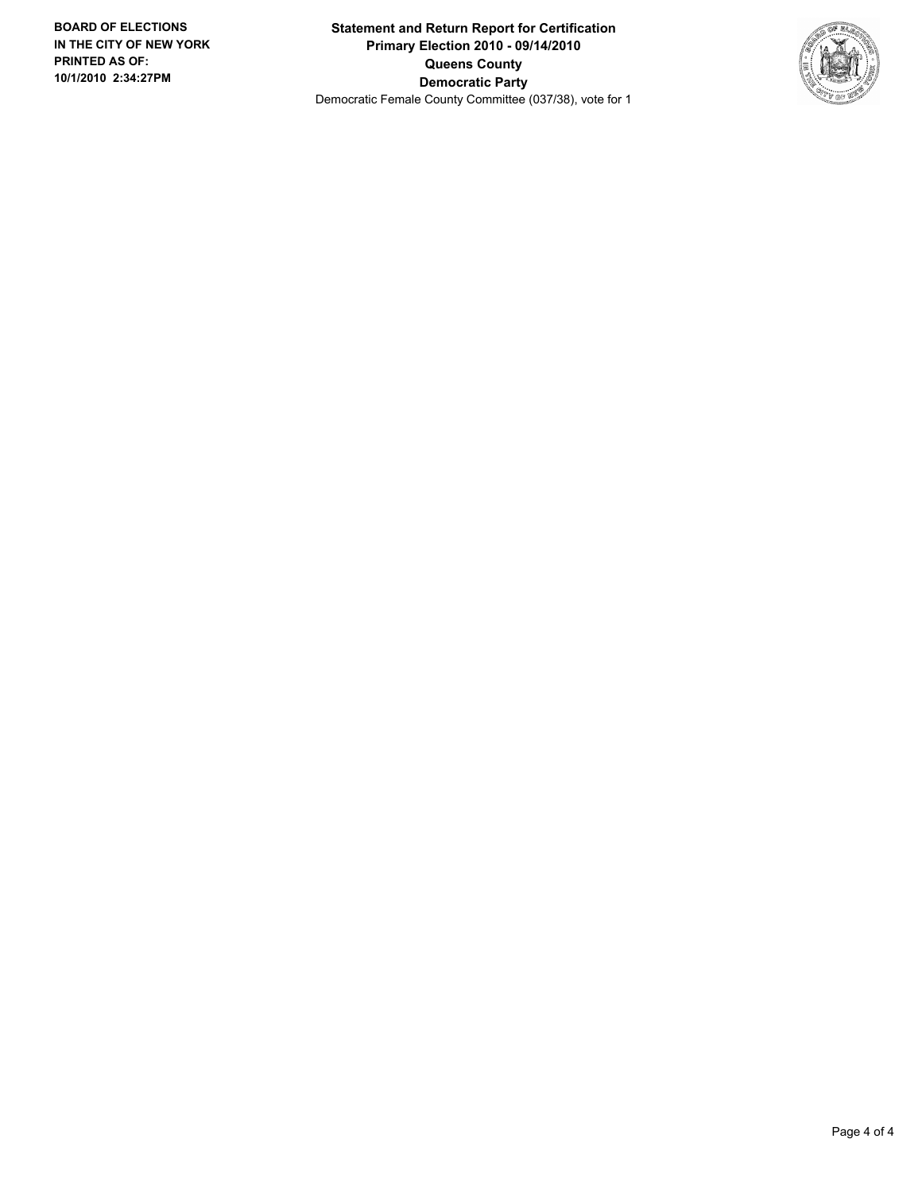**BOARD OF ELECTIONS**
**IN THE CITY OF NEW YORK**
**PRINTED AS OF:**
**10/1/2010 2:34:27PM**

**Statement and Return Report for Certification**
**Primary Election 2010 - 09/14/2010**
**Queens County**
**Democratic Party**
Democratic Female County Committee (037/38), vote for 1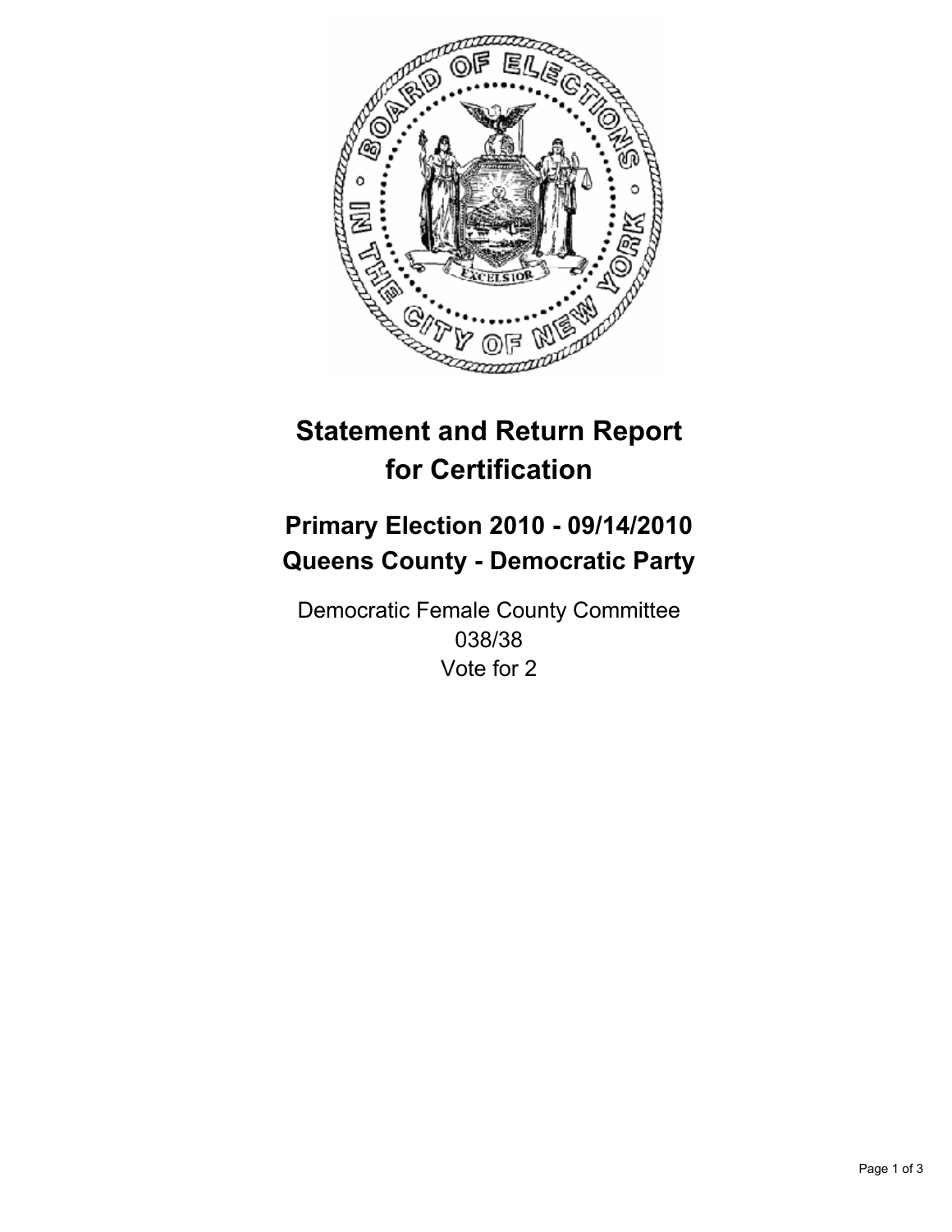# Statement and Return Report for Certification

## Primary Election 2010 - 09/14/2010
## Queens County - Democratic Party

Democratic Female County Committee
038/38
Vote for 2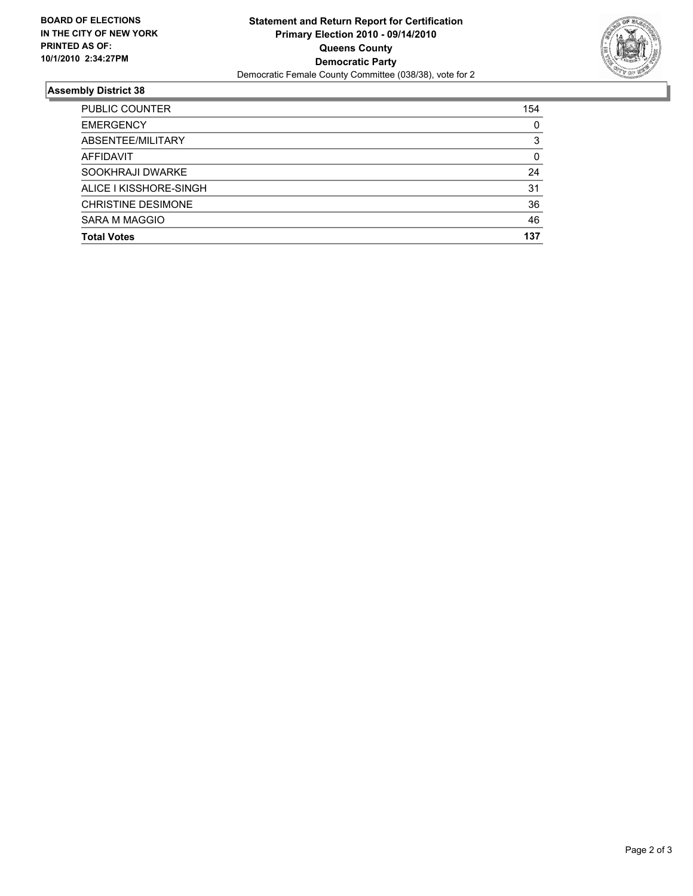**BOARD OF ELECTIONS IN THE CITY OF NEW YORK PRINTED AS OF: 10/1/2010 2:34:27PM**

**Statement and Return Report for Certification**
**Primary Election 2010 - 09/14/2010**
**Queens County**
**Democratic Party**
Democratic Female County Committee (038/38), vote for 2

## Assembly District 38

| | |
|---|---|
| PUBLIC COUNTER | 154 |
| EMERGENCY | 0 |
| ABSENTEE/MILITARY | 3 |
| AFFIDAVIT | 0 |
| SOOKHRAJI DWARKE | 24 |
| ALICE I KISSHORE-SINGH | 31 |
| CHRISTINE DESIMONE | 36 |
| SARA M MAGGIO | 46 |
| **Total Votes** | **137** |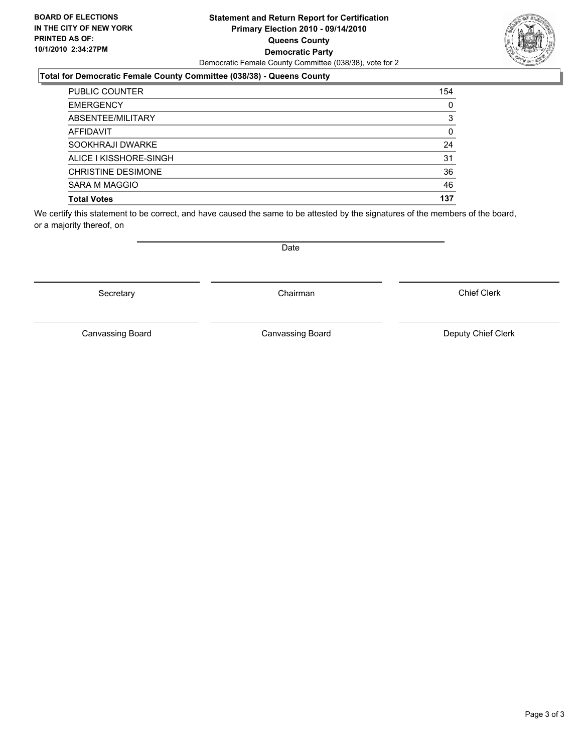**BOARD OF ELECTIONS IN THE CITY OF NEW YORK PRINTED AS OF: 10/1/2010 2:34:27PM**

**Statement and Return Report for Certification**
**Primary Election 2010 - 09/14/2010**
**Queens County**
**Democratic Party**
Democratic Female County Committee (038/38), vote for 2

**Total for Democratic Female County Committee (038/38) - Queens County**

| | |
|---|---|
| PUBLIC COUNTER | 154 |
| EMERGENCY | 0 |
| ABSENTEE/MILITARY | 3 |
| AFFIDAVIT | 0 |
| SOOKHRAJI DWARKE | 24 |
| ALICE I KISSHORE-SINGH | 31 |
| CHRISTINE DESIMONE | 36 |
| SARA M MAGGIO | 46 |
| **Total Votes** | **137** |

We certify this statement to be correct, and have caused the same to be attested by the signatures of the members of the board, or a majority thereof, on

Date

Secretary

Chairman

Chief Clerk

Canvassing Board

Canvassing Board

Deputy Chief Clerk